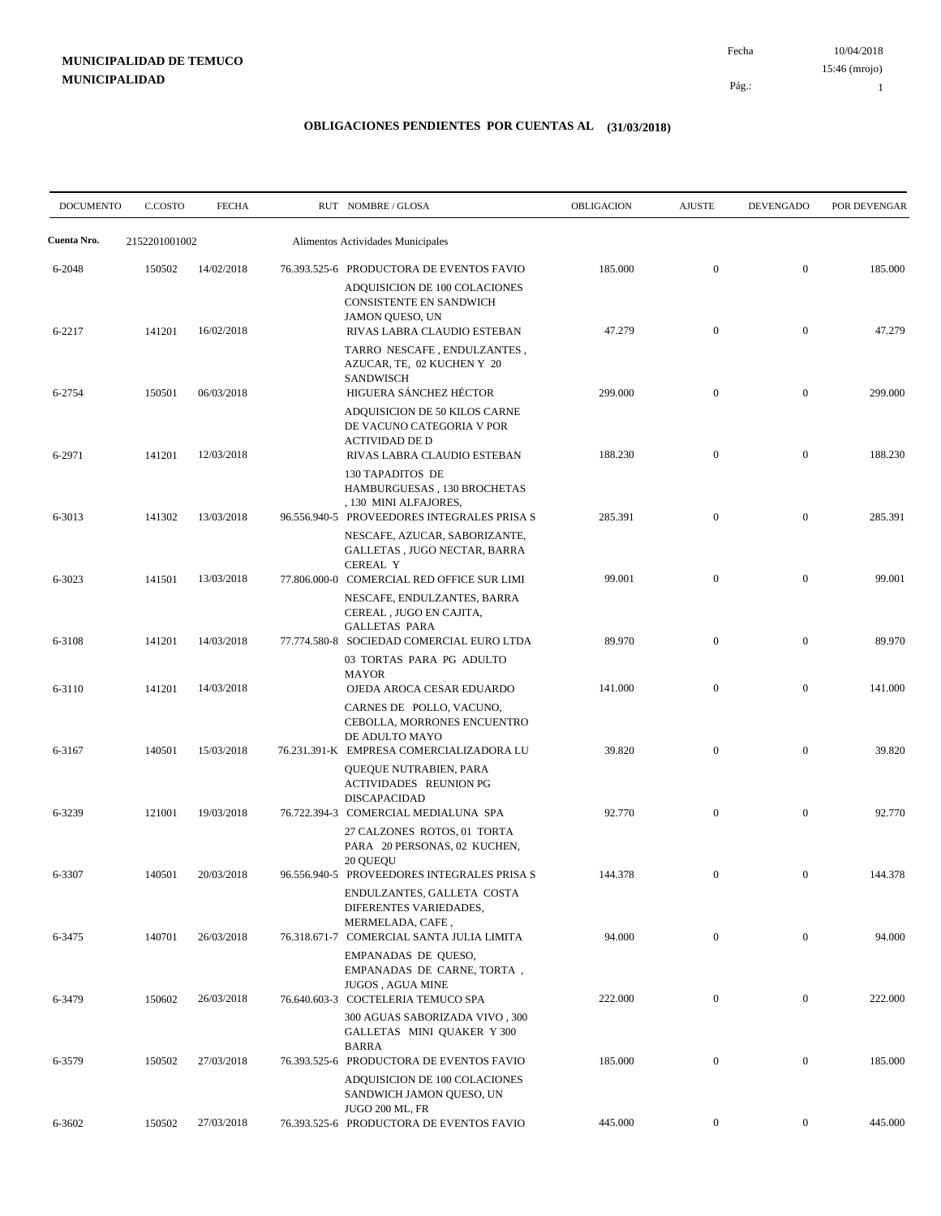**MUNICIPALIDAD DE TEMUCO**
**MUNICIPALIDAD**

Fecha 10/04/2018
15:46 (mrojo)
Pág.: 1

## OBLIGACIONES PENDIENTES POR CUENTAS AL (31/03/2018)

| DOCUMENTO | C.COSTO | FECHA | RUT NOMBRE / GLOSA | OBLIGACION | AJUSTE | DEVENGADO | POR DEVENGAR |
|---|---|---|---|---|---|---|---|
| **Cuenta Nro.** | 2152201001002 | | Alimentos Actividades Municipales | | | | |
| 6-2048 | 150502 | 14/02/2018 | 76.393.525-6 PRODUCTORA DE EVENTOS FAVIO<br>ADQUISICION DE 100 COLACIONES CONSISTENTE EN SANDWICH JAMON QUESO, UN | 185.000 | 0 | 0 | 185.000 |
| 6-2217 | 141201 | 16/02/2018 | RIVAS LABRA CLAUDIO ESTEBAN<br>TARRO NESCAFE , ENDULZANTES , AZUCAR, TE, 02 KUCHEN Y 20 SANDWISCH | 47.279 | 0 | 0 | 47.279 |
| 6-2754 | 150501 | 06/03/2018 | HIGUERA SÁNCHEZ HÉCTOR<br>ADQUISICION DE 50 KILOS CARNE DE VACUNO CATEGORIA V POR ACTIVIDAD DE D | 299.000 | 0 | 0 | 299.000 |
| 6-2971 | 141201 | 12/03/2018 | RIVAS LABRA CLAUDIO ESTEBAN<br>130 TAPADITOS DE HAMBURGUESAS , 130 BROCHETAS , 130 MINI ALFAJORES, | 188.230 | 0 | 0 | 188.230 |
| 6-3013 | 141302 | 13/03/2018 | 96.556.940-5 PROVEEDORES INTEGRALES PRISA S<br>NESCAFE, AZUCAR, SABORIZANTE, GALLETAS , JUGO NECTAR, BARRA CEREAL Y | 285.391 | 0 | 0 | 285.391 |
| 6-3023 | 141501 | 13/03/2018 | 77.806.000-0 COMERCIAL RED OFFICE SUR LIMI<br>NESCAFE, ENDULZANTES, BARRA CEREAL , JUGO EN CAJITA, GALLETAS PARA | 99.001 | 0 | 0 | 99.001 |
| 6-3108 | 141201 | 14/03/2018 | 77.774.580-8 SOCIEDAD COMERCIAL EURO LTDA<br>03 TORTAS PARA PG ADULTO MAYOR | 89.970 | 0 | 0 | 89.970 |
| 6-3110 | 141201 | 14/03/2018 | OJEDA AROCA CESAR EDUARDO<br>CARNES DE POLLO, VACUNO, CEBOLLA, MORRONES ENCUENTRO DE ADULTO MAYO | 141.000 | 0 | 0 | 141.000 |
| 6-3167 | 140501 | 15/03/2018 | 76.231.391-K EMPRESA COMERCIALIZADORA LU<br>QUEQUE NUTRABIEN, PARA ACTIVIDADES REUNION PG DISCAPACIDAD | 39.820 | 0 | 0 | 39.820 |
| 6-3239 | 121001 | 19/03/2018 | 76.722.394-3 COMERCIAL MEDIALUNA SPA<br>27 CALZONES ROTOS, 01 TORTA PARA 20 PERSONAS, 02 KUCHEN, 20 QUEQU | 92.770 | 0 | 0 | 92.770 |
| 6-3307 | 140501 | 20/03/2018 | 96.556.940-5 PROVEEDORES INTEGRALES PRISA S<br>ENDULZANTES, GALLETA COSTA DIFERENTES VARIEDADES, MERMELADA, CAFE , | 144.378 | 0 | 0 | 144.378 |
| 6-3475 | 140701 | 26/03/2018 | 76.318.671-7 COMERCIAL SANTA JULIA LIMITA<br>EMPANADAS DE QUESO, EMPANADAS DE CARNE, TORTA , JUGOS , AGUA MINE | 94.000 | 0 | 0 | 94.000 |
| 6-3479 | 150602 | 26/03/2018 | 76.640.603-3 COCTELERIA TEMUCO SPA<br>300 AGUAS SABORIZADA VIVO , 300 GALLETAS MINI QUAKER Y 300 BARRA | 222.000 | 0 | 0 | 222.000 |
| 6-3579 | 150502 | 27/03/2018 | 76.393.525-6 PRODUCTORA DE EVENTOS FAVIO<br>ADQUISICION DE 100 COLACIONES SANDWICH JAMON QUESO, UN JUGO 200 ML, FR | 185.000 | 0 | 0 | 185.000 |
| 6-3602 | 150502 | 27/03/2018 | 76.393.525-6 PRODUCTORA DE EVENTOS FAVIO | 445.000 | 0 | 0 | 445.000 |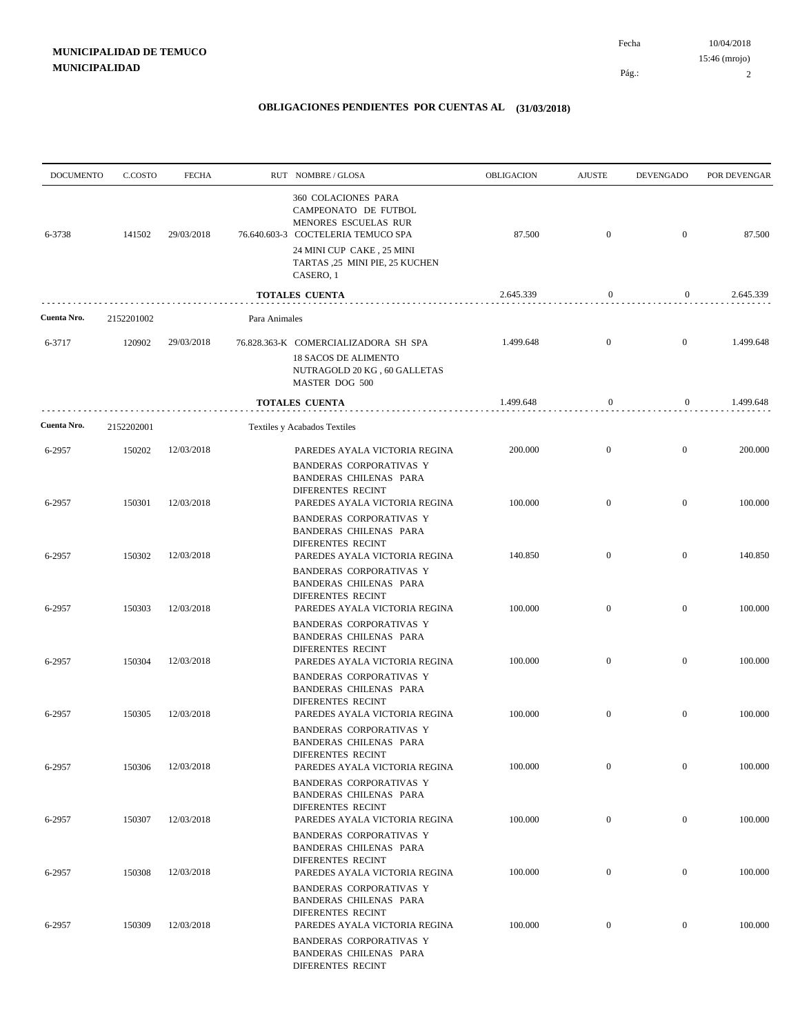**MUNICIPALIDAD DE TEMUCO**
**MUNICIPALIDAD**

Fecha 10/04/2018
15:46 (mrojo)

## OBLIGACIONES PENDIENTES POR CUENTAS AL (31/03/2018)

| DOCUMENTO | C.COSTO | FECHA | RUT NOMBRE / GLOSA | OBLIGACION | AJUSTE | DEVENGADO | POR DEVENGAR |
|---|---|---|---|---|---|---|---|
| 6-3738 | 141502 | 29/03/2018 | 360 COLACIONES PARA CAMPEONATO DE FUTBOL MENORES ESCUELAS RUR 76.640.603-3 COCTELERIA TEMUCO SPA 24 MINI CUP CAKE , 25 MINI TARTAS ,25 MINI PIE, 25 KUCHEN CASERO, 1 | 87.500 | 0 | 0 | 87.500 |
| | | | **TOTALES CUENTA** | 2.645.339 | 0 | 0 | 2.645.339 |
| **Cuenta Nro.** | 2152201002 | | Para Animales | | | | |
| 6-3717 | 120902 | 29/03/2018 | 76.828.363-K COMERCIALIZADORA SH SPA 18 SACOS DE ALIMENTO NUTRAGOLD 20 KG , 60 GALLETAS MASTER DOG 500 | 1.499.648 | 0 | 0 | 1.499.648 |
| | | | **TOTALES CUENTA** | 1.499.648 | 0 | 0 | 1.499.648 |
| **Cuenta Nro.** | 2152202001 | | Textiles y Acabados Textiles | | | | |
| 6-2957 | 150202 | 12/03/2018 | PAREDES AYALA VICTORIA REGINA BANDERAS CORPORATIVAS Y BANDERAS CHILENAS PARA DIFERENTES RECINT | 200.000 | 0 | 0 | 200.000 |
| 6-2957 | 150301 | 12/03/2018 | PAREDES AYALA VICTORIA REGINA BANDERAS CORPORATIVAS Y BANDERAS CHILENAS PARA DIFERENTES RECINT | 100.000 | 0 | 0 | 100.000 |
| 6-2957 | 150302 | 12/03/2018 | PAREDES AYALA VICTORIA REGINA BANDERAS CORPORATIVAS Y BANDERAS CHILENAS PARA DIFERENTES RECINT | 140.850 | 0 | 0 | 140.850 |
| 6-2957 | 150303 | 12/03/2018 | PAREDES AYALA VICTORIA REGINA BANDERAS CORPORATIVAS Y BANDERAS CHILENAS PARA DIFERENTES RECINT | 100.000 | 0 | 0 | 100.000 |
| 6-2957 | 150304 | 12/03/2018 | PAREDES AYALA VICTORIA REGINA BANDERAS CORPORATIVAS Y BANDERAS CHILENAS PARA DIFERENTES RECINT | 100.000 | 0 | 0 | 100.000 |
| 6-2957 | 150305 | 12/03/2018 | PAREDES AYALA VICTORIA REGINA BANDERAS CORPORATIVAS Y BANDERAS CHILENAS PARA DIFERENTES RECINT | 100.000 | 0 | 0 | 100.000 |
| 6-2957 | 150306 | 12/03/2018 | PAREDES AYALA VICTORIA REGINA BANDERAS CORPORATIVAS Y BANDERAS CHILENAS PARA DIFERENTES RECINT | 100.000 | 0 | 0 | 100.000 |
| 6-2957 | 150307 | 12/03/2018 | PAREDES AYALA VICTORIA REGINA BANDERAS CORPORATIVAS Y BANDERAS CHILENAS PARA DIFERENTES RECINT | 100.000 | 0 | 0 | 100.000 |
| 6-2957 | 150308 | 12/03/2018 | PAREDES AYALA VICTORIA REGINA BANDERAS CORPORATIVAS Y BANDERAS CHILENAS PARA DIFERENTES RECINT | 100.000 | 0 | 0 | 100.000 |
| 6-2957 | 150309 | 12/03/2018 | PAREDES AYALA VICTORIA REGINA BANDERAS CORPORATIVAS Y BANDERAS CHILENAS PARA DIFERENTES RECINT | 100.000 | 0 | 0 | 100.000 |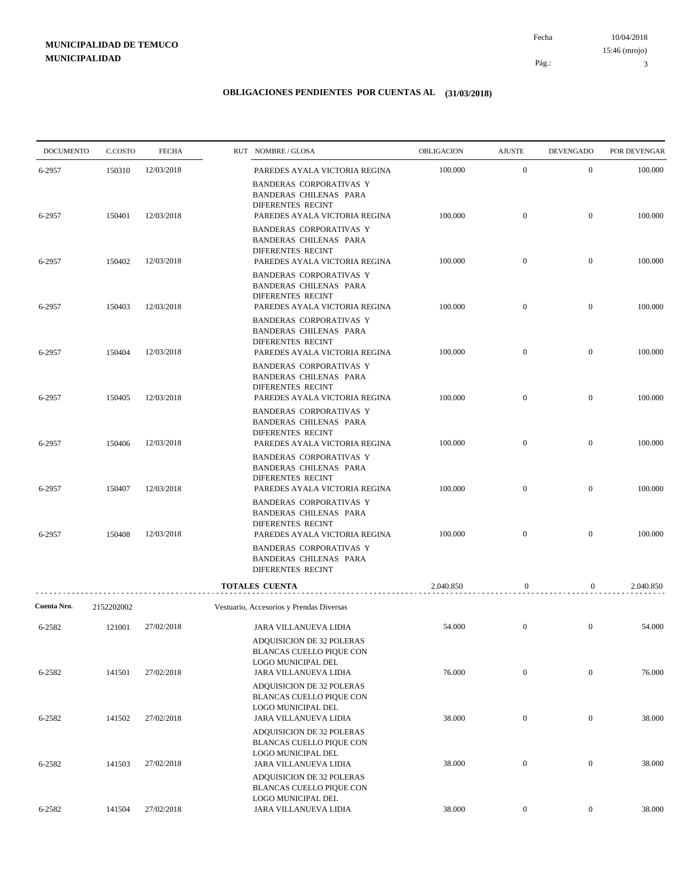**MUNICIPALIDAD DE TEMUCO**
**MUNICIPALIDAD**

Fecha 10/04/2018
15:46 (mrojo)

# OBLIGACIONES PENDIENTES POR CUENTAS AL (31/03/2018)

| DOCUMENTO | C.COSTO | FECHA | RUT NOMBRE / GLOSA | OBLIGACION | AJUSTE | DEVENGADO | POR DEVENGAR |
|---|---|---|---|---|---|---|---|
| 6-2957 | 150310 | 12/03/2018 | PAREDES AYALA VICTORIA REGINA<br>BANDERAS CORPORATIVAS Y BANDERAS CHILENAS PARA DIFERENTES RECINT | 100.000 | 0 | 0 | 100.000 |
| 6-2957 | 150401 | 12/03/2018 | PAREDES AYALA VICTORIA REGINA<br>BANDERAS CORPORATIVAS Y BANDERAS CHILENAS PARA DIFERENTES RECINT | 100.000 | 0 | 0 | 100.000 |
| 6-2957 | 150402 | 12/03/2018 | PAREDES AYALA VICTORIA REGINA<br>BANDERAS CORPORATIVAS Y BANDERAS CHILENAS PARA DIFERENTES RECINT | 100.000 | 0 | 0 | 100.000 |
| 6-2957 | 150403 | 12/03/2018 | PAREDES AYALA VICTORIA REGINA<br>BANDERAS CORPORATIVAS Y BANDERAS CHILENAS PARA DIFERENTES RECINT | 100.000 | 0 | 0 | 100.000 |
| 6-2957 | 150404 | 12/03/2018 | PAREDES AYALA VICTORIA REGINA<br>BANDERAS CORPORATIVAS Y BANDERAS CHILENAS PARA DIFERENTES RECINT | 100.000 | 0 | 0 | 100.000 |
| 6-2957 | 150405 | 12/03/2018 | PAREDES AYALA VICTORIA REGINA<br>BANDERAS CORPORATIVAS Y BANDERAS CHILENAS PARA DIFERENTES RECINT | 100.000 | 0 | 0 | 100.000 |
| 6-2957 | 150406 | 12/03/2018 | PAREDES AYALA VICTORIA REGINA<br>BANDERAS CORPORATIVAS Y BANDERAS CHILENAS PARA DIFERENTES RECINT | 100.000 | 0 | 0 | 100.000 |
| 6-2957 | 150407 | 12/03/2018 | PAREDES AYALA VICTORIA REGINA<br>BANDERAS CORPORATIVAS Y BANDERAS CHILENAS PARA DIFERENTES RECINT | 100.000 | 0 | 0 | 100.000 |
| 6-2957 | 150408 | 12/03/2018 | PAREDES AYALA VICTORIA REGINA<br>BANDERAS CORPORATIVAS Y BANDERAS CHILENAS PARA DIFERENTES RECINT | 100.000 | 0 | 0 | 100.000 |
| | | | **TOTALES CUENTA** | 2.040.850 | 0 | 0 | 2.040.850 |

**Cuenta Nro.** 2152202002 Vestuario, Accesorios y Prendas Diversas

| DOCUMENTO | C.COSTO | FECHA | RUT NOMBRE / GLOSA | OBLIGACION | AJUSTE | DEVENGADO | POR DEVENGAR |
|---|---|---|---|---|---|---|---|
| 6-2582 | 121001 | 27/02/2018 | JARA VILLANUEVA LIDIA<br>ADQUISICION DE 32 POLERAS BLANCAS CUELLO PIQUE CON LOGO MUNICIPAL DEL | 54.000 | 0 | 0 | 54.000 |
| 6-2582 | 141501 | 27/02/2018 | JARA VILLANUEVA LIDIA<br>ADQUISICION DE 32 POLERAS BLANCAS CUELLO PIQUE CON LOGO MUNICIPAL DEL | 76.000 | 0 | 0 | 76.000 |
| 6-2582 | 141502 | 27/02/2018 | JARA VILLANUEVA LIDIA<br>ADQUISICION DE 32 POLERAS BLANCAS CUELLO PIQUE CON LOGO MUNICIPAL DEL | 38.000 | 0 | 0 | 38.000 |
| 6-2582 | 141503 | 27/02/2018 | JARA VILLANUEVA LIDIA<br>ADQUISICION DE 32 POLERAS BLANCAS CUELLO PIQUE CON LOGO MUNICIPAL DEL | 38.000 | 0 | 0 | 38.000 |
| 6-2582 | 141504 | 27/02/2018 | JARA VILLANUEVA LIDIA | 38.000 | 0 | 0 | 38.000 |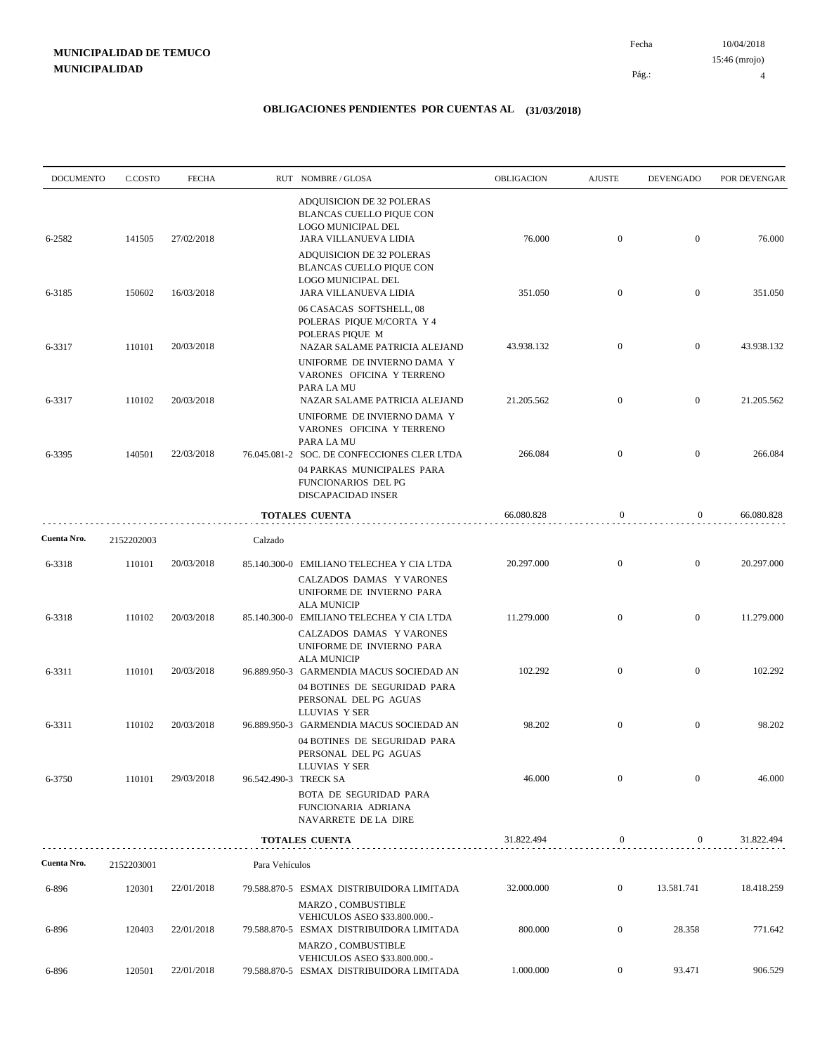# OBLIGACIONES PENDIENTES POR CUENTAS AL (31/03/2018)

| DOCUMENTO | C.COSTO | FECHA | RUT | NOMBRE / GLOSA | OBLIGACION | AJUSTE | DEVENGADO | POR DEVENGAR |
|---|---|---|---|---|---|---|---|---|
| | | | | ADQUISICION DE 32 POLERAS BLANCAS CUELLO PIQUE CON LOGO MUNICIPAL DEL | | | | |
| 6-2582 | 141505 | 27/02/2018 | | JARA VILLANUEVA LIDIA | 76.000 | 0 | 0 | 76.000 |
| | | | | ADQUISICION DE 32 POLERAS BLANCAS CUELLO PIQUE CON LOGO MUNICIPAL DEL | | | | |
| 6-3185 | 150602 | 16/03/2018 | | JARA VILLANUEVA LIDIA | 351.050 | 0 | 0 | 351.050 |
| | | | | 06 CASACAS SOFTSHELL, 08 POLERAS PIQUE M/CORTA Y 4 POLERAS PIQUE M | | | | |
| 6-3317 | 110101 | 20/03/2018 | | NAZAR SALAME PATRICIA ALEJAND | 43.938.132 | 0 | 0 | 43.938.132 |
| | | | | UNIFORME DE INVIERNO DAMA Y VARONES OFICINA Y TERRENO PARA LA MU | | | | |
| 6-3317 | 110102 | 20/03/2018 | | NAZAR SALAME PATRICIA ALEJAND | 21.205.562 | 0 | 0 | 21.205.562 |
| | | | | UNIFORME DE INVIERNO DAMA Y VARONES OFICINA Y TERRENO PARA LA MU | | | | |
| 6-3395 | 140501 | 22/03/2018 | 76.045.081-2 | SOC. DE CONFECCIONES CLER LTDA | 266.084 | 0 | 0 | 266.084 |
| | | | | 04 PARKAS MUNICIPALES PARA FUNCIONARIOS DEL PG DISCAPACIDAD INSER | | | | |
| | | | | **TOTALES CUENTA** | 66.080.828 | 0 | 0 | 66.080.828 |
| **Cuenta Nro.** | 2152202003 | | | Calzado | | | | |
| 6-3318 | 110101 | 20/03/2018 | 85.140.300-0 | EMILIANO TELECHEA Y CIA LTDA | 20.297.000 | 0 | 0 | 20.297.000 |
| | | | | CALZADOS DAMAS Y VARONES UNIFORME DE INVIERNO PARA ALA MUNICIP | | | | |
| 6-3318 | 110102 | 20/03/2018 | 85.140.300-0 | EMILIANO TELECHEA Y CIA LTDA | 11.279.000 | 0 | 0 | 11.279.000 |
| | | | | CALZADOS DAMAS Y VARONES UNIFORME DE INVIERNO PARA ALA MUNICIP | | | | |
| 6-3311 | 110101 | 20/03/2018 | 96.889.950-3 | GARMENDIA MACUS SOCIEDAD AN | 102.292 | 0 | 0 | 102.292 |
| | | | | 04 BOTINES DE SEGURIDAD PARA PERSONAL DEL PG AGUAS LLUVIAS Y SER | | | | |
| 6-3311 | 110102 | 20/03/2018 | 96.889.950-3 | GARMENDIA MACUS SOCIEDAD AN | 98.202 | 0 | 0 | 98.202 |
| | | | | 04 BOTINES DE SEGURIDAD PARA PERSONAL DEL PG AGUAS LLUVIAS Y SER | | | | |
| 6-3750 | 110101 | 29/03/2018 | 96.542.490-3 | TRECK SA | 46.000 | 0 | 0 | 46.000 |
| | | | | BOTA DE SEGURIDAD PARA FUNCIONARIA ADRIANA NAVARRETE DE LA DIRE | | | | |
| | | | | **TOTALES CUENTA** | 31.822.494 | 0 | 0 | 31.822.494 |
| **Cuenta Nro.** | 2152203001 | | | Para Vehículos | | | | |
| 6-896 | 120301 | 22/01/2018 | 79.588.870-5 | ESMAX DISTRIBUIDORA LIMITADA | 32.000.000 | 0 | 13.581.741 | 18.418.259 |
| | | | | MARZO , COMBUSTIBLE VEHICULOS ASEO $33.800.000.- | | | | |
| 6-896 | 120403 | 22/01/2018 | 79.588.870-5 | ESMAX DISTRIBUIDORA LIMITADA | 800.000 | 0 | 28.358 | 771.642 |
| | | | | MARZO , COMBUSTIBLE VEHICULOS ASEO $33.800.000.- | | | | |
| 6-896 | 120501 | 22/01/2018 | 79.588.870-5 | ESMAX DISTRIBUIDORA LIMITADA | 1.000.000 | 0 | 93.471 | 906.529 |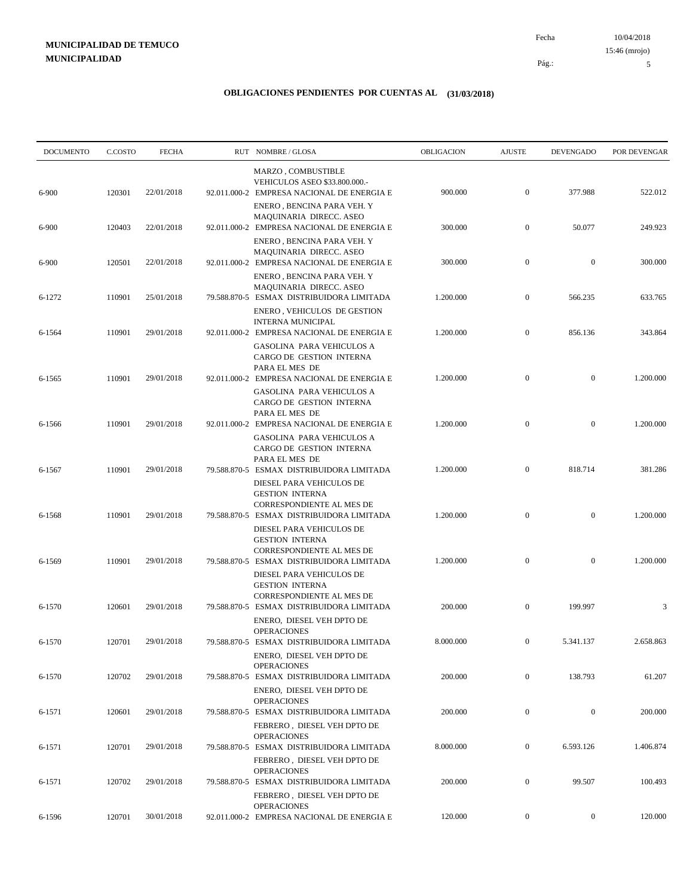**OBLIGACIONES PENDIENTES POR CUENTAS AL (31/03/2018)**

| DOCUMENTO | C.COSTO | FECHA | RUT | NOMBRE / GLOSA | OBLIGACION | AJUSTE | DEVENGADO | POR DEVENGAR |
|---|---|---|---|---|---|---|---|---|
| | | | | MARZO , COMBUSTIBLE VEHICULOS ASEO $33.800.000.- | | | | |
| 6-900 | 120301 | 22/01/2018 | 92.011.000-2 | EMPRESA NACIONAL DE ENERGIA E | 900.000 | 0 | 377.988 | 522.012 |
| | | | | ENERO , BENCINA PARA VEH. Y MAQUINARIA DIRECC. ASEO | | | | |
| 6-900 | 120403 | 22/01/2018 | 92.011.000-2 | EMPRESA NACIONAL DE ENERGIA E | 300.000 | 0 | 50.077 | 249.923 |
| | | | | ENERO , BENCINA PARA VEH. Y MAQUINARIA DIRECC. ASEO | | | | |
| 6-900 | 120501 | 22/01/2018 | 92.011.000-2 | EMPRESA NACIONAL DE ENERGIA E | 300.000 | 0 | 0 | 300.000 |
| | | | | ENERO , BENCINA PARA VEH. Y MAQUINARIA DIRECC. ASEO | | | | |
| 6-1272 | 110901 | 25/01/2018 | 79.588.870-5 | ESMAX DISTRIBUIDORA LIMITADA | 1.200.000 | 0 | 566.235 | 633.765 |
| | | | | ENERO , VEHICULOS DE GESTION INTERNA MUNICIPAL | | | | |
| 6-1564 | 110901 | 29/01/2018 | 92.011.000-2 | EMPRESA NACIONAL DE ENERGIA E | 1.200.000 | 0 | 856.136 | 343.864 |
| | | | | GASOLINA PARA VEHICULOS A CARGO DE GESTION INTERNA PARA EL MES DE | | | | |
| 6-1565 | 110901 | 29/01/2018 | 92.011.000-2 | EMPRESA NACIONAL DE ENERGIA E | 1.200.000 | 0 | 0 | 1.200.000 |
| | | | | GASOLINA PARA VEHICULOS A CARGO DE GESTION INTERNA PARA EL MES DE | | | | |
| 6-1566 | 110901 | 29/01/2018 | 92.011.000-2 | EMPRESA NACIONAL DE ENERGIA E | 1.200.000 | 0 | 0 | 1.200.000 |
| | | | | GASOLINA PARA VEHICULOS A CARGO DE GESTION INTERNA PARA EL MES DE | | | | |
| 6-1567 | 110901 | 29/01/2018 | 79.588.870-5 | ESMAX DISTRIBUIDORA LIMITADA | 1.200.000 | 0 | 818.714 | 381.286 |
| | | | | DIESEL PARA VEHICULOS DE GESTION INTERNA CORRESPONDIENTE AL MES DE | | | | |
| 6-1568 | 110901 | 29/01/2018 | 79.588.870-5 | ESMAX DISTRIBUIDORA LIMITADA | 1.200.000 | 0 | 0 | 1.200.000 |
| | | | | DIESEL PARA VEHICULOS DE GESTION INTERNA CORRESPONDIENTE AL MES DE | | | | |
| 6-1569 | 110901 | 29/01/2018 | 79.588.870-5 | ESMAX DISTRIBUIDORA LIMITADA | 1.200.000 | 0 | 0 | 1.200.000 |
| | | | | DIESEL PARA VEHICULOS DE GESTION INTERNA CORRESPONDIENTE AL MES DE | | | | |
| 6-1570 | 120601 | 29/01/2018 | 79.588.870-5 | ESMAX DISTRIBUIDORA LIMITADA | 200.000 | 0 | 199.997 | 3 |
| | | | | ENERO, DIESEL VEH DPTO DE OPERACIONES | | | | |
| 6-1570 | 120701 | 29/01/2018 | 79.588.870-5 | ESMAX DISTRIBUIDORA LIMITADA | 8.000.000 | 0 | 5.341.137 | 2.658.863 |
| | | | | ENERO, DIESEL VEH DPTO DE OPERACIONES | | | | |
| 6-1570 | 120702 | 29/01/2018 | 79.588.870-5 | ESMAX DISTRIBUIDORA LIMITADA | 200.000 | 0 | 138.793 | 61.207 |
| | | | | ENERO, DIESEL VEH DPTO DE OPERACIONES | | | | |
| 6-1571 | 120601 | 29/01/2018 | 79.588.870-5 | ESMAX DISTRIBUIDORA LIMITADA | 200.000 | 0 | 0 | 200.000 |
| | | | | FEBRERO , DIESEL VEH DPTO DE OPERACIONES | | | | |
| 6-1571 | 120701 | 29/01/2018 | 79.588.870-5 | ESMAX DISTRIBUIDORA LIMITADA | 8.000.000 | 0 | 6.593.126 | 1.406.874 |
| | | | | FEBRERO , DIESEL VEH DPTO DE OPERACIONES | | | | |
| 6-1571 | 120702 | 29/01/2018 | 79.588.870-5 | ESMAX DISTRIBUIDORA LIMITADA | 200.000 | 0 | 99.507 | 100.493 |
| | | | | FEBRERO , DIESEL VEH DPTO DE OPERACIONES | | | | |
| 6-1596 | 120701 | 30/01/2018 | 92.011.000-2 | EMPRESA NACIONAL DE ENERGIA E | 120.000 | 0 | 0 | 120.000 |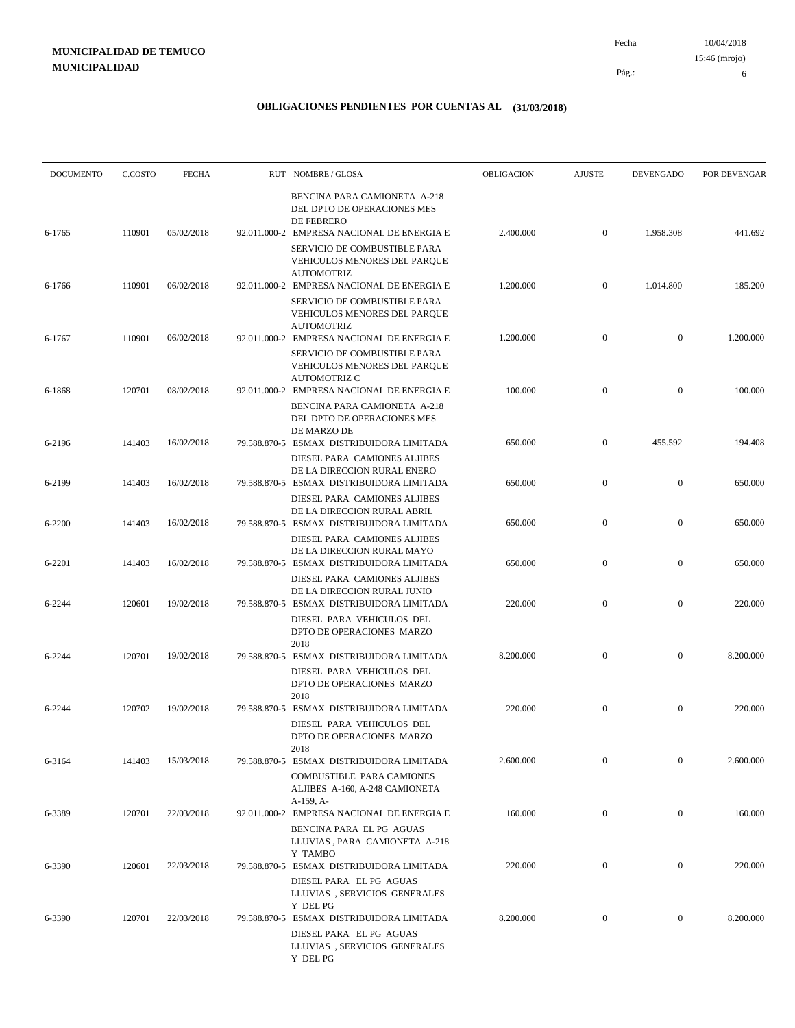**MUNICIPALIDAD DE TEMUCO**
**MUNICIPALIDAD**

Fecha 10/04/2018
15:46 (mrojo)

## OBLIGACIONES PENDIENTES POR CUENTAS AL (31/03/2018)

| DOCUMENTO | C.COSTO | FECHA | RUT | NOMBRE / GLOSA | OBLIGACION | AJUSTE | DEVENGADO | POR DEVENGAR |
|---|---|---|---|---|---|---|---|---|
| | | | | BENCINA PARA CAMIONETA A-218 DEL DPTO DE OPERACIONES MES DE FEBRERO | | | | |
| 6-1765 | 110901 | 05/02/2018 | 92.011.000-2 | EMPRESA NACIONAL DE ENERGIA E<br>SERVICIO DE COMBUSTIBLE PARA VEHICULOS MENORES DEL PARQUE AUTOMOTRIZ | 2.400.000 | 0 | 1.958.308 | 441.692 |
| 6-1766 | 110901 | 06/02/2018 | 92.011.000-2 | EMPRESA NACIONAL DE ENERGIA E<br>SERVICIO DE COMBUSTIBLE PARA VEHICULOS MENORES DEL PARQUE AUTOMOTRIZ | 1.200.000 | 0 | 1.014.800 | 185.200 |
| 6-1767 | 110901 | 06/02/2018 | 92.011.000-2 | EMPRESA NACIONAL DE ENERGIA E<br>SERVICIO DE COMBUSTIBLE PARA VEHICULOS MENORES DEL PARQUE AUTOMOTRIZ C | 1.200.000 | 0 | 0 | 1.200.000 |
| 6-1868 | 120701 | 08/02/2018 | 92.011.000-2 | EMPRESA NACIONAL DE ENERGIA E<br>BENCINA PARA CAMIONETA A-218 DEL DPTO DE OPERACIONES MES DE MARZO DE | 100.000 | 0 | 0 | 100.000 |
| 6-2196 | 141403 | 16/02/2018 | 79.588.870-5 | ESMAX DISTRIBUIDORA LIMITADA<br>DIESEL PARA CAMIONES ALJIBES DE LA DIRECCION RURAL ENERO | 650.000 | 0 | 455.592 | 194.408 |
| 6-2199 | 141403 | 16/02/2018 | 79.588.870-5 | ESMAX DISTRIBUIDORA LIMITADA<br>DIESEL PARA CAMIONES ALJIBES DE LA DIRECCION RURAL ABRIL | 650.000 | 0 | 0 | 650.000 |
| 6-2200 | 141403 | 16/02/2018 | 79.588.870-5 | ESMAX DISTRIBUIDORA LIMITADA<br>DIESEL PARA CAMIONES ALJIBES DE LA DIRECCION RURAL MAYO | 650.000 | 0 | 0 | 650.000 |
| 6-2201 | 141403 | 16/02/2018 | 79.588.870-5 | ESMAX DISTRIBUIDORA LIMITADA<br>DIESEL PARA CAMIONES ALJIBES DE LA DIRECCION RURAL JUNIO | 650.000 | 0 | 0 | 650.000 |
| 6-2244 | 120601 | 19/02/2018 | 79.588.870-5 | ESMAX DISTRIBUIDORA LIMITADA<br>DIESEL PARA VEHICULOS DEL DPTO DE OPERACIONES MARZO 2018 | 220.000 | 0 | 0 | 220.000 |
| 6-2244 | 120701 | 19/02/2018 | 79.588.870-5 | ESMAX DISTRIBUIDORA LIMITADA<br>DIESEL PARA VEHICULOS DEL DPTO DE OPERACIONES MARZO 2018 | 8.200.000 | 0 | 0 | 8.200.000 |
| 6-2244 | 120702 | 19/02/2018 | 79.588.870-5 | ESMAX DISTRIBUIDORA LIMITADA<br>DIESEL PARA VEHICULOS DEL DPTO DE OPERACIONES MARZO 2018 | 220.000 | 0 | 0 | 220.000 |
| 6-3164 | 141403 | 15/03/2018 | 79.588.870-5 | ESMAX DISTRIBUIDORA LIMITADA<br>COMBUSTIBLE PARA CAMIONES ALJIBES A-160, A-248 CAMIONETA A-159, A- | 2.600.000 | 0 | 0 | 2.600.000 |
| 6-3389 | 120701 | 22/03/2018 | 92.011.000-2 | EMPRESA NACIONAL DE ENERGIA E<br>BENCINA PARA EL PG AGUAS LLUVIAS , PARA CAMIONETA A-218 Y TAMBO | 160.000 | 0 | 0 | 160.000 |
| 6-3390 | 120601 | 22/03/2018 | 79.588.870-5 | ESMAX DISTRIBUIDORA LIMITADA<br>DIESEL PARA EL PG AGUAS LLUVIAS , SERVICIOS GENERALES Y DEL PG | 220.000 | 0 | 0 | 220.000 |
| 6-3390 | 120701 | 22/03/2018 | 79.588.870-5 | ESMAX DISTRIBUIDORA LIMITADA<br>DIESEL PARA EL PG AGUAS LLUVIAS , SERVICIOS GENERALES Y DEL PG | 8.200.000 | 0 | 0 | 8.200.000 |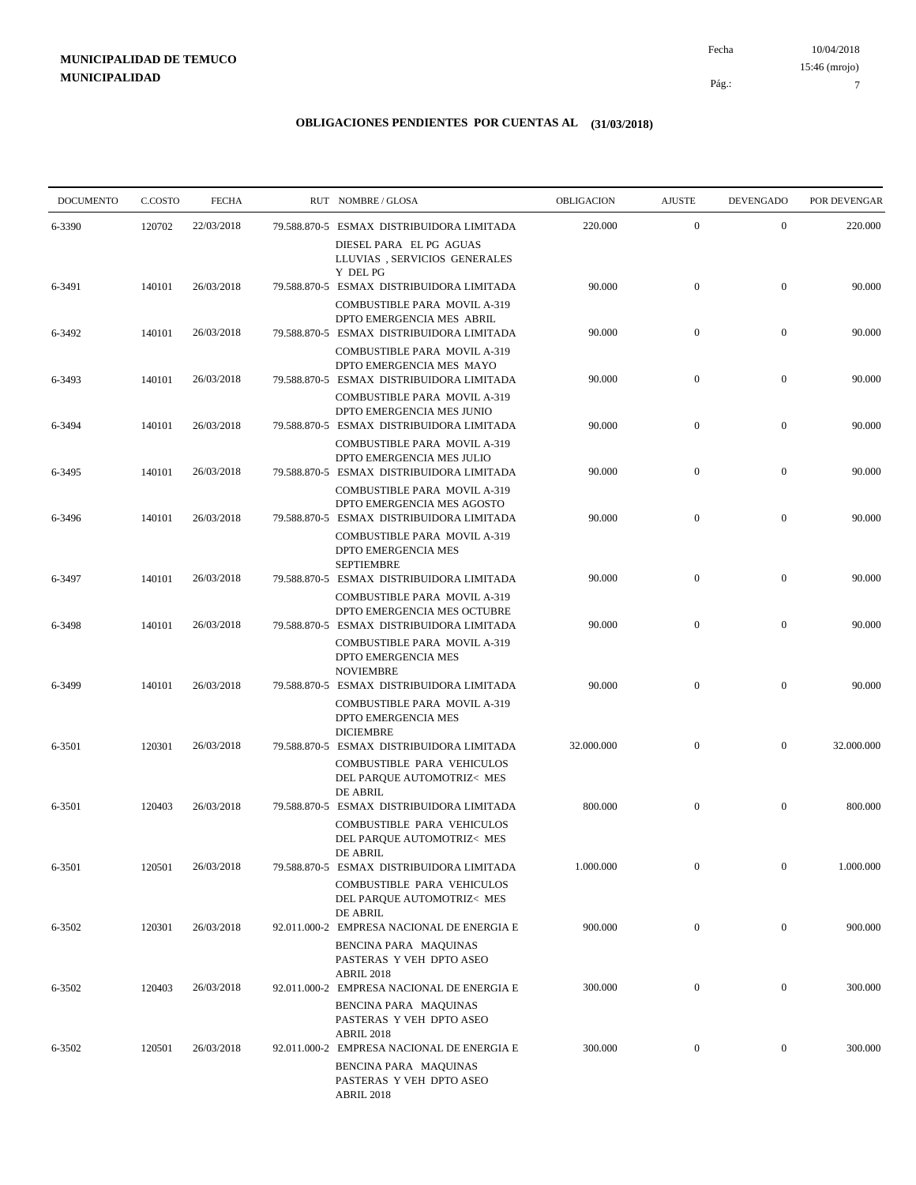**MUNICIPALIDAD DE TEMUCO**
**MUNICIPALIDAD**

Fecha 10/04/2018
15:46 (mrojo)

## OBLIGACIONES PENDIENTES POR CUENTAS AL (31/03/2018)

| DOCUMENTO | C.COSTO | FECHA | RUT NOMBRE / GLOSA | OBLIGACION | AJUSTE | DEVENGADO | POR DEVENGAR |
|---|---|---|---|---|---|---|---|
| 6-3390 | 120702 | 22/03/2018 | 79.588.870-5 ESMAX DISTRIBUIDORA LIMITADA DIESEL PARA EL PG AGUAS LLUVIAS , SERVICIOS GENERALES Y DEL PG | 220.000 | 0 | 0 | 220.000 |
| 6-3491 | 140101 | 26/03/2018 | 79.588.870-5 ESMAX DISTRIBUIDORA LIMITADA COMBUSTIBLE PARA MOVIL A-319 DPTO EMERGENCIA MES ABRIL | 90.000 | 0 | 0 | 90.000 |
| 6-3492 | 140101 | 26/03/2018 | 79.588.870-5 ESMAX DISTRIBUIDORA LIMITADA COMBUSTIBLE PARA MOVIL A-319 DPTO EMERGENCIA MES MAYO | 90.000 | 0 | 0 | 90.000 |
| 6-3493 | 140101 | 26/03/2018 | 79.588.870-5 ESMAX DISTRIBUIDORA LIMITADA COMBUSTIBLE PARA MOVIL A-319 DPTO EMERGENCIA MES JUNIO | 90.000 | 0 | 0 | 90.000 |
| 6-3494 | 140101 | 26/03/2018 | 79.588.870-5 ESMAX DISTRIBUIDORA LIMITADA COMBUSTIBLE PARA MOVIL A-319 DPTO EMERGENCIA MES JULIO | 90.000 | 0 | 0 | 90.000 |
| 6-3495 | 140101 | 26/03/2018 | 79.588.870-5 ESMAX DISTRIBUIDORA LIMITADA COMBUSTIBLE PARA MOVIL A-319 DPTO EMERGENCIA MES AGOSTO | 90.000 | 0 | 0 | 90.000 |
| 6-3496 | 140101 | 26/03/2018 | 79.588.870-5 ESMAX DISTRIBUIDORA LIMITADA COMBUSTIBLE PARA MOVIL A-319 DPTO EMERGENCIA MES SEPTIEMBRE | 90.000 | 0 | 0 | 90.000 |
| 6-3497 | 140101 | 26/03/2018 | 79.588.870-5 ESMAX DISTRIBUIDORA LIMITADA COMBUSTIBLE PARA MOVIL A-319 DPTO EMERGENCIA MES OCTUBRE | 90.000 | 0 | 0 | 90.000 |
| 6-3498 | 140101 | 26/03/2018 | 79.588.870-5 ESMAX DISTRIBUIDORA LIMITADA COMBUSTIBLE PARA MOVIL A-319 DPTO EMERGENCIA MES NOVIEMBRE | 90.000 | 0 | 0 | 90.000 |
| 6-3499 | 140101 | 26/03/2018 | 79.588.870-5 ESMAX DISTRIBUIDORA LIMITADA COMBUSTIBLE PARA MOVIL A-319 DPTO EMERGENCIA MES DICIEMBRE | 90.000 | 0 | 0 | 90.000 |
| 6-3501 | 120301 | 26/03/2018 | 79.588.870-5 ESMAX DISTRIBUIDORA LIMITADA COMBUSTIBLE PARA VEHICULOS DEL PARQUE AUTOMOTRIZ< MES DE ABRIL | 32.000.000 | 0 | 0 | 32.000.000 |
| 6-3501 | 120403 | 26/03/2018 | 79.588.870-5 ESMAX DISTRIBUIDORA LIMITADA COMBUSTIBLE PARA VEHICULOS DEL PARQUE AUTOMOTRIZ< MES DE ABRIL | 800.000 | 0 | 0 | 800.000 |
| 6-3501 | 120501 | 26/03/2018 | 79.588.870-5 ESMAX DISTRIBUIDORA LIMITADA COMBUSTIBLE PARA VEHICULOS DEL PARQUE AUTOMOTRIZ< MES DE ABRIL | 1.000.000 | 0 | 0 | 1.000.000 |
| 6-3502 | 120301 | 26/03/2018 | 92.011.000-2 EMPRESA NACIONAL DE ENERGIA E BENCINA PARA MAQUINAS PASTERAS Y VEH DPTO ASEO ABRIL 2018 | 900.000 | 0 | 0 | 900.000 |
| 6-3502 | 120403 | 26/03/2018 | 92.011.000-2 EMPRESA NACIONAL DE ENERGIA E BENCINA PARA MAQUINAS PASTERAS Y VEH DPTO ASEO ABRIL 2018 | 300.000 | 0 | 0 | 300.000 |
| 6-3502 | 120501 | 26/03/2018 | 92.011.000-2 EMPRESA NACIONAL DE ENERGIA E BENCINA PARA MAQUINAS PASTERAS Y VEH DPTO ASEO ABRIL 2018 | 300.000 | 0 | 0 | 300.000 |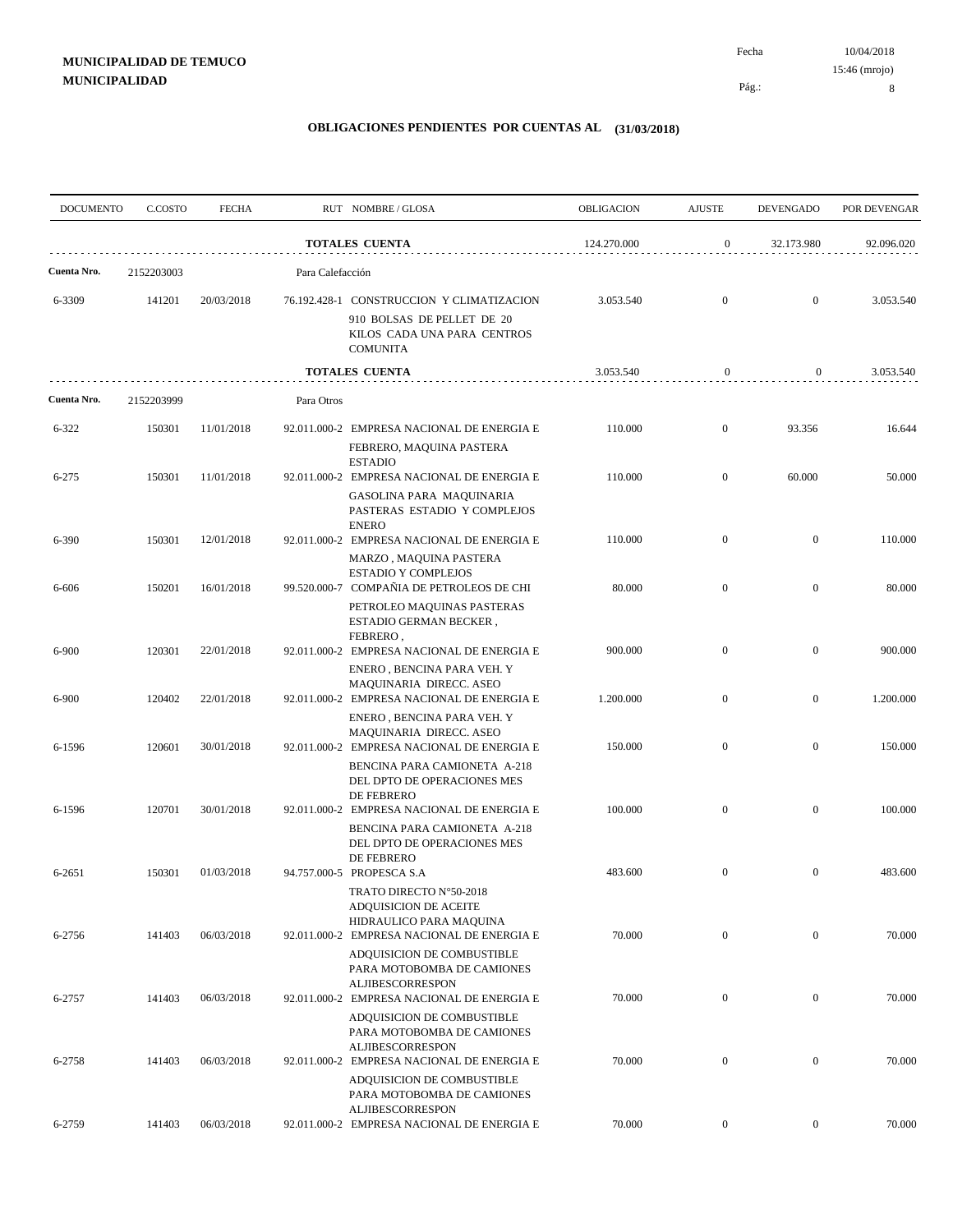**MUNICIPALIDAD DE TEMUCO**
**MUNICIPALIDAD**

Fecha 10/04/2018
15:46 (mrojo)

# OBLIGACIONES PENDIENTES POR CUENTAS AL (31/03/2018)

| DOCUMENTO | C.COSTO | FECHA | RUT NOMBRE / GLOSA | OBLIGACION | AJUSTE | DEVENGADO | POR DEVENGAR |
|---|---|---|---|---|---|---|---|
| | | | **TOTALES CUENTA** | 124.270.000 | 0 | 32.173.980 | 92.096.020 |
| **Cuenta Nro.** | 2152203003 | | Para Calefacción | | | | |
| 6-3309 | 141201 | 20/03/2018 | 76.192.428-1 CONSTRUCCION Y CLIMATIZACION 910 BOLSAS DE PELLET DE 20 KILOS CADA UNA PARA CENTROS COMUNITA | 3.053.540 | 0 | 0 | 3.053.540 |
| | | | **TOTALES CUENTA** | 3.053.540 | 0 | 0 | 3.053.540 |
| **Cuenta Nro.** | 2152203999 | | Para Otros | | | | |
| 6-322 | 150301 | 11/01/2018 | 92.011.000-2 EMPRESA NACIONAL DE ENERGIA E FEBRERO, MAQUINA PASTERA ESTADIO | 110.000 | 0 | 93.356 | 16.644 |
| 6-275 | 150301 | 11/01/2018 | 92.011.000-2 EMPRESA NACIONAL DE ENERGIA E GASOLINA PARA MAQUINARIA PASTERAS ESTADIO Y COMPLEJOS ENERO | 110.000 | 0 | 60.000 | 50.000 |
| 6-390 | 150301 | 12/01/2018 | 92.011.000-2 EMPRESA NACIONAL DE ENERGIA E MARZO , MAQUINA PASTERA ESTADIO Y COMPLEJOS | 110.000 | 0 | 0 | 110.000 |
| 6-606 | 150201 | 16/01/2018 | 99.520.000-7 COMPAÑIA DE PETROLEOS DE CHI PETROLEO MAQUINAS PASTERAS ESTADIO GERMAN BECKER , FEBRERO , | 80.000 | 0 | 0 | 80.000 |
| 6-900 | 120301 | 22/01/2018 | 92.011.000-2 EMPRESA NACIONAL DE ENERGIA E ENERO , BENCINA PARA VEH. Y MAQUINARIA DIRECC. ASEO | 900.000 | 0 | 0 | 900.000 |
| 6-900 | 120402 | 22/01/2018 | 92.011.000-2 EMPRESA NACIONAL DE ENERGIA E ENERO , BENCINA PARA VEH. Y MAQUINARIA DIRECC. ASEO | 1.200.000 | 0 | 0 | 1.200.000 |
| 6-1596 | 120601 | 30/01/2018 | 92.011.000-2 EMPRESA NACIONAL DE ENERGIA E BENCINA PARA CAMIONETA A-218 DEL DPTO DE OPERACIONES MES DE FEBRERO | 150.000 | 0 | 0 | 150.000 |
| 6-1596 | 120701 | 30/01/2018 | 92.011.000-2 EMPRESA NACIONAL DE ENERGIA E BENCINA PARA CAMIONETA A-218 DEL DPTO DE OPERACIONES MES DE FEBRERO | 100.000 | 0 | 0 | 100.000 |
| 6-2651 | 150301 | 01/03/2018 | 94.757.000-5 PROPESCA S.A TRATO DIRECTO N°50-2018 ADQUISICION DE ACEITE HIDRAULICO PARA MAQUINA | 483.600 | 0 | 0 | 483.600 |
| 6-2756 | 141403 | 06/03/2018 | 92.011.000-2 EMPRESA NACIONAL DE ENERGIA E ADQUISICION DE COMBUSTIBLE PARA MOTOBOMBA DE CAMIONES ALJIBESCORRESPON | 70.000 | 0 | 0 | 70.000 |
| 6-2757 | 141403 | 06/03/2018 | 92.011.000-2 EMPRESA NACIONAL DE ENERGIA E ADQUISICION DE COMBUSTIBLE PARA MOTOBOMBA DE CAMIONES ALJIBESCORRESPON | 70.000 | 0 | 0 | 70.000 |
| 6-2758 | 141403 | 06/03/2018 | 92.011.000-2 EMPRESA NACIONAL DE ENERGIA E ADQUISICION DE COMBUSTIBLE PARA MOTOBOMBA DE CAMIONES ALJIBESCORRESPON | 70.000 | 0 | 0 | 70.000 |
| 6-2759 | 141403 | 06/03/2018 | 92.011.000-2 EMPRESA NACIONAL DE ENERGIA E | 70.000 | 0 | 0 | 70.000 |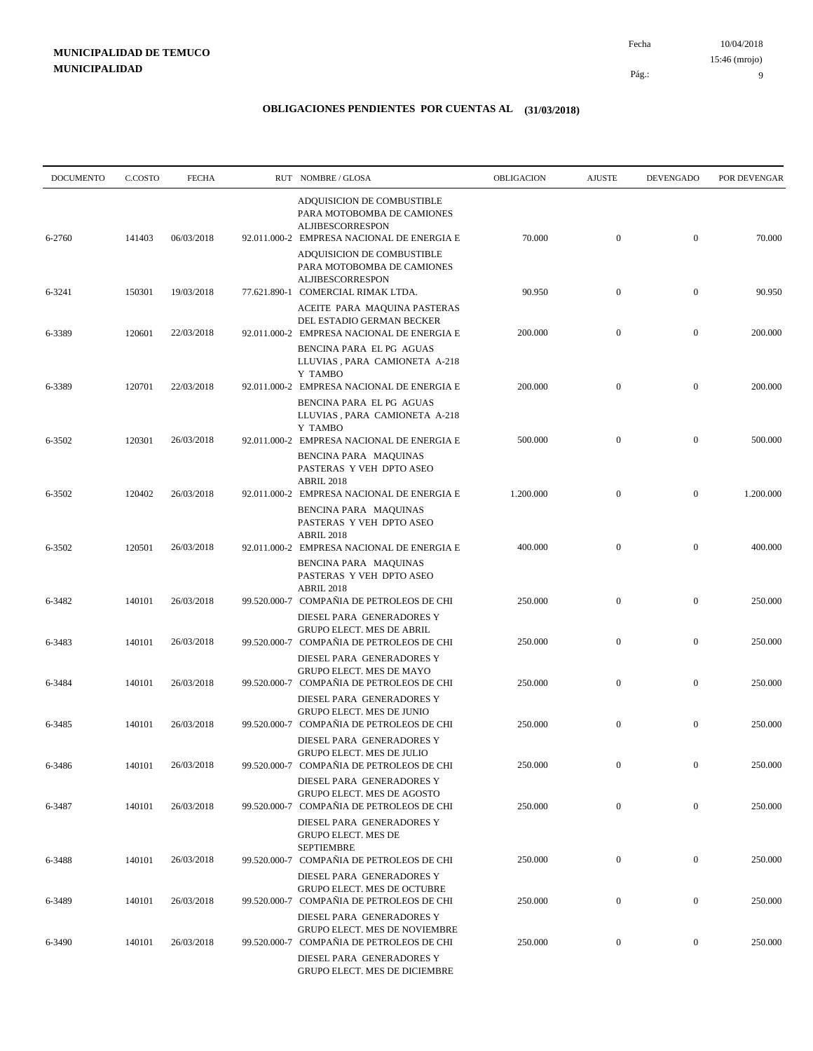**MUNICIPALIDAD DE TEMUCO**
**MUNICIPALIDAD**

Fecha 10/04/2018
15:46 (mrojo)

# OBLIGACIONES PENDIENTES POR CUENTAS AL (31/03/2018)

| DOCUMENTO | C.COSTO | FECHA | RUT | NOMBRE / GLOSA | OBLIGACION | AJUSTE | DEVENGADO | POR DEVENGAR |
|---|---|---|---|---|---|---|---|---|
| | | | | ADQUISICION DE COMBUSTIBLE PARA MOTOBOMBA DE CAMIONES ALJIBESCORRESPON | | | | |
| 6-2760 | 141403 | 06/03/2018 | 92.011.000-2 | EMPRESA NACIONAL DE ENERGIA E<br>ADQUISICION DE COMBUSTIBLE PARA MOTOBOMBA DE CAMIONES ALJIBESCORRESPON | 70.000 | 0 | 0 | 70.000 |
| 6-3241 | 150301 | 19/03/2018 | 77.621.890-1 | COMERCIAL RIMAK LTDA.<br>ACEITE PARA MAQUINA PASTERAS DEL ESTADIO GERMAN BECKER | 90.950 | 0 | 0 | 90.950 |
| 6-3389 | 120601 | 22/03/2018 | 92.011.000-2 | EMPRESA NACIONAL DE ENERGIA E<br>BENCINA PARA EL PG AGUAS LLUVIAS , PARA CAMIONETA A-218 Y TAMBO | 200.000 | 0 | 0 | 200.000 |
| 6-3389 | 120701 | 22/03/2018 | 92.011.000-2 | EMPRESA NACIONAL DE ENERGIA E<br>BENCINA PARA EL PG AGUAS LLUVIAS , PARA CAMIONETA A-218 Y TAMBO | 200.000 | 0 | 0 | 200.000 |
| 6-3502 | 120301 | 26/03/2018 | 92.011.000-2 | EMPRESA NACIONAL DE ENERGIA E<br>BENCINA PARA MAQUINAS PASTERAS Y VEH DPTO ASEO ABRIL 2018 | 500.000 | 0 | 0 | 500.000 |
| 6-3502 | 120402 | 26/03/2018 | 92.011.000-2 | EMPRESA NACIONAL DE ENERGIA E<br>BENCINA PARA MAQUINAS PASTERAS Y VEH DPTO ASEO ABRIL 2018 | 1.200.000 | 0 | 0 | 1.200.000 |
| 6-3502 | 120501 | 26/03/2018 | 92.011.000-2 | EMPRESA NACIONAL DE ENERGIA E<br>BENCINA PARA MAQUINAS PASTERAS Y VEH DPTO ASEO ABRIL 2018 | 400.000 | 0 | 0 | 400.000 |
| 6-3482 | 140101 | 26/03/2018 | 99.520.000-7 | COMPAÑIA DE PETROLEOS DE CHI<br>DIESEL PARA GENERADORES Y GRUPO ELECT. MES DE ABRIL | 250.000 | 0 | 0 | 250.000 |
| 6-3483 | 140101 | 26/03/2018 | 99.520.000-7 | COMPAÑIA DE PETROLEOS DE CHI<br>DIESEL PARA GENERADORES Y GRUPO ELECT. MES DE MAYO | 250.000 | 0 | 0 | 250.000 |
| 6-3484 | 140101 | 26/03/2018 | 99.520.000-7 | COMPAÑIA DE PETROLEOS DE CHI<br>DIESEL PARA GENERADORES Y GRUPO ELECT. MES DE JUNIO | 250.000 | 0 | 0 | 250.000 |
| 6-3485 | 140101 | 26/03/2018 | 99.520.000-7 | COMPAÑIA DE PETROLEOS DE CHI<br>DIESEL PARA GENERADORES Y GRUPO ELECT. MES DE JULIO | 250.000 | 0 | 0 | 250.000 |
| 6-3486 | 140101 | 26/03/2018 | 99.520.000-7 | COMPAÑIA DE PETROLEOS DE CHI<br>DIESEL PARA GENERADORES Y GRUPO ELECT. MES DE AGOSTO | 250.000 | 0 | 0 | 250.000 |
| 6-3487 | 140101 | 26/03/2018 | 99.520.000-7 | COMPAÑIA DE PETROLEOS DE CHI<br>DIESEL PARA GENERADORES Y GRUPO ELECT. MES DE SEPTIEMBRE | 250.000 | 0 | 0 | 250.000 |
| 6-3488 | 140101 | 26/03/2018 | 99.520.000-7 | COMPAÑIA DE PETROLEOS DE CHI<br>DIESEL PARA GENERADORES Y GRUPO ELECT. MES DE OCTUBRE | 250.000 | 0 | 0 | 250.000 |
| 6-3489 | 140101 | 26/03/2018 | 99.520.000-7 | COMPAÑIA DE PETROLEOS DE CHI<br>DIESEL PARA GENERADORES Y GRUPO ELECT. MES DE NOVIEMBRE | 250.000 | 0 | 0 | 250.000 |
| 6-3490 | 140101 | 26/03/2018 | 99.520.000-7 | COMPAÑIA DE PETROLEOS DE CHI<br>DIESEL PARA GENERADORES Y GRUPO ELECT. MES DE DICIEMBRE | 250.000 | 0 | 0 | 250.000 |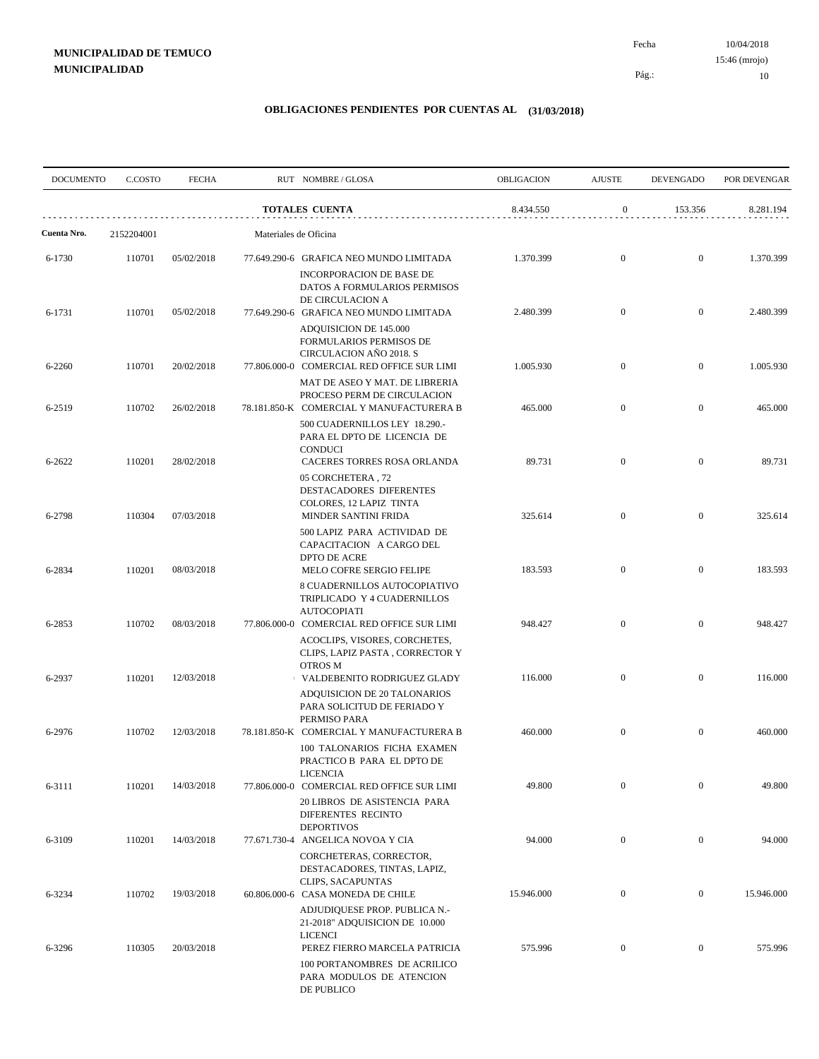**MUNICIPALIDAD DE TEMUCO**
**MUNICIPALIDAD**

Fecha 10/04/2018
15:46 (mrojo)

## OBLIGACIONES PENDIENTES POR CUENTAS AL (31/03/2018)

| DOCUMENTO | C.COSTO | FECHA | RUT | NOMBRE / GLOSA | OBLIGACION | AJUSTE | DEVENGADO | POR DEVENGAR |
|---|---|---|---|---|---|---|---|---|
| | | | | **TOTALES CUENTA** | 8.434.550 | 0 | 153.356 | 8.281.194 |
| **Cuenta Nro.** | 2152204001 | | | Materiales de Oficina | | | | |
| 6-1730 | 110701 | 05/02/2018 | 77.649.290-6 | GRAFICA NEO MUNDO LIMITADA<br>INCORPORACION DE BASE DE DATOS A FORMULARIOS PERMISOS DE CIRCULACION A | 1.370.399 | 0 | 0 | 1.370.399 |
| 6-1731 | 110701 | 05/02/2018 | 77.649.290-6 | GRAFICA NEO MUNDO LIMITADA<br>ADQUISICION DE 145.000 FORMULARIOS PERMISOS DE CIRCULACION AÑO 2018. S | 2.480.399 | 0 | 0 | 2.480.399 |
| 6-2260 | 110701 | 20/02/2018 | 77.806.000-0 | COMERCIAL RED OFFICE SUR LIMI<br>MAT DE ASEO Y MAT. DE LIBRERIA PROCESO PERM DE CIRCULACION | 1.005.930 | 0 | 0 | 1.005.930 |
| 6-2519 | 110702 | 26/02/2018 | 78.181.850-K | COMERCIAL Y MANUFACTURERA B<br>500 CUADERNILLOS LEY 18.290.- PARA EL DPTO DE LICENCIA DE CONDUCI | 465.000 | 0 | 0 | 465.000 |
| 6-2622 | 110201 | 28/02/2018 | | CACERES TORRES ROSA ORLANDA<br>05 CORCHETERA , 72 DESTACADORES DIFERENTES COLORES, 12 LAPIZ TINTA | 89.731 | 0 | 0 | 89.731 |
| 6-2798 | 110304 | 07/03/2018 | | MINDER SANTINI FRIDA<br>500 LAPIZ PARA ACTIVIDAD DE CAPACITACION A CARGO DEL DPTO DE ACRE | 325.614 | 0 | 0 | 325.614 |
| 6-2834 | 110201 | 08/03/2018 | | MELO COFRE SERGIO FELIPE<br>8 CUADERNILLOS AUTOCOPIATIVO TRIPLICADO Y 4 CUADERNILLOS AUTOCOPIATI | 183.593 | 0 | 0 | 183.593 |
| 6-2853 | 110702 | 08/03/2018 | 77.806.000-0 | COMERCIAL RED OFFICE SUR LIMI<br>ACOCLIPS, VISORES, CORCHETES, CLIPS, LAPIZ PASTA , CORRECTOR Y OTROS M | 948.427 | 0 | 0 | 948.427 |
| 6-2937 | 110201 | 12/03/2018 | | VALDEBENITO RODRIGUEZ GLADY<br>ADQUISICION DE 20 TALONARIOS PARA SOLICITUD DE FERIADO Y PERMISO PARA | 116.000 | 0 | 0 | 116.000 |
| 6-2976 | 110702 | 12/03/2018 | 78.181.850-K | COMERCIAL Y MANUFACTURERA B<br>100 TALONARIOS FICHA EXAMEN PRACTICO B PARA EL DPTO DE LICENCIA | 460.000 | 0 | 0 | 460.000 |
| 6-3111 | 110201 | 14/03/2018 | 77.806.000-0 | COMERCIAL RED OFFICE SUR LIMI<br>20 LIBROS DE ASISTENCIA PARA DIFERENTES RECINTO DEPORTIVOS | 49.800 | 0 | 0 | 49.800 |
| 6-3109 | 110201 | 14/03/2018 | 77.671.730-4 | ANGELICA NOVOA Y CIA<br>CORCHETERAS, CORRECTOR, DESTACADORES, TINTAS, LAPIZ, CLIPS, SACAPUNTAS | 94.000 | 0 | 0 | 94.000 |
| 6-3234 | 110702 | 19/03/2018 | 60.806.000-6 | CASA MONEDA DE CHILE<br>ADJUDIQUESE PROP. PUBLICA N.- 21-2018" ADQUISICION DE 10.000 LICENCI | 15.946.000 | 0 | 0 | 15.946.000 |
| 6-3296 | 110305 | 20/03/2018 | | PEREZ FIERRO MARCELA PATRICIA<br>100 PORTANOMBRES DE ACRILICO PARA MODULOS DE ATENCION DE PUBLICO | 575.996 | 0 | 0 | 575.996 |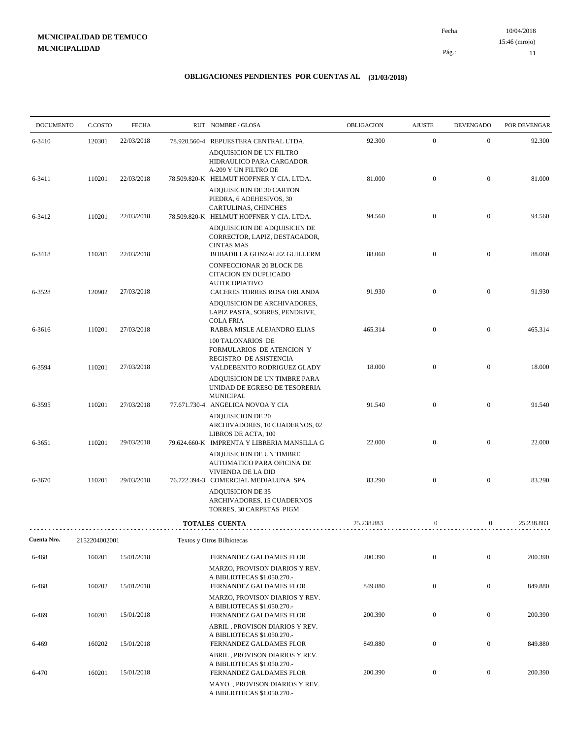**MUNICIPALIDAD DE TEMUCO**
**MUNICIPALIDAD**

Fecha 10/04/2018
15:46 (mrojo)
Pág.: 11

## OBLIGACIONES PENDIENTES POR CUENTAS AL (31/03/2018)

| DOCUMENTO | C.COSTO | FECHA | RUT | NOMBRE / GLOSA | OBLIGACION | AJUSTE | DEVENGADO | POR DEVENGAR |
|---|---|---|---|---|---|---|---|---|
| 6-3410 | 120301 | 22/03/2018 | 78.920.560-4 | REPUESTERA CENTRAL LTDA. ADQUISICION DE UN FILTRO HIDRAULICO PARA CARGADOR A-209 Y UN FILTRO DE | 92.300 | 0 | 0 | 92.300 |
| 6-3411 | 110201 | 22/03/2018 | 78.509.820-K | HELMUT HOPFNER Y CIA. LTDA. ADQUISICION DE 30 CARTON PIEDRA, 6 ADEHESIVOS, 30 CARTULINAS, CHINCHES | 81.000 | 0 | 0 | 81.000 |
| 6-3412 | 110201 | 22/03/2018 | 78.509.820-K | HELMUT HOPFNER Y CIA. LTDA. ADQUISICION DE ADQUISICIIN DE CORRECTOR, LAPIZ, DESTACADOR, CINTAS MAS | 94.560 | 0 | 0 | 94.560 |
| 6-3418 | 110201 | 22/03/2018 | | BOBADILLA GONZALEZ GUILLERM CONFECCIONAR 20 BLOCK DE CITACION EN DUPLICADO AUTOCOPIATIVO | 88.060 | 0 | 0 | 88.060 |
| 6-3528 | 120902 | 27/03/2018 | | CACERES TORRES ROSA ORLANDA ADQUISICION DE ARCHIVADORES, LAPIZ PASTA, SOBRES, PENDRIVE, COLA FRIA | 91.930 | 0 | 0 | 91.930 |
| 6-3616 | 110201 | 27/03/2018 | | RABBA MISLE ALEJANDRO ELIAS 100 TALONARIOS DE FORMULARIOS DE ATENCION Y REGISTRO DE ASISTENCIA | 465.314 | 0 | 0 | 465.314 |
| 6-3594 | 110201 | 27/03/2018 | | VALDEBENITO RODRIGUEZ GLADY ADQUISICION DE UN TIMBRE PARA UNIDAD DE EGRESO DE TESORERIA MUNICIPAL | 18.000 | 0 | 0 | 18.000 |
| 6-3595 | 110201 | 27/03/2018 | 77.671.730-4 | ANGELICA NOVOA Y CIA ADQUISICION DE 20 ARCHIVADORES, 10 CUADERNOS, 02 LIBROS DE ACTA, 100 | 91.540 | 0 | 0 | 91.540 |
| 6-3651 | 110201 | 29/03/2018 | 79.624.660-K | IMPRENTA Y LIBRERIA MANSILLA G ADQUISICION DE UN TIMBRE AUTOMATICO PARA OFICINA DE VIVIENDA DE LA DID | 22.000 | 0 | 0 | 22.000 |
| 6-3670 | 110201 | 29/03/2018 | 76.722.394-3 | COMERCIAL MEDIALUNA SPA ADQUISICION DE 35 ARCHIVADORES, 15 CUADERNOS TORRES, 30 CARPETAS PIGM | 83.290 | 0 | 0 | 83.290 |
| | | | | **TOTALES CUENTA** | 25.238.883 | 0 | 0 | 25.238.883 |

**Cuenta Nro.** 2152204002001 Textos y Otros Bilbiotecas

| DOCUMENTO | C.COSTO | FECHA | RUT | NOMBRE / GLOSA | OBLIGACION | AJUSTE | DEVENGADO | POR DEVENGAR |
|---|---|---|---|---|---|---|---|---|
| 6-468 | 160201 | 15/01/2018 | | FERNANDEZ GALDAMES FLOR MARZO, PROVISON DIARIOS Y REV. A BIBLIOTECAS $1.050.270.- | 200.390 | 0 | 0 | 200.390 |
| 6-468 | 160202 | 15/01/2018 | | FERNANDEZ GALDAMES FLOR MARZO, PROVISON DIARIOS Y REV. A BIBLIOTECAS $1.050.270.- | 849.880 | 0 | 0 | 849.880 |
| 6-469 | 160201 | 15/01/2018 | | FERNANDEZ GALDAMES FLOR ABRIL , PROVISON DIARIOS Y REV. A BIBLIOTECAS $1.050.270.- | 200.390 | 0 | 0 | 200.390 |
| 6-469 | 160202 | 15/01/2018 | | FERNANDEZ GALDAMES FLOR ABRIL , PROVISON DIARIOS Y REV. A BIBLIOTECAS $1.050.270.- | 849.880 | 0 | 0 | 849.880 |
| 6-470 | 160201 | 15/01/2018 | | FERNANDEZ GALDAMES FLOR MAYO , PROVISON DIARIOS Y REV. A BIBLIOTECAS $1.050.270.- | 200.390 | 0 | 0 | 200.390 |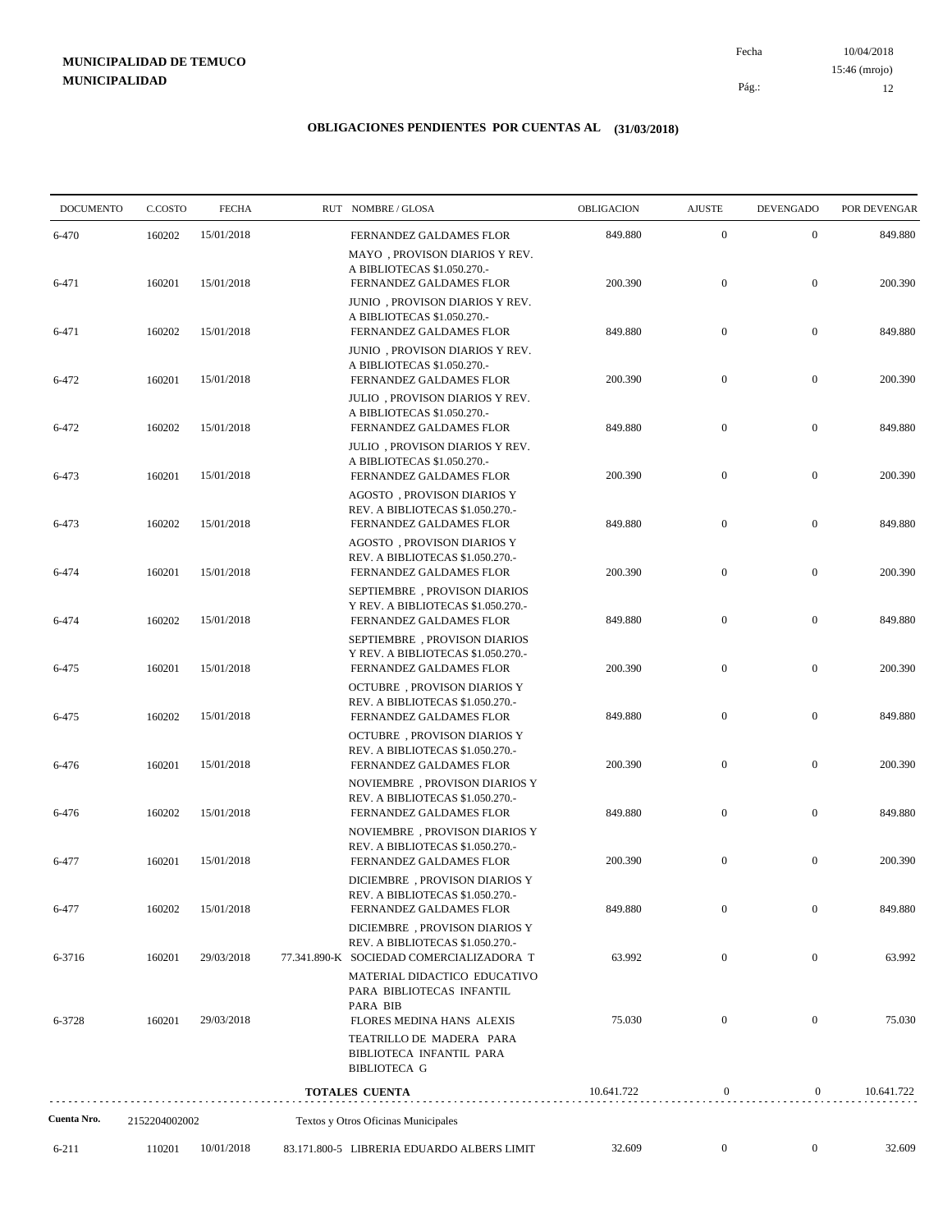**MUNICIPALIDAD DE TEMUCO**
**MUNICIPALIDAD**

Fecha 10/04/2018
15:46 (mrojo)

## OBLIGACIONES PENDIENTES POR CUENTAS AL (31/03/2018)

| DOCUMENTO | C.COSTO | FECHA | RUT | NOMBRE / GLOSA | OBLIGACION | AJUSTE | DEVENGADO | POR DEVENGAR |
|---|---|---|---|---|---|---|---|---|
| 6-470 | 160202 | 15/01/2018 | | FERNANDEZ GALDAMES FLOR<br>MAYO , PROVISON DIARIOS Y REV. A BIBLIOTECAS $1.050.270.- | 849.880 | 0 | 0 | 849.880 |
| 6-471 | 160201 | 15/01/2018 | | FERNANDEZ GALDAMES FLOR<br>JUNIO , PROVISON DIARIOS Y REV. A BIBLIOTECAS $1.050.270.- | 200.390 | 0 | 0 | 200.390 |
| 6-471 | 160202 | 15/01/2018 | | FERNANDEZ GALDAMES FLOR<br>JUNIO , PROVISON DIARIOS Y REV. A BIBLIOTECAS $1.050.270.- | 849.880 | 0 | 0 | 849.880 |
| 6-472 | 160201 | 15/01/2018 | | FERNANDEZ GALDAMES FLOR<br>JULIO , PROVISON DIARIOS Y REV. A BIBLIOTECAS $1.050.270.- | 200.390 | 0 | 0 | 200.390 |
| 6-472 | 160202 | 15/01/2018 | | FERNANDEZ GALDAMES FLOR<br>JULIO , PROVISON DIARIOS Y REV. A BIBLIOTECAS $1.050.270.- | 849.880 | 0 | 0 | 849.880 |
| 6-473 | 160201 | 15/01/2018 | | FERNANDEZ GALDAMES FLOR<br>AGOSTO , PROVISON DIARIOS Y REV. A BIBLIOTECAS $1.050.270.- | 200.390 | 0 | 0 | 200.390 |
| 6-473 | 160202 | 15/01/2018 | | FERNANDEZ GALDAMES FLOR<br>AGOSTO , PROVISON DIARIOS Y REV. A BIBLIOTECAS $1.050.270.- | 849.880 | 0 | 0 | 849.880 |
| 6-474 | 160201 | 15/01/2018 | | FERNANDEZ GALDAMES FLOR<br>SEPTIEMBRE , PROVISON DIARIOS Y REV. A BIBLIOTECAS $1.050.270.- | 200.390 | 0 | 0 | 200.390 |
| 6-474 | 160202 | 15/01/2018 | | FERNANDEZ GALDAMES FLOR<br>SEPTIEMBRE , PROVISON DIARIOS Y REV. A BIBLIOTECAS $1.050.270.- | 849.880 | 0 | 0 | 849.880 |
| 6-475 | 160201 | 15/01/2018 | | FERNANDEZ GALDAMES FLOR<br>OCTUBRE , PROVISON DIARIOS Y REV. A BIBLIOTECAS $1.050.270.- | 200.390 | 0 | 0 | 200.390 |
| 6-475 | 160202 | 15/01/2018 | | FERNANDEZ GALDAMES FLOR<br>OCTUBRE , PROVISON DIARIOS Y REV. A BIBLIOTECAS $1.050.270.- | 849.880 | 0 | 0 | 849.880 |
| 6-476 | 160201 | 15/01/2018 | | FERNANDEZ GALDAMES FLOR<br>NOVIEMBRE , PROVISON DIARIOS Y REV. A BIBLIOTECAS $1.050.270.- | 200.390 | 0 | 0 | 200.390 |
| 6-476 | 160202 | 15/01/2018 | | FERNANDEZ GALDAMES FLOR<br>NOVIEMBRE , PROVISON DIARIOS Y REV. A BIBLIOTECAS $1.050.270.- | 849.880 | 0 | 0 | 849.880 |
| 6-477 | 160201 | 15/01/2018 | | FERNANDEZ GALDAMES FLOR<br>DICIEMBRE , PROVISON DIARIOS Y REV. A BIBLIOTECAS $1.050.270.- | 200.390 | 0 | 0 | 200.390 |
| 6-477 | 160202 | 15/01/2018 | | FERNANDEZ GALDAMES FLOR<br>DICIEMBRE , PROVISON DIARIOS Y REV. A BIBLIOTECAS $1.050.270.- | 849.880 | 0 | 0 | 849.880 |
| 6-3716 | 160201 | 29/03/2018 | 77.341.890-K | SOCIEDAD COMERCIALIZADORA T<br>MATERIAL DIDACTICO EDUCATIVO PARA BIBLIOTECAS INFANTIL PARA BIB | 63.992 | 0 | 0 | 63.992 |
| 6-3728 | 160201 | 29/03/2018 | | FLORES MEDINA HANS ALEXIS<br>TEATRILLO DE MADERA PARA BIBLIOTECA INFANTIL PARA BIBLIOTECA G | 75.030 | 0 | 0 | 75.030 |
| | | | | **TOTALES CUENTA** | 10.641.722 | 0 | 0 | 10.641.722 |

**Cuenta Nro.** 2152204002002 Textos y Otros Oficinas Municipales

| DOCUMENTO | C.COSTO | FECHA | RUT | NOMBRE / GLOSA | OBLIGACION | AJUSTE | DEVENGADO | POR DEVENGAR |
|---|---|---|---|---|---|---|---|---|
| 6-211 | 110201 | 10/01/2018 | 83.171.800-5 | LIBRERIA EDUARDO ALBERS LIMIT | 32.609 | 0 | 0 | 32.609 |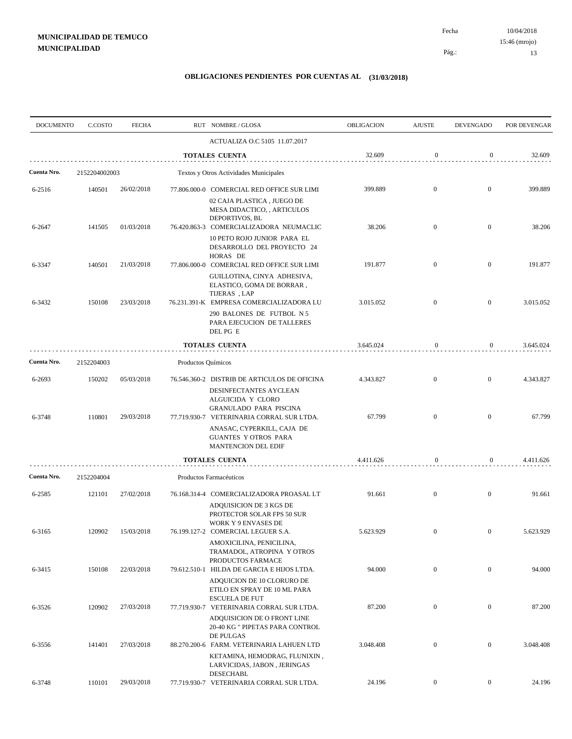**MUNICIPALIDAD DE TEMUCO**
**MUNICIPALIDAD**

Fecha 10/04/2018
15:46 (mrojo)

# OBLIGACIONES PENDIENTES POR CUENTAS AL (31/03/2018)

| DOCUMENTO | C.COSTO | FECHA | RUT | NOMBRE / GLOSA | OBLIGACION | AJUSTE | DEVENGADO | POR DEVENGAR |
|---|---|---|---|---|---|---|---|---|
| | | | | ACTUALIZA O.C 5105 11.07.2017 | | | | |
| | | | | **TOTALES CUENTA** | 32.609 | 0 | 0 | 32.609 |
| **Cuenta Nro.** | 2152204002003 | | | Textos y Otros Actividades Municipales | | | | |
| 6-2516 | 140501 | 26/02/2018 | 77.806.000-0 | COMERCIAL RED OFFICE SUR LIMI | 399.889 | 0 | 0 | 399.889 |
| | | | | 02 CAJA PLASTICA , JUEGO DE MESA DIDACTICO, , ARTICULOS DEPORTIVOS, BL | | | | |
| 6-2647 | 141505 | 01/03/2018 | 76.420.863-3 | COMERCIALIZADORA NEUMACLIC | 38.206 | 0 | 0 | 38.206 |
| | | | | 10 PETO ROJO JUNIOR PARA EL DESARROLLO DEL PROYECTO 24 HORAS DE | | | | |
| 6-3347 | 140501 | 21/03/2018 | 77.806.000-0 | COMERCIAL RED OFFICE SUR LIMI | 191.877 | 0 | 0 | 191.877 |
| | | | | GUILLOTINA, CINYA ADHESIVA, ELASTICO, GOMA DE BORRAR , TIJERAS , LAP | | | | |
| 6-3432 | 150108 | 23/03/2018 | 76.231.391-K | EMPRESA COMERCIALIZADORA LU | 3.015.052 | 0 | 0 | 3.015.052 |
| | | | | 290 BALONES DE FUTBOL N 5 PARA EJECUCION DE TALLERES DEL PG E | | | | |
| | | | | **TOTALES CUENTA** | 3.645.024 | 0 | 0 | 3.645.024 |
| **Cuenta Nro.** | 2152204003 | | | Productos Químicos | | | | |
| 6-2693 | 150202 | 05/03/2018 | 76.546.360-2 | DISTRIB DE ARTICULOS DE OFICINA | 4.343.827 | 0 | 0 | 4.343.827 |
| | | | | DESINFECTANTES AYCLEAN ALGUICIDA Y CLORO GRANULADO PARA PISCINA | | | | |
| 6-3748 | 110801 | 29/03/2018 | 77.719.930-7 | VETERINARIA CORRAL SUR LTDA. | 67.799 | 0 | 0 | 67.799 |
| | | | | ANASAC, CYPERKILL, CAJA DE GUANTES Y OTROS PARA MANTENCION DEL EDIF | | | | |
| | | | | **TOTALES CUENTA** | 4.411.626 | 0 | 0 | 4.411.626 |
| **Cuenta Nro.** | 2152204004 | | | Productos Farmacéuticos | | | | |
| 6-2585 | 121101 | 27/02/2018 | 76.168.314-4 | COMERCIALIZADORA PROASAL LT | 91.661 | 0 | 0 | 91.661 |
| | | | | ADQUISICION DE 3 KGS DE PROTECTOR SOLAR FPS 50 SUR WORK Y 9 ENVASES DE | | | | |
| 6-3165 | 120902 | 15/03/2018 | 76.199.127-2 | COMERCIAL LEGUER S.A. | 5.623.929 | 0 | 0 | 5.623.929 |
| | | | | AMOXICILINA, PENICILINA, TRAMADOL, ATROPINA Y OTROS PRODUCTOS FARMACE | | | | |
| 6-3415 | 150108 | 22/03/2018 | 79.612.510-1 | HILDA DE GARCIA E HIJOS LTDA. | 94.000 | 0 | 0 | 94.000 |
| | | | | ADQUICION DE 10 CLORURO DE ETILO EN SPRAY DE 10 ML PARA ESCUELA DE FUT | | | | |
| 6-3526 | 120902 | 27/03/2018 | 77.719.930-7 | VETERINARIA CORRAL SUR LTDA. | 87.200 | 0 | 0 | 87.200 |
| | | | | ADQUISICION DE O FRONT LINE 20-40 KG " PIPETAS PARA CONTROL DE PULGAS | | | | |
| 6-3556 | 141401 | 27/03/2018 | 88.270.200-6 | FARM. VETERINARIA LAHUEN LTD | 3.048.408 | 0 | 0 | 3.048.408 |
| | | | | KETAMINA, HEMODRAG, FLUNIXIN , LARVICIDAS, JABON , JERINGAS DESECHABL | | | | |
| 6-3748 | 110101 | 29/03/2018 | 77.719.930-7 | VETERINARIA CORRAL SUR LTDA. | 24.196 | 0 | 0 | 24.196 |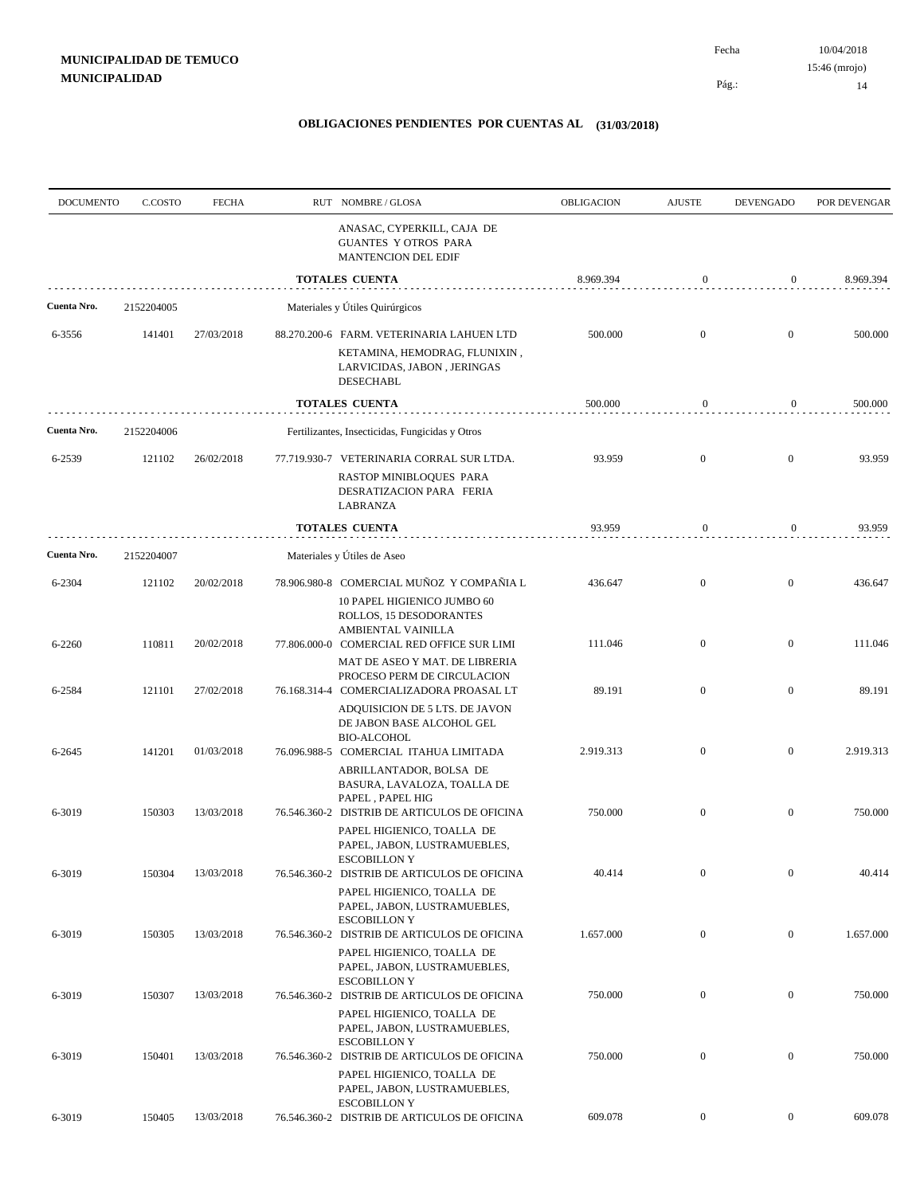**MUNICIPALIDAD DE TEMUCO**
**MUNICIPALIDAD**

Fecha 10/04/2018
15:46 (mrojo)
Pág.: 14

## OBLIGACIONES PENDIENTES POR CUENTAS AL (31/03/2018)

| DOCUMENTO | C.COSTO | FECHA | RUT NOMBRE / GLOSA | OBLIGACION | AJUSTE | DEVENGADO | POR DEVENGAR |
|---|---|---|---|---|---|---|---|
| | | | ANASAC, CYPERKILL, CAJA DE GUANTES Y OTROS PARA MANTENCION DEL EDIF | | | | |
| | | | **TOTALES CUENTA** | 8.969.394 | 0 | 0 | 8.969.394 |
| **Cuenta Nro.** | 2152204005 | | Materiales y Útiles Quirúrgicos | | | | |
| 6-3556 | 141401 | 27/03/2018 | 88.270.200-6 FARM. VETERINARIA LAHUEN LTD<br>KETAMINA, HEMODRAG, FLUNIXIN , LARVICIDAS, JABON , JERINGAS DESECHABL | 500.000 | 0 | 0 | 500.000 |
| | | | **TOTALES CUENTA** | 500.000 | 0 | 0 | 500.000 |
| **Cuenta Nro.** | 2152204006 | | Fertilizantes, Insecticidas, Fungicidas y Otros | | | | |
| 6-2539 | 121102 | 26/02/2018 | 77.719.930-7 VETERINARIA CORRAL SUR LTDA.<br>RASTOP MINIBLOQUES PARA DESRATIZACION PARA FERIA LABRANZA | 93.959 | 0 | 0 | 93.959 |
| | | | **TOTALES CUENTA** | 93.959 | 0 | 0 | 93.959 |
| **Cuenta Nro.** | 2152204007 | | Materiales y Útiles de Aseo | | | | |
| 6-2304 | 121102 | 20/02/2018 | 78.906.980-8 COMERCIAL MUÑOZ Y COMPAÑIA L<br>10 PAPEL HIGIENICO JUMBO 60 ROLLOS, 15 DESODORANTES AMBIENTAL VAINILLA | 436.647 | 0 | 0 | 436.647 |
| 6-2260 | 110811 | 20/02/2018 | 77.806.000-0 COMERCIAL RED OFFICE SUR LIMI<br>MAT DE ASEO Y MAT. DE LIBRERIA PROCESO PERM DE CIRCULACION | 111.046 | 0 | 0 | 111.046 |
| 6-2584 | 121101 | 27/02/2018 | 76.168.314-4 COMERCIALIZADORA PROASAL LT<br>ADQUISICION DE 5 LTS. DE JAVON DE JABON BASE ALCOHOL GEL BIO-ALCOHOL | 89.191 | 0 | 0 | 89.191 |
| 6-2645 | 141201 | 01/03/2018 | 76.096.988-5 COMERCIAL ITAHUA LIMITADA<br>ABRILLANTADOR, BOLSA DE BASURA, LAVALOZA, TOALLA DE PAPEL , PAPEL HIG | 2.919.313 | 0 | 0 | 2.919.313 |
| 6-3019 | 150303 | 13/03/2018 | 76.546.360-2 DISTRIB DE ARTICULOS DE OFICINA<br>PAPEL HIGIENICO, TOALLA DE PAPEL, JABON, LUSTRAMUEBLES, ESCOBILLON Y | 750.000 | 0 | 0 | 750.000 |
| 6-3019 | 150304 | 13/03/2018 | 76.546.360-2 DISTRIB DE ARTICULOS DE OFICINA<br>PAPEL HIGIENICO, TOALLA DE PAPEL, JABON, LUSTRAMUEBLES, ESCOBILLON Y | 40.414 | 0 | 0 | 40.414 |
| 6-3019 | 150305 | 13/03/2018 | 76.546.360-2 DISTRIB DE ARTICULOS DE OFICINA<br>PAPEL HIGIENICO, TOALLA DE PAPEL, JABON, LUSTRAMUEBLES, ESCOBILLON Y | 1.657.000 | 0 | 0 | 1.657.000 |
| 6-3019 | 150307 | 13/03/2018 | 76.546.360-2 DISTRIB DE ARTICULOS DE OFICINA<br>PAPEL HIGIENICO, TOALLA DE PAPEL, JABON, LUSTRAMUEBLES, ESCOBILLON Y | 750.000 | 0 | 0 | 750.000 |
| 6-3019 | 150401 | 13/03/2018 | 76.546.360-2 DISTRIB DE ARTICULOS DE OFICINA<br>PAPEL HIGIENICO, TOALLA DE PAPEL, JABON, LUSTRAMUEBLES, ESCOBILLON Y | 750.000 | 0 | 0 | 750.000 |
| 6-3019 | 150405 | 13/03/2018 | 76.546.360-2 DISTRIB DE ARTICULOS DE OFICINA | 609.078 | 0 | 0 | 609.078 |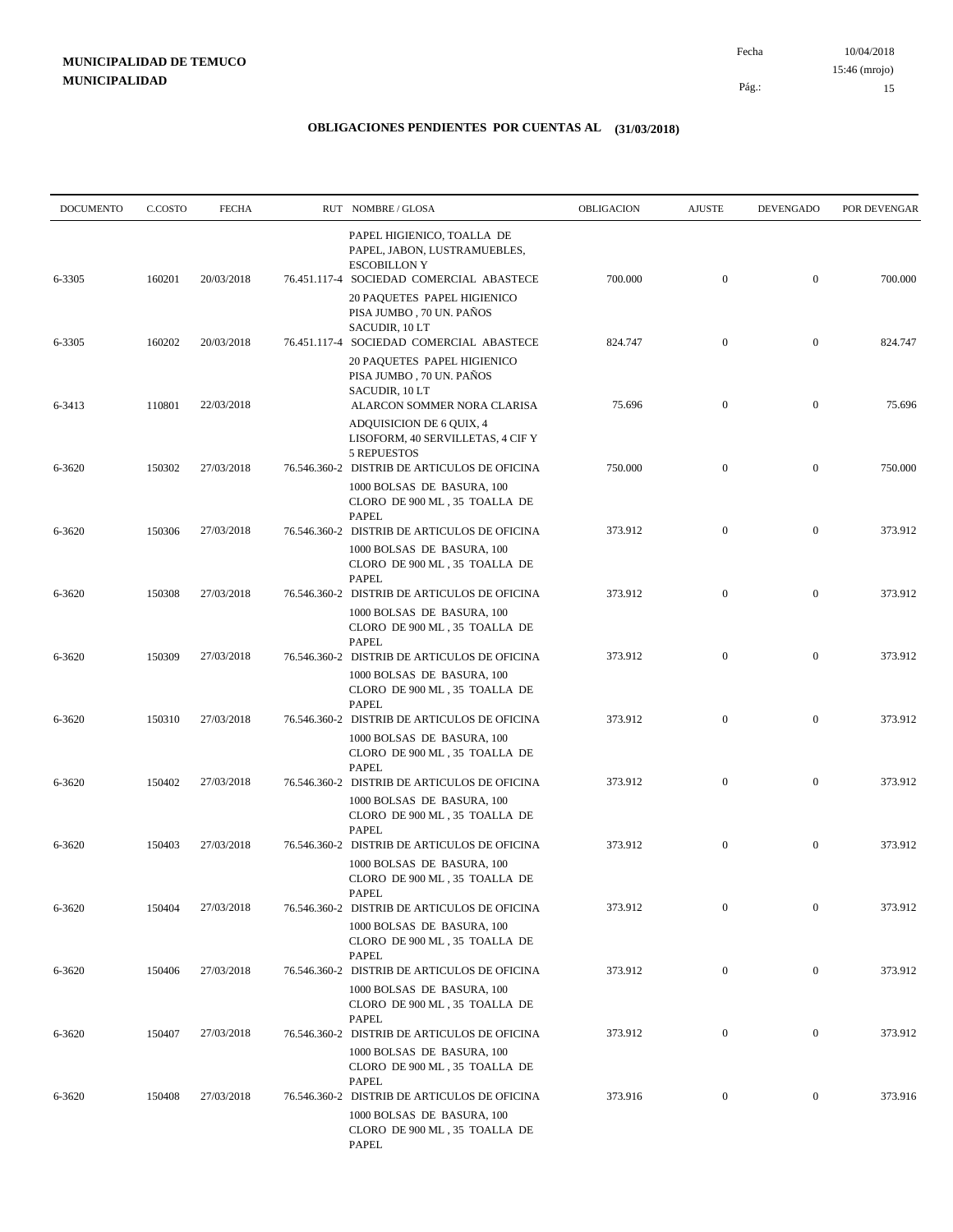**MUNICIPALIDAD DE TEMUCO**
**MUNICIPALIDAD**

Fecha 10/04/2018
15:46 (mrojo)

## OBLIGACIONES PENDIENTES POR CUENTAS AL (31/03/2018)

| DOCUMENTO | C.COSTO | FECHA | RUT | NOMBRE / GLOSA | OBLIGACION | AJUSTE | DEVENGADO | POR DEVENGAR |
|---|---|---|---|---|---|---|---|---|
| | | | | PAPEL HIGIENICO, TOALLA DE PAPEL, JABON, LUSTRAMUEBLES, ESCOBILLON Y | | | | |
| 6-3305 | 160201 | 20/03/2018 | 76.451.117-4 | SOCIEDAD COMERCIAL ABASTECE | 700.000 | 0 | 0 | 700.000 |
| | | | | 20 PAQUETES PAPEL HIGIENICO PISA JUMBO , 70 UN. PAÑOS SACUDIR, 10 LT | | | | |
| 6-3305 | 160202 | 20/03/2018 | 76.451.117-4 | SOCIEDAD COMERCIAL ABASTECE | 824.747 | 0 | 0 | 824.747 |
| | | | | 20 PAQUETES PAPEL HIGIENICO PISA JUMBO , 70 UN. PAÑOS SACUDIR, 10 LT | | | | |
| 6-3413 | 110801 | 22/03/2018 | | ALARCON SOMMER NORA CLARISA | 75.696 | 0 | 0 | 75.696 |
| | | | | ADQUISICION DE 6 QUIX, 4 LISOFORM, 40 SERVILLETAS, 4 CIF Y 5 REPUESTOS | | | | |
| 6-3620 | 150302 | 27/03/2018 | 76.546.360-2 | DISTRIB DE ARTICULOS DE OFICINA | 750.000 | 0 | 0 | 750.000 |
| | | | | 1000 BOLSAS DE BASURA, 100 CLORO DE 900 ML , 35 TOALLA DE PAPEL | | | | |
| 6-3620 | 150306 | 27/03/2018 | 76.546.360-2 | DISTRIB DE ARTICULOS DE OFICINA | 373.912 | 0 | 0 | 373.912 |
| | | | | 1000 BOLSAS DE BASURA, 100 CLORO DE 900 ML , 35 TOALLA DE PAPEL | | | | |
| 6-3620 | 150308 | 27/03/2018 | 76.546.360-2 | DISTRIB DE ARTICULOS DE OFICINA | 373.912 | 0 | 0 | 373.912 |
| | | | | 1000 BOLSAS DE BASURA, 100 CLORO DE 900 ML , 35 TOALLA DE PAPEL | | | | |
| 6-3620 | 150309 | 27/03/2018 | 76.546.360-2 | DISTRIB DE ARTICULOS DE OFICINA | 373.912 | 0 | 0 | 373.912 |
| | | | | 1000 BOLSAS DE BASURA, 100 CLORO DE 900 ML , 35 TOALLA DE PAPEL | | | | |
| 6-3620 | 150310 | 27/03/2018 | 76.546.360-2 | DISTRIB DE ARTICULOS DE OFICINA | 373.912 | 0 | 0 | 373.912 |
| | | | | 1000 BOLSAS DE BASURA, 100 CLORO DE 900 ML , 35 TOALLA DE PAPEL | | | | |
| 6-3620 | 150402 | 27/03/2018 | 76.546.360-2 | DISTRIB DE ARTICULOS DE OFICINA | 373.912 | 0 | 0 | 373.912 |
| | | | | 1000 BOLSAS DE BASURA, 100 CLORO DE 900 ML , 35 TOALLA DE PAPEL | | | | |
| 6-3620 | 150403 | 27/03/2018 | 76.546.360-2 | DISTRIB DE ARTICULOS DE OFICINA | 373.912 | 0 | 0 | 373.912 |
| | | | | 1000 BOLSAS DE BASURA, 100 CLORO DE 900 ML , 35 TOALLA DE PAPEL | | | | |
| 6-3620 | 150404 | 27/03/2018 | 76.546.360-2 | DISTRIB DE ARTICULOS DE OFICINA | 373.912 | 0 | 0 | 373.912 |
| | | | | 1000 BOLSAS DE BASURA, 100 CLORO DE 900 ML , 35 TOALLA DE PAPEL | | | | |
| 6-3620 | 150406 | 27/03/2018 | 76.546.360-2 | DISTRIB DE ARTICULOS DE OFICINA | 373.912 | 0 | 0 | 373.912 |
| | | | | 1000 BOLSAS DE BASURA, 100 CLORO DE 900 ML , 35 TOALLA DE PAPEL | | | | |
| 6-3620 | 150407 | 27/03/2018 | 76.546.360-2 | DISTRIB DE ARTICULOS DE OFICINA | 373.912 | 0 | 0 | 373.912 |
| | | | | 1000 BOLSAS DE BASURA, 100 CLORO DE 900 ML , 35 TOALLA DE PAPEL | | | | |
| 6-3620 | 150408 | 27/03/2018 | 76.546.360-2 | DISTRIB DE ARTICULOS DE OFICINA | 373.916 | 0 | 0 | 373.916 |
| | | | | 1000 BOLSAS DE BASURA, 100 CLORO DE 900 ML , 35 TOALLA DE PAPEL | | | | |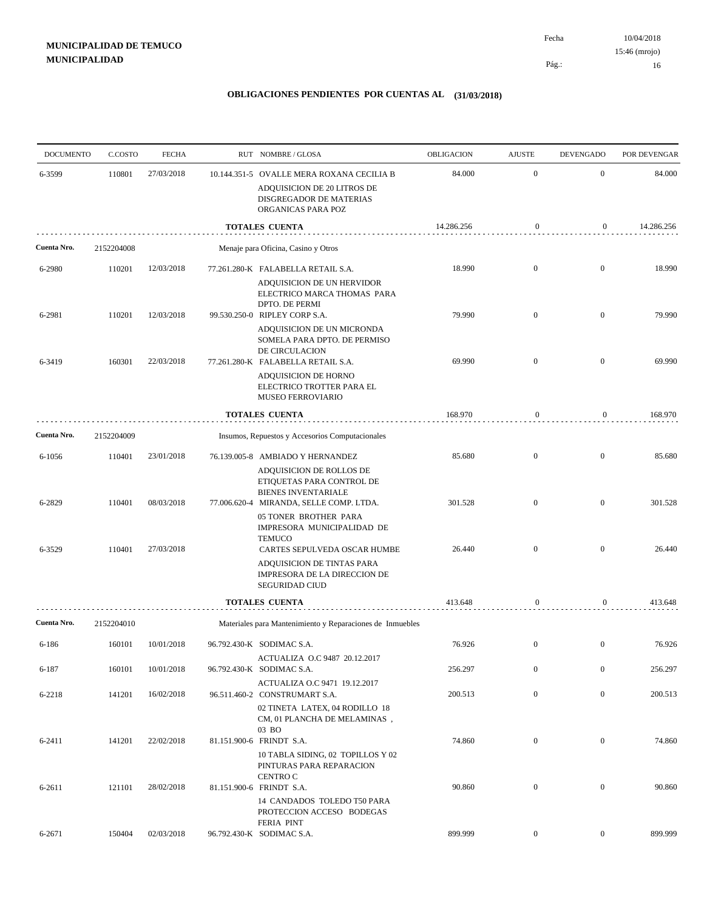**MUNICIPALIDAD DE TEMUCO**
**MUNICIPALIDAD**

Fecha 10/04/2018
15:46 (mrojo)

## OBLIGACIONES PENDIENTES POR CUENTAS AL (31/03/2018)

| DOCUMENTO | C.COSTO | FECHA | RUT NOMBRE / GLOSA | OBLIGACION | AJUSTE | DEVENGADO | POR DEVENGAR |
|---|---|---|---|---|---|---|---|
| 6-3599 | 110801 | 27/03/2018 | 10.144.351-5 OVALLE MERA ROXANA CECILIA B<br>ADQUISICION DE 20 LITROS DE DISGREGADOR DE MATERIAS ORGANICAS PARA POZ | 84.000 | 0 | 0 | 84.000 |
| | | | **TOTALES CUENTA** | 14.286.256 | 0 | 0 | 14.286.256 |
| **Cuenta Nro.** | 2152204008 | | Menaje para Oficina, Casino y Otros | | | | |
| 6-2980 | 110201 | 12/03/2018 | 77.261.280-K FALABELLA RETAIL S.A.<br>ADQUISICION DE UN HERVIDOR ELECTRICO MARCA THOMAS PARA DPTO. DE PERMI | 18.990 | 0 | 0 | 18.990 |
| 6-2981 | 110201 | 12/03/2018 | 99.530.250-0 RIPLEY CORP S.A.<br>ADQUISICION DE UN MICRONDA SOMELA PARA DPTO. DE PERMISO DE CIRCULACION | 79.990 | 0 | 0 | 79.990 |
| 6-3419 | 160301 | 22/03/2018 | 77.261.280-K FALABELLA RETAIL S.A.<br>ADQUISICION DE HORNO ELECTRICO TROTTER PARA EL MUSEO FERROVIARIO | 69.990 | 0 | 0 | 69.990 |
| | | | **TOTALES CUENTA** | 168.970 | 0 | 0 | 168.970 |
| **Cuenta Nro.** | 2152204009 | | Insumos, Repuestos y Accesorios Computacionales | | | | |
| 6-1056 | 110401 | 23/01/2018 | 76.139.005-8 AMBIADO Y HERNANDEZ<br>ADQUISICION DE ROLLOS DE ETIQUETAS PARA CONTROL DE BIENES INVENTARIALE | 85.680 | 0 | 0 | 85.680 |
| 6-2829 | 110401 | 08/03/2018 | 77.006.620-4 MIRANDA, SELLE COMP. LTDA.<br>05 TONER BROTHER PARA IMPRESORA MUNICIPALIDAD DE TEMUCO | 301.528 | 0 | 0 | 301.528 |
| 6-3529 | 110401 | 27/03/2018 | CARTES SEPULVEDA OSCAR HUMBE<br>ADQUISICION DE TINTAS PARA IMPRESORA DE LA DIRECCION DE SEGURIDAD CIUD | 26.440 | 0 | 0 | 26.440 |
| | | | **TOTALES CUENTA** | 413.648 | 0 | 0 | 413.648 |
| **Cuenta Nro.** | 2152204010 | | Materiales para Mantenimiento y Reparaciones de Inmuebles | | | | |
| 6-186 | 160101 | 10/01/2018 | 96.792.430-K SODIMAC S.A.<br>ACTUALIZA O.C 9487 20.12.2017 | 76.926 | 0 | 0 | 76.926 |
| 6-187 | 160101 | 10/01/2018 | 96.792.430-K SODIMAC S.A.<br>ACTUALIZA O.C 9471 19.12.2017 | 256.297 | 0 | 0 | 256.297 |
| 6-2218 | 141201 | 16/02/2018 | 96.511.460-2 CONSTRUMART S.A.<br>02 TINETA LATEX, 04 RODILLO 18 CM, 01 PLANCHA DE MELAMINAS , 03 BO | 200.513 | 0 | 0 | 200.513 |
| 6-2411 | 141201 | 22/02/2018 | 81.151.900-6 FRINDT S.A.<br>10 TABLA SIDING, 02 TOPILLOS Y 02 PINTURAS PARA REPARACION CENTRO C | 74.860 | 0 | 0 | 74.860 |
| 6-2611 | 121101 | 28/02/2018 | 81.151.900-6 FRINDT S.A.<br>14 CANDADOS TOLEDO T50 PARA PROTECCION ACCESO BODEGAS FERIA PINT | 90.860 | 0 | 0 | 90.860 |
| 6-2671 | 150404 | 02/03/2018 | 96.792.430-K SODIMAC S.A. | 899.999 | 0 | 0 | 899.999 |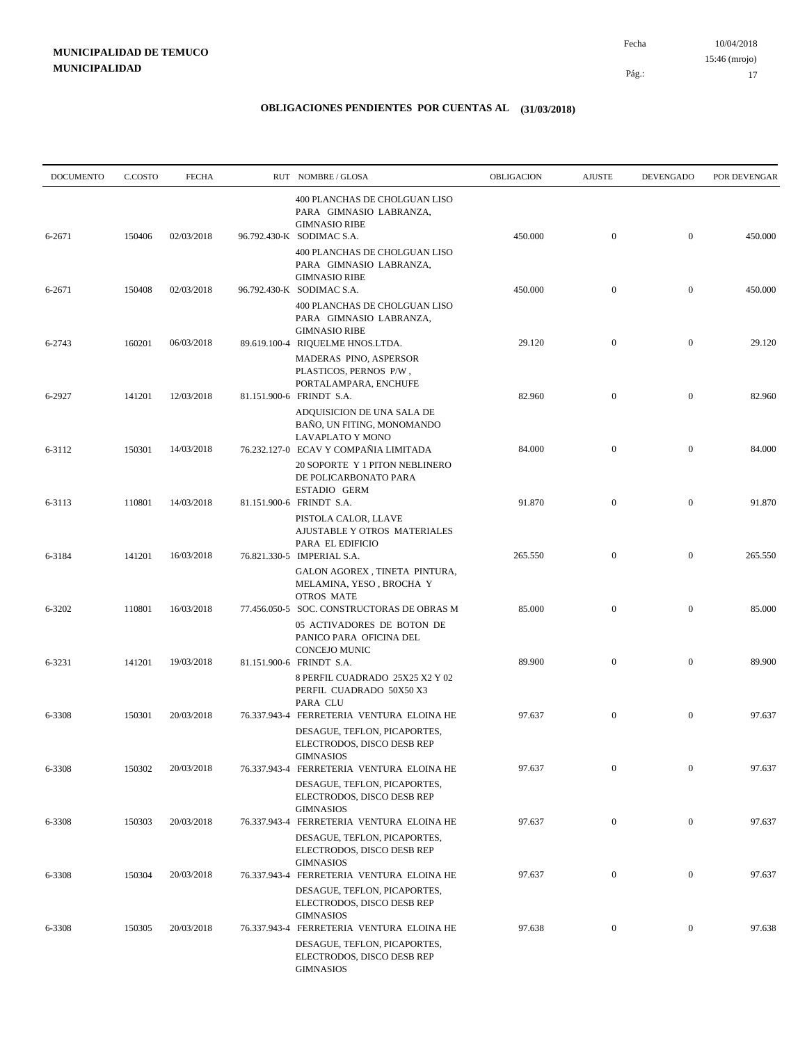**MUNICIPALIDAD DE TEMUCO**
**MUNICIPALIDAD**

Fecha 10/04/2018
15:46 (mrojo)

## OBLIGACIONES PENDIENTES POR CUENTAS AL (31/03/2018)

| DOCUMENTO | C.COSTO | FECHA | RUT | NOMBRE / GLOSA | OBLIGACION | AJUSTE | DEVENGADO | POR DEVENGAR |
|---|---|---|---|---|---|---|---|---|
| | | | | 400 PLANCHAS DE CHOLGUAN LISO PARA GIMNASIO LABRANZA, GIMNASIO RIBE | | | | |
| 6-2671 | 150406 | 02/03/2018 | 96.792.430-K | SODIMAC S.A. | 450.000 | 0 | 0 | 450.000 |
| | | | | 400 PLANCHAS DE CHOLGUAN LISO PARA GIMNASIO LABRANZA, GIMNASIO RIBE | | | | |
| 6-2671 | 150408 | 02/03/2018 | 96.792.430-K | SODIMAC S.A. | 450.000 | 0 | 0 | 450.000 |
| | | | | 400 PLANCHAS DE CHOLGUAN LISO PARA GIMNASIO LABRANZA, GIMNASIO RIBE | | | | |
| 6-2743 | 160201 | 06/03/2018 | 89.619.100-4 | RIQUELME HNOS.LTDA. | 29.120 | 0 | 0 | 29.120 |
| | | | | MADERAS PINO, ASPERSOR PLASTICOS, PERNOS P/W , PORTALAMPARA, ENCHUFE | | | | |
| 6-2927 | 141201 | 12/03/2018 | 81.151.900-6 | FRINDT S.A. | 82.960 | 0 | 0 | 82.960 |
| | | | | ADQUISICION DE UNA SALA DE BAÑO, UN FITING, MONOMANDO LAVAPLATO Y MONO | | | | |
| 6-3112 | 150301 | 14/03/2018 | 76.232.127-0 | ECAV Y COMPAÑIA LIMITADA | 84.000 | 0 | 0 | 84.000 |
| | | | | 20 SOPORTE Y 1 PITON NEBLINERO DE POLICARBONATO PARA ESTADIO GERM | | | | |
| 6-3113 | 110801 | 14/03/2018 | 81.151.900-6 | FRINDT S.A. | 91.870 | 0 | 0 | 91.870 |
| | | | | PISTOLA CALOR, LLAVE AJUSTABLE Y OTROS MATERIALES PARA EL EDIFICIO | | | | |
| 6-3184 | 141201 | 16/03/2018 | 76.821.330-5 | IMPERIAL S.A. | 265.550 | 0 | 0 | 265.550 |
| | | | | GALON AGOREX , TINETA PINTURA, MELAMINA, YESO , BROCHA Y OTROS MATE | | | | |
| 6-3202 | 110801 | 16/03/2018 | 77.456.050-5 | SOC. CONSTRUCTORAS DE OBRAS M | 85.000 | 0 | 0 | 85.000 |
| | | | | 05 ACTIVADORES DE BOTON DE PANICO PARA OFICINA DEL CONCEJO MUNIC | | | | |
| 6-3231 | 141201 | 19/03/2018 | 81.151.900-6 | FRINDT S.A. | 89.900 | 0 | 0 | 89.900 |
| | | | | 8 PERFIL CUADRADO 25X25 X2 Y 02 PERFIL CUADRADO 50X50 X3 PARA CLU | | | | |
| 6-3308 | 150301 | 20/03/2018 | 76.337.943-4 | FERRETERIA VENTURA ELOINA HE | 97.637 | 0 | 0 | 97.637 |
| | | | | DESAGUE, TEFLON, PICAPORTES, ELECTRODOS, DISCO DESB REP GIMNASIOS | | | | |
| 6-3308 | 150302 | 20/03/2018 | 76.337.943-4 | FERRETERIA VENTURA ELOINA HE | 97.637 | 0 | 0 | 97.637 |
| | | | | DESAGUE, TEFLON, PICAPORTES, ELECTRODOS, DISCO DESB REP GIMNASIOS | | | | |
| 6-3308 | 150303 | 20/03/2018 | 76.337.943-4 | FERRETERIA VENTURA ELOINA HE | 97.637 | 0 | 0 | 97.637 |
| | | | | DESAGUE, TEFLON, PICAPORTES, ELECTRODOS, DISCO DESB REP GIMNASIOS | | | | |
| 6-3308 | 150304 | 20/03/2018 | 76.337.943-4 | FERRETERIA VENTURA ELOINA HE | 97.637 | 0 | 0 | 97.637 |
| | | | | DESAGUE, TEFLON, PICAPORTES, ELECTRODOS, DISCO DESB REP GIMNASIOS | | | | |
| 6-3308 | 150305 | 20/03/2018 | 76.337.943-4 | FERRETERIA VENTURA ELOINA HE | 97.638 | 0 | 0 | 97.638 |
| | | | | DESAGUE, TEFLON, PICAPORTES, ELECTRODOS, DISCO DESB REP GIMNASIOS | | | | |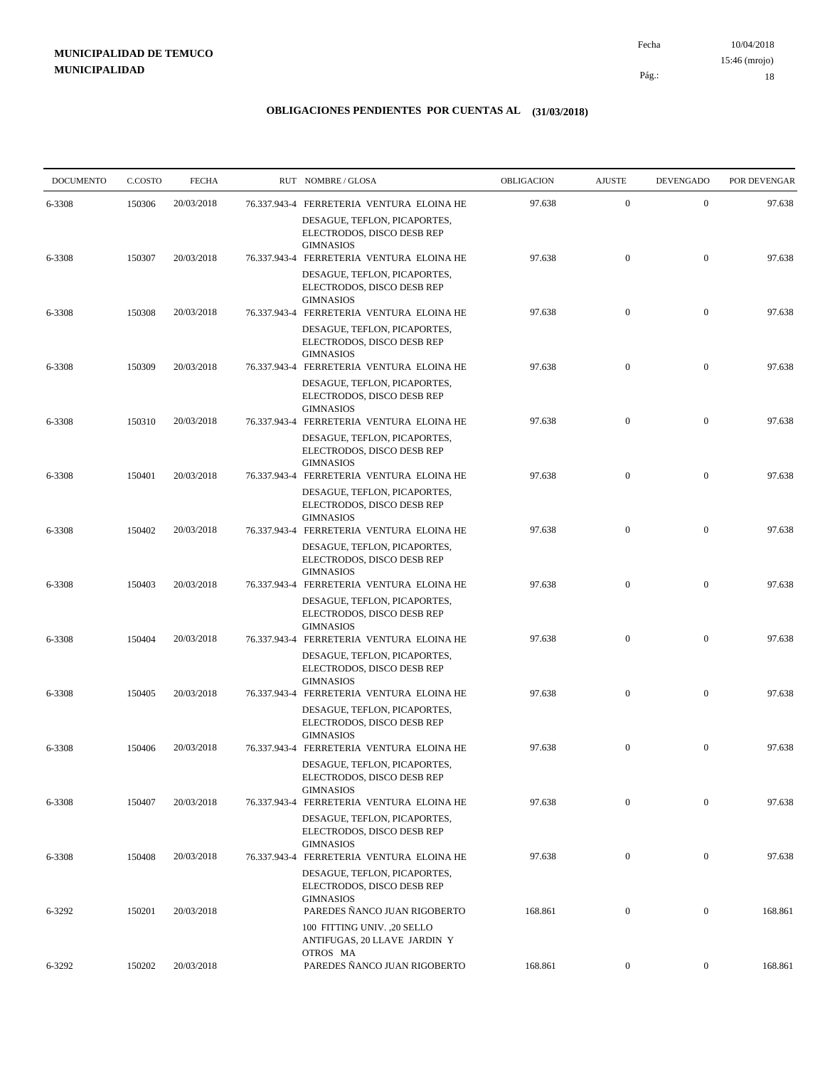**MUNICIPALIDAD DE TEMUCO**
**MUNICIPALIDAD**

Fecha 10/04/2018
15:46 (mrojo)

# OBLIGACIONES PENDIENTES POR CUENTAS AL (31/03/2018)

| DOCUMENTO | C.COSTO | FECHA | RUT | NOMBRE / GLOSA | OBLIGACION | AJUSTE | DEVENGADO | POR DEVENGAR |
|---|---|---|---|---|---|---|---|---|
| 6-3308 | 150306 | 20/03/2018 | 76.337.943-4 | FERRETERIA VENTURA ELOINA HE<br>DESAGUE, TEFLON, PICAPORTES, ELECTRODOS, DISCO DESB REP GIMNASIOS | 97.638 | 0 | 0 | 97.638 |
| 6-3308 | 150307 | 20/03/2018 | 76.337.943-4 | FERRETERIA VENTURA ELOINA HE<br>DESAGUE, TEFLON, PICAPORTES, ELECTRODOS, DISCO DESB REP GIMNASIOS | 97.638 | 0 | 0 | 97.638 |
| 6-3308 | 150308 | 20/03/2018 | 76.337.943-4 | FERRETERIA VENTURA ELOINA HE<br>DESAGUE, TEFLON, PICAPORTES, ELECTRODOS, DISCO DESB REP GIMNASIOS | 97.638 | 0 | 0 | 97.638 |
| 6-3308 | 150309 | 20/03/2018 | 76.337.943-4 | FERRETERIA VENTURA ELOINA HE<br>DESAGUE, TEFLON, PICAPORTES, ELECTRODOS, DISCO DESB REP GIMNASIOS | 97.638 | 0 | 0 | 97.638 |
| 6-3308 | 150310 | 20/03/2018 | 76.337.943-4 | FERRETERIA VENTURA ELOINA HE<br>DESAGUE, TEFLON, PICAPORTES, ELECTRODOS, DISCO DESB REP GIMNASIOS | 97.638 | 0 | 0 | 97.638 |
| 6-3308 | 150401 | 20/03/2018 | 76.337.943-4 | FERRETERIA VENTURA ELOINA HE<br>DESAGUE, TEFLON, PICAPORTES, ELECTRODOS, DISCO DESB REP GIMNASIOS | 97.638 | 0 | 0 | 97.638 |
| 6-3308 | 150402 | 20/03/2018 | 76.337.943-4 | FERRETERIA VENTURA ELOINA HE<br>DESAGUE, TEFLON, PICAPORTES, ELECTRODOS, DISCO DESB REP GIMNASIOS | 97.638 | 0 | 0 | 97.638 |
| 6-3308 | 150403 | 20/03/2018 | 76.337.943-4 | FERRETERIA VENTURA ELOINA HE<br>DESAGUE, TEFLON, PICAPORTES, ELECTRODOS, DISCO DESB REP GIMNASIOS | 97.638 | 0 | 0 | 97.638 |
| 6-3308 | 150404 | 20/03/2018 | 76.337.943-4 | FERRETERIA VENTURA ELOINA HE<br>DESAGUE, TEFLON, PICAPORTES, ELECTRODOS, DISCO DESB REP GIMNASIOS | 97.638 | 0 | 0 | 97.638 |
| 6-3308 | 150405 | 20/03/2018 | 76.337.943-4 | FERRETERIA VENTURA ELOINA HE<br>DESAGUE, TEFLON, PICAPORTES, ELECTRODOS, DISCO DESB REP GIMNASIOS | 97.638 | 0 | 0 | 97.638 |
| 6-3308 | 150406 | 20/03/2018 | 76.337.943-4 | FERRETERIA VENTURA ELOINA HE<br>DESAGUE, TEFLON, PICAPORTES, ELECTRODOS, DISCO DESB REP GIMNASIOS | 97.638 | 0 | 0 | 97.638 |
| 6-3308 | 150407 | 20/03/2018 | 76.337.943-4 | FERRETERIA VENTURA ELOINA HE<br>DESAGUE, TEFLON, PICAPORTES, ELECTRODOS, DISCO DESB REP GIMNASIOS | 97.638 | 0 | 0 | 97.638 |
| 6-3308 | 150408 | 20/03/2018 | 76.337.943-4 | FERRETERIA VENTURA ELOINA HE<br>DESAGUE, TEFLON, PICAPORTES, ELECTRODOS, DISCO DESB REP GIMNASIOS | 97.638 | 0 | 0 | 97.638 |
| 6-3292 | 150201 | 20/03/2018 | | PAREDES ÑANCO JUAN RIGOBERTO<br>100 FITTING UNIV. ,20 SELLO ANTIFUGAS, 20 LLAVE JARDIN Y OTROS MA | 168.861 | 0 | 0 | 168.861 |
| 6-3292 | 150202 | 20/03/2018 | | PAREDES ÑANCO JUAN RIGOBERTO | 168.861 | 0 | 0 | 168.861 |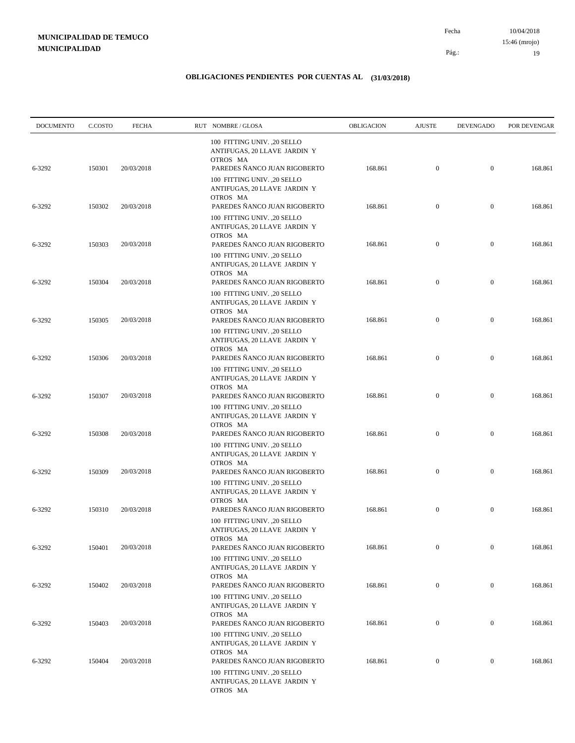**MUNICIPALIDAD DE TEMUCO**
**MUNICIPALIDAD**

Fecha 10/04/2018
15:46 (mrojo)

## OBLIGACIONES PENDIENTES POR CUENTAS AL (31/03/2018)

| DOCUMENTO | C.COSTO | FECHA | RUT NOMBRE / GLOSA | OBLIGACION | AJUSTE | DEVENGADO | POR DEVENGAR |
|---|---|---|---|---|---|---|---|
| | | | 100 FITTING UNIV. ,20 SELLO ANTIFUGAS, 20 LLAVE JARDIN Y OTROS MA | | | | |
| 6-3292 | 150301 | 20/03/2018 | PAREDES ÑANCO JUAN RIGOBERTO | 168.861 | 0 | 0 | 168.861 |
| | | | 100 FITTING UNIV. ,20 SELLO ANTIFUGAS, 20 LLAVE JARDIN Y OTROS MA | | | | |
| 6-3292 | 150302 | 20/03/2018 | PAREDES ÑANCO JUAN RIGOBERTO | 168.861 | 0 | 0 | 168.861 |
| | | | 100 FITTING UNIV. ,20 SELLO ANTIFUGAS, 20 LLAVE JARDIN Y OTROS MA | | | | |
| 6-3292 | 150303 | 20/03/2018 | PAREDES ÑANCO JUAN RIGOBERTO | 168.861 | 0 | 0 | 168.861 |
| | | | 100 FITTING UNIV. ,20 SELLO ANTIFUGAS, 20 LLAVE JARDIN Y OTROS MA | | | | |
| 6-3292 | 150304 | 20/03/2018 | PAREDES ÑANCO JUAN RIGOBERTO | 168.861 | 0 | 0 | 168.861 |
| | | | 100 FITTING UNIV. ,20 SELLO ANTIFUGAS, 20 LLAVE JARDIN Y OTROS MA | | | | |
| 6-3292 | 150305 | 20/03/2018 | PAREDES ÑANCO JUAN RIGOBERTO | 168.861 | 0 | 0 | 168.861 |
| | | | 100 FITTING UNIV. ,20 SELLO ANTIFUGAS, 20 LLAVE JARDIN Y OTROS MA | | | | |
| 6-3292 | 150306 | 20/03/2018 | PAREDES ÑANCO JUAN RIGOBERTO | 168.861 | 0 | 0 | 168.861 |
| | | | 100 FITTING UNIV. ,20 SELLO ANTIFUGAS, 20 LLAVE JARDIN Y OTROS MA | | | | |
| 6-3292 | 150307 | 20/03/2018 | PAREDES ÑANCO JUAN RIGOBERTO | 168.861 | 0 | 0 | 168.861 |
| | | | 100 FITTING UNIV. ,20 SELLO ANTIFUGAS, 20 LLAVE JARDIN Y OTROS MA | | | | |
| 6-3292 | 150308 | 20/03/2018 | PAREDES ÑANCO JUAN RIGOBERTO | 168.861 | 0 | 0 | 168.861 |
| | | | 100 FITTING UNIV. ,20 SELLO ANTIFUGAS, 20 LLAVE JARDIN Y OTROS MA | | | | |
| 6-3292 | 150309 | 20/03/2018 | PAREDES ÑANCO JUAN RIGOBERTO | 168.861 | 0 | 0 | 168.861 |
| | | | 100 FITTING UNIV. ,20 SELLO ANTIFUGAS, 20 LLAVE JARDIN Y OTROS MA | | | | |
| 6-3292 | 150310 | 20/03/2018 | PAREDES ÑANCO JUAN RIGOBERTO | 168.861 | 0 | 0 | 168.861 |
| | | | 100 FITTING UNIV. ,20 SELLO ANTIFUGAS, 20 LLAVE JARDIN Y OTROS MA | | | | |
| 6-3292 | 150401 | 20/03/2018 | PAREDES ÑANCO JUAN RIGOBERTO | 168.861 | 0 | 0 | 168.861 |
| | | | 100 FITTING UNIV. ,20 SELLO ANTIFUGAS, 20 LLAVE JARDIN Y OTROS MA | | | | |
| 6-3292 | 150402 | 20/03/2018 | PAREDES ÑANCO JUAN RIGOBERTO | 168.861 | 0 | 0 | 168.861 |
| | | | 100 FITTING UNIV. ,20 SELLO ANTIFUGAS, 20 LLAVE JARDIN Y OTROS MA | | | | |
| 6-3292 | 150403 | 20/03/2018 | PAREDES ÑANCO JUAN RIGOBERTO | 168.861 | 0 | 0 | 168.861 |
| | | | 100 FITTING UNIV. ,20 SELLO ANTIFUGAS, 20 LLAVE JARDIN Y OTROS MA | | | | |
| 6-3292 | 150404 | 20/03/2018 | PAREDES ÑANCO JUAN RIGOBERTO | 168.861 | 0 | 0 | 168.861 |
| | | | 100 FITTING UNIV. ,20 SELLO ANTIFUGAS, 20 LLAVE JARDIN Y OTROS MA | | | | |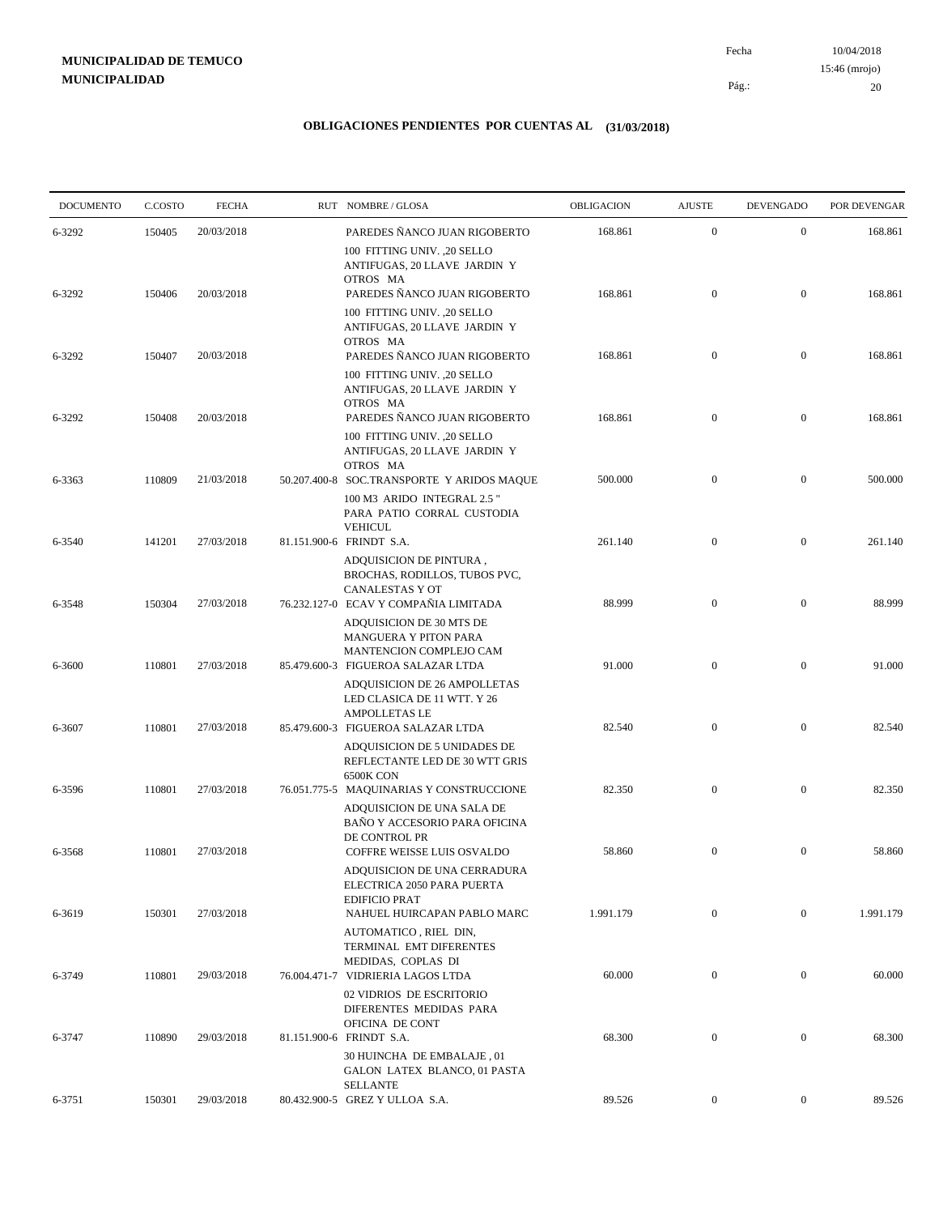**MUNICIPALIDAD DE TEMUCO**
**MUNICIPALIDAD**

Fecha 10/04/2018
15:46 (mrojo)

## OBLIGACIONES PENDIENTES POR CUENTAS AL (31/03/2018)

| DOCUMENTO | C.COSTO | FECHA | RUT | NOMBRE / GLOSA | OBLIGACION | AJUSTE | DEVENGADO | POR DEVENGAR |
|---|---|---|---|---|---|---|---|---|
| 6-3292 | 150405 | 20/03/2018 | | PAREDES ÑANCO JUAN RIGOBERTO<br>100 FITTING UNIV. ,20 SELLO ANTIFUGAS, 20 LLAVE JARDIN Y OTROS MA | 168.861 | 0 | 0 | 168.861 |
| 6-3292 | 150406 | 20/03/2018 | | PAREDES ÑANCO JUAN RIGOBERTO<br>100 FITTING UNIV. ,20 SELLO ANTIFUGAS, 20 LLAVE JARDIN Y OTROS MA | 168.861 | 0 | 0 | 168.861 |
| 6-3292 | 150407 | 20/03/2018 | | PAREDES ÑANCO JUAN RIGOBERTO<br>100 FITTING UNIV. ,20 SELLO ANTIFUGAS, 20 LLAVE JARDIN Y OTROS MA | 168.861 | 0 | 0 | 168.861 |
| 6-3292 | 150408 | 20/03/2018 | | PAREDES ÑANCO JUAN RIGOBERTO<br>100 FITTING UNIV. ,20 SELLO ANTIFUGAS, 20 LLAVE JARDIN Y OTROS MA | 168.861 | 0 | 0 | 168.861 |
| 6-3363 | 110809 | 21/03/2018 | 50.207.400-8 | SOC.TRANSPORTE Y ARIDOS MAQUE<br>100 M3 ARIDO INTEGRAL 2.5 " PARA PATIO CORRAL CUSTODIA VEHICUL | 500.000 | 0 | 0 | 500.000 |
| 6-3540 | 141201 | 27/03/2018 | 81.151.900-6 | FRINDT S.A.<br>ADQUISICION DE PINTURA , BROCHAS, RODILLOS, TUBOS PVC, CANALESTAS Y OT | 261.140 | 0 | 0 | 261.140 |
| 6-3548 | 150304 | 27/03/2018 | 76.232.127-0 | ECAV Y COMPAÑIA LIMITADA<br>ADQUISICION DE 30 MTS DE MANGUERA Y PITON PARA MANTENCION COMPLEJO CAM | 88.999 | 0 | 0 | 88.999 |
| 6-3600 | 110801 | 27/03/2018 | 85.479.600-3 | FIGUEROA SALAZAR LTDA<br>ADQUISICION DE 26 AMPOLLETAS LED CLASICA DE 11 WTT. Y 26 AMPOLLETAS LE | 91.000 | 0 | 0 | 91.000 |
| 6-3607 | 110801 | 27/03/2018 | 85.479.600-3 | FIGUEROA SALAZAR LTDA<br>ADQUISICION DE 5 UNIDADES DE REFLECTANTE LED DE 30 WTT GRIS 6500K CON | 82.540 | 0 | 0 | 82.540 |
| 6-3596 | 110801 | 27/03/2018 | 76.051.775-5 | MAQUINARIAS Y CONSTRUCCIONE<br>ADQUISICION DE UNA SALA DE BAÑO Y ACCESORIO PARA OFICINA DE CONTROL PR | 82.350 | 0 | 0 | 82.350 |
| 6-3568 | 110801 | 27/03/2018 | | COFFRE WEISSE LUIS OSVALDO<br>ADQUISICION DE UNA CERRADURA ELECTRICA 2050 PARA PUERTA EDIFICIO PRAT | 58.860 | 0 | 0 | 58.860 |
| 6-3619 | 150301 | 27/03/2018 | | NAHUEL HUIRCAPAN PABLO MARC<br>AUTOMATICO , RIEL DIN, TERMINAL EMT DIFERENTES MEDIDAS, COPLAS DI | 1.991.179 | 0 | 0 | 1.991.179 |
| 6-3749 | 110801 | 29/03/2018 | 76.004.471-7 | VIDRIERIA LAGOS LTDA<br>02 VIDRIOS DE ESCRITORIO DIFERENTES MEDIDAS PARA OFICINA DE CONT | 60.000 | 0 | 0 | 60.000 |
| 6-3747 | 110890 | 29/03/2018 | 81.151.900-6 | FRINDT S.A.<br>30 HUINCHA DE EMBALAJE , 01 GALON LATEX BLANCO, 01 PASTA SELLANTE | 68.300 | 0 | 0 | 68.300 |
| 6-3751 | 150301 | 29/03/2018 | 80.432.900-5 | GREZ Y ULLOA S.A. | 89.526 | 0 | 0 | 89.526 |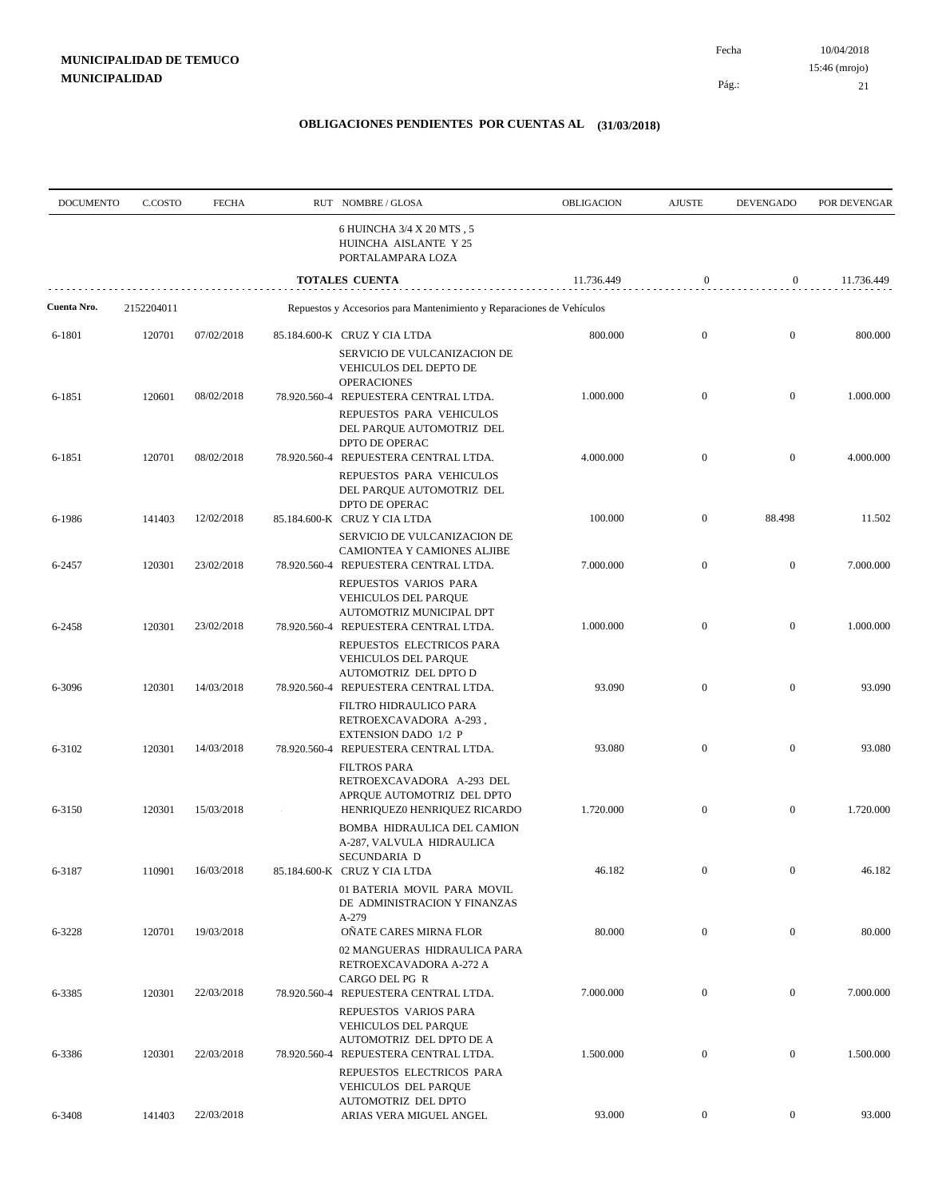**MUNICIPALIDAD DE TEMUCO**
**MUNICIPALIDAD**

Fecha 10/04/2018
15:46 (mrojo)

## OBLIGACIONES PENDIENTES POR CUENTAS AL (31/03/2018)

| DOCUMENTO | C.COSTO | FECHA | RUT | NOMBRE / GLOSA | OBLIGACION | AJUSTE | DEVENGADO | POR DEVENGAR |
|---|---|---|---|---|---|---|---|---|
| | | | | 6 HUINCHA 3/4 X 20 MTS , 5 HUINCHA AISLANTE Y 25 PORTALAMPARA LOZA | | | | |
| | | | | **TOTALES CUENTA** | 11.736.449 | 0 | 0 | 11.736.449 |
| **Cuenta Nro.** | 2152204011 | | | Repuestos y Accesorios para Mantenimiento y Reparaciones de Vehículos | | | | |
| 6-1801 | 120701 | 07/02/2018 | 85.184.600-K | CRUZ Y CIA LTDA | 800.000 | 0 | 0 | 800.000 |
| | | | | SERVICIO DE VULCANIZACION DE VEHICULOS DEL DEPTO DE OPERACIONES | | | | |
| 6-1851 | 120601 | 08/02/2018 | 78.920.560-4 | REPUESTERA CENTRAL LTDA. | 1.000.000 | 0 | 0 | 1.000.000 |
| | | | | REPUESTOS PARA VEHICULOS DEL PARQUE AUTOMOTRIZ DEL DPTO DE OPERAC | | | | |
| 6-1851 | 120701 | 08/02/2018 | 78.920.560-4 | REPUESTERA CENTRAL LTDA. | 4.000.000 | 0 | 0 | 4.000.000 |
| | | | | REPUESTOS PARA VEHICULOS DEL PARQUE AUTOMOTRIZ DEL DPTO DE OPERAC | | | | |
| 6-1986 | 141403 | 12/02/2018 | 85.184.600-K | CRUZ Y CIA LTDA | 100.000 | 0 | 88.498 | 11.502 |
| | | | | SERVICIO DE VULCANIZACION DE CAMIONTEA Y CAMIONES ALJIBE | | | | |
| 6-2457 | 120301 | 23/02/2018 | 78.920.560-4 | REPUESTERA CENTRAL LTDA. | 7.000.000 | 0 | 0 | 7.000.000 |
| | | | | REPUESTOS VARIOS PARA VEHICULOS DEL PARQUE AUTOMOTRIZ MUNICIPAL DPT | | | | |
| 6-2458 | 120301 | 23/02/2018 | 78.920.560-4 | REPUESTERA CENTRAL LTDA. | 1.000.000 | 0 | 0 | 1.000.000 |
| | | | | REPUESTOS ELECTRICOS PARA VEHICULOS DEL PARQUE AUTOMOTRIZ DEL DPTO D | | | | |
| 6-3096 | 120301 | 14/03/2018 | 78.920.560-4 | REPUESTERA CENTRAL LTDA. | 93.090 | 0 | 0 | 93.090 |
| | | | | FILTRO HIDRAULICO PARA RETROEXCAVADORA A-293 , EXTENSION DADO 1/2 P | | | | |
| 6-3102 | 120301 | 14/03/2018 | 78.920.560-4 | REPUESTERA CENTRAL LTDA. | 93.080 | 0 | 0 | 93.080 |
| | | | | FILTROS PARA RETROEXCAVADORA A-293 DEL APRQUE AUTOMOTRIZ DEL DPTO | | | | |
| 6-3150 | 120301 | 15/03/2018 | | HENRIQUEZ0 HENRIQUEZ RICARDO | 1.720.000 | 0 | 0 | 1.720.000 |
| | | | | BOMBA HIDRAULICA DEL CAMION A-287, VALVULA HIDRAULICA SECUNDARIA D | | | | |
| 6-3187 | 110901 | 16/03/2018 | 85.184.600-K | CRUZ Y CIA LTDA | 46.182 | 0 | 0 | 46.182 |
| | | | | 01 BATERIA MOVIL PARA MOVIL DE ADMINISTRACION Y FINANZAS A-279 | | | | |
| 6-3228 | 120701 | 19/03/2018 | | OÑATE CARES MIRNA FLOR | 80.000 | 0 | 0 | 80.000 |
| | | | | 02 MANGUERAS HIDRAULICA PARA RETROEXCAVADORA A-272 A CARGO DEL PG R | | | | |
| 6-3385 | 120301 | 22/03/2018 | 78.920.560-4 | REPUESTERA CENTRAL LTDA. | 7.000.000 | 0 | 0 | 7.000.000 |
| | | | | REPUESTOS VARIOS PARA VEHICULOS DEL PARQUE AUTOMOTRIZ DEL DPTO DE A | | | | |
| 6-3386 | 120301 | 22/03/2018 | 78.920.560-4 | REPUESTERA CENTRAL LTDA. | 1.500.000 | 0 | 0 | 1.500.000 |
| | | | | REPUESTOS ELECTRICOS PARA VEHICULOS DEL PARQUE AUTOMOTRIZ DEL DPTO | | | | |
| 6-3408 | 141403 | 22/03/2018 | | ARIAS VERA MIGUEL ANGEL | 93.000 | 0 | 0 | 93.000 |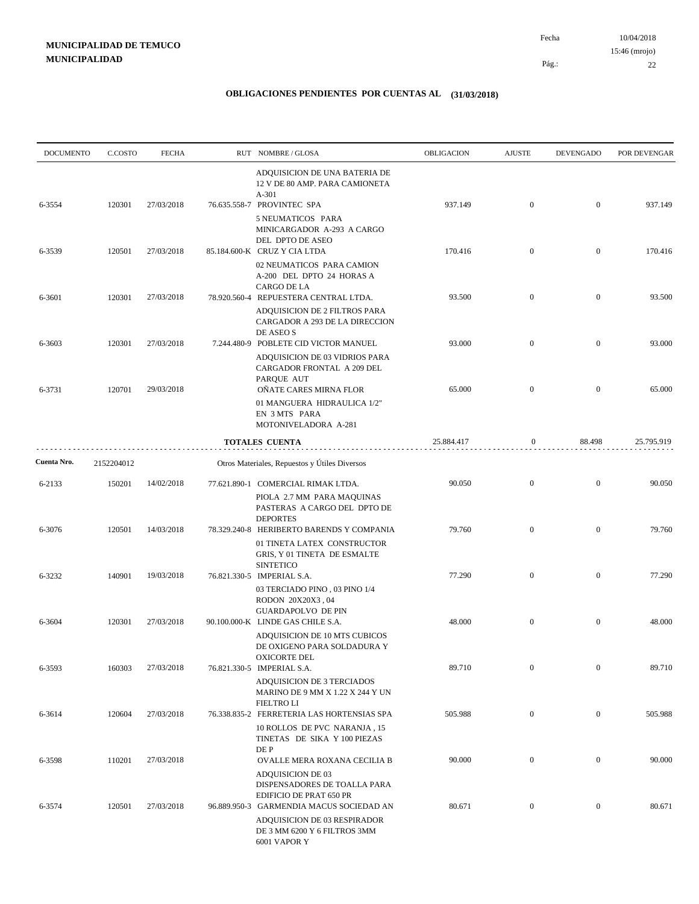**MUNICIPALIDAD DE TEMUCO**
**MUNICIPALIDAD**

Fecha 10/04/2018
15:46 (mrojo)

## OBLIGACIONES PENDIENTES POR CUENTAS AL (31/03/2018)

| DOCUMENTO | C.COSTO | FECHA | RUT | NOMBRE / GLOSA | OBLIGACION | AJUSTE | DEVENGADO | POR DEVENGAR |
|---|---|---|---|---|---|---|---|---|
| | | | | ADQUISICION DE UNA BATERIA DE 12 V DE 80 AMP. PARA CAMIONETA A-301 | | | | |
| 6-3554 | 120301 | 27/03/2018 | 76.635.558-7 | PROVINTEC SPA | 937.149 | 0 | 0 | 937.149 |
| | | | | 5 NEUMATICOS PARA MINICARGADOR A-293 A CARGO DEL DPTO DE ASEO | | | | |
| 6-3539 | 120501 | 27/03/2018 | 85.184.600-K | CRUZ Y CIA LTDA | 170.416 | 0 | 0 | 170.416 |
| | | | | 02 NEUMATICOS PARA CAMION A-200 DEL DPTO 24 HORAS A CARGO DE LA | | | | |
| 6-3601 | 120301 | 27/03/2018 | 78.920.560-4 | REPUESTERA CENTRAL LTDA. | 93.500 | 0 | 0 | 93.500 |
| | | | | ADQUISICION DE 2 FILTROS PARA CARGADOR A 293 DE LA DIRECCION DE ASEO S | | | | |
| 6-3603 | 120301 | 27/03/2018 | 7.244.480-9 | POBLETE CID VICTOR MANUEL | 93.000 | 0 | 0 | 93.000 |
| | | | | ADQUISICION DE 03 VIDRIOS PARA CARGADOR FRONTAL A 209 DEL PARQUE AUT | | | | |
| 6-3731 | 120701 | 29/03/2018 | | OÑATE CARES MIRNA FLOR | 65.000 | 0 | 0 | 65.000 |
| | | | | 01 MANGUERA HIDRAULICA 1/2" EN 3 MTS PARA MOTONIVELADORA A-281 | | | | |
| | | | | **TOTALES CUENTA** | 25.884.417 | 0 | 88.498 | 25.795.919 |
| **Cuenta Nro.** | 2152204012 | | | Otros Materiales, Repuestos y Útiles Diversos | | | | |
| 6-2133 | 150201 | 14/02/2018 | 77.621.890-1 | COMERCIAL RIMAK LTDA. | 90.050 | 0 | 0 | 90.050 |
| | | | | PIOLA 2.7 MM PARA MAQUINAS PASTERAS A CARGO DEL DPTO DE DEPORTES | | | | |
| 6-3076 | 120501 | 14/03/2018 | 78.329.240-8 | HERIBERTO BARENDS Y COMPANIA | 79.760 | 0 | 0 | 79.760 |
| | | | | 01 TINETA LATEX CONSTRUCTOR GRIS, Y 01 TINETA DE ESMALTE SINTETICO | | | | |
| 6-3232 | 140901 | 19/03/2018 | 76.821.330-5 | IMPERIAL S.A. | 77.290 | 0 | 0 | 77.290 |
| | | | | 03 TERCIADO PINO , 03 PINO 1/4 RODON 20X20X3 , 04 GUARDAPOLVO DE PIN | | | | |
| 6-3604 | 120301 | 27/03/2018 | 90.100.000-K | LINDE GAS CHILE S.A. | 48.000 | 0 | 0 | 48.000 |
| | | | | ADQUISICION DE 10 MTS CUBICOS DE OXIGENO PARA SOLDADURA Y OXICORTE DEL | | | | |
| 6-3593 | 160303 | 27/03/2018 | 76.821.330-5 | IMPERIAL S.A. | 89.710 | 0 | 0 | 89.710 |
| | | | | ADQUISICION DE 3 TERCIADOS MARINO DE 9 MM X 1.22 X 244 Y UN FIELTRO LI | | | | |
| 6-3614 | 120604 | 27/03/2018 | 76.338.835-2 | FERRETERIA LAS HORTENSIAS SPA | 505.988 | 0 | 0 | 505.988 |
| | | | | 10 ROLLOS DE PVC NARANJA , 15 TINETAS DE SIKA Y 100 PIEZAS DE P | | | | |
| 6-3598 | 110201 | 27/03/2018 | | OVALLE MERA ROXANA CECILIA B | 90.000 | 0 | 0 | 90.000 |
| | | | | ADQUISICION DE 03 DISPENSADORES DE TOALLA PARA EDIFICIO DE PRAT 650 PR | | | | |
| 6-3574 | 120501 | 27/03/2018 | 96.889.950-3 | GARMENDIA MACUS SOCIEDAD AN | 80.671 | 0 | 0 | 80.671 |
| | | | | ADQUISICION DE 03 RESPIRADOR DE 3 MM 6200 Y 6 FILTROS 3MM 6001 VAPOR Y | | | | |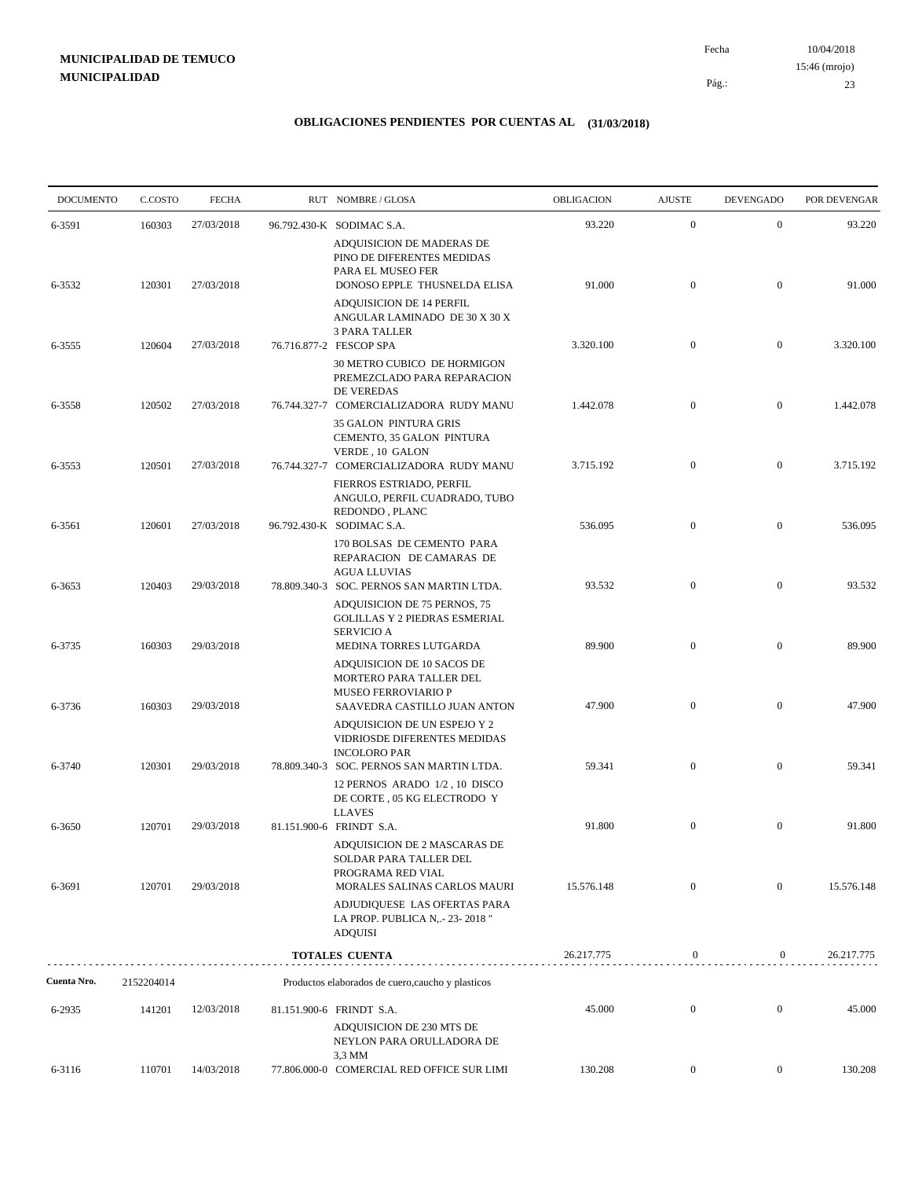**MUNICIPALIDAD DE TEMUCO**
**MUNICIPALIDAD**

Fecha 10/04/2018
15:46 (mrojo)
Pág.: 23

## OBLIGACIONES PENDIENTES POR CUENTAS AL (31/03/2018)

| DOCUMENTO | C.COSTO | FECHA | RUT | NOMBRE / GLOSA | OBLIGACION | AJUSTE | DEVENGADO | POR DEVENGAR |
|---|---|---|---|---|---|---|---|---|
| 6-3591 | 160303 | 27/03/2018 | 96.792.430-K | SODIMAC S.A. ADQUISICION DE MADERAS DE PINO DE DIFERENTES MEDIDAS PARA EL MUSEO FER | 93.220 | 0 | 0 | 93.220 |
| 6-3532 | 120301 | 27/03/2018 | | DONOSO EPPLE THUSNELDA ELISA ADQUISICION DE 14 PERFIL ANGULAR LAMINADO DE 30 X 30 X 3 PARA TALLER | 91.000 | 0 | 0 | 91.000 |
| 6-3555 | 120604 | 27/03/2018 | 76.716.877-2 | FESCOP SPA 30 METRO CUBICO DE HORMIGON PREMEZCLADO PARA REPARACION DE VEREDAS | 3.320.100 | 0 | 0 | 3.320.100 |
| 6-3558 | 120502 | 27/03/2018 | 76.744.327-7 | COMERCIALIZADORA RUDY MANU 35 GALON PINTURA GRIS CEMENTO, 35 GALON PINTURA VERDE , 10 GALON | 1.442.078 | 0 | 0 | 1.442.078 |
| 6-3553 | 120501 | 27/03/2018 | 76.744.327-7 | COMERCIALIZADORA RUDY MANU FIERROS ESTRIADO, PERFIL ANGULO, PERFIL CUADRADO, TUBO REDONDO , PLANC | 3.715.192 | 0 | 0 | 3.715.192 |
| 6-3561 | 120601 | 27/03/2018 | 96.792.430-K | SODIMAC S.A. 170 BOLSAS DE CEMENTO PARA REPARACION DE CAMARAS DE AGUA LLUVIAS | 536.095 | 0 | 0 | 536.095 |
| 6-3653 | 120403 | 29/03/2018 | 78.809.340-3 | SOC. PERNOS SAN MARTIN LTDA. ADQUISICION DE 75 PERNOS, 75 GOLILLAS Y 2 PIEDRAS ESMERIAL SERVICIO A | 93.532 | 0 | 0 | 93.532 |
| 6-3735 | 160303 | 29/03/2018 | | MEDINA TORRES LUTGARDA ADQUISICION DE 10 SACOS DE MORTERO PARA TALLER DEL MUSEO FERROVIARIO P | 89.900 | 0 | 0 | 89.900 |
| 6-3736 | 160303 | 29/03/2018 | | SAAVEDRA CASTILLO JUAN ANTON ADQUISICION DE UN ESPEJO Y 2 VIDRIOSDE DIFERENTES MEDIDAS INCOLORO PAR | 47.900 | 0 | 0 | 47.900 |
| 6-3740 | 120301 | 29/03/2018 | 78.809.340-3 | SOC. PERNOS SAN MARTIN LTDA. 12 PERNOS ARADO 1/2 , 10 DISCO DE CORTE , 05 KG ELECTRODO Y LLAVES | 59.341 | 0 | 0 | 59.341 |
| 6-3650 | 120701 | 29/03/2018 | 81.151.900-6 | FRINDT S.A. ADQUISICION DE 2 MASCARAS DE SOLDAR PARA TALLER DEL PROGRAMA RED VIAL | 91.800 | 0 | 0 | 91.800 |
| 6-3691 | 120701 | 29/03/2018 | | MORALES SALINAS CARLOS MAURI ADJUDIQUESE LAS OFERTAS PARA LA PROP. PUBLICA N,.- 23- 2018 " ADQUISI | 15.576.148 | 0 | 0 | 15.576.148 |
| | | | | **TOTALES CUENTA** | 26.217.775 | 0 | 0 | 26.217.775 |

**Cuenta Nro.** 2152204014 Productos elaborados de cuero,caucho y plasticos

| DOCUMENTO | C.COSTO | FECHA | RUT | NOMBRE / GLOSA | OBLIGACION | AJUSTE | DEVENGADO | POR DEVENGAR |
|---|---|---|---|---|---|---|---|---|
| 6-2935 | 141201 | 12/03/2018 | 81.151.900-6 | FRINDT S.A. ADQUISICION DE 230 MTS DE NEYLON PARA ORULLADORA DE 3,3 MM | 45.000 | 0 | 0 | 45.000 |
| 6-3116 | 110701 | 14/03/2018 | 77.806.000-0 | COMERCIAL RED OFFICE SUR LIMI | 130.208 | 0 | 0 | 130.208 |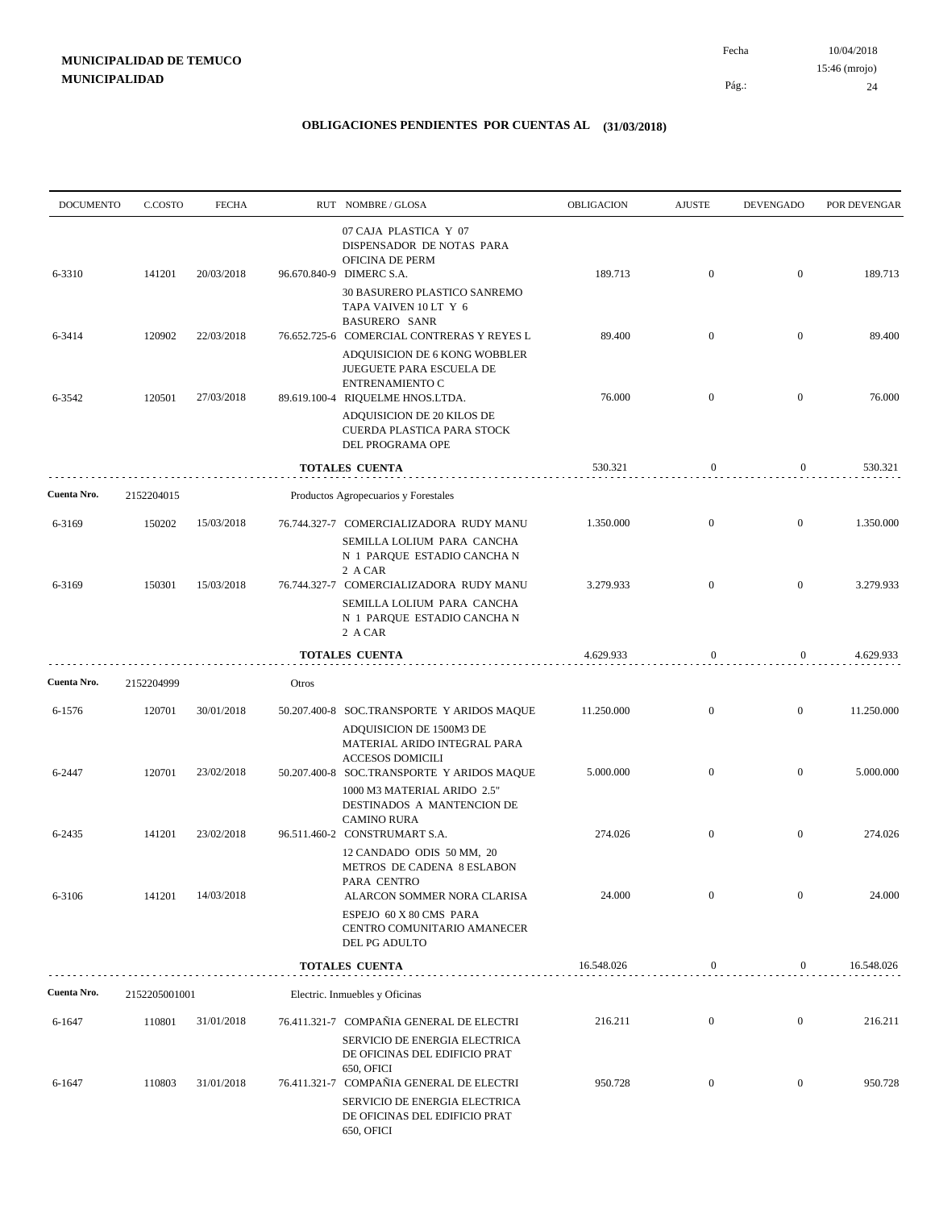**MUNICIPALIDAD DE TEMUCO**
**MUNICIPALIDAD**

Fecha 10/04/2018
15:46 (mrojo)

## OBLIGACIONES PENDIENTES POR CUENTAS AL (31/03/2018)

| DOCUMENTO | C.COSTO | FECHA | RUT | NOMBRE / GLOSA | OBLIGACION | AJUSTE | DEVENGADO | POR DEVENGAR |
|---|---|---|---|---|---|---|---|---|
| | | | | 07 CAJA PLASTICA Y 07 DISPENSADOR DE NOTAS PARA OFICINA DE PERM | | | | |
| 6-3310 | 141201 | 20/03/2018 | 96.670.840-9 | DIMERC S.A. | 189.713 | 0 | 0 | 189.713 |
| | | | | 30 BASURERO PLASTICO SANREMO TAPA VAIVEN 10 LT Y 6 BASURERO SANR | | | | |
| 6-3414 | 120902 | 22/03/2018 | 76.652.725-6 | COMERCIAL CONTRERAS Y REYES L | 89.400 | 0 | 0 | 89.400 |
| | | | | ADQUISICION DE 6 KONG WOBBLER JUEGUETE PARA ESCUELA DE ENTRENAMIENTO C | | | | |
| 6-3542 | 120501 | 27/03/2018 | 89.619.100-4 | RIQUELME HNOS.LTDA. | 76.000 | 0 | 0 | 76.000 |
| | | | | ADQUISICION DE 20 KILOS DE CUERDA PLASTICA PARA STOCK DEL PROGRAMA OPE | | | | |
| | | | | **TOTALES CUENTA** | 530.321 | 0 | 0 | 530.321 |
| **Cuenta Nro.** | 2152204015 | | | Productos Agropecuarios y Forestales | | | | |
| 6-3169 | 150202 | 15/03/2018 | 76.744.327-7 | COMERCIALIZADORA RUDY MANU | 1.350.000 | 0 | 0 | 1.350.000 |
| | | | | SEMILLA LOLIUM PARA CANCHA N 1 PARQUE ESTADIO CANCHA N 2 A CAR | | | | |
| 6-3169 | 150301 | 15/03/2018 | 76.744.327-7 | COMERCIALIZADORA RUDY MANU | 3.279.933 | 0 | 0 | 3.279.933 |
| | | | | SEMILLA LOLIUM PARA CANCHA N 1 PARQUE ESTADIO CANCHA N 2 A CAR | | | | |
| | | | | **TOTALES CUENTA** | 4.629.933 | 0 | 0 | 4.629.933 |
| **Cuenta Nro.** | 2152204999 | | | Otros | | | | |
| 6-1576 | 120701 | 30/01/2018 | 50.207.400-8 | SOC.TRANSPORTE Y ARIDOS MAQUE | 11.250.000 | 0 | 0 | 11.250.000 |
| | | | | ADQUISICION DE 1500M3 DE MATERIAL ARIDO INTEGRAL PARA ACCESOS DOMICILI | | | | |
| 6-2447 | 120701 | 23/02/2018 | 50.207.400-8 | SOC.TRANSPORTE Y ARIDOS MAQUE | 5.000.000 | 0 | 0 | 5.000.000 |
| | | | | 1000 M3 MATERIAL ARIDO 2.5" DESTINADOS A MANTENCION DE CAMINO RURA | | | | |
| 6-2435 | 141201 | 23/02/2018 | 96.511.460-2 | CONSTRUMART S.A. | 274.026 | 0 | 0 | 274.026 |
| | | | | 12 CANDADO ODIS 50 MM, 20 METROS DE CADENA 8 ESLABON PARA CENTRO | | | | |
| 6-3106 | 141201 | 14/03/2018 | | ALARCON SOMMER NORA CLARISA | 24.000 | 0 | 0 | 24.000 |
| | | | | ESPEJO 60 X 80 CMS PARA CENTRO COMUNITARIO AMANECER DEL PG ADULTO | | | | |
| | | | | **TOTALES CUENTA** | 16.548.026 | 0 | 0 | 16.548.026 |
| **Cuenta Nro.** | 2152205001001 | | | Electric. Inmuebles y Oficinas | | | | |
| 6-1647 | 110801 | 31/01/2018 | 76.411.321-7 | COMPAÑIA GENERAL DE ELECTRI | 216.211 | 0 | 0 | 216.211 |
| | | | | SERVICIO DE ENERGIA ELECTRICA DE OFICINAS DEL EDIFICIO PRAT 650, OFICI | | | | |
| 6-1647 | 110803 | 31/01/2018 | 76.411.321-7 | COMPAÑIA GENERAL DE ELECTRI | 950.728 | 0 | 0 | 950.728 |
| | | | | SERVICIO DE ENERGIA ELECTRICA DE OFICINAS DEL EDIFICIO PRAT 650, OFICI | | | | |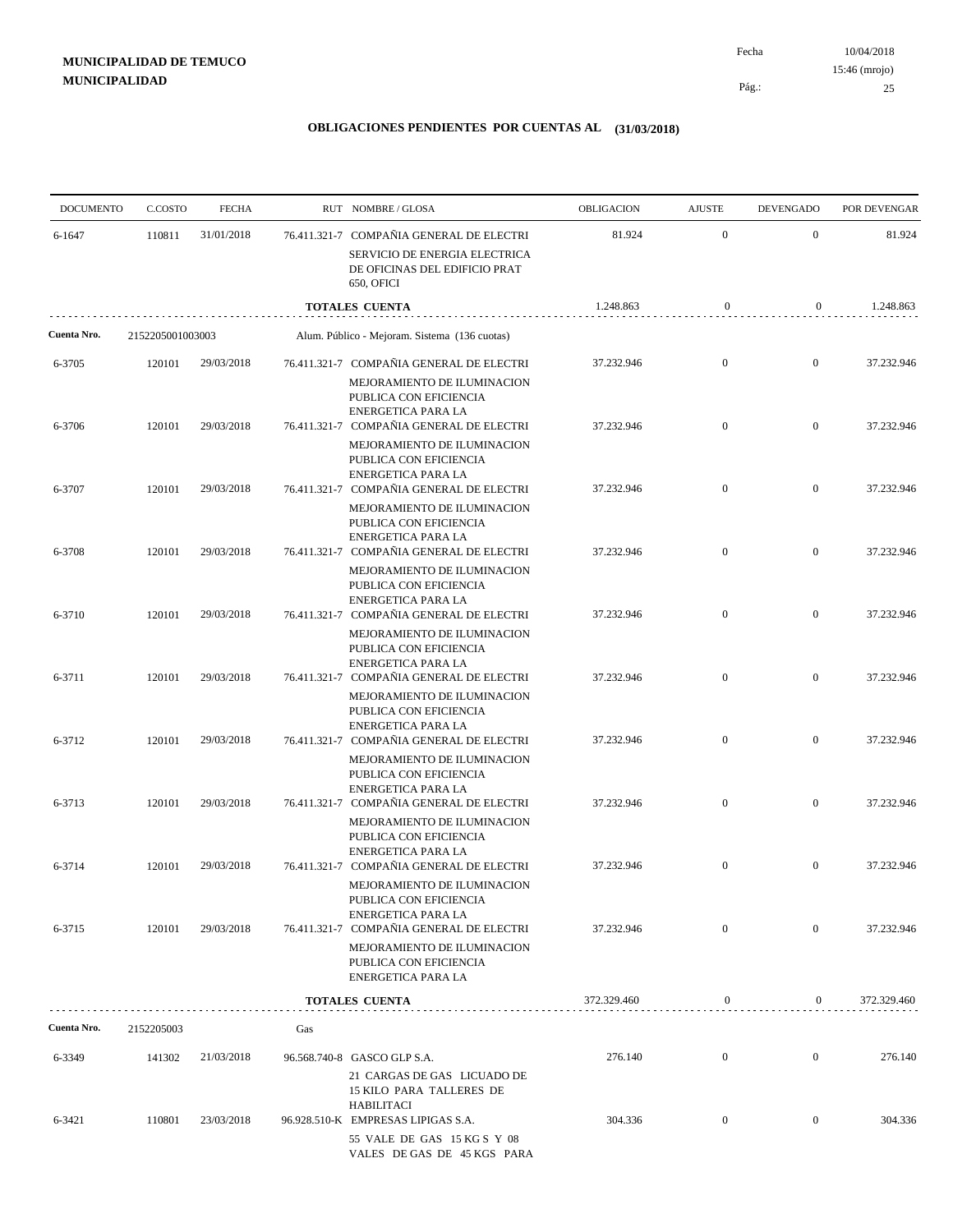**MUNICIPALIDAD DE TEMUCO**
**MUNICIPALIDAD**

Fecha 10/04/2018
15:46 (mrojo)

## OBLIGACIONES PENDIENTES POR CUENTAS AL (31/03/2018)

| DOCUMENTO | C.COSTO | FECHA | RUT | NOMBRE / GLOSA | OBLIGACION | AJUSTE | DEVENGADO | POR DEVENGAR |
|---|---|---|---|---|---|---|---|---|
| 6-1647 | 110811 | 31/01/2018 | 76.411.321-7 | COMPAÑIA GENERAL DE ELECTRI SERVICIO DE ENERGIA ELECTRICA DE OFICINAS DEL EDIFICIO PRAT 650, OFICI | 81.924 | 0 | 0 | 81.924 |
| | | | | **TOTALES CUENTA** | 1.248.863 | 0 | 0 | 1.248.863 |
| **Cuenta Nro.** | 2152205001003003 | | | Alum. Público - Mejoram. Sistema (136 cuotas) | | | | |
| 6-3705 | 120101 | 29/03/2018 | 76.411.321-7 | COMPAÑIA GENERAL DE ELECTRI MEJORAMIENTO DE ILUMINACION PUBLICA CON EFICIENCIA ENERGETICA PARA LA | 37.232.946 | 0 | 0 | 37.232.946 |
| 6-3706 | 120101 | 29/03/2018 | 76.411.321-7 | COMPAÑIA GENERAL DE ELECTRI MEJORAMIENTO DE ILUMINACION PUBLICA CON EFICIENCIA ENERGETICA PARA LA | 37.232.946 | 0 | 0 | 37.232.946 |
| 6-3707 | 120101 | 29/03/2018 | 76.411.321-7 | COMPAÑIA GENERAL DE ELECTRI MEJORAMIENTO DE ILUMINACION PUBLICA CON EFICIENCIA ENERGETICA PARA LA | 37.232.946 | 0 | 0 | 37.232.946 |
| 6-3708 | 120101 | 29/03/2018 | 76.411.321-7 | COMPAÑIA GENERAL DE ELECTRI MEJORAMIENTO DE ILUMINACION PUBLICA CON EFICIENCIA ENERGETICA PARA LA | 37.232.946 | 0 | 0 | 37.232.946 |
| 6-3710 | 120101 | 29/03/2018 | 76.411.321-7 | COMPAÑIA GENERAL DE ELECTRI MEJORAMIENTO DE ILUMINACION PUBLICA CON EFICIENCIA ENERGETICA PARA LA | 37.232.946 | 0 | 0 | 37.232.946 |
| 6-3711 | 120101 | 29/03/2018 | 76.411.321-7 | COMPAÑIA GENERAL DE ELECTRI MEJORAMIENTO DE ILUMINACION PUBLICA CON EFICIENCIA ENERGETICA PARA LA | 37.232.946 | 0 | 0 | 37.232.946 |
| 6-3712 | 120101 | 29/03/2018 | 76.411.321-7 | COMPAÑIA GENERAL DE ELECTRI MEJORAMIENTO DE ILUMINACION PUBLICA CON EFICIENCIA ENERGETICA PARA LA | 37.232.946 | 0 | 0 | 37.232.946 |
| 6-3713 | 120101 | 29/03/2018 | 76.411.321-7 | COMPAÑIA GENERAL DE ELECTRI MEJORAMIENTO DE ILUMINACION PUBLICA CON EFICIENCIA ENERGETICA PARA LA | 37.232.946 | 0 | 0 | 37.232.946 |
| 6-3714 | 120101 | 29/03/2018 | 76.411.321-7 | COMPAÑIA GENERAL DE ELECTRI MEJORAMIENTO DE ILUMINACION PUBLICA CON EFICIENCIA ENERGETICA PARA LA | 37.232.946 | 0 | 0 | 37.232.946 |
| 6-3715 | 120101 | 29/03/2018 | 76.411.321-7 | COMPAÑIA GENERAL DE ELECTRI MEJORAMIENTO DE ILUMINACION PUBLICA CON EFICIENCIA ENERGETICA PARA LA | 37.232.946 | 0 | 0 | 37.232.946 |
| | | | | **TOTALES CUENTA** | 372.329.460 | 0 | 0 | 372.329.460 |
| **Cuenta Nro.** | 2152205003 | | | Gas | | | | |
| 6-3349 | 141302 | 21/03/2018 | 96.568.740-8 | GASCO GLP S.A. 21 CARGAS DE GAS LICUADO DE 15 KILO PARA TALLERES DE HABILITACI | 276.140 | 0 | 0 | 276.140 |
| 6-3421 | 110801 | 23/03/2018 | 96.928.510-K | EMPRESAS LIPIGAS S.A. 55 VALE DE GAS 15 KG S Y 08 VALES DE GAS DE 45 KGS PARA | 304.336 | 0 | 0 | 304.336 |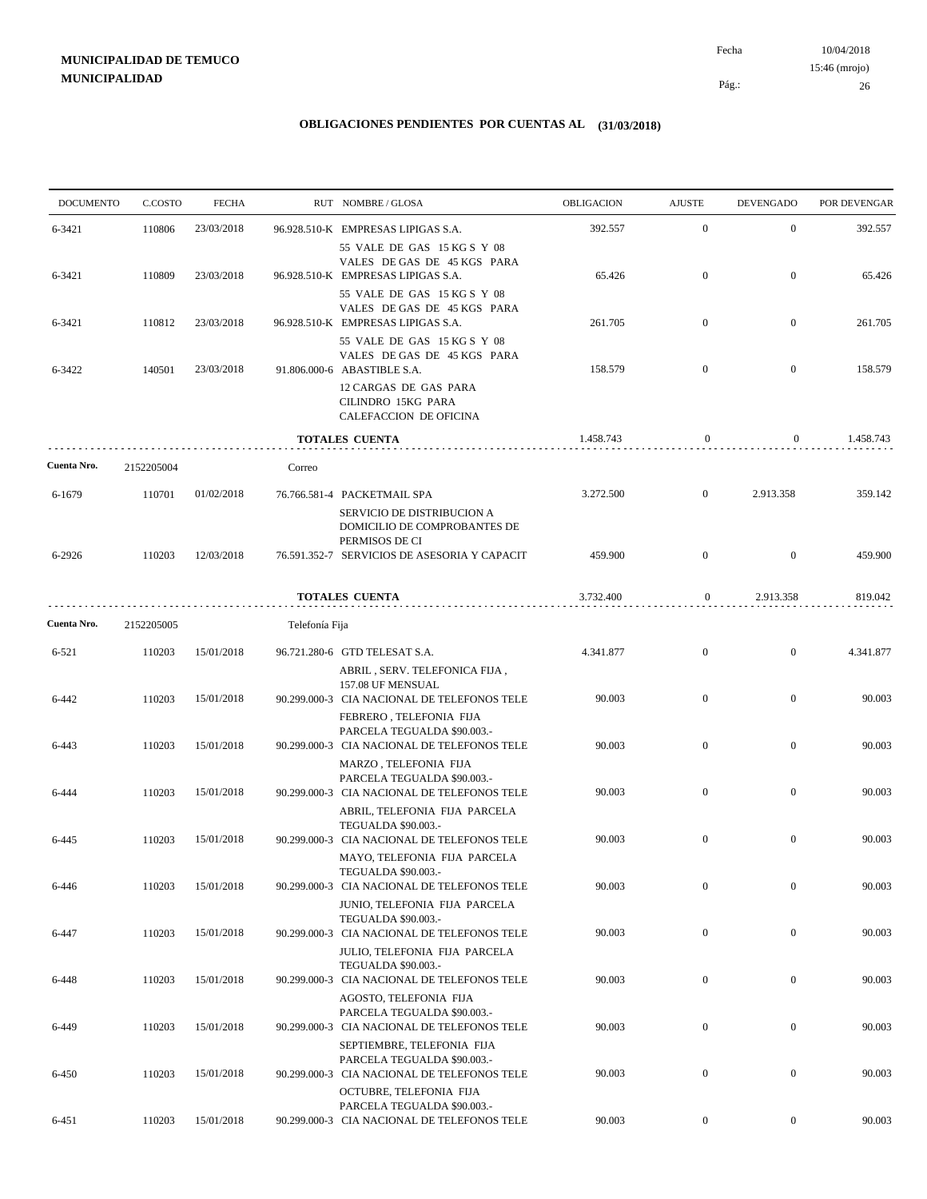**MUNICIPALIDAD DE TEMUCO**
**MUNICIPALIDAD**

Fecha 10/04/2018
15:46 (mrojo)

## OBLIGACIONES PENDIENTES POR CUENTAS AL (31/03/2018)

| DOCUMENTO | C.COSTO | FECHA | RUT NOMBRE / GLOSA | OBLIGACION | AJUSTE | DEVENGADO | POR DEVENGAR |
|---|---|---|---|---|---|---|---|
| 6-3421 | 110806 | 23/03/2018 | 96.928.510-K EMPRESAS LIPIGAS S.A. 55 VALE DE GAS 15 KG S Y 08 VALES DE GAS DE 45 KGS PARA | 392.557 | 0 | 0 | 392.557 |
| 6-3421 | 110809 | 23/03/2018 | 96.928.510-K EMPRESAS LIPIGAS S.A. 55 VALE DE GAS 15 KG S Y 08 VALES DE GAS DE 45 KGS PARA | 65.426 | 0 | 0 | 65.426 |
| 6-3421 | 110812 | 23/03/2018 | 96.928.510-K EMPRESAS LIPIGAS S.A. 55 VALE DE GAS 15 KG S Y 08 VALES DE GAS DE 45 KGS PARA | 261.705 | 0 | 0 | 261.705 |
| 6-3422 | 140501 | 23/03/2018 | 91.806.000-6 ABASTIBLE S.A. 12 CARGAS DE GAS PARA CILINDRO 15KG PARA CALEFACCION DE OFICINA | 158.579 | 0 | 0 | 158.579 |
| | | | **TOTALES CUENTA** | 1.458.743 | 0 | 0 | 1.458.743 |
| **Cuenta Nro.** | 2152205004 | | Correo | | | | |
| 6-1679 | 110701 | 01/02/2018 | 76.766.581-4 PACKETMAIL SPA SERVICIO DE DISTRIBUCION A DOMICILIO DE COMPROBANTES DE PERMISOS DE CI | 3.272.500 | 0 | 2.913.358 | 359.142 |
| 6-2926 | 110203 | 12/03/2018 | 76.591.352-7 SERVICIOS DE ASESORIA Y CAPACIT | 459.900 | 0 | 0 | 459.900 |
| | | | **TOTALES CUENTA** | 3.732.400 | 0 | 2.913.358 | 819.042 |
| **Cuenta Nro.** | 2152205005 | | Telefonía Fija | | | | |
| 6-521 | 110203 | 15/01/2018 | 96.721.280-6 GTD TELESAT S.A. ABRIL , SERV. TELEFONICA FIJA , 157.08 UF MENSUAL | 4.341.877 | 0 | 0 | 4.341.877 |
| 6-442 | 110203 | 15/01/2018 | 90.299.000-3 CIA NACIONAL DE TELEFONOS TELE FEBRERO , TELEFONIA FIJA PARCELA TEGUALDA $90.003.- | 90.003 | 0 | 0 | 90.003 |
| 6-443 | 110203 | 15/01/2018 | 90.299.000-3 CIA NACIONAL DE TELEFONOS TELE MARZO , TELEFONIA FIJA PARCELA TEGUALDA $90.003.- | 90.003 | 0 | 0 | 90.003 |
| 6-444 | 110203 | 15/01/2018 | 90.299.000-3 CIA NACIONAL DE TELEFONOS TELE ABRIL, TELEFONIA FIJA PARCELA TEGUALDA $90.003.- | 90.003 | 0 | 0 | 90.003 |
| 6-445 | 110203 | 15/01/2018 | 90.299.000-3 CIA NACIONAL DE TELEFONOS TELE MAYO, TELEFONIA FIJA PARCELA TEGUALDA $90.003.- | 90.003 | 0 | 0 | 90.003 |
| 6-446 | 110203 | 15/01/2018 | 90.299.000-3 CIA NACIONAL DE TELEFONOS TELE JUNIO, TELEFONIA FIJA PARCELA TEGUALDA $90.003.- | 90.003 | 0 | 0 | 90.003 |
| 6-447 | 110203 | 15/01/2018 | 90.299.000-3 CIA NACIONAL DE TELEFONOS TELE JULIO, TELEFONIA FIJA PARCELA TEGUALDA $90.003.- | 90.003 | 0 | 0 | 90.003 |
| 6-448 | 110203 | 15/01/2018 | 90.299.000-3 CIA NACIONAL DE TELEFONOS TELE AGOSTO, TELEFONIA FIJA PARCELA TEGUALDA $90.003.- | 90.003 | 0 | 0 | 90.003 |
| 6-449 | 110203 | 15/01/2018 | 90.299.000-3 CIA NACIONAL DE TELEFONOS TELE SEPTIEMBRE, TELEFONIA FIJA PARCELA TEGUALDA $90.003.- | 90.003 | 0 | 0 | 90.003 |
| 6-450 | 110203 | 15/01/2018 | 90.299.000-3 CIA NACIONAL DE TELEFONOS TELE OCTUBRE, TELEFONIA FIJA PARCELA TEGUALDA $90.003.- | 90.003 | 0 | 0 | 90.003 |
| 6-451 | 110203 | 15/01/2018 | 90.299.000-3 CIA NACIONAL DE TELEFONOS TELE | 90.003 | 0 | 0 | 90.003 |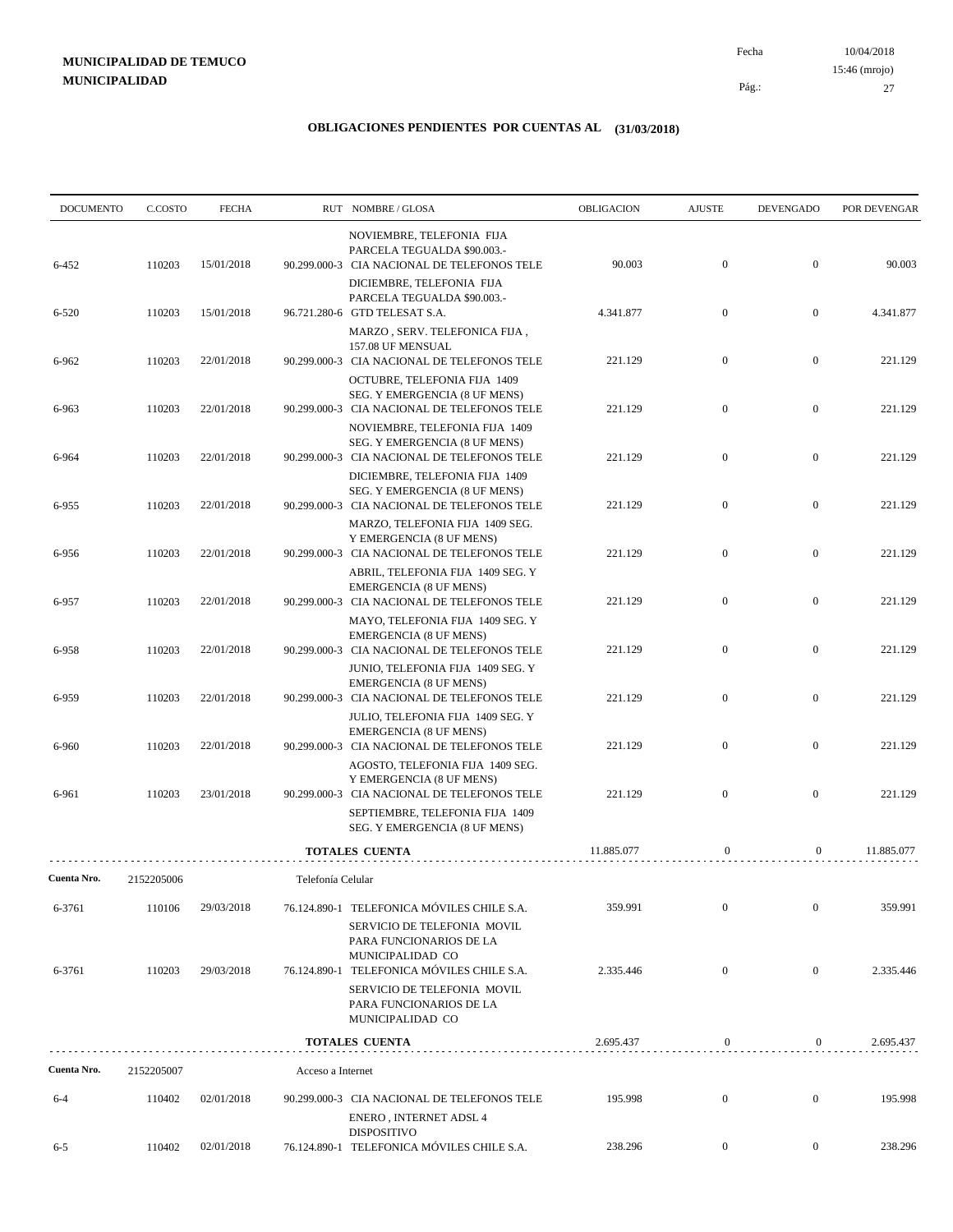**MUNICIPALIDAD DE TEMUCO**
**MUNICIPALIDAD**

Fecha 10/04/2018
15:46 (mrojo)

## OBLIGACIONES PENDIENTES POR CUENTAS AL (31/03/2018)

| DOCUMENTO | C.COSTO | FECHA | RUT | NOMBRE / GLOSA | OBLIGACION | AJUSTE | DEVENGADO | POR DEVENGAR |
|---|---|---|---|---|---|---|---|---|
| | | | | NOVIEMBRE, TELEFONIA FIJA PARCELA TEGUALDA $90.003.- | | | | |
| 6-452 | 110203 | 15/01/2018 | 90.299.000-3 | CIA NACIONAL DE TELEFONOS TELE | 90.003 | 0 | 0 | 90.003 |
| | | | | DICIEMBRE, TELEFONIA FIJA PARCELA TEGUALDA $90.003.- | | | | |
| 6-520 | 110203 | 15/01/2018 | 96.721.280-6 | GTD TELESAT S.A. | 4.341.877 | 0 | 0 | 4.341.877 |
| | | | | MARZO , SERV. TELEFONICA FIJA , 157.08 UF MENSUAL | | | | |
| 6-962 | 110203 | 22/01/2018 | 90.299.000-3 | CIA NACIONAL DE TELEFONOS TELE | 221.129 | 0 | 0 | 221.129 |
| | | | | OCTUBRE, TELEFONIA FIJA 1409 SEG. Y EMERGENCIA (8 UF MENS) | | | | |
| 6-963 | 110203 | 22/01/2018 | 90.299.000-3 | CIA NACIONAL DE TELEFONOS TELE | 221.129 | 0 | 0 | 221.129 |
| | | | | NOVIEMBRE, TELEFONIA FIJA 1409 SEG. Y EMERGENCIA (8 UF MENS) | | | | |
| 6-964 | 110203 | 22/01/2018 | 90.299.000-3 | CIA NACIONAL DE TELEFONOS TELE | 221.129 | 0 | 0 | 221.129 |
| | | | | DICIEMBRE, TELEFONIA FIJA 1409 SEG. Y EMERGENCIA (8 UF MENS) | | | | |
| 6-955 | 110203 | 22/01/2018 | 90.299.000-3 | CIA NACIONAL DE TELEFONOS TELE | 221.129 | 0 | 0 | 221.129 |
| | | | | MARZO, TELEFONIA FIJA 1409 SEG. Y EMERGENCIA (8 UF MENS) | | | | |
| 6-956 | 110203 | 22/01/2018 | 90.299.000-3 | CIA NACIONAL DE TELEFONOS TELE | 221.129 | 0 | 0 | 221.129 |
| | | | | ABRIL, TELEFONIA FIJA 1409 SEG. Y EMERGENCIA (8 UF MENS) | | | | |
| 6-957 | 110203 | 22/01/2018 | 90.299.000-3 | CIA NACIONAL DE TELEFONOS TELE | 221.129 | 0 | 0 | 221.129 |
| | | | | MAYO, TELEFONIA FIJA 1409 SEG. Y EMERGENCIA (8 UF MENS) | | | | |
| 6-958 | 110203 | 22/01/2018 | 90.299.000-3 | CIA NACIONAL DE TELEFONOS TELE | 221.129 | 0 | 0 | 221.129 |
| | | | | JUNIO, TELEFONIA FIJA 1409 SEG. Y EMERGENCIA (8 UF MENS) | | | | |
| 6-959 | 110203 | 22/01/2018 | 90.299.000-3 | CIA NACIONAL DE TELEFONOS TELE | 221.129 | 0 | 0 | 221.129 |
| | | | | JULIO, TELEFONIA FIJA 1409 SEG. Y EMERGENCIA (8 UF MENS) | | | | |
| 6-960 | 110203 | 22/01/2018 | 90.299.000-3 | CIA NACIONAL DE TELEFONOS TELE | 221.129 | 0 | 0 | 221.129 |
| | | | | AGOSTO, TELEFONIA FIJA 1409 SEG. Y EMERGENCIA (8 UF MENS) | | | | |
| 6-961 | 110203 | 23/01/2018 | 90.299.000-3 | CIA NACIONAL DE TELEFONOS TELE | 221.129 | 0 | 0 | 221.129 |
| | | | | SEPTIEMBRE, TELEFONIA FIJA 1409 SEG. Y EMERGENCIA (8 UF MENS) | | | | |
| | | | | **TOTALES CUENTA** | 11.885.077 | 0 | 0 | 11.885.077 |
| **Cuenta Nro.** | 2152205006 | | Telefonía Celular | | | | | |
| 6-3761 | 110106 | 29/03/2018 | 76.124.890-1 | TELEFONICA MÓVILES CHILE S.A. | 359.991 | 0 | 0 | 359.991 |
| | | | | SERVICIO DE TELEFONIA MOVIL PARA FUNCIONARIOS DE LA MUNICIPALIDAD CO | | | | |
| 6-3761 | 110203 | 29/03/2018 | 76.124.890-1 | TELEFONICA MÓVILES CHILE S.A. | 2.335.446 | 0 | 0 | 2.335.446 |
| | | | | SERVICIO DE TELEFONIA MOVIL PARA FUNCIONARIOS DE LA MUNICIPALIDAD CO | | | | |
| | | | | **TOTALES CUENTA** | 2.695.437 | 0 | 0 | 2.695.437 |
| **Cuenta Nro.** | 2152205007 | | Acceso a Internet | | | | | |
| 6-4 | 110402 | 02/01/2018 | 90.299.000-3 | CIA NACIONAL DE TELEFONOS TELE | 195.998 | 0 | 0 | 195.998 |
| | | | | ENERO , INTERNET ADSL 4 DISPOSITIVO | | | | |
| 6-5 | 110402 | 02/01/2018 | 76.124.890-1 | TELEFONICA MÓVILES CHILE S.A. | 238.296 | 0 | 0 | 238.296 |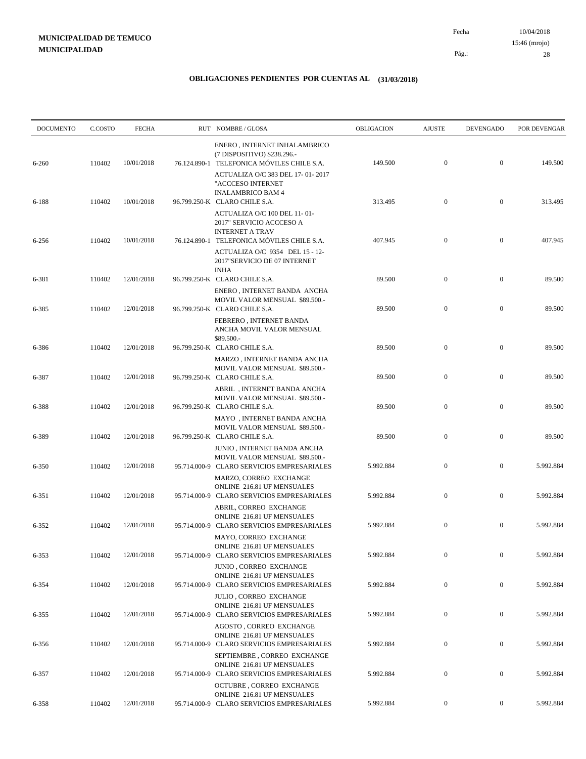**MUNICIPALIDAD DE TEMUCO**
**MUNICIPALIDAD**

Fecha 10/04/2018
15:46 (mrojo)

## OBLIGACIONES PENDIENTES POR CUENTAS AL (31/03/2018)

| DOCUMENTO | C.COSTO | FECHA | RUT | NOMBRE / GLOSA | OBLIGACION | AJUSTE | DEVENGADO | POR DEVENGAR |
|---|---|---|---|---|---|---|---|---|
| | | | | ENERO , INTERNET INHALAMBRICO (7 DISPOSITIVO) $238.296.- | | | | |
| 6-260 | 110402 | 10/01/2018 | 76.124.890-1 | TELEFONICA MÓVILES CHILE S.A. | 149.500 | 0 | 0 | 149.500 |
| | | | | ACTUALIZA O/C 383 DEL 17- 01- 2017 "ACCCESO INTERNET INALAMBRICO BAM 4 | | | | |
| 6-188 | 110402 | 10/01/2018 | 96.799.250-K | CLARO CHILE S.A. | 313.495 | 0 | 0 | 313.495 |
| | | | | ACTUALIZA O/C 100 DEL 11- 01- 2017" SERVICIO ACCCESO A INTERNET A TRAV | | | | |
| 6-256 | 110402 | 10/01/2018 | 76.124.890-1 | TELEFONICA MÓVILES CHILE S.A. | 407.945 | 0 | 0 | 407.945 |
| | | | | ACTUALIZA O/C 9354 DEL 15 - 12- 2017"SERVICIO DE 07 INTERNET INHA | | | | |
| 6-381 | 110402 | 12/01/2018 | 96.799.250-K | CLARO CHILE S.A. | 89.500 | 0 | 0 | 89.500 |
| | | | | ENERO , INTERNET BANDA ANCHA MOVIL VALOR MENSUAL $89.500.- | | | | |
| 6-385 | 110402 | 12/01/2018 | 96.799.250-K | CLARO CHILE S.A. | 89.500 | 0 | 0 | 89.500 |
| | | | | FEBRERO , INTERNET BANDA ANCHA MOVIL VALOR MENSUAL $89.500.- | | | | |
| 6-386 | 110402 | 12/01/2018 | 96.799.250-K | CLARO CHILE S.A. | 89.500 | 0 | 0 | 89.500 |
| | | | | MARZO , INTERNET BANDA ANCHA MOVIL VALOR MENSUAL $89.500.- | | | | |
| 6-387 | 110402 | 12/01/2018 | 96.799.250-K | CLARO CHILE S.A. | 89.500 | 0 | 0 | 89.500 |
| | | | | ABRIL , INTERNET BANDA ANCHA MOVIL VALOR MENSUAL $89.500.- | | | | |
| 6-388 | 110402 | 12/01/2018 | 96.799.250-K | CLARO CHILE S.A. | 89.500 | 0 | 0 | 89.500 |
| | | | | MAYO , INTERNET BANDA ANCHA MOVIL VALOR MENSUAL $89.500.- | | | | |
| 6-389 | 110402 | 12/01/2018 | 96.799.250-K | CLARO CHILE S.A. | 89.500 | 0 | 0 | 89.500 |
| | | | | JUNIO , INTERNET BANDA ANCHA MOVIL VALOR MENSUAL $89.500.- | | | | |
| 6-350 | 110402 | 12/01/2018 | 95.714.000-9 | CLARO SERVICIOS EMPRESARIALES | 5.992.884 | 0 | 0 | 5.992.884 |
| | | | | MARZO, CORREO EXCHANGE ONLINE 216.81 UF MENSUALES | | | | |
| 6-351 | 110402 | 12/01/2018 | 95.714.000-9 | CLARO SERVICIOS EMPRESARIALES | 5.992.884 | 0 | 0 | 5.992.884 |
| | | | | ABRIL, CORREO EXCHANGE ONLINE 216.81 UF MENSUALES | | | | |
| 6-352 | 110402 | 12/01/2018 | 95.714.000-9 | CLARO SERVICIOS EMPRESARIALES | 5.992.884 | 0 | 0 | 5.992.884 |
| | | | | MAYO, CORREO EXCHANGE ONLINE 216.81 UF MENSUALES | | | | |
| 6-353 | 110402 | 12/01/2018 | 95.714.000-9 | CLARO SERVICIOS EMPRESARIALES | 5.992.884 | 0 | 0 | 5.992.884 |
| | | | | JUNIO , CORREO EXCHANGE ONLINE 216.81 UF MENSUALES | | | | |
| 6-354 | 110402 | 12/01/2018 | 95.714.000-9 | CLARO SERVICIOS EMPRESARIALES | 5.992.884 | 0 | 0 | 5.992.884 |
| | | | | JULIO , CORREO EXCHANGE ONLINE 216.81 UF MENSUALES | | | | |
| 6-355 | 110402 | 12/01/2018 | 95.714.000-9 | CLARO SERVICIOS EMPRESARIALES | 5.992.884 | 0 | 0 | 5.992.884 |
| | | | | AGOSTO , CORREO EXCHANGE ONLINE 216.81 UF MENSUALES | | | | |
| 6-356 | 110402 | 12/01/2018 | 95.714.000-9 | CLARO SERVICIOS EMPRESARIALES | 5.992.884 | 0 | 0 | 5.992.884 |
| | | | | SEPTIEMBRE , CORREO EXCHANGE ONLINE 216.81 UF MENSUALES | | | | |
| 6-357 | 110402 | 12/01/2018 | 95.714.000-9 | CLARO SERVICIOS EMPRESARIALES | 5.992.884 | 0 | 0 | 5.992.884 |
| | | | | OCTUBRE , CORREO EXCHANGE ONLINE 216.81 UF MENSUALES | | | | |
| 6-358 | 110402 | 12/01/2018 | 95.714.000-9 | CLARO SERVICIOS EMPRESARIALES | 5.992.884 | 0 | 0 | 5.992.884 |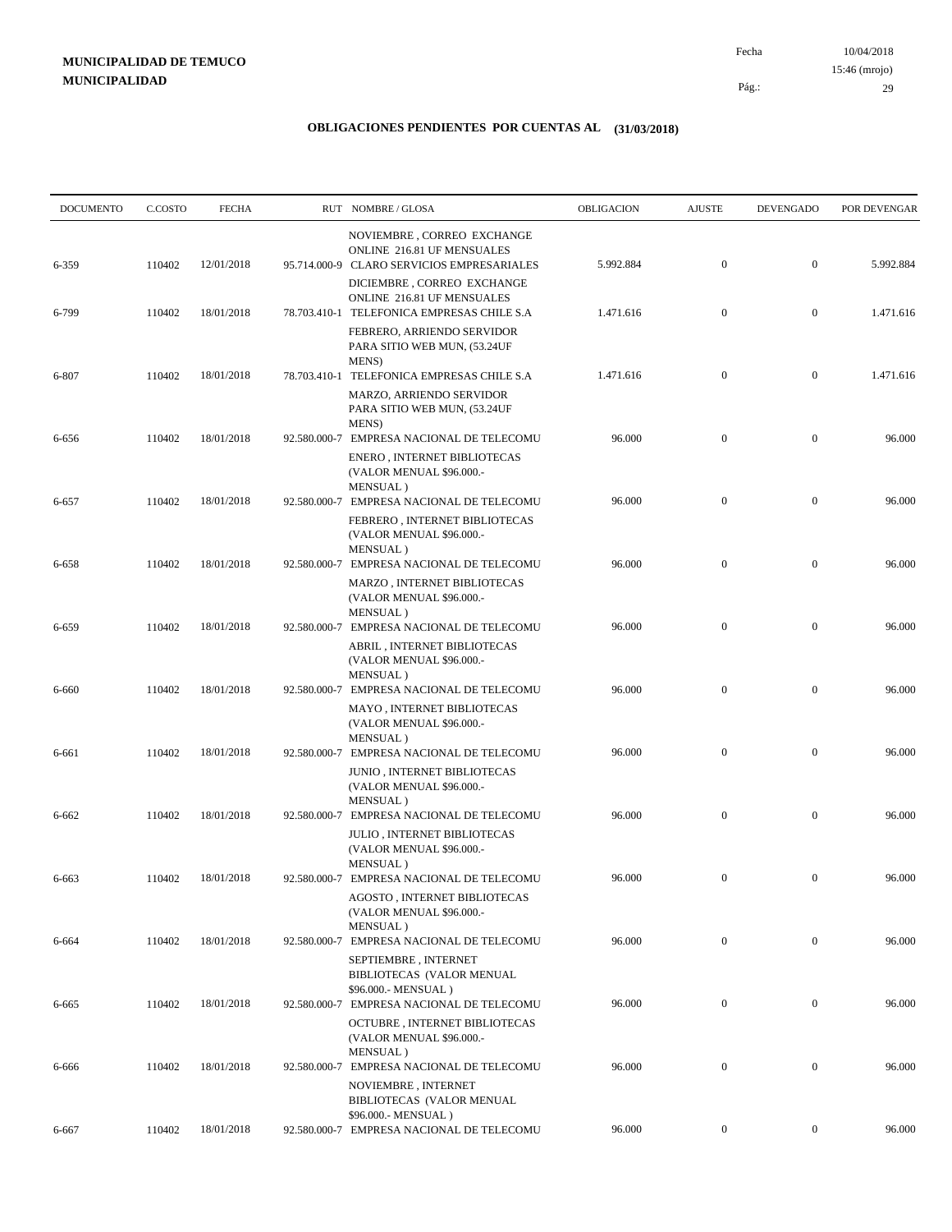**MUNICIPALIDAD DE TEMUCO**
**MUNICIPALIDAD**

Fecha 10/04/2018
15:46 (mrojo)

## OBLIGACIONES PENDIENTES POR CUENTAS AL (31/03/2018)

| DOCUMENTO | C.COSTO | FECHA | RUT | NOMBRE / GLOSA | OBLIGACION | AJUSTE | DEVENGADO | POR DEVENGAR |
|---|---|---|---|---|---|---|---|---|
| | | | | NOVIEMBRE , CORREO EXCHANGE ONLINE 216.81 UF MENSUALES | | | | |
| 6-359 | 110402 | 12/01/2018 | 95.714.000-9 | CLARO SERVICIOS EMPRESARIALES | 5.992.884 | 0 | 0 | 5.992.884 |
| | | | | DICIEMBRE , CORREO EXCHANGE ONLINE 216.81 UF MENSUALES | | | | |
| 6-799 | 110402 | 18/01/2018 | 78.703.410-1 | TELEFONICA EMPRESAS CHILE S.A | 1.471.616 | 0 | 0 | 1.471.616 |
| | | | | FEBRERO, ARRIENDO SERVIDOR PARA SITIO WEB MUN, (53.24UF MENS) | | | | |
| 6-807 | 110402 | 18/01/2018 | 78.703.410-1 | TELEFONICA EMPRESAS CHILE S.A | 1.471.616 | 0 | 0 | 1.471.616 |
| | | | | MARZO, ARRIENDO SERVIDOR PARA SITIO WEB MUN, (53.24UF MENS) | | | | |
| 6-656 | 110402 | 18/01/2018 | 92.580.000-7 | EMPRESA NACIONAL DE TELECOMU | 96.000 | 0 | 0 | 96.000 |
| | | | | ENERO , INTERNET BIBLIOTECAS (VALOR MENUAL $96.000.- MENSUAL ) | | | | |
| 6-657 | 110402 | 18/01/2018 | 92.580.000-7 | EMPRESA NACIONAL DE TELECOMU | 96.000 | 0 | 0 | 96.000 |
| | | | | FEBRERO , INTERNET BIBLIOTECAS (VALOR MENUAL $96.000.- MENSUAL ) | | | | |
| 6-658 | 110402 | 18/01/2018 | 92.580.000-7 | EMPRESA NACIONAL DE TELECOMU | 96.000 | 0 | 0 | 96.000 |
| | | | | MARZO , INTERNET BIBLIOTECAS (VALOR MENUAL $96.000.- MENSUAL ) | | | | |
| 6-659 | 110402 | 18/01/2018 | 92.580.000-7 | EMPRESA NACIONAL DE TELECOMU | 96.000 | 0 | 0 | 96.000 |
| | | | | ABRIL , INTERNET BIBLIOTECAS (VALOR MENUAL $96.000.- MENSUAL ) | | | | |
| 6-660 | 110402 | 18/01/2018 | 92.580.000-7 | EMPRESA NACIONAL DE TELECOMU | 96.000 | 0 | 0 | 96.000 |
| | | | | MAYO , INTERNET BIBLIOTECAS (VALOR MENUAL $96.000.- MENSUAL ) | | | | |
| 6-661 | 110402 | 18/01/2018 | 92.580.000-7 | EMPRESA NACIONAL DE TELECOMU | 96.000 | 0 | 0 | 96.000 |
| | | | | JUNIO , INTERNET BIBLIOTECAS (VALOR MENUAL $96.000.- MENSUAL ) | | | | |
| 6-662 | 110402 | 18/01/2018 | 92.580.000-7 | EMPRESA NACIONAL DE TELECOMU | 96.000 | 0 | 0 | 96.000 |
| | | | | JULIO , INTERNET BIBLIOTECAS (VALOR MENUAL $96.000.- MENSUAL ) | | | | |
| 6-663 | 110402 | 18/01/2018 | 92.580.000-7 | EMPRESA NACIONAL DE TELECOMU | 96.000 | 0 | 0 | 96.000 |
| | | | | AGOSTO , INTERNET BIBLIOTECAS (VALOR MENUAL $96.000.- MENSUAL ) | | | | |
| 6-664 | 110402 | 18/01/2018 | 92.580.000-7 | EMPRESA NACIONAL DE TELECOMU | 96.000 | 0 | 0 | 96.000 |
| | | | | SEPTIEMBRE , INTERNET BIBLIOTECAS (VALOR MENUAL $96.000.- MENSUAL ) | | | | |
| 6-665 | 110402 | 18/01/2018 | 92.580.000-7 | EMPRESA NACIONAL DE TELECOMU | 96.000 | 0 | 0 | 96.000 |
| | | | | OCTUBRE , INTERNET BIBLIOTECAS (VALOR MENUAL $96.000.- MENSUAL ) | | | | |
| 6-666 | 110402 | 18/01/2018 | 92.580.000-7 | EMPRESA NACIONAL DE TELECOMU | 96.000 | 0 | 0 | 96.000 |
| | | | | NOVIEMBRE , INTERNET BIBLIOTECAS (VALOR MENUAL $96.000.- MENSUAL ) | | | | |
| 6-667 | 110402 | 18/01/2018 | 92.580.000-7 | EMPRESA NACIONAL DE TELECOMU | 96.000 | 0 | 0 | 96.000 |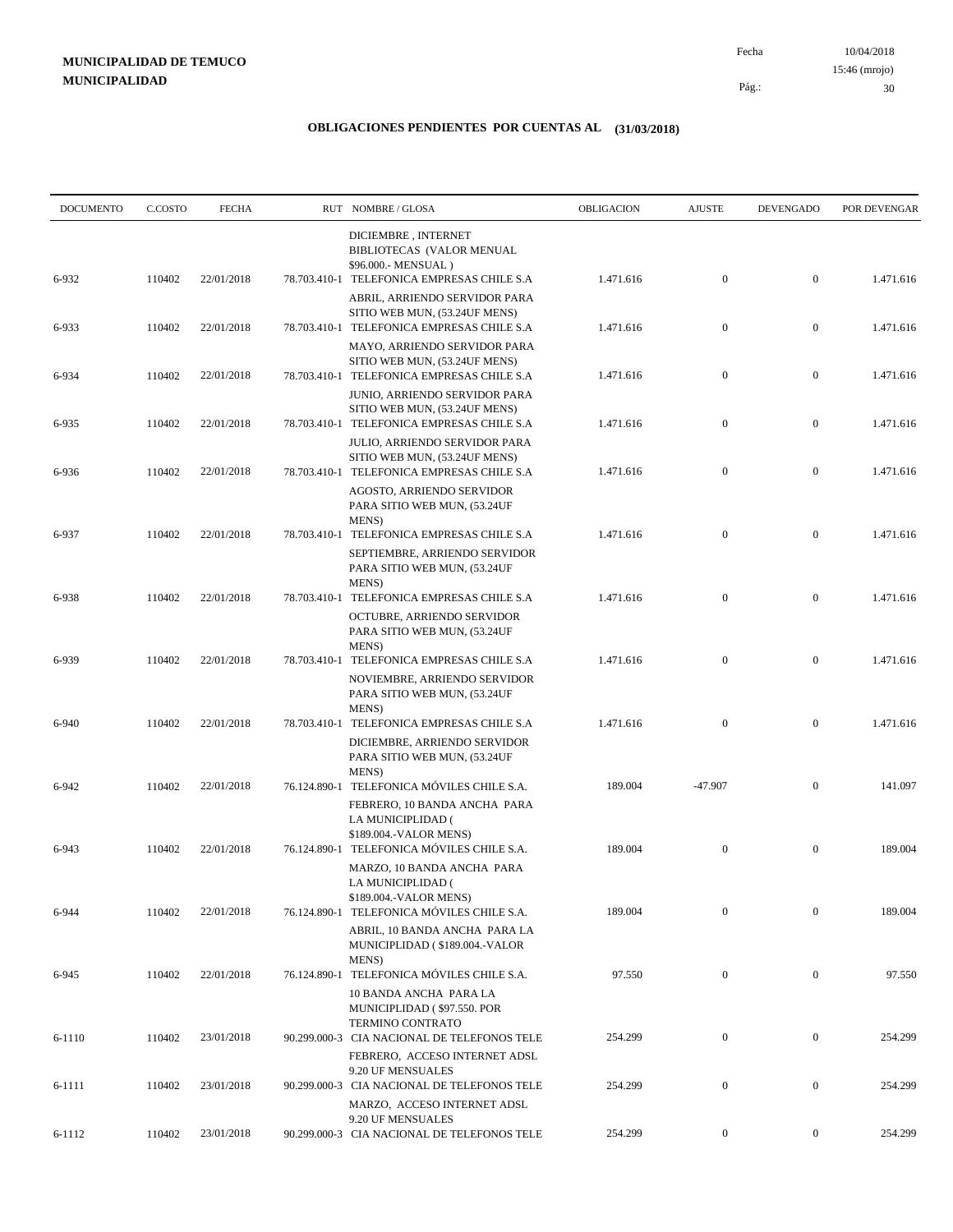**MUNICIPALIDAD DE TEMUCO**
**MUNICIPALIDAD**

Fecha 10/04/2018
15:46 (mrojo)

## OBLIGACIONES PENDIENTES POR CUENTAS AL (31/03/2018)

| DOCUMENTO | C.COSTO | FECHA | RUT | NOMBRE / GLOSA | OBLIGACION | AJUSTE | DEVENGADO | POR DEVENGAR |
|---|---|---|---|---|---|---|---|---|
| | | | | DICIEMBRE , INTERNET BIBLIOTECAS (VALOR MENUAL $96.000.- MENSUAL ) | | | | |
| 6-932 | 110402 | 22/01/2018 | 78.703.410-1 | TELEFONICA EMPRESAS CHILE S.A<br>ABRIL, ARRIENDO SERVIDOR PARA SITIO WEB MUN, (53.24UF MENS) | 1.471.616 | 0 | 0 | 1.471.616 |
| 6-933 | 110402 | 22/01/2018 | 78.703.410-1 | TELEFONICA EMPRESAS CHILE S.A<br>MAYO, ARRIENDO SERVIDOR PARA SITIO WEB MUN, (53.24UF MENS) | 1.471.616 | 0 | 0 | 1.471.616 |
| 6-934 | 110402 | 22/01/2018 | 78.703.410-1 | TELEFONICA EMPRESAS CHILE S.A<br>JUNIO, ARRIENDO SERVIDOR PARA SITIO WEB MUN, (53.24UF MENS) | 1.471.616 | 0 | 0 | 1.471.616 |
| 6-935 | 110402 | 22/01/2018 | 78.703.410-1 | TELEFONICA EMPRESAS CHILE S.A<br>JULIO, ARRIENDO SERVIDOR PARA SITIO WEB MUN, (53.24UF MENS) | 1.471.616 | 0 | 0 | 1.471.616 |
| 6-936 | 110402 | 22/01/2018 | 78.703.410-1 | TELEFONICA EMPRESAS CHILE S.A<br>AGOSTO, ARRIENDO SERVIDOR PARA SITIO WEB MUN, (53.24UF MENS) | 1.471.616 | 0 | 0 | 1.471.616 |
| 6-937 | 110402 | 22/01/2018 | 78.703.410-1 | TELEFONICA EMPRESAS CHILE S.A<br>SEPTIEMBRE, ARRIENDO SERVIDOR PARA SITIO WEB MUN, (53.24UF MENS) | 1.471.616 | 0 | 0 | 1.471.616 |
| 6-938 | 110402 | 22/01/2018 | 78.703.410-1 | TELEFONICA EMPRESAS CHILE S.A<br>OCTUBRE, ARRIENDO SERVIDOR PARA SITIO WEB MUN, (53.24UF MENS) | 1.471.616 | 0 | 0 | 1.471.616 |
| 6-939 | 110402 | 22/01/2018 | 78.703.410-1 | TELEFONICA EMPRESAS CHILE S.A<br>NOVIEMBRE, ARRIENDO SERVIDOR PARA SITIO WEB MUN, (53.24UF MENS) | 1.471.616 | 0 | 0 | 1.471.616 |
| 6-940 | 110402 | 22/01/2018 | 78.703.410-1 | TELEFONICA EMPRESAS CHILE S.A<br>DICIEMBRE, ARRIENDO SERVIDOR PARA SITIO WEB MUN, (53.24UF MENS) | 1.471.616 | 0 | 0 | 1.471.616 |
| 6-942 | 110402 | 22/01/2018 | 76.124.890-1 | TELEFONICA MÓVILES CHILE S.A.<br>FEBRERO, 10 BANDA ANCHA PARA LA MUNICIPLIDAD ( $189.004.-VALOR MENS) | 189.004 | -47.907 | 0 | 141.097 |
| 6-943 | 110402 | 22/01/2018 | 76.124.890-1 | TELEFONICA MÓVILES CHILE S.A.<br>MARZO, 10 BANDA ANCHA PARA LA MUNICIPLIDAD ( $189.004.-VALOR MENS) | 189.004 | 0 | 0 | 189.004 |
| 6-944 | 110402 | 22/01/2018 | 76.124.890-1 | TELEFONICA MÓVILES CHILE S.A.<br>ABRIL, 10 BANDA ANCHA PARA LA MUNICIPLIDAD ( $189.004.-VALOR MENS) | 189.004 | 0 | 0 | 189.004 |
| 6-945 | 110402 | 22/01/2018 | 76.124.890-1 | TELEFONICA MÓVILES CHILE S.A.<br>10 BANDA ANCHA PARA LA MUNICIPLIDAD ( $97.550. POR TERMINO CONTRATO | 97.550 | 0 | 0 | 97.550 |
| 6-1110 | 110402 | 23/01/2018 | 90.299.000-3 | CIA NACIONAL DE TELEFONOS TELE<br>FEBRERO, ACCESO INTERNET ADSL 9.20 UF MENSUALES | 254.299 | 0 | 0 | 254.299 |
| 6-1111 | 110402 | 23/01/2018 | 90.299.000-3 | CIA NACIONAL DE TELEFONOS TELE<br>MARZO, ACCESO INTERNET ADSL 9.20 UF MENSUALES | 254.299 | 0 | 0 | 254.299 |
| 6-1112 | 110402 | 23/01/2018 | 90.299.000-3 | CIA NACIONAL DE TELEFONOS TELE | 254.299 | 0 | 0 | 254.299 |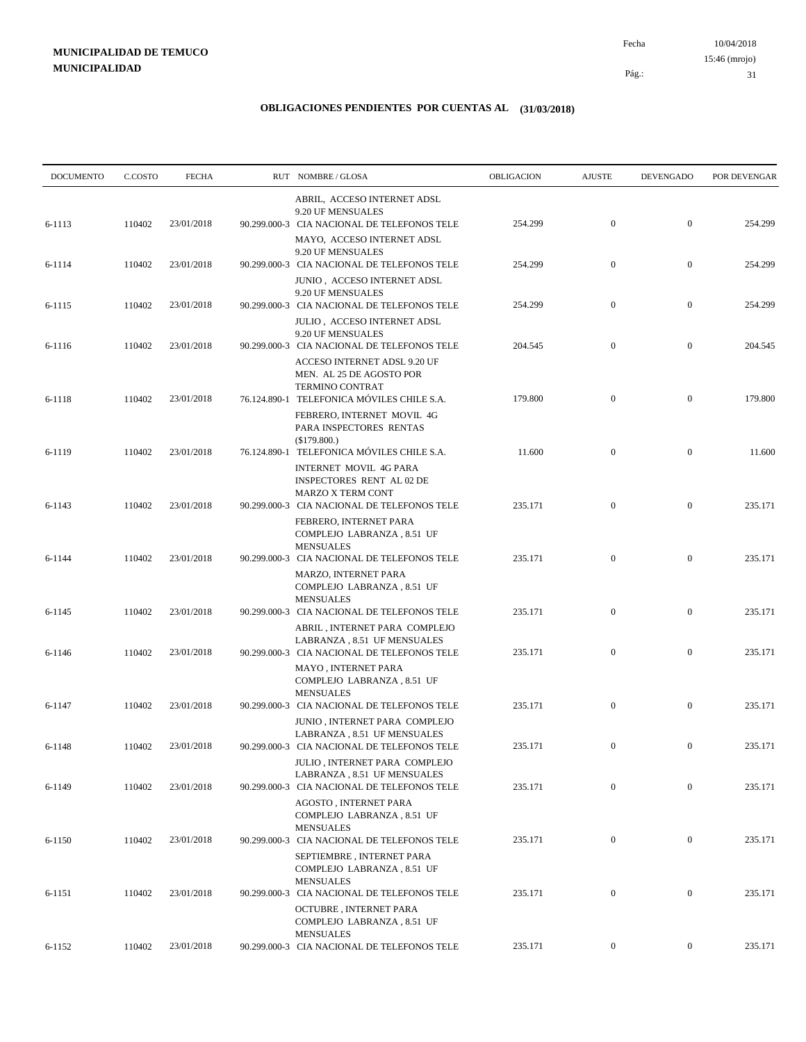**MUNICIPALIDAD DE TEMUCO**
**MUNICIPALIDAD**

Fecha 10/04/2018
15:46 (mrojo)

## OBLIGACIONES PENDIENTES POR CUENTAS AL (31/03/2018)

| DOCUMENTO | C.COSTO | FECHA | RUT | NOMBRE / GLOSA | OBLIGACION | AJUSTE | DEVENGADO | POR DEVENGAR |
|---|---|---|---|---|---|---|---|---|
| 6-1113 | 110402 | 23/01/2018 | 90.299.000-3 | ABRIL, ACCESO INTERNET ADSL 9.20 UF MENSUALES CIA NACIONAL DE TELEFONOS TELE | 254.299 | 0 | 0 | 254.299 |
| 6-1114 | 110402 | 23/01/2018 | 90.299.000-3 | MAYO, ACCESO INTERNET ADSL 9.20 UF MENSUALES CIA NACIONAL DE TELEFONOS TELE | 254.299 | 0 | 0 | 254.299 |
| 6-1115 | 110402 | 23/01/2018 | 90.299.000-3 | JUNIO , ACCESO INTERNET ADSL 9.20 UF MENSUALES CIA NACIONAL DE TELEFONOS TELE | 254.299 | 0 | 0 | 254.299 |
| 6-1116 | 110402 | 23/01/2018 | 90.299.000-3 | JULIO , ACCESO INTERNET ADSL 9.20 UF MENSUALES CIA NACIONAL DE TELEFONOS TELE | 204.545 | 0 | 0 | 204.545 |
| 6-1118 | 110402 | 23/01/2018 | 76.124.890-1 | ACCESO INTERNET ADSL 9.20 UF MEN. AL 25 DE AGOSTO POR TERMINO CONTRAT TELEFONICA MÓVILES CHILE S.A. | 179.800 | 0 | 0 | 179.800 |
| 6-1119 | 110402 | 23/01/2018 | 76.124.890-1 | FEBRERO, INTERNET MOVIL 4G PARA INSPECTORES RENTAS ($179.800.) TELEFONICA MÓVILES CHILE S.A. | 11.600 | 0 | 0 | 11.600 |
| 6-1143 | 110402 | 23/01/2018 | 90.299.000-3 | INTERNET MOVIL 4G PARA INSPECTORES RENT AL 02 DE MARZO X TERM CONT CIA NACIONAL DE TELEFONOS TELE | 235.171 | 0 | 0 | 235.171 |
| 6-1144 | 110402 | 23/01/2018 | 90.299.000-3 | FEBRERO, INTERNET PARA COMPLEJO LABRANZA , 8.51 UF MENSUALES CIA NACIONAL DE TELEFONOS TELE | 235.171 | 0 | 0 | 235.171 |
| 6-1145 | 110402 | 23/01/2018 | 90.299.000-3 | MARZO, INTERNET PARA COMPLEJO LABRANZA , 8.51 UF MENSUALES CIA NACIONAL DE TELEFONOS TELE | 235.171 | 0 | 0 | 235.171 |
| 6-1146 | 110402 | 23/01/2018 | 90.299.000-3 | ABRIL , INTERNET PARA COMPLEJO LABRANZA , 8.51 UF MENSUALES CIA NACIONAL DE TELEFONOS TELE | 235.171 | 0 | 0 | 235.171 |
| 6-1147 | 110402 | 23/01/2018 | 90.299.000-3 | MAYO , INTERNET PARA COMPLEJO LABRANZA , 8.51 UF MENSUALES CIA NACIONAL DE TELEFONOS TELE | 235.171 | 0 | 0 | 235.171 |
| 6-1148 | 110402 | 23/01/2018 | 90.299.000-3 | JUNIO , INTERNET PARA COMPLEJO LABRANZA , 8.51 UF MENSUALES CIA NACIONAL DE TELEFONOS TELE | 235.171 | 0 | 0 | 235.171 |
| 6-1149 | 110402 | 23/01/2018 | 90.299.000-3 | JULIO , INTERNET PARA COMPLEJO LABRANZA , 8.51 UF MENSUALES CIA NACIONAL DE TELEFONOS TELE | 235.171 | 0 | 0 | 235.171 |
| 6-1150 | 110402 | 23/01/2018 | 90.299.000-3 | AGOSTO , INTERNET PARA COMPLEJO LABRANZA , 8.51 UF MENSUALES CIA NACIONAL DE TELEFONOS TELE | 235.171 | 0 | 0 | 235.171 |
| 6-1151 | 110402 | 23/01/2018 | 90.299.000-3 | SEPTIEMBRE , INTERNET PARA COMPLEJO LABRANZA , 8.51 UF MENSUALES CIA NACIONAL DE TELEFONOS TELE | 235.171 | 0 | 0 | 235.171 |
| 6-1152 | 110402 | 23/01/2018 | 90.299.000-3 | OCTUBRE , INTERNET PARA COMPLEJO LABRANZA , 8.51 UF MENSUALES CIA NACIONAL DE TELEFONOS TELE | 235.171 | 0 | 0 | 235.171 |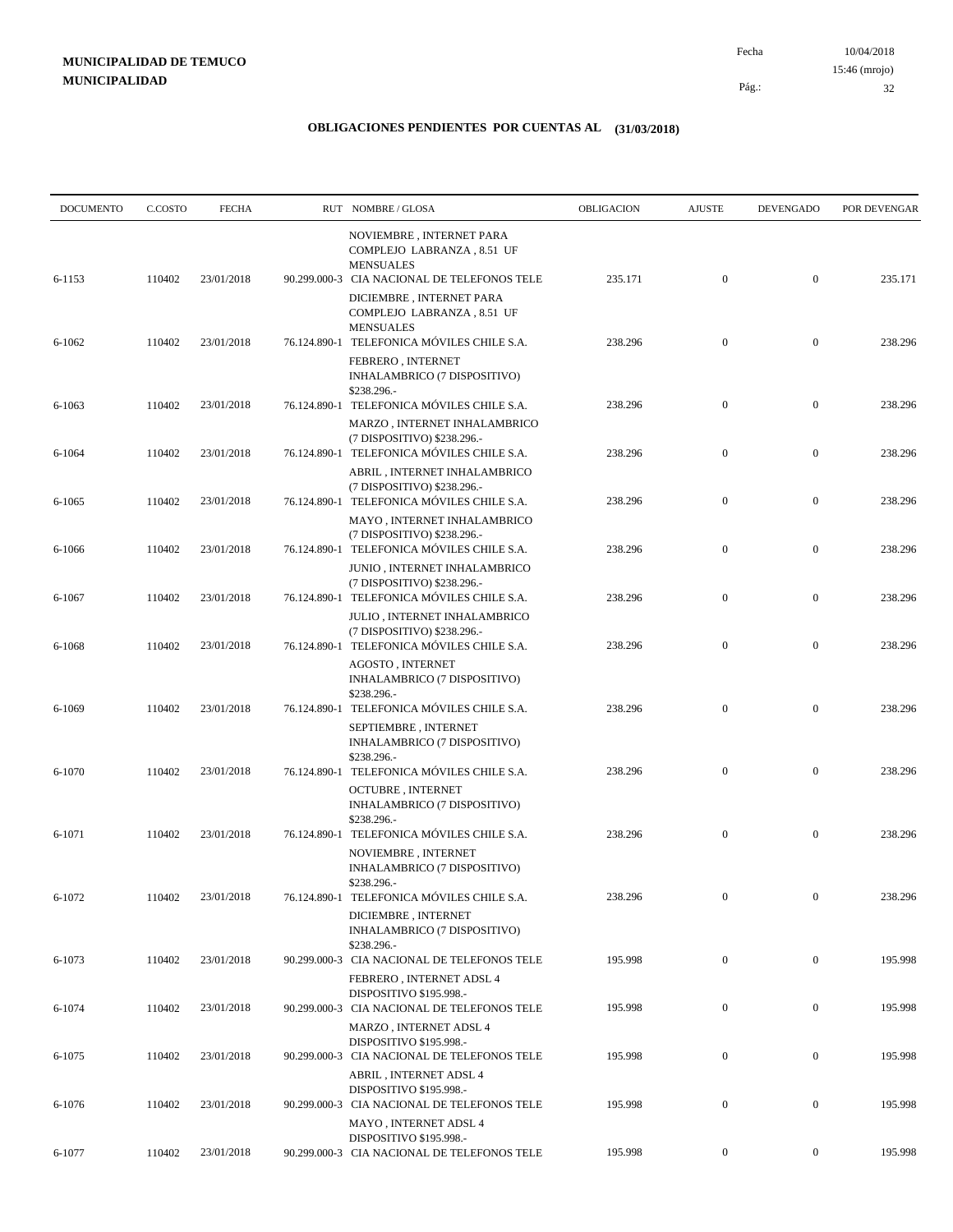**MUNICIPALIDAD DE TEMUCO**
**MUNICIPALIDAD**

Fecha 10/04/2018
15:46 (mrojo)

## OBLIGACIONES PENDIENTES POR CUENTAS AL (31/03/2018)

| DOCUMENTO | C.COSTO | FECHA | RUT | NOMBRE / GLOSA | OBLIGACION | AJUSTE | DEVENGADO | POR DEVENGAR |
|---|---|---|---|---|---|---|---|---|
| | | | | NOVIEMBRE , INTERNET PARA COMPLEJO LABRANZA , 8.51 UF MENSUALES | | | | |
| 6-1153 | 110402 | 23/01/2018 | 90.299.000-3 | CIA NACIONAL DE TELEFONOS TELE | 235.171 | 0 | 0 | 235.171 |
| | | | | DICIEMBRE , INTERNET PARA COMPLEJO LABRANZA , 8.51 UF MENSUALES | | | | |
| 6-1062 | 110402 | 23/01/2018 | 76.124.890-1 | TELEFONICA MÓVILES CHILE S.A. | 238.296 | 0 | 0 | 238.296 |
| | | | | FEBRERO , INTERNET INHALAMBRICO (7 DISPOSITIVO) $238.296.- | | | | |
| 6-1063 | 110402 | 23/01/2018 | 76.124.890-1 | TELEFONICA MÓVILES CHILE S.A. | 238.296 | 0 | 0 | 238.296 |
| | | | | MARZO , INTERNET INHALAMBRICO (7 DISPOSITIVO) $238.296.- | | | | |
| 6-1064 | 110402 | 23/01/2018 | 76.124.890-1 | TELEFONICA MÓVILES CHILE S.A. | 238.296 | 0 | 0 | 238.296 |
| | | | | ABRIL , INTERNET INHALAMBRICO (7 DISPOSITIVO) $238.296.- | | | | |
| 6-1065 | 110402 | 23/01/2018 | 76.124.890-1 | TELEFONICA MÓVILES CHILE S.A. | 238.296 | 0 | 0 | 238.296 |
| | | | | MAYO , INTERNET INHALAMBRICO (7 DISPOSITIVO) $238.296.- | | | | |
| 6-1066 | 110402 | 23/01/2018 | 76.124.890-1 | TELEFONICA MÓVILES CHILE S.A. | 238.296 | 0 | 0 | 238.296 |
| | | | | JUNIO , INTERNET INHALAMBRICO (7 DISPOSITIVO) $238.296.- | | | | |
| 6-1067 | 110402 | 23/01/2018 | 76.124.890-1 | TELEFONICA MÓVILES CHILE S.A. | 238.296 | 0 | 0 | 238.296 |
| | | | | JULIO , INTERNET INHALAMBRICO (7 DISPOSITIVO) $238.296.- | | | | |
| 6-1068 | 110402 | 23/01/2018 | 76.124.890-1 | TELEFONICA MÓVILES CHILE S.A. | 238.296 | 0 | 0 | 238.296 |
| | | | | AGOSTO , INTERNET INHALAMBRICO (7 DISPOSITIVO) $238.296.- | | | | |
| 6-1069 | 110402 | 23/01/2018 | 76.124.890-1 | TELEFONICA MÓVILES CHILE S.A. | 238.296 | 0 | 0 | 238.296 |
| | | | | SEPTIEMBRE , INTERNET INHALAMBRICO (7 DISPOSITIVO) $238.296.- | | | | |
| 6-1070 | 110402 | 23/01/2018 | 76.124.890-1 | TELEFONICA MÓVILES CHILE S.A. | 238.296 | 0 | 0 | 238.296 |
| | | | | OCTUBRE , INTERNET INHALAMBRICO (7 DISPOSITIVO) $238.296.- | | | | |
| 6-1071 | 110402 | 23/01/2018 | 76.124.890-1 | TELEFONICA MÓVILES CHILE S.A. | 238.296 | 0 | 0 | 238.296 |
| | | | | NOVIEMBRE , INTERNET INHALAMBRICO (7 DISPOSITIVO) $238.296.- | | | | |
| 6-1072 | 110402 | 23/01/2018 | 76.124.890-1 | TELEFONICA MÓVILES CHILE S.A. | 238.296 | 0 | 0 | 238.296 |
| | | | | DICIEMBRE , INTERNET INHALAMBRICO (7 DISPOSITIVO) $238.296.- | | | | |
| 6-1073 | 110402 | 23/01/2018 | 90.299.000-3 | CIA NACIONAL DE TELEFONOS TELE | 195.998 | 0 | 0 | 195.998 |
| | | | | FEBRERO , INTERNET ADSL 4 DISPOSITIVO $195.998.- | | | | |
| 6-1074 | 110402 | 23/01/2018 | 90.299.000-3 | CIA NACIONAL DE TELEFONOS TELE | 195.998 | 0 | 0 | 195.998 |
| | | | | MARZO , INTERNET ADSL 4 DISPOSITIVO $195.998.- | | | | |
| 6-1075 | 110402 | 23/01/2018 | 90.299.000-3 | CIA NACIONAL DE TELEFONOS TELE | 195.998 | 0 | 0 | 195.998 |
| | | | | ABRIL , INTERNET ADSL 4 DISPOSITIVO $195.998.- | | | | |
| 6-1076 | 110402 | 23/01/2018 | 90.299.000-3 | CIA NACIONAL DE TELEFONOS TELE | 195.998 | 0 | 0 | 195.998 |
| | | | | MAYO , INTERNET ADSL 4 DISPOSITIVO $195.998.- | | | | |
| 6-1077 | 110402 | 23/01/2018 | 90.299.000-3 | CIA NACIONAL DE TELEFONOS TELE | 195.998 | 0 | 0 | 195.998 |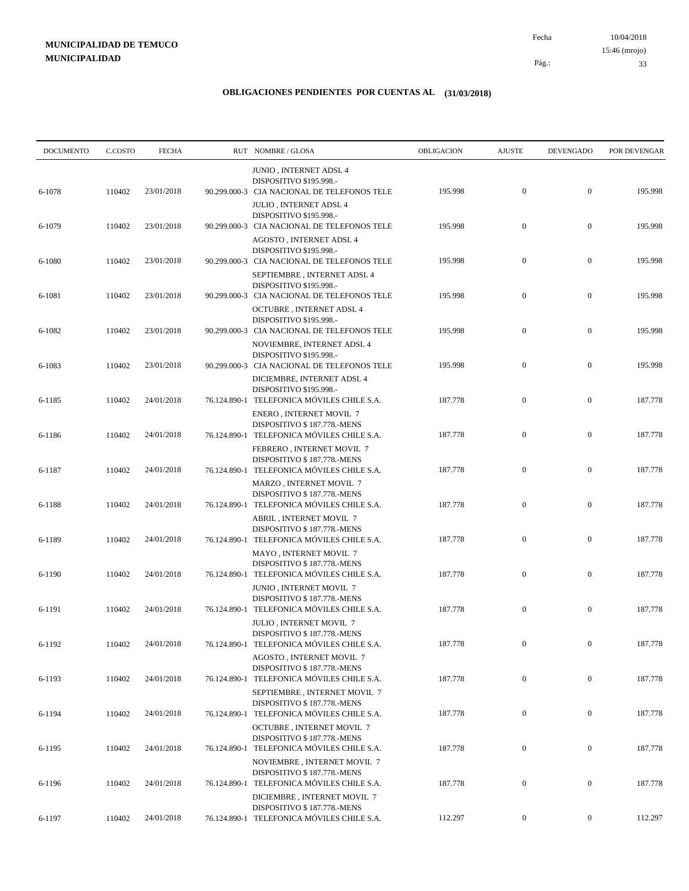**MUNICIPALIDAD DE TEMUCO**
**MUNICIPALIDAD**

Fecha 10/04/2018
15:46 (mrojo)

## OBLIGACIONES PENDIENTES POR CUENTAS AL (31/03/2018)

| DOCUMENTO | C.COSTO | FECHA | RUT | NOMBRE / GLOSA | OBLIGACION | AJUSTE | DEVENGADO | POR DEVENGAR |
|---|---|---|---|---|---|---|---|---|
| | | | | JUNIO , INTERNET ADSL 4 DISPOSITIVO $195.998.- | | | | |
| 6-1078 | 110402 | 23/01/2018 | 90.299.000-3 | CIA NACIONAL DE TELEFONOS TELE | 195.998 | 0 | 0 | 195.998 |
| | | | | JULIO , INTERNET ADSL 4 DISPOSITIVO $195.998.- | | | | |
| 6-1079 | 110402 | 23/01/2018 | 90.299.000-3 | CIA NACIONAL DE TELEFONOS TELE | 195.998 | 0 | 0 | 195.998 |
| | | | | AGOSTO , INTERNET ADSL 4 DISPOSITIVO $195.998.- | | | | |
| 6-1080 | 110402 | 23/01/2018 | 90.299.000-3 | CIA NACIONAL DE TELEFONOS TELE | 195.998 | 0 | 0 | 195.998 |
| | | | | SEPTIEMBRE , INTERNET ADSL 4 DISPOSITIVO $195.998.- | | | | |
| 6-1081 | 110402 | 23/01/2018 | 90.299.000-3 | CIA NACIONAL DE TELEFONOS TELE | 195.998 | 0 | 0 | 195.998 |
| | | | | OCTUBRE , INTERNET ADSL 4 DISPOSITIVO $195.998.- | | | | |
| 6-1082 | 110402 | 23/01/2018 | 90.299.000-3 | CIA NACIONAL DE TELEFONOS TELE | 195.998 | 0 | 0 | 195.998 |
| | | | | NOVIEMBRE, INTERNET ADSL 4 DISPOSITIVO $195.998.- | | | | |
| 6-1083 | 110402 | 23/01/2018 | 90.299.000-3 | CIA NACIONAL DE TELEFONOS TELE | 195.998 | 0 | 0 | 195.998 |
| | | | | DICIEMBRE, INTERNET ADSL 4 DISPOSITIVO $195.998.- | | | | |
| 6-1185 | 110402 | 24/01/2018 | 76.124.890-1 | TELEFONICA MÓVILES CHILE S.A. | 187.778 | 0 | 0 | 187.778 |
| | | | | ENERO , INTERNET MOVIL 7 DISPOSITIVO $ 187.778.-MENS | | | | |
| 6-1186 | 110402 | 24/01/2018 | 76.124.890-1 | TELEFONICA MÓVILES CHILE S.A. | 187.778 | 0 | 0 | 187.778 |
| | | | | FEBRERO , INTERNET MOVIL 7 DISPOSITIVO $ 187.778.-MENS | | | | |
| 6-1187 | 110402 | 24/01/2018 | 76.124.890-1 | TELEFONICA MÓVILES CHILE S.A. | 187.778 | 0 | 0 | 187.778 |
| | | | | MARZO , INTERNET MOVIL 7 DISPOSITIVO $ 187.778.-MENS | | | | |
| 6-1188 | 110402 | 24/01/2018 | 76.124.890-1 | TELEFONICA MÓVILES CHILE S.A. | 187.778 | 0 | 0 | 187.778 |
| | | | | ABRIL , INTERNET MOVIL 7 DISPOSITIVO $ 187.778.-MENS | | | | |
| 6-1189 | 110402 | 24/01/2018 | 76.124.890-1 | TELEFONICA MÓVILES CHILE S.A. | 187.778 | 0 | 0 | 187.778 |
| | | | | MAYO , INTERNET MOVIL 7 DISPOSITIVO $ 187.778.-MENS | | | | |
| 6-1190 | 110402 | 24/01/2018 | 76.124.890-1 | TELEFONICA MÓVILES CHILE S.A. | 187.778 | 0 | 0 | 187.778 |
| | | | | JUNIO , INTERNET MOVIL 7 DISPOSITIVO $ 187.778.-MENS | | | | |
| 6-1191 | 110402 | 24/01/2018 | 76.124.890-1 | TELEFONICA MÓVILES CHILE S.A. | 187.778 | 0 | 0 | 187.778 |
| | | | | JULIO , INTERNET MOVIL 7 DISPOSITIVO $ 187.778.-MENS | | | | |
| 6-1192 | 110402 | 24/01/2018 | 76.124.890-1 | TELEFONICA MÓVILES CHILE S.A. | 187.778 | 0 | 0 | 187.778 |
| | | | | AGOSTO , INTERNET MOVIL 7 DISPOSITIVO $ 187.778.-MENS | | | | |
| 6-1193 | 110402 | 24/01/2018 | 76.124.890-1 | TELEFONICA MÓVILES CHILE S.A. | 187.778 | 0 | 0 | 187.778 |
| | | | | SEPTIEMBRE , INTERNET MOVIL 7 DISPOSITIVO $ 187.778.-MENS | | | | |
| 6-1194 | 110402 | 24/01/2018 | 76.124.890-1 | TELEFONICA MÓVILES CHILE S.A. | 187.778 | 0 | 0 | 187.778 |
| | | | | OCTUBRE , INTERNET MOVIL 7 DISPOSITIVO $ 187.778.-MENS | | | | |
| 6-1195 | 110402 | 24/01/2018 | 76.124.890-1 | TELEFONICA MÓVILES CHILE S.A. | 187.778 | 0 | 0 | 187.778 |
| | | | | NOVIEMBRE , INTERNET MOVIL 7 DISPOSITIVO $ 187.778.-MENS | | | | |
| 6-1196 | 110402 | 24/01/2018 | 76.124.890-1 | TELEFONICA MÓVILES CHILE S.A. | 187.778 | 0 | 0 | 187.778 |
| | | | | DICIEMBRE , INTERNET MOVIL 7 DISPOSITIVO $ 187.778.-MENS | | | | |
| 6-1197 | 110402 | 24/01/2018 | 76.124.890-1 | TELEFONICA MÓVILES CHILE S.A. | 112.297 | 0 | 0 | 112.297 |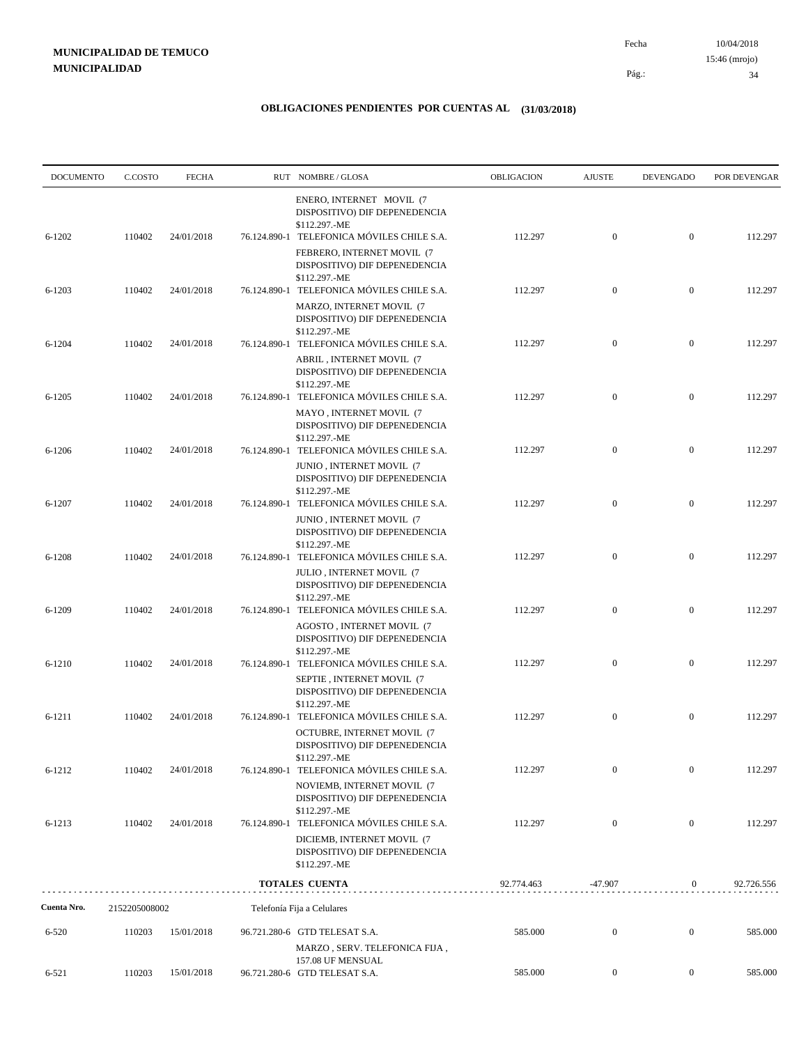**MUNICIPALIDAD DE TEMUCO**
**MUNICIPALIDAD**

Fecha 10/04/2018
15:46 (mrojo)

## OBLIGACIONES PENDIENTES POR CUENTAS AL (31/03/2018)

| DOCUMENTO | C.COSTO | FECHA | RUT NOMBRE / GLOSA | OBLIGACION | AJUSTE | DEVENGADO | POR DEVENGAR |
|---|---|---|---|---|---|---|---|
| | | | ENERO, INTERNET MOVIL (7 DISPOSITIVO) DIF DEPENEDENCIA $112.297.-ME | | | | |
| 6-1202 | 110402 | 24/01/2018 | 76.124.890-1 TELEFONICA MÓVILES CHILE S.A. | 112.297 | 0 | 0 | 112.297 |
| | | | FEBRERO, INTERNET MOVIL (7 DISPOSITIVO) DIF DEPENEDENCIA $112.297.-ME | | | | |
| 6-1203 | 110402 | 24/01/2018 | 76.124.890-1 TELEFONICA MÓVILES CHILE S.A. | 112.297 | 0 | 0 | 112.297 |
| | | | MARZO, INTERNET MOVIL (7 DISPOSITIVO) DIF DEPENEDENCIA $112.297.-ME | | | | |
| 6-1204 | 110402 | 24/01/2018 | 76.124.890-1 TELEFONICA MÓVILES CHILE S.A. | 112.297 | 0 | 0 | 112.297 |
| | | | ABRIL , INTERNET MOVIL (7 DISPOSITIVO) DIF DEPENEDENCIA $112.297.-ME | | | | |
| 6-1205 | 110402 | 24/01/2018 | 76.124.890-1 TELEFONICA MÓVILES CHILE S.A. | 112.297 | 0 | 0 | 112.297 |
| | | | MAYO , INTERNET MOVIL (7 DISPOSITIVO) DIF DEPENEDENCIA $112.297.-ME | | | | |
| 6-1206 | 110402 | 24/01/2018 | 76.124.890-1 TELEFONICA MÓVILES CHILE S.A. | 112.297 | 0 | 0 | 112.297 |
| | | | JUNIO , INTERNET MOVIL (7 DISPOSITIVO) DIF DEPENEDENCIA $112.297.-ME | | | | |
| 6-1207 | 110402 | 24/01/2018 | 76.124.890-1 TELEFONICA MÓVILES CHILE S.A. | 112.297 | 0 | 0 | 112.297 |
| | | | JUNIO , INTERNET MOVIL (7 DISPOSITIVO) DIF DEPENEDENCIA $112.297.-ME | | | | |
| 6-1208 | 110402 | 24/01/2018 | 76.124.890-1 TELEFONICA MÓVILES CHILE S.A. | 112.297 | 0 | 0 | 112.297 |
| | | | JULIO , INTERNET MOVIL (7 DISPOSITIVO) DIF DEPENEDENCIA $112.297.-ME | | | | |
| 6-1209 | 110402 | 24/01/2018 | 76.124.890-1 TELEFONICA MÓVILES CHILE S.A. | 112.297 | 0 | 0 | 112.297 |
| | | | AGOSTO , INTERNET MOVIL (7 DISPOSITIVO) DIF DEPENEDENCIA $112.297.-ME | | | | |
| 6-1210 | 110402 | 24/01/2018 | 76.124.890-1 TELEFONICA MÓVILES CHILE S.A. | 112.297 | 0 | 0 | 112.297 |
| | | | SEPTIE , INTERNET MOVIL (7 DISPOSITIVO) DIF DEPENEDENCIA $112.297.-ME | | | | |
| 6-1211 | 110402 | 24/01/2018 | 76.124.890-1 TELEFONICA MÓVILES CHILE S.A. | 112.297 | 0 | 0 | 112.297 |
| | | | OCTUBRE, INTERNET MOVIL (7 DISPOSITIVO) DIF DEPENEDENCIA $112.297.-ME | | | | |
| 6-1212 | 110402 | 24/01/2018 | 76.124.890-1 TELEFONICA MÓVILES CHILE S.A. | 112.297 | 0 | 0 | 112.297 |
| | | | NOVIEMB, INTERNET MOVIL (7 DISPOSITIVO) DIF DEPENEDENCIA $112.297.-ME | | | | |
| 6-1213 | 110402 | 24/01/2018 | 76.124.890-1 TELEFONICA MÓVILES CHILE S.A. | 112.297 | 0 | 0 | 112.297 |
| | | | DICIEMB, INTERNET MOVIL (7 DISPOSITIVO) DIF DEPENEDENCIA $112.297.-ME | | | | |
| | | | **TOTALES CUENTA** | 92.774.463 | -47.907 | 0 | 92.726.556 |
| **Cuenta Nro.** | 2152205008002 | | Telefonía Fija a Celulares | | | | |
| 6-520 | 110203 | 15/01/2018 | 96.721.280-6 GTD TELESAT S.A. | 585.000 | 0 | 0 | 585.000 |
| | | | MARZO , SERV. TELEFONICA FIJA , 157.08 UF MENSUAL | | | | |
| 6-521 | 110203 | 15/01/2018 | 96.721.280-6 GTD TELESAT S.A. | 585.000 | 0 | 0 | 585.000 |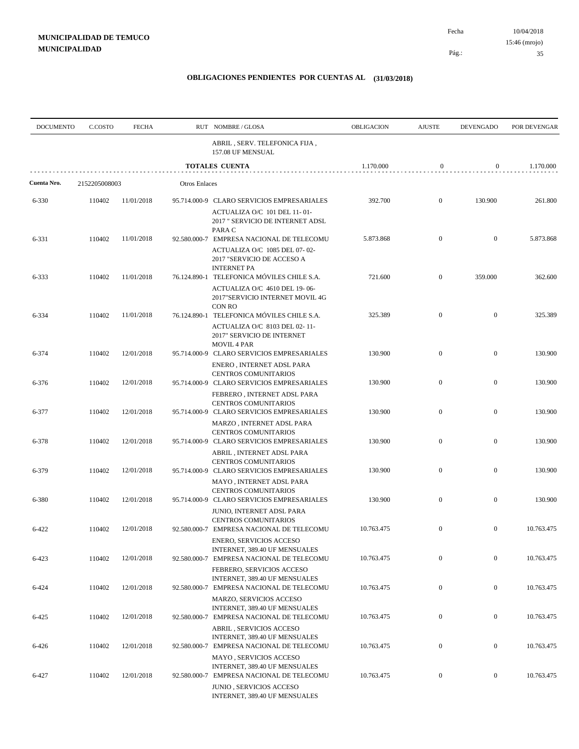**MUNICIPALIDAD DE TEMUCO**
**MUNICIPALIDAD**

Fecha 10/04/2018
15:46 (mrojo)

## OBLIGACIONES PENDIENTES POR CUENTAS AL (31/03/2018)

| DOCUMENTO | C.COSTO | FECHA | RUT | NOMBRE / GLOSA | OBLIGACION | AJUSTE | DEVENGADO | POR DEVENGAR |
|---|---|---|---|---|---|---|---|---|
| | | | | ABRIL , SERV. TELEFONICA FIJA , 157.08 UF MENSUAL | | | | |
| | | | | **TOTALES CUENTA** | 1.170.000 | 0 | 0 | 1.170.000 |
| **Cuenta Nro.** | 2152205008003 | | Otros Enlaces | | | | | |
| 6-330 | 110402 | 11/01/2018 | 95.714.000-9 | CLARO SERVICIOS EMPRESARIALES<br>ACTUALIZA O/C 101 DEL 11- 01- 2017 " SERVICIO DE INTERNET ADSL PARA C | 392.700 | 0 | 130.900 | 261.800 |
| 6-331 | 110402 | 11/01/2018 | 92.580.000-7 | EMPRESA NACIONAL DE TELECOMU<br>ACTUALIZA O/C 1085 DEL 07- 02- 2017 "SERVICIO DE ACCESO A INTERNET PA | 5.873.868 | 0 | 0 | 5.873.868 |
| 6-333 | 110402 | 11/01/2018 | 76.124.890-1 | TELEFONICA MÓVILES CHILE S.A.<br>ACTUALIZA O/C 4610 DEL 19- 06- 2017"SERVICIO INTERNET MOVIL 4G CON RO | 721.600 | 0 | 359.000 | 362.600 |
| 6-334 | 110402 | 11/01/2018 | 76.124.890-1 | TELEFONICA MÓVILES CHILE S.A.<br>ACTUALIZA O/C 8103 DEL 02- 11- 2017" SERVICIO DE INTERNET MOVIL 4 PAR | 325.389 | 0 | 0 | 325.389 |
| 6-374 | 110402 | 12/01/2018 | 95.714.000-9 | CLARO SERVICIOS EMPRESARIALES<br>ENERO , INTERNET ADSL PARA CENTROS COMUNITARIOS | 130.900 | 0 | 0 | 130.900 |
| 6-376 | 110402 | 12/01/2018 | 95.714.000-9 | CLARO SERVICIOS EMPRESARIALES<br>FEBRERO , INTERNET ADSL PARA CENTROS COMUNITARIOS | 130.900 | 0 | 0 | 130.900 |
| 6-377 | 110402 | 12/01/2018 | 95.714.000-9 | CLARO SERVICIOS EMPRESARIALES<br>MARZO , INTERNET ADSL PARA CENTROS COMUNITARIOS | 130.900 | 0 | 0 | 130.900 |
| 6-378 | 110402 | 12/01/2018 | 95.714.000-9 | CLARO SERVICIOS EMPRESARIALES<br>ABRIL , INTERNET ADSL PARA CENTROS COMUNITARIOS | 130.900 | 0 | 0 | 130.900 |
| 6-379 | 110402 | 12/01/2018 | 95.714.000-9 | CLARO SERVICIOS EMPRESARIALES<br>MAYO , INTERNET ADSL PARA CENTROS COMUNITARIOS | 130.900 | 0 | 0 | 130.900 |
| 6-380 | 110402 | 12/01/2018 | 95.714.000-9 | CLARO SERVICIOS EMPRESARIALES<br>JUNIO, INTERNET ADSL PARA CENTROS COMUNITARIOS | 130.900 | 0 | 0 | 130.900 |
| 6-422 | 110402 | 12/01/2018 | 92.580.000-7 | EMPRESA NACIONAL DE TELECOMU<br>ENERO, SERVICIOS ACCESO INTERNET, 389.40 UF MENSUALES | 10.763.475 | 0 | 0 | 10.763.475 |
| 6-423 | 110402 | 12/01/2018 | 92.580.000-7 | EMPRESA NACIONAL DE TELECOMU<br>FEBRERO, SERVICIOS ACCESO INTERNET, 389.40 UF MENSUALES | 10.763.475 | 0 | 0 | 10.763.475 |
| 6-424 | 110402 | 12/01/2018 | 92.580.000-7 | EMPRESA NACIONAL DE TELECOMU<br>MARZO, SERVICIOS ACCESO INTERNET, 389.40 UF MENSUALES | 10.763.475 | 0 | 0 | 10.763.475 |
| 6-425 | 110402 | 12/01/2018 | 92.580.000-7 | EMPRESA NACIONAL DE TELECOMU<br>ABRIL , SERVICIOS ACCESO INTERNET, 389.40 UF MENSUALES | 10.763.475 | 0 | 0 | 10.763.475 |
| 6-426 | 110402 | 12/01/2018 | 92.580.000-7 | EMPRESA NACIONAL DE TELECOMU<br>MAYO , SERVICIOS ACCESO INTERNET, 389.40 UF MENSUALES | 10.763.475 | 0 | 0 | 10.763.475 |
| 6-427 | 110402 | 12/01/2018 | 92.580.000-7 | EMPRESA NACIONAL DE TELECOMU<br>JUNIO , SERVICIOS ACCESO INTERNET, 389.40 UF MENSUALES | 10.763.475 | 0 | 0 | 10.763.475 |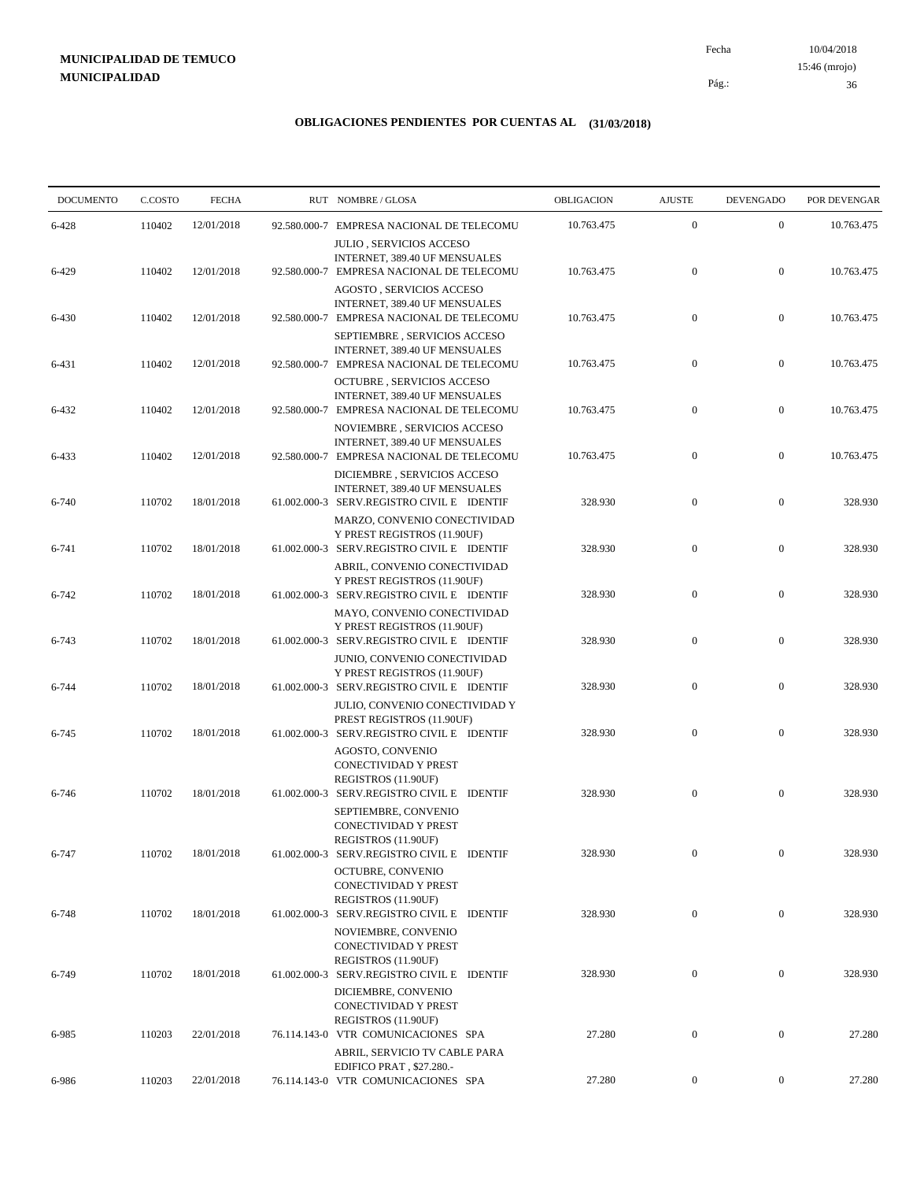**MUNICIPALIDAD DE TEMUCO**
**MUNICIPALIDAD**

Fecha 10/04/2018
15:46 (mrojo)

## OBLIGACIONES PENDIENTES POR CUENTAS AL (31/03/2018)

| DOCUMENTO | C.COSTO | FECHA | RUT NOMBRE / GLOSA | OBLIGACION | AJUSTE | DEVENGADO | POR DEVENGAR |
|---|---|---|---|---|---|---|---|
| 6-428 | 110402 | 12/01/2018 | 92.580.000-7 EMPRESA NACIONAL DE TELECOMU JULIO , SERVICIOS ACCESO INTERNET, 389.40 UF MENSUALES | 10.763.475 | 0 | 0 | 10.763.475 |
| 6-429 | 110402 | 12/01/2018 | 92.580.000-7 EMPRESA NACIONAL DE TELECOMU AGOSTO , SERVICIOS ACCESO INTERNET, 389.40 UF MENSUALES | 10.763.475 | 0 | 0 | 10.763.475 |
| 6-430 | 110402 | 12/01/2018 | 92.580.000-7 EMPRESA NACIONAL DE TELECOMU SEPTIEMBRE , SERVICIOS ACCESO INTERNET, 389.40 UF MENSUALES | 10.763.475 | 0 | 0 | 10.763.475 |
| 6-431 | 110402 | 12/01/2018 | 92.580.000-7 EMPRESA NACIONAL DE TELECOMU OCTUBRE , SERVICIOS ACCESO INTERNET, 389.40 UF MENSUALES | 10.763.475 | 0 | 0 | 10.763.475 |
| 6-432 | 110402 | 12/01/2018 | 92.580.000-7 EMPRESA NACIONAL DE TELECOMU NOVIEMBRE , SERVICIOS ACCESO INTERNET, 389.40 UF MENSUALES | 10.763.475 | 0 | 0 | 10.763.475 |
| 6-433 | 110402 | 12/01/2018 | 92.580.000-7 EMPRESA NACIONAL DE TELECOMU DICIEMBRE , SERVICIOS ACCESO INTERNET, 389.40 UF MENSUALES | 10.763.475 | 0 | 0 | 10.763.475 |
| 6-740 | 110702 | 18/01/2018 | 61.002.000-3 SERV.REGISTRO CIVIL E IDENTIF MARZO, CONVENIO CONECTIVIDAD Y PREST REGISTROS (11.90UF) | 328.930 | 0 | 0 | 328.930 |
| 6-741 | 110702 | 18/01/2018 | 61.002.000-3 SERV.REGISTRO CIVIL E IDENTIF ABRIL, CONVENIO CONECTIVIDAD Y PREST REGISTROS (11.90UF) | 328.930 | 0 | 0 | 328.930 |
| 6-742 | 110702 | 18/01/2018 | 61.002.000-3 SERV.REGISTRO CIVIL E IDENTIF MAYO, CONVENIO CONECTIVIDAD Y PREST REGISTROS (11.90UF) | 328.930 | 0 | 0 | 328.930 |
| 6-743 | 110702 | 18/01/2018 | 61.002.000-3 SERV.REGISTRO CIVIL E IDENTIF JUNIO, CONVENIO CONECTIVIDAD Y PREST REGISTROS (11.90UF) | 328.930 | 0 | 0 | 328.930 |
| 6-744 | 110702 | 18/01/2018 | 61.002.000-3 SERV.REGISTRO CIVIL E IDENTIF JULIO, CONVENIO CONECTIVIDAD Y PREST REGISTROS (11.90UF) | 328.930 | 0 | 0 | 328.930 |
| 6-745 | 110702 | 18/01/2018 | 61.002.000-3 SERV.REGISTRO CIVIL E IDENTIF AGOSTO, CONVENIO CONECTIVIDAD Y PREST REGISTROS (11.90UF) | 328.930 | 0 | 0 | 328.930 |
| 6-746 | 110702 | 18/01/2018 | 61.002.000-3 SERV.REGISTRO CIVIL E IDENTIF SEPTIEMBRE, CONVENIO CONECTIVIDAD Y PREST REGISTROS (11.90UF) | 328.930 | 0 | 0 | 328.930 |
| 6-747 | 110702 | 18/01/2018 | 61.002.000-3 SERV.REGISTRO CIVIL E IDENTIF OCTUBRE, CONVENIO CONECTIVIDAD Y PREST REGISTROS (11.90UF) | 328.930 | 0 | 0 | 328.930 |
| 6-748 | 110702 | 18/01/2018 | 61.002.000-3 SERV.REGISTRO CIVIL E IDENTIF NOVIEMBRE, CONVENIO CONECTIVIDAD Y PREST REGISTROS (11.90UF) | 328.930 | 0 | 0 | 328.930 |
| 6-749 | 110702 | 18/01/2018 | 61.002.000-3 SERV.REGISTRO CIVIL E IDENTIF DICIEMBRE, CONVENIO CONECTIVIDAD Y PREST REGISTROS (11.90UF) | 328.930 | 0 | 0 | 328.930 |
| 6-985 | 110203 | 22/01/2018 | 76.114.143-0 VTR COMUNICACIONES SPA ABRIL, SERVICIO TV CABLE PARA EDIFICO PRAT , $27.280.- | 27.280 | 0 | 0 | 27.280 |
| 6-986 | 110203 | 22/01/2018 | 76.114.143-0 VTR COMUNICACIONES SPA | 27.280 | 0 | 0 | 27.280 |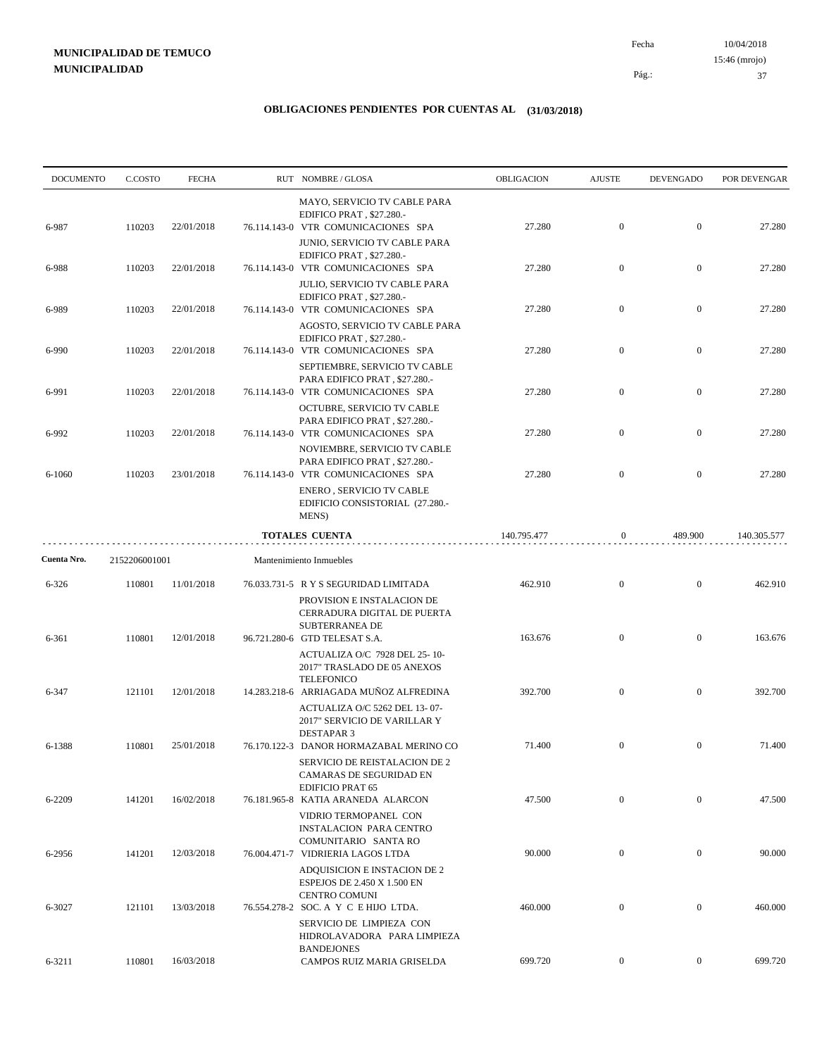**MUNICIPALIDAD DE TEMUCO**
**MUNICIPALIDAD**

Fecha 10/04/2018
15:46 (mrojo)

## OBLIGACIONES PENDIENTES POR CUENTAS AL (31/03/2018)

| DOCUMENTO | C.COSTO | FECHA | RUT NOMBRE / GLOSA | OBLIGACION | AJUSTE | DEVENGADO | POR DEVENGAR |
|---|---|---|---|---|---|---|---|
| | | | MAYO, SERVICIO TV CABLE PARA EDIFICO PRAT , $27.280.- | | | | |
| 6-987 | 110203 | 22/01/2018 | 76.114.143-0 VTR COMUNICACIONES SPA | 27.280 | 0 | 0 | 27.280 |
| | | | JUNIO, SERVICIO TV CABLE PARA EDIFICO PRAT , $27.280.- | | | | |
| 6-988 | 110203 | 22/01/2018 | 76.114.143-0 VTR COMUNICACIONES SPA | 27.280 | 0 | 0 | 27.280 |
| | | | JULIO, SERVICIO TV CABLE PARA EDIFICO PRAT , $27.280.- | | | | |
| 6-989 | 110203 | 22/01/2018 | 76.114.143-0 VTR COMUNICACIONES SPA | 27.280 | 0 | 0 | 27.280 |
| | | | AGOSTO, SERVICIO TV CABLE PARA EDIFICO PRAT , $27.280.- | | | | |
| 6-990 | 110203 | 22/01/2018 | 76.114.143-0 VTR COMUNICACIONES SPA | 27.280 | 0 | 0 | 27.280 |
| | | | SEPTIEMBRE, SERVICIO TV CABLE PARA EDIFICO PRAT , $27.280.- | | | | |
| 6-991 | 110203 | 22/01/2018 | 76.114.143-0 VTR COMUNICACIONES SPA | 27.280 | 0 | 0 | 27.280 |
| | | | OCTUBRE, SERVICIO TV CABLE PARA EDIFICO PRAT , $27.280.- | | | | |
| 6-992 | 110203 | 22/01/2018 | 76.114.143-0 VTR COMUNICACIONES SPA | 27.280 | 0 | 0 | 27.280 |
| | | | NOVIEMBRE, SERVICIO TV CABLE PARA EDIFICO PRAT , $27.280.- | | | | |
| 6-1060 | 110203 | 23/01/2018 | 76.114.143-0 VTR COMUNICACIONES SPA | 27.280 | 0 | 0 | 27.280 |
| | | | ENERO , SERVICIO TV CABLE EDIFICIO CONSISTORIAL (27.280.- MENS) | | | | |
| | | | **TOTALES CUENTA** | 140.795.477 | 0 | 489.900 | 140.305.577 |

**Cuenta Nro.** 2152206001001 Mantenimiento Inmuebles

| DOCUMENTO | C.COSTO | FECHA | RUT NOMBRE / GLOSA | OBLIGACION | AJUSTE | DEVENGADO | POR DEVENGAR |
|---|---|---|---|---|---|---|---|
| 6-326 | 110801 | 11/01/2018 | 76.033.731-5 R Y S SEGURIDAD LIMITADA | 462.910 | 0 | 0 | 462.910 |
| | | | PROVISION E INSTALACION DE CERRADURA DIGITAL DE PUERTA SUBTERRANEA DE | | | | |
| 6-361 | 110801 | 12/01/2018 | 96.721.280-6 GTD TELESAT S.A. | 163.676 | 0 | 0 | 163.676 |
| | | | ACTUALIZA O/C 7928 DEL 25- 10- 2017" TRASLADO DE 05 ANEXOS TELEFONICO | | | | |
| 6-347 | 121101 | 12/01/2018 | 14.283.218-6 ARRIAGADA MUÑOZ ALFREDINA | 392.700 | 0 | 0 | 392.700 |
| | | | ACTUALIZA O/C 5262 DEL 13- 07- 2017" SERVICIO DE VARILLAR Y DESTAPAR 3 | | | | |
| 6-1388 | 110801 | 25/01/2018 | 76.170.122-3 DANOR HORMAZABAL MERINO CO | 71.400 | 0 | 0 | 71.400 |
| | | | SERVICIO DE REISTALACION DE 2 CAMARAS DE SEGURIDAD EN EDIFICIO PRAT 65 | | | | |
| 6-2209 | 141201 | 16/02/2018 | 76.181.965-8 KATIA ARANEDA ALARCON | 47.500 | 0 | 0 | 47.500 |
| | | | VIDRIO TERMOPANEL CON INSTALACION PARA CENTRO COMUNITARIO SANTA RO | | | | |
| 6-2956 | 141201 | 12/03/2018 | 76.004.471-7 VIDRIERIA LAGOS LTDA | 90.000 | 0 | 0 | 90.000 |
| | | | ADQUISICION E INSTACION DE 2 ESPEJOS DE 2.450 X 1.500 EN CENTRO COMUNI | | | | |
| 6-3027 | 121101 | 13/03/2018 | 76.554.278-2 SOC. A Y C E HIJO LTDA. | 460.000 | 0 | 0 | 460.000 |
| | | | SERVICIO DE LIMPIEZA CON HIDROLAVADORA PARA LIMPIEZA BANDEJONES | | | | |
| 6-3211 | 110801 | 16/03/2018 | CAMPOS RUIZ MARIA GRISELDA | 699.720 | 0 | 0 | 699.720 |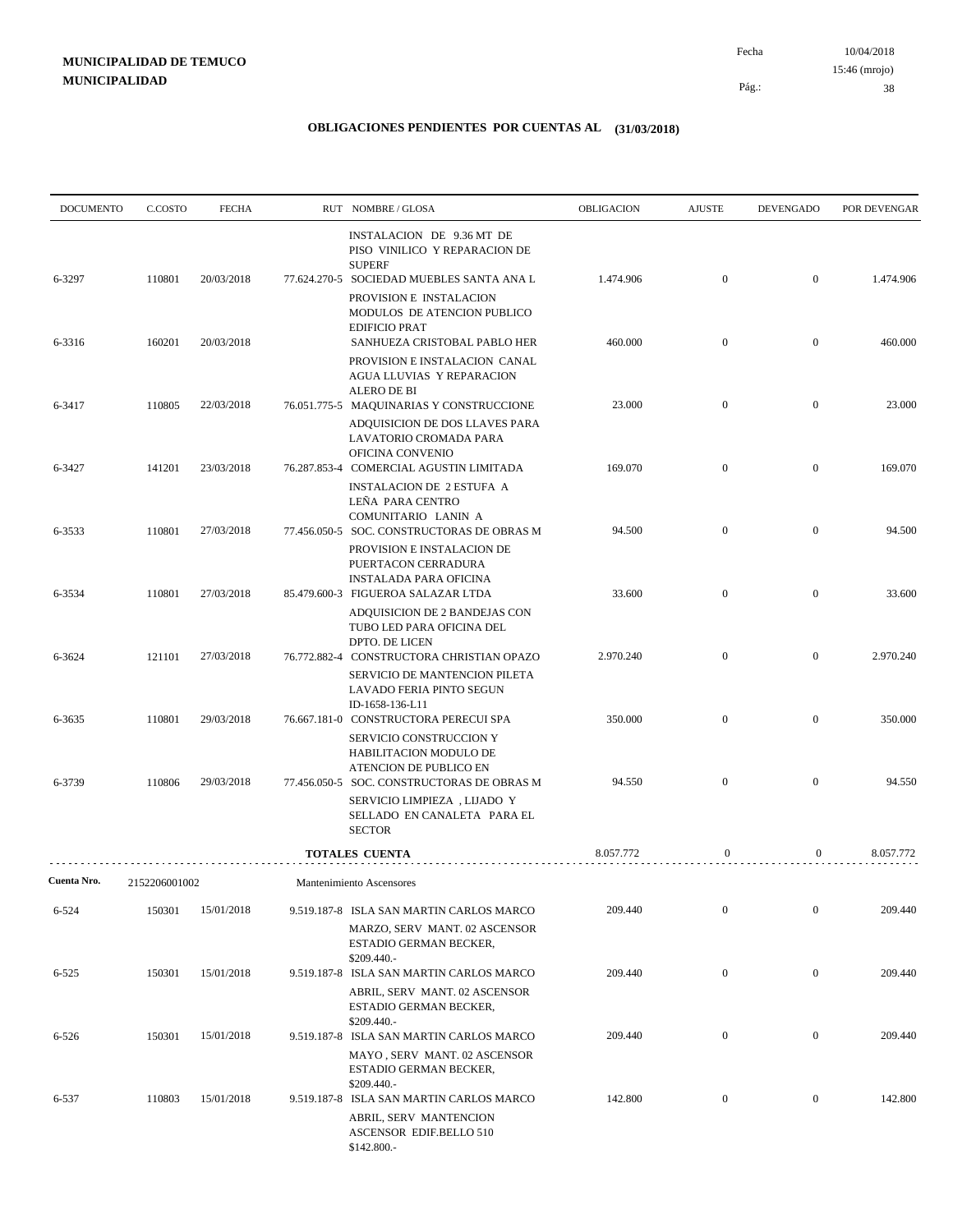**MUNICIPALIDAD DE TEMUCO**
**MUNICIPALIDAD**

Fecha 10/04/2018
15:46 (mrojo)

## OBLIGACIONES PENDIENTES POR CUENTAS AL (31/03/2018)

| DOCUMENTO | C.COSTO | FECHA | RUT | NOMBRE / GLOSA | OBLIGACION | AJUSTE | DEVENGADO | POR DEVENGAR |
|---|---|---|---|---|---|---|---|---|
| | | | | INSTALACION DE 9.36 MT DE PISO VINILICO Y REPARACION DE SUPERF | | | | |
| 6-3297 | 110801 | 20/03/2018 | 77.624.270-5 | SOCIEDAD MUEBLES SANTA ANA L | 1.474.906 | 0 | 0 | 1.474.906 |
| | | | | PROVISION E INSTALACION MODULOS DE ATENCION PUBLICO EDIFICIO PRAT | | | | |
| 6-3316 | 160201 | 20/03/2018 | | SANHUEZA CRISTOBAL PABLO HER | 460.000 | 0 | 0 | 460.000 |
| | | | | PROVISION E INSTALACION CANAL AGUA LLUVIAS Y REPARACION ALERO DE BI | | | | |
| 6-3417 | 110805 | 22/03/2018 | 76.051.775-5 | MAQUINARIAS Y CONSTRUCCIONE | 23.000 | 0 | 0 | 23.000 |
| | | | | ADQUISICION DE DOS LLAVES PARA LAVATORIO CROMADA PARA OFICINA CONVENIO | | | | |
| 6-3427 | 141201 | 23/03/2018 | 76.287.853-4 | COMERCIAL AGUSTIN LIMITADA | 169.070 | 0 | 0 | 169.070 |
| | | | | INSTALACION DE 2 ESTUFA A LEÑA PARA CENTRO COMUNITARIO LANIN A | | | | |
| 6-3533 | 110801 | 27/03/2018 | 77.456.050-5 | SOC. CONSTRUCTORAS DE OBRAS M | 94.500 | 0 | 0 | 94.500 |
| | | | | PROVISION E INSTALACION DE PUERTACON CERRADURA INSTALADA PARA OFICINA | | | | |
| 6-3534 | 110801 | 27/03/2018 | 85.479.600-3 | FIGUEROA SALAZAR LTDA | 33.600 | 0 | 0 | 33.600 |
| | | | | ADQUISICION DE 2 BANDEJAS CON TUBO LED PARA OFICINA DEL DPTO. DE LICEN | | | | |
| 6-3624 | 121101 | 27/03/2018 | 76.772.882-4 | CONSTRUCTORA CHRISTIAN OPAZO | 2.970.240 | 0 | 0 | 2.970.240 |
| | | | | SERVICIO DE MANTENCION PILETA LAVADO FERIA PINTO SEGUN ID-1658-136-L11 | | | | |
| 6-3635 | 110801 | 29/03/2018 | 76.667.181-0 | CONSTRUCTORA PERECUI SPA | 350.000 | 0 | 0 | 350.000 |
| | | | | SERVICIO CONSTRUCCION Y HABILITACION MODULO DE ATENCION DE PUBLICO EN | | | | |
| 6-3739 | 110806 | 29/03/2018 | 77.456.050-5 | SOC. CONSTRUCTORAS DE OBRAS M | 94.550 | 0 | 0 | 94.550 |
| | | | | SERVICIO LIMPIEZA , LIJADO Y SELLADO EN CANALETA PARA EL SECTOR | | | | |
| | | | | **TOTALES CUENTA** | 8.057.772 | 0 | 0 | 8.057.772 |

**Cuenta Nro.** 2152206001002 Mantenimiento Ascensores

| DOCUMENTO | C.COSTO | FECHA | RUT | NOMBRE / GLOSA | OBLIGACION | AJUSTE | DEVENGADO | POR DEVENGAR |
|---|---|---|---|---|---|---|---|---|
| 6-524 | 150301 | 15/01/2018 | 9.519.187-8 | ISLA SAN MARTIN CARLOS MARCO | 209.440 | 0 | 0 | 209.440 |
| | | | | MARZO, SERV MANT. 02 ASCENSOR ESTADIO GERMAN BECKER, $209.440.- | | | | |
| 6-525 | 150301 | 15/01/2018 | 9.519.187-8 | ISLA SAN MARTIN CARLOS MARCO | 209.440 | 0 | 0 | 209.440 |
| | | | | ABRIL, SERV MANT. 02 ASCENSOR ESTADIO GERMAN BECKER, $209.440.- | | | | |
| 6-526 | 150301 | 15/01/2018 | 9.519.187-8 | ISLA SAN MARTIN CARLOS MARCO | 209.440 | 0 | 0 | 209.440 |
| | | | | MAYO , SERV MANT. 02 ASCENSOR ESTADIO GERMAN BECKER, $209.440.- | | | | |
| 6-537 | 110803 | 15/01/2018 | 9.519.187-8 | ISLA SAN MARTIN CARLOS MARCO | 142.800 | 0 | 0 | 142.800 |
| | | | | ABRIL, SERV MANTENCION ASCENSOR EDIF.BELLO 510 $142.800.- | | | | |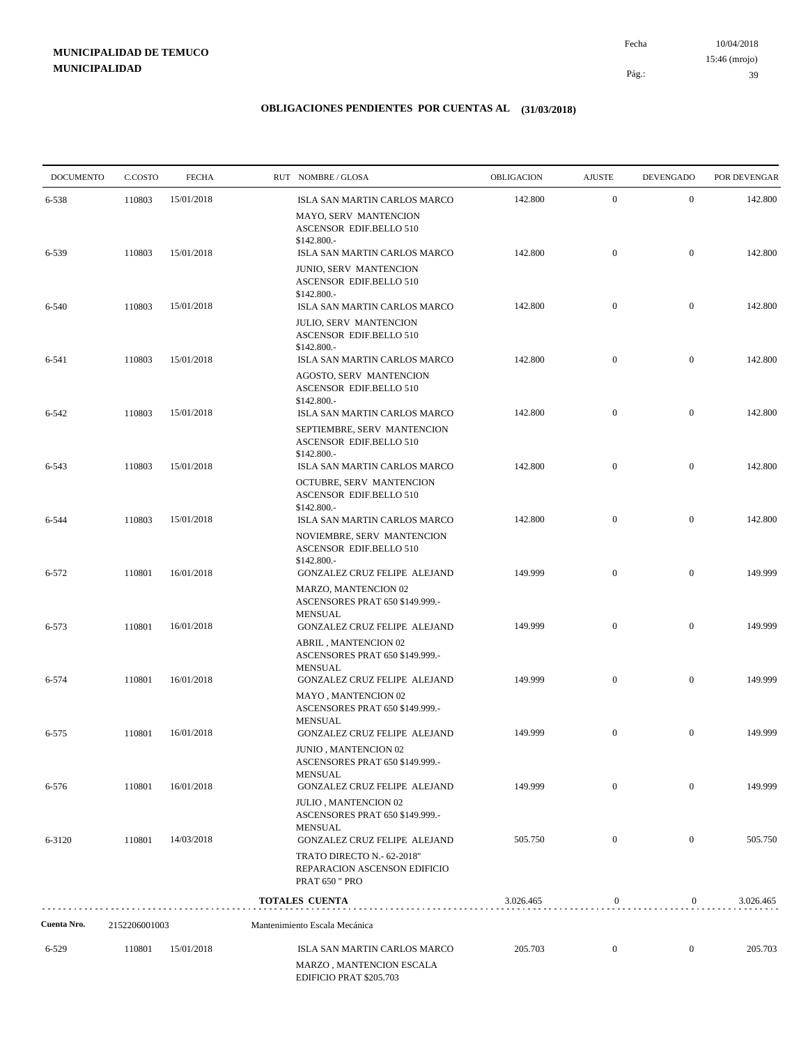**MUNICIPALIDAD DE TEMUCO**
**MUNICIPALIDAD**

Fecha 10/04/2018
15:46 (mrojo)

## OBLIGACIONES PENDIENTES POR CUENTAS AL (31/03/2018)

| DOCUMENTO | C.COSTO | FECHA | RUT NOMBRE / GLOSA | OBLIGACION | AJUSTE | DEVENGADO | POR DEVENGAR |
|---|---|---|---|---|---|---|---|
| 6-538 | 110803 | 15/01/2018 | ISLA SAN MARTIN CARLOS MARCO MAYO, SERV MANTENCION ASCENSOR EDIF.BELLO 510 $142.800.- | 142.800 | 0 | 0 | 142.800 |
| 6-539 | 110803 | 15/01/2018 | ISLA SAN MARTIN CARLOS MARCO JUNIO, SERV MANTENCION ASCENSOR EDIF.BELLO 510 $142.800.- | 142.800 | 0 | 0 | 142.800 |
| 6-540 | 110803 | 15/01/2018 | ISLA SAN MARTIN CARLOS MARCO JULIO, SERV MANTENCION ASCENSOR EDIF.BELLO 510 $142.800.- | 142.800 | 0 | 0 | 142.800 |
| 6-541 | 110803 | 15/01/2018 | ISLA SAN MARTIN CARLOS MARCO AGOSTO, SERV MANTENCION ASCENSOR EDIF.BELLO 510 $142.800.- | 142.800 | 0 | 0 | 142.800 |
| 6-542 | 110803 | 15/01/2018 | ISLA SAN MARTIN CARLOS MARCO SEPTIEMBRE, SERV MANTENCION ASCENSOR EDIF.BELLO 510 $142.800.- | 142.800 | 0 | 0 | 142.800 |
| 6-543 | 110803 | 15/01/2018 | ISLA SAN MARTIN CARLOS MARCO OCTUBRE, SERV MANTENCION ASCENSOR EDIF.BELLO 510 $142.800.- | 142.800 | 0 | 0 | 142.800 |
| 6-544 | 110803 | 15/01/2018 | ISLA SAN MARTIN CARLOS MARCO NOVIEMBRE, SERV MANTENCION ASCENSOR EDIF.BELLO 510 $142.800.- | 142.800 | 0 | 0 | 142.800 |
| 6-572 | 110801 | 16/01/2018 | GONZALEZ CRUZ FELIPE ALEJAND MARZO, MANTENCION 02 ASCENSORES PRAT 650 $149.999.- MENSUAL | 149.999 | 0 | 0 | 149.999 |
| 6-573 | 110801 | 16/01/2018 | GONZALEZ CRUZ FELIPE ALEJAND ABRIL , MANTENCION 02 ASCENSORES PRAT 650 $149.999.- MENSUAL | 149.999 | 0 | 0 | 149.999 |
| 6-574 | 110801 | 16/01/2018 | GONZALEZ CRUZ FELIPE ALEJAND MAYO , MANTENCION 02 ASCENSORES PRAT 650 $149.999.- MENSUAL | 149.999 | 0 | 0 | 149.999 |
| 6-575 | 110801 | 16/01/2018 | GONZALEZ CRUZ FELIPE ALEJAND JUNIO , MANTENCION 02 ASCENSORES PRAT 650 $149.999.- MENSUAL | 149.999 | 0 | 0 | 149.999 |
| 6-576 | 110801 | 16/01/2018 | GONZALEZ CRUZ FELIPE ALEJAND JULIO , MANTENCION 02 ASCENSORES PRAT 650 $149.999.- MENSUAL | 149.999 | 0 | 0 | 149.999 |
| 6-3120 | 110801 | 14/03/2018 | GONZALEZ CRUZ FELIPE ALEJAND TRATO DIRECTO N.- 62-2018" REPARACION ASCENSON EDIFICIO PRAT 650 " PRO | 505.750 | 0 | 0 | 505.750 |
| | | | **TOTALES CUENTA** | 3.026.465 | 0 | 0 | 3.026.465 |

**Cuenta Nro.** 2152206001003 Mantenimiento Escala Mecánica

| DOCUMENTO | C.COSTO | FECHA | RUT NOMBRE / GLOSA | OBLIGACION | AJUSTE | DEVENGADO | POR DEVENGAR |
|---|---|---|---|---|---|---|---|
| 6-529 | 110801 | 15/01/2018 | ISLA SAN MARTIN CARLOS MARCO MARZO , MANTENCION ESCALA EDIFICIO PRAT $205.703 | 205.703 | 0 | 0 | 205.703 |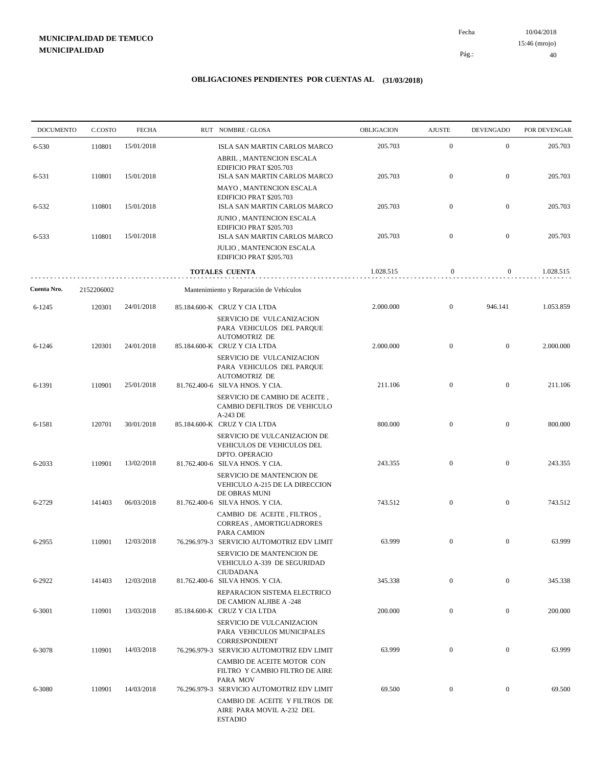**MUNICIPALIDAD DE TEMUCO**
**MUNICIPALIDAD**

Fecha 10/04/2018
15:46 (mrojo)

## OBLIGACIONES PENDIENTES POR CUENTAS AL (31/03/2018)

| DOCUMENTO | C.COSTO | FECHA | RUT | NOMBRE / GLOSA | OBLIGACION | AJUSTE | DEVENGADO | POR DEVENGAR |
|---|---|---|---|---|---|---|---|---|
| 6-530 | 110801 | 15/01/2018 | | ISLA SAN MARTIN CARLOS MARCO<br>ABRIL , MANTENCION ESCALA EDIFICIO PRAT $205.703 | 205.703 | 0 | 0 | 205.703 |
| 6-531 | 110801 | 15/01/2018 | | ISLA SAN MARTIN CARLOS MARCO<br>MAYO , MANTENCION ESCALA EDIFICIO PRAT $205.703 | 205.703 | 0 | 0 | 205.703 |
| 6-532 | 110801 | 15/01/2018 | | ISLA SAN MARTIN CARLOS MARCO<br>JUNIO , MANTENCION ESCALA EDIFICIO PRAT $205.703 | 205.703 | 0 | 0 | 205.703 |
| 6-533 | 110801 | 15/01/2018 | | ISLA SAN MARTIN CARLOS MARCO<br>JULIO , MANTENCION ESCALA EDIFICIO PRAT $205.703 | 205.703 | 0 | 0 | 205.703 |
| | | | | **TOTALES CUENTA** | 1.028.515 | 0 | 0 | 1.028.515 |
| **Cuenta Nro.** | 2152206002 | | | Mantenimiento y Reparación de Vehículos | | | | |
| 6-1245 | 120301 | 24/01/2018 | 85.184.600-K | CRUZ Y CIA LTDA<br>SERVICIO DE VULCANIZACION PARA VEHICULOS DEL PARQUE AUTOMOTRIZ DE | 2.000.000 | 0 | 946.141 | 1.053.859 |
| 6-1246 | 120301 | 24/01/2018 | 85.184.600-K | CRUZ Y CIA LTDA<br>SERVICIO DE VULCANIZACION PARA VEHICULOS DEL PARQUE AUTOMOTRIZ DE | 2.000.000 | 0 | 0 | 2.000.000 |
| 6-1391 | 110901 | 25/01/2018 | 81.762.400-6 | SILVA HNOS. Y CIA.<br>SERVICIO DE CAMBIO DE ACEITE , CAMBIO DEFILTROS DE VEHICULO A-243 DE | 211.106 | 0 | 0 | 211.106 |
| 6-1581 | 120701 | 30/01/2018 | 85.184.600-K | CRUZ Y CIA LTDA<br>SERVICIO DE VULCANIZACION DE VEHICULOS DE VEHICULOS DEL DPTO. OPERACIO | 800.000 | 0 | 0 | 800.000 |
| 6-2033 | 110901 | 13/02/2018 | 81.762.400-6 | SILVA HNOS. Y CIA.<br>SERVICIO DE MANTENCION DE VEHICULO A-215 DE LA DIRECCION DE OBRAS MUNI | 243.355 | 0 | 0 | 243.355 |
| 6-2729 | 141403 | 06/03/2018 | 81.762.400-6 | SILVA HNOS. Y CIA.<br>CAMBIO DE ACEITE , FILTROS , CORREAS , AMORTIGUADRORES PARA CAMION | 743.512 | 0 | 0 | 743.512 |
| 6-2955 | 110901 | 12/03/2018 | 76.296.979-3 | SERVICIO AUTOMOTRIZ EDV LIMIT<br>SERVICIO DE MANTENCION DE VEHICULO A-339 DE SEGURIDAD CIUDADANA | 63.999 | 0 | 0 | 63.999 |
| 6-2922 | 141403 | 12/03/2018 | 81.762.400-6 | SILVA HNOS. Y CIA.<br>REPARACION SISTEMA ELECTRICO DE CAMION ALJIBE A -248 | 345.338 | 0 | 0 | 345.338 |
| 6-3001 | 110901 | 13/03/2018 | 85.184.600-K | CRUZ Y CIA LTDA<br>SERVICIO DE VULCANIZACION PARA VEHICULOS MUNICIPALES CORRESPONDIENT | 200.000 | 0 | 0 | 200.000 |
| 6-3078 | 110901 | 14/03/2018 | 76.296.979-3 | SERVICIO AUTOMOTRIZ EDV LIMIT<br>CAMBIO DE ACEITE MOTOR CON FILTRO Y CAMBIO FILTRO DE AIRE PARA MOV | 63.999 | 0 | 0 | 63.999 |
| 6-3080 | 110901 | 14/03/2018 | 76.296.979-3 | SERVICIO AUTOMOTRIZ EDV LIMIT<br>CAMBIO DE ACEITE Y FILTROS DE AIRE PARA MOVIL A-232 DEL ESTADIO | 69.500 | 0 | 0 | 69.500 |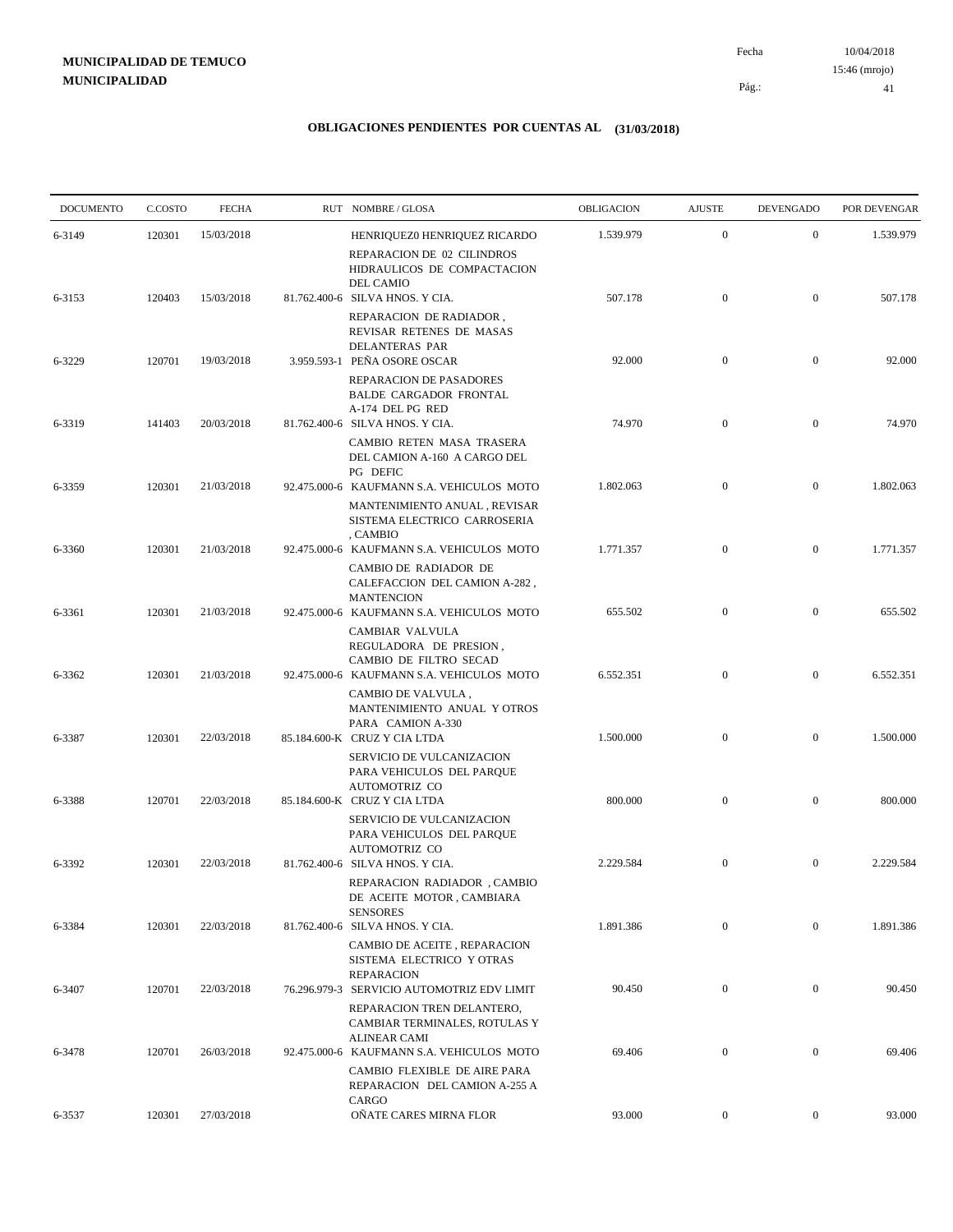**MUNICIPALIDAD DE TEMUCO**
**MUNICIPALIDAD**

Fecha 10/04/2018
15:46 (mrojo)

## OBLIGACIONES PENDIENTES POR CUENTAS AL (31/03/2018)

| DOCUMENTO | C.COSTO | FECHA | RUT | NOMBRE / GLOSA | OBLIGACION | AJUSTE | DEVENGADO | POR DEVENGAR |
|---|---|---|---|---|---|---|---|---|
| 6-3149 | 120301 | 15/03/2018 | | HENRIQUEZ0 HENRIQUEZ RICARDO<br>REPARACION DE 02 CILINDROS HIDRAULICOS DE COMPACTACION DEL CAMIO | 1.539.979 | 0 | 0 | 1.539.979 |
| 6-3153 | 120403 | 15/03/2018 | 81.762.400-6 | SILVA HNOS. Y CIA.<br>REPARACION DE RADIADOR , REVISAR RETENES DE MASAS DELANTERAS PAR | 507.178 | 0 | 0 | 507.178 |
| 6-3229 | 120701 | 19/03/2018 | 3.959.593-1 | PEÑA OSORE OSCAR<br>REPARACION DE PASADORES BALDE CARGADOR FRONTAL A-174 DEL PG RED | 92.000 | 0 | 0 | 92.000 |
| 6-3319 | 141403 | 20/03/2018 | 81.762.400-6 | SILVA HNOS. Y CIA.<br>CAMBIO RETEN MASA TRASERA DEL CAMION A-160 A CARGO DEL PG DEFIC | 74.970 | 0 | 0 | 74.970 |
| 6-3359 | 120301 | 21/03/2018 | 92.475.000-6 | KAUFMANN S.A. VEHICULOS MOTO<br>MANTENIMIENTO ANUAL , REVISAR SISTEMA ELECTRICO CARROSERIA , CAMBIO | 1.802.063 | 0 | 0 | 1.802.063 |
| 6-3360 | 120301 | 21/03/2018 | 92.475.000-6 | KAUFMANN S.A. VEHICULOS MOTO<br>CAMBIO DE RADIADOR DE CALEFACCION DEL CAMION A-282 , MANTENCION | 1.771.357 | 0 | 0 | 1.771.357 |
| 6-3361 | 120301 | 21/03/2018 | 92.475.000-6 | KAUFMANN S.A. VEHICULOS MOTO<br>CAMBIAR VALVULA REGULADORA DE PRESION , CAMBIO DE FILTRO SECAD | 655.502 | 0 | 0 | 655.502 |
| 6-3362 | 120301 | 21/03/2018 | 92.475.000-6 | KAUFMANN S.A. VEHICULOS MOTO<br>CAMBIO DE VALVULA , MANTENIMIENTO ANUAL Y OTROS PARA CAMION A-330 | 6.552.351 | 0 | 0 | 6.552.351 |
| 6-3387 | 120301 | 22/03/2018 | 85.184.600-K | CRUZ Y CIA LTDA<br>SERVICIO DE VULCANIZACION PARA VEHICULOS DEL PARQUE AUTOMOTRIZ CO | 1.500.000 | 0 | 0 | 1.500.000 |
| 6-3388 | 120701 | 22/03/2018 | 85.184.600-K | CRUZ Y CIA LTDA<br>SERVICIO DE VULCANIZACION PARA VEHICULOS DEL PARQUE AUTOMOTRIZ CO | 800.000 | 0 | 0 | 800.000 |
| 6-3392 | 120301 | 22/03/2018 | 81.762.400-6 | SILVA HNOS. Y CIA.<br>REPARACION RADIADOR , CAMBIO DE ACEITE MOTOR , CAMBIARA SENSORES | 2.229.584 | 0 | 0 | 2.229.584 |
| 6-3384 | 120301 | 22/03/2018 | 81.762.400-6 | SILVA HNOS. Y CIA.<br>CAMBIO DE ACEITE , REPARACION SISTEMA ELECTRICO Y OTRAS REPARACION | 1.891.386 | 0 | 0 | 1.891.386 |
| 6-3407 | 120701 | 22/03/2018 | 76.296.979-3 | SERVICIO AUTOMOTRIZ EDV LIMIT<br>REPARACION TREN DELANTERO, CAMBIAR TERMINALES, ROTULAS Y ALINEAR CAMI | 90.450 | 0 | 0 | 90.450 |
| 6-3478 | 120701 | 26/03/2018 | 92.475.000-6 | KAUFMANN S.A. VEHICULOS MOTO<br>CAMBIO FLEXIBLE DE AIRE PARA REPARACION DEL CAMION A-255 A CARGO | 69.406 | 0 | 0 | 69.406 |
| 6-3537 | 120301 | 27/03/2018 | | OÑATE CARES MIRNA FLOR | 93.000 | 0 | 0 | 93.000 |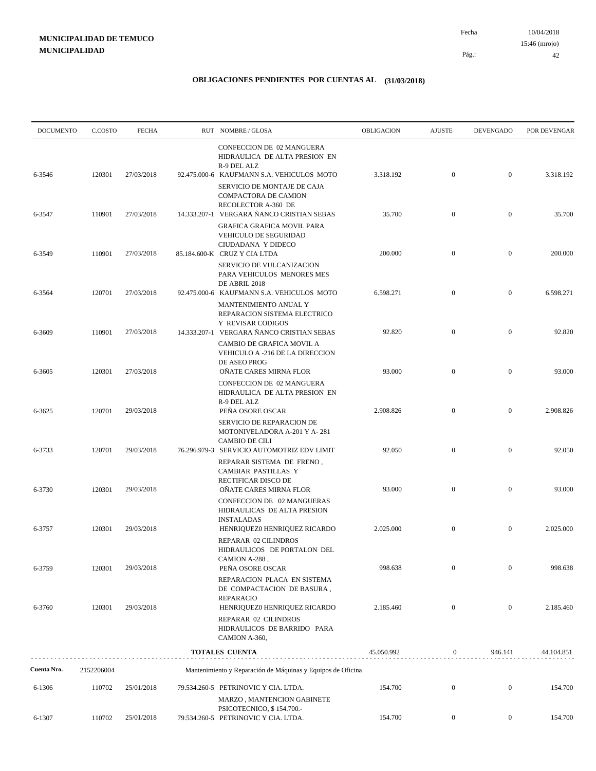**MUNICIPALIDAD DE TEMUCO**
**MUNICIPALIDAD**

Fecha 10/04/2018
15:46 (mrojo)

## OBLIGACIONES PENDIENTES POR CUENTAS AL (31/03/2018)

| DOCUMENTO | C.COSTO | FECHA | RUT | NOMBRE / GLOSA | OBLIGACION | AJUSTE | DEVENGADO | POR DEVENGAR |
|---|---|---|---|---|---|---|---|---|
| | | | | CONFECCION DE 02 MANGUERA HIDRAULICA DE ALTA PRESION EN R-9 DEL ALZ | | | | |
| 6-3546 | 120301 | 27/03/2018 | 92.475.000-6 | KAUFMANN S.A. VEHICULOS MOTO | 3.318.192 | 0 | 0 | 3.318.192 |
| | | | | SERVICIO DE MONTAJE DE CAJA COMPACTORA DE CAMION RECOLECTOR A-360 DE | | | | |
| 6-3547 | 110901 | 27/03/2018 | 14.333.207-1 | VERGARA ÑANCO CRISTIAN SEBAS | 35.700 | 0 | 0 | 35.700 |
| | | | | GRAFICA GRAFICA MOVIL PARA VEHICULO DE SEGURIDAD CIUDADANA Y DIDECO | | | | |
| 6-3549 | 110901 | 27/03/2018 | 85.184.600-K | CRUZ Y CIA LTDA | 200.000 | 0 | 0 | 200.000 |
| | | | | SERVICIO DE VULCANIZACION PARA VEHICULOS MENORES MES DE ABRIL 2018 | | | | |
| 6-3564 | 120701 | 27/03/2018 | 92.475.000-6 | KAUFMANN S.A. VEHICULOS MOTO | 6.598.271 | 0 | 0 | 6.598.271 |
| | | | | MANTENIMIENTO ANUAL Y REPARACION SISTEMA ELECTRICO Y REVISAR CODIGOS | | | | |
| 6-3609 | 110901 | 27/03/2018 | 14.333.207-1 | VERGARA ÑANCO CRISTIAN SEBAS | 92.820 | 0 | 0 | 92.820 |
| | | | | CAMBIO DE GRAFICA MOVIL A VEHICULO A -216 DE LA DIRECCION DE ASEO PROG | | | | |
| 6-3605 | 120301 | 27/03/2018 | | OÑATE CARES MIRNA FLOR | 93.000 | 0 | 0 | 93.000 |
| | | | | CONFECCION DE 02 MANGUERA HIDRAULICA DE ALTA PRESION EN R-9 DEL ALZ | | | | |
| 6-3625 | 120701 | 29/03/2018 | | PEÑA OSORE OSCAR | 2.908.826 | 0 | 0 | 2.908.826 |
| | | | | SERVICIO DE REPARACION DE MOTONIVELADORA A-201 Y A- 281 CAMBIO DE CILI | | | | |
| 6-3733 | 120701 | 29/03/2018 | 76.296.979-3 | SERVICIO AUTOMOTRIZ EDV LIMIT | 92.050 | 0 | 0 | 92.050 |
| | | | | REPARAR SISTEMA DE FRENO , CAMBIAR PASTILLAS Y RECTIFICAR DISCO DE | | | | |
| 6-3730 | 120301 | 29/03/2018 | | OÑATE CARES MIRNA FLOR | 93.000 | 0 | 0 | 93.000 |
| | | | | CONFECCION DE 02 MANGUERAS HIDRAULICAS DE ALTA PRESION INSTALADAS | | | | |
| 6-3757 | 120301 | 29/03/2018 | | HENRIQUEZ0 HENRIQUEZ RICARDO | 2.025.000 | 0 | 0 | 2.025.000 |
| | | | | REPARAR 02 CILINDROS HIDRAULICOS DE PORTALON DEL CAMION A-288 , | | | | |
| 6-3759 | 120301 | 29/03/2018 | | PEÑA OSORE OSCAR | 998.638 | 0 | 0 | 998.638 |
| | | | | REPARACION PLACA EN SISTEMA DE COMPACTACION DE BASURA , REPARACIO | | | | |
| 6-3760 | 120301 | 29/03/2018 | | HENRIQUEZ0 HENRIQUEZ RICARDO | 2.185.460 | 0 | 0 | 2.185.460 |
| | | | | REPARAR 02 CILINDROS HIDRAULICOS DE BARRIDO PARA CAMION A-360, | | | | |
| | | | | **TOTALES CUENTA** | 45.050.992 | 0 | 946.141 | 44.104.851 |

**Cuenta Nro.** 2152206004 Mantenimiento y Reparación de Máquinas y Equipos de Oficina

| DOCUMENTO | C.COSTO | FECHA | RUT | NOMBRE / GLOSA | OBLIGACION | AJUSTE | DEVENGADO | POR DEVENGAR |
|---|---|---|---|---|---|---|---|---|
| 6-1306 | 110702 | 25/01/2018 | 79.534.260-5 | PETRINOVIC Y CIA. LTDA. | 154.700 | 0 | 0 | 154.700 |
| | | | | MARZO , MANTENCION GABINETE PSICOTECNICO, $ 154.700.- | | | | |
| 6-1307 | 110702 | 25/01/2018 | 79.534.260-5 | PETRINOVIC Y CIA. LTDA. | 154.700 | 0 | 0 | 154.700 |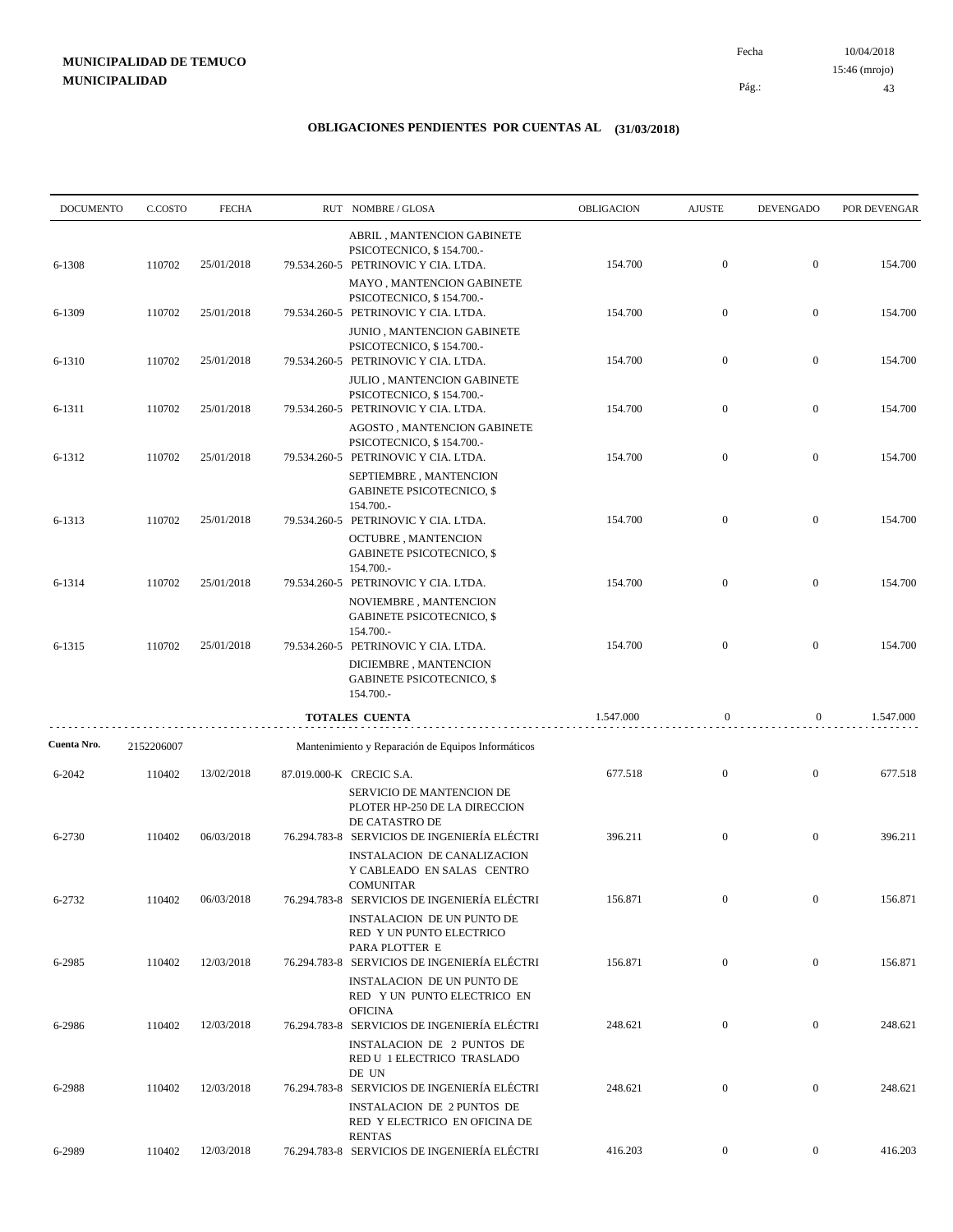**MUNICIPALIDAD DE TEMUCO**
**MUNICIPALIDAD**

Fecha 10/04/2018
15:46 (mrojo)

## OBLIGACIONES PENDIENTES POR CUENTAS AL (31/03/2018)

| DOCUMENTO | C.COSTO | FECHA | RUT NOMBRE / GLOSA | OBLIGACION | AJUSTE | DEVENGADO | POR DEVENGAR |
|---|---|---|---|---|---|---|---|
| | | | ABRIL , MANTENCION GABINETE PSICOTECNICO, $ 154.700.- | | | | |
| 6-1308 | 110702 | 25/01/2018 | 79.534.260-5 PETRINOVIC Y CIA. LTDA. | 154.700 | 0 | 0 | 154.700 |
| | | | MAYO , MANTENCION GABINETE PSICOTECNICO, $ 154.700.- | | | | |
| 6-1309 | 110702 | 25/01/2018 | 79.534.260-5 PETRINOVIC Y CIA. LTDA. | 154.700 | 0 | 0 | 154.700 |
| | | | JUNIO , MANTENCION GABINETE PSICOTECNICO, $ 154.700.- | | | | |
| 6-1310 | 110702 | 25/01/2018 | 79.534.260-5 PETRINOVIC Y CIA. LTDA. | 154.700 | 0 | 0 | 154.700 |
| | | | JULIO , MANTENCION GABINETE PSICOTECNICO, $ 154.700.- | | | | |
| 6-1311 | 110702 | 25/01/2018 | 79.534.260-5 PETRINOVIC Y CIA. LTDA. | 154.700 | 0 | 0 | 154.700 |
| | | | AGOSTO , MANTENCION GABINETE PSICOTECNICO, $ 154.700.- | | | | |
| 6-1312 | 110702 | 25/01/2018 | 79.534.260-5 PETRINOVIC Y CIA. LTDA. | 154.700 | 0 | 0 | 154.700 |
| | | | SEPTIEMBRE , MANTENCION GABINETE PSICOTECNICO, $ 154.700.- | | | | |
| 6-1313 | 110702 | 25/01/2018 | 79.534.260-5 PETRINOVIC Y CIA. LTDA. | 154.700 | 0 | 0 | 154.700 |
| | | | OCTUBRE , MANTENCION GABINETE PSICOTECNICO, $ 154.700.- | | | | |
| 6-1314 | 110702 | 25/01/2018 | 79.534.260-5 PETRINOVIC Y CIA. LTDA. | 154.700 | 0 | 0 | 154.700 |
| | | | NOVIEMBRE , MANTENCION GABINETE PSICOTECNICO, $ 154.700.- | | | | |
| 6-1315 | 110702 | 25/01/2018 | 79.534.260-5 PETRINOVIC Y CIA. LTDA. | 154.700 | 0 | 0 | 154.700 |
| | | | DICIEMBRE , MANTENCION GABINETE PSICOTECNICO, $ 154.700.- | | | | |
| | | | **TOTALES CUENTA** | 1.547.000 | 0 | 0 | 1.547.000 |
| **Cuenta Nro.** | 2152206007 | | Mantenimiento y Reparación de Equipos Informáticos | | | | |
| 6-2042 | 110402 | 13/02/2018 | 87.019.000-K CRECIC S.A. | 677.518 | 0 | 0 | 677.518 |
| | | | SERVICIO DE MANTENCION DE PLOTER HP-250 DE LA DIRECCION DE CATASTRO DE | | | | |
| 6-2730 | 110402 | 06/03/2018 | 76.294.783-8 SERVICIOS DE INGENIERÍA ELÉCTRI | 396.211 | 0 | 0 | 396.211 |
| | | | INSTALACION DE CANALIZACION Y CABLEADO EN SALAS CENTRO COMUNITAR | | | | |
| 6-2732 | 110402 | 06/03/2018 | 76.294.783-8 SERVICIOS DE INGENIERÍA ELÉCTRI | 156.871 | 0 | 0 | 156.871 |
| | | | INSTALACION DE UN PUNTO DE RED Y UN PUNTO ELECTRICO PARA PLOTTER E | | | | |
| 6-2985 | 110402 | 12/03/2018 | 76.294.783-8 SERVICIOS DE INGENIERÍA ELÉCTRI | 156.871 | 0 | 0 | 156.871 |
| | | | INSTALACION DE UN PUNTO DE RED Y UN PUNTO ELECTRICO EN OFICINA | | | | |
| 6-2986 | 110402 | 12/03/2018 | 76.294.783-8 SERVICIOS DE INGENIERÍA ELÉCTRI | 248.621 | 0 | 0 | 248.621 |
| | | | INSTALACION DE 2 PUNTOS DE RED U 1 ELECTRICO TRASLADO DE UN | | | | |
| 6-2988 | 110402 | 12/03/2018 | 76.294.783-8 SERVICIOS DE INGENIERÍA ELÉCTRI | 248.621 | 0 | 0 | 248.621 |
| | | | INSTALACION DE 2 PUNTOS DE RED Y ELECTRICO EN OFICINA DE RENTAS | | | | |
| 6-2989 | 110402 | 12/03/2018 | 76.294.783-8 SERVICIOS DE INGENIERÍA ELÉCTRI | 416.203 | 0 | 0 | 416.203 |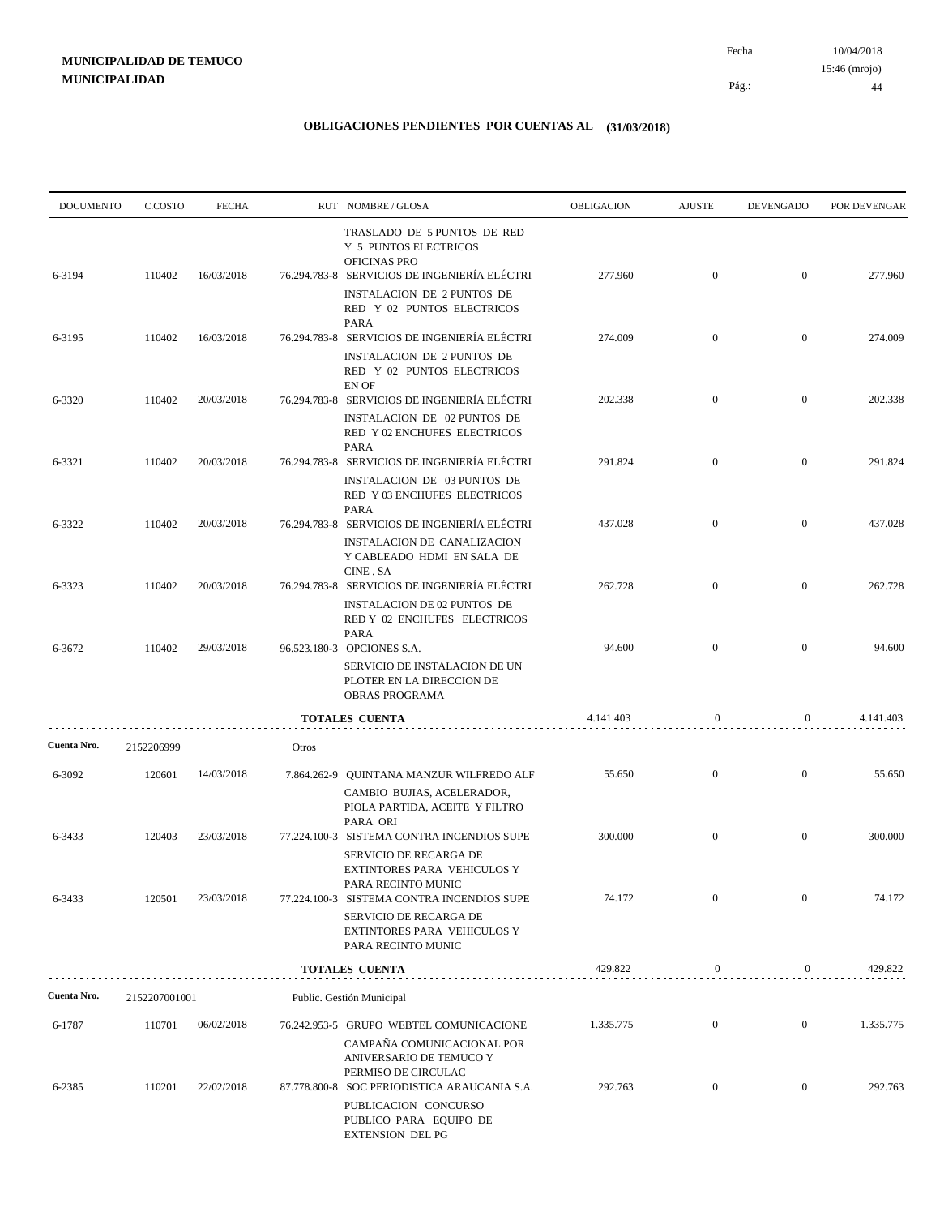**MUNICIPALIDAD DE TEMUCO**
**MUNICIPALIDAD**

Fecha 10/04/2018
15:46 (mrojo)

## OBLIGACIONES PENDIENTES POR CUENTAS AL (31/03/2018)

| DOCUMENTO | C.COSTO | FECHA | RUT NOMBRE / GLOSA | OBLIGACION | AJUSTE | DEVENGADO | POR DEVENGAR |
|---|---|---|---|---|---|---|---|
| | | | TRASLADO DE 5 PUNTOS DE RED Y 5 PUNTOS ELECTRICOS OFICINAS PRO | | | | |
| 6-3194 | 110402 | 16/03/2018 | 76.294.783-8 SERVICIOS DE INGENIERÍA ELÉCTRI | 277.960 | 0 | 0 | 277.960 |
| | | | INSTALACION DE 2 PUNTOS DE RED Y 02 PUNTOS ELECTRICOS PARA | | | | |
| 6-3195 | 110402 | 16/03/2018 | 76.294.783-8 SERVICIOS DE INGENIERÍA ELÉCTRI | 274.009 | 0 | 0 | 274.009 |
| | | | INSTALACION DE 2 PUNTOS DE RED Y 02 PUNTOS ELECTRICOS EN OF | | | | |
| 6-3320 | 110402 | 20/03/2018 | 76.294.783-8 SERVICIOS DE INGENIERÍA ELÉCTRI | 202.338 | 0 | 0 | 202.338 |
| | | | INSTALACION DE 02 PUNTOS DE RED Y 02 ENCHUFES ELECTRICOS PARA | | | | |
| 6-3321 | 110402 | 20/03/2018 | 76.294.783-8 SERVICIOS DE INGENIERÍA ELÉCTRI | 291.824 | 0 | 0 | 291.824 |
| | | | INSTALACION DE 03 PUNTOS DE RED Y 03 ENCHUFES ELECTRICOS PARA | | | | |
| 6-3322 | 110402 | 20/03/2018 | 76.294.783-8 SERVICIOS DE INGENIERÍA ELÉCTRI | 437.028 | 0 | 0 | 437.028 |
| | | | INSTALACION DE CANALIZACION Y CABLEADO HDMI EN SALA DE CINE , SA | | | | |
| 6-3323 | 110402 | 20/03/2018 | 76.294.783-8 SERVICIOS DE INGENIERÍA ELÉCTRI | 262.728 | 0 | 0 | 262.728 |
| | | | INSTALACION DE 02 PUNTOS DE RED Y 02 ENCHUFES ELECTRICOS PARA | | | | |
| 6-3672 | 110402 | 29/03/2018 | 96.523.180-3 OPCIONES S.A. | 94.600 | 0 | 0 | 94.600 |
| | | | SERVICIO DE INSTALACION DE UN PLOTER EN LA DIRECCION DE OBRAS PROGRAMA | | | | |
| | | | **TOTALES CUENTA** | 4.141.403 | 0 | 0 | 4.141.403 |
| **Cuenta Nro.** | 2152206999 | | Otros | | | | |
| 6-3092 | 120601 | 14/03/2018 | 7.864.262-9 QUINTANA MANZUR WILFREDO ALF | 55.650 | 0 | 0 | 55.650 |
| | | | CAMBIO BUJIAS, ACELERADOR, PIOLA PARTIDA, ACEITE Y FILTRO PARA ORI | | | | |
| 6-3433 | 120403 | 23/03/2018 | 77.224.100-3 SISTEMA CONTRA INCENDIOS SUPE | 300.000 | 0 | 0 | 300.000 |
| | | | SERVICIO DE RECARGA DE EXTINTORES PARA VEHICULOS Y PARA RECINTO MUNIC | | | | |
| 6-3433 | 120501 | 23/03/2018 | 77.224.100-3 SISTEMA CONTRA INCENDIOS SUPE | 74.172 | 0 | 0 | 74.172 |
| | | | SERVICIO DE RECARGA DE EXTINTORES PARA VEHICULOS Y PARA RECINTO MUNIC | | | | |
| | | | **TOTALES CUENTA** | 429.822 | 0 | 0 | 429.822 |
| **Cuenta Nro.** | 2152207001001 | | Public. Gestión Municipal | | | | |
| 6-1787 | 110701 | 06/02/2018 | 76.242.953-5 GRUPO WEBTEL COMUNICACIONE | 1.335.775 | 0 | 0 | 1.335.775 |
| | | | CAMPAÑA COMUNICACIONAL POR ANIVERSARIO DE TEMUCO Y PERMISO DE CIRCULAC | | | | |
| 6-2385 | 110201 | 22/02/2018 | 87.778.800-8 SOC PERIODISTICA ARAUCANIA S.A. | 292.763 | 0 | 0 | 292.763 |
| | | | PUBLICACION CONCURSO PUBLICO PARA EQUIPO DE EXTENSION DEL PG | | | | |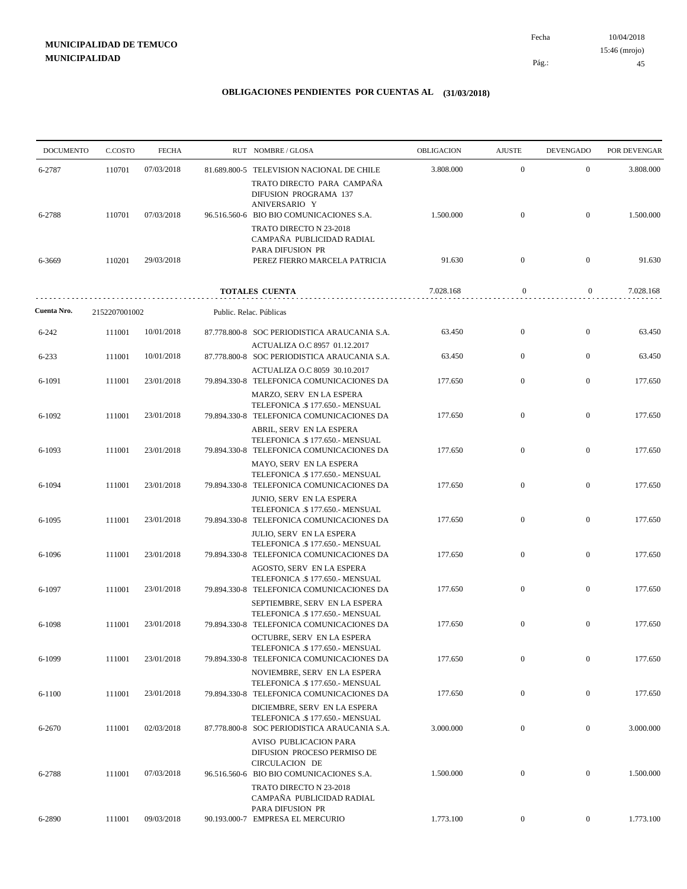**MUNICIPALIDAD DE TEMUCO**
**MUNICIPALIDAD**

Fecha 10/04/2018
15:46 (mrojo)

## OBLIGACIONES PENDIENTES POR CUENTAS AL (31/03/2018)

| DOCUMENTO | C.COSTO | FECHA | RUT NOMBRE / GLOSA | OBLIGACION | AJUSTE | DEVENGADO | POR DEVENGAR |
|---|---|---|---|---|---|---|---|
| 6-2787 | 110701 | 07/03/2018 | 81.689.800-5 TELEVISION NACIONAL DE CHILE<br>TRATO DIRECTO PARA CAMPAÑA DIFUSION PROGRAMA 137 ANIVERSARIO Y | 3.808.000 | 0 | 0 | 3.808.000 |
| 6-2788 | 110701 | 07/03/2018 | 96.516.560-6 BIO BIO COMUNICACIONES S.A.<br>TRATO DIRECTO N 23-2018 CAMPAÑA PUBLICIDAD RADIAL PARA DIFUSION PR | 1.500.000 | 0 | 0 | 1.500.000 |
| 6-3669 | 110201 | 29/03/2018 | PEREZ FIERRO MARCELA PATRICIA | 91.630 | 0 | 0 | 91.630 |
| | | | **TOTALES CUENTA** | 7.028.168 | 0 | 0 | 7.028.168 |

**Cuenta Nro.** 2152207001002 Public. Relac. Públicas

| DOCUMENTO | C.COSTO | FECHA | RUT NOMBRE / GLOSA | OBLIGACION | AJUSTE | DEVENGADO | POR DEVENGAR |
|---|---|---|---|---|---|---|---|
| 6-242 | 111001 | 10/01/2018 | 87.778.800-8 SOC PERIODISTICA ARAUCANIA S.A.<br>ACTUALIZA O.C 8957 01.12.2017 | 63.450 | 0 | 0 | 63.450 |
| 6-233 | 111001 | 10/01/2018 | 87.778.800-8 SOC PERIODISTICA ARAUCANIA S.A.<br>ACTUALIZA O.C 8059 30.10.2017 | 63.450 | 0 | 0 | 63.450 |
| 6-1091 | 111001 | 23/01/2018 | 79.894.330-8 TELEFONICA COMUNICACIONES DA<br>MARZO, SERV EN LA ESPERA TELEFONICA .$ 177.650.- MENSUAL | 177.650 | 0 | 0 | 177.650 |
| 6-1092 | 111001 | 23/01/2018 | 79.894.330-8 TELEFONICA COMUNICACIONES DA<br>ABRIL, SERV EN LA ESPERA TELEFONICA .$ 177.650.- MENSUAL | 177.650 | 0 | 0 | 177.650 |
| 6-1093 | 111001 | 23/01/2018 | 79.894.330-8 TELEFONICA COMUNICACIONES DA<br>MAYO, SERV EN LA ESPERA TELEFONICA .$ 177.650.- MENSUAL | 177.650 | 0 | 0 | 177.650 |
| 6-1094 | 111001 | 23/01/2018 | 79.894.330-8 TELEFONICA COMUNICACIONES DA<br>JUNIO, SERV EN LA ESPERA TELEFONICA .$ 177.650.- MENSUAL | 177.650 | 0 | 0 | 177.650 |
| 6-1095 | 111001 | 23/01/2018 | 79.894.330-8 TELEFONICA COMUNICACIONES DA<br>JULIO, SERV EN LA ESPERA TELEFONICA .$ 177.650.- MENSUAL | 177.650 | 0 | 0 | 177.650 |
| 6-1096 | 111001 | 23/01/2018 | 79.894.330-8 TELEFONICA COMUNICACIONES DA<br>AGOSTO, SERV EN LA ESPERA TELEFONICA .$ 177.650.- MENSUAL | 177.650 | 0 | 0 | 177.650 |
| 6-1097 | 111001 | 23/01/2018 | 79.894.330-8 TELEFONICA COMUNICACIONES DA<br>SEPTIEMBRE, SERV EN LA ESPERA TELEFONICA .$ 177.650.- MENSUAL | 177.650 | 0 | 0 | 177.650 |
| 6-1098 | 111001 | 23/01/2018 | 79.894.330-8 TELEFONICA COMUNICACIONES DA<br>OCTUBRE, SERV EN LA ESPERA TELEFONICA .$ 177.650.- MENSUAL | 177.650 | 0 | 0 | 177.650 |
| 6-1099 | 111001 | 23/01/2018 | 79.894.330-8 TELEFONICA COMUNICACIONES DA<br>NOVIEMBRE, SERV EN LA ESPERA TELEFONICA .$ 177.650.- MENSUAL | 177.650 | 0 | 0 | 177.650 |
| 6-1100 | 111001 | 23/01/2018 | 79.894.330-8 TELEFONICA COMUNICACIONES DA<br>DICIEMBRE, SERV EN LA ESPERA TELEFONICA .$ 177.650.- MENSUAL | 177.650 | 0 | 0 | 177.650 |
| 6-2670 | 111001 | 02/03/2018 | 87.778.800-8 SOC PERIODISTICA ARAUCANIA S.A.<br>AVISO PUBLICACION PARA DIFUSION PROCESO PERMISO DE CIRCULACION DE | 3.000.000 | 0 | 0 | 3.000.000 |
| 6-2788 | 111001 | 07/03/2018 | 96.516.560-6 BIO BIO COMUNICACIONES S.A.<br>TRATO DIRECTO N 23-2018 CAMPAÑA PUBLICIDAD RADIAL PARA DIFUSION PR | 1.500.000 | 0 | 0 | 1.500.000 |
| 6-2890 | 111001 | 09/03/2018 | 90.193.000-7 EMPRESA EL MERCURIO | 1.773.100 | 0 | 0 | 1.773.100 |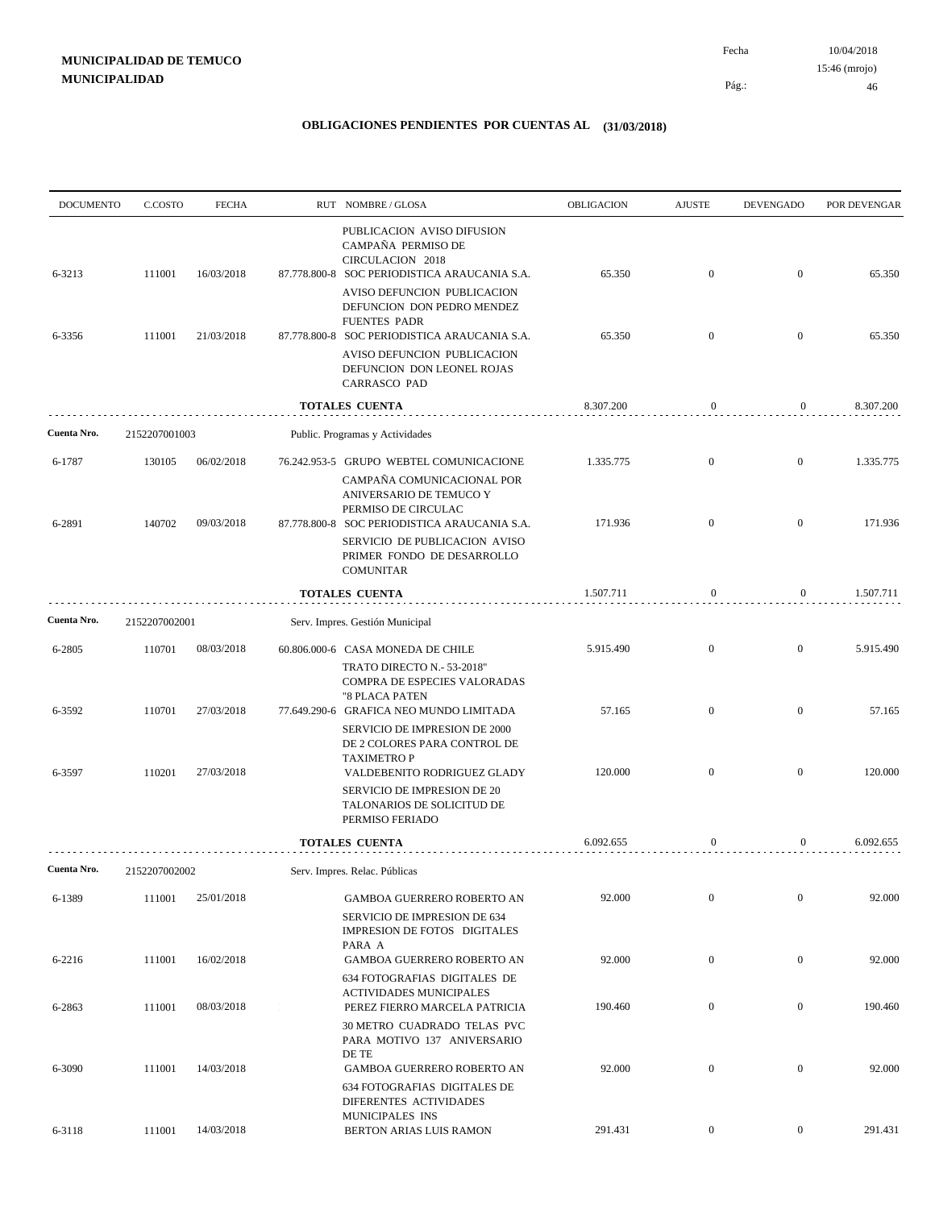**MUNICIPALIDAD DE TEMUCO**
**MUNICIPALIDAD**

Fecha 10/04/2018
15:46 (mrojo)

## OBLIGACIONES PENDIENTES POR CUENTAS AL (31/03/2018)

| DOCUMENTO | C.COSTO | FECHA | RUT | NOMBRE / GLOSA | OBLIGACION | AJUSTE | DEVENGADO | POR DEVENGAR |
|---|---|---|---|---|---|---|---|---|
| | | | | PUBLICACION AVISO DIFUSION CAMPAÑA PERMISO DE CIRCULACION 2018 | | | | |
| 6-3213 | 111001 | 16/03/2018 | 87.778.800-8 | SOC PERIODISTICA ARAUCANIA S.A. | 65.350 | 0 | 0 | 65.350 |
| | | | | AVISO DEFUNCION PUBLICACION DEFUNCION DON PEDRO MENDEZ FUENTES PADR | | | | |
| 6-3356 | 111001 | 21/03/2018 | 87.778.800-8 | SOC PERIODISTICA ARAUCANIA S.A. | 65.350 | 0 | 0 | 65.350 |
| | | | | AVISO DEFUNCION PUBLICACION DEFUNCION DON LEONEL ROJAS CARRASCO PAD | | | | |
| | | | | **TOTALES CUENTA** | 8.307.200 | 0 | 0 | 8.307.200 |
| **Cuenta Nro.** | 2152207001003 | | | Public. Programas y Actividades | | | | |
| 6-1787 | 130105 | 06/02/2018 | 76.242.953-5 | GRUPO WEBTEL COMUNICACIONE | 1.335.775 | 0 | 0 | 1.335.775 |
| | | | | CAMPAÑA COMUNICACIONAL POR ANIVERSARIO DE TEMUCO Y PERMISO DE CIRCULAC | | | | |
| 6-2891 | 140702 | 09/03/2018 | 87.778.800-8 | SOC PERIODISTICA ARAUCANIA S.A. | 171.936 | 0 | 0 | 171.936 |
| | | | | SERVICIO DE PUBLICACION AVISO PRIMER FONDO DE DESARROLLO COMUNITAR | | | | |
| | | | | **TOTALES CUENTA** | 1.507.711 | 0 | 0 | 1.507.711 |
| **Cuenta Nro.** | 2152207002001 | | | Serv. Impres. Gestión Municipal | | | | |
| 6-2805 | 110701 | 08/03/2018 | 60.806.000-6 | CASA MONEDA DE CHILE | 5.915.490 | 0 | 0 | 5.915.490 |
| | | | | TRATO DIRECTO N.- 53-2018" COMPRA DE ESPECIES VALORADAS "8 PLACA PATEN | | | | |
| 6-3592 | 110701 | 27/03/2018 | 77.649.290-6 | GRAFICA NEO MUNDO LIMITADA | 57.165 | 0 | 0 | 57.165 |
| | | | | SERVICIO DE IMPRESION DE 2000 DE 2 COLORES PARA CONTROL DE TAXIMETRO P | | | | |
| 6-3597 | 110201 | 27/03/2018 | | VALDEBENITO RODRIGUEZ GLADY | 120.000 | 0 | 0 | 120.000 |
| | | | | SERVICIO DE IMPRESION DE 20 TALONARIOS DE SOLICITUD DE PERMISO FERIADO | | | | |
| | | | | **TOTALES CUENTA** | 6.092.655 | 0 | 0 | 6.092.655 |
| **Cuenta Nro.** | 2152207002002 | | | Serv. Impres. Relac. Públicas | | | | |
| 6-1389 | 111001 | 25/01/2018 | | GAMBOA GUERRERO ROBERTO AN | 92.000 | 0 | 0 | 92.000 |
| | | | | SERVICIO DE IMPRESION DE 634 IMPRESION DE FOTOS DIGITALES PARA A | | | | |
| 6-2216 | 111001 | 16/02/2018 | | GAMBOA GUERRERO ROBERTO AN | 92.000 | 0 | 0 | 92.000 |
| | | | | 634 FOTOGRAFIAS DIGITALES DE ACTIVIDADES MUNICIPALES | | | | |
| 6-2863 | 111001 | 08/03/2018 | | PEREZ FIERRO MARCELA PATRICIA | 190.460 | 0 | 0 | 190.460 |
| | | | | 30 METRO CUADRADO TELAS PVC PARA MOTIVO 137 ANIVERSARIO DE TE | | | | |
| 6-3090 | 111001 | 14/03/2018 | | GAMBOA GUERRERO ROBERTO AN | 92.000 | 0 | 0 | 92.000 |
| | | | | 634 FOTOGRAFIAS DIGITALES DE DIFERENTES ACTIVIDADES MUNICIPALES INS | | | | |
| 6-3118 | 111001 | 14/03/2018 | | BERTON ARIAS LUIS RAMON | 291.431 | 0 | 0 | 291.431 |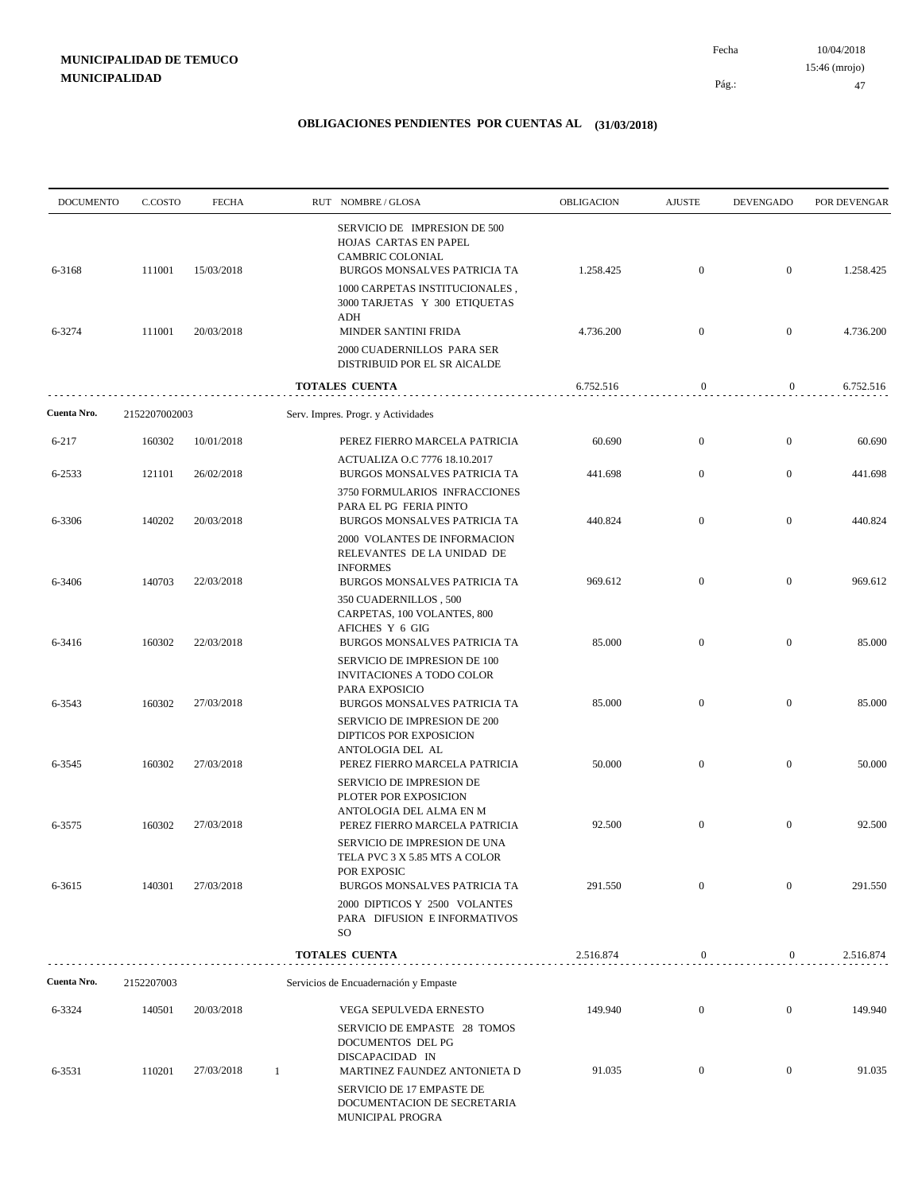**MUNICIPALIDAD DE TEMUCO**
**MUNICIPALIDAD**

Fecha 10/04/2018
15:46 (mrojo)

# OBLIGACIONES PENDIENTES POR CUENTAS AL (31/03/2018)

| DOCUMENTO | C.COSTO | FECHA | RUT | NOMBRE / GLOSA | OBLIGACION | AJUSTE | DEVENGADO | POR DEVENGAR |
|---|---|---|---|---|---|---|---|---|
| | | | | SERVICIO DE IMPRESION DE 500 HOJAS CARTAS EN PAPEL CAMBRIC COLONIAL | | | | |
| 6-3168 | 111001 | 15/03/2018 | | BURGOS MONSALVES PATRICIA TA | 1.258.425 | 0 | 0 | 1.258.425 |
| | | | | 1000 CARPETAS INSTITUCIONALES , 3000 TARJETAS Y 300 ETIQUETAS ADH | | | | |
| 6-3274 | 111001 | 20/03/2018 | | MINDER SANTINI FRIDA | 4.736.200 | 0 | 0 | 4.736.200 |
| | | | | 2000 CUADERNILLOS PARA SER DISTRIBUID POR EL SR AlCALDE | | | | |
| | | | | **TOTALES CUENTA** | 6.752.516 | 0 | 0 | 6.752.516 |
| **Cuenta Nro.** | 2152207002003 | | | Serv. Impres. Progr. y Actividades | | | | |
| 6-217 | 160302 | 10/01/2018 | | PEREZ FIERRO MARCELA PATRICIA | 60.690 | 0 | 0 | 60.690 |
| | | | | ACTUALIZA O.C 7776 18.10.2017 | | | | |
| 6-2533 | 121101 | 26/02/2018 | | BURGOS MONSALVES PATRICIA TA | 441.698 | 0 | 0 | 441.698 |
| | | | | 3750 FORMULARIOS INFRACCIONES PARA EL PG FERIA PINTO | | | | |
| 6-3306 | 140202 | 20/03/2018 | | BURGOS MONSALVES PATRICIA TA | 440.824 | 0 | 0 | 440.824 |
| | | | | 2000 VOLANTES DE INFORMACION RELEVANTES DE LA UNIDAD DE INFORMES | | | | |
| 6-3406 | 140703 | 22/03/2018 | | BURGOS MONSALVES PATRICIA TA | 969.612 | 0 | 0 | 969.612 |
| | | | | 350 CUADERNILLOS , 500 CARPETAS, 100 VOLANTES, 800 AFICHES Y 6 GIG | | | | |
| 6-3416 | 160302 | 22/03/2018 | | BURGOS MONSALVES PATRICIA TA | 85.000 | 0 | 0 | 85.000 |
| | | | | SERVICIO DE IMPRESION DE 100 INVITACIONES A TODO COLOR PARA EXPOSICIO | | | | |
| 6-3543 | 160302 | 27/03/2018 | | BURGOS MONSALVES PATRICIA TA | 85.000 | 0 | 0 | 85.000 |
| | | | | SERVICIO DE IMPRESION DE 200 DIPTICOS POR EXPOSICION ANTOLOGIA DEL AL | | | | |
| 6-3545 | 160302 | 27/03/2018 | | PEREZ FIERRO MARCELA PATRICIA | 50.000 | 0 | 0 | 50.000 |
| | | | | SERVICIO DE IMPRESION DE PLOTER POR EXPOSICION ANTOLOGIA DEL ALMA EN M | | | | |
| 6-3575 | 160302 | 27/03/2018 | | PEREZ FIERRO MARCELA PATRICIA | 92.500 | 0 | 0 | 92.500 |
| | | | | SERVICIO DE IMPRESION DE UNA TELA PVC 3 X 5.85 MTS A COLOR POR EXPOSIC | | | | |
| 6-3615 | 140301 | 27/03/2018 | | BURGOS MONSALVES PATRICIA TA | 291.550 | 0 | 0 | 291.550 |
| | | | | 2000 DIPTICOS Y 2500 VOLANTES PARA DIFUSION E INFORMATIVOS SO | | | | |
| | | | | **TOTALES CUENTA** | 2.516.874 | 0 | 0 | 2.516.874 |
| **Cuenta Nro.** | 2152207003 | | | Servicios de Encuadernación y Empaste | | | | |
| 6-3324 | 140501 | 20/03/2018 | | VEGA SEPULVEDA ERNESTO | 149.940 | 0 | 0 | 149.940 |
| | | | | SERVICIO DE EMPASTE 28 TOMOS DOCUMENTOS DEL PG DISCAPACIDAD IN | | | | |
| 6-3531 | 110201 | 27/03/2018 | 1 | MARTINEZ FAUNDEZ ANTONIETA D | 91.035 | 0 | 0 | 91.035 |
| | | | | SERVICIO DE 17 EMPASTE DE DOCUMENTACION DE SECRETARIA MUNICIPAL PROGRA | | | | |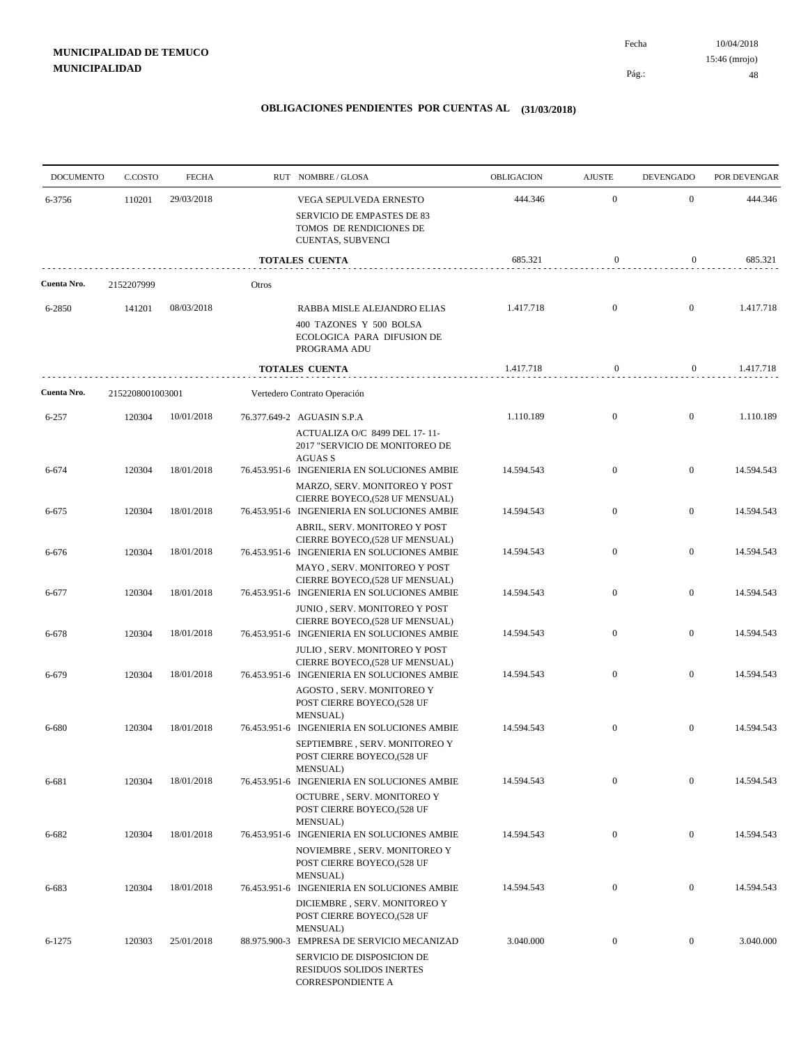**MUNICIPALIDAD DE TEMUCO**
**MUNICIPALIDAD**

Fecha 10/04/2018
15:46 (mrojo)
Pág.: 48

## OBLIGACIONES PENDIENTES POR CUENTAS AL (31/03/2018)

| DOCUMENTO | C.COSTO | FECHA | RUT NOMBRE / GLOSA | OBLIGACION | AJUSTE | DEVENGADO | POR DEVENGAR |
|---|---|---|---|---|---|---|---|
| 6-3756 | 110201 | 29/03/2018 | VEGA SEPULVEDA ERNESTO<br>SERVICIO DE EMPASTES DE 83 TOMOS DE RENDICIONES DE CUENTAS, SUBVENCI | 444.346 | 0 | 0 | 444.346 |
| | | | **TOTALES CUENTA** | 685.321 | 0 | 0 | 685.321 |
| **Cuenta Nro.** | 2152207999 | | Otros | | | | |
| 6-2850 | 141201 | 08/03/2018 | RABBA MISLE ALEJANDRO ELIAS<br>400 TAZONES Y 500 BOLSA ECOLOGICA PARA DIFUSION DE PROGRAMA ADU | 1.417.718 | 0 | 0 | 1.417.718 |
| | | | **TOTALES CUENTA** | 1.417.718 | 0 | 0 | 1.417.718 |
| **Cuenta Nro.** | 2152208001003001 | | Vertedero Contrato Operación | | | | |
| 6-257 | 120304 | 10/01/2018 | 76.377.649-2 AGUASIN S.P.A<br>ACTUALIZA O/C 8499 DEL 17- 11-2017 "SERVICIO DE MONITOREO DE AGUAS S | 1.110.189 | 0 | 0 | 1.110.189 |
| 6-674 | 120304 | 18/01/2018 | 76.453.951-6 INGENIERIA EN SOLUCIONES AMBIE<br>MARZO, SERV. MONITOREO Y POST CIERRE BOYECO,(528 UF MENSUAL) | 14.594.543 | 0 | 0 | 14.594.543 |
| 6-675 | 120304 | 18/01/2018 | 76.453.951-6 INGENIERIA EN SOLUCIONES AMBIE<br>ABRIL, SERV. MONITOREO Y POST CIERRE BOYECO,(528 UF MENSUAL) | 14.594.543 | 0 | 0 | 14.594.543 |
| 6-676 | 120304 | 18/01/2018 | 76.453.951-6 INGENIERIA EN SOLUCIONES AMBIE<br>MAYO , SERV. MONITOREO Y POST CIERRE BOYECO,(528 UF MENSUAL) | 14.594.543 | 0 | 0 | 14.594.543 |
| 6-677 | 120304 | 18/01/2018 | 76.453.951-6 INGENIERIA EN SOLUCIONES AMBIE<br>JUNIO , SERV. MONITOREO Y POST CIERRE BOYECO,(528 UF MENSUAL) | 14.594.543 | 0 | 0 | 14.594.543 |
| 6-678 | 120304 | 18/01/2018 | 76.453.951-6 INGENIERIA EN SOLUCIONES AMBIE<br>JULIO , SERV. MONITOREO Y POST CIERRE BOYECO,(528 UF MENSUAL) | 14.594.543 | 0 | 0 | 14.594.543 |
| 6-679 | 120304 | 18/01/2018 | 76.453.951-6 INGENIERIA EN SOLUCIONES AMBIE<br>AGOSTO , SERV. MONITOREO Y POST CIERRE BOYECO,(528 UF MENSUAL) | 14.594.543 | 0 | 0 | 14.594.543 |
| 6-680 | 120304 | 18/01/2018 | 76.453.951-6 INGENIERIA EN SOLUCIONES AMBIE<br>SEPTIEMBRE , SERV. MONITOREO Y POST CIERRE BOYECO,(528 UF MENSUAL) | 14.594.543 | 0 | 0 | 14.594.543 |
| 6-681 | 120304 | 18/01/2018 | 76.453.951-6 INGENIERIA EN SOLUCIONES AMBIE<br>OCTUBRE , SERV. MONITOREO Y POST CIERRE BOYECO,(528 UF MENSUAL) | 14.594.543 | 0 | 0 | 14.594.543 |
| 6-682 | 120304 | 18/01/2018 | 76.453.951-6 INGENIERIA EN SOLUCIONES AMBIE<br>NOVIEMBRE , SERV. MONITOREO Y POST CIERRE BOYECO,(528 UF MENSUAL) | 14.594.543 | 0 | 0 | 14.594.543 |
| 6-683 | 120304 | 18/01/2018 | 76.453.951-6 INGENIERIA EN SOLUCIONES AMBIE<br>DICIEMBRE , SERV. MONITOREO Y POST CIERRE BOYECO,(528 UF MENSUAL) | 14.594.543 | 0 | 0 | 14.594.543 |
| 6-1275 | 120303 | 25/01/2018 | 88.975.900-3 EMPRESA DE SERVICIO MECANIZAD<br>SERVICIO DE DISPOSICION DE RESIDUOS SOLIDOS INERTES CORRESPONDIENTE A | 3.040.000 | 0 | 0 | 3.040.000 |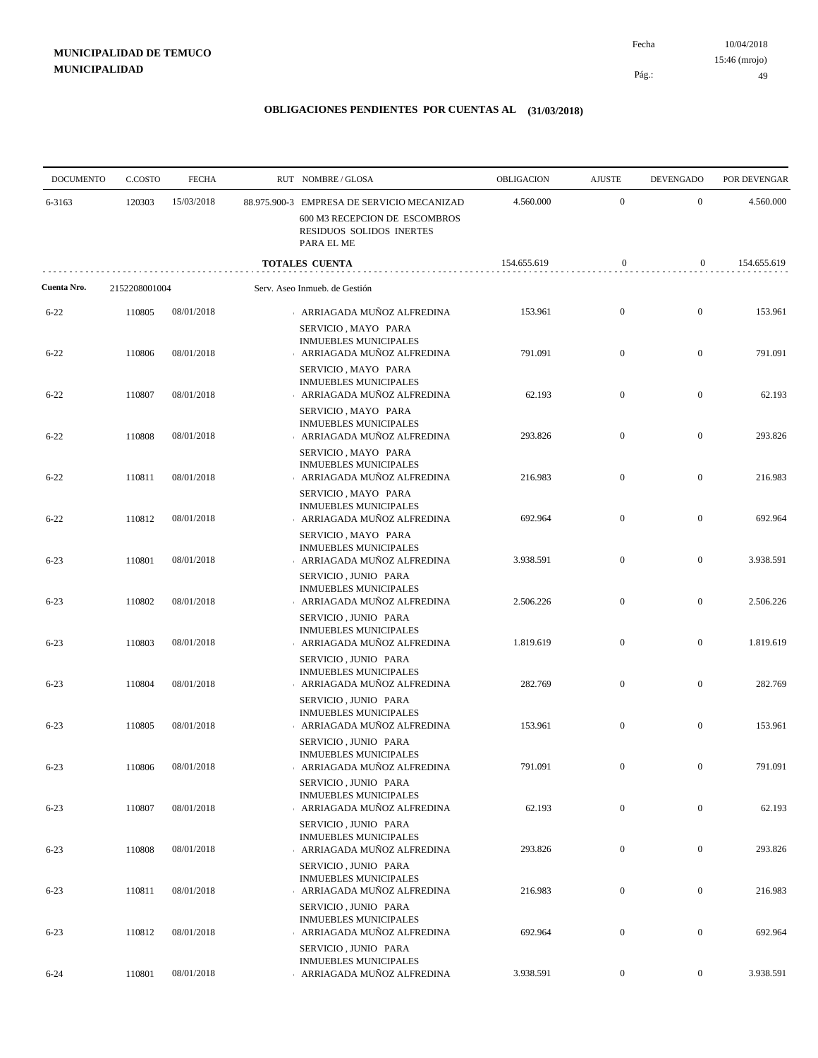**MUNICIPALIDAD DE TEMUCO**
**MUNICIPALIDAD**

Fecha 10/04/2018
15:46 (mrojo)
Pág.: 49

## OBLIGACIONES PENDIENTES POR CUENTAS AL (31/03/2018)

| DOCUMENTO | C.COSTO | FECHA | RUT NOMBRE / GLOSA | OBLIGACION | AJUSTE | DEVENGADO | POR DEVENGAR |
|---|---|---|---|---|---|---|---|
| 6-3163 | 120303 | 15/03/2018 | 88.975.900-3 EMPRESA DE SERVICIO MECANIZAD 600 M3 RECEPCION DE ESCOMBROS RESIDUOS SOLIDOS INERTES PARA EL ME | 4.560.000 | 0 | 0 | 4.560.000 |
| | | | **TOTALES CUENTA** | 154.655.619 | 0 | 0 | 154.655.619 |
| **Cuenta Nro.** | 2152208001004 | | Serv. Aseo Inmueb. de Gestión | | | | |
| 6-22 | 110805 | 08/01/2018 | ARRIAGADA MUÑOZ ALFREDINA SERVICIO , MAYO PARA INMUEBLES MUNICIPALES | 153.961 | 0 | 0 | 153.961 |
| 6-22 | 110806 | 08/01/2018 | ARRIAGADA MUÑOZ ALFREDINA SERVICIO , MAYO PARA INMUEBLES MUNICIPALES | 791.091 | 0 | 0 | 791.091 |
| 6-22 | 110807 | 08/01/2018 | ARRIAGADA MUÑOZ ALFREDINA SERVICIO , MAYO PARA INMUEBLES MUNICIPALES | 62.193 | 0 | 0 | 62.193 |
| 6-22 | 110808 | 08/01/2018 | ARRIAGADA MUÑOZ ALFREDINA SERVICIO , MAYO PARA INMUEBLES MUNICIPALES | 293.826 | 0 | 0 | 293.826 |
| 6-22 | 110811 | 08/01/2018 | ARRIAGADA MUÑOZ ALFREDINA SERVICIO , MAYO PARA INMUEBLES MUNICIPALES | 216.983 | 0 | 0 | 216.983 |
| 6-22 | 110812 | 08/01/2018 | ARRIAGADA MUÑOZ ALFREDINA SERVICIO , MAYO PARA INMUEBLES MUNICIPALES | 692.964 | 0 | 0 | 692.964 |
| 6-23 | 110801 | 08/01/2018 | ARRIAGADA MUÑOZ ALFREDINA SERVICIO , JUNIO PARA INMUEBLES MUNICIPALES | 3.938.591 | 0 | 0 | 3.938.591 |
| 6-23 | 110802 | 08/01/2018 | ARRIAGADA MUÑOZ ALFREDINA SERVICIO , JUNIO PARA INMUEBLES MUNICIPALES | 2.506.226 | 0 | 0 | 2.506.226 |
| 6-23 | 110803 | 08/01/2018 | ARRIAGADA MUÑOZ ALFREDINA SERVICIO , JUNIO PARA INMUEBLES MUNICIPALES | 1.819.619 | 0 | 0 | 1.819.619 |
| 6-23 | 110804 | 08/01/2018 | ARRIAGADA MUÑOZ ALFREDINA SERVICIO , JUNIO PARA INMUEBLES MUNICIPALES | 282.769 | 0 | 0 | 282.769 |
| 6-23 | 110805 | 08/01/2018 | ARRIAGADA MUÑOZ ALFREDINA SERVICIO , JUNIO PARA INMUEBLES MUNICIPALES | 153.961 | 0 | 0 | 153.961 |
| 6-23 | 110806 | 08/01/2018 | ARRIAGADA MUÑOZ ALFREDINA SERVICIO , JUNIO PARA INMUEBLES MUNICIPALES | 791.091 | 0 | 0 | 791.091 |
| 6-23 | 110807 | 08/01/2018 | ARRIAGADA MUÑOZ ALFREDINA SERVICIO , JUNIO PARA INMUEBLES MUNICIPALES | 62.193 | 0 | 0 | 62.193 |
| 6-23 | 110808 | 08/01/2018 | ARRIAGADA MUÑOZ ALFREDINA SERVICIO , JUNIO PARA INMUEBLES MUNICIPALES | 293.826 | 0 | 0 | 293.826 |
| 6-23 | 110811 | 08/01/2018 | ARRIAGADA MUÑOZ ALFREDINA SERVICIO , JUNIO PARA INMUEBLES MUNICIPALES | 216.983 | 0 | 0 | 216.983 |
| 6-23 | 110812 | 08/01/2018 | ARRIAGADA MUÑOZ ALFREDINA SERVICIO , JUNIO PARA INMUEBLES MUNICIPALES | 692.964 | 0 | 0 | 692.964 |
| 6-24 | 110801 | 08/01/2018 | ARRIAGADA MUÑOZ ALFREDINA | 3.938.591 | 0 | 0 | 3.938.591 |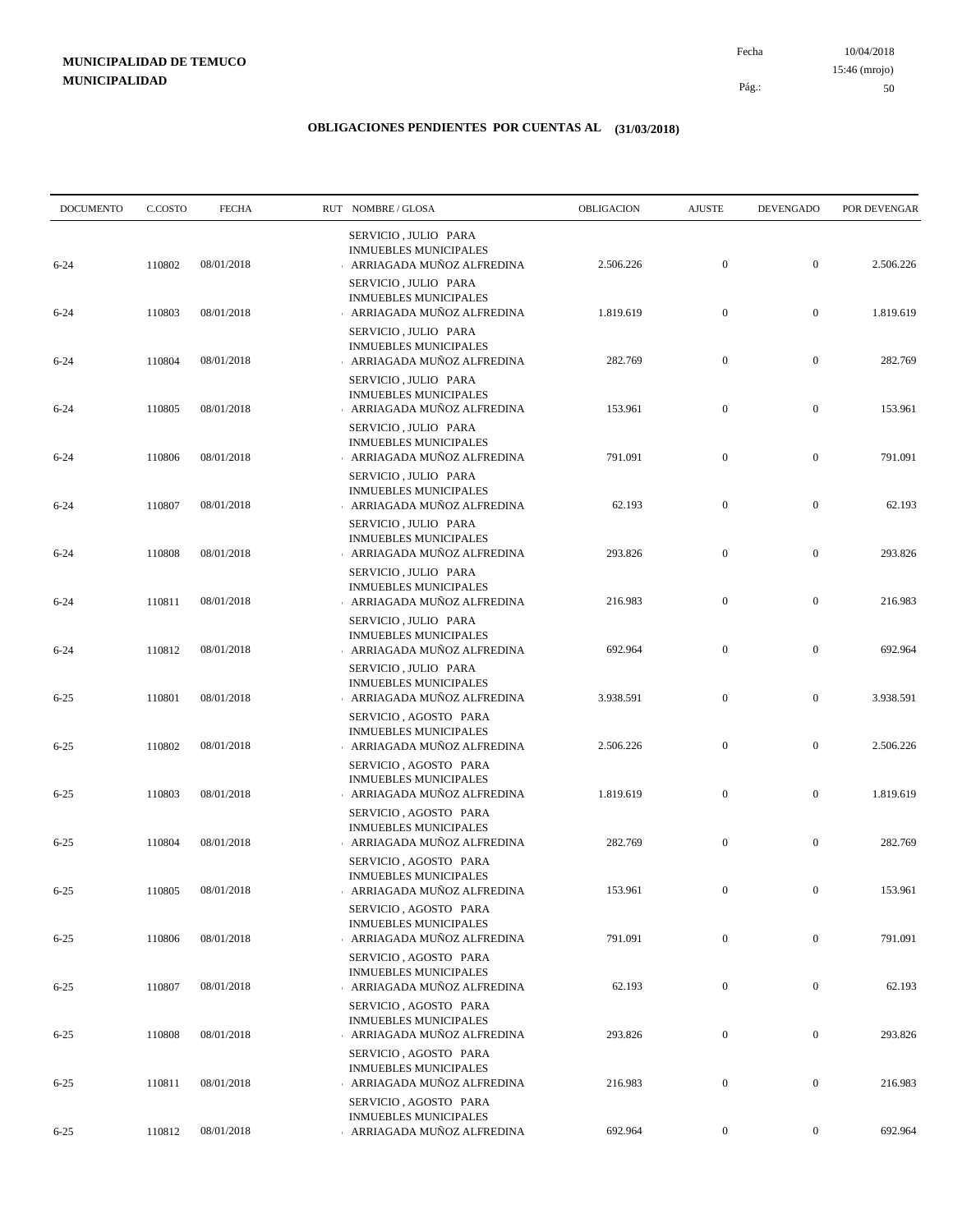**MUNICIPALIDAD DE TEMUCO**
**MUNICIPALIDAD**

Fecha 10/04/2018
15:46 (mrojo)

## OBLIGACIONES PENDIENTES POR CUENTAS AL (31/03/2018)

| DOCUMENTO | C.COSTO | FECHA | RUT NOMBRE / GLOSA | OBLIGACION | AJUSTE | DEVENGADO | POR DEVENGAR |
|---|---|---|---|---|---|---|---|
| 6-24 | 110802 | 08/01/2018 | SERVICIO , JULIO PARA INMUEBLES MUNICIPALES ARRIAGADA MUÑOZ ALFREDINA | 2.506.226 | 0 | 0 | 2.506.226 |
| 6-24 | 110803 | 08/01/2018 | SERVICIO , JULIO PARA INMUEBLES MUNICIPALES ARRIAGADA MUÑOZ ALFREDINA | 1.819.619 | 0 | 0 | 1.819.619 |
| 6-24 | 110804 | 08/01/2018 | SERVICIO , JULIO PARA INMUEBLES MUNICIPALES ARRIAGADA MUÑOZ ALFREDINA | 282.769 | 0 | 0 | 282.769 |
| 6-24 | 110805 | 08/01/2018 | SERVICIO , JULIO PARA INMUEBLES MUNICIPALES ARRIAGADA MUÑOZ ALFREDINA | 153.961 | 0 | 0 | 153.961 |
| 6-24 | 110806 | 08/01/2018 | SERVICIO , JULIO PARA INMUEBLES MUNICIPALES ARRIAGADA MUÑOZ ALFREDINA | 791.091 | 0 | 0 | 791.091 |
| 6-24 | 110807 | 08/01/2018 | SERVICIO , JULIO PARA INMUEBLES MUNICIPALES ARRIAGADA MUÑOZ ALFREDINA | 62.193 | 0 | 0 | 62.193 |
| 6-24 | 110808 | 08/01/2018 | SERVICIO , JULIO PARA INMUEBLES MUNICIPALES ARRIAGADA MUÑOZ ALFREDINA | 293.826 | 0 | 0 | 293.826 |
| 6-24 | 110811 | 08/01/2018 | SERVICIO , JULIO PARA INMUEBLES MUNICIPALES ARRIAGADA MUÑOZ ALFREDINA | 216.983 | 0 | 0 | 216.983 |
| 6-24 | 110812 | 08/01/2018 | SERVICIO , JULIO PARA INMUEBLES MUNICIPALES ARRIAGADA MUÑOZ ALFREDINA | 692.964 | 0 | 0 | 692.964 |
| 6-25 | 110801 | 08/01/2018 | SERVICIO , JULIO PARA INMUEBLES MUNICIPALES ARRIAGADA MUÑOZ ALFREDINA | 3.938.591 | 0 | 0 | 3.938.591 |
| 6-25 | 110802 | 08/01/2018 | SERVICIO , AGOSTO PARA INMUEBLES MUNICIPALES ARRIAGADA MUÑOZ ALFREDINA | 2.506.226 | 0 | 0 | 2.506.226 |
| 6-25 | 110803 | 08/01/2018 | SERVICIO , AGOSTO PARA INMUEBLES MUNICIPALES ARRIAGADA MUÑOZ ALFREDINA | 1.819.619 | 0 | 0 | 1.819.619 |
| 6-25 | 110804 | 08/01/2018 | SERVICIO , AGOSTO PARA INMUEBLES MUNICIPALES ARRIAGADA MUÑOZ ALFREDINA | 282.769 | 0 | 0 | 282.769 |
| 6-25 | 110805 | 08/01/2018 | SERVICIO , AGOSTO PARA INMUEBLES MUNICIPALES ARRIAGADA MUÑOZ ALFREDINA | 153.961 | 0 | 0 | 153.961 |
| 6-25 | 110806 | 08/01/2018 | SERVICIO , AGOSTO PARA INMUEBLES MUNICIPALES ARRIAGADA MUÑOZ ALFREDINA | 791.091 | 0 | 0 | 791.091 |
| 6-25 | 110807 | 08/01/2018 | SERVICIO , AGOSTO PARA INMUEBLES MUNICIPALES ARRIAGADA MUÑOZ ALFREDINA | 62.193 | 0 | 0 | 62.193 |
| 6-25 | 110808 | 08/01/2018 | SERVICIO , AGOSTO PARA INMUEBLES MUNICIPALES ARRIAGADA MUÑOZ ALFREDINA | 293.826 | 0 | 0 | 293.826 |
| 6-25 | 110811 | 08/01/2018 | SERVICIO , AGOSTO PARA INMUEBLES MUNICIPALES ARRIAGADA MUÑOZ ALFREDINA | 216.983 | 0 | 0 | 216.983 |
| 6-25 | 110812 | 08/01/2018 | SERVICIO , AGOSTO PARA INMUEBLES MUNICIPALES ARRIAGADA MUÑOZ ALFREDINA | 692.964 | 0 | 0 | 692.964 |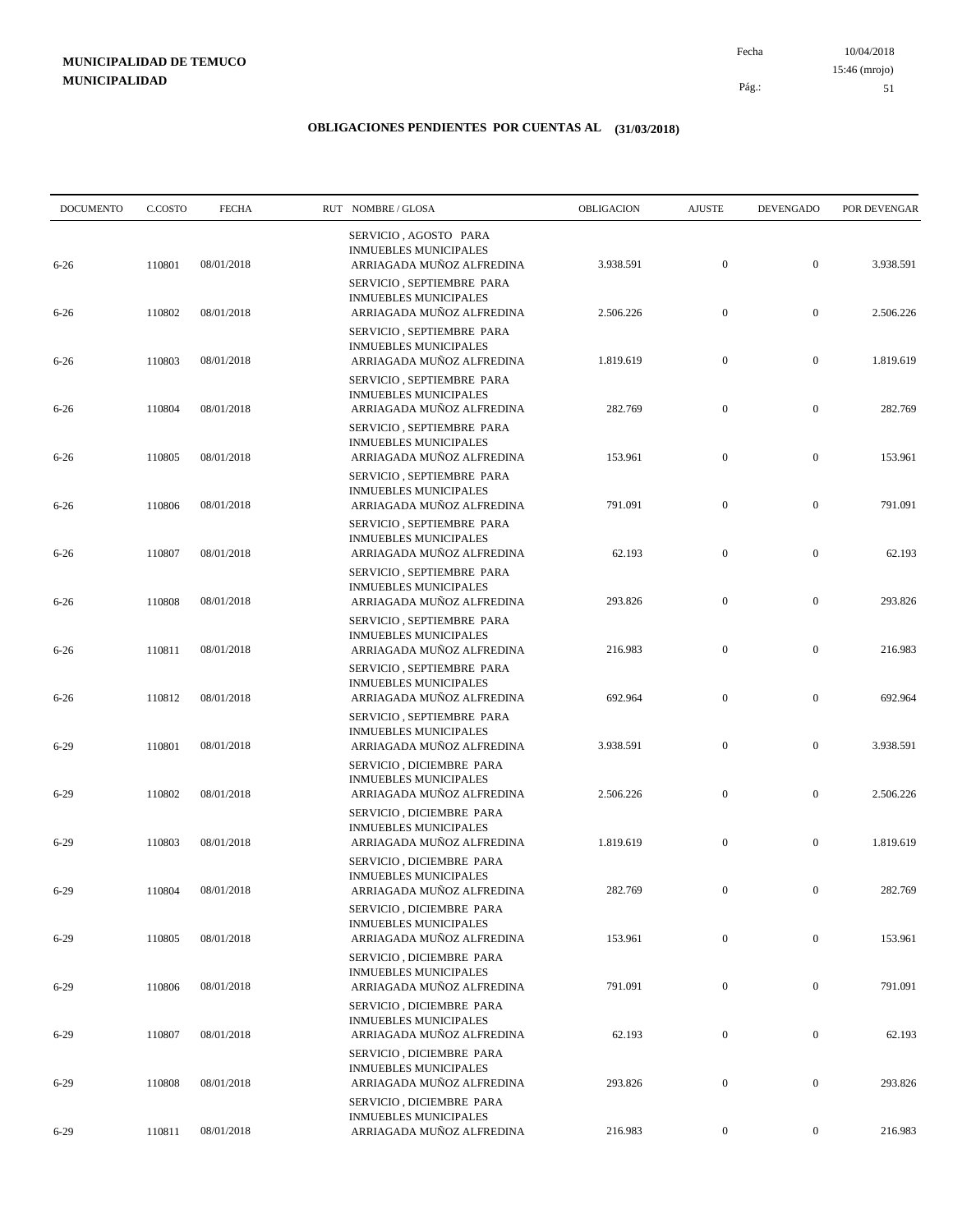**MUNICIPALIDAD DE TEMUCO**
**MUNICIPALIDAD**

Fecha 10/04/2018
15:46 (mrojo)
Pág.: 51

## OBLIGACIONES PENDIENTES POR CUENTAS AL (31/03/2018)

| DOCUMENTO | C.COSTO | FECHA | RUT NOMBRE / GLOSA | OBLIGACION | AJUSTE | DEVENGADO | POR DEVENGAR |
|---|---|---|---|---|---|---|---|
| 6-26 | 110801 | 08/01/2018 | SERVICIO , AGOSTO PARA INMUEBLES MUNICIPALES ARRIAGADA MUÑOZ ALFREDINA | 3.938.591 | 0 | 0 | 3.938.591 |
| 6-26 | 110802 | 08/01/2018 | SERVICIO , SEPTIEMBRE PARA INMUEBLES MUNICIPALES ARRIAGADA MUÑOZ ALFREDINA | 2.506.226 | 0 | 0 | 2.506.226 |
| 6-26 | 110803 | 08/01/2018 | SERVICIO , SEPTIEMBRE PARA INMUEBLES MUNICIPALES ARRIAGADA MUÑOZ ALFREDINA | 1.819.619 | 0 | 0 | 1.819.619 |
| 6-26 | 110804 | 08/01/2018 | SERVICIO , SEPTIEMBRE PARA INMUEBLES MUNICIPALES ARRIAGADA MUÑOZ ALFREDINA | 282.769 | 0 | 0 | 282.769 |
| 6-26 | 110805 | 08/01/2018 | SERVICIO , SEPTIEMBRE PARA INMUEBLES MUNICIPALES ARRIAGADA MUÑOZ ALFREDINA | 153.961 | 0 | 0 | 153.961 |
| 6-26 | 110806 | 08/01/2018 | SERVICIO , SEPTIEMBRE PARA INMUEBLES MUNICIPALES ARRIAGADA MUÑOZ ALFREDINA | 791.091 | 0 | 0 | 791.091 |
| 6-26 | 110807 | 08/01/2018 | SERVICIO , SEPTIEMBRE PARA INMUEBLES MUNICIPALES ARRIAGADA MUÑOZ ALFREDINA | 62.193 | 0 | 0 | 62.193 |
| 6-26 | 110808 | 08/01/2018 | SERVICIO , SEPTIEMBRE PARA INMUEBLES MUNICIPALES ARRIAGADA MUÑOZ ALFREDINA | 293.826 | 0 | 0 | 293.826 |
| 6-26 | 110811 | 08/01/2018 | SERVICIO , SEPTIEMBRE PARA INMUEBLES MUNICIPALES ARRIAGADA MUÑOZ ALFREDINA | 216.983 | 0 | 0 | 216.983 |
| 6-26 | 110812 | 08/01/2018 | SERVICIO , SEPTIEMBRE PARA INMUEBLES MUNICIPALES ARRIAGADA MUÑOZ ALFREDINA | 692.964 | 0 | 0 | 692.964 |
| 6-29 | 110801 | 08/01/2018 | SERVICIO , SEPTIEMBRE PARA INMUEBLES MUNICIPALES ARRIAGADA MUÑOZ ALFREDINA | 3.938.591 | 0 | 0 | 3.938.591 |
| 6-29 | 110802 | 08/01/2018 | SERVICIO , DICIEMBRE PARA INMUEBLES MUNICIPALES ARRIAGADA MUÑOZ ALFREDINA | 2.506.226 | 0 | 0 | 2.506.226 |
| 6-29 | 110803 | 08/01/2018 | SERVICIO , DICIEMBRE PARA INMUEBLES MUNICIPALES ARRIAGADA MUÑOZ ALFREDINA | 1.819.619 | 0 | 0 | 1.819.619 |
| 6-29 | 110804 | 08/01/2018 | SERVICIO , DICIEMBRE PARA INMUEBLES MUNICIPALES ARRIAGADA MUÑOZ ALFREDINA | 282.769 | 0 | 0 | 282.769 |
| 6-29 | 110805 | 08/01/2018 | SERVICIO , DICIEMBRE PARA INMUEBLES MUNICIPALES ARRIAGADA MUÑOZ ALFREDINA | 153.961 | 0 | 0 | 153.961 |
| 6-29 | 110806 | 08/01/2018 | SERVICIO , DICIEMBRE PARA INMUEBLES MUNICIPALES ARRIAGADA MUÑOZ ALFREDINA | 791.091 | 0 | 0 | 791.091 |
| 6-29 | 110807 | 08/01/2018 | SERVICIO , DICIEMBRE PARA INMUEBLES MUNICIPALES ARRIAGADA MUÑOZ ALFREDINA | 62.193 | 0 | 0 | 62.193 |
| 6-29 | 110808 | 08/01/2018 | SERVICIO , DICIEMBRE PARA INMUEBLES MUNICIPALES ARRIAGADA MUÑOZ ALFREDINA | 293.826 | 0 | 0 | 293.826 |
| 6-29 | 110811 | 08/01/2018 | SERVICIO , DICIEMBRE PARA INMUEBLES MUNICIPALES ARRIAGADA MUÑOZ ALFREDINA | 216.983 | 0 | 0 | 216.983 |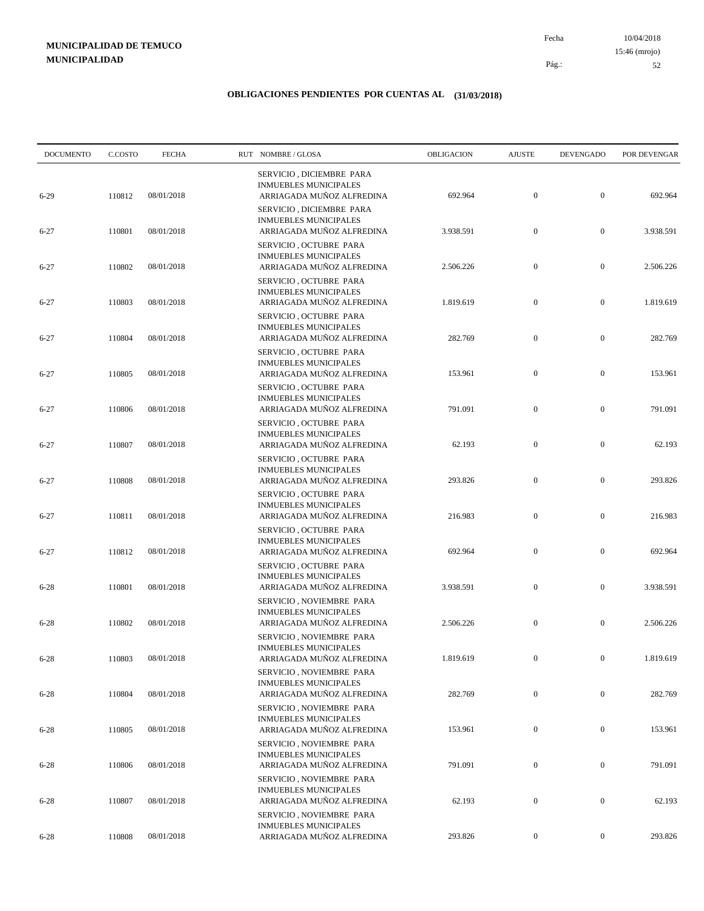**MUNICIPALIDAD DE TEMUCO**
**MUNICIPALIDAD**

Fecha 10/04/2018
15:46 (mrojo)

## OBLIGACIONES PENDIENTES POR CUENTAS AL (31/03/2018)

| DOCUMENTO | C.COSTO | FECHA | RUT NOMBRE / GLOSA | OBLIGACION | AJUSTE | DEVENGADO | POR DEVENGAR |
|---|---|---|---|---|---|---|---|
| 6-29 | 110812 | 08/01/2018 | SERVICIO , DICIEMBRE PARA INMUEBLES MUNICIPALES ARRIAGADA MUÑOZ ALFREDINA | 692.964 | 0 | 0 | 692.964 |
| 6-27 | 110801 | 08/01/2018 | SERVICIO , DICIEMBRE PARA INMUEBLES MUNICIPALES ARRIAGADA MUÑOZ ALFREDINA | 3.938.591 | 0 | 0 | 3.938.591 |
| 6-27 | 110802 | 08/01/2018 | SERVICIO , OCTUBRE PARA INMUEBLES MUNICIPALES ARRIAGADA MUÑOZ ALFREDINA | 2.506.226 | 0 | 0 | 2.506.226 |
| 6-27 | 110803 | 08/01/2018 | SERVICIO , OCTUBRE PARA INMUEBLES MUNICIPALES ARRIAGADA MUÑOZ ALFREDINA | 1.819.619 | 0 | 0 | 1.819.619 |
| 6-27 | 110804 | 08/01/2018 | SERVICIO , OCTUBRE PARA INMUEBLES MUNICIPALES ARRIAGADA MUÑOZ ALFREDINA | 282.769 | 0 | 0 | 282.769 |
| 6-27 | 110805 | 08/01/2018 | SERVICIO , OCTUBRE PARA INMUEBLES MUNICIPALES ARRIAGADA MUÑOZ ALFREDINA | 153.961 | 0 | 0 | 153.961 |
| 6-27 | 110806 | 08/01/2018 | SERVICIO , OCTUBRE PARA INMUEBLES MUNICIPALES ARRIAGADA MUÑOZ ALFREDINA | 791.091 | 0 | 0 | 791.091 |
| 6-27 | 110807 | 08/01/2018 | SERVICIO , OCTUBRE PARA INMUEBLES MUNICIPALES ARRIAGADA MUÑOZ ALFREDINA | 62.193 | 0 | 0 | 62.193 |
| 6-27 | 110808 | 08/01/2018 | SERVICIO , OCTUBRE PARA INMUEBLES MUNICIPALES ARRIAGADA MUÑOZ ALFREDINA | 293.826 | 0 | 0 | 293.826 |
| 6-27 | 110811 | 08/01/2018 | SERVICIO , OCTUBRE PARA INMUEBLES MUNICIPALES ARRIAGADA MUÑOZ ALFREDINA | 216.983 | 0 | 0 | 216.983 |
| 6-27 | 110812 | 08/01/2018 | SERVICIO , OCTUBRE PARA INMUEBLES MUNICIPALES ARRIAGADA MUÑOZ ALFREDINA | 692.964 | 0 | 0 | 692.964 |
| 6-28 | 110801 | 08/01/2018 | SERVICIO , OCTUBRE PARA INMUEBLES MUNICIPALES ARRIAGADA MUÑOZ ALFREDINA | 3.938.591 | 0 | 0 | 3.938.591 |
| 6-28 | 110802 | 08/01/2018 | SERVICIO , NOVIEMBRE PARA INMUEBLES MUNICIPALES ARRIAGADA MUÑOZ ALFREDINA | 2.506.226 | 0 | 0 | 2.506.226 |
| 6-28 | 110803 | 08/01/2018 | SERVICIO , NOVIEMBRE PARA INMUEBLES MUNICIPALES ARRIAGADA MUÑOZ ALFREDINA | 1.819.619 | 0 | 0 | 1.819.619 |
| 6-28 | 110804 | 08/01/2018 | SERVICIO , NOVIEMBRE PARA INMUEBLES MUNICIPALES ARRIAGADA MUÑOZ ALFREDINA | 282.769 | 0 | 0 | 282.769 |
| 6-28 | 110805 | 08/01/2018 | SERVICIO , NOVIEMBRE PARA INMUEBLES MUNICIPALES ARRIAGADA MUÑOZ ALFREDINA | 153.961 | 0 | 0 | 153.961 |
| 6-28 | 110806 | 08/01/2018 | SERVICIO , NOVIEMBRE PARA INMUEBLES MUNICIPALES ARRIAGADA MUÑOZ ALFREDINA | 791.091 | 0 | 0 | 791.091 |
| 6-28 | 110807 | 08/01/2018 | SERVICIO , NOVIEMBRE PARA INMUEBLES MUNICIPALES ARRIAGADA MUÑOZ ALFREDINA | 62.193 | 0 | 0 | 62.193 |
| 6-28 | 110808 | 08/01/2018 | SERVICIO , NOVIEMBRE PARA INMUEBLES MUNICIPALES ARRIAGADA MUÑOZ ALFREDINA | 293.826 | 0 | 0 | 293.826 |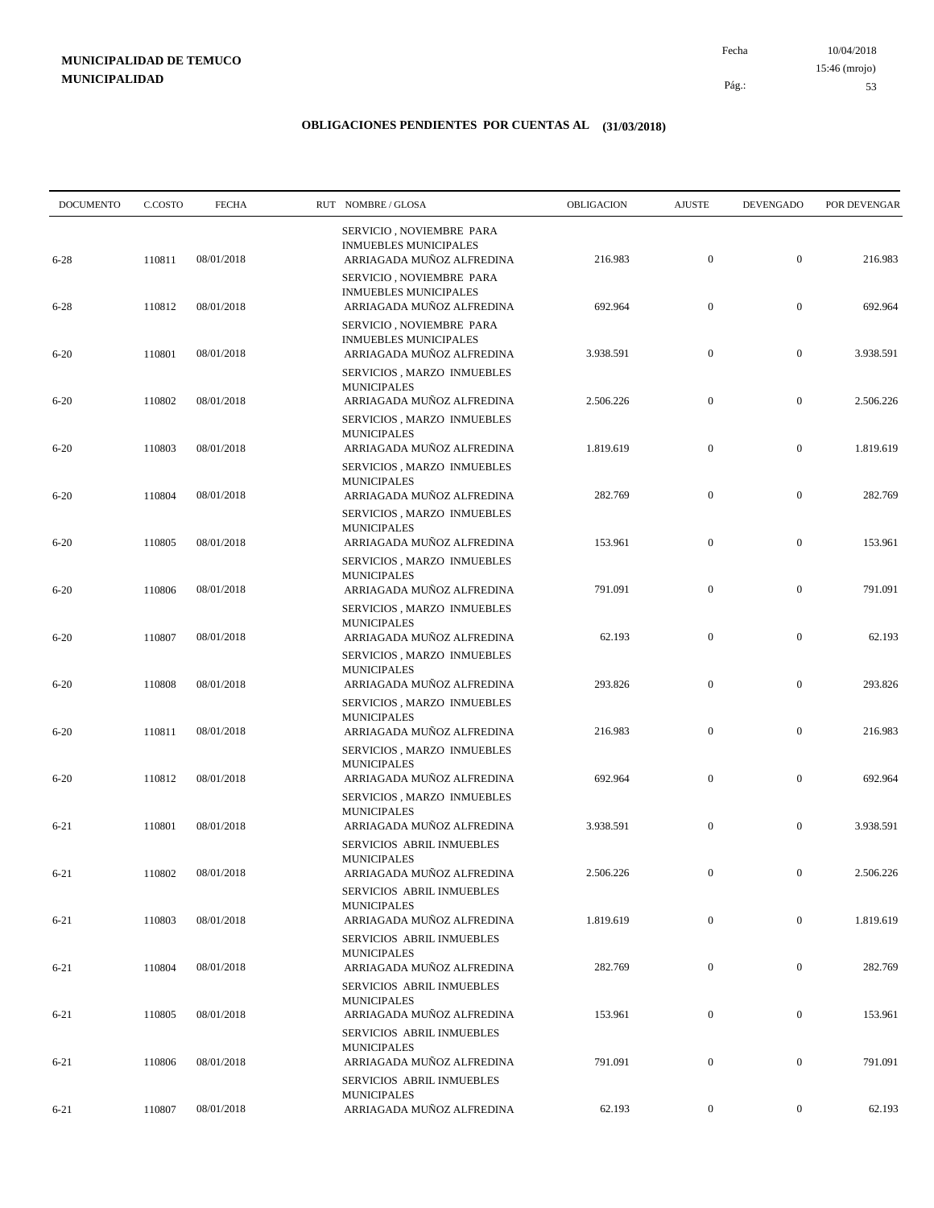**MUNICIPALIDAD DE TEMUCO**
**MUNICIPALIDAD**

Fecha 10/04/2018
15:46 (mrojo)

## OBLIGACIONES PENDIENTES POR CUENTAS AL (31/03/2018)

| DOCUMENTO | C.COSTO | FECHA | RUT NOMBRE / GLOSA | OBLIGACION | AJUSTE | DEVENGADO | POR DEVENGAR |
|---|---|---|---|---|---|---|---|
| 6-28 | 110811 | 08/01/2018 | SERVICIO , NOVIEMBRE PARA INMUEBLES MUNICIPALES ARRIAGADA MUÑOZ ALFREDINA | 216.983 | 0 | 0 | 216.983 |
| 6-28 | 110812 | 08/01/2018 | SERVICIO , NOVIEMBRE PARA INMUEBLES MUNICIPALES ARRIAGADA MUÑOZ ALFREDINA | 692.964 | 0 | 0 | 692.964 |
| 6-20 | 110801 | 08/01/2018 | SERVICIO , NOVIEMBRE PARA INMUEBLES MUNICIPALES ARRIAGADA MUÑOZ ALFREDINA | 3.938.591 | 0 | 0 | 3.938.591 |
| 6-20 | 110802 | 08/01/2018 | SERVICIOS , MARZO INMUEBLES MUNICIPALES ARRIAGADA MUÑOZ ALFREDINA | 2.506.226 | 0 | 0 | 2.506.226 |
| 6-20 | 110803 | 08/01/2018 | SERVICIOS , MARZO INMUEBLES MUNICIPALES ARRIAGADA MUÑOZ ALFREDINA | 1.819.619 | 0 | 0 | 1.819.619 |
| 6-20 | 110804 | 08/01/2018 | SERVICIOS , MARZO INMUEBLES MUNICIPALES ARRIAGADA MUÑOZ ALFREDINA | 282.769 | 0 | 0 | 282.769 |
| 6-20 | 110805 | 08/01/2018 | SERVICIOS , MARZO INMUEBLES MUNICIPALES ARRIAGADA MUÑOZ ALFREDINA | 153.961 | 0 | 0 | 153.961 |
| 6-20 | 110806 | 08/01/2018 | SERVICIOS , MARZO INMUEBLES MUNICIPALES ARRIAGADA MUÑOZ ALFREDINA | 791.091 | 0 | 0 | 791.091 |
| 6-20 | 110807 | 08/01/2018 | SERVICIOS , MARZO INMUEBLES MUNICIPALES ARRIAGADA MUÑOZ ALFREDINA | 62.193 | 0 | 0 | 62.193 |
| 6-20 | 110808 | 08/01/2018 | SERVICIOS , MARZO INMUEBLES MUNICIPALES ARRIAGADA MUÑOZ ALFREDINA | 293.826 | 0 | 0 | 293.826 |
| 6-20 | 110811 | 08/01/2018 | SERVICIOS , MARZO INMUEBLES MUNICIPALES ARRIAGADA MUÑOZ ALFREDINA | 216.983 | 0 | 0 | 216.983 |
| 6-20 | 110812 | 08/01/2018 | SERVICIOS , MARZO INMUEBLES MUNICIPALES ARRIAGADA MUÑOZ ALFREDINA | 692.964 | 0 | 0 | 692.964 |
| 6-21 | 110801 | 08/01/2018 | SERVICIOS , MARZO INMUEBLES MUNICIPALES ARRIAGADA MUÑOZ ALFREDINA | 3.938.591 | 0 | 0 | 3.938.591 |
| 6-21 | 110802 | 08/01/2018 | SERVICIOS ABRIL INMUEBLES MUNICIPALES ARRIAGADA MUÑOZ ALFREDINA | 2.506.226 | 0 | 0 | 2.506.226 |
| 6-21 | 110803 | 08/01/2018 | SERVICIOS ABRIL INMUEBLES MUNICIPALES ARRIAGADA MUÑOZ ALFREDINA | 1.819.619 | 0 | 0 | 1.819.619 |
| 6-21 | 110804 | 08/01/2018 | SERVICIOS ABRIL INMUEBLES MUNICIPALES ARRIAGADA MUÑOZ ALFREDINA | 282.769 | 0 | 0 | 282.769 |
| 6-21 | 110805 | 08/01/2018 | SERVICIOS ABRIL INMUEBLES MUNICIPALES ARRIAGADA MUÑOZ ALFREDINA | 153.961 | 0 | 0 | 153.961 |
| 6-21 | 110806 | 08/01/2018 | SERVICIOS ABRIL INMUEBLES MUNICIPALES ARRIAGADA MUÑOZ ALFREDINA | 791.091 | 0 | 0 | 791.091 |
| 6-21 | 110807 | 08/01/2018 | SERVICIOS ABRIL INMUEBLES MUNICIPALES ARRIAGADA MUÑOZ ALFREDINA | 62.193 | 0 | 0 | 62.193 |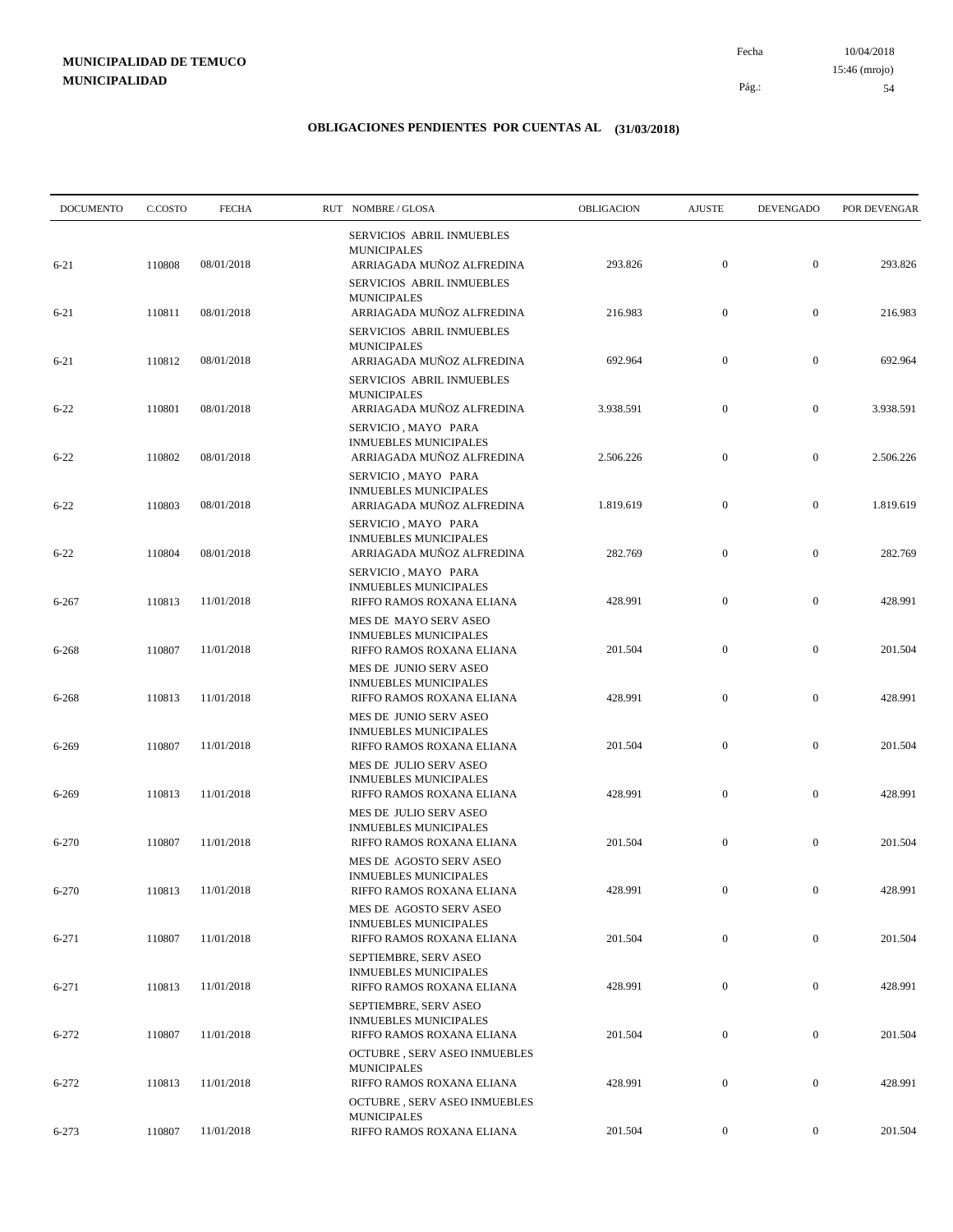**MUNICIPALIDAD DE TEMUCO**
**MUNICIPALIDAD**

## OBLIGACIONES PENDIENTES POR CUENTAS AL (31/03/2018)

| DOCUMENTO | C.COSTO | FECHA | RUT NOMBRE / GLOSA | OBLIGACION | AJUSTE | DEVENGADO | POR DEVENGAR |
|---|---|---|---|---|---|---|---|
| 6-21 | 110808 | 08/01/2018 | SERVICIOS ABRIL INMUEBLES MUNICIPALES ARRIAGADA MUÑOZ ALFREDINA | 293.826 | 0 | 0 | 293.826 |
| 6-21 | 110811 | 08/01/2018 | SERVICIOS ABRIL INMUEBLES MUNICIPALES ARRIAGADA MUÑOZ ALFREDINA | 216.983 | 0 | 0 | 216.983 |
| 6-21 | 110812 | 08/01/2018 | SERVICIOS ABRIL INMUEBLES MUNICIPALES ARRIAGADA MUÑOZ ALFREDINA | 692.964 | 0 | 0 | 692.964 |
| 6-22 | 110801 | 08/01/2018 | SERVICIOS ABRIL INMUEBLES MUNICIPALES ARRIAGADA MUÑOZ ALFREDINA | 3.938.591 | 0 | 0 | 3.938.591 |
| 6-22 | 110802 | 08/01/2018 | SERVICIO , MAYO PARA INMUEBLES MUNICIPALES ARRIAGADA MUÑOZ ALFREDINA | 2.506.226 | 0 | 0 | 2.506.226 |
| 6-22 | 110803 | 08/01/2018 | SERVICIO , MAYO PARA INMUEBLES MUNICIPALES ARRIAGADA MUÑOZ ALFREDINA | 1.819.619 | 0 | 0 | 1.819.619 |
| 6-22 | 110804 | 08/01/2018 | SERVICIO , MAYO PARA INMUEBLES MUNICIPALES ARRIAGADA MUÑOZ ALFREDINA | 282.769 | 0 | 0 | 282.769 |
| 6-267 | 110813 | 11/01/2018 | SERVICIO , MAYO PARA INMUEBLES MUNICIPALES RIFFO RAMOS ROXANA ELIANA | 428.991 | 0 | 0 | 428.991 |
| 6-268 | 110807 | 11/01/2018 | MES DE MAYO SERV ASEO INMUEBLES MUNICIPALES RIFFO RAMOS ROXANA ELIANA | 201.504 | 0 | 0 | 201.504 |
| 6-268 | 110813 | 11/01/2018 | MES DE JUNIO SERV ASEO INMUEBLES MUNICIPALES RIFFO RAMOS ROXANA ELIANA | 428.991 | 0 | 0 | 428.991 |
| 6-269 | 110807 | 11/01/2018 | MES DE JUNIO SERV ASEO INMUEBLES MUNICIPALES RIFFO RAMOS ROXANA ELIANA | 201.504 | 0 | 0 | 201.504 |
| 6-269 | 110813 | 11/01/2018 | MES DE JULIO SERV ASEO INMUEBLES MUNICIPALES RIFFO RAMOS ROXANA ELIANA | 428.991 | 0 | 0 | 428.991 |
| 6-270 | 110807 | 11/01/2018 | MES DE JULIO SERV ASEO INMUEBLES MUNICIPALES RIFFO RAMOS ROXANA ELIANA | 201.504 | 0 | 0 | 201.504 |
| 6-270 | 110813 | 11/01/2018 | MES DE AGOSTO SERV ASEO INMUEBLES MUNICIPALES RIFFO RAMOS ROXANA ELIANA | 428.991 | 0 | 0 | 428.991 |
| 6-271 | 110807 | 11/01/2018 | MES DE AGOSTO SERV ASEO INMUEBLES MUNICIPALES RIFFO RAMOS ROXANA ELIANA | 201.504 | 0 | 0 | 201.504 |
| 6-271 | 110813 | 11/01/2018 | SEPTIEMBRE, SERV ASEO INMUEBLES MUNICIPALES RIFFO RAMOS ROXANA ELIANA | 428.991 | 0 | 0 | 428.991 |
| 6-272 | 110807 | 11/01/2018 | SEPTIEMBRE, SERV ASEO INMUEBLES MUNICIPALES RIFFO RAMOS ROXANA ELIANA | 201.504 | 0 | 0 | 201.504 |
| 6-272 | 110813 | 11/01/2018 | OCTUBRE , SERV ASEO INMUEBLES MUNICIPALES RIFFO RAMOS ROXANA ELIANA | 428.991 | 0 | 0 | 428.991 |
| 6-273 | 110807 | 11/01/2018 | OCTUBRE , SERV ASEO INMUEBLES MUNICIPALES RIFFO RAMOS ROXANA ELIANA | 201.504 | 0 | 0 | 201.504 |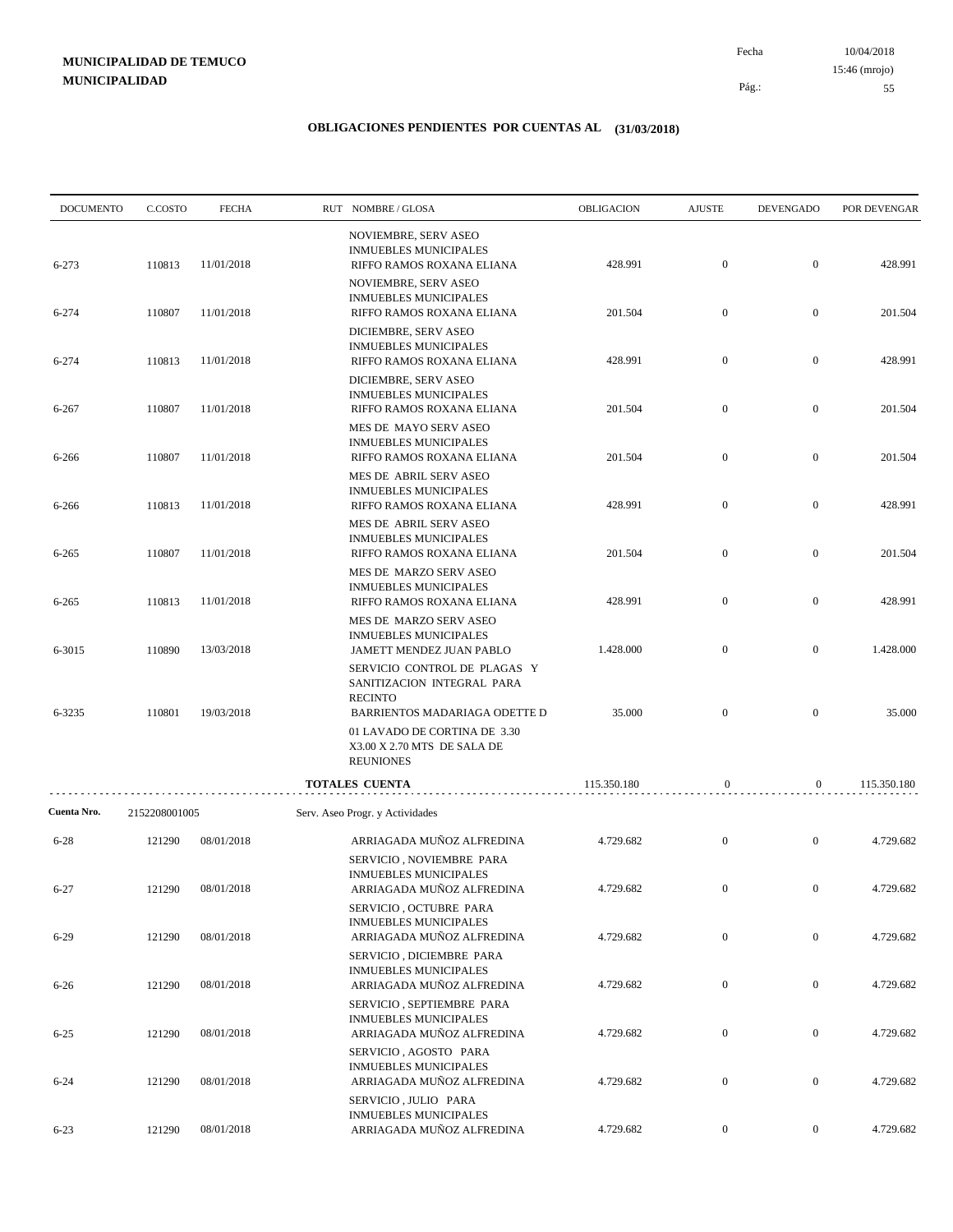**MUNICIPALIDAD DE TEMUCO**
**MUNICIPALIDAD**

Fecha 10/04/2018
15:46 (mrojo)

## OBLIGACIONES PENDIENTES POR CUENTAS AL (31/03/2018)

| DOCUMENTO | C.COSTO | FECHA | RUT NOMBRE / GLOSA | OBLIGACION | AJUSTE | DEVENGADO | POR DEVENGAR |
|---|---|---|---|---|---|---|---|
| | | | NOVIEMBRE, SERV ASEO INMUEBLES MUNICIPALES | | | | |
| 6-273 | 110813 | 11/01/2018 | RIFFO RAMOS ROXANA ELIANA | 428.991 | 0 | 0 | 428.991 |
| | | | NOVIEMBRE, SERV ASEO INMUEBLES MUNICIPALES | | | | |
| 6-274 | 110807 | 11/01/2018 | RIFFO RAMOS ROXANA ELIANA | 201.504 | 0 | 0 | 201.504 |
| | | | DICIEMBRE, SERV ASEO INMUEBLES MUNICIPALES | | | | |
| 6-274 | 110813 | 11/01/2018 | RIFFO RAMOS ROXANA ELIANA | 428.991 | 0 | 0 | 428.991 |
| | | | DICIEMBRE, SERV ASEO INMUEBLES MUNICIPALES | | | | |
| 6-267 | 110807 | 11/01/2018 | RIFFO RAMOS ROXANA ELIANA | 201.504 | 0 | 0 | 201.504 |
| | | | MES DE MAYO SERV ASEO INMUEBLES MUNICIPALES | | | | |
| 6-266 | 110807 | 11/01/2018 | RIFFO RAMOS ROXANA ELIANA | 201.504 | 0 | 0 | 201.504 |
| | | | MES DE ABRIL SERV ASEO INMUEBLES MUNICIPALES | | | | |
| 6-266 | 110813 | 11/01/2018 | RIFFO RAMOS ROXANA ELIANA | 428.991 | 0 | 0 | 428.991 |
| | | | MES DE ABRIL SERV ASEO INMUEBLES MUNICIPALES | | | | |
| 6-265 | 110807 | 11/01/2018 | RIFFO RAMOS ROXANA ELIANA | 201.504 | 0 | 0 | 201.504 |
| | | | MES DE MARZO SERV ASEO INMUEBLES MUNICIPALES | | | | |
| 6-265 | 110813 | 11/01/2018 | RIFFO RAMOS ROXANA ELIANA | 428.991 | 0 | 0 | 428.991 |
| | | | MES DE MARZO SERV ASEO INMUEBLES MUNICIPALES | | | | |
| 6-3015 | 110890 | 13/03/2018 | JAMETT MENDEZ JUAN PABLO | 1.428.000 | 0 | 0 | 1.428.000 |
| | | | SERVICIO CONTROL DE PLAGAS Y SANITIZACION INTEGRAL PARA RECINTO | | | | |
| 6-3235 | 110801 | 19/03/2018 | BARRIENTOS MADARIAGA ODETTE D | 35.000 | 0 | 0 | 35.000 |
| | | | 01 LAVADO DE CORTINA DE 3.30 X3.00 X 2.70 MTS DE SALA DE REUNIONES | | | | |
| | | | **TOTALES CUENTA** | 115.350.180 | 0 | 0 | 115.350.180 |

**Cuenta Nro.** 2152208001005 Serv. Aseo Progr. y Actividades

| DOCUMENTO | C.COSTO | FECHA | RUT NOMBRE / GLOSA | OBLIGACION | AJUSTE | DEVENGADO | POR DEVENGAR |
|---|---|---|---|---|---|---|---|
| 6-28 | 121290 | 08/01/2018 | ARRIAGADA MUÑOZ ALFREDINA | 4.729.682 | 0 | 0 | 4.729.682 |
| | | | SERVICIO , NOVIEMBRE PARA INMUEBLES MUNICIPALES | | | | |
| 6-27 | 121290 | 08/01/2018 | ARRIAGADA MUÑOZ ALFREDINA | 4.729.682 | 0 | 0 | 4.729.682 |
| | | | SERVICIO , OCTUBRE PARA INMUEBLES MUNICIPALES | | | | |
| 6-29 | 121290 | 08/01/2018 | ARRIAGADA MUÑOZ ALFREDINA | 4.729.682 | 0 | 0 | 4.729.682 |
| | | | SERVICIO , DICIEMBRE PARA INMUEBLES MUNICIPALES | | | | |
| 6-26 | 121290 | 08/01/2018 | ARRIAGADA MUÑOZ ALFREDINA | 4.729.682 | 0 | 0 | 4.729.682 |
| | | | SERVICIO , SEPTIEMBRE PARA INMUEBLES MUNICIPALES | | | | |
| 6-25 | 121290 | 08/01/2018 | ARRIAGADA MUÑOZ ALFREDINA | 4.729.682 | 0 | 0 | 4.729.682 |
| | | | SERVICIO , AGOSTO PARA INMUEBLES MUNICIPALES | | | | |
| 6-24 | 121290 | 08/01/2018 | ARRIAGADA MUÑOZ ALFREDINA | 4.729.682 | 0 | 0 | 4.729.682 |
| | | | SERVICIO , JULIO PARA INMUEBLES MUNICIPALES | | | | |
| 6-23 | 121290 | 08/01/2018 | ARRIAGADA MUÑOZ ALFREDINA | 4.729.682 | 0 | 0 | 4.729.682 |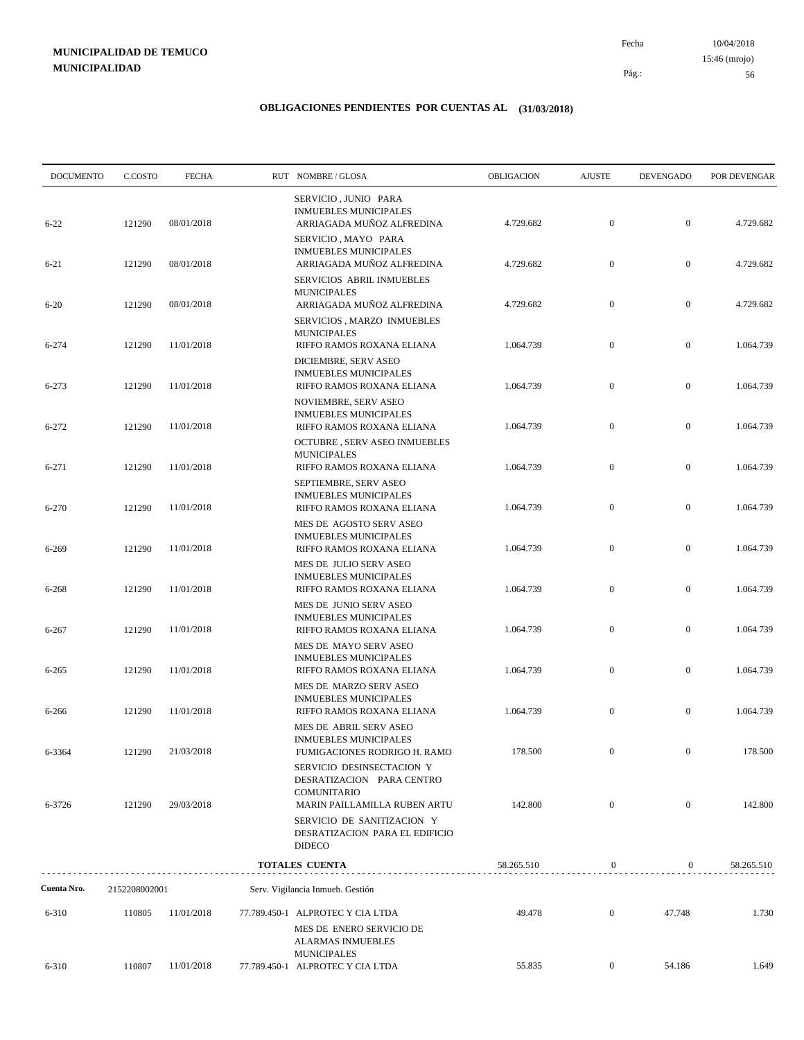**MUNICIPALIDAD DE TEMUCO**
**MUNICIPALIDAD**

Fecha 10/04/2018
15:46 (mrojo)

## OBLIGACIONES PENDIENTES POR CUENTAS AL (31/03/2018)

| DOCUMENTO | C.COSTO | FECHA | RUT NOMBRE / GLOSA | OBLIGACION | AJUSTE | DEVENGADO | POR DEVENGAR |
|---|---|---|---|---|---|---|---|
| | | | SERVICIO , JUNIO PARA INMUEBLES MUNICIPALES | | | | |
| 6-22 | 121290 | 08/01/2018 | ARRIAGADA MUÑOZ ALFREDINA | 4.729.682 | 0 | 0 | 4.729.682 |
| | | | SERVICIO , MAYO PARA INMUEBLES MUNICIPALES | | | | |
| 6-21 | 121290 | 08/01/2018 | ARRIAGADA MUÑOZ ALFREDINA | 4.729.682 | 0 | 0 | 4.729.682 |
| | | | SERVICIOS ABRIL INMUEBLES MUNICIPALES | | | | |
| 6-20 | 121290 | 08/01/2018 | ARRIAGADA MUÑOZ ALFREDINA | 4.729.682 | 0 | 0 | 4.729.682 |
| | | | SERVICIOS , MARZO INMUEBLES MUNICIPALES | | | | |
| 6-274 | 121290 | 11/01/2018 | RIFFO RAMOS ROXANA ELIANA | 1.064.739 | 0 | 0 | 1.064.739 |
| | | | DICIEMBRE, SERV ASEO INMUEBLES MUNICIPALES | | | | |
| 6-273 | 121290 | 11/01/2018 | RIFFO RAMOS ROXANA ELIANA | 1.064.739 | 0 | 0 | 1.064.739 |
| | | | NOVIEMBRE, SERV ASEO INMUEBLES MUNICIPALES | | | | |
| 6-272 | 121290 | 11/01/2018 | RIFFO RAMOS ROXANA ELIANA | 1.064.739 | 0 | 0 | 1.064.739 |
| | | | OCTUBRE , SERV ASEO INMUEBLES MUNICIPALES | | | | |
| 6-271 | 121290 | 11/01/2018 | RIFFO RAMOS ROXANA ELIANA | 1.064.739 | 0 | 0 | 1.064.739 |
| | | | SEPTIEMBRE, SERV ASEO INMUEBLES MUNICIPALES | | | | |
| 6-270 | 121290 | 11/01/2018 | RIFFO RAMOS ROXANA ELIANA | 1.064.739 | 0 | 0 | 1.064.739 |
| | | | MES DE AGOSTO SERV ASEO INMUEBLES MUNICIPALES | | | | |
| 6-269 | 121290 | 11/01/2018 | RIFFO RAMOS ROXANA ELIANA | 1.064.739 | 0 | 0 | 1.064.739 |
| | | | MES DE JULIO SERV ASEO INMUEBLES MUNICIPALES | | | | |
| 6-268 | 121290 | 11/01/2018 | RIFFO RAMOS ROXANA ELIANA | 1.064.739 | 0 | 0 | 1.064.739 |
| | | | MES DE JUNIO SERV ASEO INMUEBLES MUNICIPALES | | | | |
| 6-267 | 121290 | 11/01/2018 | RIFFO RAMOS ROXANA ELIANA | 1.064.739 | 0 | 0 | 1.064.739 |
| | | | MES DE MAYO SERV ASEO INMUEBLES MUNICIPALES | | | | |
| 6-265 | 121290 | 11/01/2018 | RIFFO RAMOS ROXANA ELIANA | 1.064.739 | 0 | 0 | 1.064.739 |
| | | | MES DE MARZO SERV ASEO INMUEBLES MUNICIPALES | | | | |
| 6-266 | 121290 | 11/01/2018 | RIFFO RAMOS ROXANA ELIANA | 1.064.739 | 0 | 0 | 1.064.739 |
| | | | MES DE ABRIL SERV ASEO INMUEBLES MUNICIPALES | | | | |
| 6-3364 | 121290 | 21/03/2018 | FUMIGACIONES RODRIGO H. RAMO | 178.500 | 0 | 0 | 178.500 |
| | | | SERVICIO DESINSECTACION Y DESRATIZACION PARA CENTRO COMUNITARIO | | | | |
| 6-3726 | 121290 | 29/03/2018 | MARIN PAILLAMILLA RUBEN ARTU | 142.800 | 0 | 0 | 142.800 |
| | | | SERVICIO DE SANITIZACION Y DESRATIZACION PARA EL EDIFICIO DIDECO | | | | |
| | | | **TOTALES CUENTA** | 58.265.510 | 0 | 0 | 58.265.510 |

**Cuenta Nro.** 2152208002001 Serv. Vigilancia Inmueb. Gestión

| DOCUMENTO | C.COSTO | FECHA | RUT NOMBRE / GLOSA | OBLIGACION | AJUSTE | DEVENGADO | POR DEVENGAR |
|---|---|---|---|---|---|---|---|
| 6-310 | 110805 | 11/01/2018 | 77.789.450-1 ALPROTEC Y CIA LTDA | 49.478 | 0 | 47.748 | 1.730 |
| | | | MES DE ENERO SERVICIO DE ALARMAS INMUEBLES MUNICIPALES | | | | |
| 6-310 | 110807 | 11/01/2018 | 77.789.450-1 ALPROTEC Y CIA LTDA | 55.835 | 0 | 54.186 | 1.649 |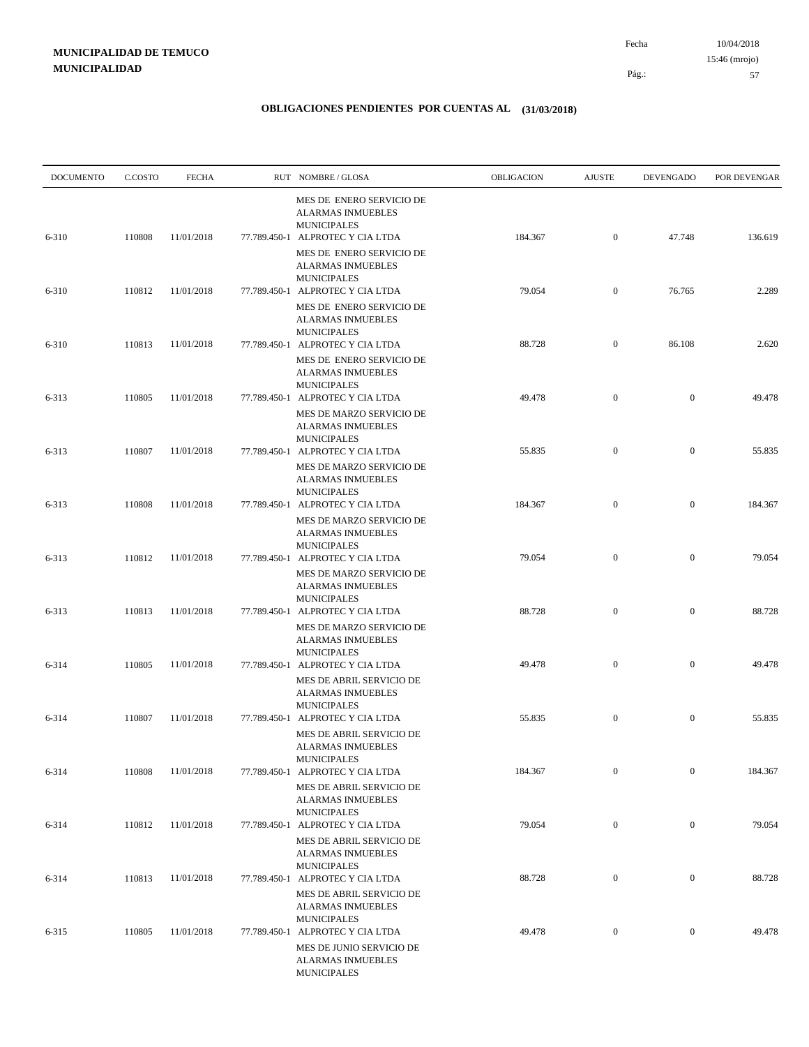**MUNICIPALIDAD DE TEMUCO**
**MUNICIPALIDAD**

Fecha 10/04/2018
15:46 (mrojo)

## OBLIGACIONES PENDIENTES POR CUENTAS AL (31/03/2018)

| DOCUMENTO | C.COSTO | FECHA | RUT | NOMBRE / GLOSA | OBLIGACION | AJUSTE | DEVENGADO | POR DEVENGAR |
|---|---|---|---|---|---|---|---|---|
| | | | | MES DE ENERO SERVICIO DE ALARMAS INMUEBLES MUNICIPALES | | | | |
| 6-310 | 110808 | 11/01/2018 | 77.789.450-1 | ALPROTEC Y CIA LTDA | 184.367 | 0 | 47.748 | 136.619 |
| | | | | MES DE ENERO SERVICIO DE ALARMAS INMUEBLES MUNICIPALES | | | | |
| 6-310 | 110812 | 11/01/2018 | 77.789.450-1 | ALPROTEC Y CIA LTDA | 79.054 | 0 | 76.765 | 2.289 |
| | | | | MES DE ENERO SERVICIO DE ALARMAS INMUEBLES MUNICIPALES | | | | |
| 6-310 | 110813 | 11/01/2018 | 77.789.450-1 | ALPROTEC Y CIA LTDA | 88.728 | 0 | 86.108 | 2.620 |
| | | | | MES DE ENERO SERVICIO DE ALARMAS INMUEBLES MUNICIPALES | | | | |
| 6-313 | 110805 | 11/01/2018 | 77.789.450-1 | ALPROTEC Y CIA LTDA | 49.478 | 0 | 0 | 49.478 |
| | | | | MES DE MARZO SERVICIO DE ALARMAS INMUEBLES MUNICIPALES | | | | |
| 6-313 | 110807 | 11/01/2018 | 77.789.450-1 | ALPROTEC Y CIA LTDA | 55.835 | 0 | 0 | 55.835 |
| | | | | MES DE MARZO SERVICIO DE ALARMAS INMUEBLES MUNICIPALES | | | | |
| 6-313 | 110808 | 11/01/2018 | 77.789.450-1 | ALPROTEC Y CIA LTDA | 184.367 | 0 | 0 | 184.367 |
| | | | | MES DE MARZO SERVICIO DE ALARMAS INMUEBLES MUNICIPALES | | | | |
| 6-313 | 110812 | 11/01/2018 | 77.789.450-1 | ALPROTEC Y CIA LTDA | 79.054 | 0 | 0 | 79.054 |
| | | | | MES DE MARZO SERVICIO DE ALARMAS INMUEBLES MUNICIPALES | | | | |
| 6-313 | 110813 | 11/01/2018 | 77.789.450-1 | ALPROTEC Y CIA LTDA | 88.728 | 0 | 0 | 88.728 |
| | | | | MES DE MARZO SERVICIO DE ALARMAS INMUEBLES MUNICIPALES | | | | |
| 6-314 | 110805 | 11/01/2018 | 77.789.450-1 | ALPROTEC Y CIA LTDA | 49.478 | 0 | 0 | 49.478 |
| | | | | MES DE ABRIL SERVICIO DE ALARMAS INMUEBLES MUNICIPALES | | | | |
| 6-314 | 110807 | 11/01/2018 | 77.789.450-1 | ALPROTEC Y CIA LTDA | 55.835 | 0 | 0 | 55.835 |
| | | | | MES DE ABRIL SERVICIO DE ALARMAS INMUEBLES MUNICIPALES | | | | |
| 6-314 | 110808 | 11/01/2018 | 77.789.450-1 | ALPROTEC Y CIA LTDA | 184.367 | 0 | 0 | 184.367 |
| | | | | MES DE ABRIL SERVICIO DE ALARMAS INMUEBLES MUNICIPALES | | | | |
| 6-314 | 110812 | 11/01/2018 | 77.789.450-1 | ALPROTEC Y CIA LTDA | 79.054 | 0 | 0 | 79.054 |
| | | | | MES DE ABRIL SERVICIO DE ALARMAS INMUEBLES MUNICIPALES | | | | |
| 6-314 | 110813 | 11/01/2018 | 77.789.450-1 | ALPROTEC Y CIA LTDA | 88.728 | 0 | 0 | 88.728 |
| | | | | MES DE ABRIL SERVICIO DE ALARMAS INMUEBLES MUNICIPALES | | | | |
| 6-315 | 110805 | 11/01/2018 | 77.789.450-1 | ALPROTEC Y CIA LTDA | 49.478 | 0 | 0 | 49.478 |
| | | | | MES DE JUNIO SERVICIO DE ALARMAS INMUEBLES MUNICIPALES | | | | |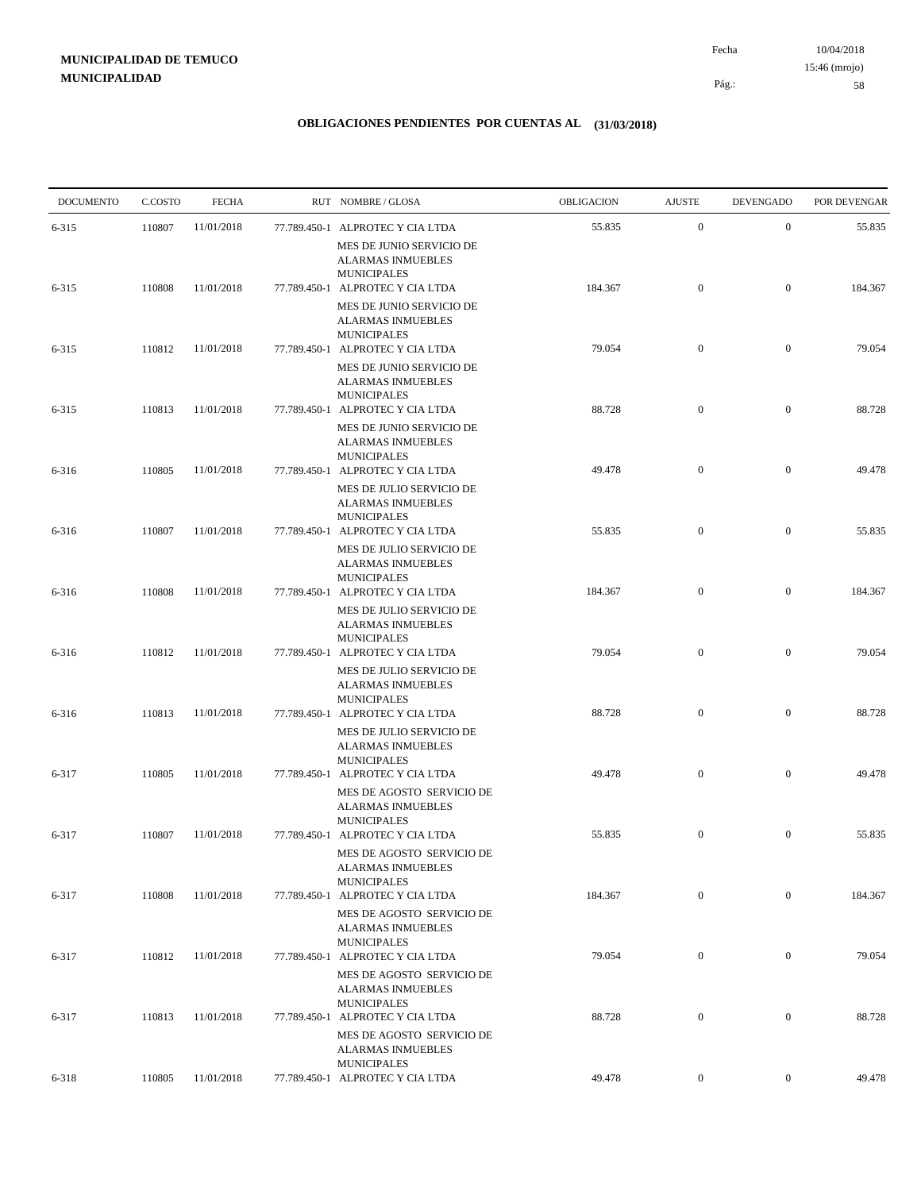**MUNICIPALIDAD DE TEMUCO**
**MUNICIPALIDAD**

Fecha 10/04/2018
15:46 (mrojo)

## OBLIGACIONES PENDIENTES POR CUENTAS AL (31/03/2018)

| DOCUMENTO | C.COSTO | FECHA | RUT NOMBRE / GLOSA | OBLIGACION | AJUSTE | DEVENGADO | POR DEVENGAR |
|---|---|---|---|---|---|---|---|
| 6-315 | 110807 | 11/01/2018 | 77.789.450-1 ALPROTEC Y CIA LTDA<br>MES DE JUNIO SERVICIO DE ALARMAS INMUEBLES MUNICIPALES | 55.835 | 0 | 0 | 55.835 |
| 6-315 | 110808 | 11/01/2018 | 77.789.450-1 ALPROTEC Y CIA LTDA<br>MES DE JUNIO SERVICIO DE ALARMAS INMUEBLES MUNICIPALES | 184.367 | 0 | 0 | 184.367 |
| 6-315 | 110812 | 11/01/2018 | 77.789.450-1 ALPROTEC Y CIA LTDA<br>MES DE JUNIO SERVICIO DE ALARMAS INMUEBLES MUNICIPALES | 79.054 | 0 | 0 | 79.054 |
| 6-315 | 110813 | 11/01/2018 | 77.789.450-1 ALPROTEC Y CIA LTDA<br>MES DE JUNIO SERVICIO DE ALARMAS INMUEBLES MUNICIPALES | 88.728 | 0 | 0 | 88.728 |
| 6-316 | 110805 | 11/01/2018 | 77.789.450-1 ALPROTEC Y CIA LTDA<br>MES DE JULIO SERVICIO DE ALARMAS INMUEBLES MUNICIPALES | 49.478 | 0 | 0 | 49.478 |
| 6-316 | 110807 | 11/01/2018 | 77.789.450-1 ALPROTEC Y CIA LTDA<br>MES DE JULIO SERVICIO DE ALARMAS INMUEBLES MUNICIPALES | 55.835 | 0 | 0 | 55.835 |
| 6-316 | 110808 | 11/01/2018 | 77.789.450-1 ALPROTEC Y CIA LTDA<br>MES DE JULIO SERVICIO DE ALARMAS INMUEBLES MUNICIPALES | 184.367 | 0 | 0 | 184.367 |
| 6-316 | 110812 | 11/01/2018 | 77.789.450-1 ALPROTEC Y CIA LTDA<br>MES DE JULIO SERVICIO DE ALARMAS INMUEBLES MUNICIPALES | 79.054 | 0 | 0 | 79.054 |
| 6-316 | 110813 | 11/01/2018 | 77.789.450-1 ALPROTEC Y CIA LTDA<br>MES DE JULIO SERVICIO DE ALARMAS INMUEBLES MUNICIPALES | 88.728 | 0 | 0 | 88.728 |
| 6-317 | 110805 | 11/01/2018 | 77.789.450-1 ALPROTEC Y CIA LTDA<br>MES DE AGOSTO SERVICIO DE ALARMAS INMUEBLES MUNICIPALES | 49.478 | 0 | 0 | 49.478 |
| 6-317 | 110807 | 11/01/2018 | 77.789.450-1 ALPROTEC Y CIA LTDA<br>MES DE AGOSTO SERVICIO DE ALARMAS INMUEBLES MUNICIPALES | 55.835 | 0 | 0 | 55.835 |
| 6-317 | 110808 | 11/01/2018 | 77.789.450-1 ALPROTEC Y CIA LTDA<br>MES DE AGOSTO SERVICIO DE ALARMAS INMUEBLES MUNICIPALES | 184.367 | 0 | 0 | 184.367 |
| 6-317 | 110812 | 11/01/2018 | 77.789.450-1 ALPROTEC Y CIA LTDA<br>MES DE AGOSTO SERVICIO DE ALARMAS INMUEBLES MUNICIPALES | 79.054 | 0 | 0 | 79.054 |
| 6-317 | 110813 | 11/01/2018 | 77.789.450-1 ALPROTEC Y CIA LTDA<br>MES DE AGOSTO SERVICIO DE ALARMAS INMUEBLES MUNICIPALES | 88.728 | 0 | 0 | 88.728 |
| 6-318 | 110805 | 11/01/2018 | 77.789.450-1 ALPROTEC Y CIA LTDA | 49.478 | 0 | 0 | 49.478 |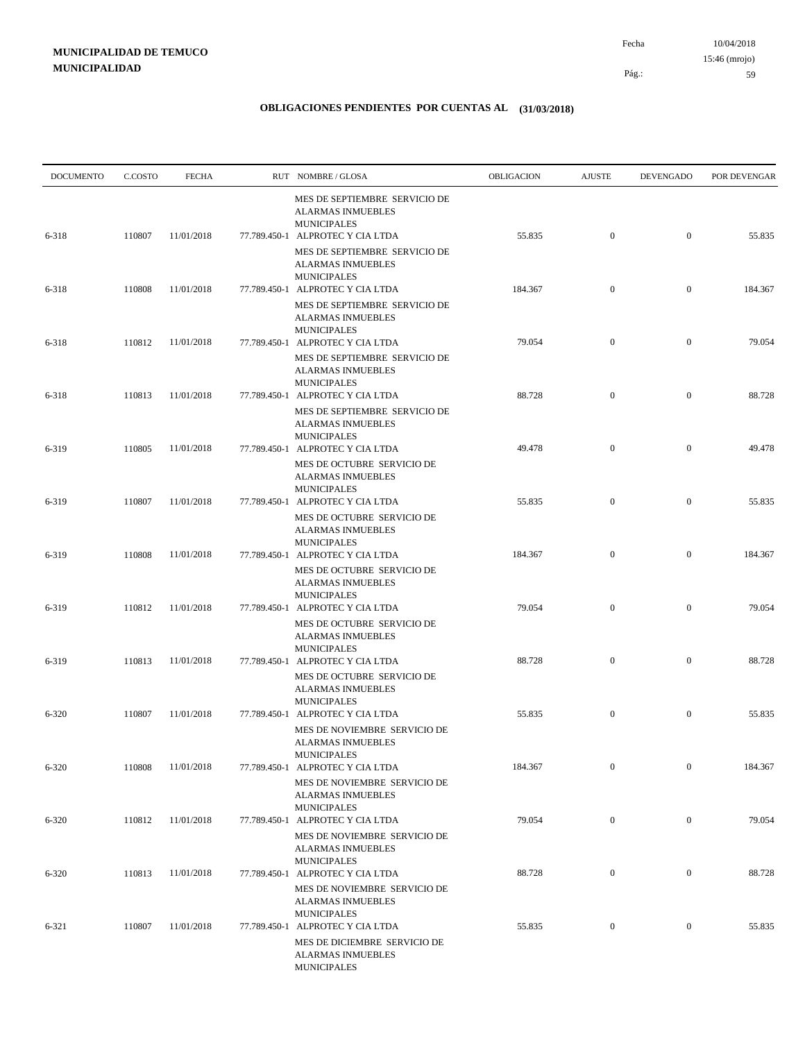**MUNICIPALIDAD DE TEMUCO**
**MUNICIPALIDAD**

## OBLIGACIONES PENDIENTES POR CUENTAS AL (31/03/2018)

| DOCUMENTO | C.COSTO | FECHA | RUT | NOMBRE / GLOSA | OBLIGACION | AJUSTE | DEVENGADO | POR DEVENGAR |
|---|---|---|---|---|---|---|---|---|
| | | | | MES DE SEPTIEMBRE SERVICIO DE ALARMAS INMUEBLES MUNICIPALES | | | | |
| 6-318 | 110807 | 11/01/2018 | 77.789.450-1 | ALPROTEC Y CIA LTDA<br>MES DE SEPTIEMBRE SERVICIO DE ALARMAS INMUEBLES MUNICIPALES | 55.835 | 0 | 0 | 55.835 |
| 6-318 | 110808 | 11/01/2018 | 77.789.450-1 | ALPROTEC Y CIA LTDA<br>MES DE SEPTIEMBRE SERVICIO DE ALARMAS INMUEBLES MUNICIPALES | 184.367 | 0 | 0 | 184.367 |
| 6-318 | 110812 | 11/01/2018 | 77.789.450-1 | ALPROTEC Y CIA LTDA<br>MES DE SEPTIEMBRE SERVICIO DE ALARMAS INMUEBLES MUNICIPALES | 79.054 | 0 | 0 | 79.054 |
| 6-318 | 110813 | 11/01/2018 | 77.789.450-1 | ALPROTEC Y CIA LTDA<br>MES DE SEPTIEMBRE SERVICIO DE ALARMAS INMUEBLES MUNICIPALES | 88.728 | 0 | 0 | 88.728 |
| 6-319 | 110805 | 11/01/2018 | 77.789.450-1 | ALPROTEC Y CIA LTDA<br>MES DE OCTUBRE SERVICIO DE ALARMAS INMUEBLES MUNICIPALES | 49.478 | 0 | 0 | 49.478 |
| 6-319 | 110807 | 11/01/2018 | 77.789.450-1 | ALPROTEC Y CIA LTDA<br>MES DE OCTUBRE SERVICIO DE ALARMAS INMUEBLES MUNICIPALES | 55.835 | 0 | 0 | 55.835 |
| 6-319 | 110808 | 11/01/2018 | 77.789.450-1 | ALPROTEC Y CIA LTDA<br>MES DE OCTUBRE SERVICIO DE ALARMAS INMUEBLES MUNICIPALES | 184.367 | 0 | 0 | 184.367 |
| 6-319 | 110812 | 11/01/2018 | 77.789.450-1 | ALPROTEC Y CIA LTDA<br>MES DE OCTUBRE SERVICIO DE ALARMAS INMUEBLES MUNICIPALES | 79.054 | 0 | 0 | 79.054 |
| 6-319 | 110813 | 11/01/2018 | 77.789.450-1 | ALPROTEC Y CIA LTDA<br>MES DE OCTUBRE SERVICIO DE ALARMAS INMUEBLES MUNICIPALES | 88.728 | 0 | 0 | 88.728 |
| 6-320 | 110807 | 11/01/2018 | 77.789.450-1 | ALPROTEC Y CIA LTDA<br>MES DE NOVIEMBRE SERVICIO DE ALARMAS INMUEBLES MUNICIPALES | 55.835 | 0 | 0 | 55.835 |
| 6-320 | 110808 | 11/01/2018 | 77.789.450-1 | ALPROTEC Y CIA LTDA<br>MES DE NOVIEMBRE SERVICIO DE ALARMAS INMUEBLES MUNICIPALES | 184.367 | 0 | 0 | 184.367 |
| 6-320 | 110812 | 11/01/2018 | 77.789.450-1 | ALPROTEC Y CIA LTDA<br>MES DE NOVIEMBRE SERVICIO DE ALARMAS INMUEBLES MUNICIPALES | 79.054 | 0 | 0 | 79.054 |
| 6-320 | 110813 | 11/01/2018 | 77.789.450-1 | ALPROTEC Y CIA LTDA<br>MES DE NOVIEMBRE SERVICIO DE ALARMAS INMUEBLES MUNICIPALES | 88.728 | 0 | 0 | 88.728 |
| 6-321 | 110807 | 11/01/2018 | 77.789.450-1 | ALPROTEC Y CIA LTDA<br>MES DE DICIEMBRE SERVICIO DE ALARMAS INMUEBLES MUNICIPALES | 55.835 | 0 | 0 | 55.835 |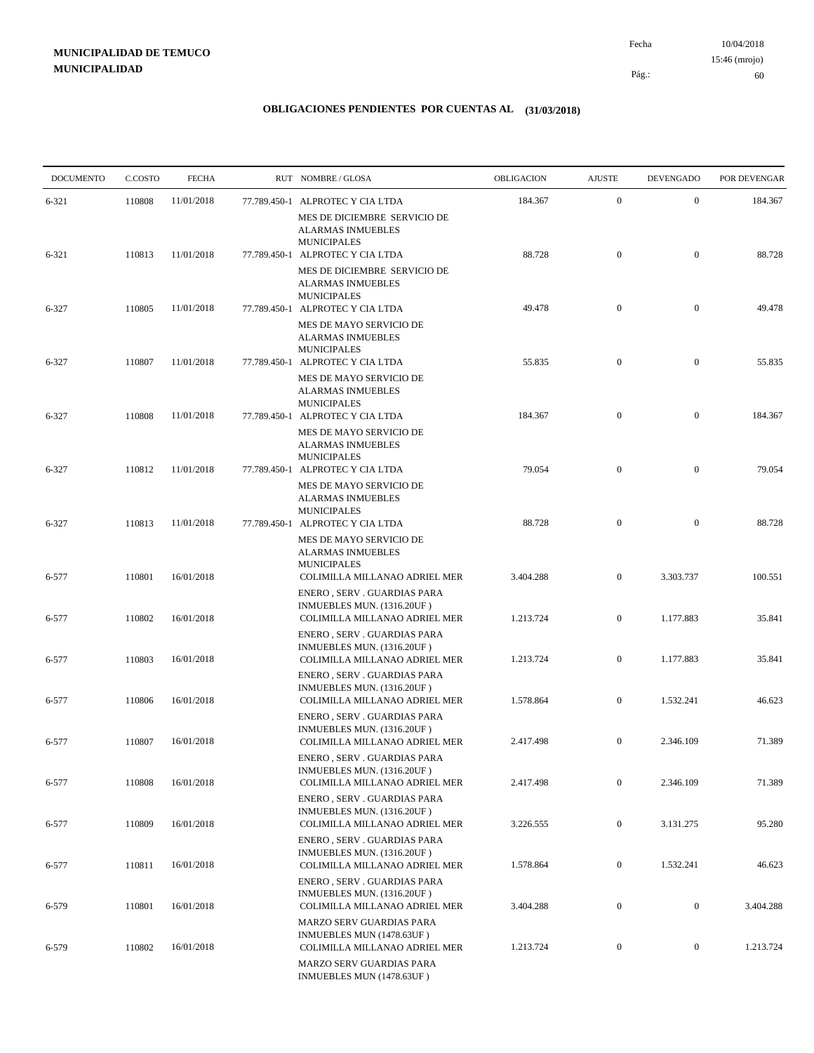**MUNICIPALIDAD DE TEMUCO**
**MUNICIPALIDAD**

Fecha 10/04/2018
15:46 (mrojo)

## OBLIGACIONES PENDIENTES POR CUENTAS AL (31/03/2018)

| DOCUMENTO | C.COSTO | FECHA | RUT | NOMBRE / GLOSA | OBLIGACION | AJUSTE | DEVENGADO | POR DEVENGAR |
|---|---|---|---|---|---|---|---|---|
| 6-321 | 110808 | 11/01/2018 | 77.789.450-1 | ALPROTEC Y CIA LTDA<br>MES DE DICIEMBRE SERVICIO DE ALARMAS INMUEBLES MUNICIPALES | 184.367 | 0 | 0 | 184.367 |
| 6-321 | 110813 | 11/01/2018 | 77.789.450-1 | ALPROTEC Y CIA LTDA<br>MES DE DICIEMBRE SERVICIO DE ALARMAS INMUEBLES MUNICIPALES | 88.728 | 0 | 0 | 88.728 |
| 6-327 | 110805 | 11/01/2018 | 77.789.450-1 | ALPROTEC Y CIA LTDA<br>MES DE MAYO SERVICIO DE ALARMAS INMUEBLES MUNICIPALES | 49.478 | 0 | 0 | 49.478 |
| 6-327 | 110807 | 11/01/2018 | 77.789.450-1 | ALPROTEC Y CIA LTDA<br>MES DE MAYO SERVICIO DE ALARMAS INMUEBLES MUNICIPALES | 55.835 | 0 | 0 | 55.835 |
| 6-327 | 110808 | 11/01/2018 | 77.789.450-1 | ALPROTEC Y CIA LTDA<br>MES DE MAYO SERVICIO DE ALARMAS INMUEBLES MUNICIPALES | 184.367 | 0 | 0 | 184.367 |
| 6-327 | 110812 | 11/01/2018 | 77.789.450-1 | ALPROTEC Y CIA LTDA<br>MES DE MAYO SERVICIO DE ALARMAS INMUEBLES MUNICIPALES | 79.054 | 0 | 0 | 79.054 |
| 6-327 | 110813 | 11/01/2018 | 77.789.450-1 | ALPROTEC Y CIA LTDA<br>MES DE MAYO SERVICIO DE ALARMAS INMUEBLES MUNICIPALES | 88.728 | 0 | 0 | 88.728 |
| 6-577 | 110801 | 16/01/2018 | | COLIMILLA MILLANAO ADRIEL MER<br>ENERO , SERV . GUARDIAS PARA INMUEBLES MUN. (1316.20UF ) | 3.404.288 | 0 | 3.303.737 | 100.551 |
| 6-577 | 110802 | 16/01/2018 | | COLIMILLA MILLANAO ADRIEL MER<br>ENERO , SERV . GUARDIAS PARA INMUEBLES MUN. (1316.20UF ) | 1.213.724 | 0 | 1.177.883 | 35.841 |
| 6-577 | 110803 | 16/01/2018 | | COLIMILLA MILLANAO ADRIEL MER<br>ENERO , SERV . GUARDIAS PARA INMUEBLES MUN. (1316.20UF ) | 1.213.724 | 0 | 1.177.883 | 35.841 |
| 6-577 | 110806 | 16/01/2018 | | COLIMILLA MILLANAO ADRIEL MER<br>ENERO , SERV . GUARDIAS PARA INMUEBLES MUN. (1316.20UF ) | 1.578.864 | 0 | 1.532.241 | 46.623 |
| 6-577 | 110807 | 16/01/2018 | | COLIMILLA MILLANAO ADRIEL MER<br>ENERO , SERV . GUARDIAS PARA INMUEBLES MUN. (1316.20UF ) | 2.417.498 | 0 | 2.346.109 | 71.389 |
| 6-577 | 110808 | 16/01/2018 | | COLIMILLA MILLANAO ADRIEL MER<br>ENERO , SERV . GUARDIAS PARA INMUEBLES MUN. (1316.20UF ) | 2.417.498 | 0 | 2.346.109 | 71.389 |
| 6-577 | 110809 | 16/01/2018 | | COLIMILLA MILLANAO ADRIEL MER<br>ENERO , SERV . GUARDIAS PARA INMUEBLES MUN. (1316.20UF ) | 3.226.555 | 0 | 3.131.275 | 95.280 |
| 6-577 | 110811 | 16/01/2018 | | COLIMILLA MILLANAO ADRIEL MER<br>ENERO , SERV . GUARDIAS PARA INMUEBLES MUN. (1316.20UF ) | 1.578.864 | 0 | 1.532.241 | 46.623 |
| 6-579 | 110801 | 16/01/2018 | | COLIMILLA MILLANAO ADRIEL MER<br>MARZO SERV GUARDIAS PARA INMUEBLES MUN (1478.63UF ) | 3.404.288 | 0 | 0 | 3.404.288 |
| 6-579 | 110802 | 16/01/2018 | | COLIMILLA MILLANAO ADRIEL MER<br>MARZO SERV GUARDIAS PARA INMUEBLES MUN (1478.63UF ) | 1.213.724 | 0 | 0 | 1.213.724 |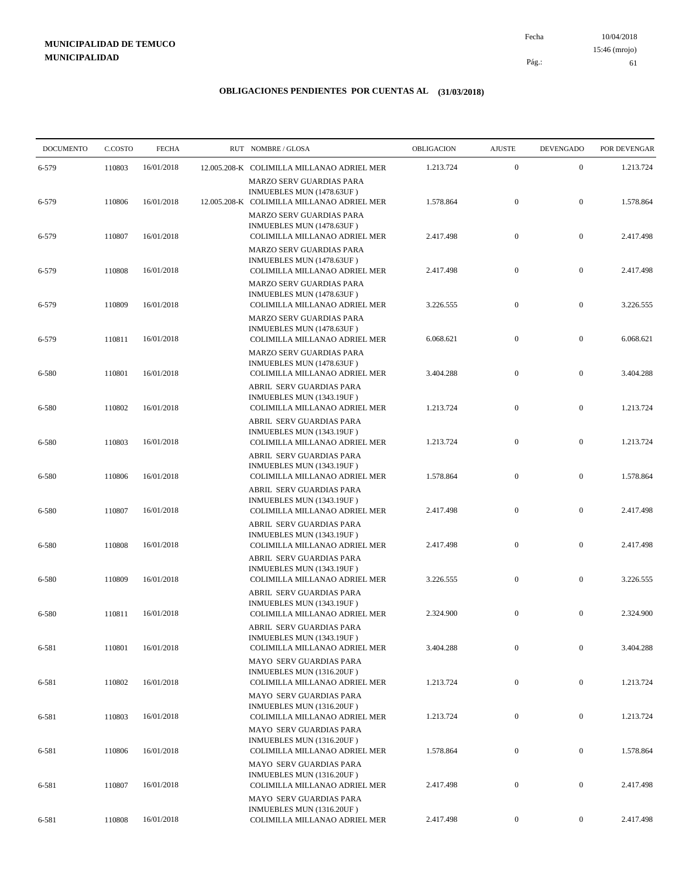**MUNICIPALIDAD DE TEMUCO**
**MUNICIPALIDAD**

Fecha 10/04/2018
15:46 (mrojo)

## OBLIGACIONES PENDIENTES POR CUENTAS AL (31/03/2018)

| DOCUMENTO | C.COSTO | FECHA | RUT | NOMBRE / GLOSA | OBLIGACION | AJUSTE | DEVENGADO | POR DEVENGAR |
|---|---|---|---|---|---|---|---|---|
| 6-579 | 110803 | 16/01/2018 | 12.005.208-K | COLIMILLA MILLANAO ADRIEL MER MARZO SERV GUARDIAS PARA INMUEBLES MUN (1478.63UF ) | 1.213.724 | 0 | 0 | 1.213.724 |
| 6-579 | 110806 | 16/01/2018 | 12.005.208-K | COLIMILLA MILLANAO ADRIEL MER MARZO SERV GUARDIAS PARA INMUEBLES MUN (1478.63UF ) | 1.578.864 | 0 | 0 | 1.578.864 |
| 6-579 | 110807 | 16/01/2018 | | COLIMILLA MILLANAO ADRIEL MER MARZO SERV GUARDIAS PARA INMUEBLES MUN (1478.63UF ) | 2.417.498 | 0 | 0 | 2.417.498 |
| 6-579 | 110808 | 16/01/2018 | | COLIMILLA MILLANAO ADRIEL MER MARZO SERV GUARDIAS PARA INMUEBLES MUN (1478.63UF ) | 2.417.498 | 0 | 0 | 2.417.498 |
| 6-579 | 110809 | 16/01/2018 | | COLIMILLA MILLANAO ADRIEL MER MARZO SERV GUARDIAS PARA INMUEBLES MUN (1478.63UF ) | 3.226.555 | 0 | 0 | 3.226.555 |
| 6-579 | 110811 | 16/01/2018 | | COLIMILLA MILLANAO ADRIEL MER MARZO SERV GUARDIAS PARA INMUEBLES MUN (1478.63UF ) | 6.068.621 | 0 | 0 | 6.068.621 |
| 6-580 | 110801 | 16/01/2018 | | COLIMILLA MILLANAO ADRIEL MER ABRIL SERV GUARDIAS PARA INMUEBLES MUN (1343.19UF ) | 3.404.288 | 0 | 0 | 3.404.288 |
| 6-580 | 110802 | 16/01/2018 | | COLIMILLA MILLANAO ADRIEL MER ABRIL SERV GUARDIAS PARA INMUEBLES MUN (1343.19UF ) | 1.213.724 | 0 | 0 | 1.213.724 |
| 6-580 | 110803 | 16/01/2018 | | COLIMILLA MILLANAO ADRIEL MER ABRIL SERV GUARDIAS PARA INMUEBLES MUN (1343.19UF ) | 1.213.724 | 0 | 0 | 1.213.724 |
| 6-580 | 110806 | 16/01/2018 | | COLIMILLA MILLANAO ADRIEL MER ABRIL SERV GUARDIAS PARA INMUEBLES MUN (1343.19UF ) | 1.578.864 | 0 | 0 | 1.578.864 |
| 6-580 | 110807 | 16/01/2018 | | COLIMILLA MILLANAO ADRIEL MER ABRIL SERV GUARDIAS PARA INMUEBLES MUN (1343.19UF ) | 2.417.498 | 0 | 0 | 2.417.498 |
| 6-580 | 110808 | 16/01/2018 | | COLIMILLA MILLANAO ADRIEL MER ABRIL SERV GUARDIAS PARA INMUEBLES MUN (1343.19UF ) | 2.417.498 | 0 | 0 | 2.417.498 |
| 6-580 | 110809 | 16/01/2018 | | COLIMILLA MILLANAO ADRIEL MER ABRIL SERV GUARDIAS PARA INMUEBLES MUN (1343.19UF ) | 3.226.555 | 0 | 0 | 3.226.555 |
| 6-580 | 110811 | 16/01/2018 | | COLIMILLA MILLANAO ADRIEL MER ABRIL SERV GUARDIAS PARA INMUEBLES MUN (1343.19UF ) | 2.324.900 | 0 | 0 | 2.324.900 |
| 6-581 | 110801 | 16/01/2018 | | COLIMILLA MILLANAO ADRIEL MER MAYO SERV GUARDIAS PARA INMUEBLES MUN (1316.20UF ) | 3.404.288 | 0 | 0 | 3.404.288 |
| 6-581 | 110802 | 16/01/2018 | | COLIMILLA MILLANAO ADRIEL MER MAYO SERV GUARDIAS PARA INMUEBLES MUN (1316.20UF ) | 1.213.724 | 0 | 0 | 1.213.724 |
| 6-581 | 110803 | 16/01/2018 | | COLIMILLA MILLANAO ADRIEL MER MAYO SERV GUARDIAS PARA INMUEBLES MUN (1316.20UF ) | 1.213.724 | 0 | 0 | 1.213.724 |
| 6-581 | 110806 | 16/01/2018 | | COLIMILLA MILLANAO ADRIEL MER MAYO SERV GUARDIAS PARA INMUEBLES MUN (1316.20UF ) | 1.578.864 | 0 | 0 | 1.578.864 |
| 6-581 | 110807 | 16/01/2018 | | COLIMILLA MILLANAO ADRIEL MER MAYO SERV GUARDIAS PARA INMUEBLES MUN (1316.20UF ) | 2.417.498 | 0 | 0 | 2.417.498 |
| 6-581 | 110808 | 16/01/2018 | | COLIMILLA MILLANAO ADRIEL MER | 2.417.498 | 0 | 0 | 2.417.498 |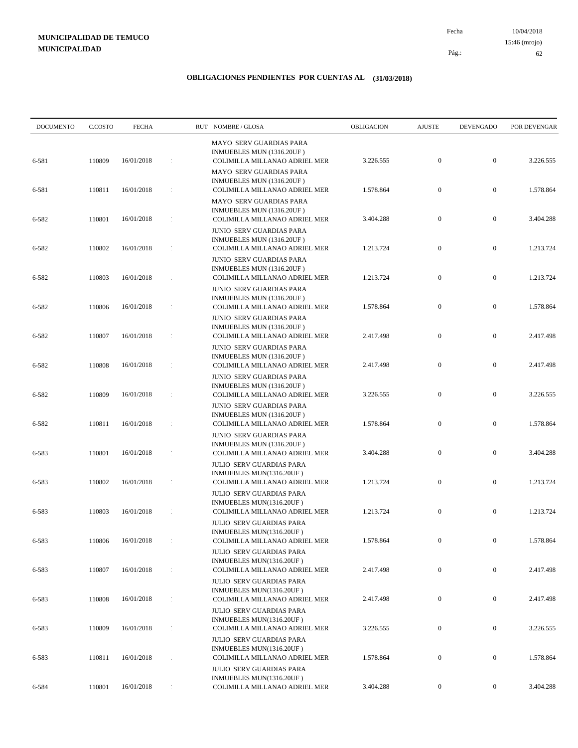**MUNICIPALIDAD DE TEMUCO**
**MUNICIPALIDAD**

Fecha 10/04/2018
15:46 (mrojo)

## OBLIGACIONES PENDIENTES POR CUENTAS AL (31/03/2018)

| DOCUMENTO | C.COSTO | FECHA | RUT | NOMBRE / GLOSA | OBLIGACION | AJUSTE | DEVENGADO | POR DEVENGAR |
|---|---|---|---|---|---|---|---|---|
| 6-581 | 110809 | 16/01/2018 | : | MAYO SERV GUARDIAS PARA INMUEBLES MUN (1316.20UF ) COLIMILLA MILLANAO ADRIEL MER | 3.226.555 | 0 | 0 | 3.226.555 |
| 6-581 | 110811 | 16/01/2018 | : | MAYO SERV GUARDIAS PARA INMUEBLES MUN (1316.20UF ) COLIMILLA MILLANAO ADRIEL MER | 1.578.864 | 0 | 0 | 1.578.864 |
| 6-582 | 110801 | 16/01/2018 | : | MAYO SERV GUARDIAS PARA INMUEBLES MUN (1316.20UF ) COLIMILLA MILLANAO ADRIEL MER | 3.404.288 | 0 | 0 | 3.404.288 |
| 6-582 | 110802 | 16/01/2018 | : | JUNIO SERV GUARDIAS PARA INMUEBLES MUN (1316.20UF ) COLIMILLA MILLANAO ADRIEL MER | 1.213.724 | 0 | 0 | 1.213.724 |
| 6-582 | 110803 | 16/01/2018 | : | JUNIO SERV GUARDIAS PARA INMUEBLES MUN (1316.20UF ) COLIMILLA MILLANAO ADRIEL MER | 1.213.724 | 0 | 0 | 1.213.724 |
| 6-582 | 110806 | 16/01/2018 | : | JUNIO SERV GUARDIAS PARA INMUEBLES MUN (1316.20UF ) COLIMILLA MILLANAO ADRIEL MER | 1.578.864 | 0 | 0 | 1.578.864 |
| 6-582 | 110807 | 16/01/2018 | : | JUNIO SERV GUARDIAS PARA INMUEBLES MUN (1316.20UF ) COLIMILLA MILLANAO ADRIEL MER | 2.417.498 | 0 | 0 | 2.417.498 |
| 6-582 | 110808 | 16/01/2018 | : | JUNIO SERV GUARDIAS PARA INMUEBLES MUN (1316.20UF ) COLIMILLA MILLANAO ADRIEL MER | 2.417.498 | 0 | 0 | 2.417.498 |
| 6-582 | 110809 | 16/01/2018 | : | JUNIO SERV GUARDIAS PARA INMUEBLES MUN (1316.20UF ) COLIMILLA MILLANAO ADRIEL MER | 3.226.555 | 0 | 0 | 3.226.555 |
| 6-582 | 110811 | 16/01/2018 | : | JUNIO SERV GUARDIAS PARA INMUEBLES MUN (1316.20UF ) COLIMILLA MILLANAO ADRIEL MER | 1.578.864 | 0 | 0 | 1.578.864 |
| 6-583 | 110801 | 16/01/2018 | : | JUNIO SERV GUARDIAS PARA INMUEBLES MUN (1316.20UF ) COLIMILLA MILLANAO ADRIEL MER | 3.404.288 | 0 | 0 | 3.404.288 |
| 6-583 | 110802 | 16/01/2018 | : | JULIO SERV GUARDIAS PARA INMUEBLES MUN(1316.20UF ) COLIMILLA MILLANAO ADRIEL MER | 1.213.724 | 0 | 0 | 1.213.724 |
| 6-583 | 110803 | 16/01/2018 | : | JULIO SERV GUARDIAS PARA INMUEBLES MUN(1316.20UF ) COLIMILLA MILLANAO ADRIEL MER | 1.213.724 | 0 | 0 | 1.213.724 |
| 6-583 | 110806 | 16/01/2018 | : | JULIO SERV GUARDIAS PARA INMUEBLES MUN(1316.20UF ) COLIMILLA MILLANAO ADRIEL MER | 1.578.864 | 0 | 0 | 1.578.864 |
| 6-583 | 110807 | 16/01/2018 | : | JULIO SERV GUARDIAS PARA INMUEBLES MUN(1316.20UF ) COLIMILLA MILLANAO ADRIEL MER | 2.417.498 | 0 | 0 | 2.417.498 |
| 6-583 | 110808 | 16/01/2018 | : | JULIO SERV GUARDIAS PARA INMUEBLES MUN(1316.20UF ) COLIMILLA MILLANAO ADRIEL MER | 2.417.498 | 0 | 0 | 2.417.498 |
| 6-583 | 110809 | 16/01/2018 | : | JULIO SERV GUARDIAS PARA INMUEBLES MUN(1316.20UF ) COLIMILLA MILLANAO ADRIEL MER | 3.226.555 | 0 | 0 | 3.226.555 |
| 6-583 | 110811 | 16/01/2018 | : | JULIO SERV GUARDIAS PARA INMUEBLES MUN(1316.20UF ) COLIMILLA MILLANAO ADRIEL MER | 1.578.864 | 0 | 0 | 1.578.864 |
| 6-584 | 110801 | 16/01/2018 | : | JULIO SERV GUARDIAS PARA INMUEBLES MUN(1316.20UF ) COLIMILLA MILLANAO ADRIEL MER | 3.404.288 | 0 | 0 | 3.404.288 |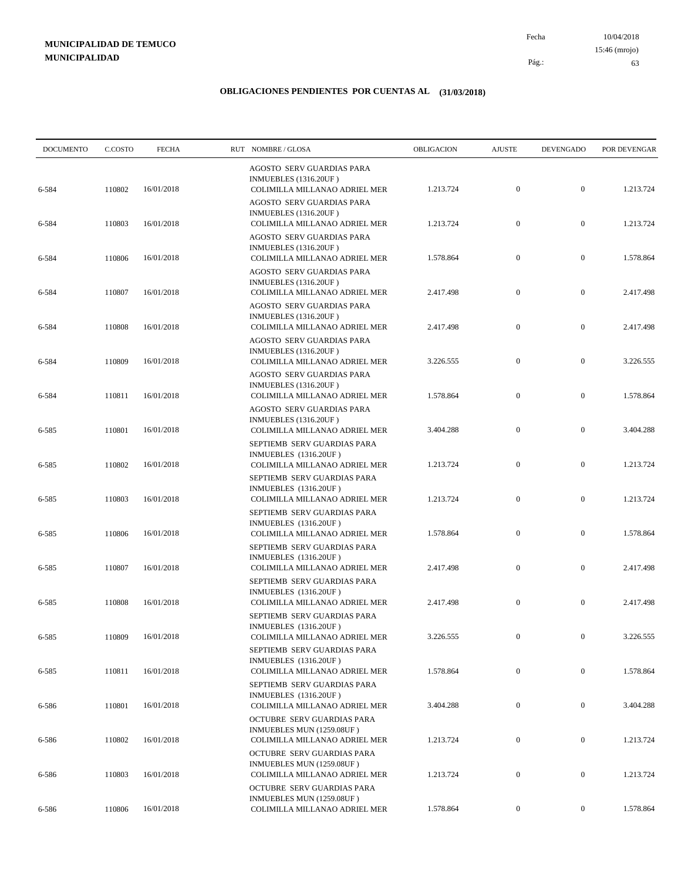**MUNICIPALIDAD DE TEMUCO**
**MUNICIPALIDAD**

Fecha 10/04/2018
15:46 (mrojo)

## OBLIGACIONES PENDIENTES POR CUENTAS AL (31/03/2018)

| DOCUMENTO | C.COSTO | FECHA | RUT NOMBRE / GLOSA | OBLIGACION | AJUSTE | DEVENGADO | POR DEVENGAR |
|---|---|---|---|---|---|---|---|
| 6-584 | 110802 | 16/01/2018 | AGOSTO SERV GUARDIAS PARA INMUEBLES (1316.20UF ) COLIMILLA MILLANAO ADRIEL MER | 1.213.724 | 0 | 0 | 1.213.724 |
| 6-584 | 110803 | 16/01/2018 | AGOSTO SERV GUARDIAS PARA INMUEBLES (1316.20UF ) COLIMILLA MILLANAO ADRIEL MER | 1.213.724 | 0 | 0 | 1.213.724 |
| 6-584 | 110806 | 16/01/2018 | AGOSTO SERV GUARDIAS PARA INMUEBLES (1316.20UF ) COLIMILLA MILLANAO ADRIEL MER | 1.578.864 | 0 | 0 | 1.578.864 |
| 6-584 | 110807 | 16/01/2018 | AGOSTO SERV GUARDIAS PARA INMUEBLES (1316.20UF ) COLIMILLA MILLANAO ADRIEL MER | 2.417.498 | 0 | 0 | 2.417.498 |
| 6-584 | 110808 | 16/01/2018 | AGOSTO SERV GUARDIAS PARA INMUEBLES (1316.20UF ) COLIMILLA MILLANAO ADRIEL MER | 2.417.498 | 0 | 0 | 2.417.498 |
| 6-584 | 110809 | 16/01/2018 | AGOSTO SERV GUARDIAS PARA INMUEBLES (1316.20UF ) COLIMILLA MILLANAO ADRIEL MER | 3.226.555 | 0 | 0 | 3.226.555 |
| 6-584 | 110811 | 16/01/2018 | AGOSTO SERV GUARDIAS PARA INMUEBLES (1316.20UF ) COLIMILLA MILLANAO ADRIEL MER | 1.578.864 | 0 | 0 | 1.578.864 |
| 6-585 | 110801 | 16/01/2018 | AGOSTO SERV GUARDIAS PARA INMUEBLES (1316.20UF ) COLIMILLA MILLANAO ADRIEL MER | 3.404.288 | 0 | 0 | 3.404.288 |
| 6-585 | 110802 | 16/01/2018 | SEPTIEMB SERV GUARDIAS PARA INMUEBLES (1316.20UF ) COLIMILLA MILLANAO ADRIEL MER | 1.213.724 | 0 | 0 | 1.213.724 |
| 6-585 | 110803 | 16/01/2018 | SEPTIEMB SERV GUARDIAS PARA INMUEBLES (1316.20UF ) COLIMILLA MILLANAO ADRIEL MER | 1.213.724 | 0 | 0 | 1.213.724 |
| 6-585 | 110806 | 16/01/2018 | SEPTIEMB SERV GUARDIAS PARA INMUEBLES (1316.20UF ) COLIMILLA MILLANAO ADRIEL MER | 1.578.864 | 0 | 0 | 1.578.864 |
| 6-585 | 110807 | 16/01/2018 | SEPTIEMB SERV GUARDIAS PARA INMUEBLES (1316.20UF ) COLIMILLA MILLANAO ADRIEL MER | 2.417.498 | 0 | 0 | 2.417.498 |
| 6-585 | 110808 | 16/01/2018 | SEPTIEMB SERV GUARDIAS PARA INMUEBLES (1316.20UF ) COLIMILLA MILLANAO ADRIEL MER | 2.417.498 | 0 | 0 | 2.417.498 |
| 6-585 | 110809 | 16/01/2018 | SEPTIEMB SERV GUARDIAS PARA INMUEBLES (1316.20UF ) COLIMILLA MILLANAO ADRIEL MER | 3.226.555 | 0 | 0 | 3.226.555 |
| 6-585 | 110811 | 16/01/2018 | SEPTIEMB SERV GUARDIAS PARA INMUEBLES (1316.20UF ) COLIMILLA MILLANAO ADRIEL MER | 1.578.864 | 0 | 0 | 1.578.864 |
| 6-586 | 110801 | 16/01/2018 | SEPTIEMB SERV GUARDIAS PARA INMUEBLES (1316.20UF ) COLIMILLA MILLANAO ADRIEL MER | 3.404.288 | 0 | 0 | 3.404.288 |
| 6-586 | 110802 | 16/01/2018 | OCTUBRE SERV GUARDIAS PARA INMUEBLES MUN (1259.08UF ) COLIMILLA MILLANAO ADRIEL MER | 1.213.724 | 0 | 0 | 1.213.724 |
| 6-586 | 110803 | 16/01/2018 | OCTUBRE SERV GUARDIAS PARA INMUEBLES MUN (1259.08UF ) COLIMILLA MILLANAO ADRIEL MER | 1.213.724 | 0 | 0 | 1.213.724 |
| 6-586 | 110806 | 16/01/2018 | OCTUBRE SERV GUARDIAS PARA INMUEBLES MUN (1259.08UF ) COLIMILLA MILLANAO ADRIEL MER | 1.578.864 | 0 | 0 | 1.578.864 |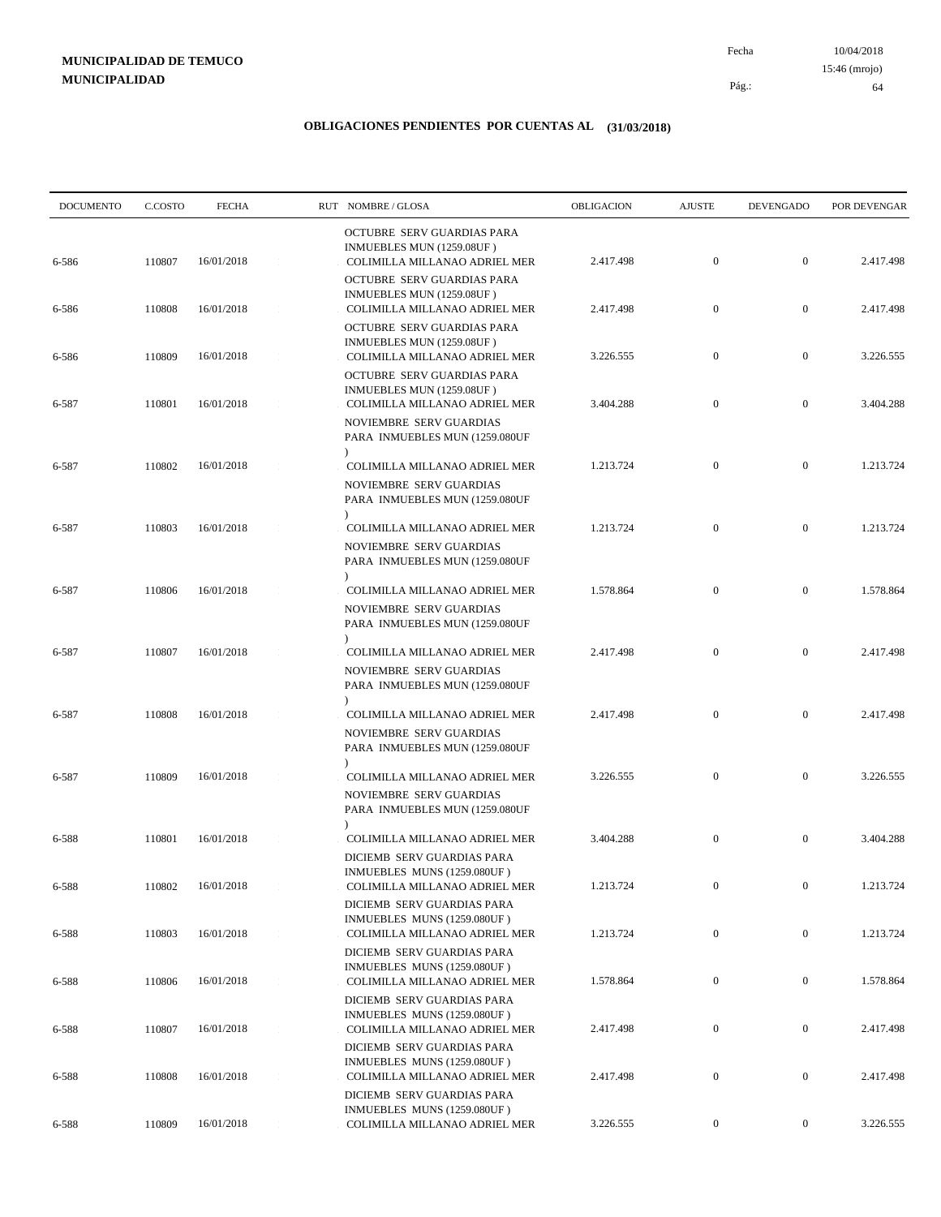**MUNICIPALIDAD DE TEMUCO**
**MUNICIPALIDAD**

Fecha 10/04/2018
15:46 (mrojo)
Pág.: 64

## OBLIGACIONES PENDIENTES POR CUENTAS AL (31/03/2018)

| DOCUMENTO | C.COSTO | FECHA | RUT NOMBRE / GLOSA | OBLIGACION | AJUSTE | DEVENGADO | POR DEVENGAR |
|---|---|---|---|---|---|---|---|
| 6-586 | 110807 | 16/01/2018 | OCTUBRE SERV GUARDIAS PARA INMUEBLES MUN (1259.08UF ) COLIMILLA MILLANAO ADRIEL MER | 2.417.498 | 0 | 0 | 2.417.498 |
| 6-586 | 110808 | 16/01/2018 | OCTUBRE SERV GUARDIAS PARA INMUEBLES MUN (1259.08UF ) COLIMILLA MILLANAO ADRIEL MER | 2.417.498 | 0 | 0 | 2.417.498 |
| 6-586 | 110809 | 16/01/2018 | OCTUBRE SERV GUARDIAS PARA INMUEBLES MUN (1259.08UF ) COLIMILLA MILLANAO ADRIEL MER | 3.226.555 | 0 | 0 | 3.226.555 |
| 6-587 | 110801 | 16/01/2018 | OCTUBRE SERV GUARDIAS PARA INMUEBLES MUN (1259.08UF ) COLIMILLA MILLANAO ADRIEL MER | 3.404.288 | 0 | 0 | 3.404.288 |
| 6-587 | 110802 | 16/01/2018 | NOVIEMBRE SERV GUARDIAS PARA INMUEBLES MUN (1259.080UF ) COLIMILLA MILLANAO ADRIEL MER | 1.213.724 | 0 | 0 | 1.213.724 |
| 6-587 | 110803 | 16/01/2018 | NOVIEMBRE SERV GUARDIAS PARA INMUEBLES MUN (1259.080UF ) COLIMILLA MILLANAO ADRIEL MER | 1.213.724 | 0 | 0 | 1.213.724 |
| 6-587 | 110806 | 16/01/2018 | NOVIEMBRE SERV GUARDIAS PARA INMUEBLES MUN (1259.080UF ) COLIMILLA MILLANAO ADRIEL MER | 1.578.864 | 0 | 0 | 1.578.864 |
| 6-587 | 110807 | 16/01/2018 | NOVIEMBRE SERV GUARDIAS PARA INMUEBLES MUN (1259.080UF ) COLIMILLA MILLANAO ADRIEL MER | 2.417.498 | 0 | 0 | 2.417.498 |
| 6-587 | 110808 | 16/01/2018 | NOVIEMBRE SERV GUARDIAS PARA INMUEBLES MUN (1259.080UF ) COLIMILLA MILLANAO ADRIEL MER | 2.417.498 | 0 | 0 | 2.417.498 |
| 6-587 | 110809 | 16/01/2018 | NOVIEMBRE SERV GUARDIAS PARA INMUEBLES MUN (1259.080UF ) COLIMILLA MILLANAO ADRIEL MER | 3.226.555 | 0 | 0 | 3.226.555 |
| 6-588 | 110801 | 16/01/2018 | NOVIEMBRE SERV GUARDIAS PARA INMUEBLES MUN (1259.080UF ) COLIMILLA MILLANAO ADRIEL MER | 3.404.288 | 0 | 0 | 3.404.288 |
| 6-588 | 110802 | 16/01/2018 | DICIEMB SERV GUARDIAS PARA INMUEBLES MUNS (1259.080UF ) COLIMILLA MILLANAO ADRIEL MER | 1.213.724 | 0 | 0 | 1.213.724 |
| 6-588 | 110803 | 16/01/2018 | DICIEMB SERV GUARDIAS PARA INMUEBLES MUNS (1259.080UF ) COLIMILLA MILLANAO ADRIEL MER | 1.213.724 | 0 | 0 | 1.213.724 |
| 6-588 | 110806 | 16/01/2018 | DICIEMB SERV GUARDIAS PARA INMUEBLES MUNS (1259.080UF ) COLIMILLA MILLANAO ADRIEL MER | 1.578.864 | 0 | 0 | 1.578.864 |
| 6-588 | 110807 | 16/01/2018 | DICIEMB SERV GUARDIAS PARA INMUEBLES MUNS (1259.080UF ) COLIMILLA MILLANAO ADRIEL MER | 2.417.498 | 0 | 0 | 2.417.498 |
| 6-588 | 110808 | 16/01/2018 | DICIEMB SERV GUARDIAS PARA INMUEBLES MUNS (1259.080UF ) COLIMILLA MILLANAO ADRIEL MER | 2.417.498 | 0 | 0 | 2.417.498 |
| 6-588 | 110809 | 16/01/2018 | DICIEMB SERV GUARDIAS PARA INMUEBLES MUNS (1259.080UF ) COLIMILLA MILLANAO ADRIEL MER | 3.226.555 | 0 | 0 | 3.226.555 |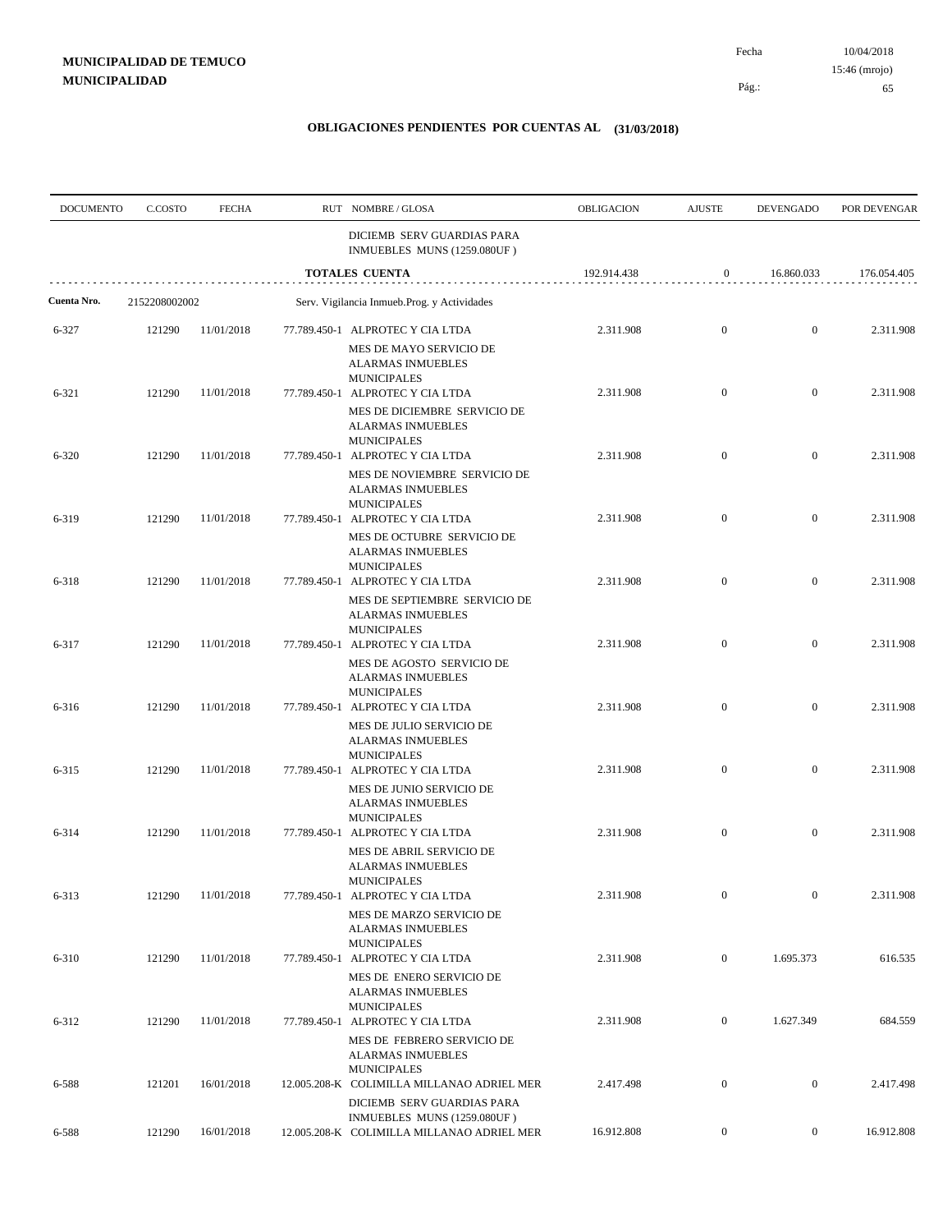**MUNICIPALIDAD DE TEMUCO**
**MUNICIPALIDAD**

Fecha 10/04/2018
15:46 (mrojo)

## OBLIGACIONES PENDIENTES POR CUENTAS AL (31/03/2018)

| DOCUMENTO | C.COSTO | FECHA | RUT NOMBRE / GLOSA | OBLIGACION | AJUSTE | DEVENGADO | POR DEVENGAR |
|---|---|---|---|---|---|---|---|
| | | | DICIEMB SERV GUARDIAS PARA INMUEBLES MUNS (1259.080UF ) | | | | |
| | | | **TOTALES CUENTA** | 192.914.438 | 0 | 16.860.033 | 176.054.405 |
| **Cuenta Nro.** | 2152208002002 | | Serv. Vigilancia Inmueb.Prog. y Actividades | | | | |
| 6-327 | 121290 | 11/01/2018 | 77.789.450-1 ALPROTEC Y CIA LTDA | 2.311.908 | 0 | 0 | 2.311.908 |
| | | | MES DE MAYO SERVICIO DE ALARMAS INMUEBLES MUNICIPALES | | | | |
| 6-321 | 121290 | 11/01/2018 | 77.789.450-1 ALPROTEC Y CIA LTDA | 2.311.908 | 0 | 0 | 2.311.908 |
| | | | MES DE DICIEMBRE SERVICIO DE ALARMAS INMUEBLES MUNICIPALES | | | | |
| 6-320 | 121290 | 11/01/2018 | 77.789.450-1 ALPROTEC Y CIA LTDA | 2.311.908 | 0 | 0 | 2.311.908 |
| | | | MES DE NOVIEMBRE SERVICIO DE ALARMAS INMUEBLES MUNICIPALES | | | | |
| 6-319 | 121290 | 11/01/2018 | 77.789.450-1 ALPROTEC Y CIA LTDA | 2.311.908 | 0 | 0 | 2.311.908 |
| | | | MES DE OCTUBRE SERVICIO DE ALARMAS INMUEBLES MUNICIPALES | | | | |
| 6-318 | 121290 | 11/01/2018 | 77.789.450-1 ALPROTEC Y CIA LTDA | 2.311.908 | 0 | 0 | 2.311.908 |
| | | | MES DE SEPTIEMBRE SERVICIO DE ALARMAS INMUEBLES MUNICIPALES | | | | |
| 6-317 | 121290 | 11/01/2018 | 77.789.450-1 ALPROTEC Y CIA LTDA | 2.311.908 | 0 | 0 | 2.311.908 |
| | | | MES DE AGOSTO SERVICIO DE ALARMAS INMUEBLES MUNICIPALES | | | | |
| 6-316 | 121290 | 11/01/2018 | 77.789.450-1 ALPROTEC Y CIA LTDA | 2.311.908 | 0 | 0 | 2.311.908 |
| | | | MES DE JULIO SERVICIO DE ALARMAS INMUEBLES MUNICIPALES | | | | |
| 6-315 | 121290 | 11/01/2018 | 77.789.450-1 ALPROTEC Y CIA LTDA | 2.311.908 | 0 | 0 | 2.311.908 |
| | | | MES DE JUNIO SERVICIO DE ALARMAS INMUEBLES MUNICIPALES | | | | |
| 6-314 | 121290 | 11/01/2018 | 77.789.450-1 ALPROTEC Y CIA LTDA | 2.311.908 | 0 | 0 | 2.311.908 |
| | | | MES DE ABRIL SERVICIO DE ALARMAS INMUEBLES MUNICIPALES | | | | |
| 6-313 | 121290 | 11/01/2018 | 77.789.450-1 ALPROTEC Y CIA LTDA | 2.311.908 | 0 | 0 | 2.311.908 |
| | | | MES DE MARZO SERVICIO DE ALARMAS INMUEBLES MUNICIPALES | | | | |
| 6-310 | 121290 | 11/01/2018 | 77.789.450-1 ALPROTEC Y CIA LTDA | 2.311.908 | 0 | 1.695.373 | 616.535 |
| | | | MES DE ENERO SERVICIO DE ALARMAS INMUEBLES MUNICIPALES | | | | |
| 6-312 | 121290 | 11/01/2018 | 77.789.450-1 ALPROTEC Y CIA LTDA | 2.311.908 | 0 | 1.627.349 | 684.559 |
| | | | MES DE FEBRERO SERVICIO DE ALARMAS INMUEBLES MUNICIPALES | | | | |
| 6-588 | 121201 | 16/01/2018 | 12.005.208-K COLIMILLA MILLANAO ADRIEL MER | 2.417.498 | 0 | 0 | 2.417.498 |
| | | | DICIEMB SERV GUARDIAS PARA INMUEBLES MUNS (1259.080UF ) | | | | |
| 6-588 | 121290 | 16/01/2018 | 12.005.208-K COLIMILLA MILLANAO ADRIEL MER | 16.912.808 | 0 | 0 | 16.912.808 |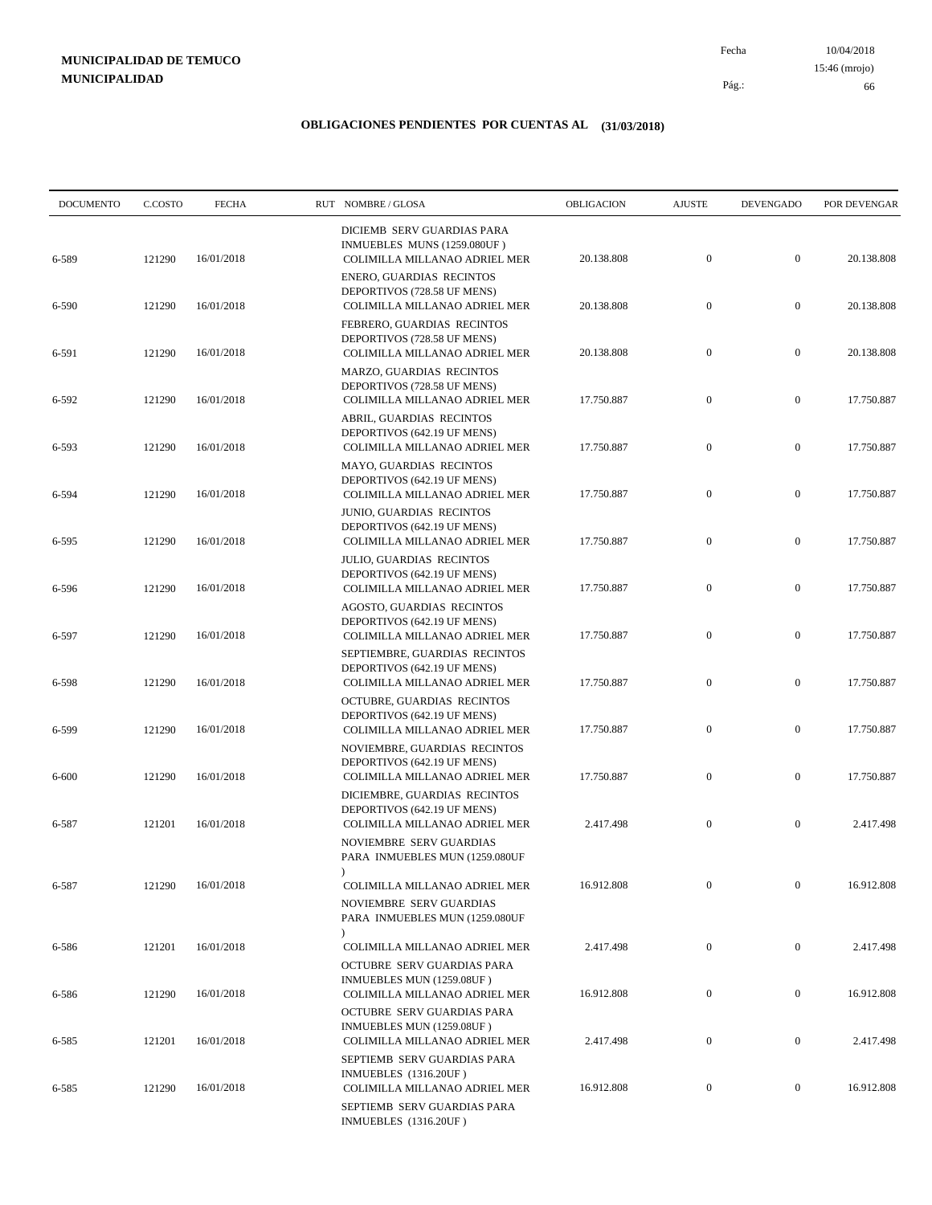**MUNICIPALIDAD DE TEMUCO**
**MUNICIPALIDAD**

Fecha 10/04/2018 15:46 (mrojo)

## OBLIGACIONES PENDIENTES POR CUENTAS AL (31/03/2018)

| DOCUMENTO | C.COSTO | FECHA | RUT NOMBRE / GLOSA | OBLIGACION | AJUSTE | DEVENGADO | POR DEVENGAR |
|---|---|---|---|---|---|---|---|
| | | | DICIEMB SERV GUARDIAS PARA INMUEBLES MUNS (1259.080UF ) | | | | |
| 6-589 | 121290 | 16/01/2018 | COLIMILLA MILLANAO ADRIEL MER | 20.138.808 | 0 | 0 | 20.138.808 |
| | | | ENERO, GUARDIAS RECINTOS DEPORTIVOS (728.58 UF MENS) | | | | |
| 6-590 | 121290 | 16/01/2018 | COLIMILLA MILLANAO ADRIEL MER | 20.138.808 | 0 | 0 | 20.138.808 |
| | | | FEBRERO, GUARDIAS RECINTOS DEPORTIVOS (728.58 UF MENS) | | | | |
| 6-591 | 121290 | 16/01/2018 | COLIMILLA MILLANAO ADRIEL MER | 20.138.808 | 0 | 0 | 20.138.808 |
| | | | MARZO, GUARDIAS RECINTOS DEPORTIVOS (728.58 UF MENS) | | | | |
| 6-592 | 121290 | 16/01/2018 | COLIMILLA MILLANAO ADRIEL MER | 17.750.887 | 0 | 0 | 17.750.887 |
| | | | ABRIL, GUARDIAS RECINTOS DEPORTIVOS (642.19 UF MENS) | | | | |
| 6-593 | 121290 | 16/01/2018 | COLIMILLA MILLANAO ADRIEL MER | 17.750.887 | 0 | 0 | 17.750.887 |
| | | | MAYO, GUARDIAS RECINTOS DEPORTIVOS (642.19 UF MENS) | | | | |
| 6-594 | 121290 | 16/01/2018 | COLIMILLA MILLANAO ADRIEL MER | 17.750.887 | 0 | 0 | 17.750.887 |
| | | | JUNIO, GUARDIAS RECINTOS DEPORTIVOS (642.19 UF MENS) | | | | |
| 6-595 | 121290 | 16/01/2018 | COLIMILLA MILLANAO ADRIEL MER | 17.750.887 | 0 | 0 | 17.750.887 |
| | | | JULIO, GUARDIAS RECINTOS DEPORTIVOS (642.19 UF MENS) | | | | |
| 6-596 | 121290 | 16/01/2018 | COLIMILLA MILLANAO ADRIEL MER | 17.750.887 | 0 | 0 | 17.750.887 |
| | | | AGOSTO, GUARDIAS RECINTOS DEPORTIVOS (642.19 UF MENS) | | | | |
| 6-597 | 121290 | 16/01/2018 | COLIMILLA MILLANAO ADRIEL MER | 17.750.887 | 0 | 0 | 17.750.887 |
| | | | SEPTIEMBRE, GUARDIAS RECINTOS DEPORTIVOS (642.19 UF MENS) | | | | |
| 6-598 | 121290 | 16/01/2018 | COLIMILLA MILLANAO ADRIEL MER | 17.750.887 | 0 | 0 | 17.750.887 |
| | | | OCTUBRE, GUARDIAS RECINTOS DEPORTIVOS (642.19 UF MENS) | | | | |
| 6-599 | 121290 | 16/01/2018 | COLIMILLA MILLANAO ADRIEL MER | 17.750.887 | 0 | 0 | 17.750.887 |
| | | | NOVIEMBRE, GUARDIAS RECINTOS DEPORTIVOS (642.19 UF MENS) | | | | |
| 6-600 | 121290 | 16/01/2018 | COLIMILLA MILLANAO ADRIEL MER | 17.750.887 | 0 | 0 | 17.750.887 |
| | | | DICIEMBRE, GUARDIAS RECINTOS DEPORTIVOS (642.19 UF MENS) | | | | |
| 6-587 | 121201 | 16/01/2018 | COLIMILLA MILLANAO ADRIEL MER | 2.417.498 | 0 | 0 | 2.417.498 |
| | | | NOVIEMBRE SERV GUARDIAS PARA INMUEBLES MUN (1259.080UF ) | | | | |
| 6-587 | 121290 | 16/01/2018 | COLIMILLA MILLANAO ADRIEL MER | 16.912.808 | 0 | 0 | 16.912.808 |
| | | | NOVIEMBRE SERV GUARDIAS PARA INMUEBLES MUN (1259.080UF ) | | | | |
| 6-586 | 121201 | 16/01/2018 | COLIMILLA MILLANAO ADRIEL MER | 2.417.498 | 0 | 0 | 2.417.498 |
| | | | OCTUBRE SERV GUARDIAS PARA INMUEBLES MUN (1259.08UF ) | | | | |
| 6-586 | 121290 | 16/01/2018 | COLIMILLA MILLANAO ADRIEL MER | 16.912.808 | 0 | 0 | 16.912.808 |
| | | | OCTUBRE SERV GUARDIAS PARA INMUEBLES MUN (1259.08UF ) | | | | |
| 6-585 | 121201 | 16/01/2018 | COLIMILLA MILLANAO ADRIEL MER | 2.417.498 | 0 | 0 | 2.417.498 |
| | | | SEPTIEMB SERV GUARDIAS PARA INMUEBLES (1316.20UF ) | | | | |
| 6-585 | 121290 | 16/01/2018 | COLIMILLA MILLANAO ADRIEL MER | 16.912.808 | 0 | 0 | 16.912.808 |
| | | | SEPTIEMB SERV GUARDIAS PARA INMUEBLES (1316.20UF ) | | | | |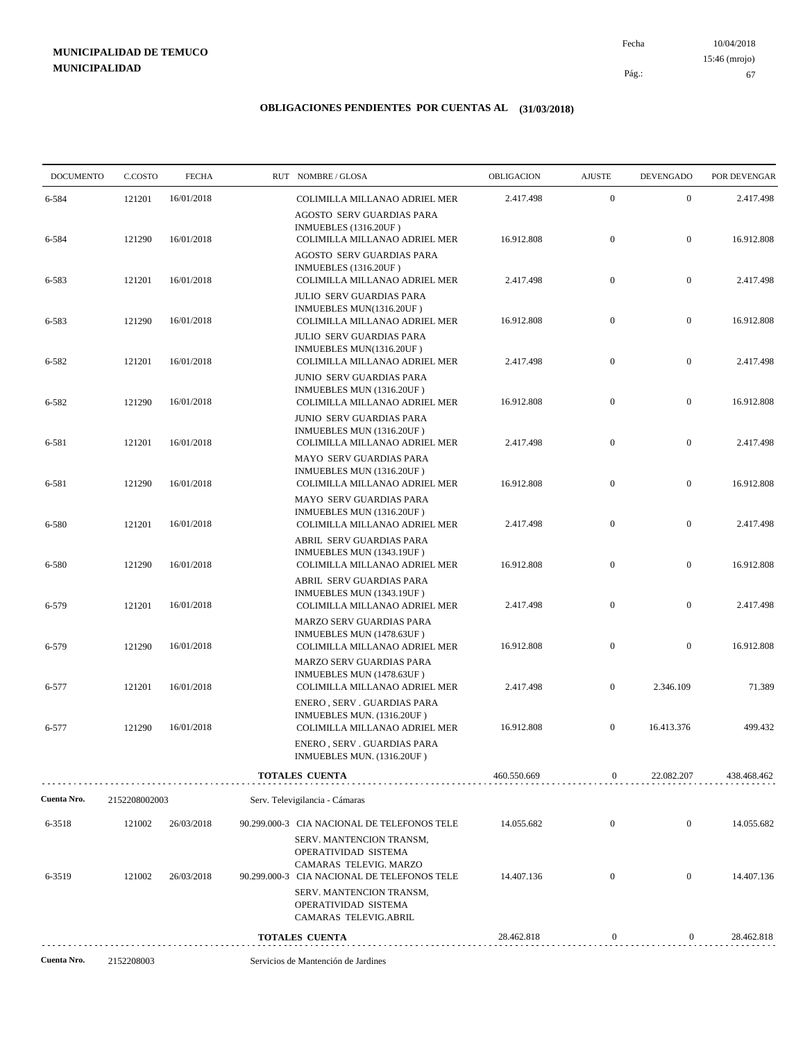**MUNICIPALIDAD DE TEMUCO**
**MUNICIPALIDAD**

Fecha 10/04/2018
15:46 (mrojo)

## OBLIGACIONES PENDIENTES POR CUENTAS AL (31/03/2018)

| DOCUMENTO | C.COSTO | FECHA | RUT NOMBRE / GLOSA | OBLIGACION | AJUSTE | DEVENGADO | POR DEVENGAR |
|---|---|---|---|---|---|---|---|
| 6-584 | 121201 | 16/01/2018 | COLIMILLA MILLANAO ADRIEL MER AGOSTO SERV GUARDIAS PARA INMUEBLES (1316.20UF ) | 2.417.498 | 0 | 0 | 2.417.498 |
| 6-584 | 121290 | 16/01/2018 | COLIMILLA MILLANAO ADRIEL MER AGOSTO SERV GUARDIAS PARA INMUEBLES (1316.20UF ) | 16.912.808 | 0 | 0 | 16.912.808 |
| 6-583 | 121201 | 16/01/2018 | COLIMILLA MILLANAO ADRIEL MER JULIO SERV GUARDIAS PARA INMUEBLES MUN(1316.20UF ) | 2.417.498 | 0 | 0 | 2.417.498 |
| 6-583 | 121290 | 16/01/2018 | COLIMILLA MILLANAO ADRIEL MER JULIO SERV GUARDIAS PARA INMUEBLES MUN(1316.20UF ) | 16.912.808 | 0 | 0 | 16.912.808 |
| 6-582 | 121201 | 16/01/2018 | COLIMILLA MILLANAO ADRIEL MER JUNIO SERV GUARDIAS PARA INMUEBLES MUN (1316.20UF ) | 2.417.498 | 0 | 0 | 2.417.498 |
| 6-582 | 121290 | 16/01/2018 | COLIMILLA MILLANAO ADRIEL MER JUNIO SERV GUARDIAS PARA INMUEBLES MUN (1316.20UF ) | 16.912.808 | 0 | 0 | 16.912.808 |
| 6-581 | 121201 | 16/01/2018 | COLIMILLA MILLANAO ADRIEL MER MAYO SERV GUARDIAS PARA INMUEBLES MUN (1316.20UF ) | 2.417.498 | 0 | 0 | 2.417.498 |
| 6-581 | 121290 | 16/01/2018 | COLIMILLA MILLANAO ADRIEL MER MAYO SERV GUARDIAS PARA INMUEBLES MUN (1316.20UF ) | 16.912.808 | 0 | 0 | 16.912.808 |
| 6-580 | 121201 | 16/01/2018 | COLIMILLA MILLANAO ADRIEL MER ABRIL SERV GUARDIAS PARA INMUEBLES MUN (1343.19UF ) | 2.417.498 | 0 | 0 | 2.417.498 |
| 6-580 | 121290 | 16/01/2018 | COLIMILLA MILLANAO ADRIEL MER ABRIL SERV GUARDIAS PARA INMUEBLES MUN (1343.19UF ) | 16.912.808 | 0 | 0 | 16.912.808 |
| 6-579 | 121201 | 16/01/2018 | COLIMILLA MILLANAO ADRIEL MER MARZO SERV GUARDIAS PARA INMUEBLES MUN (1478.63UF ) | 2.417.498 | 0 | 0 | 2.417.498 |
| 6-579 | 121290 | 16/01/2018 | COLIMILLA MILLANAO ADRIEL MER MARZO SERV GUARDIAS PARA INMUEBLES MUN (1478.63UF ) | 16.912.808 | 0 | 0 | 16.912.808 |
| 6-577 | 121201 | 16/01/2018 | COLIMILLA MILLANAO ADRIEL MER ENERO , SERV . GUARDIAS PARA INMUEBLES MUN. (1316.20UF ) | 2.417.498 | 0 | 2.346.109 | 71.389 |
| 6-577 | 121290 | 16/01/2018 | COLIMILLA MILLANAO ADRIEL MER ENERO , SERV . GUARDIAS PARA INMUEBLES MUN. (1316.20UF ) | 16.912.808 | 0 | 16.413.376 | 499.432 |
| | | | **TOTALES CUENTA** | 460.550.669 | 0 | 22.082.207 | 438.468.462 |

**Cuenta Nro.** 2152208002003 Serv. Televigilancia - Cámaras

| DOCUMENTO | C.COSTO | FECHA | RUT NOMBRE / GLOSA | OBLIGACION | AJUSTE | DEVENGADO | POR DEVENGAR |
|---|---|---|---|---|---|---|---|
| 6-3518 | 121002 | 26/03/2018 | 90.299.000-3 CIA NACIONAL DE TELEFONOS TELE SERV. MANTENCION TRANSM, OPERATIVIDAD SISTEMA CAMARAS TELEVIG. MARZO | 14.055.682 | 0 | 0 | 14.055.682 |
| 6-3519 | 121002 | 26/03/2018 | 90.299.000-3 CIA NACIONAL DE TELEFONOS TELE SERV. MANTENCION TRANSM, OPERATIVIDAD SISTEMA CAMARAS TELEVIG.ABRIL | 14.407.136 | 0 | 0 | 14.407.136 |
| | | | **TOTALES CUENTA** | 28.462.818 | 0 | 0 | 28.462.818 |

**Cuenta Nro.** 2152208003 Servicios de Mantención de Jardines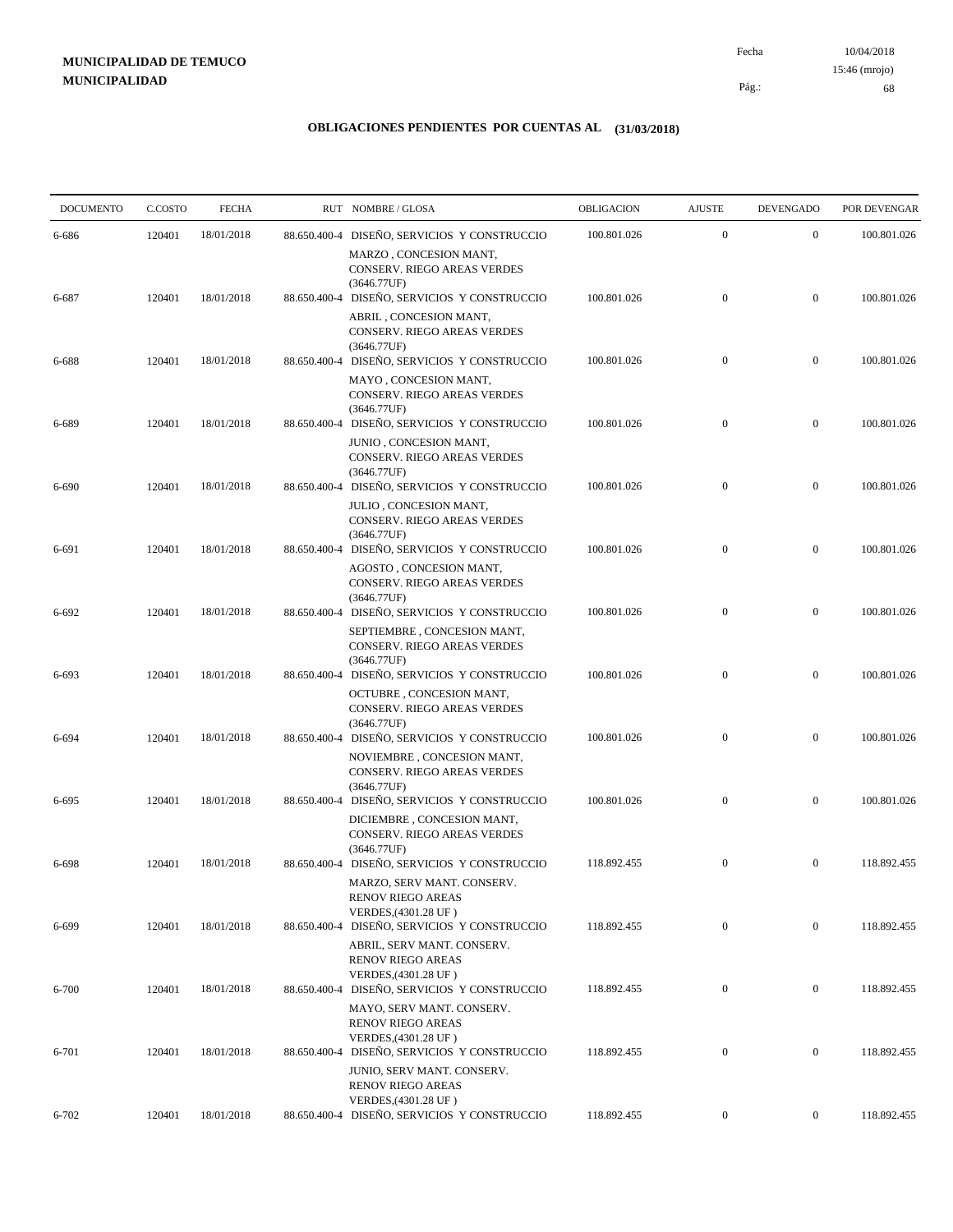**MUNICIPALIDAD DE TEMUCO**
**MUNICIPALIDAD**

Fecha 10/04/2018
15:46 (mrojo)

## OBLIGACIONES PENDIENTES POR CUENTAS AL (31/03/2018)

| DOCUMENTO | C.COSTO | FECHA | RUT | NOMBRE / GLOSA | OBLIGACION | AJUSTE | DEVENGADO | POR DEVENGAR |
|---|---|---|---|---|---|---|---|---|
| 6-686 | 120401 | 18/01/2018 | 88.650.400-4 | DISEÑO, SERVICIOS Y CONSTRUCCIO MARZO , CONCESION MANT, CONSERV. RIEGO AREAS VERDES (3646.77UF) | 100.801.026 | 0 | 0 | 100.801.026 |
| 6-687 | 120401 | 18/01/2018 | 88.650.400-4 | DISEÑO, SERVICIOS Y CONSTRUCCIO ABRIL , CONCESION MANT, CONSERV. RIEGO AREAS VERDES (3646.77UF) | 100.801.026 | 0 | 0 | 100.801.026 |
| 6-688 | 120401 | 18/01/2018 | 88.650.400-4 | DISEÑO, SERVICIOS Y CONSTRUCCIO MAYO , CONCESION MANT, CONSERV. RIEGO AREAS VERDES (3646.77UF) | 100.801.026 | 0 | 0 | 100.801.026 |
| 6-689 | 120401 | 18/01/2018 | 88.650.400-4 | DISEÑO, SERVICIOS Y CONSTRUCCIO JUNIO , CONCESION MANT, CONSERV. RIEGO AREAS VERDES (3646.77UF) | 100.801.026 | 0 | 0 | 100.801.026 |
| 6-690 | 120401 | 18/01/2018 | 88.650.400-4 | DISEÑO, SERVICIOS Y CONSTRUCCIO JULIO , CONCESION MANT, CONSERV. RIEGO AREAS VERDES (3646.77UF) | 100.801.026 | 0 | 0 | 100.801.026 |
| 6-691 | 120401 | 18/01/2018 | 88.650.400-4 | DISEÑO, SERVICIOS Y CONSTRUCCIO AGOSTO , CONCESION MANT, CONSERV. RIEGO AREAS VERDES (3646.77UF) | 100.801.026 | 0 | 0 | 100.801.026 |
| 6-692 | 120401 | 18/01/2018 | 88.650.400-4 | DISEÑO, SERVICIOS Y CONSTRUCCIO SEPTIEMBRE , CONCESION MANT, CONSERV. RIEGO AREAS VERDES (3646.77UF) | 100.801.026 | 0 | 0 | 100.801.026 |
| 6-693 | 120401 | 18/01/2018 | 88.650.400-4 | DISEÑO, SERVICIOS Y CONSTRUCCIO OCTUBRE , CONCESION MANT, CONSERV. RIEGO AREAS VERDES (3646.77UF) | 100.801.026 | 0 | 0 | 100.801.026 |
| 6-694 | 120401 | 18/01/2018 | 88.650.400-4 | DISEÑO, SERVICIOS Y CONSTRUCCIO NOVIEMBRE , CONCESION MANT, CONSERV. RIEGO AREAS VERDES (3646.77UF) | 100.801.026 | 0 | 0 | 100.801.026 |
| 6-695 | 120401 | 18/01/2018 | 88.650.400-4 | DISEÑO, SERVICIOS Y CONSTRUCCIO DICIEMBRE , CONCESION MANT, CONSERV. RIEGO AREAS VERDES (3646.77UF) | 100.801.026 | 0 | 0 | 100.801.026 |
| 6-698 | 120401 | 18/01/2018 | 88.650.400-4 | DISEÑO, SERVICIOS Y CONSTRUCCIO MARZO, SERV MANT. CONSERV. RENOV RIEGO AREAS VERDES,(4301.28 UF ) | 118.892.455 | 0 | 0 | 118.892.455 |
| 6-699 | 120401 | 18/01/2018 | 88.650.400-4 | DISEÑO, SERVICIOS Y CONSTRUCCIO ABRIL, SERV MANT. CONSERV. RENOV RIEGO AREAS VERDES,(4301.28 UF ) | 118.892.455 | 0 | 0 | 118.892.455 |
| 6-700 | 120401 | 18/01/2018 | 88.650.400-4 | DISEÑO, SERVICIOS Y CONSTRUCCIO MAYO, SERV MANT. CONSERV. RENOV RIEGO AREAS VERDES,(4301.28 UF ) | 118.892.455 | 0 | 0 | 118.892.455 |
| 6-701 | 120401 | 18/01/2018 | 88.650.400-4 | DISEÑO, SERVICIOS Y CONSTRUCCIO JUNIO, SERV MANT. CONSERV. RENOV RIEGO AREAS VERDES,(4301.28 UF ) | 118.892.455 | 0 | 0 | 118.892.455 |
| 6-702 | 120401 | 18/01/2018 | 88.650.400-4 | DISEÑO, SERVICIOS Y CONSTRUCCIO | 118.892.455 | 0 | 0 | 118.892.455 |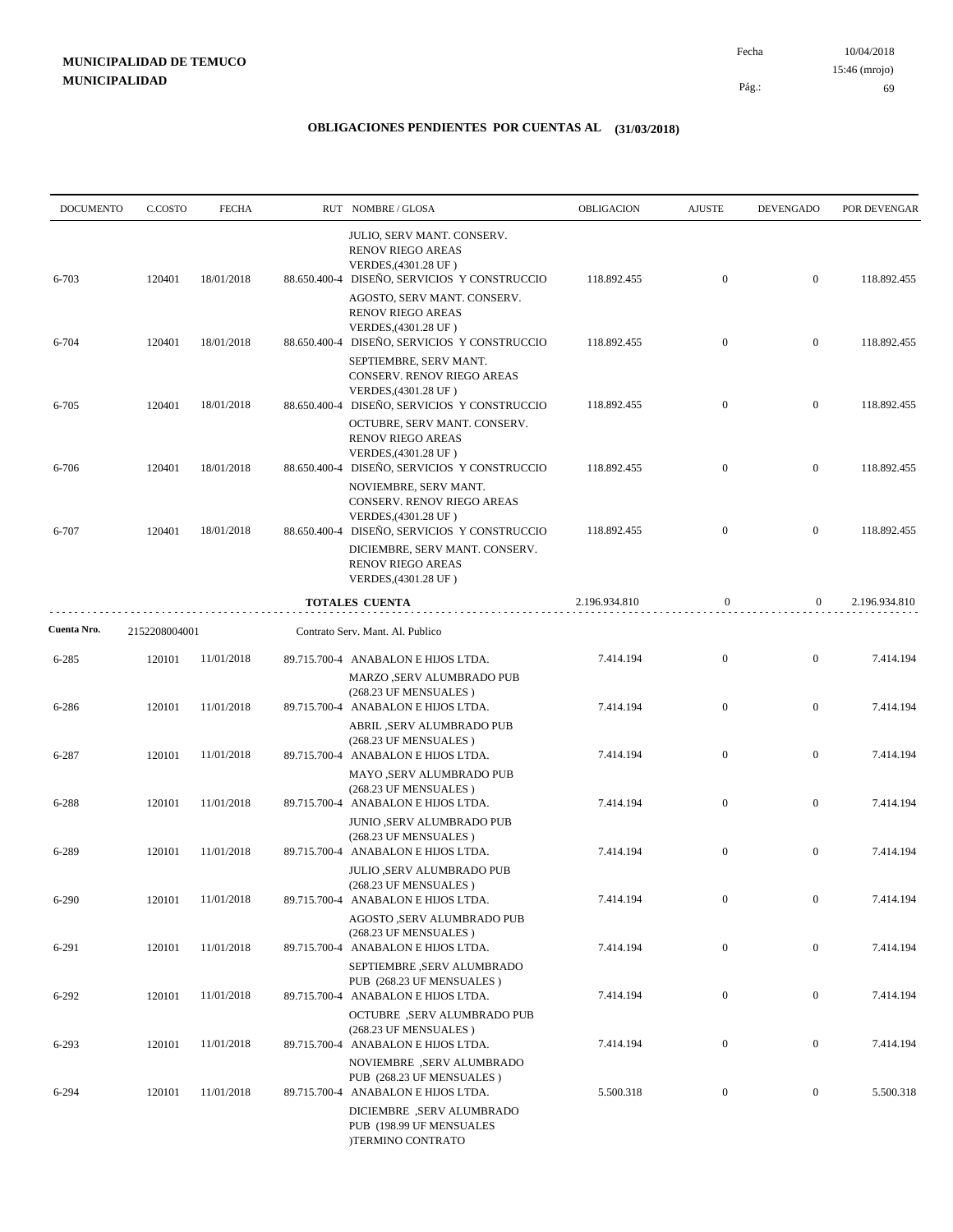**MUNICIPALIDAD DE TEMUCO**
**MUNICIPALIDAD**

Fecha 10/04/2018
15:46 (mrojo)

## OBLIGACIONES PENDIENTES POR CUENTAS AL (31/03/2018)

| DOCUMENTO | C.COSTO | FECHA | RUT NOMBRE / GLOSA | OBLIGACION | AJUSTE | DEVENGADO | POR DEVENGAR |
|---|---|---|---|---|---|---|---|
| | | | JULIO, SERV MANT. CONSERV. RENOV RIEGO AREAS VERDES,(4301.28 UF ) | | | | |
| 6-703 | 120401 | 18/01/2018 | 88.650.400-4 DISEÑO, SERVICIOS Y CONSTRUCCIO | 118.892.455 | 0 | 0 | 118.892.455 |
| | | | AGOSTO, SERV MANT. CONSERV. RENOV RIEGO AREAS VERDES,(4301.28 UF ) | | | | |
| 6-704 | 120401 | 18/01/2018 | 88.650.400-4 DISEÑO, SERVICIOS Y CONSTRUCCIO | 118.892.455 | 0 | 0 | 118.892.455 |
| | | | SEPTIEMBRE, SERV MANT. CONSERV. RENOV RIEGO AREAS VERDES,(4301.28 UF ) | | | | |
| 6-705 | 120401 | 18/01/2018 | 88.650.400-4 DISEÑO, SERVICIOS Y CONSTRUCCIO | 118.892.455 | 0 | 0 | 118.892.455 |
| | | | OCTUBRE, SERV MANT. CONSERV. RENOV RIEGO AREAS VERDES,(4301.28 UF ) | | | | |
| 6-706 | 120401 | 18/01/2018 | 88.650.400-4 DISEÑO, SERVICIOS Y CONSTRUCCIO | 118.892.455 | 0 | 0 | 118.892.455 |
| | | | NOVIEMBRE, SERV MANT. CONSERV. RENOV RIEGO AREAS VERDES,(4301.28 UF ) | | | | |
| 6-707 | 120401 | 18/01/2018 | 88.650.400-4 DISEÑO, SERVICIOS Y CONSTRUCCIO | 118.892.455 | 0 | 0 | 118.892.455 |
| | | | DICIEMBRE, SERV MANT. CONSERV. RENOV RIEGO AREAS VERDES,(4301.28 UF ) | | | | |
| | | | **TOTALES CUENTA** | 2.196.934.810 | 0 | 0 | 2.196.934.810 |

| DOCUMENTO | C.COSTO | FECHA | RUT NOMBRE / GLOSA | OBLIGACION | AJUSTE | DEVENGADO | POR DEVENGAR |
|---|---|---|---|---|---|---|---|
| **Cuenta Nro.** | 2152208004001 | | Contrato Serv. Mant. Al. Publico | | | | |
| 6-285 | 120101 | 11/01/2018 | 89.715.700-4 ANABALON E HIJOS LTDA. | 7.414.194 | 0 | 0 | 7.414.194 |
| | | | MARZO ,SERV ALUMBRADO PUB (268.23 UF MENSUALES ) | | | | |
| 6-286 | 120101 | 11/01/2018 | 89.715.700-4 ANABALON E HIJOS LTDA. | 7.414.194 | 0 | 0 | 7.414.194 |
| | | | ABRIL ,SERV ALUMBRADO PUB (268.23 UF MENSUALES ) | | | | |
| 6-287 | 120101 | 11/01/2018 | 89.715.700-4 ANABALON E HIJOS LTDA. | 7.414.194 | 0 | 0 | 7.414.194 |
| | | | MAYO ,SERV ALUMBRADO PUB (268.23 UF MENSUALES ) | | | | |
| 6-288 | 120101 | 11/01/2018 | 89.715.700-4 ANABALON E HIJOS LTDA. | 7.414.194 | 0 | 0 | 7.414.194 |
| | | | JUNIO ,SERV ALUMBRADO PUB (268.23 UF MENSUALES ) | | | | |
| 6-289 | 120101 | 11/01/2018 | 89.715.700-4 ANABALON E HIJOS LTDA. | 7.414.194 | 0 | 0 | 7.414.194 |
| | | | JULIO ,SERV ALUMBRADO PUB (268.23 UF MENSUALES ) | | | | |
| 6-290 | 120101 | 11/01/2018 | 89.715.700-4 ANABALON E HIJOS LTDA. | 7.414.194 | 0 | 0 | 7.414.194 |
| | | | AGOSTO ,SERV ALUMBRADO PUB (268.23 UF MENSUALES ) | | | | |
| 6-291 | 120101 | 11/01/2018 | 89.715.700-4 ANABALON E HIJOS LTDA. | 7.414.194 | 0 | 0 | 7.414.194 |
| | | | SEPTIEMBRE ,SERV ALUMBRADO PUB (268.23 UF MENSUALES ) | | | | |
| 6-292 | 120101 | 11/01/2018 | 89.715.700-4 ANABALON E HIJOS LTDA. | 7.414.194 | 0 | 0 | 7.414.194 |
| | | | OCTUBRE ,SERV ALUMBRADO PUB (268.23 UF MENSUALES ) | | | | |
| 6-293 | 120101 | 11/01/2018 | 89.715.700-4 ANABALON E HIJOS LTDA. | 7.414.194 | 0 | 0 | 7.414.194 |
| | | | NOVIEMBRE ,SERV ALUMBRADO PUB (268.23 UF MENSUALES ) | | | | |
| 6-294 | 120101 | 11/01/2018 | 89.715.700-4 ANABALON E HIJOS LTDA. | 5.500.318 | 0 | 0 | 5.500.318 |
| | | | DICIEMBRE ,SERV ALUMBRADO PUB (198.99 UF MENSUALES )TERMINO CONTRATO | | | | |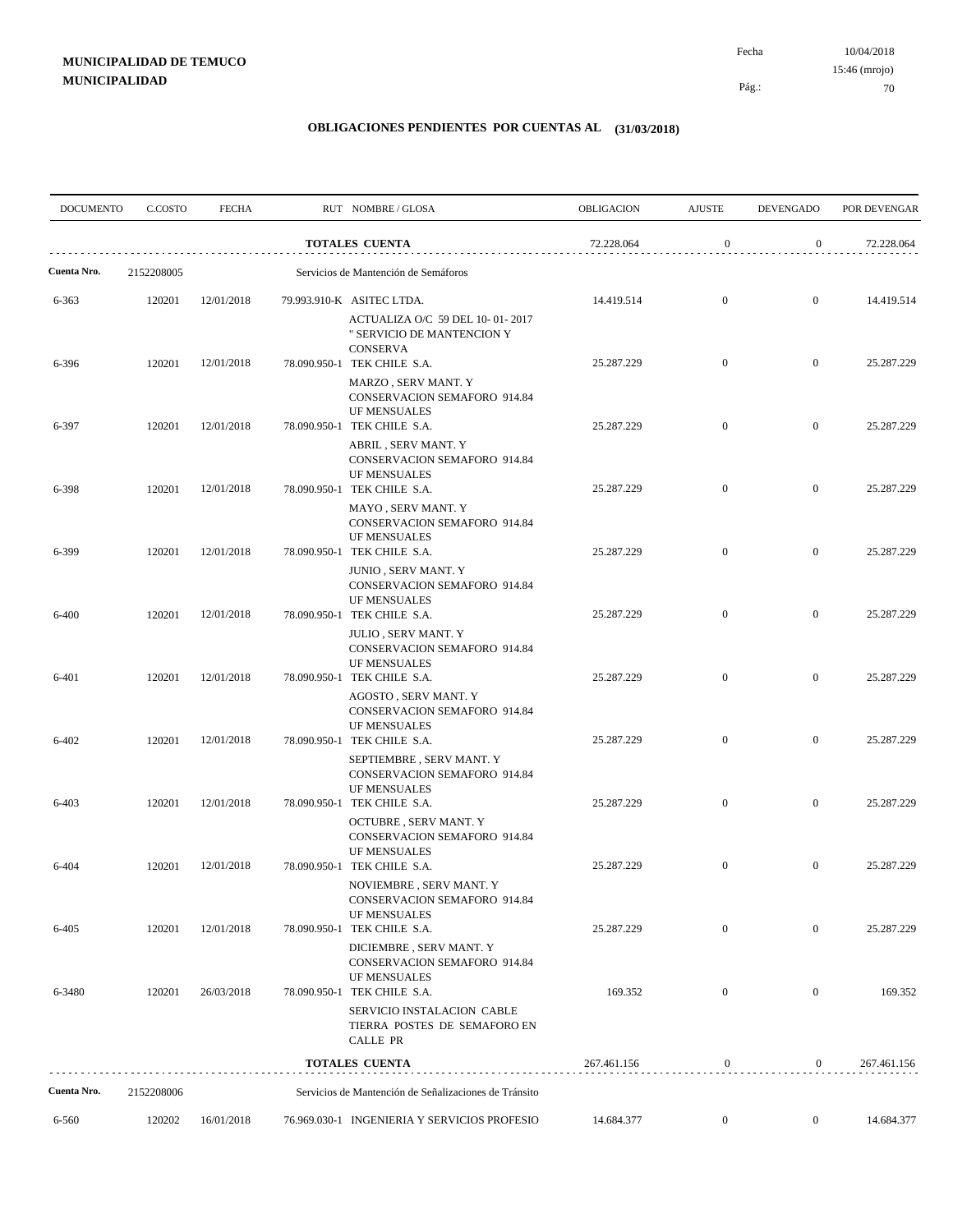**MUNICIPALIDAD DE TEMUCO**
**MUNICIPALIDAD**

Fecha 10/04/2018
15:46 (mrojo)

## OBLIGACIONES PENDIENTES POR CUENTAS AL (31/03/2018)

| DOCUMENTO | C.COSTO | FECHA | RUT NOMBRE / GLOSA | OBLIGACION | AJUSTE | DEVENGADO | POR DEVENGAR |
|---|---|---|---|---|---|---|---|
| | | | **TOTALES CUENTA** | 72.228.064 | 0 | 0 | 72.228.064 |
| **Cuenta Nro.** | 2152208005 | | Servicios de Mantención de Semáforos | | | | |
| 6-363 | 120201 | 12/01/2018 | 79.993.910-K ASITEC LTDA. ACTUALIZA O/C 59 DEL 10- 01- 2017 " SERVICIO DE MANTENCION Y CONSERVA | 14.419.514 | 0 | 0 | 14.419.514 |
| 6-396 | 120201 | 12/01/2018 | 78.090.950-1 TEK CHILE S.A. MARZO , SERV MANT. Y CONSERVACION SEMAFORO 914.84 UF MENSUALES | 25.287.229 | 0 | 0 | 25.287.229 |
| 6-397 | 120201 | 12/01/2018 | 78.090.950-1 TEK CHILE S.A. ABRIL , SERV MANT. Y CONSERVACION SEMAFORO 914.84 UF MENSUALES | 25.287.229 | 0 | 0 | 25.287.229 |
| 6-398 | 120201 | 12/01/2018 | 78.090.950-1 TEK CHILE S.A. MAYO , SERV MANT. Y CONSERVACION SEMAFORO 914.84 UF MENSUALES | 25.287.229 | 0 | 0 | 25.287.229 |
| 6-399 | 120201 | 12/01/2018 | 78.090.950-1 TEK CHILE S.A. JUNIO , SERV MANT. Y CONSERVACION SEMAFORO 914.84 UF MENSUALES | 25.287.229 | 0 | 0 | 25.287.229 |
| 6-400 | 120201 | 12/01/2018 | 78.090.950-1 TEK CHILE S.A. JULIO , SERV MANT. Y CONSERVACION SEMAFORO 914.84 UF MENSUALES | 25.287.229 | 0 | 0 | 25.287.229 |
| 6-401 | 120201 | 12/01/2018 | 78.090.950-1 TEK CHILE S.A. AGOSTO , SERV MANT. Y CONSERVACION SEMAFORO 914.84 UF MENSUALES | 25.287.229 | 0 | 0 | 25.287.229 |
| 6-402 | 120201 | 12/01/2018 | 78.090.950-1 TEK CHILE S.A. SEPTIEMBRE , SERV MANT. Y CONSERVACION SEMAFORO 914.84 UF MENSUALES | 25.287.229 | 0 | 0 | 25.287.229 |
| 6-403 | 120201 | 12/01/2018 | 78.090.950-1 TEK CHILE S.A. OCTUBRE , SERV MANT. Y CONSERVACION SEMAFORO 914.84 UF MENSUALES | 25.287.229 | 0 | 0 | 25.287.229 |
| 6-404 | 120201 | 12/01/2018 | 78.090.950-1 TEK CHILE S.A. NOVIEMBRE , SERV MANT. Y CONSERVACION SEMAFORO 914.84 UF MENSUALES | 25.287.229 | 0 | 0 | 25.287.229 |
| 6-405 | 120201 | 12/01/2018 | 78.090.950-1 TEK CHILE S.A. DICIEMBRE , SERV MANT. Y CONSERVACION SEMAFORO 914.84 UF MENSUALES | 25.287.229 | 0 | 0 | 25.287.229 |
| 6-3480 | 120201 | 26/03/2018 | 78.090.950-1 TEK CHILE S.A. SERVICIO INSTALACION CABLE TIERRA POSTES DE SEMAFORO EN CALLE PR | 169.352 | 0 | 0 | 169.352 |
| | | | **TOTALES CUENTA** | 267.461.156 | 0 | 0 | 267.461.156 |
| **Cuenta Nro.** | 2152208006 | | Servicios de Mantención de Señalizaciones de Tránsito | | | | |
| 6-560 | 120202 | 16/01/2018 | 76.969.030-1 INGENIERIA Y SERVICIOS PROFESIO | 14.684.377 | 0 | 0 | 14.684.377 |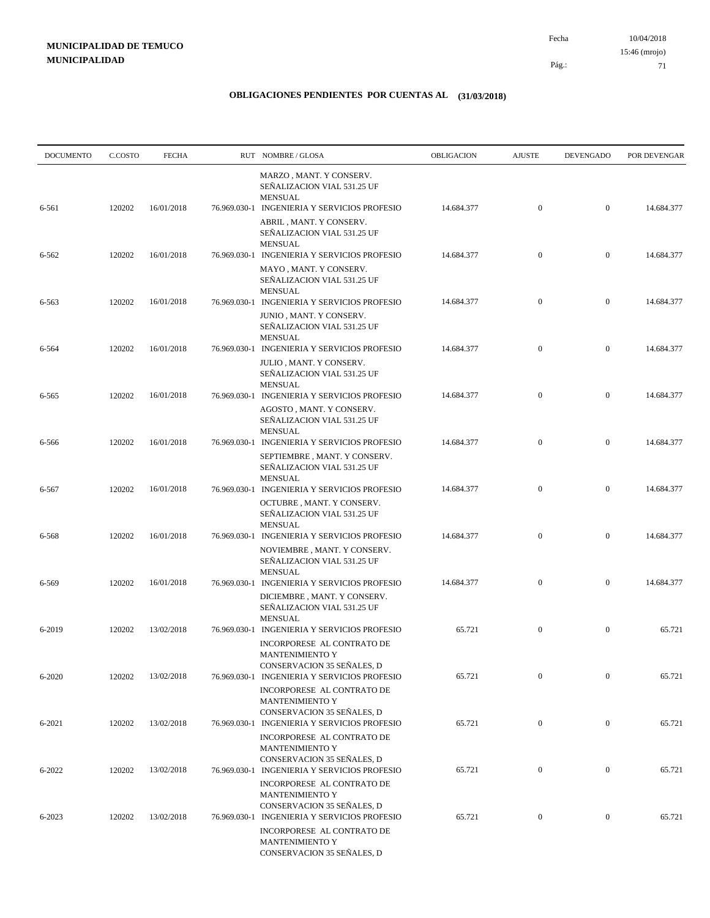**MUNICIPALIDAD DE TEMUCO**
**MUNICIPALIDAD**

Fecha 10/04/2018
15:46 (mrojo)

## OBLIGACIONES PENDIENTES POR CUENTAS AL (31/03/2018)

| DOCUMENTO | C.COSTO | FECHA | RUT | NOMBRE / GLOSA | OBLIGACION | AJUSTE | DEVENGADO | POR DEVENGAR |
|---|---|---|---|---|---|---|---|---|
| | | | | MARZO , MANT. Y CONSERV. SEÑALIZACION VIAL 531.25 UF MENSUAL | | | | |
| 6-561 | 120202 | 16/01/2018 | 76.969.030-1 | INGENIERIA Y SERVICIOS PROFESIO<br>ABRIL , MANT. Y CONSERV. SEÑALIZACION VIAL 531.25 UF MENSUAL | 14.684.377 | 0 | 0 | 14.684.377 |
| 6-562 | 120202 | 16/01/2018 | 76.969.030-1 | INGENIERIA Y SERVICIOS PROFESIO<br>MAYO , MANT. Y CONSERV. SEÑALIZACION VIAL 531.25 UF MENSUAL | 14.684.377 | 0 | 0 | 14.684.377 |
| 6-563 | 120202 | 16/01/2018 | 76.969.030-1 | INGENIERIA Y SERVICIOS PROFESIO<br>JUNIO , MANT. Y CONSERV. SEÑALIZACION VIAL 531.25 UF MENSUAL | 14.684.377 | 0 | 0 | 14.684.377 |
| 6-564 | 120202 | 16/01/2018 | 76.969.030-1 | INGENIERIA Y SERVICIOS PROFESIO<br>JULIO , MANT. Y CONSERV. SEÑALIZACION VIAL 531.25 UF MENSUAL | 14.684.377 | 0 | 0 | 14.684.377 |
| 6-565 | 120202 | 16/01/2018 | 76.969.030-1 | INGENIERIA Y SERVICIOS PROFESIO<br>AGOSTO , MANT. Y CONSERV. SEÑALIZACION VIAL 531.25 UF MENSUAL | 14.684.377 | 0 | 0 | 14.684.377 |
| 6-566 | 120202 | 16/01/2018 | 76.969.030-1 | INGENIERIA Y SERVICIOS PROFESIO<br>SEPTIEMBRE , MANT. Y CONSERV. SEÑALIZACION VIAL 531.25 UF MENSUAL | 14.684.377 | 0 | 0 | 14.684.377 |
| 6-567 | 120202 | 16/01/2018 | 76.969.030-1 | INGENIERIA Y SERVICIOS PROFESIO<br>OCTUBRE , MANT. Y CONSERV. SEÑALIZACION VIAL 531.25 UF MENSUAL | 14.684.377 | 0 | 0 | 14.684.377 |
| 6-568 | 120202 | 16/01/2018 | 76.969.030-1 | INGENIERIA Y SERVICIOS PROFESIO<br>NOVIEMBRE , MANT. Y CONSERV. SEÑALIZACION VIAL 531.25 UF MENSUAL | 14.684.377 | 0 | 0 | 14.684.377 |
| 6-569 | 120202 | 16/01/2018 | 76.969.030-1 | INGENIERIA Y SERVICIOS PROFESIO<br>DICIEMBRE , MANT. Y CONSERV. SEÑALIZACION VIAL 531.25 UF MENSUAL | 14.684.377 | 0 | 0 | 14.684.377 |
| 6-2019 | 120202 | 13/02/2018 | 76.969.030-1 | INGENIERIA Y SERVICIOS PROFESIO<br>INCORPORESE AL CONTRATO DE MANTENIMIENTO Y CONSERVACION 35 SEÑALES, D | 65.721 | 0 | 0 | 65.721 |
| 6-2020 | 120202 | 13/02/2018 | 76.969.030-1 | INGENIERIA Y SERVICIOS PROFESIO<br>INCORPORESE AL CONTRATO DE MANTENIMIENTO Y CONSERVACION 35 SEÑALES, D | 65.721 | 0 | 0 | 65.721 |
| 6-2021 | 120202 | 13/02/2018 | 76.969.030-1 | INGENIERIA Y SERVICIOS PROFESIO<br>INCORPORESE AL CONTRATO DE MANTENIMIENTO Y CONSERVACION 35 SEÑALES, D | 65.721 | 0 | 0 | 65.721 |
| 6-2022 | 120202 | 13/02/2018 | 76.969.030-1 | INGENIERIA Y SERVICIOS PROFESIO<br>INCORPORESE AL CONTRATO DE MANTENIMIENTO Y CONSERVACION 35 SEÑALES, D | 65.721 | 0 | 0 | 65.721 |
| 6-2023 | 120202 | 13/02/2018 | 76.969.030-1 | INGENIERIA Y SERVICIOS PROFESIO<br>INCORPORESE AL CONTRATO DE MANTENIMIENTO Y CONSERVACION 35 SEÑALES, D | 65.721 | 0 | 0 | 65.721 |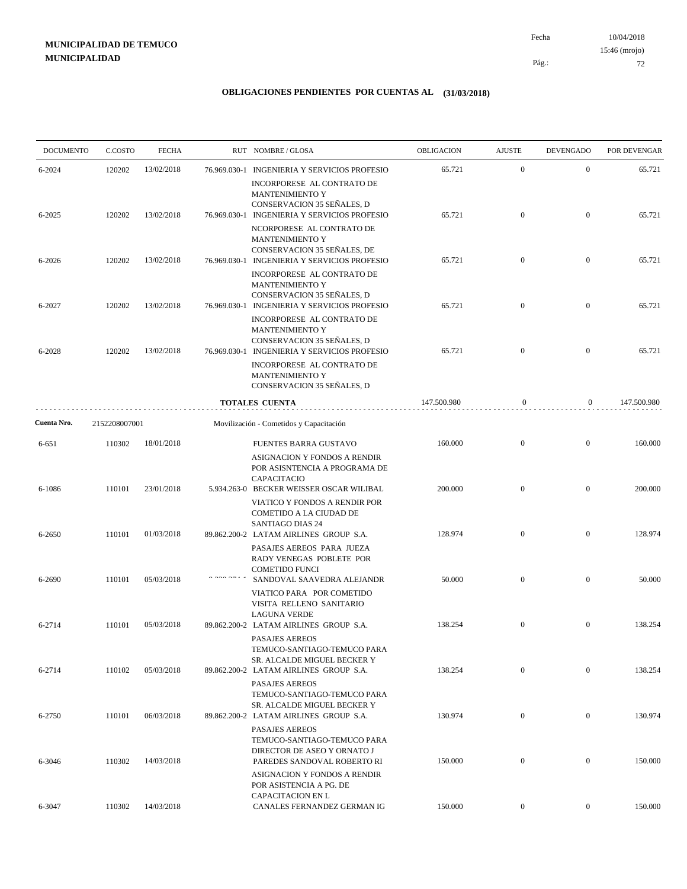**MUNICIPALIDAD DE TEMUCO**
**MUNICIPALIDAD**

Fecha 10/04/2018
15:46 (mrojo)
Pág.: 72

## OBLIGACIONES PENDIENTES POR CUENTAS AL (31/03/2018)

| DOCUMENTO | C.COSTO | FECHA | RUT | NOMBRE / GLOSA | OBLIGACION | AJUSTE | DEVENGADO | POR DEVENGAR |
|---|---|---|---|---|---|---|---|---|
| 6-2024 | 120202 | 13/02/2018 | 76.969.030-1 | INGENIERIA Y SERVICIOS PROFESIO<br>INCORPORESE AL CONTRATO DE MANTENIMIENTO Y CONSERVACION 35 SEÑALES, D | 65.721 | 0 | 0 | 65.721 |
| 6-2025 | 120202 | 13/02/2018 | 76.969.030-1 | INGENIERIA Y SERVICIOS PROFESIO<br>NCORPORESE AL CONTRATO DE MANTENIMIENTO Y CONSERVACION 35 SEÑALES, DE | 65.721 | 0 | 0 | 65.721 |
| 6-2026 | 120202 | 13/02/2018 | 76.969.030-1 | INGENIERIA Y SERVICIOS PROFESIO<br>INCORPORESE AL CONTRATO DE MANTENIMIENTO Y CONSERVACION 35 SEÑALES, D | 65.721 | 0 | 0 | 65.721 |
| 6-2027 | 120202 | 13/02/2018 | 76.969.030-1 | INGENIERIA Y SERVICIOS PROFESIO<br>INCORPORESE AL CONTRATO DE MANTENIMIENTO Y CONSERVACION 35 SEÑALES, D | 65.721 | 0 | 0 | 65.721 |
| 6-2028 | 120202 | 13/02/2018 | 76.969.030-1 | INGENIERIA Y SERVICIOS PROFESIO<br>INCORPORESE AL CONTRATO DE MANTENIMIENTO Y CONSERVACION 35 SEÑALES, D | 65.721 | 0 | 0 | 65.721 |
| | | | | **TOTALES CUENTA** | 147.500.980 | 0 | 0 | 147.500.980 |
| **Cuenta Nro.** | 2152208007001 | | | Movilización - Cometidos y Capacitación | | | | |
| 6-651 | 110302 | 18/01/2018 | | FUENTES BARRA GUSTAVO<br>ASIGNACION Y FONDOS A RENDIR POR ASISNTENCIA A PROGRAMA DE CAPACITACIO | 160.000 | 0 | 0 | 160.000 |
| 6-1086 | 110101 | 23/01/2018 | 5.934.263-0 | BECKER WEISSER OSCAR WILIBAL<br>VIATICO Y FONDOS A RENDIR POR COMETIDO A LA CIUDAD DE SANTIAGO DIAS 24 | 200.000 | 0 | 0 | 200.000 |
| 6-2650 | 110101 | 01/03/2018 | 89.862.200-2 | LATAM AIRLINES GROUP S.A.<br>PASAJES AEREOS PARA JUEZA RADY VENEGAS POBLETE POR COMETIDO FUNCI | 128.974 | 0 | 0 | 128.974 |
| 6-2690 | 110101 | 05/03/2018 | | SANDOVAL SAAVEDRA ALEJANDR<br>VIATICO PARA POR COMETIDO VISITA RELLENO SANITARIO LAGUNA VERDE | 50.000 | 0 | 0 | 50.000 |
| 6-2714 | 110101 | 05/03/2018 | 89.862.200-2 | LATAM AIRLINES GROUP S.A.<br>PASAJES AEREOS TEMUCO-SANTIAGO-TEMUCO PARA SR. ALCALDE MIGUEL BECKER Y | 138.254 | 0 | 0 | 138.254 |
| 6-2714 | 110102 | 05/03/2018 | 89.862.200-2 | LATAM AIRLINES GROUP S.A.<br>PASAJES AEREOS TEMUCO-SANTIAGO-TEMUCO PARA SR. ALCALDE MIGUEL BECKER Y | 138.254 | 0 | 0 | 138.254 |
| 6-2750 | 110101 | 06/03/2018 | 89.862.200-2 | LATAM AIRLINES GROUP S.A.<br>PASAJES AEREOS TEMUCO-SANTIAGO-TEMUCO PARA DIRECTOR DE ASEO Y ORNATO J | 130.974 | 0 | 0 | 130.974 |
| 6-3046 | 110302 | 14/03/2018 | | PAREDES SANDOVAL ROBERTO RI<br>ASIGNACION Y FONDOS A RENDIR POR ASISTENCIA A PG. DE CAPACITACION EN L | 150.000 | 0 | 0 | 150.000 |
| 6-3047 | 110302 | 14/03/2018 | | CANALES FERNANDEZ GERMAN IG | 150.000 | 0 | 0 | 150.000 |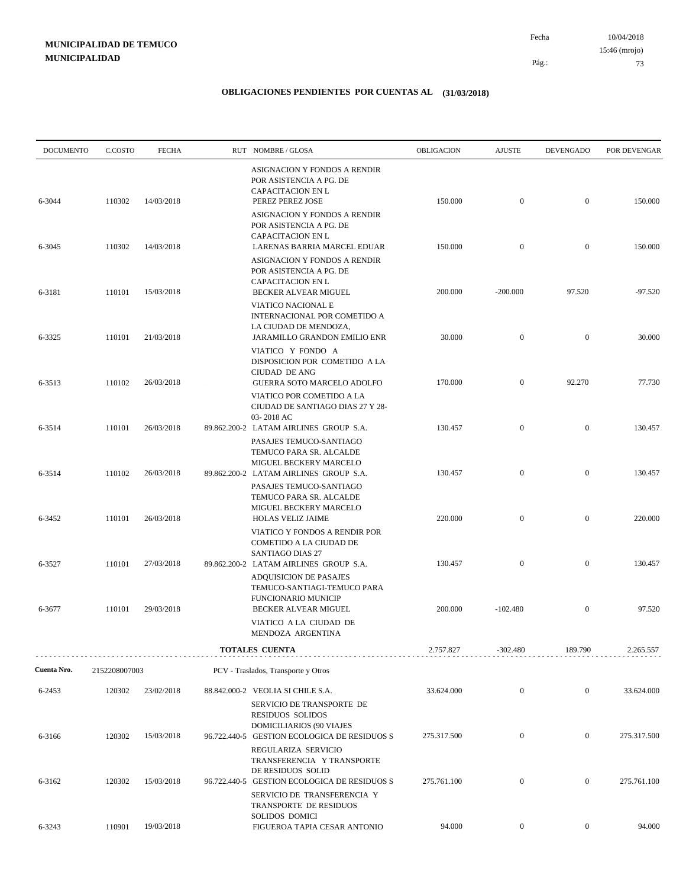**MUNICIPALIDAD DE TEMUCO**
**MUNICIPALIDAD**

Fecha 10/04/2018
15:46 (mrojo)
Pág.: 73

## OBLIGACIONES PENDIENTES POR CUENTAS AL (31/03/2018)

| DOCUMENTO | C.COSTO | FECHA | RUT | NOMBRE / GLOSA | OBLIGACION | AJUSTE | DEVENGADO | POR DEVENGAR |
|---|---|---|---|---|---|---|---|---|
| | | | | ASIGNACION Y FONDOS A RENDIR POR ASISTENCIA A PG. DE CAPACITACION EN L | | | | |
| 6-3044 | 110302 | 14/03/2018 | | PEREZ PEREZ JOSE | 150.000 | 0 | 0 | 150.000 |
| | | | | ASIGNACION Y FONDOS A RENDIR POR ASISTENCIA A PG. DE CAPACITACION EN L | | | | |
| 6-3045 | 110302 | 14/03/2018 | | LARENAS BARRIA MARCEL EDUAR | 150.000 | 0 | 0 | 150.000 |
| | | | | ASIGNACION Y FONDOS A RENDIR POR ASISTENCIA A PG. DE CAPACITACION EN L | | | | |
| 6-3181 | 110101 | 15/03/2018 | | BECKER ALVEAR MIGUEL | 200.000 | -200.000 | 97.520 | -97.520 |
| | | | | VIATICO NACIONAL E INTERNACIONAL POR COMETIDO A LA CIUDAD DE MENDOZA, | | | | |
| 6-3325 | 110101 | 21/03/2018 | | JARAMILLO GRANDON EMILIO ENR | 30.000 | 0 | 0 | 30.000 |
| | | | | VIATICO Y FONDO A DISPOSICION POR COMETIDO A LA CIUDAD DE ANG | | | | |
| 6-3513 | 110102 | 26/03/2018 | | GUERRA SOTO MARCELO ADOLFO | 170.000 | 0 | 92.270 | 77.730 |
| | | | | VIATICO POR COMETIDO A LA CIUDAD DE SANTIAGO DIAS 27 Y 28-03- 2018 AC | | | | |
| 6-3514 | 110101 | 26/03/2018 | 89.862.200-2 | LATAM AIRLINES GROUP S.A. | 130.457 | 0 | 0 | 130.457 |
| | | | | PASAJES TEMUCO-SANTIAGO TEMUCO PARA SR. ALCALDE MIGUEL BECKERY MARCELO | | | | |
| 6-3514 | 110102 | 26/03/2018 | 89.862.200-2 | LATAM AIRLINES GROUP S.A. | 130.457 | 0 | 0 | 130.457 |
| | | | | PASAJES TEMUCO-SANTIAGO TEMUCO PARA SR. ALCALDE MIGUEL BECKERY MARCELO | | | | |
| 6-3452 | 110101 | 26/03/2018 | | HOLAS VELIZ JAIME | 220.000 | 0 | 0 | 220.000 |
| | | | | VIATICO Y FONDOS A RENDIR POR COMETIDO A LA CIUDAD DE SANTIAGO DIAS 27 | | | | |
| 6-3527 | 110101 | 27/03/2018 | 89.862.200-2 | LATAM AIRLINES GROUP S.A. | 130.457 | 0 | 0 | 130.457 |
| | | | | ADQUISICION DE PASAJES TEMUCO-SANTIAGI-TEMUCO PARA FUNCIONARIO MUNICIP | | | | |
| 6-3677 | 110101 | 29/03/2018 | | BECKER ALVEAR MIGUEL | 200.000 | -102.480 | 0 | 97.520 |
| | | | | VIATICO A LA CIUDAD DE MENDOZA ARGENTINA | | | | |
| | | | | **TOTALES CUENTA** | 2.757.827 | -302.480 | 189.790 | 2.265.557 |

**Cuenta Nro.** 2152208007003 PCV - Traslados, Transporte y Otros

| DOCUMENTO | C.COSTO | FECHA | RUT | NOMBRE / GLOSA | OBLIGACION | AJUSTE | DEVENGADO | POR DEVENGAR |
|---|---|---|---|---|---|---|---|---|
| 6-2453 | 120302 | 23/02/2018 | 88.842.000-2 | VEOLIA SI CHILE S.A. | 33.624.000 | 0 | 0 | 33.624.000 |
| | | | | SERVICIO DE TRANSPORTE DE RESIDUOS SOLIDOS DOMICILIARIOS (90 VIAJES | | | | |
| 6-3166 | 120302 | 15/03/2018 | 96.722.440-5 | GESTION ECOLOGICA DE RESIDUOS S | 275.317.500 | 0 | 0 | 275.317.500 |
| | | | | REGULARIZA SERVICIO TRANSFERENCIA Y TRANSPORTE DE RESIDUOS SOLID | | | | |
| 6-3162 | 120302 | 15/03/2018 | 96.722.440-5 | GESTION ECOLOGICA DE RESIDUOS S | 275.761.100 | 0 | 0 | 275.761.100 |
| | | | | SERVICIO DE TRANSFERENCIA Y TRANSPORTE DE RESIDUOS SOLIDOS DOMICI | | | | |
| 6-3243 | 110901 | 19/03/2018 | | FIGUEROA TAPIA CESAR ANTONIO | 94.000 | 0 | 0 | 94.000 |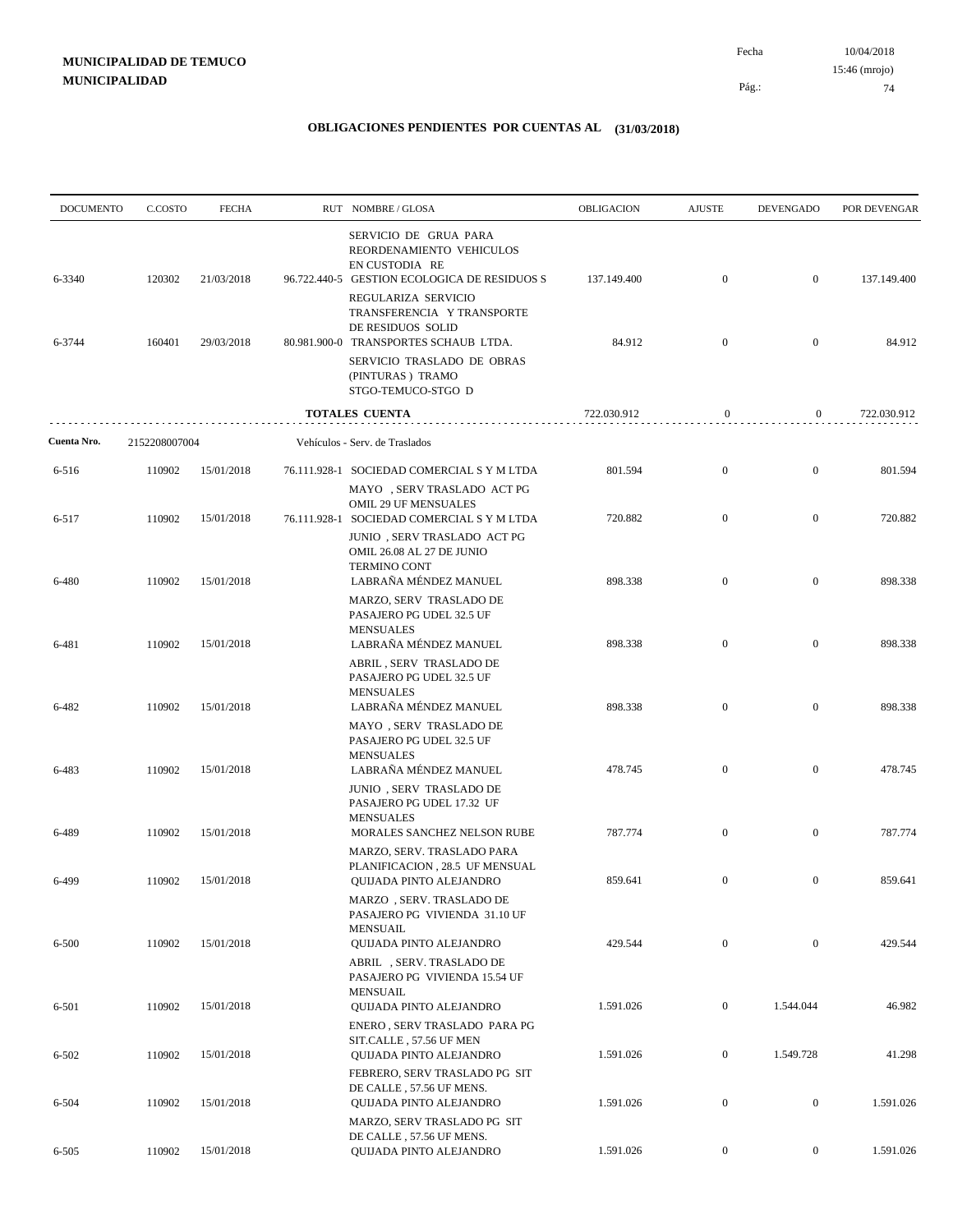**MUNICIPALIDAD DE TEMUCO**
**MUNICIPALIDAD**

Fecha 10/04/2018
15:46 (mrojo)

## OBLIGACIONES PENDIENTES POR CUENTAS AL (31/03/2018)

| DOCUMENTO | C.COSTO | FECHA | RUT NOMBRE / GLOSA | OBLIGACION | AJUSTE | DEVENGADO | POR DEVENGAR |
|---|---|---|---|---|---|---|---|
| | | | SERVICIO DE GRUA PARA REORDENAMIENTO VEHICULOS EN CUSTODIA RE | | | | |
| 6-3340 | 120302 | 21/03/2018 | 96.722.440-5 GESTION ECOLOGICA DE RESIDUOS S | 137.149.400 | 0 | 0 | 137.149.400 |
| | | | REGULARIZA SERVICIO TRANSFERENCIA Y TRANSPORTE DE RESIDUOS SOLID | | | | |
| 6-3744 | 160401 | 29/03/2018 | 80.981.900-0 TRANSPORTES SCHAUB LTDA. | 84.912 | 0 | 0 | 84.912 |
| | | | SERVICIO TRASLADO DE OBRAS (PINTURAS ) TRAMO STGO-TEMUCO-STGO D | | | | |
| | | | **TOTALES CUENTA** | 722.030.912 | 0 | 0 | 722.030.912 |
| **Cuenta Nro.** | 2152208007004 | | Vehículos - Serv. de Traslados | | | | |
| 6-516 | 110902 | 15/01/2018 | 76.111.928-1 SOCIEDAD COMERCIAL S Y M LTDA | 801.594 | 0 | 0 | 801.594 |
| | | | MAYO , SERV TRASLADO ACT PG OMIL 29 UF MENSUALES | | | | |
| 6-517 | 110902 | 15/01/2018 | 76.111.928-1 SOCIEDAD COMERCIAL S Y M LTDA | 720.882 | 0 | 0 | 720.882 |
| | | | JUNIO , SERV TRASLADO ACT PG OMIL 26.08 AL 27 DE JUNIO TERMINO CONT | | | | |
| 6-480 | 110902 | 15/01/2018 | LABRAÑA MÉNDEZ MANUEL | 898.338 | 0 | 0 | 898.338 |
| | | | MARZO, SERV TRASLADO DE PASAJERO PG UDEL 32.5 UF MENSUALES | | | | |
| 6-481 | 110902 | 15/01/2018 | LABRAÑA MÉNDEZ MANUEL | 898.338 | 0 | 0 | 898.338 |
| | | | ABRIL , SERV TRASLADO DE PASAJERO PG UDEL 32.5 UF MENSUALES | | | | |
| 6-482 | 110902 | 15/01/2018 | LABRAÑA MÉNDEZ MANUEL | 898.338 | 0 | 0 | 898.338 |
| | | | MAYO , SERV TRASLADO DE PASAJERO PG UDEL 32.5 UF MENSUALES | | | | |
| 6-483 | 110902 | 15/01/2018 | LABRAÑA MÉNDEZ MANUEL | 478.745 | 0 | 0 | 478.745 |
| | | | JUNIO , SERV TRASLADO DE PASAJERO PG UDEL 17.32 UF MENSUALES | | | | |
| 6-489 | 110902 | 15/01/2018 | MORALES SANCHEZ NELSON RUBE | 787.774 | 0 | 0 | 787.774 |
| | | | MARZO, SERV. TRASLADO PARA PLANIFICACION , 28.5 UF MENSUAL | | | | |
| 6-499 | 110902 | 15/01/2018 | QUIJADA PINTO ALEJANDRO | 859.641 | 0 | 0 | 859.641 |
| | | | MARZO , SERV. TRASLADO DE PASAJERO PG VIVIENDA 31.10 UF MENSUAIL | | | | |
| 6-500 | 110902 | 15/01/2018 | QUIJADA PINTO ALEJANDRO | 429.544 | 0 | 0 | 429.544 |
| | | | ABRIL , SERV. TRASLADO DE PASAJERO PG VIVIENDA 15.54 UF MENSUAIL | | | | |
| 6-501 | 110902 | 15/01/2018 | QUIJADA PINTO ALEJANDRO | 1.591.026 | 0 | 1.544.044 | 46.982 |
| | | | ENERO , SERV TRASLADO PARA PG SIT.CALLE , 57.56 UF MEN | | | | |
| 6-502 | 110902 | 15/01/2018 | QUIJADA PINTO ALEJANDRO | 1.591.026 | 0 | 1.549.728 | 41.298 |
| | | | FEBRERO, SERV TRASLADO PG SIT DE CALLE , 57.56 UF MENS. | | | | |
| 6-504 | 110902 | 15/01/2018 | QUIJADA PINTO ALEJANDRO | 1.591.026 | 0 | 0 | 1.591.026 |
| | | | MARZO, SERV TRASLADO PG SIT DE CALLE , 57.56 UF MENS. | | | | |
| 6-505 | 110902 | 15/01/2018 | QUIJADA PINTO ALEJANDRO | 1.591.026 | 0 | 0 | 1.591.026 |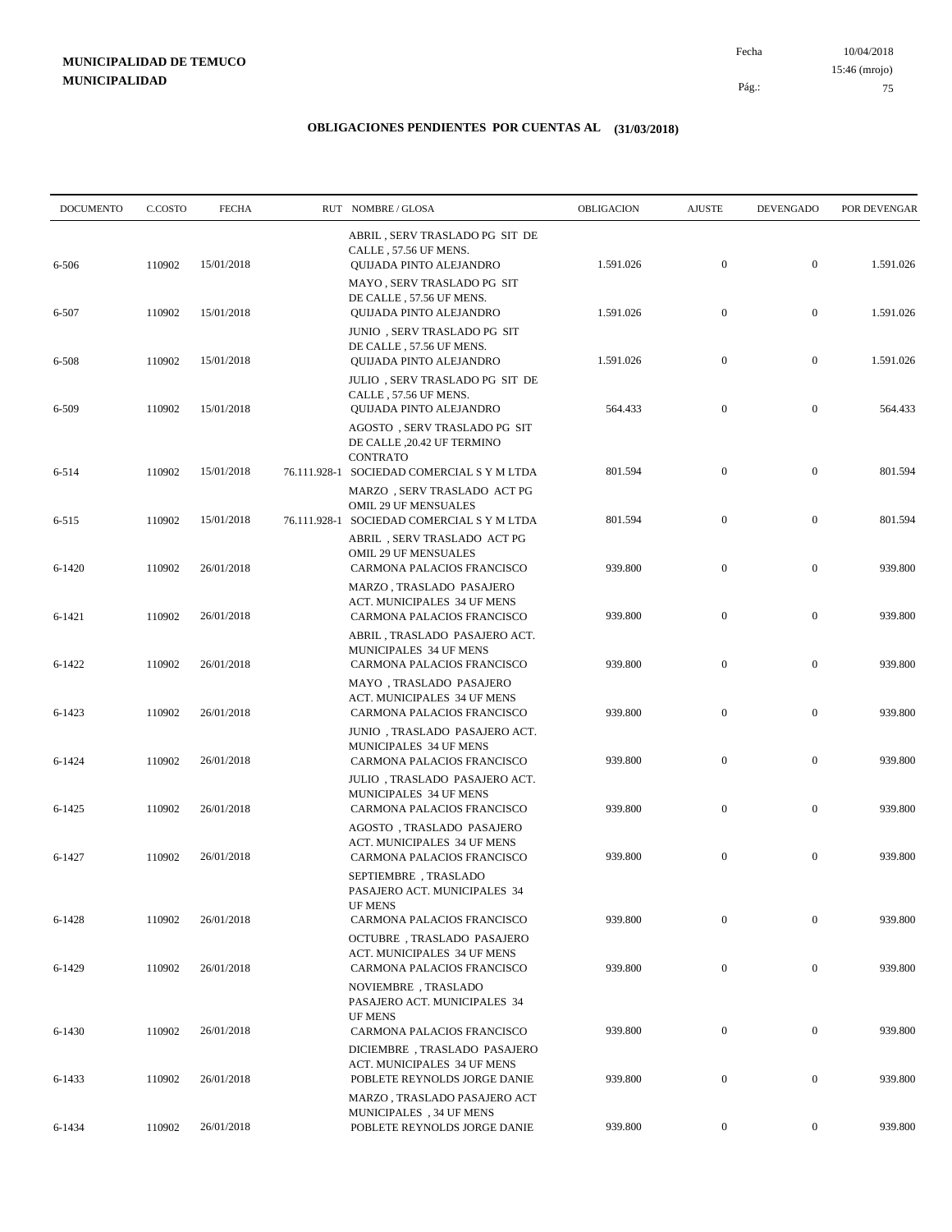**MUNICIPALIDAD DE TEMUCO**
**MUNICIPALIDAD**

Fecha 10/04/2018
15:46 (mrojo)

## OBLIGACIONES PENDIENTES POR CUENTAS AL (31/03/2018)

| DOCUMENTO | C.COSTO | FECHA | RUT | NOMBRE / GLOSA | OBLIGACION | AJUSTE | DEVENGADO | POR DEVENGAR |
|---|---|---|---|---|---|---|---|---|
| 6-506 | 110902 | 15/01/2018 | | ABRIL , SERV TRASLADO PG SIT DE CALLE , 57.56 UF MENS. QUIJADA PINTO ALEJANDRO | 1.591.026 | 0 | 0 | 1.591.026 |
| 6-507 | 110902 | 15/01/2018 | | MAYO , SERV TRASLADO PG SIT DE CALLE , 57.56 UF MENS. QUIJADA PINTO ALEJANDRO | 1.591.026 | 0 | 0 | 1.591.026 |
| 6-508 | 110902 | 15/01/2018 | | JUNIO , SERV TRASLADO PG SIT DE CALLE , 57.56 UF MENS. QUIJADA PINTO ALEJANDRO | 1.591.026 | 0 | 0 | 1.591.026 |
| 6-509 | 110902 | 15/01/2018 | | JULIO , SERV TRASLADO PG SIT DE CALLE , 57.56 UF MENS. QUIJADA PINTO ALEJANDRO | 564.433 | 0 | 0 | 564.433 |
| 6-514 | 110902 | 15/01/2018 | 76.111.928-1 | AGOSTO , SERV TRASLADO PG SIT DE CALLE ,20.42 UF TERMINO CONTRATO SOCIEDAD COMERCIAL S Y M LTDA | 801.594 | 0 | 0 | 801.594 |
| 6-515 | 110902 | 15/01/2018 | 76.111.928-1 | MARZO , SERV TRASLADO ACT PG OMIL 29 UF MENSUALES SOCIEDAD COMERCIAL S Y M LTDA | 801.594 | 0 | 0 | 801.594 |
| 6-1420 | 110902 | 26/01/2018 | | ABRIL , SERV TRASLADO ACT PG OMIL 29 UF MENSUALES CARMONA PALACIOS FRANCISCO | 939.800 | 0 | 0 | 939.800 |
| 6-1421 | 110902 | 26/01/2018 | | MARZO , TRASLADO PASAJERO ACT. MUNICIPALES 34 UF MENS CARMONA PALACIOS FRANCISCO | 939.800 | 0 | 0 | 939.800 |
| 6-1422 | 110902 | 26/01/2018 | | ABRIL , TRASLADO PASAJERO ACT. MUNICIPALES 34 UF MENS CARMONA PALACIOS FRANCISCO | 939.800 | 0 | 0 | 939.800 |
| 6-1423 | 110902 | 26/01/2018 | | MAYO , TRASLADO PASAJERO ACT. MUNICIPALES 34 UF MENS CARMONA PALACIOS FRANCISCO | 939.800 | 0 | 0 | 939.800 |
| 6-1424 | 110902 | 26/01/2018 | | JUNIO , TRASLADO PASAJERO ACT. MUNICIPALES 34 UF MENS CARMONA PALACIOS FRANCISCO | 939.800 | 0 | 0 | 939.800 |
| 6-1425 | 110902 | 26/01/2018 | | JULIO , TRASLADO PASAJERO ACT. MUNICIPALES 34 UF MENS CARMONA PALACIOS FRANCISCO | 939.800 | 0 | 0 | 939.800 |
| 6-1427 | 110902 | 26/01/2018 | | AGOSTO , TRASLADO PASAJERO ACT. MUNICIPALES 34 UF MENS CARMONA PALACIOS FRANCISCO | 939.800 | 0 | 0 | 939.800 |
| 6-1428 | 110902 | 26/01/2018 | | SEPTIEMBRE , TRASLADO PASAJERO ACT. MUNICIPALES 34 UF MENS CARMONA PALACIOS FRANCISCO | 939.800 | 0 | 0 | 939.800 |
| 6-1429 | 110902 | 26/01/2018 | | OCTUBRE , TRASLADO PASAJERO ACT. MUNICIPALES 34 UF MENS CARMONA PALACIOS FRANCISCO | 939.800 | 0 | 0 | 939.800 |
| 6-1430 | 110902 | 26/01/2018 | | NOVIEMBRE , TRASLADO PASAJERO ACT. MUNICIPALES 34 UF MENS CARMONA PALACIOS FRANCISCO | 939.800 | 0 | 0 | 939.800 |
| 6-1433 | 110902 | 26/01/2018 | | DICIEMBRE , TRASLADO PASAJERO ACT. MUNICIPALES 34 UF MENS POBLETE REYNOLDS JORGE DANIE | 939.800 | 0 | 0 | 939.800 |
| 6-1434 | 110902 | 26/01/2018 | | MARZO , TRASLADO PASAJERO ACT MUNICIPALES , 34 UF MENS POBLETE REYNOLDS JORGE DANIE | 939.800 | 0 | 0 | 939.800 |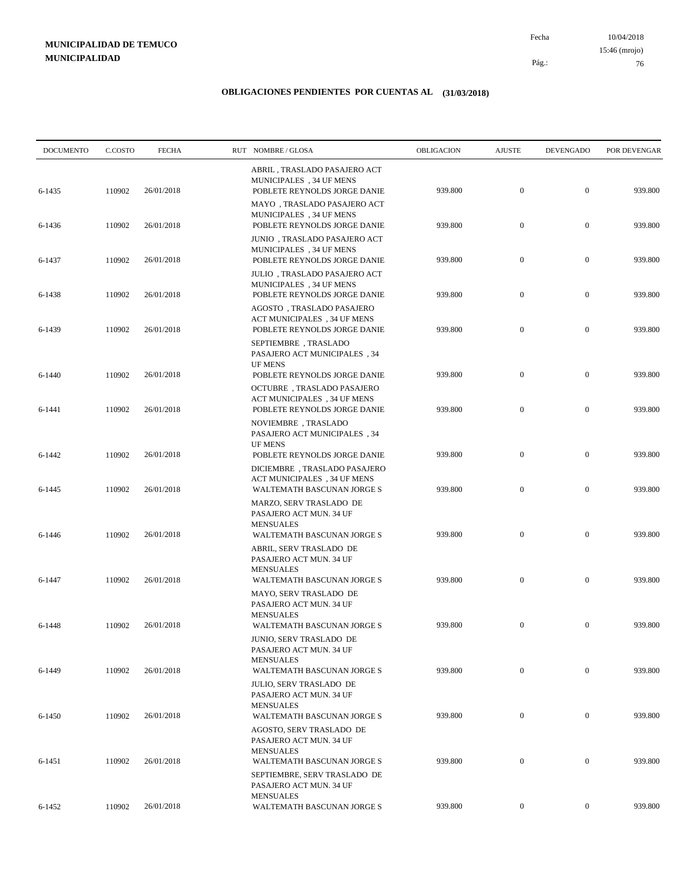**MUNICIPALIDAD DE TEMUCO**
**MUNICIPALIDAD**

Fecha 10/04/2018
15:46 (mrojo)

# OBLIGACIONES PENDIENTES POR CUENTAS AL (31/03/2018)

| DOCUMENTO | C.COSTO | FECHA | RUT NOMBRE / GLOSA | OBLIGACION | AJUSTE | DEVENGADO | POR DEVENGAR |
|---|---|---|---|---|---|---|---|
| 6-1435 | 110902 | 26/01/2018 | ABRIL , TRASLADO PASAJERO ACT MUNICIPALES , 34 UF MENS POBLETE REYNOLDS JORGE DANIE | 939.800 | 0 | 0 | 939.800 |
| 6-1436 | 110902 | 26/01/2018 | MAYO , TRASLADO PASAJERO ACT MUNICIPALES , 34 UF MENS POBLETE REYNOLDS JORGE DANIE | 939.800 | 0 | 0 | 939.800 |
| 6-1437 | 110902 | 26/01/2018 | JUNIO , TRASLADO PASAJERO ACT MUNICIPALES , 34 UF MENS POBLETE REYNOLDS JORGE DANIE | 939.800 | 0 | 0 | 939.800 |
| 6-1438 | 110902 | 26/01/2018 | JULIO , TRASLADO PASAJERO ACT MUNICIPALES , 34 UF MENS POBLETE REYNOLDS JORGE DANIE | 939.800 | 0 | 0 | 939.800 |
| 6-1439 | 110902 | 26/01/2018 | AGOSTO , TRASLADO PASAJERO ACT MUNICIPALES , 34 UF MENS POBLETE REYNOLDS JORGE DANIE | 939.800 | 0 | 0 | 939.800 |
| 6-1440 | 110902 | 26/01/2018 | SEPTIEMBRE , TRASLADO PASAJERO ACT MUNICIPALES , 34 UF MENS POBLETE REYNOLDS JORGE DANIE | 939.800 | 0 | 0 | 939.800 |
| 6-1441 | 110902 | 26/01/2018 | OCTUBRE , TRASLADO PASAJERO ACT MUNICIPALES , 34 UF MENS POBLETE REYNOLDS JORGE DANIE | 939.800 | 0 | 0 | 939.800 |
| 6-1442 | 110902 | 26/01/2018 | NOVIEMBRE , TRASLADO PASAJERO ACT MUNICIPALES , 34 UF MENS POBLETE REYNOLDS JORGE DANIE | 939.800 | 0 | 0 | 939.800 |
| 6-1445 | 110902 | 26/01/2018 | DICIEMBRE , TRASLADO PASAJERO ACT MUNICIPALES , 34 UF MENS WALTEMATH BASCUNAN JORGE S | 939.800 | 0 | 0 | 939.800 |
| 6-1446 | 110902 | 26/01/2018 | MARZO, SERV TRASLADO DE PASAJERO ACT MUN. 34 UF MENSUALES WALTEMATH BASCUNAN JORGE S | 939.800 | 0 | 0 | 939.800 |
| 6-1447 | 110902 | 26/01/2018 | ABRIL, SERV TRASLADO DE PASAJERO ACT MUN. 34 UF MENSUALES WALTEMATH BASCUNAN JORGE S | 939.800 | 0 | 0 | 939.800 |
| 6-1448 | 110902 | 26/01/2018 | MAYO, SERV TRASLADO DE PASAJERO ACT MUN. 34 UF MENSUALES WALTEMATH BASCUNAN JORGE S | 939.800 | 0 | 0 | 939.800 |
| 6-1449 | 110902 | 26/01/2018 | JUNIO, SERV TRASLADO DE PASAJERO ACT MUN. 34 UF MENSUALES WALTEMATH BASCUNAN JORGE S | 939.800 | 0 | 0 | 939.800 |
| 6-1450 | 110902 | 26/01/2018 | JULIO, SERV TRASLADO DE PASAJERO ACT MUN. 34 UF MENSUALES WALTEMATH BASCUNAN JORGE S | 939.800 | 0 | 0 | 939.800 |
| 6-1451 | 110902 | 26/01/2018 | AGOSTO, SERV TRASLADO DE PASAJERO ACT MUN. 34 UF MENSUALES WALTEMATH BASCUNAN JORGE S | 939.800 | 0 | 0 | 939.800 |
| 6-1452 | 110902 | 26/01/2018 | SEPTIEMBRE, SERV TRASLADO DE PASAJERO ACT MUN. 34 UF MENSUALES WALTEMATH BASCUNAN JORGE S | 939.800 | 0 | 0 | 939.800 |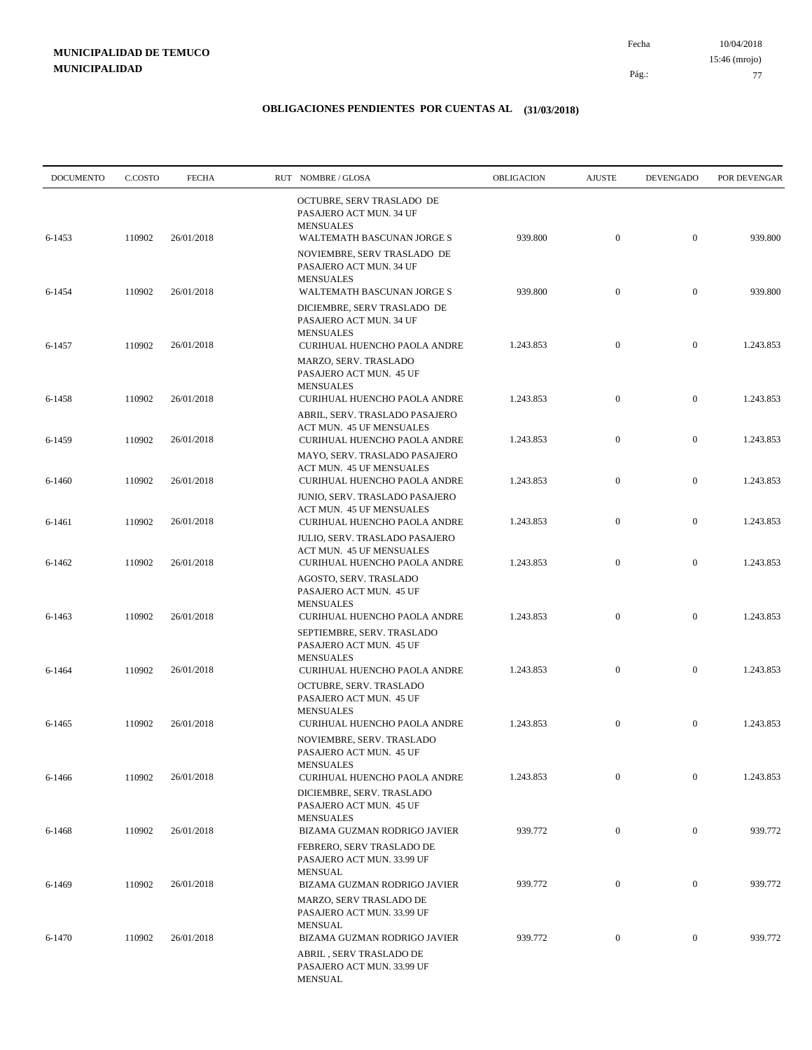**MUNICIPALIDAD DE TEMUCO**
**MUNICIPALIDAD**

Fecha 10/04/2018
15:46 (mrojo)

# OBLIGACIONES PENDIENTES POR CUENTAS AL (31/03/2018)

| DOCUMENTO | C.COSTO | FECHA | RUT NOMBRE / GLOSA | OBLIGACION | AJUSTE | DEVENGADO | POR DEVENGAR |
|---|---|---|---|---|---|---|---|
| | | | OCTUBRE, SERV TRASLADO DE PASAJERO ACT MUN. 34 UF MENSUALES | | | | |
| 6-1453 | 110902 | 26/01/2018 | WALTEMATH BASCUNAN JORGE S | 939.800 | 0 | 0 | 939.800 |
| | | | NOVIEMBRE, SERV TRASLADO DE PASAJERO ACT MUN. 34 UF MENSUALES | | | | |
| 6-1454 | 110902 | 26/01/2018 | WALTEMATH BASCUNAN JORGE S | 939.800 | 0 | 0 | 939.800 |
| | | | DICIEMBRE, SERV TRASLADO DE PASAJERO ACT MUN. 34 UF MENSUALES | | | | |
| 6-1457 | 110902 | 26/01/2018 | CURIHUAL HUENCHO PAOLA ANDRE | 1.243.853 | 0 | 0 | 1.243.853 |
| | | | MARZO, SERV. TRASLADO PASAJERO ACT MUN. 45 UF MENSUALES | | | | |
| 6-1458 | 110902 | 26/01/2018 | CURIHUAL HUENCHO PAOLA ANDRE | 1.243.853 | 0 | 0 | 1.243.853 |
| | | | ABRIL, SERV. TRASLADO PASAJERO ACT MUN. 45 UF MENSUALES | | | | |
| 6-1459 | 110902 | 26/01/2018 | CURIHUAL HUENCHO PAOLA ANDRE | 1.243.853 | 0 | 0 | 1.243.853 |
| | | | MAYO, SERV. TRASLADO PASAJERO ACT MUN. 45 UF MENSUALES | | | | |
| 6-1460 | 110902 | 26/01/2018 | CURIHUAL HUENCHO PAOLA ANDRE | 1.243.853 | 0 | 0 | 1.243.853 |
| | | | JUNIO, SERV. TRASLADO PASAJERO ACT MUN. 45 UF MENSUALES | | | | |
| 6-1461 | 110902 | 26/01/2018 | CURIHUAL HUENCHO PAOLA ANDRE | 1.243.853 | 0 | 0 | 1.243.853 |
| | | | JULIO, SERV. TRASLADO PASAJERO ACT MUN. 45 UF MENSUALES | | | | |
| 6-1462 | 110902 | 26/01/2018 | CURIHUAL HUENCHO PAOLA ANDRE | 1.243.853 | 0 | 0 | 1.243.853 |
| | | | AGOSTO, SERV. TRASLADO PASAJERO ACT MUN. 45 UF MENSUALES | | | | |
| 6-1463 | 110902 | 26/01/2018 | CURIHUAL HUENCHO PAOLA ANDRE | 1.243.853 | 0 | 0 | 1.243.853 |
| | | | SEPTIEMBRE, SERV. TRASLADO PASAJERO ACT MUN. 45 UF MENSUALES | | | | |
| 6-1464 | 110902 | 26/01/2018 | CURIHUAL HUENCHO PAOLA ANDRE | 1.243.853 | 0 | 0 | 1.243.853 |
| | | | OCTUBRE, SERV. TRASLADO PASAJERO ACT MUN. 45 UF MENSUALES | | | | |
| 6-1465 | 110902 | 26/01/2018 | CURIHUAL HUENCHO PAOLA ANDRE | 1.243.853 | 0 | 0 | 1.243.853 |
| | | | NOVIEMBRE, SERV. TRASLADO PASAJERO ACT MUN. 45 UF MENSUALES | | | | |
| 6-1466 | 110902 | 26/01/2018 | CURIHUAL HUENCHO PAOLA ANDRE | 1.243.853 | 0 | 0 | 1.243.853 |
| | | | DICIEMBRE, SERV. TRASLADO PASAJERO ACT MUN. 45 UF MENSUALES | | | | |
| 6-1468 | 110902 | 26/01/2018 | BIZAMA GUZMAN RODRIGO JAVIER | 939.772 | 0 | 0 | 939.772 |
| | | | FEBRERO, SERV TRASLADO DE PASAJERO ACT MUN. 33.99 UF MENSUAL | | | | |
| 6-1469 | 110902 | 26/01/2018 | BIZAMA GUZMAN RODRIGO JAVIER | 939.772 | 0 | 0 | 939.772 |
| | | | MARZO, SERV TRASLADO DE PASAJERO ACT MUN. 33.99 UF MENSUAL | | | | |
| 6-1470 | 110902 | 26/01/2018 | BIZAMA GUZMAN RODRIGO JAVIER | 939.772 | 0 | 0 | 939.772 |
| | | | ABRIL , SERV TRASLADO DE PASAJERO ACT MUN. 33.99 UF MENSUAL | | | | |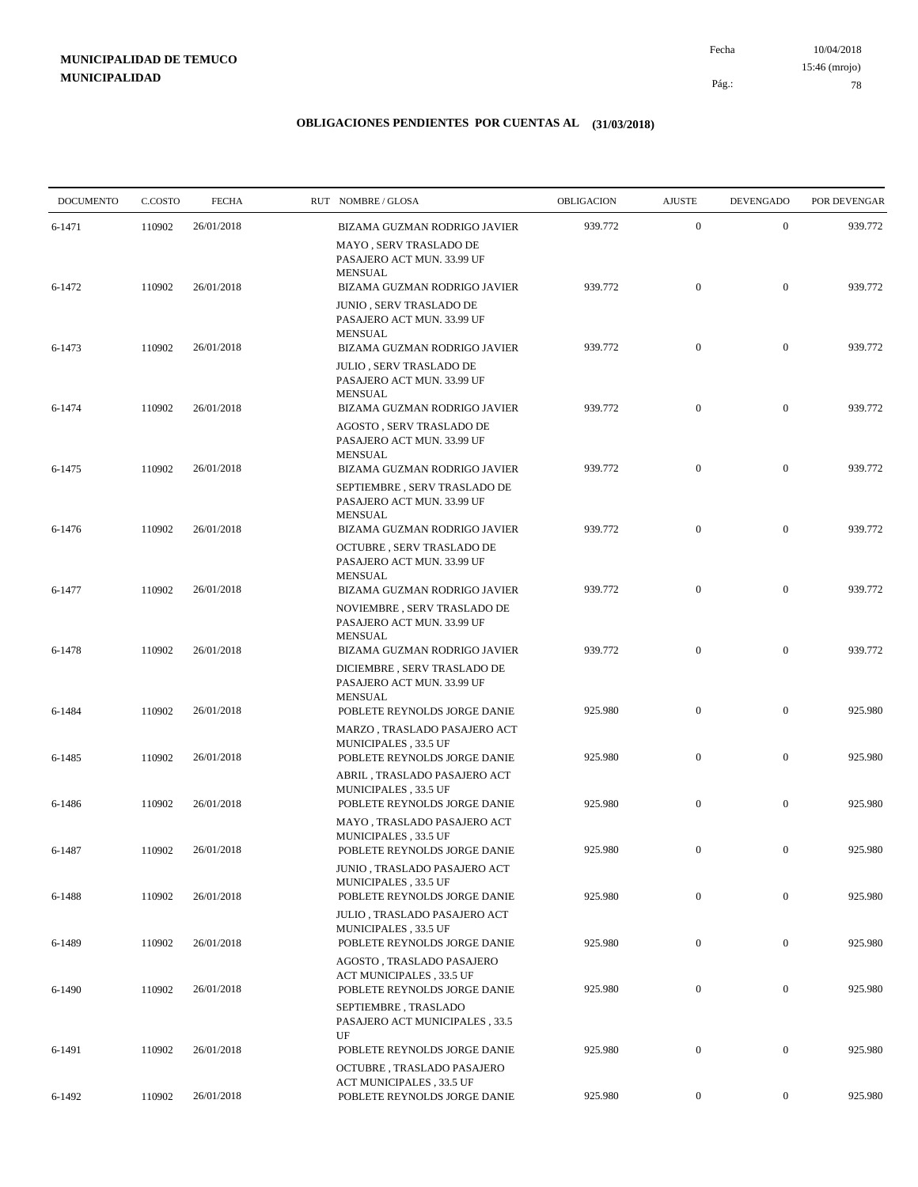**MUNICIPALIDAD DE TEMUCO**
**MUNICIPALIDAD**

Fecha 10/04/2018
15:46 (mrojo)
Pág.: 78

## OBLIGACIONES PENDIENTES POR CUENTAS AL (31/03/2018)

| DOCUMENTO | C.COSTO | FECHA | RUT NOMBRE / GLOSA | OBLIGACION | AJUSTE | DEVENGADO | POR DEVENGAR |
|---|---|---|---|---|---|---|---|
| 6-1471 | 110902 | 26/01/2018 | BIZAMA GUZMAN RODRIGO JAVIER<br>MAYO , SERV TRASLADO DE PASAJERO ACT MUN. 33.99 UF MENSUAL | 939.772 | 0 | 0 | 939.772 |
| 6-1472 | 110902 | 26/01/2018 | BIZAMA GUZMAN RODRIGO JAVIER<br>JUNIO , SERV TRASLADO DE PASAJERO ACT MUN. 33.99 UF MENSUAL | 939.772 | 0 | 0 | 939.772 |
| 6-1473 | 110902 | 26/01/2018 | BIZAMA GUZMAN RODRIGO JAVIER<br>JULIO , SERV TRASLADO DE PASAJERO ACT MUN. 33.99 UF MENSUAL | 939.772 | 0 | 0 | 939.772 |
| 6-1474 | 110902 | 26/01/2018 | BIZAMA GUZMAN RODRIGO JAVIER<br>AGOSTO , SERV TRASLADO DE PASAJERO ACT MUN. 33.99 UF MENSUAL | 939.772 | 0 | 0 | 939.772 |
| 6-1475 | 110902 | 26/01/2018 | BIZAMA GUZMAN RODRIGO JAVIER<br>SEPTIEMBRE , SERV TRASLADO DE PASAJERO ACT MUN. 33.99 UF MENSUAL | 939.772 | 0 | 0 | 939.772 |
| 6-1476 | 110902 | 26/01/2018 | BIZAMA GUZMAN RODRIGO JAVIER<br>OCTUBRE , SERV TRASLADO DE PASAJERO ACT MUN. 33.99 UF MENSUAL | 939.772 | 0 | 0 | 939.772 |
| 6-1477 | 110902 | 26/01/2018 | BIZAMA GUZMAN RODRIGO JAVIER<br>NOVIEMBRE , SERV TRASLADO DE PASAJERO ACT MUN. 33.99 UF MENSUAL | 939.772 | 0 | 0 | 939.772 |
| 6-1478 | 110902 | 26/01/2018 | BIZAMA GUZMAN RODRIGO JAVIER<br>DICIEMBRE , SERV TRASLADO DE PASAJERO ACT MUN. 33.99 UF MENSUAL | 939.772 | 0 | 0 | 939.772 |
| 6-1484 | 110902 | 26/01/2018 | POBLETE REYNOLDS JORGE DANIE<br>MARZO , TRASLADO PASAJERO ACT MUNICIPALES , 33.5 UF | 925.980 | 0 | 0 | 925.980 |
| 6-1485 | 110902 | 26/01/2018 | POBLETE REYNOLDS JORGE DANIE<br>ABRIL , TRASLADO PASAJERO ACT MUNICIPALES , 33.5 UF | 925.980 | 0 | 0 | 925.980 |
| 6-1486 | 110902 | 26/01/2018 | POBLETE REYNOLDS JORGE DANIE<br>MAYO , TRASLADO PASAJERO ACT MUNICIPALES , 33.5 UF | 925.980 | 0 | 0 | 925.980 |
| 6-1487 | 110902 | 26/01/2018 | POBLETE REYNOLDS JORGE DANIE<br>JUNIO , TRASLADO PASAJERO ACT MUNICIPALES , 33.5 UF | 925.980 | 0 | 0 | 925.980 |
| 6-1488 | 110902 | 26/01/2018 | POBLETE REYNOLDS JORGE DANIE<br>JULIO , TRASLADO PASAJERO ACT MUNICIPALES , 33.5 UF | 925.980 | 0 | 0 | 925.980 |
| 6-1489 | 110902 | 26/01/2018 | POBLETE REYNOLDS JORGE DANIE<br>AGOSTO , TRASLADO PASAJERO ACT MUNICIPALES , 33.5 UF | 925.980 | 0 | 0 | 925.980 |
| 6-1490 | 110902 | 26/01/2018 | POBLETE REYNOLDS JORGE DANIE<br>SEPTIEMBRE , TRASLADO PASAJERO ACT MUNICIPALES , 33.5 UF | 925.980 | 0 | 0 | 925.980 |
| 6-1491 | 110902 | 26/01/2018 | POBLETE REYNOLDS JORGE DANIE<br>OCTUBRE , TRASLADO PASAJERO ACT MUNICIPALES , 33.5 UF | 925.980 | 0 | 0 | 925.980 |
| 6-1492 | 110902 | 26/01/2018 | POBLETE REYNOLDS JORGE DANIE | 925.980 | 0 | 0 | 925.980 |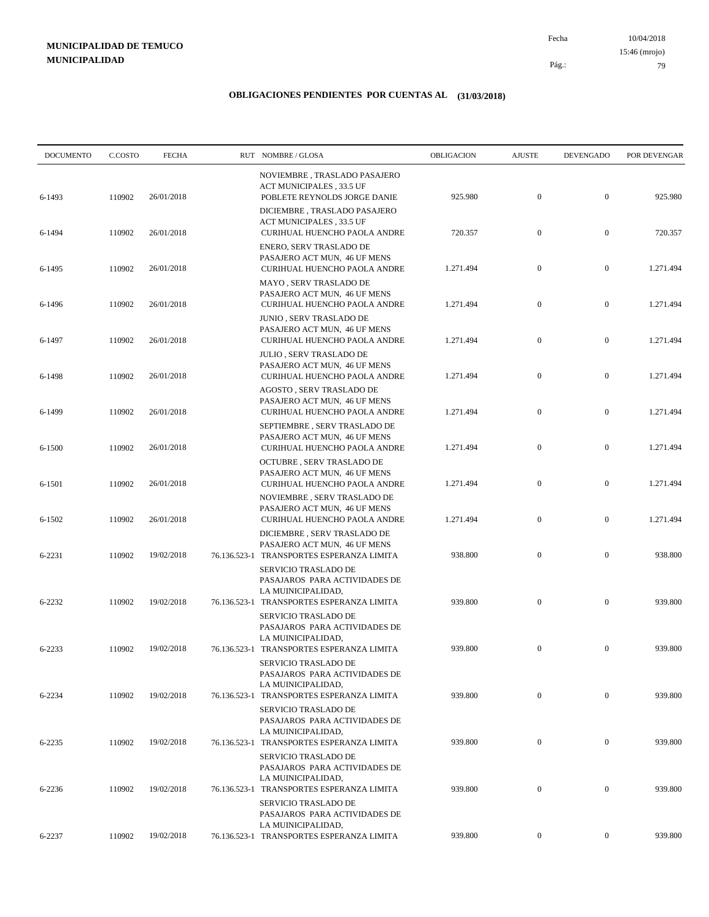**MUNICIPALIDAD DE TEMUCO**
**MUNICIPALIDAD**

Fecha 10/04/2018
15:46 (mrojo)

## OBLIGACIONES PENDIENTES POR CUENTAS AL (31/03/2018)

| DOCUMENTO | C.COSTO | FECHA | RUT | NOMBRE / GLOSA | OBLIGACION | AJUSTE | DEVENGADO | POR DEVENGAR |
|---|---|---|---|---|---|---|---|---|
| 6-1493 | 110902 | 26/01/2018 | | NOVIEMBRE , TRASLADO PASAJERO ACT MUNICIPALES , 33.5 UF POBLETE REYNOLDS JORGE DANIE | 925.980 | 0 | 0 | 925.980 |
| 6-1494 | 110902 | 26/01/2018 | | DICIEMBRE , TRASLADO PASAJERO ACT MUNICIPALES , 33.5 UF CURIHUAL HUENCHO PAOLA ANDRE | 720.357 | 0 | 0 | 720.357 |
| 6-1495 | 110902 | 26/01/2018 | | ENERO, SERV TRASLADO DE PASAJERO ACT MUN, 46 UF MENS CURIHUAL HUENCHO PAOLA ANDRE | 1.271.494 | 0 | 0 | 1.271.494 |
| 6-1496 | 110902 | 26/01/2018 | | MAYO , SERV TRASLADO DE PASAJERO ACT MUN, 46 UF MENS CURIHUAL HUENCHO PAOLA ANDRE | 1.271.494 | 0 | 0 | 1.271.494 |
| 6-1497 | 110902 | 26/01/2018 | | JUNIO , SERV TRASLADO DE PASAJERO ACT MUN, 46 UF MENS CURIHUAL HUENCHO PAOLA ANDRE | 1.271.494 | 0 | 0 | 1.271.494 |
| 6-1498 | 110902 | 26/01/2018 | | JULIO , SERV TRASLADO DE PASAJERO ACT MUN, 46 UF MENS CURIHUAL HUENCHO PAOLA ANDRE | 1.271.494 | 0 | 0 | 1.271.494 |
| 6-1499 | 110902 | 26/01/2018 | | AGOSTO , SERV TRASLADO DE PASAJERO ACT MUN, 46 UF MENS CURIHUAL HUENCHO PAOLA ANDRE | 1.271.494 | 0 | 0 | 1.271.494 |
| 6-1500 | 110902 | 26/01/2018 | | SEPTIEMBRE , SERV TRASLADO DE PASAJERO ACT MUN, 46 UF MENS CURIHUAL HUENCHO PAOLA ANDRE | 1.271.494 | 0 | 0 | 1.271.494 |
| 6-1501 | 110902 | 26/01/2018 | | OCTUBRE , SERV TRASLADO DE PASAJERO ACT MUN, 46 UF MENS CURIHUAL HUENCHO PAOLA ANDRE | 1.271.494 | 0 | 0 | 1.271.494 |
| 6-1502 | 110902 | 26/01/2018 | | NOVIEMBRE , SERV TRASLADO DE PASAJERO ACT MUN, 46 UF MENS CURIHUAL HUENCHO PAOLA ANDRE | 1.271.494 | 0 | 0 | 1.271.494 |
| 6-2231 | 110902 | 19/02/2018 | 76.136.523-1 | DICIEMBRE , SERV TRASLADO DE PASAJERO ACT MUN, 46 UF MENS TRANSPORTES ESPERANZA LIMITA | 938.800 | 0 | 0 | 938.800 |
| 6-2232 | 110902 | 19/02/2018 | 76.136.523-1 | SERVICIO TRASLADO DE PASAJAROS PARA ACTIVIDADES DE LA MUINICIPALIDAD, TRANSPORTES ESPERANZA LIMITA | 939.800 | 0 | 0 | 939.800 |
| 6-2233 | 110902 | 19/02/2018 | 76.136.523-1 | SERVICIO TRASLADO DE PASAJAROS PARA ACTIVIDADES DE LA MUINICIPALIDAD, TRANSPORTES ESPERANZA LIMITA | 939.800 | 0 | 0 | 939.800 |
| 6-2234 | 110902 | 19/02/2018 | 76.136.523-1 | SERVICIO TRASLADO DE PASAJAROS PARA ACTIVIDADES DE LA MUINICIPALIDAD, TRANSPORTES ESPERANZA LIMITA | 939.800 | 0 | 0 | 939.800 |
| 6-2235 | 110902 | 19/02/2018 | 76.136.523-1 | SERVICIO TRASLADO DE PASAJAROS PARA ACTIVIDADES DE LA MUINICIPALIDAD, TRANSPORTES ESPERANZA LIMITA | 939.800 | 0 | 0 | 939.800 |
| 6-2236 | 110902 | 19/02/2018 | 76.136.523-1 | SERVICIO TRASLADO DE PASAJAROS PARA ACTIVIDADES DE LA MUINICIPALIDAD, TRANSPORTES ESPERANZA LIMITA | 939.800 | 0 | 0 | 939.800 |
| 6-2237 | 110902 | 19/02/2018 | 76.136.523-1 | SERVICIO TRASLADO DE PASAJAROS PARA ACTIVIDADES DE LA MUINICIPALIDAD, TRANSPORTES ESPERANZA LIMITA | 939.800 | 0 | 0 | 939.800 |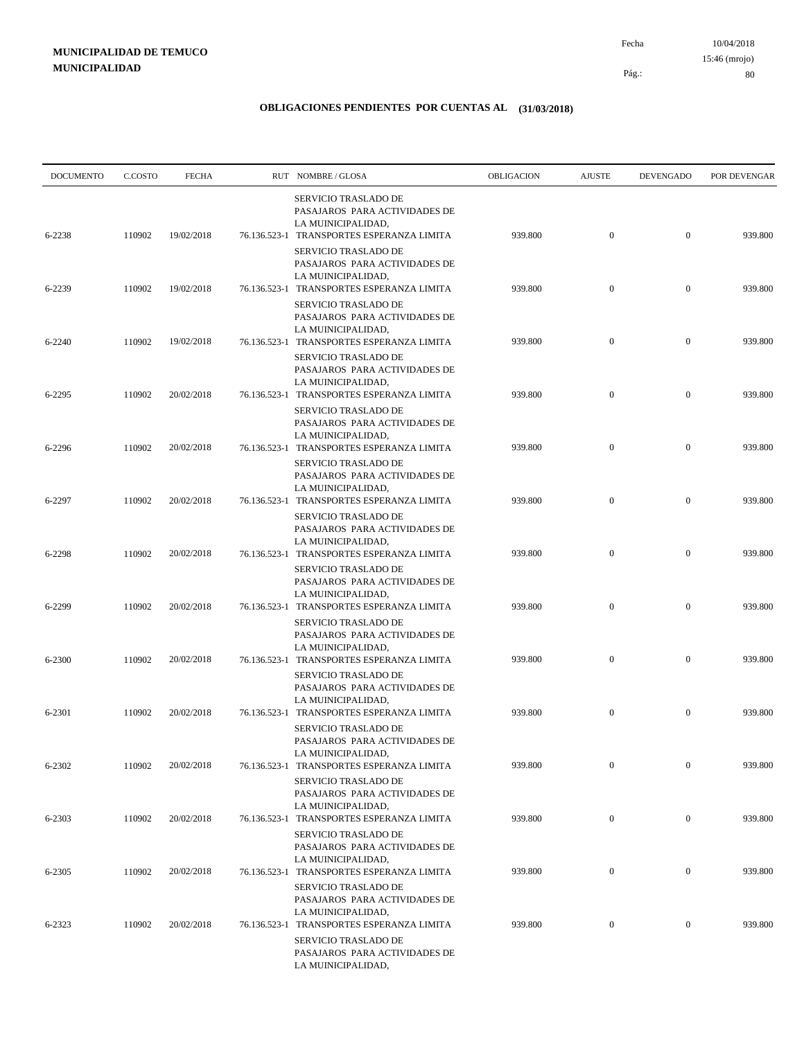**MUNICIPALIDAD DE TEMUCO**
**MUNICIPALIDAD**

Fecha 10/04/2018
15:46 (mrojo)
Pág.: 80

## OBLIGACIONES PENDIENTES POR CUENTAS AL (31/03/2018)

| DOCUMENTO | C.COSTO | FECHA | RUT | NOMBRE / GLOSA | OBLIGACION | AJUSTE | DEVENGADO | POR DEVENGAR |
|---|---|---|---|---|---|---|---|---|
| 6-2238 | 110902 | 19/02/2018 | 76.136.523-1 | SERVICIO TRASLADO DE PASAJAROS PARA ACTIVIDADES DE LA MUINICIPALIDAD, TRANSPORTES ESPERANZA LIMITA | 939.800 | 0 | 0 | 939.800 |
| 6-2239 | 110902 | 19/02/2018 | 76.136.523-1 | SERVICIO TRASLADO DE PASAJAROS PARA ACTIVIDADES DE LA MUINICIPALIDAD, TRANSPORTES ESPERANZA LIMITA | 939.800 | 0 | 0 | 939.800 |
| 6-2240 | 110902 | 19/02/2018 | 76.136.523-1 | SERVICIO TRASLADO DE PASAJAROS PARA ACTIVIDADES DE LA MUINICIPALIDAD, TRANSPORTES ESPERANZA LIMITA | 939.800 | 0 | 0 | 939.800 |
| 6-2295 | 110902 | 20/02/2018 | 76.136.523-1 | SERVICIO TRASLADO DE PASAJAROS PARA ACTIVIDADES DE LA MUINICIPALIDAD, TRANSPORTES ESPERANZA LIMITA | 939.800 | 0 | 0 | 939.800 |
| 6-2296 | 110902 | 20/02/2018 | 76.136.523-1 | SERVICIO TRASLADO DE PASAJAROS PARA ACTIVIDADES DE LA MUINICIPALIDAD, TRANSPORTES ESPERANZA LIMITA | 939.800 | 0 | 0 | 939.800 |
| 6-2297 | 110902 | 20/02/2018 | 76.136.523-1 | SERVICIO TRASLADO DE PASAJAROS PARA ACTIVIDADES DE LA MUINICIPALIDAD, TRANSPORTES ESPERANZA LIMITA | 939.800 | 0 | 0 | 939.800 |
| 6-2298 | 110902 | 20/02/2018 | 76.136.523-1 | SERVICIO TRASLADO DE PASAJAROS PARA ACTIVIDADES DE LA MUINICIPALIDAD, TRANSPORTES ESPERANZA LIMITA | 939.800 | 0 | 0 | 939.800 |
| 6-2299 | 110902 | 20/02/2018 | 76.136.523-1 | SERVICIO TRASLADO DE PASAJAROS PARA ACTIVIDADES DE LA MUINICIPALIDAD, TRANSPORTES ESPERANZA LIMITA | 939.800 | 0 | 0 | 939.800 |
| 6-2300 | 110902 | 20/02/2018 | 76.136.523-1 | SERVICIO TRASLADO DE PASAJAROS PARA ACTIVIDADES DE LA MUINICIPALIDAD, TRANSPORTES ESPERANZA LIMITA | 939.800 | 0 | 0 | 939.800 |
| 6-2301 | 110902 | 20/02/2018 | 76.136.523-1 | SERVICIO TRASLADO DE PASAJAROS PARA ACTIVIDADES DE LA MUINICIPALIDAD, TRANSPORTES ESPERANZA LIMITA | 939.800 | 0 | 0 | 939.800 |
| 6-2302 | 110902 | 20/02/2018 | 76.136.523-1 | SERVICIO TRASLADO DE PASAJAROS PARA ACTIVIDADES DE LA MUINICIPALIDAD, TRANSPORTES ESPERANZA LIMITA | 939.800 | 0 | 0 | 939.800 |
| 6-2303 | 110902 | 20/02/2018 | 76.136.523-1 | SERVICIO TRASLADO DE PASAJAROS PARA ACTIVIDADES DE LA MUINICIPALIDAD, TRANSPORTES ESPERANZA LIMITA | 939.800 | 0 | 0 | 939.800 |
| 6-2305 | 110902 | 20/02/2018 | 76.136.523-1 | SERVICIO TRASLADO DE PASAJAROS PARA ACTIVIDADES DE LA MUINICIPALIDAD, TRANSPORTES ESPERANZA LIMITA | 939.800 | 0 | 0 | 939.800 |
| 6-2323 | 110902 | 20/02/2018 | 76.136.523-1 | SERVICIO TRASLADO DE PASAJAROS PARA ACTIVIDADES DE LA MUINICIPALIDAD, TRANSPORTES ESPERANZA LIMITA | 939.800 | 0 | 0 | 939.800 |
| | | | | SERVICIO TRASLADO DE PASAJAROS PARA ACTIVIDADES DE LA MUINICIPALIDAD, | | | | |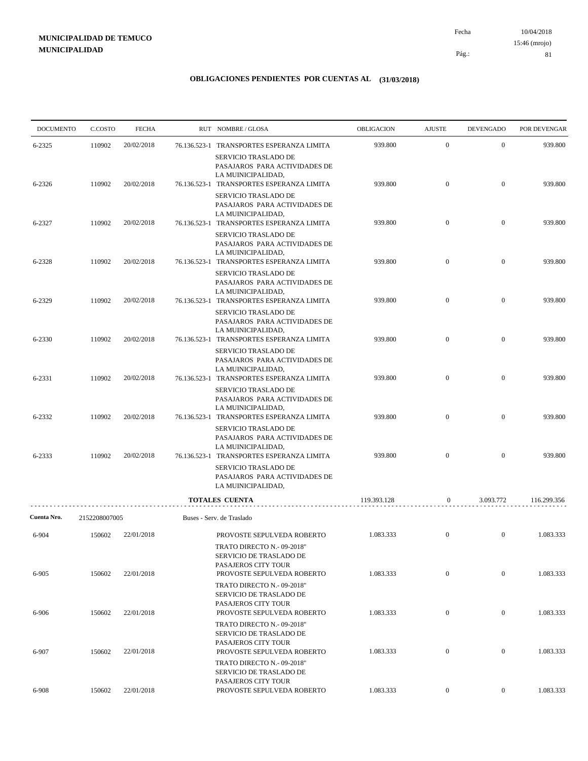**MUNICIPALIDAD DE TEMUCO**
**MUNICIPALIDAD**

Fecha 10/04/2018
15:46 (mrojo)

## OBLIGACIONES PENDIENTES POR CUENTAS AL (31/03/2018)

| DOCUMENTO | C.COSTO | FECHA | RUT | NOMBRE / GLOSA | OBLIGACION | AJUSTE | DEVENGADO | POR DEVENGAR |
|---|---|---|---|---|---|---|---|---|
| 6-2325 | 110902 | 20/02/2018 | 76.136.523-1 | TRANSPORTES ESPERANZA LIMITA<br>SERVICIO TRASLADO DE PASAJAROS PARA ACTIVIDADES DE LA MUINICIPALIDAD, | 939.800 | 0 | 0 | 939.800 |
| 6-2326 | 110902 | 20/02/2018 | 76.136.523-1 | TRANSPORTES ESPERANZA LIMITA<br>SERVICIO TRASLADO DE PASAJAROS PARA ACTIVIDADES DE LA MUINICIPALIDAD, | 939.800 | 0 | 0 | 939.800 |
| 6-2327 | 110902 | 20/02/2018 | 76.136.523-1 | TRANSPORTES ESPERANZA LIMITA<br>SERVICIO TRASLADO DE PASAJAROS PARA ACTIVIDADES DE LA MUINICIPALIDAD, | 939.800 | 0 | 0 | 939.800 |
| 6-2328 | 110902 | 20/02/2018 | 76.136.523-1 | TRANSPORTES ESPERANZA LIMITA<br>SERVICIO TRASLADO DE PASAJAROS PARA ACTIVIDADES DE LA MUINICIPALIDAD, | 939.800 | 0 | 0 | 939.800 |
| 6-2329 | 110902 | 20/02/2018 | 76.136.523-1 | TRANSPORTES ESPERANZA LIMITA<br>SERVICIO TRASLADO DE PASAJAROS PARA ACTIVIDADES DE LA MUINICIPALIDAD, | 939.800 | 0 | 0 | 939.800 |
| 6-2330 | 110902 | 20/02/2018 | 76.136.523-1 | TRANSPORTES ESPERANZA LIMITA<br>SERVICIO TRASLADO DE PASAJAROS PARA ACTIVIDADES DE LA MUINICIPALIDAD, | 939.800 | 0 | 0 | 939.800 |
| 6-2331 | 110902 | 20/02/2018 | 76.136.523-1 | TRANSPORTES ESPERANZA LIMITA<br>SERVICIO TRASLADO DE PASAJAROS PARA ACTIVIDADES DE LA MUINICIPALIDAD, | 939.800 | 0 | 0 | 939.800 |
| 6-2332 | 110902 | 20/02/2018 | 76.136.523-1 | TRANSPORTES ESPERANZA LIMITA<br>SERVICIO TRASLADO DE PASAJAROS PARA ACTIVIDADES DE LA MUINICIPALIDAD, | 939.800 | 0 | 0 | 939.800 |
| 6-2333 | 110902 | 20/02/2018 | 76.136.523-1 | TRANSPORTES ESPERANZA LIMITA<br>SERVICIO TRASLADO DE PASAJAROS PARA ACTIVIDADES DE LA MUINICIPALIDAD, | 939.800 | 0 | 0 | 939.800 |
| | | | | **TOTALES CUENTA** | 119.393.128 | 0 | 3.093.772 | 116.299.356 |

**Cuenta Nro.** 2152208007005 Buses - Serv. de Traslado

| DOCUMENTO | C.COSTO | FECHA | RUT | NOMBRE / GLOSA | OBLIGACION | AJUSTE | DEVENGADO | POR DEVENGAR |
|---|---|---|---|---|---|---|---|---|
| 6-904 | 150602 | 22/01/2018 | | PROVOSTE SEPULVEDA ROBERTO<br>TRATO DIRECTO N.- 09-2018" SERVICIO DE TRASLADO DE PASAJEROS CITY TOUR | 1.083.333 | 0 | 0 | 1.083.333 |
| 6-905 | 150602 | 22/01/2018 | | PROVOSTE SEPULVEDA ROBERTO<br>TRATO DIRECTO N.- 09-2018" SERVICIO DE TRASLADO DE PASAJEROS CITY TOUR | 1.083.333 | 0 | 0 | 1.083.333 |
| 6-906 | 150602 | 22/01/2018 | | PROVOSTE SEPULVEDA ROBERTO<br>TRATO DIRECTO N.- 09-2018" SERVICIO DE TRASLADO DE PASAJEROS CITY TOUR | 1.083.333 | 0 | 0 | 1.083.333 |
| 6-907 | 150602 | 22/01/2018 | | PROVOSTE SEPULVEDA ROBERTO<br>TRATO DIRECTO N.- 09-2018" SERVICIO DE TRASLADO DE PASAJEROS CITY TOUR | 1.083.333 | 0 | 0 | 1.083.333 |
| 6-908 | 150602 | 22/01/2018 | | PROVOSTE SEPULVEDA ROBERTO | 1.083.333 | 0 | 0 | 1.083.333 |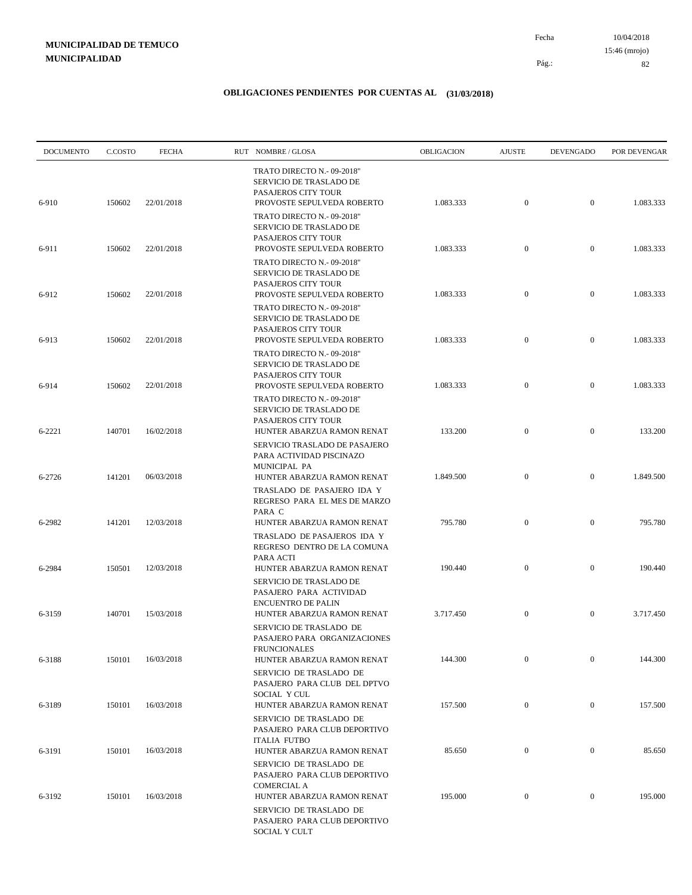**MUNICIPALIDAD DE TEMUCO**
**MUNICIPALIDAD**

Fecha 10/04/2018
15:46 (mrojo)

## OBLIGACIONES PENDIENTES POR CUENTAS AL (31/03/2018)

| DOCUMENTO | C.COSTO | FECHA | RUT NOMBRE / GLOSA | OBLIGACION | AJUSTE | DEVENGADO | POR DEVENGAR |
|---|---|---|---|---|---|---|---|
| | | | TRATO DIRECTO N.- 09-2018" SERVICIO DE TRASLADO DE PASAJEROS CITY TOUR | | | | |
| 6-910 | 150602 | 22/01/2018 | PROVOSTE SEPULVEDA ROBERTO | 1.083.333 | 0 | 0 | 1.083.333 |
| | | | TRATO DIRECTO N.- 09-2018" SERVICIO DE TRASLADO DE PASAJEROS CITY TOUR | | | | |
| 6-911 | 150602 | 22/01/2018 | PROVOSTE SEPULVEDA ROBERTO | 1.083.333 | 0 | 0 | 1.083.333 |
| | | | TRATO DIRECTO N.- 09-2018" SERVICIO DE TRASLADO DE PASAJEROS CITY TOUR | | | | |
| 6-912 | 150602 | 22/01/2018 | PROVOSTE SEPULVEDA ROBERTO | 1.083.333 | 0 | 0 | 1.083.333 |
| | | | TRATO DIRECTO N.- 09-2018" SERVICIO DE TRASLADO DE PASAJEROS CITY TOUR | | | | |
| 6-913 | 150602 | 22/01/2018 | PROVOSTE SEPULVEDA ROBERTO | 1.083.333 | 0 | 0 | 1.083.333 |
| | | | TRATO DIRECTO N.- 09-2018" SERVICIO DE TRASLADO DE PASAJEROS CITY TOUR | | | | |
| 6-914 | 150602 | 22/01/2018 | PROVOSTE SEPULVEDA ROBERTO | 1.083.333 | 0 | 0 | 1.083.333 |
| | | | TRATO DIRECTO N.- 09-2018" SERVICIO DE TRASLADO DE PASAJEROS CITY TOUR | | | | |
| 6-2221 | 140701 | 16/02/2018 | HUNTER ABARZUA RAMON RENAT | 133.200 | 0 | 0 | 133.200 |
| | | | SERVICIO TRASLADO DE PASAJERO PARA ACTIVIDAD PISCINAZO MUNICIPAL PA | | | | |
| 6-2726 | 141201 | 06/03/2018 | HUNTER ABARZUA RAMON RENAT | 1.849.500 | 0 | 0 | 1.849.500 |
| | | | TRASLADO DE PASAJERO IDA Y REGRESO PARA EL MES DE MARZO PARA C | | | | |
| 6-2982 | 141201 | 12/03/2018 | HUNTER ABARZUA RAMON RENAT | 795.780 | 0 | 0 | 795.780 |
| | | | TRASLADO DE PASAJEROS IDA Y REGRESO DENTRO DE LA COMUNA PARA ACTI | | | | |
| 6-2984 | 150501 | 12/03/2018 | HUNTER ABARZUA RAMON RENAT | 190.440 | 0 | 0 | 190.440 |
| | | | SERVICIO DE TRASLADO DE PASAJERO PARA ACTIVIDAD ENCUENTRO DE PALIN | | | | |
| 6-3159 | 140701 | 15/03/2018 | HUNTER ABARZUA RAMON RENAT | 3.717.450 | 0 | 0 | 3.717.450 |
| | | | SERVICIO DE TRASLADO DE PASAJERO PARA ORGANIZACIONES FRUNCIONALES | | | | |
| 6-3188 | 150101 | 16/03/2018 | HUNTER ABARZUA RAMON RENAT | 144.300 | 0 | 0 | 144.300 |
| | | | SERVICIO DE TRASLADO DE PASAJERO PARA CLUB DEL DPTVO SOCIAL Y CUL | | | | |
| 6-3189 | 150101 | 16/03/2018 | HUNTER ABARZUA RAMON RENAT | 157.500 | 0 | 0 | 157.500 |
| | | | SERVICIO DE TRASLADO DE PASAJERO PARA CLUB DEPORTIVO ITALIA FUTBO | | | | |
| 6-3191 | 150101 | 16/03/2018 | HUNTER ABARZUA RAMON RENAT | 85.650 | 0 | 0 | 85.650 |
| | | | SERVICIO DE TRASLADO DE PASAJERO PARA CLUB DEPORTIVO COMERCIAL A | | | | |
| 6-3192 | 150101 | 16/03/2018 | HUNTER ABARZUA RAMON RENAT | 195.000 | 0 | 0 | 195.000 |
| | | | SERVICIO DE TRASLADO DE PASAJERO PARA CLUB DEPORTIVO SOCIAL Y CULT | | | | |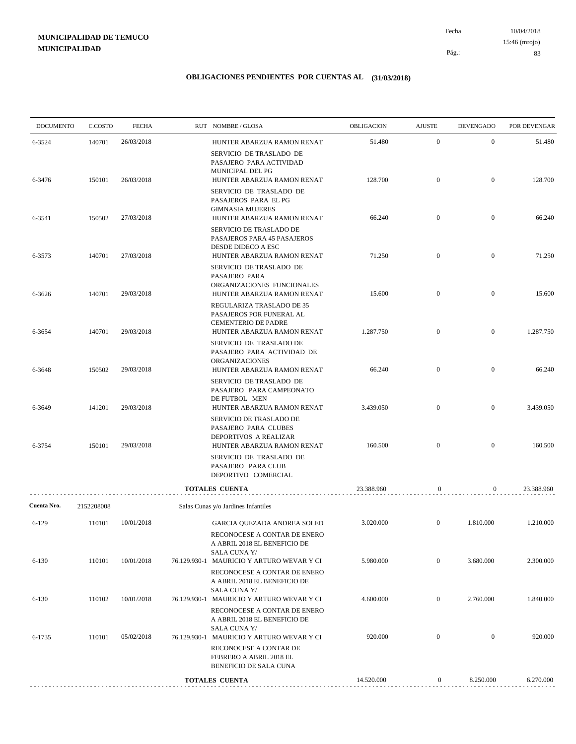**MUNICIPALIDAD DE TEMUCO**
**MUNICIPALIDAD**

Fecha 10/04/2018
15:46 (mrojo)

## OBLIGACIONES PENDIENTES POR CUENTAS AL (31/03/2018)

| DOCUMENTO | C.COSTO | FECHA | RUT NOMBRE / GLOSA | OBLIGACION | AJUSTE | DEVENGADO | POR DEVENGAR |
|---|---|---|---|---|---|---|---|
| 6-3524 | 140701 | 26/03/2018 | HUNTER ABARZUA RAMON RENAT<br>SERVICIO DE TRASLADO DE PASAJERO PARA ACTIVIDAD MUNICIPAL DEL PG | 51.480 | 0 | 0 | 51.480 |
| 6-3476 | 150101 | 26/03/2018 | HUNTER ABARZUA RAMON RENAT<br>SERVICIO DE TRASLADO DE PASAJEROS PARA EL PG GIMNASIA MUJERES | 128.700 | 0 | 0 | 128.700 |
| 6-3541 | 150502 | 27/03/2018 | HUNTER ABARZUA RAMON RENAT<br>SERVICIO DE TRASLADO DE PASAJEROS PARA 45 PASAJEROS DESDE DIDECO A ESC | 66.240 | 0 | 0 | 66.240 |
| 6-3573 | 140701 | 27/03/2018 | HUNTER ABARZUA RAMON RENAT<br>SERVICIO DE TRASLADO DE PASAJERO PARA ORGANIZACIONES FUNCIONALES | 71.250 | 0 | 0 | 71.250 |
| 6-3626 | 140701 | 29/03/2018 | HUNTER ABARZUA RAMON RENAT<br>REGULARIZA TRASLADO DE 35 PASAJEROS POR FUNERAL AL CEMENTERIO DE PADRE | 15.600 | 0 | 0 | 15.600 |
| 6-3654 | 140701 | 29/03/2018 | HUNTER ABARZUA RAMON RENAT<br>SERVICIO DE TRASLADO DE PASAJERO PARA ACTIVIDAD DE ORGANIZACIONES | 1.287.750 | 0 | 0 | 1.287.750 |
| 6-3648 | 150502 | 29/03/2018 | HUNTER ABARZUA RAMON RENAT<br>SERVICIO DE TRASLADO DE PASAJERO PARA CAMPEONATO DE FUTBOL MEN | 66.240 | 0 | 0 | 66.240 |
| 6-3649 | 141201 | 29/03/2018 | HUNTER ABARZUA RAMON RENAT<br>SERVICIO DE TRASLADO DE PASAJERO PARA CLUBES DEPORTIVOS A REALIZAR | 3.439.050 | 0 | 0 | 3.439.050 |
| 6-3754 | 150101 | 29/03/2018 | HUNTER ABARZUA RAMON RENAT<br>SERVICIO DE TRASLADO DE PASAJERO PARA CLUB DEPORTIVO COMERCIAL | 160.500 | 0 | 0 | 160.500 |
| | | | **TOTALES CUENTA** | 23.388.960 | 0 | 0 | 23.388.960 |
| **Cuenta Nro.** | 2152208008 | | Salas Cunas y/o Jardines Infantiles | | | | |
| 6-129 | 110101 | 10/01/2018 | GARCIA QUEZADA ANDREA SOLED<br>RECONOCESE A CONTAR DE ENERO A ABRIL 2018 EL BENEFICIO DE SALA CUNA Y/ | 3.020.000 | 0 | 1.810.000 | 1.210.000 |
| 6-130 | 110101 | 10/01/2018 | 76.129.930-1 MAURICIO Y ARTURO WEVAR Y CI<br>RECONOCESE A CONTAR DE ENERO A ABRIL 2018 EL BENEFICIO DE SALA CUNA Y/ | 5.980.000 | 0 | 3.680.000 | 2.300.000 |
| 6-130 | 110102 | 10/01/2018 | 76.129.930-1 MAURICIO Y ARTURO WEVAR Y CI<br>RECONOCESE A CONTAR DE ENERO A ABRIL 2018 EL BENEFICIO DE SALA CUNA Y/ | 4.600.000 | 0 | 2.760.000 | 1.840.000 |
| 6-1735 | 110101 | 05/02/2018 | 76.129.930-1 MAURICIO Y ARTURO WEVAR Y CI<br>RECONOCESE A CONTAR DE FEBRERO A ABRIL 2018 EL BENEFICIO DE SALA CUNA | 920.000 | 0 | 0 | 920.000 |
| | | | **TOTALES CUENTA** | 14.520.000 | 0 | 8.250.000 | 6.270.000 |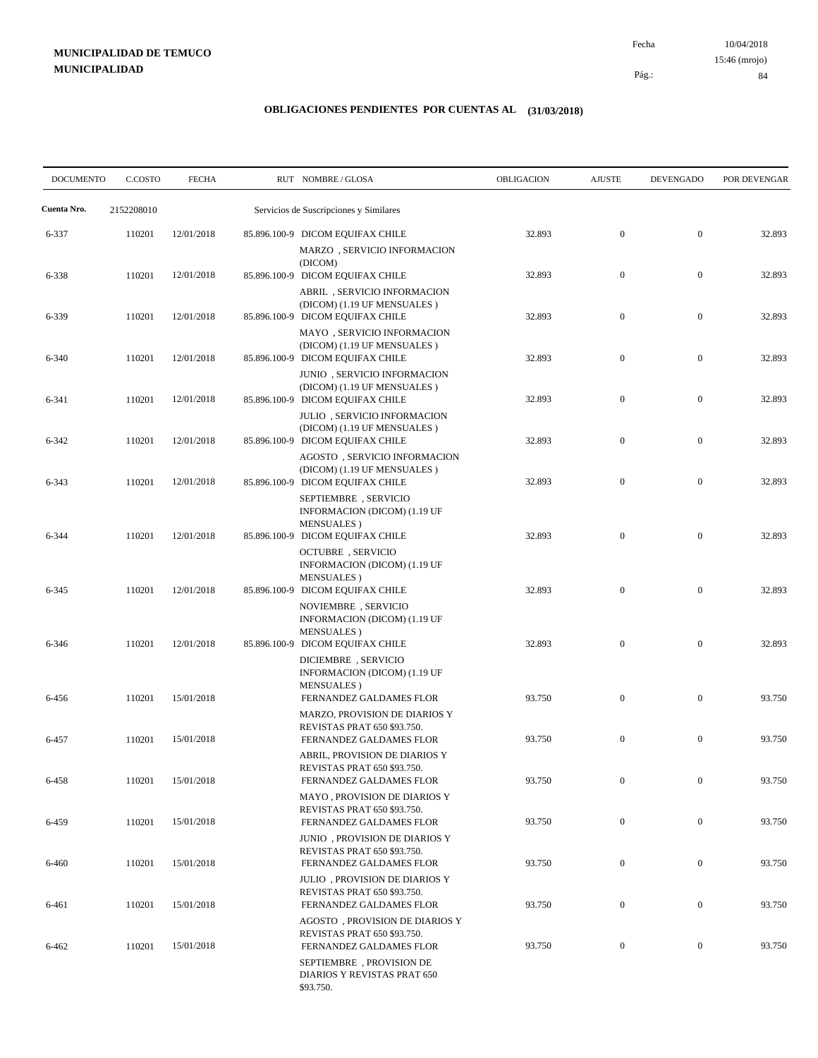**MUNICIPALIDAD DE TEMUCO**
**MUNICIPALIDAD**

Fecha 10/04/2018
15:46 (mrojo)

## OBLIGACIONES PENDIENTES POR CUENTAS AL (31/03/2018)

| DOCUMENTO | C.COSTO | FECHA | RUT | NOMBRE / GLOSA | OBLIGACION | AJUSTE | DEVENGADO | POR DEVENGAR |
|---|---|---|---|---|---|---|---|---|
| **Cuenta Nro.** | 2152208010 | | | Servicios de Suscripciones y Similares | | | | |
| 6-337 | 110201 | 12/01/2018 | 85.896.100-9 | DICOM EQUIFAX CHILE MARZO , SERVICIO INFORMACION (DICOM) | 32.893 | 0 | 0 | 32.893 |
| 6-338 | 110201 | 12/01/2018 | 85.896.100-9 | DICOM EQUIFAX CHILE ABRIL , SERVICIO INFORMACION (DICOM) (1.19 UF MENSUALES ) | 32.893 | 0 | 0 | 32.893 |
| 6-339 | 110201 | 12/01/2018 | 85.896.100-9 | DICOM EQUIFAX CHILE MAYO , SERVICIO INFORMACION (DICOM) (1.19 UF MENSUALES ) | 32.893 | 0 | 0 | 32.893 |
| 6-340 | 110201 | 12/01/2018 | 85.896.100-9 | DICOM EQUIFAX CHILE JUNIO , SERVICIO INFORMACION (DICOM) (1.19 UF MENSUALES ) | 32.893 | 0 | 0 | 32.893 |
| 6-341 | 110201 | 12/01/2018 | 85.896.100-9 | DICOM EQUIFAX CHILE JULIO , SERVICIO INFORMACION (DICOM) (1.19 UF MENSUALES ) | 32.893 | 0 | 0 | 32.893 |
| 6-342 | 110201 | 12/01/2018 | 85.896.100-9 | DICOM EQUIFAX CHILE AGOSTO , SERVICIO INFORMACION (DICOM) (1.19 UF MENSUALES ) | 32.893 | 0 | 0 | 32.893 |
| 6-343 | 110201 | 12/01/2018 | 85.896.100-9 | DICOM EQUIFAX CHILE SEPTIEMBRE , SERVICIO INFORMACION (DICOM) (1.19 UF MENSUALES ) | 32.893 | 0 | 0 | 32.893 |
| 6-344 | 110201 | 12/01/2018 | 85.896.100-9 | DICOM EQUIFAX CHILE OCTUBRE , SERVICIO INFORMACION (DICOM) (1.19 UF MENSUALES ) | 32.893 | 0 | 0 | 32.893 |
| 6-345 | 110201 | 12/01/2018 | 85.896.100-9 | DICOM EQUIFAX CHILE NOVIEMBRE , SERVICIO INFORMACION (DICOM) (1.19 UF MENSUALES ) | 32.893 | 0 | 0 | 32.893 |
| 6-346 | 110201 | 12/01/2018 | 85.896.100-9 | DICOM EQUIFAX CHILE DICIEMBRE , SERVICIO INFORMACION (DICOM) (1.19 UF MENSUALES ) | 32.893 | 0 | 0 | 32.893 |
| 6-456 | 110201 | 15/01/2018 | | FERNANDEZ GALDAMES FLOR MARZO, PROVISION DE DIARIOS Y REVISTAS PRAT 650 $93.750. | 93.750 | 0 | 0 | 93.750 |
| 6-457 | 110201 | 15/01/2018 | | FERNANDEZ GALDAMES FLOR ABRIL, PROVISION DE DIARIOS Y REVISTAS PRAT 650 $93.750. | 93.750 | 0 | 0 | 93.750 |
| 6-458 | 110201 | 15/01/2018 | | FERNANDEZ GALDAMES FLOR MAYO , PROVISION DE DIARIOS Y REVISTAS PRAT 650 $93.750. | 93.750 | 0 | 0 | 93.750 |
| 6-459 | 110201 | 15/01/2018 | | FERNANDEZ GALDAMES FLOR JUNIO , PROVISION DE DIARIOS Y REVISTAS PRAT 650 $93.750. | 93.750 | 0 | 0 | 93.750 |
| 6-460 | 110201 | 15/01/2018 | | FERNANDEZ GALDAMES FLOR JULIO , PROVISION DE DIARIOS Y REVISTAS PRAT 650 $93.750. | 93.750 | 0 | 0 | 93.750 |
| 6-461 | 110201 | 15/01/2018 | | FERNANDEZ GALDAMES FLOR AGOSTO , PROVISION DE DIARIOS Y REVISTAS PRAT 650 $93.750. | 93.750 | 0 | 0 | 93.750 |
| 6-462 | 110201 | 15/01/2018 | | FERNANDEZ GALDAMES FLOR SEPTIEMBRE , PROVISION DE DIARIOS Y REVISTAS PRAT 650 $93.750. | 93.750 | 0 | 0 | 93.750 |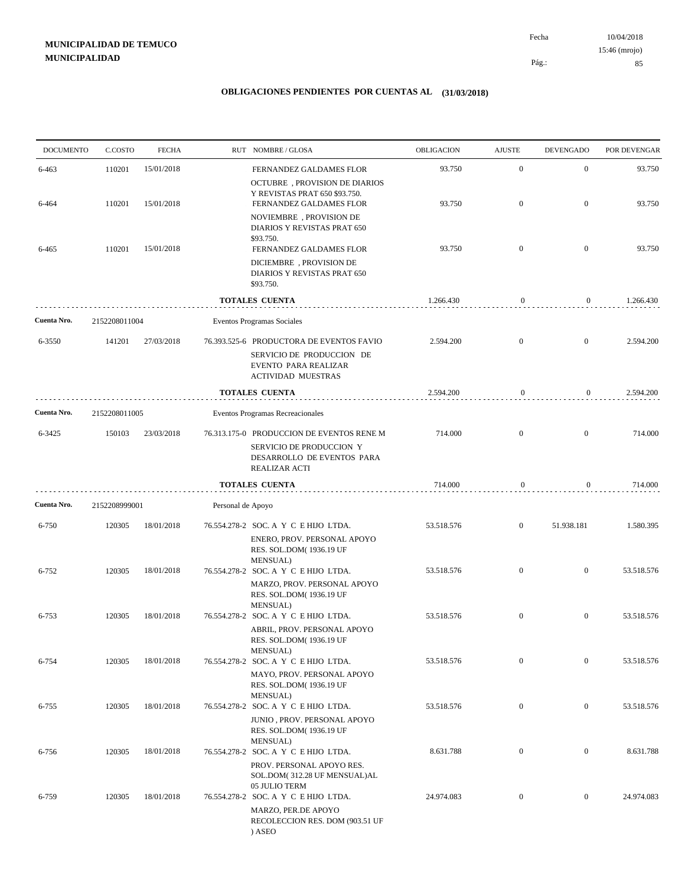**MUNICIPALIDAD DE TEMUCO**
**MUNICIPALIDAD**

Fecha 10/04/2018
15:46 (mrojo)

## OBLIGACIONES PENDIENTES POR CUENTAS AL (31/03/2018)

| DOCUMENTO | C.COSTO | FECHA | RUT | NOMBRE / GLOSA | OBLIGACION | AJUSTE | DEVENGADO | POR DEVENGAR |
|---|---|---|---|---|---|---|---|---|
| 6-463 | 110201 | 15/01/2018 | | FERNANDEZ GALDAMES FLOR<br>OCTUBRE , PROVISION DE DIARIOS Y REVISTAS PRAT 650 $93.750. | 93.750 | 0 | 0 | 93.750 |
| 6-464 | 110201 | 15/01/2018 | | FERNANDEZ GALDAMES FLOR<br>NOVIEMBRE , PROVISION DE DIARIOS Y REVISTAS PRAT 650 $93.750. | 93.750 | 0 | 0 | 93.750 |
| 6-465 | 110201 | 15/01/2018 | | FERNANDEZ GALDAMES FLOR<br>DICIEMBRE , PROVISION DE DIARIOS Y REVISTAS PRAT 650 $93.750. | 93.750 | 0 | 0 | 93.750 |
| | | | | **TOTALES CUENTA** | 1.266.430 | 0 | 0 | 1.266.430 |
| **Cuenta Nro.** | 2152208011004 | | | Eventos Programas Sociales | | | | |
| 6-3550 | 141201 | 27/03/2018 | 76.393.525-6 | PRODUCTORA DE EVENTOS FAVIO<br>SERVICIO DE PRODUCCION DE EVENTO PARA REALIZAR ACTIVIDAD MUESTRAS | 2.594.200 | 0 | 0 | 2.594.200 |
| | | | | **TOTALES CUENTA** | 2.594.200 | 0 | 0 | 2.594.200 |
| **Cuenta Nro.** | 2152208011005 | | | Eventos Programas Recreacionales | | | | |
| 6-3425 | 150103 | 23/03/2018 | 76.313.175-0 | PRODUCCION DE EVENTOS RENE M<br>SERVICIO DE PRODUCCION Y DESARROLLO DE EVENTOS PARA REALIZAR ACTI | 714.000 | 0 | 0 | 714.000 |
| | | | | **TOTALES CUENTA** | 714.000 | 0 | 0 | 714.000 |
| **Cuenta Nro.** | 2152208999001 | | | Personal de Apoyo | | | | |
| 6-750 | 120305 | 18/01/2018 | 76.554.278-2 | SOC. A Y C E HIJO LTDA.<br>ENERO, PROV. PERSONAL APOYO RES. SOL.DOM( 1936.19 UF MENSUAL) | 53.518.576 | 0 | 51.938.181 | 1.580.395 |
| 6-752 | 120305 | 18/01/2018 | 76.554.278-2 | SOC. A Y C E HIJO LTDA.<br>MARZO, PROV. PERSONAL APOYO RES. SOL.DOM( 1936.19 UF MENSUAL) | 53.518.576 | 0 | 0 | 53.518.576 |
| 6-753 | 120305 | 18/01/2018 | 76.554.278-2 | SOC. A Y C E HIJO LTDA.<br>ABRIL, PROV. PERSONAL APOYO RES. SOL.DOM( 1936.19 UF MENSUAL) | 53.518.576 | 0 | 0 | 53.518.576 |
| 6-754 | 120305 | 18/01/2018 | 76.554.278-2 | SOC. A Y C E HIJO LTDA.<br>MAYO, PROV. PERSONAL APOYO RES. SOL.DOM( 1936.19 UF MENSUAL) | 53.518.576 | 0 | 0 | 53.518.576 |
| 6-755 | 120305 | 18/01/2018 | 76.554.278-2 | SOC. A Y C E HIJO LTDA.<br>JUNIO , PROV. PERSONAL APOYO RES. SOL.DOM( 1936.19 UF MENSUAL) | 53.518.576 | 0 | 0 | 53.518.576 |
| 6-756 | 120305 | 18/01/2018 | 76.554.278-2 | SOC. A Y C E HIJO LTDA.<br>PROV. PERSONAL APOYO RES. SOL.DOM( 312.28 UF MENSUAL)AL 05 JULIO TERM | 8.631.788 | 0 | 0 | 8.631.788 |
| 6-759 | 120305 | 18/01/2018 | 76.554.278-2 | SOC. A Y C E HIJO LTDA.<br>MARZO, PER.DE APOYO RECOLECCION RES. DOM (903.51 UF ) ASEO | 24.974.083 | 0 | 0 | 24.974.083 |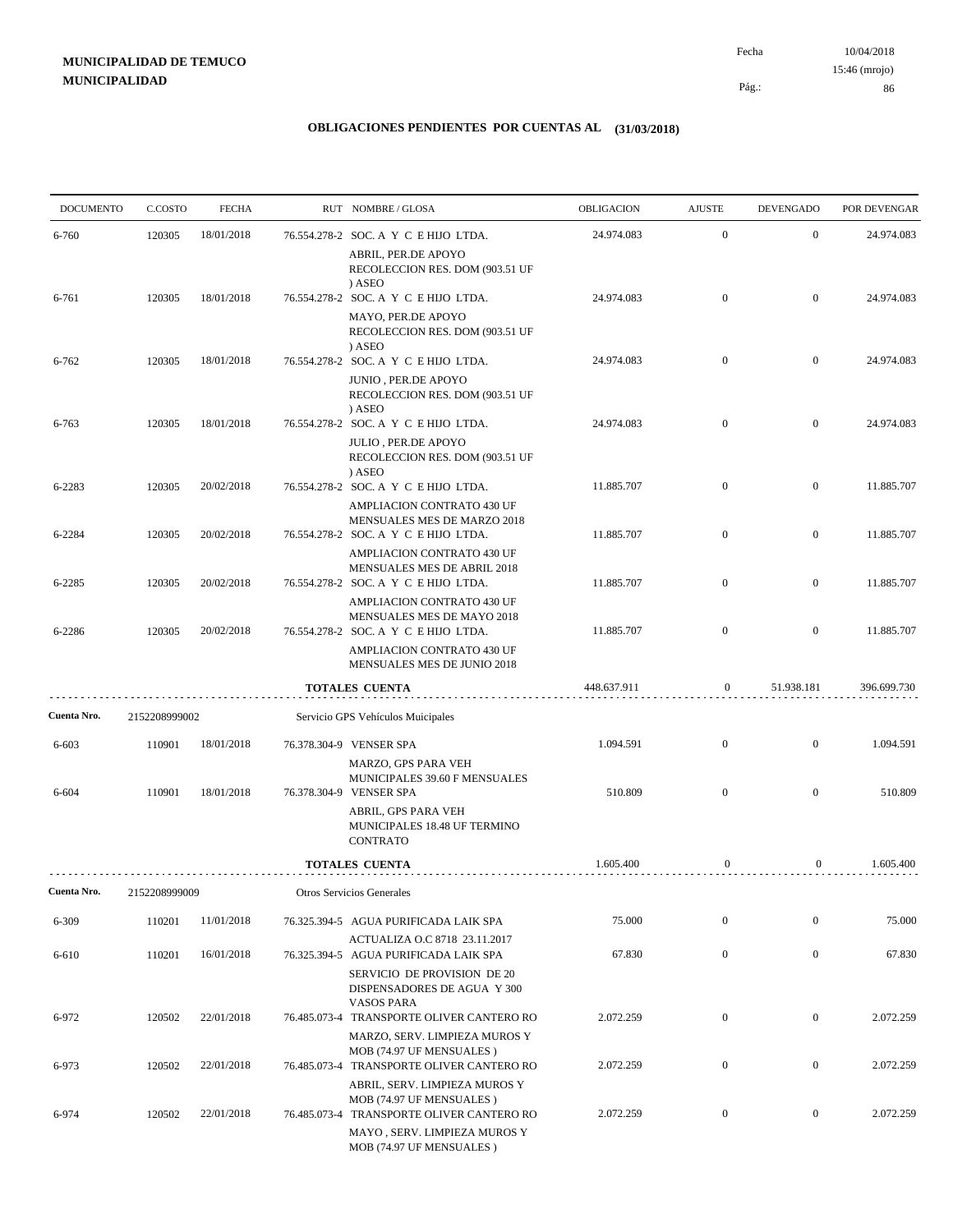**MUNICIPALIDAD DE TEMUCO**
**MUNICIPALIDAD**

Fecha 10/04/2018
15:46 (mrojo)

## OBLIGACIONES PENDIENTES POR CUENTAS AL (31/03/2018)

| DOCUMENTO | C.COSTO | FECHA | RUT NOMBRE / GLOSA | OBLIGACION | AJUSTE | DEVENGADO | POR DEVENGAR |
|---|---|---|---|---|---|---|---|
| 6-760 | 120305 | 18/01/2018 | 76.554.278-2 SOC. A Y C E HIJO LTDA. ABRIL, PER.DE APOYO RECOLECCION RES. DOM (903.51 UF ) ASEO | 24.974.083 | 0 | 0 | 24.974.083 |
| 6-761 | 120305 | 18/01/2018 | 76.554.278-2 SOC. A Y C E HIJO LTDA. MAYO, PER.DE APOYO RECOLECCION RES. DOM (903.51 UF ) ASEO | 24.974.083 | 0 | 0 | 24.974.083 |
| 6-762 | 120305 | 18/01/2018 | 76.554.278-2 SOC. A Y C E HIJO LTDA. JUNIO , PER.DE APOYO RECOLECCION RES. DOM (903.51 UF ) ASEO | 24.974.083 | 0 | 0 | 24.974.083 |
| 6-763 | 120305 | 18/01/2018 | 76.554.278-2 SOC. A Y C E HIJO LTDA. JULIO , PER.DE APOYO RECOLECCION RES. DOM (903.51 UF ) ASEO | 24.974.083 | 0 | 0 | 24.974.083 |
| 6-2283 | 120305 | 20/02/2018 | 76.554.278-2 SOC. A Y C E HIJO LTDA. AMPLIACION CONTRATO 430 UF MENSUALES MES DE MARZO 2018 | 11.885.707 | 0 | 0 | 11.885.707 |
| 6-2284 | 120305 | 20/02/2018 | 76.554.278-2 SOC. A Y C E HIJO LTDA. AMPLIACION CONTRATO 430 UF MENSUALES MES DE ABRIL 2018 | 11.885.707 | 0 | 0 | 11.885.707 |
| 6-2285 | 120305 | 20/02/2018 | 76.554.278-2 SOC. A Y C E HIJO LTDA. AMPLIACION CONTRATO 430 UF MENSUALES MES DE MAYO 2018 | 11.885.707 | 0 | 0 | 11.885.707 |
| 6-2286 | 120305 | 20/02/2018 | 76.554.278-2 SOC. A Y C E HIJO LTDA. AMPLIACION CONTRATO 430 UF MENSUALES MES DE JUNIO 2018 | 11.885.707 | 0 | 0 | 11.885.707 |
| | | | **TOTALES CUENTA** | 448.637.911 | 0 | 51.938.181 | 396.699.730 |
| **Cuenta Nro.** | 2152208999002 | | Servicio GPS Vehículos Muicipales | | | | |
| 6-603 | 110901 | 18/01/2018 | 76.378.304-9 VENSER SPA MARZO, GPS PARA VEH MUNICIPALES 39.60 F MENSUALES | 1.094.591 | 0 | 0 | 1.094.591 |
| 6-604 | 110901 | 18/01/2018 | 76.378.304-9 VENSER SPA ABRIL, GPS PARA VEH MUNICIPALES 18.48 UF TERMINO CONTRATO | 510.809 | 0 | 0 | 510.809 |
| | | | **TOTALES CUENTA** | 1.605.400 | 0 | 0 | 1.605.400 |
| **Cuenta Nro.** | 2152208999009 | | Otros Servicios Generales | | | | |
| 6-309 | 110201 | 11/01/2018 | 76.325.394-5 AGUA PURIFICADA LAIK SPA ACTUALIZA O.C 8718 23.11.2017 | 75.000 | 0 | 0 | 75.000 |
| 6-610 | 110201 | 16/01/2018 | 76.325.394-5 AGUA PURIFICADA LAIK SPA SERVICIO DE PROVISION DE 20 DISPENSADORES DE AGUA Y 300 VASOS PARA | 67.830 | 0 | 0 | 67.830 |
| 6-972 | 120502 | 22/01/2018 | 76.485.073-4 TRANSPORTE OLIVER CANTERO RO MARZO, SERV. LIMPIEZA MUROS Y MOB (74.97 UF MENSUALES ) | 2.072.259 | 0 | 0 | 2.072.259 |
| 6-973 | 120502 | 22/01/2018 | 76.485.073-4 TRANSPORTE OLIVER CANTERO RO ABRIL, SERV. LIMPIEZA MUROS Y MOB (74.97 UF MENSUALES ) | 2.072.259 | 0 | 0 | 2.072.259 |
| 6-974 | 120502 | 22/01/2018 | 76.485.073-4 TRANSPORTE OLIVER CANTERO RO MAYO , SERV. LIMPIEZA MUROS Y MOB (74.97 UF MENSUALES ) | 2.072.259 | 0 | 0 | 2.072.259 |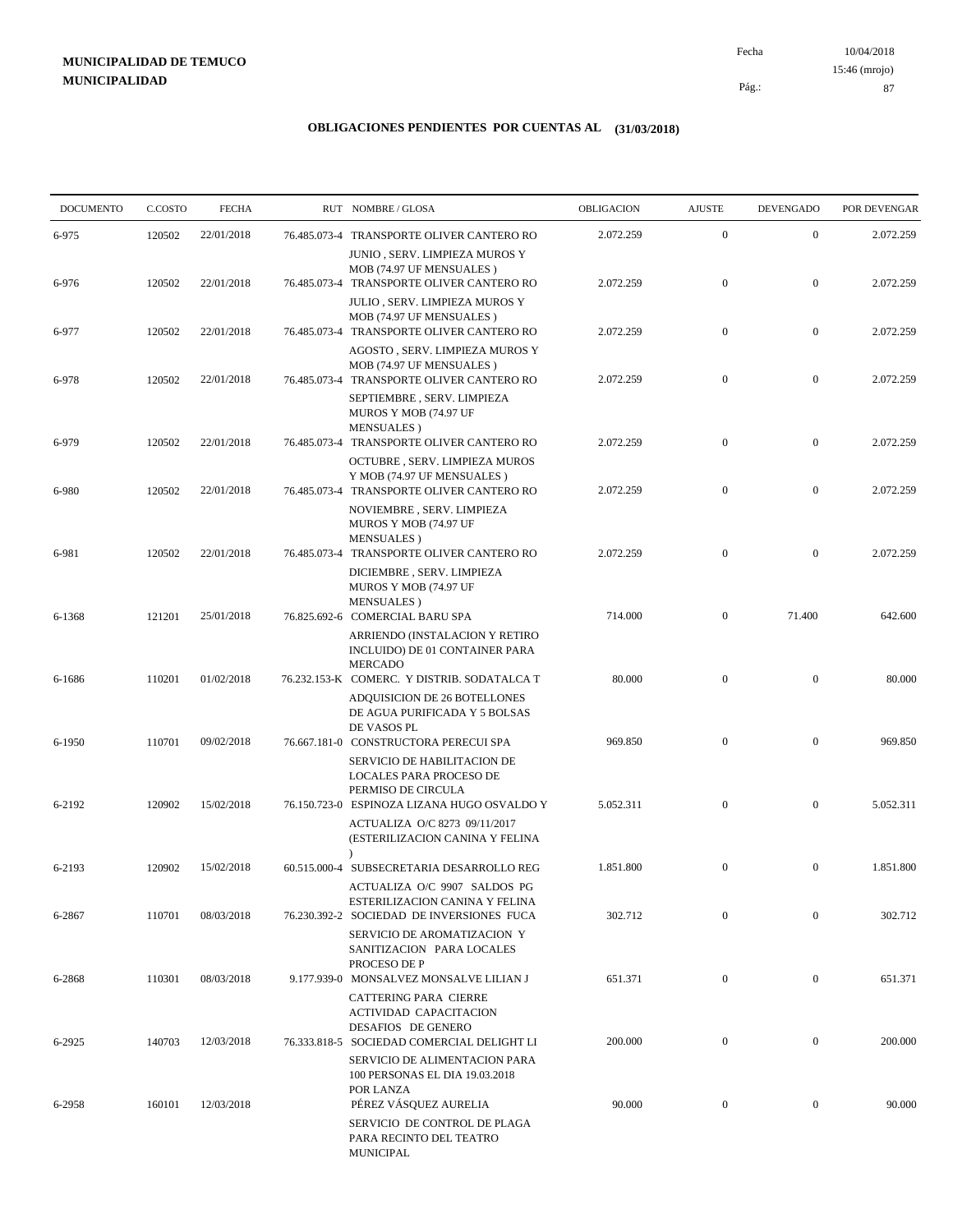**MUNICIPALIDAD DE TEMUCO**
**MUNICIPALIDAD**

Fecha 10/04/2018
15:46 (mrojo)

## OBLIGACIONES PENDIENTES POR CUENTAS AL (31/03/2018)

| DOCUMENTO | C.COSTO | FECHA | RUT | NOMBRE / GLOSA | OBLIGACION | AJUSTE | DEVENGADO | POR DEVENGAR |
|---|---|---|---|---|---|---|---|---|
| 6-975 | 120502 | 22/01/2018 | 76.485.073-4 | TRANSPORTE OLIVER CANTERO RO JUNIO , SERV. LIMPIEZA MUROS Y MOB (74.97 UF MENSUALES ) | 2.072.259 | 0 | 0 | 2.072.259 |
| 6-976 | 120502 | 22/01/2018 | 76.485.073-4 | TRANSPORTE OLIVER CANTERO RO JULIO , SERV. LIMPIEZA MUROS Y MOB (74.97 UF MENSUALES ) | 2.072.259 | 0 | 0 | 2.072.259 |
| 6-977 | 120502 | 22/01/2018 | 76.485.073-4 | TRANSPORTE OLIVER CANTERO RO AGOSTO , SERV. LIMPIEZA MUROS Y MOB (74.97 UF MENSUALES ) | 2.072.259 | 0 | 0 | 2.072.259 |
| 6-978 | 120502 | 22/01/2018 | 76.485.073-4 | TRANSPORTE OLIVER CANTERO RO SEPTIEMBRE , SERV. LIMPIEZA MUROS Y MOB (74.97 UF MENSUALES ) | 2.072.259 | 0 | 0 | 2.072.259 |
| 6-979 | 120502 | 22/01/2018 | 76.485.073-4 | TRANSPORTE OLIVER CANTERO RO OCTUBRE , SERV. LIMPIEZA MUROS Y MOB (74.97 UF MENSUALES ) | 2.072.259 | 0 | 0 | 2.072.259 |
| 6-980 | 120502 | 22/01/2018 | 76.485.073-4 | TRANSPORTE OLIVER CANTERO RO NOVIEMBRE , SERV. LIMPIEZA MUROS Y MOB (74.97 UF MENSUALES ) | 2.072.259 | 0 | 0 | 2.072.259 |
| 6-981 | 120502 | 22/01/2018 | 76.485.073-4 | TRANSPORTE OLIVER CANTERO RO DICIEMBRE , SERV. LIMPIEZA MUROS Y MOB (74.97 UF MENSUALES ) | 2.072.259 | 0 | 0 | 2.072.259 |
| 6-1368 | 121201 | 25/01/2018 | 76.825.692-6 | COMERCIAL BARU SPA ARRIENDO (INSTALACION Y RETIRO INCLUIDO) DE 01 CONTAINER PARA MERCADO | 714.000 | 0 | 71.400 | 642.600 |
| 6-1686 | 110201 | 01/02/2018 | 76.232.153-K | COMERC. Y DISTRIB. SODATALCA T ADQUISICION DE 26 BOTELLONES DE AGUA PURIFICADA Y 5 BOLSAS DE VASOS PL | 80.000 | 0 | 0 | 80.000 |
| 6-1950 | 110701 | 09/02/2018 | 76.667.181-0 | CONSTRUCTORA PERECUI SPA SERVICIO DE HABILITACION DE LOCALES PARA PROCESO DE PERMISO DE CIRCULA | 969.850 | 0 | 0 | 969.850 |
| 6-2192 | 120902 | 15/02/2018 | 76.150.723-0 | ESPINOZA LIZANA HUGO OSVALDO Y ACTUALIZA O/C 8273 09/11/2017 (ESTERILIZACION CANINA Y FELINA ) | 5.052.311 | 0 | 0 | 5.052.311 |
| 6-2193 | 120902 | 15/02/2018 | 60.515.000-4 | SUBSECRETARIA DESARROLLO REG ACTUALIZA O/C 9907 SALDOS PG ESTERILIZACION CANINA Y FELINA | 1.851.800 | 0 | 0 | 1.851.800 |
| 6-2867 | 110701 | 08/03/2018 | 76.230.392-2 | SOCIEDAD DE INVERSIONES FUCA SERVICIO DE AROMATIZACION Y SANITIZACION PARA LOCALES PROCESO DE P | 302.712 | 0 | 0 | 302.712 |
| 6-2868 | 110301 | 08/03/2018 | 9.177.939-0 | MONSALVEZ MONSALVE LILIAN J CATTERING PARA CIERRE ACTIVIDAD CAPACITACION DESAFIOS DE GENERO | 651.371 | 0 | 0 | 651.371 |
| 6-2925 | 140703 | 12/03/2018 | 76.333.818-5 | SOCIEDAD COMERCIAL DELIGHT LI SERVICIO DE ALIMENTACION PARA 100 PERSONAS EL DIA 19.03.2018 POR LANZA | 200.000 | 0 | 0 | 200.000 |
| 6-2958 | 160101 | 12/03/2018 | | PÉREZ VÁSQUEZ AURELIA SERVICIO DE CONTROL DE PLAGA PARA RECINTO DEL TEATRO MUNICIPAL | 90.000 | 0 | 0 | 90.000 |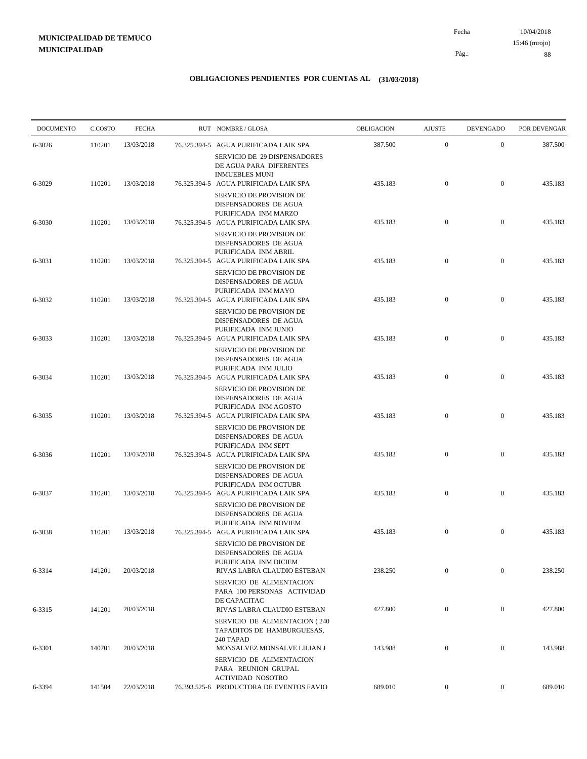**MUNICIPALIDAD DE TEMUCO**
**MUNICIPALIDAD**

Fecha 10/04/2018
15:46 (mrojo)

# OBLIGACIONES PENDIENTES POR CUENTAS AL (31/03/2018)

| DOCUMENTO | C.COSTO | FECHA | RUT | NOMBRE / GLOSA | OBLIGACION | AJUSTE | DEVENGADO | POR DEVENGAR |
|---|---|---|---|---|---|---|---|---|
| 6-3026 | 110201 | 13/03/2018 | 76.325.394-5 | AGUA PURIFICADA LAIK SPA<br>SERVICIO DE 29 DISPENSADORES DE AGUA PARA DIFERENTES INMUEBLES MUNI | 387.500 | 0 | 0 | 387.500 |
| 6-3029 | 110201 | 13/03/2018 | 76.325.394-5 | AGUA PURIFICADA LAIK SPA<br>SERVICIO DE PROVISION DE DISPENSADORES DE AGUA PURIFICADA INM MARZO | 435.183 | 0 | 0 | 435.183 |
| 6-3030 | 110201 | 13/03/2018 | 76.325.394-5 | AGUA PURIFICADA LAIK SPA<br>SERVICIO DE PROVISION DE DISPENSADORES DE AGUA PURIFICADA INM ABRIL | 435.183 | 0 | 0 | 435.183 |
| 6-3031 | 110201 | 13/03/2018 | 76.325.394-5 | AGUA PURIFICADA LAIK SPA<br>SERVICIO DE PROVISION DE DISPENSADORES DE AGUA PURIFICADA INM MAYO | 435.183 | 0 | 0 | 435.183 |
| 6-3032 | 110201 | 13/03/2018 | 76.325.394-5 | AGUA PURIFICADA LAIK SPA<br>SERVICIO DE PROVISION DE DISPENSADORES DE AGUA PURIFICADA INM JUNIO | 435.183 | 0 | 0 | 435.183 |
| 6-3033 | 110201 | 13/03/2018 | 76.325.394-5 | AGUA PURIFICADA LAIK SPA<br>SERVICIO DE PROVISION DE DISPENSADORES DE AGUA PURIFICADA INM JULIO | 435.183 | 0 | 0 | 435.183 |
| 6-3034 | 110201 | 13/03/2018 | 76.325.394-5 | AGUA PURIFICADA LAIK SPA<br>SERVICIO DE PROVISION DE DISPENSADORES DE AGUA PURIFICADA INM AGOSTO | 435.183 | 0 | 0 | 435.183 |
| 6-3035 | 110201 | 13/03/2018 | 76.325.394-5 | AGUA PURIFICADA LAIK SPA<br>SERVICIO DE PROVISION DE DISPENSADORES DE AGUA PURIFICADA INM SEPT | 435.183 | 0 | 0 | 435.183 |
| 6-3036 | 110201 | 13/03/2018 | 76.325.394-5 | AGUA PURIFICADA LAIK SPA<br>SERVICIO DE PROVISION DE DISPENSADORES DE AGUA PURIFICADA INM OCTUBR | 435.183 | 0 | 0 | 435.183 |
| 6-3037 | 110201 | 13/03/2018 | 76.325.394-5 | AGUA PURIFICADA LAIK SPA<br>SERVICIO DE PROVISION DE DISPENSADORES DE AGUA PURIFICADA INM NOVIEM | 435.183 | 0 | 0 | 435.183 |
| 6-3038 | 110201 | 13/03/2018 | 76.325.394-5 | AGUA PURIFICADA LAIK SPA<br>SERVICIO DE PROVISION DE DISPENSADORES DE AGUA PURIFICADA INM DICIEM | 435.183 | 0 | 0 | 435.183 |
| 6-3314 | 141201 | 20/03/2018 | | RIVAS LABRA CLAUDIO ESTEBAN<br>SERVICIO DE ALIMENTACION PARA 100 PERSONAS ACTIVIDAD DE CAPACITAC | 238.250 | 0 | 0 | 238.250 |
| 6-3315 | 141201 | 20/03/2018 | | RIVAS LABRA CLAUDIO ESTEBAN<br>SERVICIO DE ALIMENTACION ( 240 TAPADITOS DE HAMBURGUESAS, 240 TAPAD | 427.800 | 0 | 0 | 427.800 |
| 6-3301 | 140701 | 20/03/2018 | | MONSALVEZ MONSALVE LILIAN J<br>SERVICIO DE ALIMENTACION PARA REUNION GRUPAL ACTIVIDAD NOSOTRO | 143.988 | 0 | 0 | 143.988 |
| 6-3394 | 141504 | 22/03/2018 | 76.393.525-6 | PRODUCTORA DE EVENTOS FAVIO | 689.010 | 0 | 0 | 689.010 |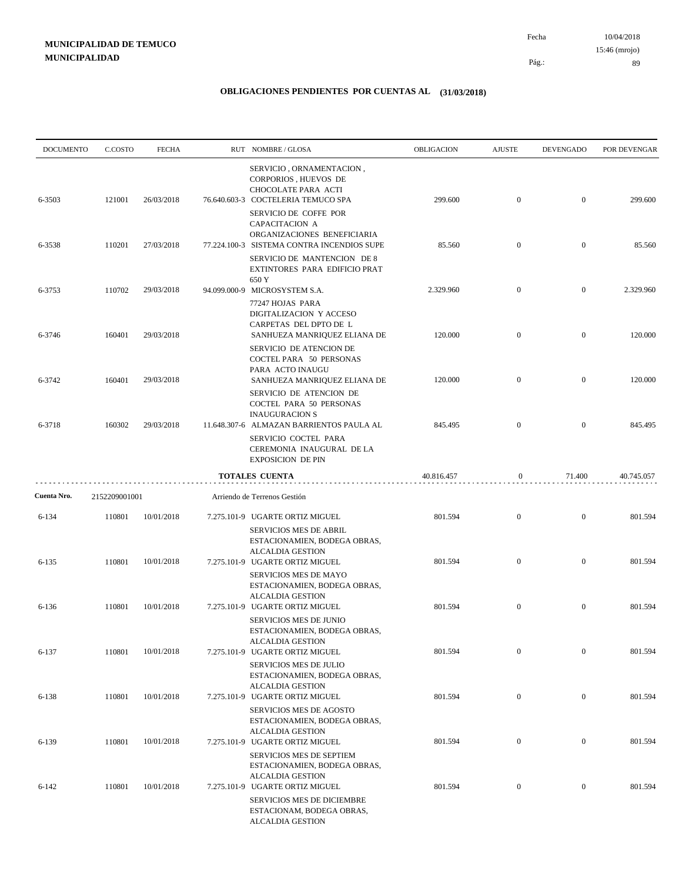**MUNICIPALIDAD DE TEMUCO**
**MUNICIPALIDAD**

Fecha 10/04/2018
15:46 (mrojo)

## OBLIGACIONES PENDIENTES POR CUENTAS AL (31/03/2018)

| DOCUMENTO | C.COSTO | FECHA | RUT NOMBRE / GLOSA | OBLIGACION | AJUSTE | DEVENGADO | POR DEVENGAR |
|---|---|---|---|---|---|---|---|
| | | | SERVICIO , ORNAMENTACION , CORPORIOS , HUEVOS DE CHOCOLATE PARA ACTI | | | | |
| 6-3503 | 121001 | 26/03/2018 | 76.640.603-3 COCTELERIA TEMUCO SPA | 299.600 | 0 | 0 | 299.600 |
| | | | SERVICIO DE COFFE POR CAPACITACION A ORGANIZACIONES BENEFICIARIA | | | | |
| 6-3538 | 110201 | 27/03/2018 | 77.224.100-3 SISTEMA CONTRA INCENDIOS SUPE | 85.560 | 0 | 0 | 85.560 |
| | | | SERVICIO DE MANTENCION DE 8 EXTINTORES PARA EDIFICIO PRAT 650 Y | | | | |
| 6-3753 | 110702 | 29/03/2018 | 94.099.000-9 MICROSYSTEM S.A. | 2.329.960 | 0 | 0 | 2.329.960 |
| | | | 77247 HOJAS PARA DIGITALIZACION Y ACCESO CARPETAS DEL DPTO DE L | | | | |
| 6-3746 | 160401 | 29/03/2018 | SANHUEZA MANRIQUEZ ELIANA DE | 120.000 | 0 | 0 | 120.000 |
| | | | SERVICIO DE ATENCION DE COCTEL PARA 50 PERSONAS PARA ACTO INAUGU | | | | |
| 6-3742 | 160401 | 29/03/2018 | SANHUEZA MANRIQUEZ ELIANA DE | 120.000 | 0 | 0 | 120.000 |
| | | | SERVICIO DE ATENCION DE COCTEL PARA 50 PERSONAS INAUGURACION S | | | | |
| 6-3718 | 160302 | 29/03/2018 | 11.648.307-6 ALMAZAN BARRIENTOS PAULA AL | 845.495 | 0 | 0 | 845.495 |
| | | | SERVICIO COCTEL PARA CEREMONIA INAUGURAL DE LA EXPOSICION DE PIN | | | | |
| | | | **TOTALES CUENTA** | 40.816.457 | 0 | 71.400 | 40.745.057 |
| **Cuenta Nro.** | 2152209001001 | | Arriendo de Terrenos Gestión | | | | |
| 6-134 | 110801 | 10/01/2018 | 7.275.101-9 UGARTE ORTIZ MIGUEL | 801.594 | 0 | 0 | 801.594 |
| | | | SERVICIOS MES DE ABRIL ESTACIONAMIEN, BODEGA OBRAS, ALCALDIA GESTION | | | | |
| 6-135 | 110801 | 10/01/2018 | 7.275.101-9 UGARTE ORTIZ MIGUEL | 801.594 | 0 | 0 | 801.594 |
| | | | SERVICIOS MES DE MAYO ESTACIONAMIEN, BODEGA OBRAS, ALCALDIA GESTION | | | | |
| 6-136 | 110801 | 10/01/2018 | 7.275.101-9 UGARTE ORTIZ MIGUEL | 801.594 | 0 | 0 | 801.594 |
| | | | SERVICIOS MES DE JUNIO ESTACIONAMIEN, BODEGA OBRAS, ALCALDIA GESTION | | | | |
| 6-137 | 110801 | 10/01/2018 | 7.275.101-9 UGARTE ORTIZ MIGUEL | 801.594 | 0 | 0 | 801.594 |
| | | | SERVICIOS MES DE JULIO ESTACIONAMIEN, BODEGA OBRAS, ALCALDIA GESTION | | | | |
| 6-138 | 110801 | 10/01/2018 | 7.275.101-9 UGARTE ORTIZ MIGUEL | 801.594 | 0 | 0 | 801.594 |
| | | | SERVICIOS MES DE AGOSTO ESTACIONAMIEN, BODEGA OBRAS, ALCALDIA GESTION | | | | |
| 6-139 | 110801 | 10/01/2018 | 7.275.101-9 UGARTE ORTIZ MIGUEL | 801.594 | 0 | 0 | 801.594 |
| | | | SERVICIOS MES DE SEPTIEM ESTACIONAMIEN, BODEGA OBRAS, ALCALDIA GESTION | | | | |
| 6-142 | 110801 | 10/01/2018 | 7.275.101-9 UGARTE ORTIZ MIGUEL | 801.594 | 0 | 0 | 801.594 |
| | | | SERVICIOS MES DE DICIEMBRE ESTACIONAM, BODEGA OBRAS, ALCALDIA GESTION | | | | |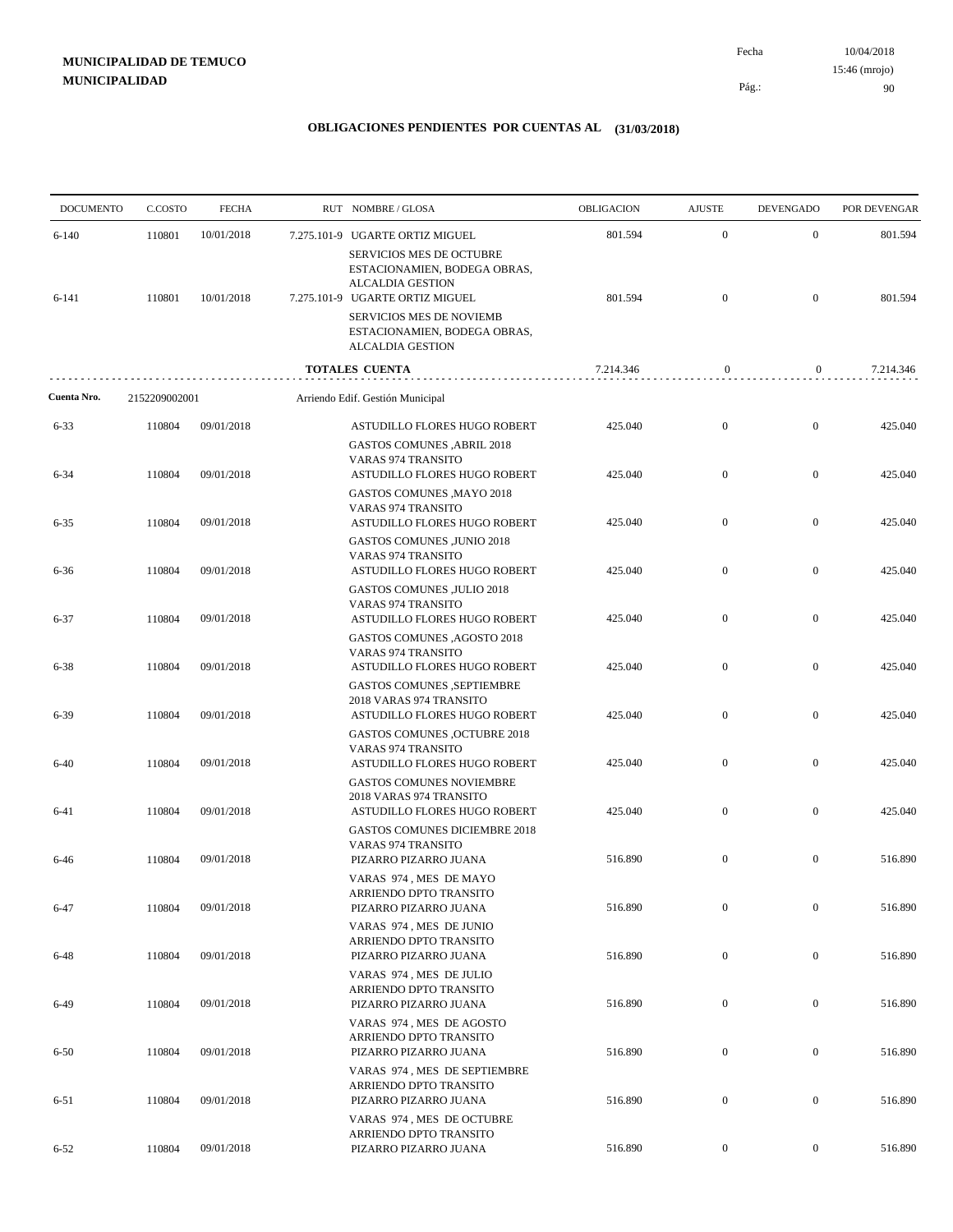**MUNICIPALIDAD DE TEMUCO**
**MUNICIPALIDAD**

Fecha 10/04/2018
15:46 (mrojo)

## OBLIGACIONES PENDIENTES POR CUENTAS AL (31/03/2018)

| DOCUMENTO | C.COSTO | FECHA | RUT NOMBRE / GLOSA | OBLIGACION | AJUSTE | DEVENGADO | POR DEVENGAR |
|---|---|---|---|---|---|---|---|
| 6-140 | 110801 | 10/01/2018 | 7.275.101-9 UGARTE ORTIZ MIGUEL<br>SERVICIOS MES DE OCTUBRE ESTACIONAMIEN, BODEGA OBRAS, ALCALDIA GESTION | 801.594 | 0 | 0 | 801.594 |
| 6-141 | 110801 | 10/01/2018 | 7.275.101-9 UGARTE ORTIZ MIGUEL<br>SERVICIOS MES DE NOVIEMB ESTACIONAMIEN, BODEGA OBRAS, ALCALDIA GESTION | 801.594 | 0 | 0 | 801.594 |
| | | | **TOTALES CUENTA** | 7.214.346 | 0 | 0 | 7.214.346 |
| **Cuenta Nro.** | 2152209002001 | | Arriendo Edif. Gestión Municipal | | | | |
| 6-33 | 110804 | 09/01/2018 | ASTUDILLO FLORES HUGO ROBERT<br>GASTOS COMUNES ,ABRIL 2018 VARAS 974 TRANSITO | 425.040 | 0 | 0 | 425.040 |
| 6-34 | 110804 | 09/01/2018 | ASTUDILLO FLORES HUGO ROBERT<br>GASTOS COMUNES ,MAYO 2018 VARAS 974 TRANSITO | 425.040 | 0 | 0 | 425.040 |
| 6-35 | 110804 | 09/01/2018 | ASTUDILLO FLORES HUGO ROBERT<br>GASTOS COMUNES ,JUNIO 2018 VARAS 974 TRANSITO | 425.040 | 0 | 0 | 425.040 |
| 6-36 | 110804 | 09/01/2018 | ASTUDILLO FLORES HUGO ROBERT<br>GASTOS COMUNES ,JULIO 2018 VARAS 974 TRANSITO | 425.040 | 0 | 0 | 425.040 |
| 6-37 | 110804 | 09/01/2018 | ASTUDILLO FLORES HUGO ROBERT<br>GASTOS COMUNES ,AGOSTO 2018 VARAS 974 TRANSITO | 425.040 | 0 | 0 | 425.040 |
| 6-38 | 110804 | 09/01/2018 | ASTUDILLO FLORES HUGO ROBERT<br>GASTOS COMUNES ,SEPTIEMBRE 2018 VARAS 974 TRANSITO | 425.040 | 0 | 0 | 425.040 |
| 6-39 | 110804 | 09/01/2018 | ASTUDILLO FLORES HUGO ROBERT<br>GASTOS COMUNES ,OCTUBRE 2018 VARAS 974 TRANSITO | 425.040 | 0 | 0 | 425.040 |
| 6-40 | 110804 | 09/01/2018 | ASTUDILLO FLORES HUGO ROBERT<br>GASTOS COMUNES NOVIEMBRE 2018 VARAS 974 TRANSITO | 425.040 | 0 | 0 | 425.040 |
| 6-41 | 110804 | 09/01/2018 | ASTUDILLO FLORES HUGO ROBERT<br>GASTOS COMUNES DICIEMBRE 2018 VARAS 974 TRANSITO | 425.040 | 0 | 0 | 425.040 |
| 6-46 | 110804 | 09/01/2018 | PIZARRO PIZARRO JUANA<br>VARAS 974 , MES DE MAYO ARRIENDO DPTO TRANSITO | 516.890 | 0 | 0 | 516.890 |
| 6-47 | 110804 | 09/01/2018 | PIZARRO PIZARRO JUANA<br>VARAS 974 , MES DE JUNIO ARRIENDO DPTO TRANSITO | 516.890 | 0 | 0 | 516.890 |
| 6-48 | 110804 | 09/01/2018 | PIZARRO PIZARRO JUANA<br>VARAS 974 , MES DE JULIO ARRIENDO DPTO TRANSITO | 516.890 | 0 | 0 | 516.890 |
| 6-49 | 110804 | 09/01/2018 | PIZARRO PIZARRO JUANA<br>VARAS 974 , MES DE AGOSTO ARRIENDO DPTO TRANSITO | 516.890 | 0 | 0 | 516.890 |
| 6-50 | 110804 | 09/01/2018 | PIZARRO PIZARRO JUANA<br>VARAS 974 , MES DE SEPTIEMBRE ARRIENDO DPTO TRANSITO | 516.890 | 0 | 0 | 516.890 |
| 6-51 | 110804 | 09/01/2018 | PIZARRO PIZARRO JUANA<br>VARAS 974 , MES DE OCTUBRE ARRIENDO DPTO TRANSITO | 516.890 | 0 | 0 | 516.890 |
| 6-52 | 110804 | 09/01/2018 | PIZARRO PIZARRO JUANA | 516.890 | 0 | 0 | 516.890 |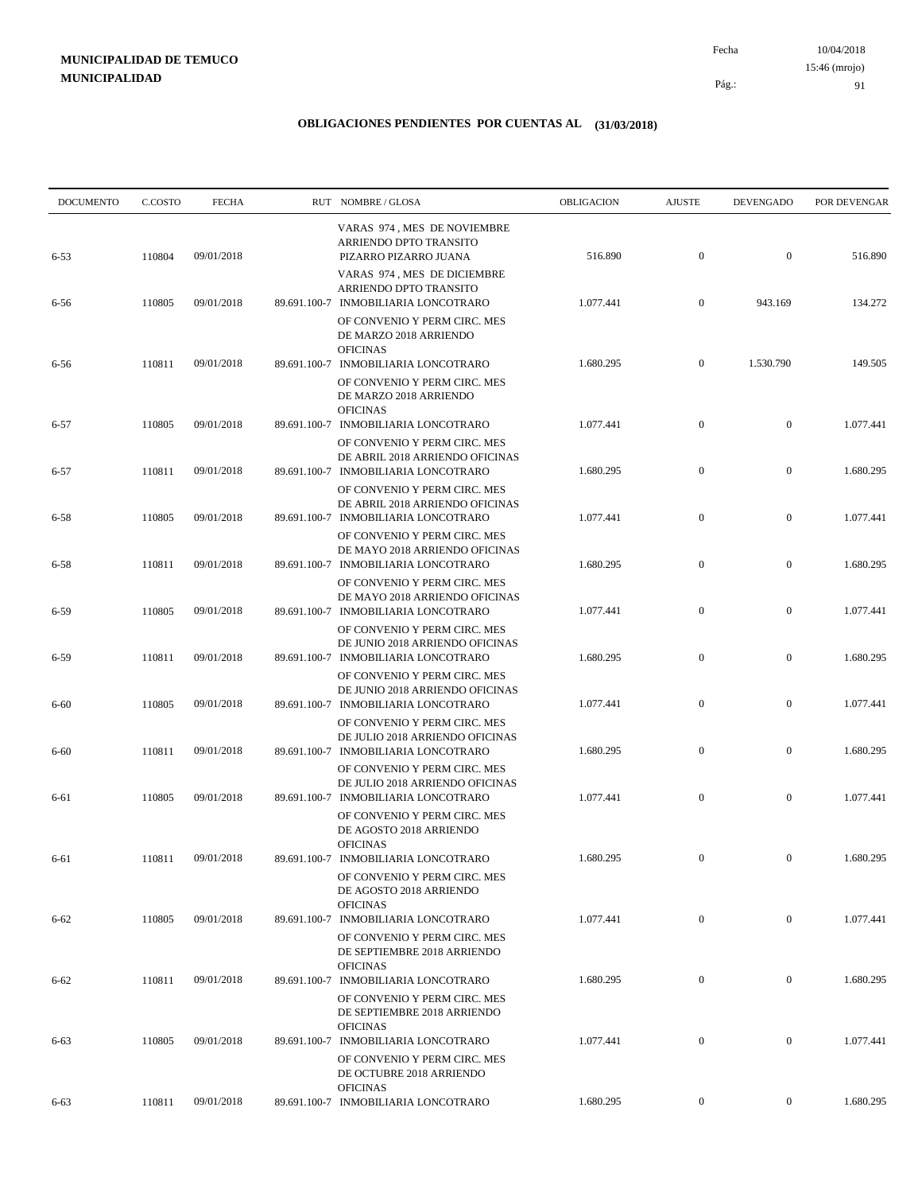**MUNICIPALIDAD DE TEMUCO**
**MUNICIPALIDAD**

Fecha 10/04/2018
15:46 (mrojo)

## OBLIGACIONES PENDIENTES POR CUENTAS AL (31/03/2018)

| DOCUMENTO | C.COSTO | FECHA | RUT | NOMBRE / GLOSA | OBLIGACION | AJUSTE | DEVENGADO | POR DEVENGAR |
|---|---|---|---|---|---|---|---|---|
| 6-53 | 110804 | 09/01/2018 | | VARAS 974 , MES DE NOVIEMBRE ARRIENDO DPTO TRANSITO PIZARRO PIZARRO JUANA | 516.890 | 0 | 0 | 516.890 |
| 6-56 | 110805 | 09/01/2018 | 89.691.100-7 | VARAS 974 , MES DE DICIEMBRE ARRIENDO DPTO TRANSITO INMOBILIARIA LONCOTRARO | 1.077.441 | 0 | 943.169 | 134.272 |
| 6-56 | 110811 | 09/01/2018 | 89.691.100-7 | OF CONVENIO Y PERM CIRC. MES DE MARZO 2018 ARRIENDO OFICINAS INMOBILIARIA LONCOTRARO | 1.680.295 | 0 | 1.530.790 | 149.505 |
| 6-57 | 110805 | 09/01/2018 | 89.691.100-7 | OF CONVENIO Y PERM CIRC. MES DE MARZO 2018 ARRIENDO OFICINAS INMOBILIARIA LONCOTRARO | 1.077.441 | 0 | 0 | 1.077.441 |
| 6-57 | 110811 | 09/01/2018 | 89.691.100-7 | OF CONVENIO Y PERM CIRC. MES DE ABRIL 2018 ARRIENDO OFICINAS INMOBILIARIA LONCOTRARO | 1.680.295 | 0 | 0 | 1.680.295 |
| 6-58 | 110805 | 09/01/2018 | 89.691.100-7 | OF CONVENIO Y PERM CIRC. MES DE ABRIL 2018 ARRIENDO OFICINAS INMOBILIARIA LONCOTRARO | 1.077.441 | 0 | 0 | 1.077.441 |
| 6-58 | 110811 | 09/01/2018 | 89.691.100-7 | OF CONVENIO Y PERM CIRC. MES DE MAYO 2018 ARRIENDO OFICINAS INMOBILIARIA LONCOTRARO | 1.680.295 | 0 | 0 | 1.680.295 |
| 6-59 | 110805 | 09/01/2018 | 89.691.100-7 | OF CONVENIO Y PERM CIRC. MES DE MAYO 2018 ARRIENDO OFICINAS INMOBILIARIA LONCOTRARO | 1.077.441 | 0 | 0 | 1.077.441 |
| 6-59 | 110811 | 09/01/2018 | 89.691.100-7 | OF CONVENIO Y PERM CIRC. MES DE JUNIO 2018 ARRIENDO OFICINAS INMOBILIARIA LONCOTRARO | 1.680.295 | 0 | 0 | 1.680.295 |
| 6-60 | 110805 | 09/01/2018 | 89.691.100-7 | OF CONVENIO Y PERM CIRC. MES DE JUNIO 2018 ARRIENDO OFICINAS INMOBILIARIA LONCOTRARO | 1.077.441 | 0 | 0 | 1.077.441 |
| 6-60 | 110811 | 09/01/2018 | 89.691.100-7 | OF CONVENIO Y PERM CIRC. MES DE JULIO 2018 ARRIENDO OFICINAS INMOBILIARIA LONCOTRARO | 1.680.295 | 0 | 0 | 1.680.295 |
| 6-61 | 110805 | 09/01/2018 | 89.691.100-7 | OF CONVENIO Y PERM CIRC. MES DE JULIO 2018 ARRIENDO OFICINAS INMOBILIARIA LONCOTRARO | 1.077.441 | 0 | 0 | 1.077.441 |
| 6-61 | 110811 | 09/01/2018 | 89.691.100-7 | OF CONVENIO Y PERM CIRC. MES DE AGOSTO 2018 ARRIENDO OFICINAS INMOBILIARIA LONCOTRARO | 1.680.295 | 0 | 0 | 1.680.295 |
| 6-62 | 110805 | 09/01/2018 | 89.691.100-7 | OF CONVENIO Y PERM CIRC. MES DE AGOSTO 2018 ARRIENDO OFICINAS INMOBILIARIA LONCOTRARO | 1.077.441 | 0 | 0 | 1.077.441 |
| 6-62 | 110811 | 09/01/2018 | 89.691.100-7 | OF CONVENIO Y PERM CIRC. MES DE SEPTIEMBRE 2018 ARRIENDO OFICINAS INMOBILIARIA LONCOTRARO | 1.680.295 | 0 | 0 | 1.680.295 |
| 6-63 | 110805 | 09/01/2018 | 89.691.100-7 | OF CONVENIO Y PERM CIRC. MES DE SEPTIEMBRE 2018 ARRIENDO OFICINAS INMOBILIARIA LONCOTRARO | 1.077.441 | 0 | 0 | 1.077.441 |
| 6-63 | 110811 | 09/01/2018 | 89.691.100-7 | OF CONVENIO Y PERM CIRC. MES DE OCTUBRE 2018 ARRIENDO OFICINAS INMOBILIARIA LONCOTRARO | 1.680.295 | 0 | 0 | 1.680.295 |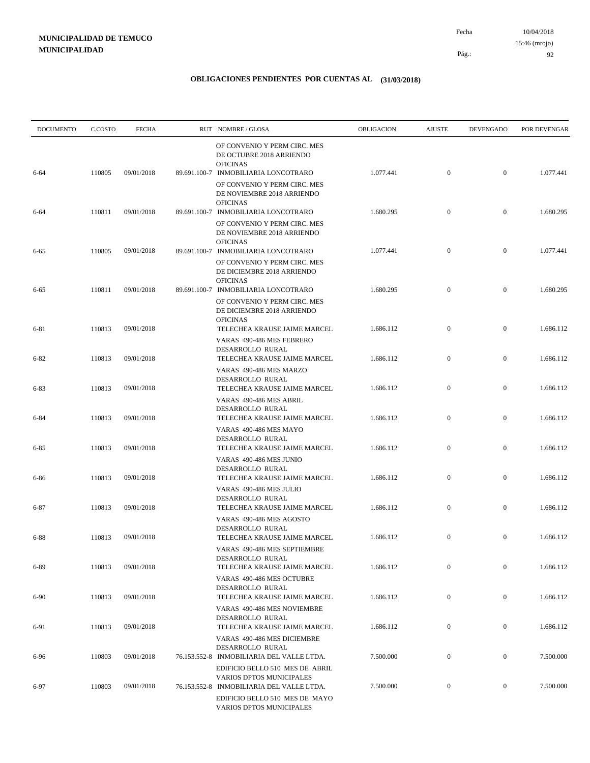**MUNICIPALIDAD DE TEMUCO**
**MUNICIPALIDAD**

Fecha 10/04/2018
15:46 (mrojo)

## OBLIGACIONES PENDIENTES POR CUENTAS AL (31/03/2018)

| DOCUMENTO | C.COSTO | FECHA | RUT | NOMBRE / GLOSA | OBLIGACION | AJUSTE | DEVENGADO | POR DEVENGAR |
|---|---|---|---|---|---|---|---|---|
| | | | | OF CONVENIO Y PERM CIRC. MES DE OCTUBRE 2018 ARRIENDO OFICINAS | | | | |
| 6-64 | 110805 | 09/01/2018 | 89.691.100-7 | INMOBILIARIA LONCOTRARO | 1.077.441 | 0 | 0 | 1.077.441 |
| | | | | OF CONVENIO Y PERM CIRC. MES DE NOVIEMBRE 2018 ARRIENDO OFICINAS | | | | |
| 6-64 | 110811 | 09/01/2018 | 89.691.100-7 | INMOBILIARIA LONCOTRARO | 1.680.295 | 0 | 0 | 1.680.295 |
| | | | | OF CONVENIO Y PERM CIRC. MES DE NOVIEMBRE 2018 ARRIENDO OFICINAS | | | | |
| 6-65 | 110805 | 09/01/2018 | 89.691.100-7 | INMOBILIARIA LONCOTRARO | 1.077.441 | 0 | 0 | 1.077.441 |
| | | | | OF CONVENIO Y PERM CIRC. MES DE DICIEMBRE 2018 ARRIENDO OFICINAS | | | | |
| 6-65 | 110811 | 09/01/2018 | 89.691.100-7 | INMOBILIARIA LONCOTRARO | 1.680.295 | 0 | 0 | 1.680.295 |
| | | | | OF CONVENIO Y PERM CIRC. MES DE DICIEMBRE 2018 ARRIENDO OFICINAS | | | | |
| 6-81 | 110813 | 09/01/2018 | | TELECHEA KRAUSE JAIME MARCEL | 1.686.112 | 0 | 0 | 1.686.112 |
| | | | | VARAS 490-486 MES FEBRERO DESARROLLO RURAL | | | | |
| 6-82 | 110813 | 09/01/2018 | | TELECHEA KRAUSE JAIME MARCEL | 1.686.112 | 0 | 0 | 1.686.112 |
| | | | | VARAS 490-486 MES MARZO DESARROLLO RURAL | | | | |
| 6-83 | 110813 | 09/01/2018 | | TELECHEA KRAUSE JAIME MARCEL | 1.686.112 | 0 | 0 | 1.686.112 |
| | | | | VARAS 490-486 MES ABRIL DESARROLLO RURAL | | | | |
| 6-84 | 110813 | 09/01/2018 | | TELECHEA KRAUSE JAIME MARCEL | 1.686.112 | 0 | 0 | 1.686.112 |
| | | | | VARAS 490-486 MES MAYO DESARROLLO RURAL | | | | |
| 6-85 | 110813 | 09/01/2018 | | TELECHEA KRAUSE JAIME MARCEL | 1.686.112 | 0 | 0 | 1.686.112 |
| | | | | VARAS 490-486 MES JUNIO DESARROLLO RURAL | | | | |
| 6-86 | 110813 | 09/01/2018 | | TELECHEA KRAUSE JAIME MARCEL | 1.686.112 | 0 | 0 | 1.686.112 |
| | | | | VARAS 490-486 MES JULIO DESARROLLO RURAL | | | | |
| 6-87 | 110813 | 09/01/2018 | | TELECHEA KRAUSE JAIME MARCEL | 1.686.112 | 0 | 0 | 1.686.112 |
| | | | | VARAS 490-486 MES AGOSTO DESARROLLO RURAL | | | | |
| 6-88 | 110813 | 09/01/2018 | | TELECHEA KRAUSE JAIME MARCEL | 1.686.112 | 0 | 0 | 1.686.112 |
| | | | | VARAS 490-486 MES SEPTIEMBRE DESARROLLO RURAL | | | | |
| 6-89 | 110813 | 09/01/2018 | | TELECHEA KRAUSE JAIME MARCEL | 1.686.112 | 0 | 0 | 1.686.112 |
| | | | | VARAS 490-486 MES OCTUBRE DESARROLLO RURAL | | | | |
| 6-90 | 110813 | 09/01/2018 | | TELECHEA KRAUSE JAIME MARCEL | 1.686.112 | 0 | 0 | 1.686.112 |
| | | | | VARAS 490-486 MES NOVIEMBRE DESARROLLO RURAL | | | | |
| 6-91 | 110813 | 09/01/2018 | | TELECHEA KRAUSE JAIME MARCEL | 1.686.112 | 0 | 0 | 1.686.112 |
| | | | | VARAS 490-486 MES DICIEMBRE DESARROLLO RURAL | | | | |
| 6-96 | 110803 | 09/01/2018 | 76.153.552-8 | INMOBILIARIA DEL VALLE LTDA. | 7.500.000 | 0 | 0 | 7.500.000 |
| | | | | EDIFICIO BELLO 510 MES DE ABRIL VARIOS DPTOS MUNICIPALES | | | | |
| 6-97 | 110803 | 09/01/2018 | 76.153.552-8 | INMOBILIARIA DEL VALLE LTDA. | 7.500.000 | 0 | 0 | 7.500.000 |
| | | | | EDIFICIO BELLO 510 MES DE MAYO VARIOS DPTOS MUNICIPALES | | | | |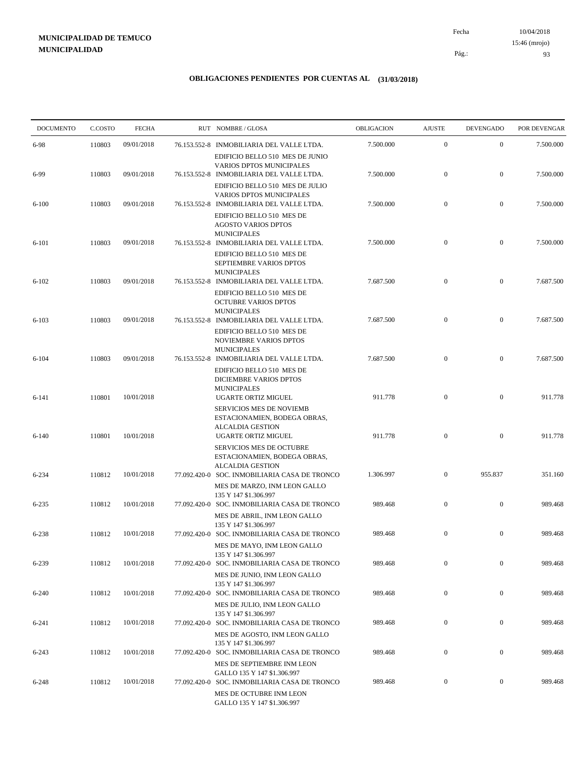**MUNICIPALIDAD DE TEMUCO**
**MUNICIPALIDAD**

Fecha 10/04/2018
15:46 (mrojo)

## OBLIGACIONES PENDIENTES POR CUENTAS AL (31/03/2018)

| DOCUMENTO | C.COSTO | FECHA | RUT NOMBRE / GLOSA | OBLIGACION | AJUSTE | DEVENGADO | POR DEVENGAR |
|---|---|---|---|---|---|---|---|
| 6-98 | 110803 | 09/01/2018 | 76.153.552-8 INMOBILIARIA DEL VALLE LTDA. EDIFICIO BELLO 510 MES DE JUNIO VARIOS DPTOS MUNICIPALES | 7.500.000 | 0 | 0 | 7.500.000 |
| 6-99 | 110803 | 09/01/2018 | 76.153.552-8 INMOBILIARIA DEL VALLE LTDA. EDIFICIO BELLO 510 MES DE JULIO VARIOS DPTOS MUNICIPALES | 7.500.000 | 0 | 0 | 7.500.000 |
| 6-100 | 110803 | 09/01/2018 | 76.153.552-8 INMOBILIARIA DEL VALLE LTDA. EDIFICIO BELLO 510 MES DE AGOSTO VARIOS DPTOS MUNICIPALES | 7.500.000 | 0 | 0 | 7.500.000 |
| 6-101 | 110803 | 09/01/2018 | 76.153.552-8 INMOBILIARIA DEL VALLE LTDA. EDIFICIO BELLO 510 MES DE SEPTIEMBRE VARIOS DPTOS MUNICIPALES | 7.500.000 | 0 | 0 | 7.500.000 |
| 6-102 | 110803 | 09/01/2018 | 76.153.552-8 INMOBILIARIA DEL VALLE LTDA. EDIFICIO BELLO 510 MES DE OCTUBRE VARIOS DPTOS MUNICIPALES | 7.687.500 | 0 | 0 | 7.687.500 |
| 6-103 | 110803 | 09/01/2018 | 76.153.552-8 INMOBILIARIA DEL VALLE LTDA. EDIFICIO BELLO 510 MES DE NOVIEMBRE VARIOS DPTOS MUNICIPALES | 7.687.500 | 0 | 0 | 7.687.500 |
| 6-104 | 110803 | 09/01/2018 | 76.153.552-8 INMOBILIARIA DEL VALLE LTDA. EDIFICIO BELLO 510 MES DE DICIEMBRE VARIOS DPTOS MUNICIPALES | 7.687.500 | 0 | 0 | 7.687.500 |
| 6-141 | 110801 | 10/01/2018 | UGARTE ORTIZ MIGUEL SERVICIOS MES DE NOVIEMB ESTACIONAMIEN, BODEGA OBRAS, ALCALDIA GESTION | 911.778 | 0 | 0 | 911.778 |
| 6-140 | 110801 | 10/01/2018 | UGARTE ORTIZ MIGUEL SERVICIOS MES DE OCTUBRE ESTACIONAMIEN, BODEGA OBRAS, ALCALDIA GESTION | 911.778 | 0 | 0 | 911.778 |
| 6-234 | 110812 | 10/01/2018 | 77.092.420-0 SOC. INMOBILIARIA CASA DE TRONCO MES DE MARZO, INM LEON GALLO 135 Y 147 $1.306.997 | 1.306.997 | 0 | 955.837 | 351.160 |
| 6-235 | 110812 | 10/01/2018 | 77.092.420-0 SOC. INMOBILIARIA CASA DE TRONCO MES DE ABRIL, INM LEON GALLO 135 Y 147 $1.306.997 | 989.468 | 0 | 0 | 989.468 |
| 6-238 | 110812 | 10/01/2018 | 77.092.420-0 SOC. INMOBILIARIA CASA DE TRONCO MES DE MAYO, INM LEON GALLO 135 Y 147 $1.306.997 | 989.468 | 0 | 0 | 989.468 |
| 6-239 | 110812 | 10/01/2018 | 77.092.420-0 SOC. INMOBILIARIA CASA DE TRONCO MES DE JUNIO, INM LEON GALLO 135 Y 147 $1.306.997 | 989.468 | 0 | 0 | 989.468 |
| 6-240 | 110812 | 10/01/2018 | 77.092.420-0 SOC. INMOBILIARIA CASA DE TRONCO MES DE JULIO, INM LEON GALLO 135 Y 147 $1.306.997 | 989.468 | 0 | 0 | 989.468 |
| 6-241 | 110812 | 10/01/2018 | 77.092.420-0 SOC. INMOBILIARIA CASA DE TRONCO MES DE AGOSTO, INM LEON GALLO 135 Y 147 $1.306.997 | 989.468 | 0 | 0 | 989.468 |
| 6-243 | 110812 | 10/01/2018 | 77.092.420-0 SOC. INMOBILIARIA CASA DE TRONCO MES DE SEPTIEMBRE INM LEON GALLO 135 Y 147 $1.306.997 | 989.468 | 0 | 0 | 989.468 |
| 6-248 | 110812 | 10/01/2018 | 77.092.420-0 SOC. INMOBILIARIA CASA DE TRONCO MES DE OCTUBRE INM LEON GALLO 135 Y 147 $1.306.997 | 989.468 | 0 | 0 | 989.468 |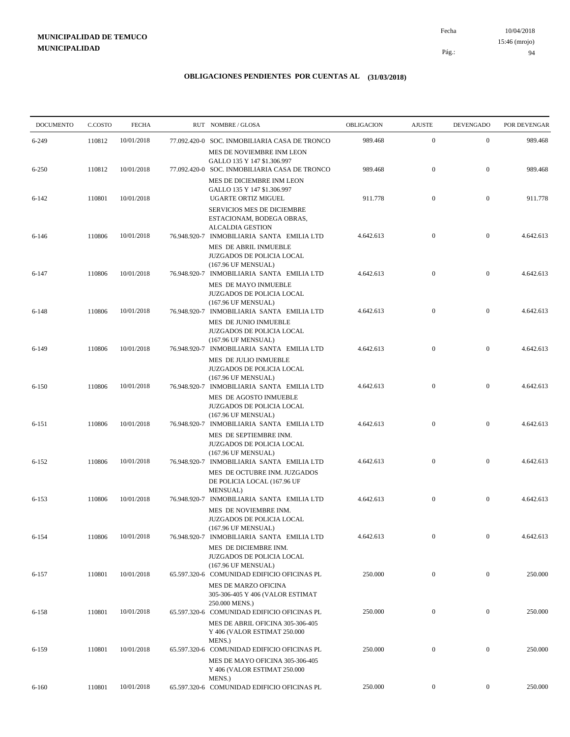**MUNICIPALIDAD DE TEMUCO**
**MUNICIPALIDAD**

Fecha 10/04/2018
15:46 (mrojo)

## OBLIGACIONES PENDIENTES POR CUENTAS AL (31/03/2018)

| DOCUMENTO | C.COSTO | FECHA | RUT | NOMBRE / GLOSA | OBLIGACION | AJUSTE | DEVENGADO | POR DEVENGAR |
|---|---|---|---|---|---|---|---|---|
| 6-249 | 110812 | 10/01/2018 | 77.092.420-0 | SOC. INMOBILIARIA CASA DE TRONCO<br>MES DE NOVIEMBRE INM LEON GALLO 135 Y 147 $1.306.997 | 989.468 | 0 | 0 | 989.468 |
| 6-250 | 110812 | 10/01/2018 | 77.092.420-0 | SOC. INMOBILIARIA CASA DE TRONCO<br>MES DE DICIEMBRE INM LEON GALLO 135 Y 147 $1.306.997 | 989.468 | 0 | 0 | 989.468 |
| 6-142 | 110801 | 10/01/2018 | | UGARTE ORTIZ MIGUEL<br>SERVICIOS MES DE DICIEMBRE ESTACIONAM, BODEGA OBRAS, ALCALDIA GESTION | 911.778 | 0 | 0 | 911.778 |
| 6-146 | 110806 | 10/01/2018 | 76.948.920-7 | INMOBILIARIA SANTA EMILIA LTD<br>MES DE ABRIL INMUEBLE JUZGADOS DE POLICIA LOCAL (167.96 UF MENSUAL) | 4.642.613 | 0 | 0 | 4.642.613 |
| 6-147 | 110806 | 10/01/2018 | 76.948.920-7 | INMOBILIARIA SANTA EMILIA LTD<br>MES DE MAYO INMUEBLE JUZGADOS DE POLICIA LOCAL (167.96 UF MENSUAL) | 4.642.613 | 0 | 0 | 4.642.613 |
| 6-148 | 110806 | 10/01/2018 | 76.948.920-7 | INMOBILIARIA SANTA EMILIA LTD<br>MES DE JUNIO INMUEBLE JUZGADOS DE POLICIA LOCAL (167.96 UF MENSUAL) | 4.642.613 | 0 | 0 | 4.642.613 |
| 6-149 | 110806 | 10/01/2018 | 76.948.920-7 | INMOBILIARIA SANTA EMILIA LTD<br>MES DE JULIO INMUEBLE JUZGADOS DE POLICIA LOCAL (167.96 UF MENSUAL) | 4.642.613 | 0 | 0 | 4.642.613 |
| 6-150 | 110806 | 10/01/2018 | 76.948.920-7 | INMOBILIARIA SANTA EMILIA LTD<br>MES DE AGOSTO INMUEBLE JUZGADOS DE POLICIA LOCAL (167.96 UF MENSUAL) | 4.642.613 | 0 | 0 | 4.642.613 |
| 6-151 | 110806 | 10/01/2018 | 76.948.920-7 | INMOBILIARIA SANTA EMILIA LTD<br>MES DE SEPTIEMBRE INM. JUZGADOS DE POLICIA LOCAL (167.96 UF MENSUAL) | 4.642.613 | 0 | 0 | 4.642.613 |
| 6-152 | 110806 | 10/01/2018 | 76.948.920-7 | INMOBILIARIA SANTA EMILIA LTD<br>MES DE OCTUBRE INM. JUZGADOS DE POLICIA LOCAL (167.96 UF MENSUAL) | 4.642.613 | 0 | 0 | 4.642.613 |
| 6-153 | 110806 | 10/01/2018 | 76.948.920-7 | INMOBILIARIA SANTA EMILIA LTD<br>MES DE NOVIEMBRE INM. JUZGADOS DE POLICIA LOCAL (167.96 UF MENSUAL) | 4.642.613 | 0 | 0 | 4.642.613 |
| 6-154 | 110806 | 10/01/2018 | 76.948.920-7 | INMOBILIARIA SANTA EMILIA LTD<br>MES DE DICIEMBRE INM. JUZGADOS DE POLICIA LOCAL (167.96 UF MENSUAL) | 4.642.613 | 0 | 0 | 4.642.613 |
| 6-157 | 110801 | 10/01/2018 | 65.597.320-6 | COMUNIDAD EDIFICIO OFICINAS PL<br>MES DE MARZO OFICINA 305-306-405 Y 406 (VALOR ESTIMAT 250.000 MENS.) | 250.000 | 0 | 0 | 250.000 |
| 6-158 | 110801 | 10/01/2018 | 65.597.320-6 | COMUNIDAD EDIFICIO OFICINAS PL<br>MES DE ABRIL OFICINA 305-306-405 Y 406 (VALOR ESTIMAT 250.000 MENS.) | 250.000 | 0 | 0 | 250.000 |
| 6-159 | 110801 | 10/01/2018 | 65.597.320-6 | COMUNIDAD EDIFICIO OFICINAS PL<br>MES DE MAYO OFICINA 305-306-405 Y 406 (VALOR ESTIMAT 250.000 MENS.) | 250.000 | 0 | 0 | 250.000 |
| 6-160 | 110801 | 10/01/2018 | 65.597.320-6 | COMUNIDAD EDIFICIO OFICINAS PL | 250.000 | 0 | 0 | 250.000 |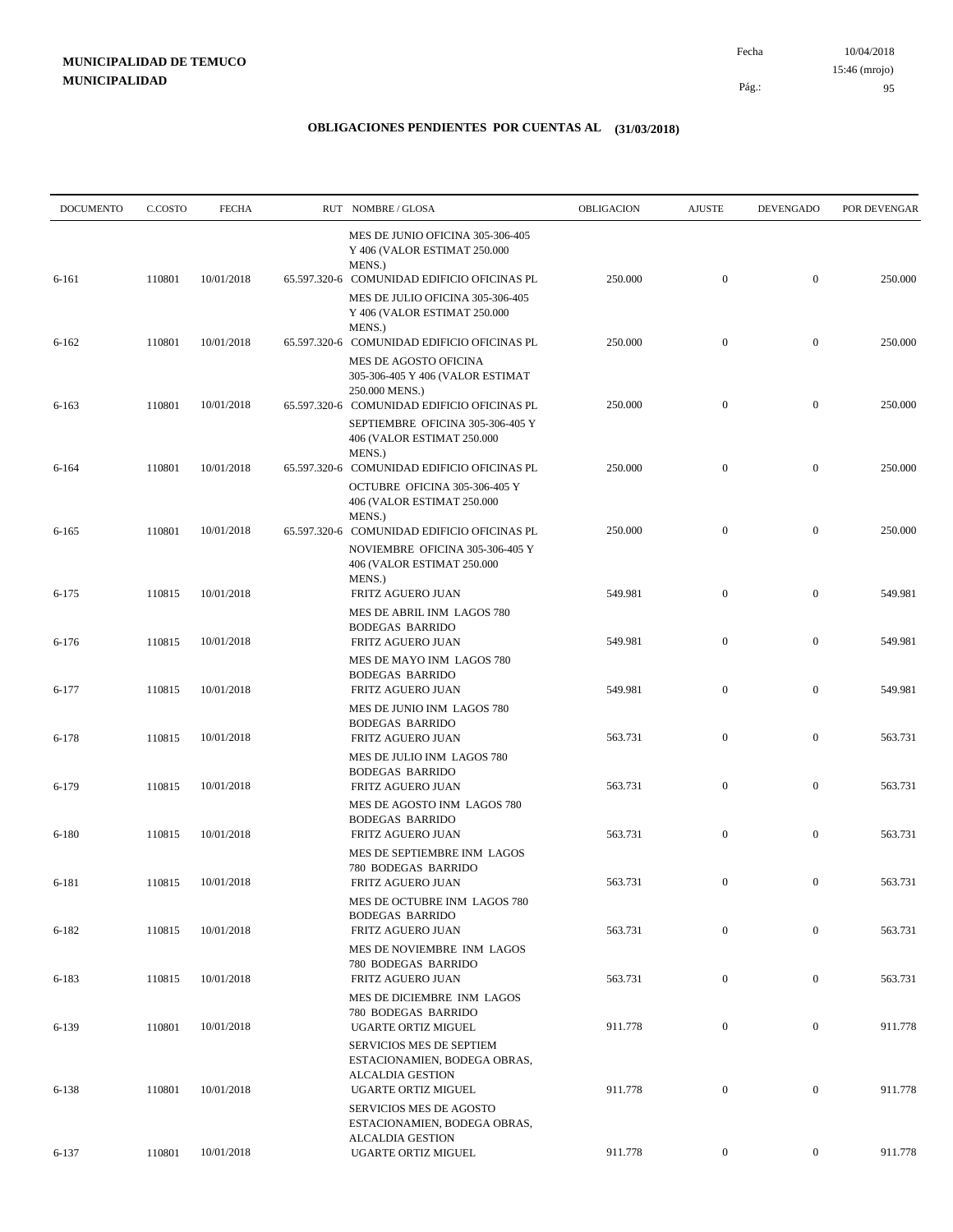**MUNICIPALIDAD DE TEMUCO**
**MUNICIPALIDAD**

Fecha 10/04/2018
15:46 (mrojo)

## OBLIGACIONES PENDIENTES POR CUENTAS AL (31/03/2018)

| DOCUMENTO | C.COSTO | FECHA | RUT | NOMBRE / GLOSA | OBLIGACION | AJUSTE | DEVENGADO | POR DEVENGAR |
|---|---|---|---|---|---|---|---|---|
| | | | | MES DE JUNIO OFICINA 305-306-405 Y 406 (VALOR ESTIMAT 250.000 MENS.) | | | | |
| 6-161 | 110801 | 10/01/2018 | 65.597.320-6 | COMUNIDAD EDIFICIO OFICINAS PL | 250.000 | 0 | 0 | 250.000 |
| | | | | MES DE JULIO OFICINA 305-306-405 Y 406 (VALOR ESTIMAT 250.000 MENS.) | | | | |
| 6-162 | 110801 | 10/01/2018 | 65.597.320-6 | COMUNIDAD EDIFICIO OFICINAS PL | 250.000 | 0 | 0 | 250.000 |
| | | | | MES DE AGOSTO OFICINA 305-306-405 Y 406 (VALOR ESTIMAT 250.000 MENS.) | | | | |
| 6-163 | 110801 | 10/01/2018 | 65.597.320-6 | COMUNIDAD EDIFICIO OFICINAS PL | 250.000 | 0 | 0 | 250.000 |
| | | | | SEPTIEMBRE OFICINA 305-306-405 Y 406 (VALOR ESTIMAT 250.000 MENS.) | | | | |
| 6-164 | 110801 | 10/01/2018 | 65.597.320-6 | COMUNIDAD EDIFICIO OFICINAS PL | 250.000 | 0 | 0 | 250.000 |
| | | | | OCTUBRE OFICINA 305-306-405 Y 406 (VALOR ESTIMAT 250.000 MENS.) | | | | |
| 6-165 | 110801 | 10/01/2018 | 65.597.320-6 | COMUNIDAD EDIFICIO OFICINAS PL | 250.000 | 0 | 0 | 250.000 |
| | | | | NOVIEMBRE OFICINA 305-306-405 Y 406 (VALOR ESTIMAT 250.000 MENS.) | | | | |
| 6-175 | 110815 | 10/01/2018 | | FRITZ AGUERO JUAN | 549.981 | 0 | 0 | 549.981 |
| | | | | MES DE ABRIL INM LAGOS 780 BODEGAS BARRIDO | | | | |
| 6-176 | 110815 | 10/01/2018 | | FRITZ AGUERO JUAN | 549.981 | 0 | 0 | 549.981 |
| | | | | MES DE MAYO INM LAGOS 780 BODEGAS BARRIDO | | | | |
| 6-177 | 110815 | 10/01/2018 | | FRITZ AGUERO JUAN | 549.981 | 0 | 0 | 549.981 |
| | | | | MES DE JUNIO INM LAGOS 780 BODEGAS BARRIDO | | | | |
| 6-178 | 110815 | 10/01/2018 | | FRITZ AGUERO JUAN | 563.731 | 0 | 0 | 563.731 |
| | | | | MES DE JULIO INM LAGOS 780 BODEGAS BARRIDO | | | | |
| 6-179 | 110815 | 10/01/2018 | | FRITZ AGUERO JUAN | 563.731 | 0 | 0 | 563.731 |
| | | | | MES DE AGOSTO INM LAGOS 780 BODEGAS BARRIDO | | | | |
| 6-180 | 110815 | 10/01/2018 | | FRITZ AGUERO JUAN | 563.731 | 0 | 0 | 563.731 |
| | | | | MES DE SEPTIEMBRE INM LAGOS 780 BODEGAS BARRIDO | | | | |
| 6-181 | 110815 | 10/01/2018 | | FRITZ AGUERO JUAN | 563.731 | 0 | 0 | 563.731 |
| | | | | MES DE OCTUBRE INM LAGOS 780 BODEGAS BARRIDO | | | | |
| 6-182 | 110815 | 10/01/2018 | | FRITZ AGUERO JUAN | 563.731 | 0 | 0 | 563.731 |
| | | | | MES DE NOVIEMBRE INM LAGOS 780 BODEGAS BARRIDO | | | | |
| 6-183 | 110815 | 10/01/2018 | | FRITZ AGUERO JUAN | 563.731 | 0 | 0 | 563.731 |
| | | | | MES DE DICIEMBRE INM LAGOS 780 BODEGAS BARRIDO | | | | |
| 6-139 | 110801 | 10/01/2018 | | UGARTE ORTIZ MIGUEL | 911.778 | 0 | 0 | 911.778 |
| | | | | SERVICIOS MES DE SEPTIEM ESTACIONAMIEN, BODEGA OBRAS, ALCALDIA GESTION | | | | |
| 6-138 | 110801 | 10/01/2018 | | UGARTE ORTIZ MIGUEL | 911.778 | 0 | 0 | 911.778 |
| | | | | SERVICIOS MES DE AGOSTO ESTACIONAMIEN, BODEGA OBRAS, ALCALDIA GESTION | | | | |
| 6-137 | 110801 | 10/01/2018 | | UGARTE ORTIZ MIGUEL | 911.778 | 0 | 0 | 911.778 |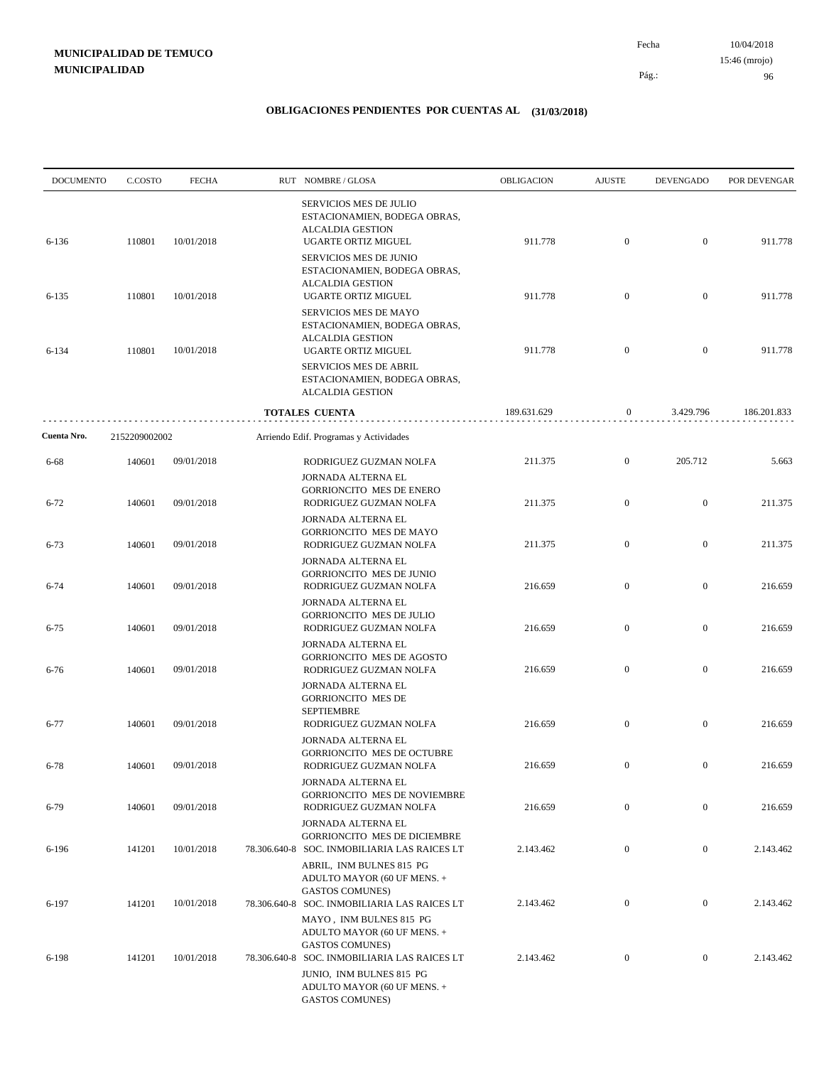**MUNICIPALIDAD DE TEMUCO**
**MUNICIPALIDAD**

Fecha 10/04/2018
15:46 (mrojo)

## OBLIGACIONES PENDIENTES POR CUENTAS AL (31/03/2018)

| DOCUMENTO | C.COSTO | FECHA | RUT NOMBRE / GLOSA | OBLIGACION | AJUSTE | DEVENGADO | POR DEVENGAR |
|---|---|---|---|---|---|---|---|
| | | | SERVICIOS MES DE JULIO ESTACIONAMIEN, BODEGA OBRAS, ALCALDIA GESTION | | | | |
| 6-136 | 110801 | 10/01/2018 | UGARTE ORTIZ MIGUEL | 911.778 | 0 | 0 | 911.778 |
| | | | SERVICIOS MES DE JUNIO ESTACIONAMIEN, BODEGA OBRAS, ALCALDIA GESTION | | | | |
| 6-135 | 110801 | 10/01/2018 | UGARTE ORTIZ MIGUEL | 911.778 | 0 | 0 | 911.778 |
| | | | SERVICIOS MES DE MAYO ESTACIONAMIEN, BODEGA OBRAS, ALCALDIA GESTION | | | | |
| 6-134 | 110801 | 10/01/2018 | UGARTE ORTIZ MIGUEL | 911.778 | 0 | 0 | 911.778 |
| | | | SERVICIOS MES DE ABRIL ESTACIONAMIEN, BODEGA OBRAS, ALCALDIA GESTION | | | | |
| | | | **TOTALES CUENTA** | 189.631.629 | 0 | 3.429.796 | 186.201.833 |
| **Cuenta Nro.** | 2152209002002 | | Arriendo Edif. Programas y Actividades | | | | |
| 6-68 | 140601 | 09/01/2018 | RODRIGUEZ GUZMAN NOLFA | 211.375 | 0 | 205.712 | 5.663 |
| | | | JORNADA ALTERNA EL GORRIONCITO MES DE ENERO | | | | |
| 6-72 | 140601 | 09/01/2018 | RODRIGUEZ GUZMAN NOLFA | 211.375 | 0 | 0 | 211.375 |
| | | | JORNADA ALTERNA EL GORRIONCITO MES DE MAYO | | | | |
| 6-73 | 140601 | 09/01/2018 | RODRIGUEZ GUZMAN NOLFA | 211.375 | 0 | 0 | 211.375 |
| | | | JORNADA ALTERNA EL GORRIONCITO MES DE JUNIO | | | | |
| 6-74 | 140601 | 09/01/2018 | RODRIGUEZ GUZMAN NOLFA | 216.659 | 0 | 0 | 216.659 |
| | | | JORNADA ALTERNA EL GORRIONCITO MES DE JULIO | | | | |
| 6-75 | 140601 | 09/01/2018 | RODRIGUEZ GUZMAN NOLFA | 216.659 | 0 | 0 | 216.659 |
| | | | JORNADA ALTERNA EL GORRIONCITO MES DE AGOSTO | | | | |
| 6-76 | 140601 | 09/01/2018 | RODRIGUEZ GUZMAN NOLFA | 216.659 | 0 | 0 | 216.659 |
| | | | JORNADA ALTERNA EL GORRIONCITO MES DE SEPTIEMBRE | | | | |
| 6-77 | 140601 | 09/01/2018 | RODRIGUEZ GUZMAN NOLFA | 216.659 | 0 | 0 | 216.659 |
| | | | JORNADA ALTERNA EL GORRIONCITO MES DE OCTUBRE | | | | |
| 6-78 | 140601 | 09/01/2018 | RODRIGUEZ GUZMAN NOLFA | 216.659 | 0 | 0 | 216.659 |
| | | | JORNADA ALTERNA EL GORRIONCITO MES DE NOVIEMBRE | | | | |
| 6-79 | 140601 | 09/01/2018 | RODRIGUEZ GUZMAN NOLFA | 216.659 | 0 | 0 | 216.659 |
| | | | JORNADA ALTERNA EL GORRIONCITO MES DE DICIEMBRE | | | | |
| 6-196 | 141201 | 10/01/2018 | 78.306.640-8 SOC. INMOBILIARIA LAS RAICES LT | 2.143.462 | 0 | 0 | 2.143.462 |
| | | | ABRIL, INM BULNES 815 PG ADULTO MAYOR (60 UF MENS. + GASTOS COMUNES) | | | | |
| 6-197 | 141201 | 10/01/2018 | 78.306.640-8 SOC. INMOBILIARIA LAS RAICES LT | 2.143.462 | 0 | 0 | 2.143.462 |
| | | | MAYO , INM BULNES 815 PG ADULTO MAYOR (60 UF MENS. + GASTOS COMUNES) | | | | |
| 6-198 | 141201 | 10/01/2018 | 78.306.640-8 SOC. INMOBILIARIA LAS RAICES LT | 2.143.462 | 0 | 0 | 2.143.462 |
| | | | JUNIO, INM BULNES 815 PG ADULTO MAYOR (60 UF MENS. + GASTOS COMUNES) | | | | |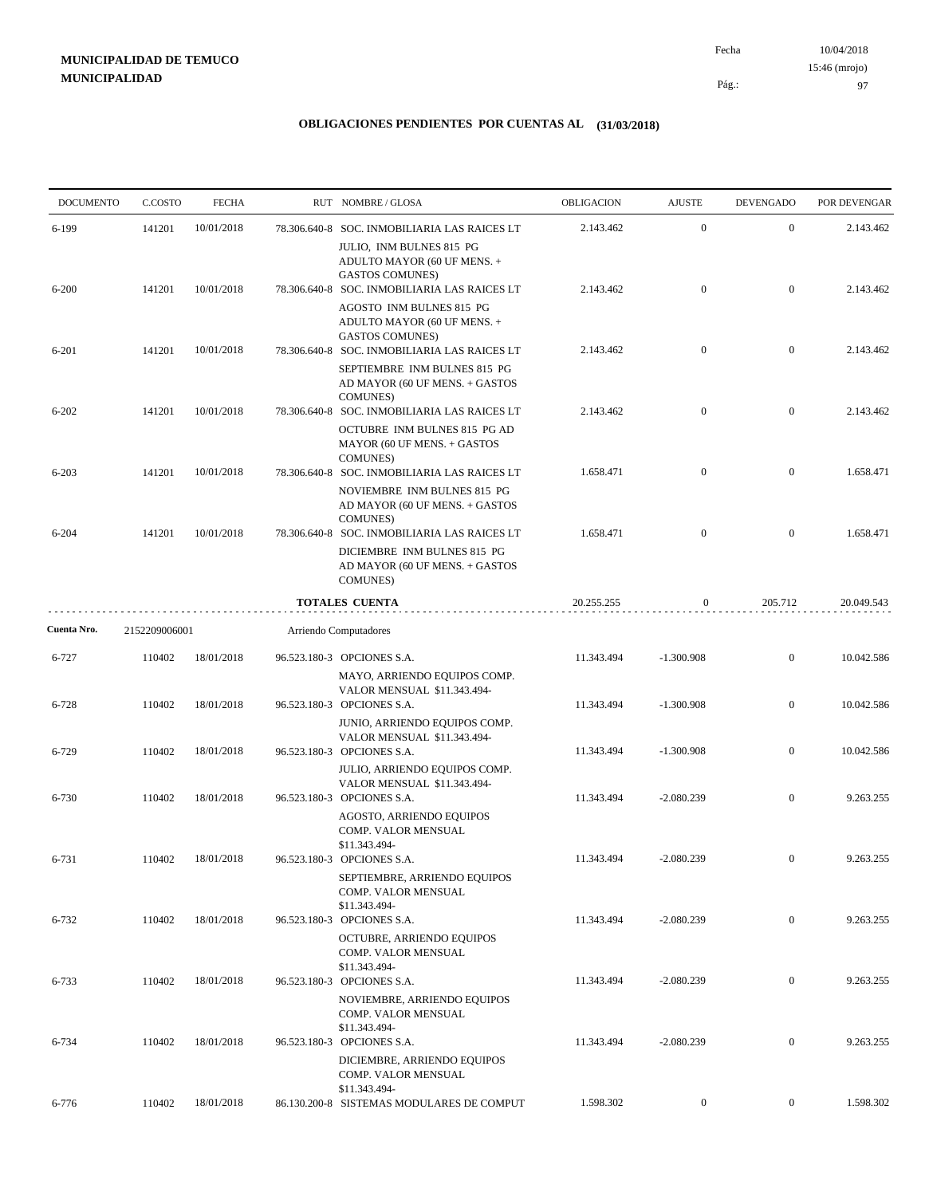**MUNICIPALIDAD DE TEMUCO**
**MUNICIPALIDAD**

Fecha 10/04/2018
15:46 (mrojo)
Pág.: 97

## OBLIGACIONES PENDIENTES POR CUENTAS AL (31/03/2018)

| DOCUMENTO | C.COSTO | FECHA | RUT | NOMBRE / GLOSA | OBLIGACION | AJUSTE | DEVENGADO | POR DEVENGAR |
|---|---|---|---|---|---|---|---|---|
| 6-199 | 141201 | 10/01/2018 | 78.306.640-8 | SOC. INMOBILIARIA LAS RAICES LT<br>JULIO, INM BULNES 815 PG ADULTO MAYOR (60 UF MENS. + GASTOS COMUNES) | 2.143.462 | 0 | 0 | 2.143.462 |
| 6-200 | 141201 | 10/01/2018 | 78.306.640-8 | SOC. INMOBILIARIA LAS RAICES LT<br>AGOSTO INM BULNES 815 PG ADULTO MAYOR (60 UF MENS. + GASTOS COMUNES) | 2.143.462 | 0 | 0 | 2.143.462 |
| 6-201 | 141201 | 10/01/2018 | 78.306.640-8 | SOC. INMOBILIARIA LAS RAICES LT<br>SEPTIEMBRE INM BULNES 815 PG AD MAYOR (60 UF MENS. + GASTOS COMUNES) | 2.143.462 | 0 | 0 | 2.143.462 |
| 6-202 | 141201 | 10/01/2018 | 78.306.640-8 | SOC. INMOBILIARIA LAS RAICES LT<br>OCTUBRE INM BULNES 815 PG AD MAYOR (60 UF MENS. + GASTOS COMUNES) | 2.143.462 | 0 | 0 | 2.143.462 |
| 6-203 | 141201 | 10/01/2018 | 78.306.640-8 | SOC. INMOBILIARIA LAS RAICES LT<br>NOVIEMBRE INM BULNES 815 PG AD MAYOR (60 UF MENS. + GASTOS COMUNES) | 1.658.471 | 0 | 0 | 1.658.471 |
| 6-204 | 141201 | 10/01/2018 | 78.306.640-8 | SOC. INMOBILIARIA LAS RAICES LT<br>DICIEMBRE INM BULNES 815 PG AD MAYOR (60 UF MENS. + GASTOS COMUNES) | 1.658.471 | 0 | 0 | 1.658.471 |
| | | | | **TOTALES CUENTA** | 20.255.255 | 0 | 205.712 | 20.049.543 |
| **Cuenta Nro.** | 2152209006001 | | | Arriendo Computadores | | | | |
| 6-727 | 110402 | 18/01/2018 | 96.523.180-3 | OPCIONES S.A.<br>MAYO, ARRIENDO EQUIPOS COMP. VALOR MENSUAL $11.343.494- | 11.343.494 | -1.300.908 | 0 | 10.042.586 |
| 6-728 | 110402 | 18/01/2018 | 96.523.180-3 | OPCIONES S.A.<br>JUNIO, ARRIENDO EQUIPOS COMP. VALOR MENSUAL $11.343.494- | 11.343.494 | -1.300.908 | 0 | 10.042.586 |
| 6-729 | 110402 | 18/01/2018 | 96.523.180-3 | OPCIONES S.A.<br>JULIO, ARRIENDO EQUIPOS COMP. VALOR MENSUAL $11.343.494- | 11.343.494 | -1.300.908 | 0 | 10.042.586 |
| 6-730 | 110402 | 18/01/2018 | 96.523.180-3 | OPCIONES S.A.<br>AGOSTO, ARRIENDO EQUIPOS COMP. VALOR MENSUAL $11.343.494- | 11.343.494 | -2.080.239 | 0 | 9.263.255 |
| 6-731 | 110402 | 18/01/2018 | 96.523.180-3 | OPCIONES S.A.<br>SEPTIEMBRE, ARRIENDO EQUIPOS COMP. VALOR MENSUAL $11.343.494- | 11.343.494 | -2.080.239 | 0 | 9.263.255 |
| 6-732 | 110402 | 18/01/2018 | 96.523.180-3 | OPCIONES S.A.<br>OCTUBRE, ARRIENDO EQUIPOS COMP. VALOR MENSUAL $11.343.494- | 11.343.494 | -2.080.239 | 0 | 9.263.255 |
| 6-733 | 110402 | 18/01/2018 | 96.523.180-3 | OPCIONES S.A.<br>NOVIEMBRE, ARRIENDO EQUIPOS COMP. VALOR MENSUAL $11.343.494- | 11.343.494 | -2.080.239 | 0 | 9.263.255 |
| 6-734 | 110402 | 18/01/2018 | 96.523.180-3 | OPCIONES S.A.<br>DICIEMBRE, ARRIENDO EQUIPOS COMP. VALOR MENSUAL $11.343.494- | 11.343.494 | -2.080.239 | 0 | 9.263.255 |
| 6-776 | 110402 | 18/01/2018 | 86.130.200-8 | SISTEMAS MODULARES DE COMPUT | 1.598.302 | 0 | 0 | 1.598.302 |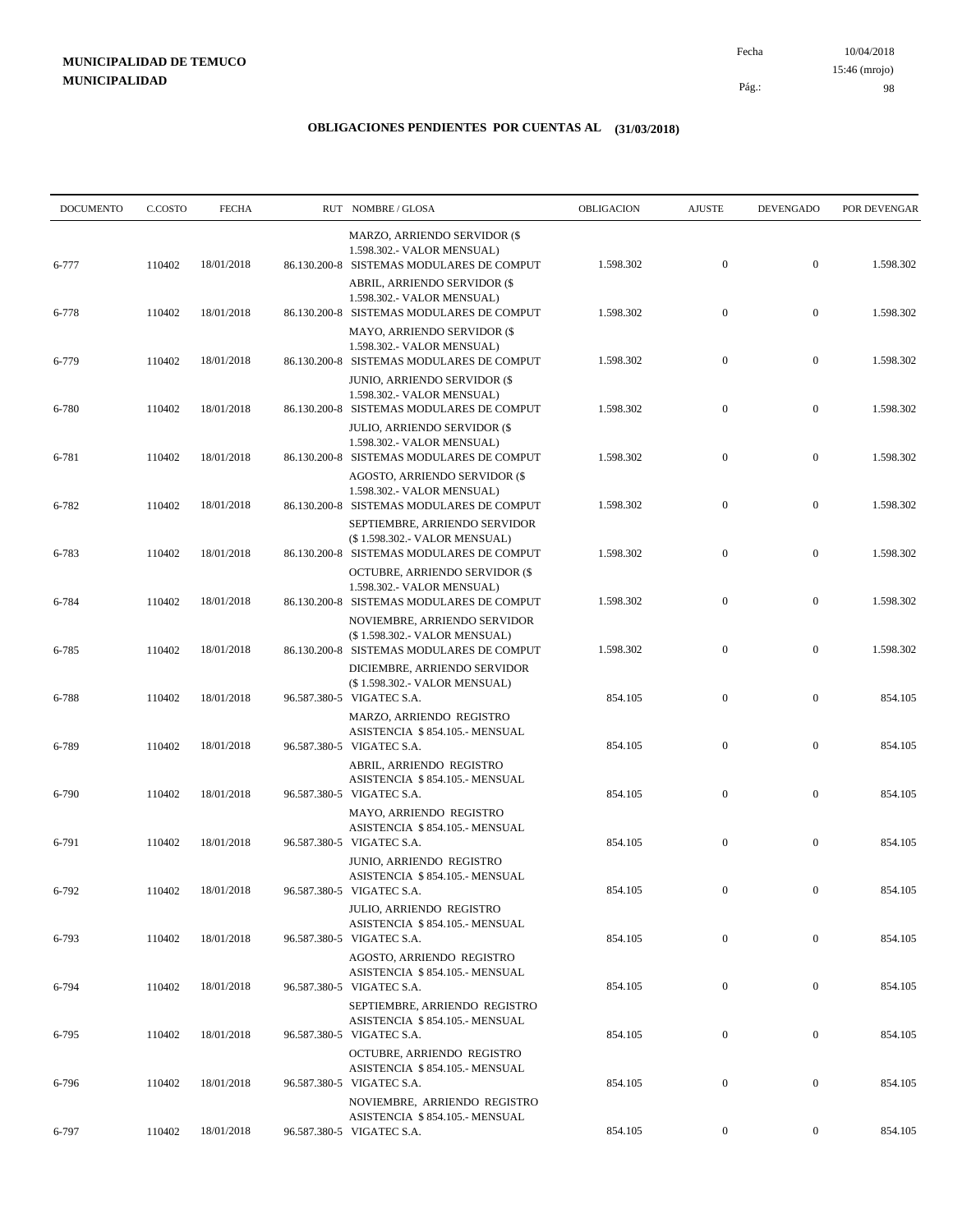**MUNICIPALIDAD DE TEMUCO**
**MUNICIPALIDAD**

Fecha 10/04/2018
15:46 (mrojo)

## OBLIGACIONES PENDIENTES POR CUENTAS AL (31/03/2018)

| DOCUMENTO | C.COSTO | FECHA | RUT NOMBRE / GLOSA | OBLIGACION | AJUSTE | DEVENGADO | POR DEVENGAR |
|---|---|---|---|---|---|---|---|
| | | | MARZO, ARRIENDO SERVIDOR ($ 1.598.302.- VALOR MENSUAL) | | | | |
| 6-777 | 110402 | 18/01/2018 | 86.130.200-8 SISTEMAS MODULARES DE COMPUT | 1.598.302 | 0 | 0 | 1.598.302 |
| | | | ABRIL, ARRIENDO SERVIDOR ($ 1.598.302.- VALOR MENSUAL) | | | | |
| 6-778 | 110402 | 18/01/2018 | 86.130.200-8 SISTEMAS MODULARES DE COMPUT | 1.598.302 | 0 | 0 | 1.598.302 |
| | | | MAYO, ARRIENDO SERVIDOR ($ 1.598.302.- VALOR MENSUAL) | | | | |
| 6-779 | 110402 | 18/01/2018 | 86.130.200-8 SISTEMAS MODULARES DE COMPUT | 1.598.302 | 0 | 0 | 1.598.302 |
| | | | JUNIO, ARRIENDO SERVIDOR ($ 1.598.302.- VALOR MENSUAL) | | | | |
| 6-780 | 110402 | 18/01/2018 | 86.130.200-8 SISTEMAS MODULARES DE COMPUT | 1.598.302 | 0 | 0 | 1.598.302 |
| | | | JULIO, ARRIENDO SERVIDOR ($ 1.598.302.- VALOR MENSUAL) | | | | |
| 6-781 | 110402 | 18/01/2018 | 86.130.200-8 SISTEMAS MODULARES DE COMPUT | 1.598.302 | 0 | 0 | 1.598.302 |
| | | | AGOSTO, ARRIENDO SERVIDOR ($ 1.598.302.- VALOR MENSUAL) | | | | |
| 6-782 | 110402 | 18/01/2018 | 86.130.200-8 SISTEMAS MODULARES DE COMPUT | 1.598.302 | 0 | 0 | 1.598.302 |
| | | | SEPTIEMBRE, ARRIENDO SERVIDOR ($ 1.598.302.- VALOR MENSUAL) | | | | |
| 6-783 | 110402 | 18/01/2018 | 86.130.200-8 SISTEMAS MODULARES DE COMPUT | 1.598.302 | 0 | 0 | 1.598.302 |
| | | | OCTUBRE, ARRIENDO SERVIDOR ($ 1.598.302.- VALOR MENSUAL) | | | | |
| 6-784 | 110402 | 18/01/2018 | 86.130.200-8 SISTEMAS MODULARES DE COMPUT | 1.598.302 | 0 | 0 | 1.598.302 |
| | | | NOVIEMBRE, ARRIENDO SERVIDOR ($ 1.598.302.- VALOR MENSUAL) | | | | |
| 6-785 | 110402 | 18/01/2018 | 86.130.200-8 SISTEMAS MODULARES DE COMPUT | 1.598.302 | 0 | 0 | 1.598.302 |
| | | | DICIEMBRE, ARRIENDO SERVIDOR ($ 1.598.302.- VALOR MENSUAL) | | | | |
| 6-788 | 110402 | 18/01/2018 | 96.587.380-5 VIGATEC S.A. | 854.105 | 0 | 0 | 854.105 |
| | | | MARZO, ARRIENDO REGISTRO ASISTENCIA $ 854.105.- MENSUAL | | | | |
| 6-789 | 110402 | 18/01/2018 | 96.587.380-5 VIGATEC S.A. | 854.105 | 0 | 0 | 854.105 |
| | | | ABRIL, ARRIENDO REGISTRO ASISTENCIA $ 854.105.- MENSUAL | | | | |
| 6-790 | 110402 | 18/01/2018 | 96.587.380-5 VIGATEC S.A. | 854.105 | 0 | 0 | 854.105 |
| | | | MAYO, ARRIENDO REGISTRO ASISTENCIA $ 854.105.- MENSUAL | | | | |
| 6-791 | 110402 | 18/01/2018 | 96.587.380-5 VIGATEC S.A. | 854.105 | 0 | 0 | 854.105 |
| | | | JUNIO, ARRIENDO REGISTRO ASISTENCIA $ 854.105.- MENSUAL | | | | |
| 6-792 | 110402 | 18/01/2018 | 96.587.380-5 VIGATEC S.A. | 854.105 | 0 | 0 | 854.105 |
| | | | JULIO, ARRIENDO REGISTRO ASISTENCIA $ 854.105.- MENSUAL | | | | |
| 6-793 | 110402 | 18/01/2018 | 96.587.380-5 VIGATEC S.A. | 854.105 | 0 | 0 | 854.105 |
| | | | AGOSTO, ARRIENDO REGISTRO ASISTENCIA $ 854.105.- MENSUAL | | | | |
| 6-794 | 110402 | 18/01/2018 | 96.587.380-5 VIGATEC S.A. | 854.105 | 0 | 0 | 854.105 |
| | | | SEPTIEMBRE, ARRIENDO REGISTRO ASISTENCIA $ 854.105.- MENSUAL | | | | |
| 6-795 | 110402 | 18/01/2018 | 96.587.380-5 VIGATEC S.A. | 854.105 | 0 | 0 | 854.105 |
| | | | OCTUBRE, ARRIENDO REGISTRO ASISTENCIA $ 854.105.- MENSUAL | | | | |
| 6-796 | 110402 | 18/01/2018 | 96.587.380-5 VIGATEC S.A. | 854.105 | 0 | 0 | 854.105 |
| | | | NOVIEMBRE, ARRIENDO REGISTRO ASISTENCIA $ 854.105.- MENSUAL | | | | |
| 6-797 | 110402 | 18/01/2018 | 96.587.380-5 VIGATEC S.A. | 854.105 | 0 | 0 | 854.105 |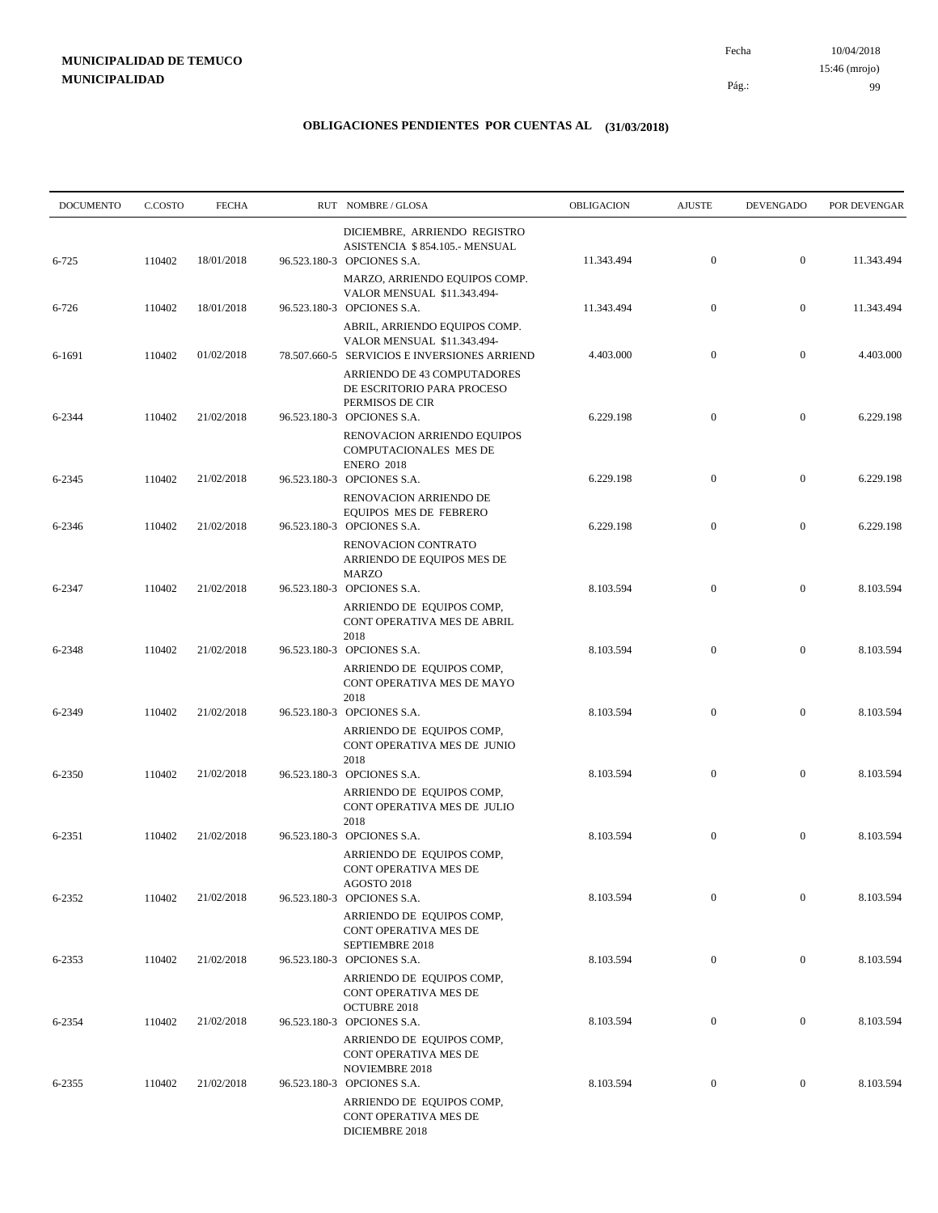**MUNICIPALIDAD DE TEMUCO**
**MUNICIPALIDAD**

Fecha 10/04/2018
15:46 (mrojo)

## OBLIGACIONES PENDIENTES POR CUENTAS AL (31/03/2018)

| DOCUMENTO | C.COSTO | FECHA | RUT | NOMBRE / GLOSA | OBLIGACION | AJUSTE | DEVENGADO | POR DEVENGAR |
|---|---|---|---|---|---|---|---|---|
| | | | | DICIEMBRE, ARRIENDO REGISTRO ASISTENCIA $ 854.105.- MENSUAL | | | | |
| 6-725 | 110402 | 18/01/2018 | 96.523.180-3 | OPCIONES S.A. | 11.343.494 | 0 | 0 | 11.343.494 |
| | | | | MARZO, ARRIENDO EQUIPOS COMP. VALOR MENSUAL $11.343.494- | | | | |
| 6-726 | 110402 | 18/01/2018 | 96.523.180-3 | OPCIONES S.A. | 11.343.494 | 0 | 0 | 11.343.494 |
| | | | | ABRIL, ARRIENDO EQUIPOS COMP. VALOR MENSUAL $11.343.494- | | | | |
| 6-1691 | 110402 | 01/02/2018 | 78.507.660-5 | SERVICIOS E INVERSIONES ARRIEND | 4.403.000 | 0 | 0 | 4.403.000 |
| | | | | ARRIENDO DE 43 COMPUTADORES DE ESCRITORIO PARA PROCESO PERMISOS DE CIR | | | | |
| 6-2344 | 110402 | 21/02/2018 | 96.523.180-3 | OPCIONES S.A. | 6.229.198 | 0 | 0 | 6.229.198 |
| | | | | RENOVACION ARRIENDO EQUIPOS COMPUTACIONALES MES DE ENERO 2018 | | | | |
| 6-2345 | 110402 | 21/02/2018 | 96.523.180-3 | OPCIONES S.A. | 6.229.198 | 0 | 0 | 6.229.198 |
| | | | | RENOVACION ARRIENDO DE EQUIPOS MES DE FEBRERO | | | | |
| 6-2346 | 110402 | 21/02/2018 | 96.523.180-3 | OPCIONES S.A. | 6.229.198 | 0 | 0 | 6.229.198 |
| | | | | RENOVACION CONTRATO ARRIENDO DE EQUIPOS MES DE MARZO | | | | |
| 6-2347 | 110402 | 21/02/2018 | 96.523.180-3 | OPCIONES S.A. | 8.103.594 | 0 | 0 | 8.103.594 |
| | | | | ARRIENDO DE EQUIPOS COMP, CONT OPERATIVA MES DE ABRIL 2018 | | | | |
| 6-2348 | 110402 | 21/02/2018 | 96.523.180-3 | OPCIONES S.A. | 8.103.594 | 0 | 0 | 8.103.594 |
| | | | | ARRIENDO DE EQUIPOS COMP, CONT OPERATIVA MES DE MAYO 2018 | | | | |
| 6-2349 | 110402 | 21/02/2018 | 96.523.180-3 | OPCIONES S.A. | 8.103.594 | 0 | 0 | 8.103.594 |
| | | | | ARRIENDO DE EQUIPOS COMP, CONT OPERATIVA MES DE JUNIO 2018 | | | | |
| 6-2350 | 110402 | 21/02/2018 | 96.523.180-3 | OPCIONES S.A. | 8.103.594 | 0 | 0 | 8.103.594 |
| | | | | ARRIENDO DE EQUIPOS COMP, CONT OPERATIVA MES DE JULIO 2018 | | | | |
| 6-2351 | 110402 | 21/02/2018 | 96.523.180-3 | OPCIONES S.A. | 8.103.594 | 0 | 0 | 8.103.594 |
| | | | | ARRIENDO DE EQUIPOS COMP, CONT OPERATIVA MES DE AGOSTO 2018 | | | | |
| 6-2352 | 110402 | 21/02/2018 | 96.523.180-3 | OPCIONES S.A. | 8.103.594 | 0 | 0 | 8.103.594 |
| | | | | ARRIENDO DE EQUIPOS COMP, CONT OPERATIVA MES DE SEPTIEMBRE 2018 | | | | |
| 6-2353 | 110402 | 21/02/2018 | 96.523.180-3 | OPCIONES S.A. | 8.103.594 | 0 | 0 | 8.103.594 |
| | | | | ARRIENDO DE EQUIPOS COMP, CONT OPERATIVA MES DE OCTUBRE 2018 | | | | |
| 6-2354 | 110402 | 21/02/2018 | 96.523.180-3 | OPCIONES S.A. | 8.103.594 | 0 | 0 | 8.103.594 |
| | | | | ARRIENDO DE EQUIPOS COMP, CONT OPERATIVA MES DE NOVIEMBRE 2018 | | | | |
| 6-2355 | 110402 | 21/02/2018 | 96.523.180-3 | OPCIONES S.A. | 8.103.594 | 0 | 0 | 8.103.594 |
| | | | | ARRIENDO DE EQUIPOS COMP, CONT OPERATIVA MES DE DICIEMBRE 2018 | | | | |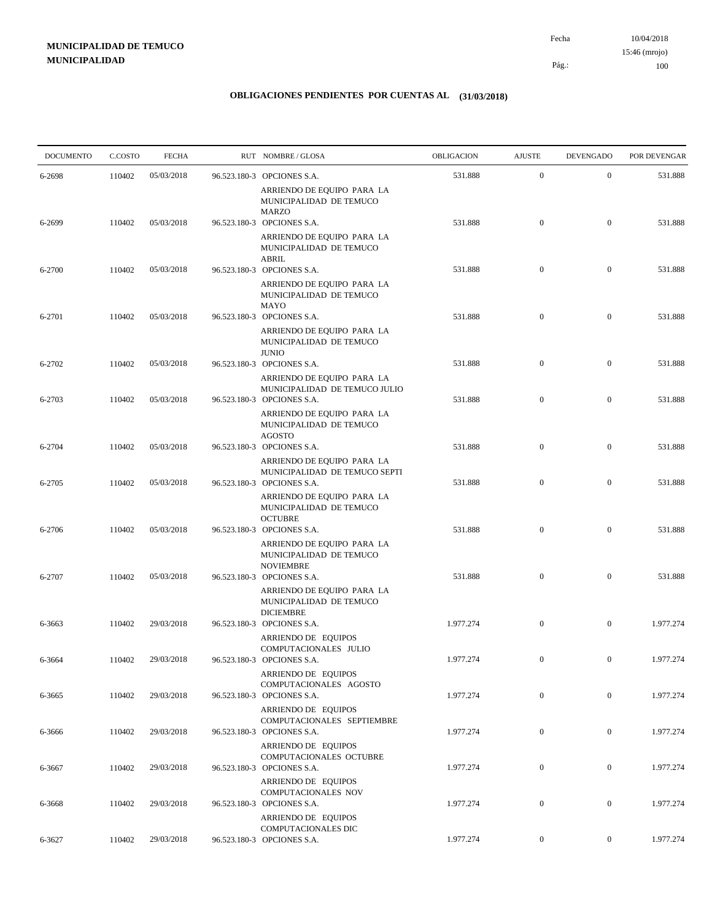**MUNICIPALIDAD DE TEMUCO**
**MUNICIPALIDAD**

Fecha 10/04/2018
15:46 (mrojo)

## OBLIGACIONES PENDIENTES POR CUENTAS AL (31/03/2018)

| DOCUMENTO | C.COSTO | FECHA | RUT NOMBRE / GLOSA | OBLIGACION | AJUSTE | DEVENGADO | POR DEVENGAR |
|---|---|---|---|---|---|---|---|
| 6-2698 | 110402 | 05/03/2018 | 96.523.180-3 OPCIONES S.A. ARRIENDO DE EQUIPO PARA LA MUNICIPALIDAD DE TEMUCO MARZO | 531.888 | 0 | 0 | 531.888 |
| 6-2699 | 110402 | 05/03/2018 | 96.523.180-3 OPCIONES S.A. ARRIENDO DE EQUIPO PARA LA MUNICIPALIDAD DE TEMUCO ABRIL | 531.888 | 0 | 0 | 531.888 |
| 6-2700 | 110402 | 05/03/2018 | 96.523.180-3 OPCIONES S.A. ARRIENDO DE EQUIPO PARA LA MUNICIPALIDAD DE TEMUCO MAYO | 531.888 | 0 | 0 | 531.888 |
| 6-2701 | 110402 | 05/03/2018 | 96.523.180-3 OPCIONES S.A. ARRIENDO DE EQUIPO PARA LA MUNICIPALIDAD DE TEMUCO JUNIO | 531.888 | 0 | 0 | 531.888 |
| 6-2702 | 110402 | 05/03/2018 | 96.523.180-3 OPCIONES S.A. ARRIENDO DE EQUIPO PARA LA MUNICIPALIDAD DE TEMUCO JULIO | 531.888 | 0 | 0 | 531.888 |
| 6-2703 | 110402 | 05/03/2018 | 96.523.180-3 OPCIONES S.A. ARRIENDO DE EQUIPO PARA LA MUNICIPALIDAD DE TEMUCO AGOSTO | 531.888 | 0 | 0 | 531.888 |
| 6-2704 | 110402 | 05/03/2018 | 96.523.180-3 OPCIONES S.A. ARRIENDO DE EQUIPO PARA LA MUNICIPALIDAD DE TEMUCO SEPTI | 531.888 | 0 | 0 | 531.888 |
| 6-2705 | 110402 | 05/03/2018 | 96.523.180-3 OPCIONES S.A. ARRIENDO DE EQUIPO PARA LA MUNICIPALIDAD DE TEMUCO OCTUBRE | 531.888 | 0 | 0 | 531.888 |
| 6-2706 | 110402 | 05/03/2018 | 96.523.180-3 OPCIONES S.A. ARRIENDO DE EQUIPO PARA LA MUNICIPALIDAD DE TEMUCO NOVIEMBRE | 531.888 | 0 | 0 | 531.888 |
| 6-2707 | 110402 | 05/03/2018 | 96.523.180-3 OPCIONES S.A. ARRIENDO DE EQUIPO PARA LA MUNICIPALIDAD DE TEMUCO DICIEMBRE | 531.888 | 0 | 0 | 531.888 |
| 6-3663 | 110402 | 29/03/2018 | 96.523.180-3 OPCIONES S.A. ARRIENDO DE EQUIPOS COMPUTACIONALES JULIO | 1.977.274 | 0 | 0 | 1.977.274 |
| 6-3664 | 110402 | 29/03/2018 | 96.523.180-3 OPCIONES S.A. ARRIENDO DE EQUIPOS COMPUTACIONALES AGOSTO | 1.977.274 | 0 | 0 | 1.977.274 |
| 6-3665 | 110402 | 29/03/2018 | 96.523.180-3 OPCIONES S.A. ARRIENDO DE EQUIPOS COMPUTACIONALES SEPTIEMBRE | 1.977.274 | 0 | 0 | 1.977.274 |
| 6-3666 | 110402 | 29/03/2018 | 96.523.180-3 OPCIONES S.A. ARRIENDO DE EQUIPOS COMPUTACIONALES OCTUBRE | 1.977.274 | 0 | 0 | 1.977.274 |
| 6-3667 | 110402 | 29/03/2018 | 96.523.180-3 OPCIONES S.A. ARRIENDO DE EQUIPOS COMPUTACIONALES NOV | 1.977.274 | 0 | 0 | 1.977.274 |
| 6-3668 | 110402 | 29/03/2018 | 96.523.180-3 OPCIONES S.A. ARRIENDO DE EQUIPOS COMPUTACIONALES DIC | 1.977.274 | 0 | 0 | 1.977.274 |
| 6-3627 | 110402 | 29/03/2018 | 96.523.180-3 OPCIONES S.A. | 1.977.274 | 0 | 0 | 1.977.274 |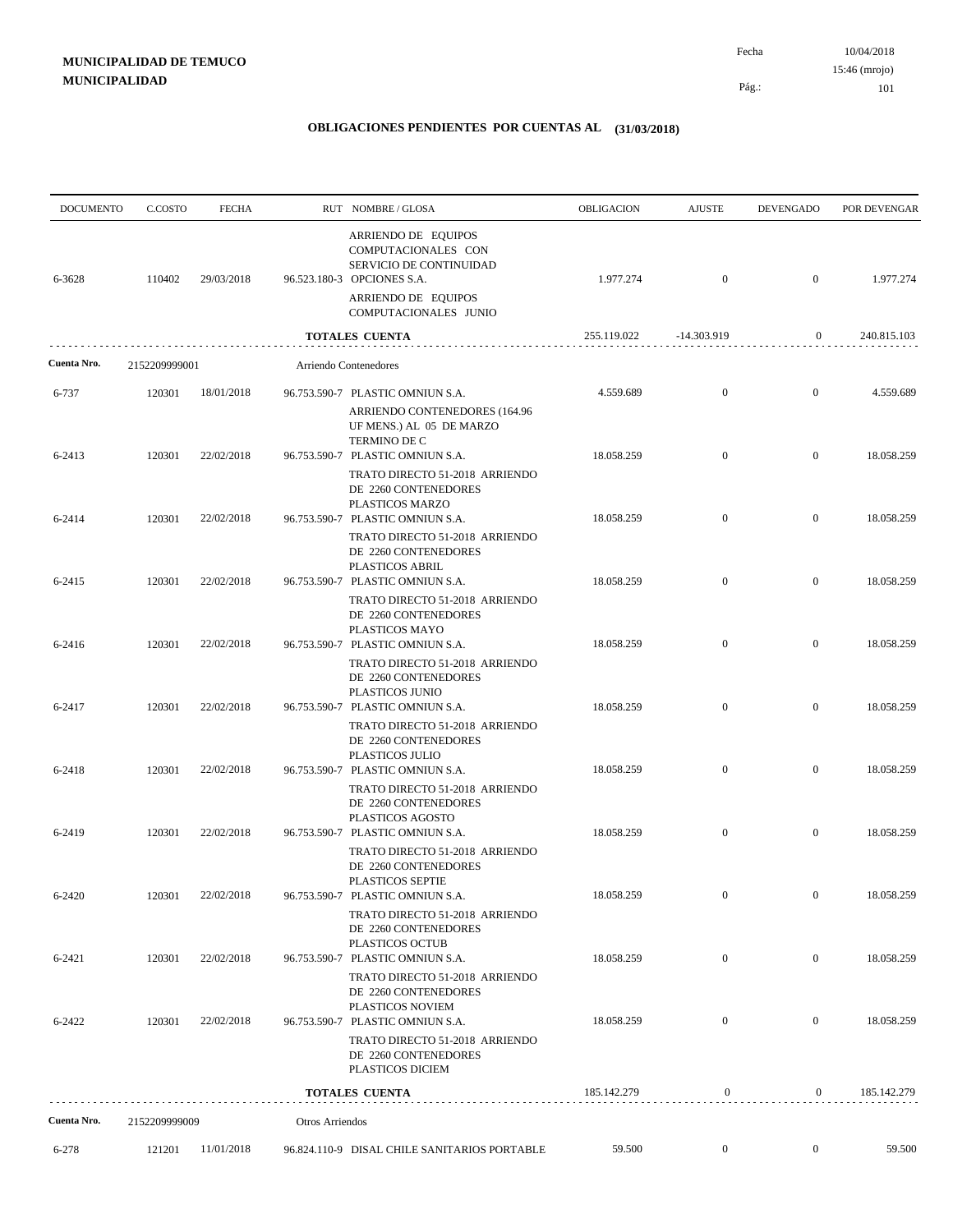**MUNICIPALIDAD DE TEMUCO**
**MUNICIPALIDAD**

Fecha 10/04/2018
15:46 (mrojo)

## OBLIGACIONES PENDIENTES POR CUENTAS AL (31/03/2018)

| DOCUMENTO | C.COSTO | FECHA | RUT NOMBRE / GLOSA | OBLIGACION | AJUSTE | DEVENGADO | POR DEVENGAR |
|---|---|---|---|---|---|---|---|
| | | | ARRIENDO DE EQUIPOS COMPUTACIONALES CON SERVICIO DE CONTINUIDAD | | | | |
| 6-3628 | 110402 | 29/03/2018 | 96.523.180-3 OPCIONES S.A. | 1.977.274 | 0 | 0 | 1.977.274 |
| | | | ARRIENDO DE EQUIPOS COMPUTACIONALES JUNIO | | | | |
| | | | **TOTALES CUENTA** | 255.119.022 | -14.303.919 | 0 | 240.815.103 |
| **Cuenta Nro.** | 2152209999001 | | Arriendo Contenedores | | | | |
| 6-737 | 120301 | 18/01/2018 | 96.753.590-7 PLASTIC OMNIUN S.A. | 4.559.689 | 0 | 0 | 4.559.689 |
| | | | ARRIENDO CONTENEDORES (164.96 UF MENS.) AL 05 DE MARZO TERMINO DE C | | | | |
| 6-2413 | 120301 | 22/02/2018 | 96.753.590-7 PLASTIC OMNIUN S.A. | 18.058.259 | 0 | 0 | 18.058.259 |
| | | | TRATO DIRECTO 51-2018 ARRIENDO DE 2260 CONTENEDORES PLASTICOS MARZO | | | | |
| 6-2414 | 120301 | 22/02/2018 | 96.753.590-7 PLASTIC OMNIUN S.A. | 18.058.259 | 0 | 0 | 18.058.259 |
| | | | TRATO DIRECTO 51-2018 ARRIENDO DE 2260 CONTENEDORES PLASTICOS ABRIL | | | | |
| 6-2415 | 120301 | 22/02/2018 | 96.753.590-7 PLASTIC OMNIUN S.A. | 18.058.259 | 0 | 0 | 18.058.259 |
| | | | TRATO DIRECTO 51-2018 ARRIENDO DE 2260 CONTENEDORES PLASTICOS MAYO | | | | |
| 6-2416 | 120301 | 22/02/2018 | 96.753.590-7 PLASTIC OMNIUN S.A. | 18.058.259 | 0 | 0 | 18.058.259 |
| | | | TRATO DIRECTO 51-2018 ARRIENDO DE 2260 CONTENEDORES PLASTICOS JUNIO | | | | |
| 6-2417 | 120301 | 22/02/2018 | 96.753.590-7 PLASTIC OMNIUN S.A. | 18.058.259 | 0 | 0 | 18.058.259 |
| | | | TRATO DIRECTO 51-2018 ARRIENDO DE 2260 CONTENEDORES PLASTICOS JULIO | | | | |
| 6-2418 | 120301 | 22/02/2018 | 96.753.590-7 PLASTIC OMNIUN S.A. | 18.058.259 | 0 | 0 | 18.058.259 |
| | | | TRATO DIRECTO 51-2018 ARRIENDO DE 2260 CONTENEDORES PLASTICOS AGOSTO | | | | |
| 6-2419 | 120301 | 22/02/2018 | 96.753.590-7 PLASTIC OMNIUN S.A. | 18.058.259 | 0 | 0 | 18.058.259 |
| | | | TRATO DIRECTO 51-2018 ARRIENDO DE 2260 CONTENEDORES PLASTICOS SEPTIE | | | | |
| 6-2420 | 120301 | 22/02/2018 | 96.753.590-7 PLASTIC OMNIUN S.A. | 18.058.259 | 0 | 0 | 18.058.259 |
| | | | TRATO DIRECTO 51-2018 ARRIENDO DE 2260 CONTENEDORES PLASTICOS OCTUB | | | | |
| 6-2421 | 120301 | 22/02/2018 | 96.753.590-7 PLASTIC OMNIUN S.A. | 18.058.259 | 0 | 0 | 18.058.259 |
| | | | TRATO DIRECTO 51-2018 ARRIENDO DE 2260 CONTENEDORES PLASTICOS NOVIEM | | | | |
| 6-2422 | 120301 | 22/02/2018 | 96.753.590-7 PLASTIC OMNIUN S.A. | 18.058.259 | 0 | 0 | 18.058.259 |
| | | | TRATO DIRECTO 51-2018 ARRIENDO DE 2260 CONTENEDORES PLASTICOS DICIEM | | | | |
| | | | **TOTALES CUENTA** | 185.142.279 | 0 | 0 | 185.142.279 |
| **Cuenta Nro.** | 2152209999009 | | Otros Arriendos | | | | |
| 6-278 | 121201 | 11/01/2018 | 96.824.110-9 DISAL CHILE SANITARIOS PORTABLE | 59.500 | 0 | 0 | 59.500 |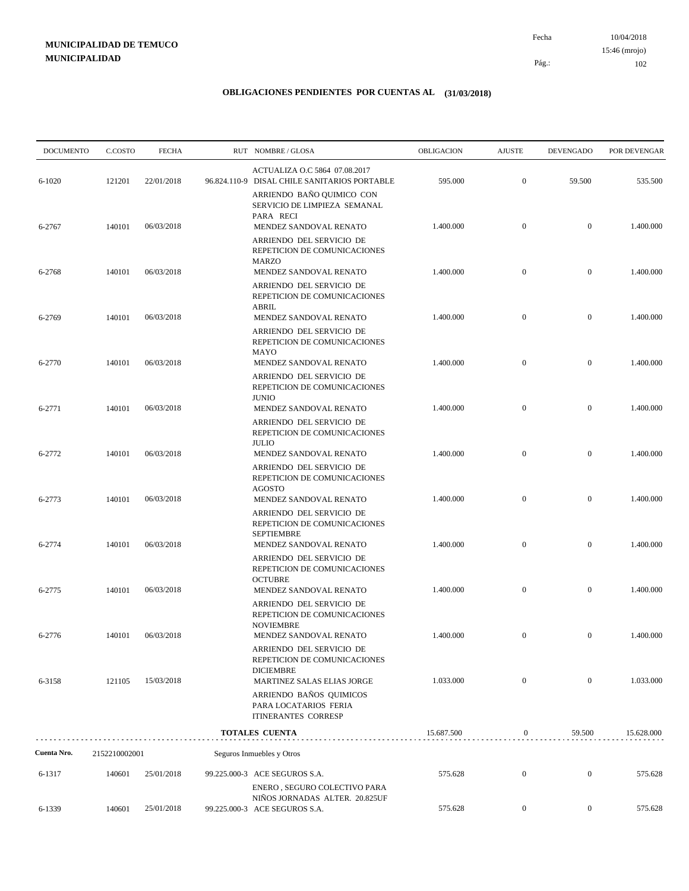**MUNICIPALIDAD DE TEMUCO**
**MUNICIPALIDAD**

Fecha 10/04/2018
15:46 (mrojo)

## OBLIGACIONES PENDIENTES POR CUENTAS AL (31/03/2018)

| DOCUMENTO | C.COSTO | FECHA | RUT | NOMBRE / GLOSA | OBLIGACION | AJUSTE | DEVENGADO | POR DEVENGAR |
|---|---|---|---|---|---|---|---|---|
| | | | | ACTUALIZA O.C 5864 07.08.2017 | | | | |
| 6-1020 | 121201 | 22/01/2018 | 96.824.110-9 | DISAL CHILE SANITARIOS PORTABLE | 595.000 | 0 | 59.500 | 535.500 |
| | | | | ARRIENDO BAÑO QUIMICO CON SERVICIO DE LIMPIEZA SEMANAL PARA RECI | | | | |
| 6-2767 | 140101 | 06/03/2018 | | MENDEZ SANDOVAL RENATO | 1.400.000 | 0 | 0 | 1.400.000 |
| | | | | ARRIENDO DEL SERVICIO DE REPETICION DE COMUNICACIONES MARZO | | | | |
| 6-2768 | 140101 | 06/03/2018 | | MENDEZ SANDOVAL RENATO | 1.400.000 | 0 | 0 | 1.400.000 |
| | | | | ARRIENDO DEL SERVICIO DE REPETICION DE COMUNICACIONES ABRIL | | | | |
| 6-2769 | 140101 | 06/03/2018 | | MENDEZ SANDOVAL RENATO | 1.400.000 | 0 | 0 | 1.400.000 |
| | | | | ARRIENDO DEL SERVICIO DE REPETICION DE COMUNICACIONES MAYO | | | | |
| 6-2770 | 140101 | 06/03/2018 | | MENDEZ SANDOVAL RENATO | 1.400.000 | 0 | 0 | 1.400.000 |
| | | | | ARRIENDO DEL SERVICIO DE REPETICION DE COMUNICACIONES JUNIO | | | | |
| 6-2771 | 140101 | 06/03/2018 | | MENDEZ SANDOVAL RENATO | 1.400.000 | 0 | 0 | 1.400.000 |
| | | | | ARRIENDO DEL SERVICIO DE REPETICION DE COMUNICACIONES JULIO | | | | |
| 6-2772 | 140101 | 06/03/2018 | | MENDEZ SANDOVAL RENATO | 1.400.000 | 0 | 0 | 1.400.000 |
| | | | | ARRIENDO DEL SERVICIO DE REPETICION DE COMUNICACIONES AGOSTO | | | | |
| 6-2773 | 140101 | 06/03/2018 | | MENDEZ SANDOVAL RENATO | 1.400.000 | 0 | 0 | 1.400.000 |
| | | | | ARRIENDO DEL SERVICIO DE REPETICION DE COMUNICACIONES SEPTIEMBRE | | | | |
| 6-2774 | 140101 | 06/03/2018 | | MENDEZ SANDOVAL RENATO | 1.400.000 | 0 | 0 | 1.400.000 |
| | | | | ARRIENDO DEL SERVICIO DE REPETICION DE COMUNICACIONES OCTUBRE | | | | |
| 6-2775 | 140101 | 06/03/2018 | | MENDEZ SANDOVAL RENATO | 1.400.000 | 0 | 0 | 1.400.000 |
| | | | | ARRIENDO DEL SERVICIO DE REPETICION DE COMUNICACIONES NOVIEMBRE | | | | |
| 6-2776 | 140101 | 06/03/2018 | | MENDEZ SANDOVAL RENATO | 1.400.000 | 0 | 0 | 1.400.000 |
| | | | | ARRIENDO DEL SERVICIO DE REPETICION DE COMUNICACIONES DICIEMBRE | | | | |
| 6-3158 | 121105 | 15/03/2018 | | MARTINEZ SALAS ELIAS JORGE | 1.033.000 | 0 | 0 | 1.033.000 |
| | | | | ARRIENDO BAÑOS QUIMICOS PARA LOCATARIOS FERIA ITINERANTES CORRESP | | | | |
| | | | | **TOTALES CUENTA** | 15.687.500 | 0 | 59.500 | 15.628.000 |

| DOCUMENTO | C.COSTO | FECHA | RUT | NOMBRE / GLOSA | OBLIGACION | AJUSTE | DEVENGADO | POR DEVENGAR |
|---|---|---|---|---|---|---|---|---|
| **Cuenta Nro.** | 2152210002001 | | | Seguros Inmuebles y Otros | | | | |
| 6-1317 | 140601 | 25/01/2018 | 99.225.000-3 | ACE SEGUROS S.A. | 575.628 | 0 | 0 | 575.628 |
| | | | | ENERO , SEGURO COLECTIVO PARA NIÑOS JORNADAS ALTER. 20.825UF | | | | |
| 6-1339 | 140601 | 25/01/2018 | 99.225.000-3 | ACE SEGUROS S.A. | 575.628 | 0 | 0 | 575.628 |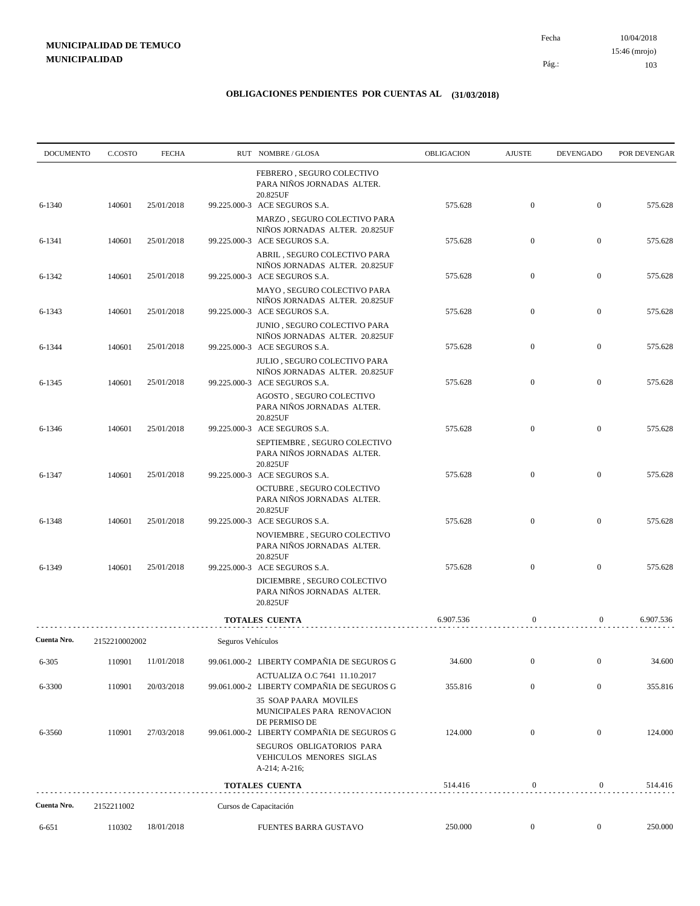**MUNICIPALIDAD DE TEMUCO**
**MUNICIPALIDAD**

Fecha 10/04/2018
15:46 (mrojo)
Pág.: 103

## OBLIGACIONES PENDIENTES POR CUENTAS AL (31/03/2018)

| DOCUMENTO | C.COSTO | FECHA | RUT | NOMBRE / GLOSA | OBLIGACION | AJUSTE | DEVENGADO | POR DEVENGAR |
|---|---|---|---|---|---|---|---|---|
| | | | | FEBRERO , SEGURO COLECTIVO PARA NIÑOS JORNADAS ALTER. 20.825UF | | | | |
| 6-1340 | 140601 | 25/01/2018 | 99.225.000-3 | ACE SEGUROS S.A. | 575.628 | 0 | 0 | 575.628 |
| | | | | MARZO , SEGURO COLECTIVO PARA NIÑOS JORNADAS ALTER. 20.825UF | | | | |
| 6-1341 | 140601 | 25/01/2018 | 99.225.000-3 | ACE SEGUROS S.A. | 575.628 | 0 | 0 | 575.628 |
| | | | | ABRIL , SEGURO COLECTIVO PARA NIÑOS JORNADAS ALTER. 20.825UF | | | | |
| 6-1342 | 140601 | 25/01/2018 | 99.225.000-3 | ACE SEGUROS S.A. | 575.628 | 0 | 0 | 575.628 |
| | | | | MAYO , SEGURO COLECTIVO PARA NIÑOS JORNADAS ALTER. 20.825UF | | | | |
| 6-1343 | 140601 | 25/01/2018 | 99.225.000-3 | ACE SEGUROS S.A. | 575.628 | 0 | 0 | 575.628 |
| | | | | JUNIO , SEGURO COLECTIVO PARA NIÑOS JORNADAS ALTER. 20.825UF | | | | |
| 6-1344 | 140601 | 25/01/2018 | 99.225.000-3 | ACE SEGUROS S.A. | 575.628 | 0 | 0 | 575.628 |
| | | | | JULIO , SEGURO COLECTIVO PARA NIÑOS JORNADAS ALTER. 20.825UF | | | | |
| 6-1345 | 140601 | 25/01/2018 | 99.225.000-3 | ACE SEGUROS S.A. | 575.628 | 0 | 0 | 575.628 |
| | | | | AGOSTO , SEGURO COLECTIVO PARA NIÑOS JORNADAS ALTER. 20.825UF | | | | |
| 6-1346 | 140601 | 25/01/2018 | 99.225.000-3 | ACE SEGUROS S.A. | 575.628 | 0 | 0 | 575.628 |
| | | | | SEPTIEMBRE , SEGURO COLECTIVO PARA NIÑOS JORNADAS ALTER. 20.825UF | | | | |
| 6-1347 | 140601 | 25/01/2018 | 99.225.000-3 | ACE SEGUROS S.A. | 575.628 | 0 | 0 | 575.628 |
| | | | | OCTUBRE , SEGURO COLECTIVO PARA NIÑOS JORNADAS ALTER. 20.825UF | | | | |
| 6-1348 | 140601 | 25/01/2018 | 99.225.000-3 | ACE SEGUROS S.A. | 575.628 | 0 | 0 | 575.628 |
| | | | | NOVIEMBRE , SEGURO COLECTIVO PARA NIÑOS JORNADAS ALTER. 20.825UF | | | | |
| 6-1349 | 140601 | 25/01/2018 | 99.225.000-3 | ACE SEGUROS S.A. | 575.628 | 0 | 0 | 575.628 |
| | | | | DICIEMBRE , SEGURO COLECTIVO PARA NIÑOS JORNADAS ALTER. 20.825UF | | | | |
| | | | | **TOTALES CUENTA** | 6.907.536 | 0 | 0 | 6.907.536 |
| **Cuenta Nro.** | 2152210002002 | | Seguros Vehículos | | | | | |
| 6-305 | 110901 | 11/01/2018 | 99.061.000-2 | LIBERTY COMPAÑIA DE SEGUROS G | 34.600 | 0 | 0 | 34.600 |
| | | | | ACTUALIZA O.C 7641 11.10.2017 | | | | |
| 6-3300 | 110901 | 20/03/2018 | 99.061.000-2 | LIBERTY COMPAÑIA DE SEGUROS G | 355.816 | 0 | 0 | 355.816 |
| | | | | 35 SOAP PAARA MOVILES MUNICIPALES PARA RENOVACION DE PERMISO DE | | | | |
| 6-3560 | 110901 | 27/03/2018 | 99.061.000-2 | LIBERTY COMPAÑIA DE SEGUROS G | 124.000 | 0 | 0 | 124.000 |
| | | | | SEGUROS OBLIGATORIOS PARA VEHICULOS MENORES SIGLAS A-214; A-216; | | | | |
| | | | | **TOTALES CUENTA** | 514.416 | 0 | 0 | 514.416 |
| **Cuenta Nro.** | 2152211002 | | Cursos de Capacitación | | | | | |
| 6-651 | 110302 | 18/01/2018 | | FUENTES BARRA GUSTAVO | 250.000 | 0 | 0 | 250.000 |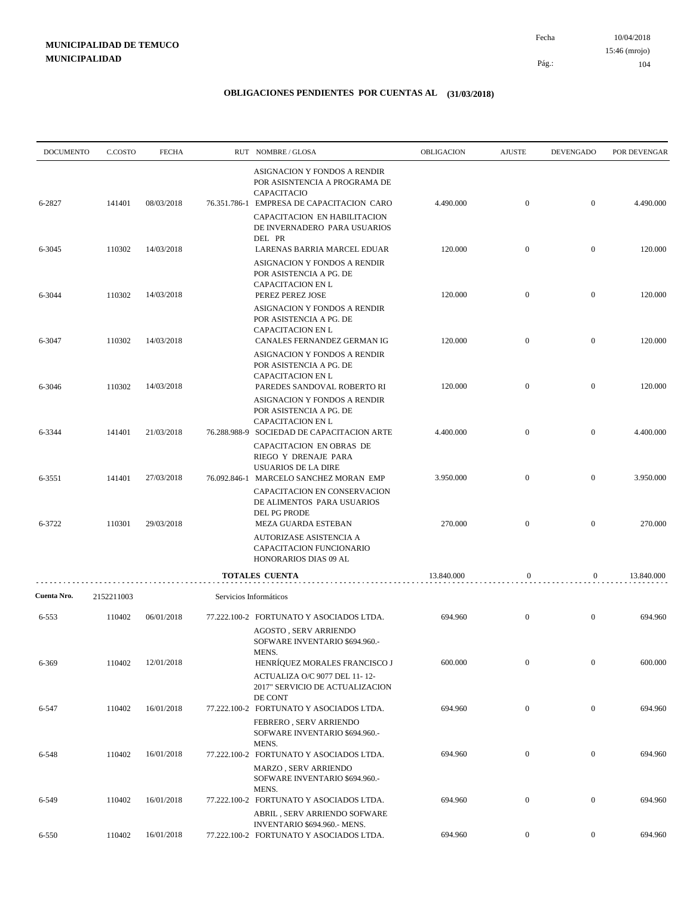**MUNICIPALIDAD DE TEMUCO**
**MUNICIPALIDAD**

Fecha 10/04/2018
15:46 (mrojo)

## OBLIGACIONES PENDIENTES POR CUENTAS AL (31/03/2018)

| DOCUMENTO | C.COSTO | FECHA | RUT | NOMBRE / GLOSA | OBLIGACION | AJUSTE | DEVENGADO | POR DEVENGAR |
|---|---|---|---|---|---|---|---|---|
| | | | | ASIGNACION Y FONDOS A RENDIR POR ASISNTENCIA A PROGRAMA DE CAPACITACIO | | | | |
| 6-2827 | 141401 | 08/03/2018 | 76.351.786-1 | EMPRESA DE CAPACITACION CARO | 4.490.000 | 0 | 0 | 4.490.000 |
| | | | | CAPACITACION EN HABILITACION DE INVERNADERO PARA USUARIOS DEL PR | | | | |
| 6-3045 | 110302 | 14/03/2018 | | LARENAS BARRIA MARCEL EDUAR | 120.000 | 0 | 0 | 120.000 |
| | | | | ASIGNACION Y FONDOS A RENDIR POR ASISTENCIA A PG. DE CAPACITACION EN L | | | | |
| 6-3044 | 110302 | 14/03/2018 | | PEREZ PEREZ JOSE | 120.000 | 0 | 0 | 120.000 |
| | | | | ASIGNACION Y FONDOS A RENDIR POR ASISTENCIA A PG. DE CAPACITACION EN L | | | | |
| 6-3047 | 110302 | 14/03/2018 | | CANALES FERNANDEZ GERMAN IG | 120.000 | 0 | 0 | 120.000 |
| | | | | ASIGNACION Y FONDOS A RENDIR POR ASISTENCIA A PG. DE CAPACITACION EN L | | | | |
| 6-3046 | 110302 | 14/03/2018 | | PAREDES SANDOVAL ROBERTO RI | 120.000 | 0 | 0 | 120.000 |
| | | | | ASIGNACION Y FONDOS A RENDIR POR ASISTENCIA A PG. DE CAPACITACION EN L | | | | |
| 6-3344 | 141401 | 21/03/2018 | 76.288.988-9 | SOCIEDAD DE CAPACITACION ARTE | 4.400.000 | 0 | 0 | 4.400.000 |
| | | | | CAPACITACION EN OBRAS DE RIEGO Y DRENAJE PARA USUARIOS DE LA DIRE | | | | |
| 6-3551 | 141401 | 27/03/2018 | 76.092.846-1 | MARCELO SANCHEZ MORAN EMP | 3.950.000 | 0 | 0 | 3.950.000 |
| | | | | CAPACITACION EN CONSERVACION DE ALIMENTOS PARA USUARIOS DEL PG PRODE | | | | |
| 6-3722 | 110301 | 29/03/2018 | | MEZA GUARDA ESTEBAN | 270.000 | 0 | 0 | 270.000 |
| | | | | AUTORIZASE ASISTENCIA A CAPACITACION FUNCIONARIO HONORARIOS DIAS 09 AL | | | | |
| | | | | **TOTALES CUENTA** | 13.840.000 | 0 | 0 | 13.840.000 |

**Cuenta Nro.** 2152211003 Servicios Informáticos

| DOCUMENTO | C.COSTO | FECHA | RUT | NOMBRE / GLOSA | OBLIGACION | AJUSTE | DEVENGADO | POR DEVENGAR |
|---|---|---|---|---|---|---|---|---|
| 6-553 | 110402 | 06/01/2018 | 77.222.100-2 | FORTUNATO Y ASOCIADOS LTDA. | 694.960 | 0 | 0 | 694.960 |
| | | | | AGOSTO , SERV ARRIENDO SOFWARE INVENTARIO $694.960.- MENS. | | | | |
| 6-369 | 110402 | 12/01/2018 | | HENRÍQUEZ MORALES FRANCISCO J | 600.000 | 0 | 0 | 600.000 |
| | | | | ACTUALIZA O/C 9077 DEL 11- 12-2017" SERVICIO DE ACTUALIZACION DE CONT | | | | |
| 6-547 | 110402 | 16/01/2018 | 77.222.100-2 | FORTUNATO Y ASOCIADOS LTDA. | 694.960 | 0 | 0 | 694.960 |
| | | | | FEBRERO , SERV ARRIENDO SOFWARE INVENTARIO $694.960.- MENS. | | | | |
| 6-548 | 110402 | 16/01/2018 | 77.222.100-2 | FORTUNATO Y ASOCIADOS LTDA. | 694.960 | 0 | 0 | 694.960 |
| | | | | MARZO , SERV ARRIENDO SOFWARE INVENTARIO $694.960.- MENS. | | | | |
| 6-549 | 110402 | 16/01/2018 | 77.222.100-2 | FORTUNATO Y ASOCIADOS LTDA. | 694.960 | 0 | 0 | 694.960 |
| | | | | ABRIL , SERV ARRIENDO SOFWARE INVENTARIO $694.960.- MENS. | | | | |
| 6-550 | 110402 | 16/01/2018 | 77.222.100-2 | FORTUNATO Y ASOCIADOS LTDA. | 694.960 | 0 | 0 | 694.960 |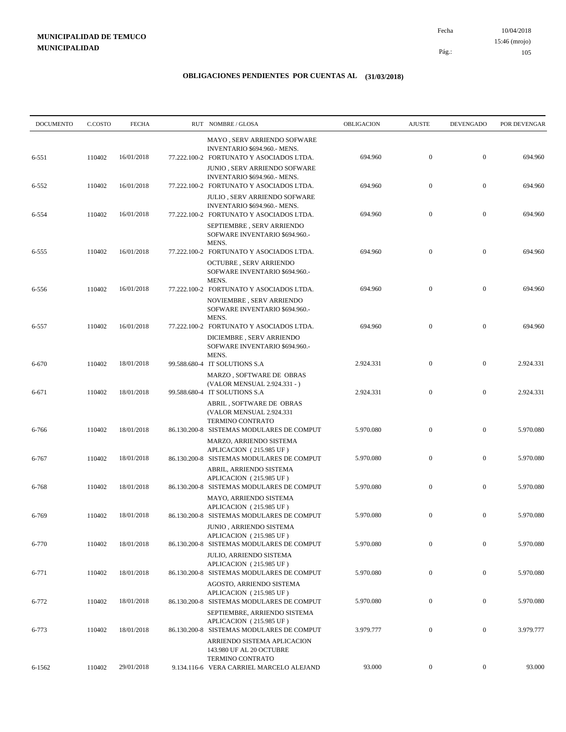**MUNICIPALIDAD DE TEMUCO**
**MUNICIPALIDAD**

## OBLIGACIONES PENDIENTES POR CUENTAS AL (31/03/2018)

| DOCUMENTO | C.COSTO | FECHA | RUT | NOMBRE / GLOSA | OBLIGACION | AJUSTE | DEVENGADO | POR DEVENGAR |
|---|---|---|---|---|---|---|---|---|
| | | | | MAYO , SERV ARRIENDO SOFWARE INVENTARIO $694.960.- MENS. | | | | |
| 6-551 | 110402 | 16/01/2018 | 77.222.100-2 | FORTUNATO Y ASOCIADOS LTDA. | 694.960 | 0 | 0 | 694.960 |
| | | | | JUNIO , SERV ARRIENDO SOFWARE INVENTARIO $694.960.- MENS. | | | | |
| 6-552 | 110402 | 16/01/2018 | 77.222.100-2 | FORTUNATO Y ASOCIADOS LTDA. | 694.960 | 0 | 0 | 694.960 |
| | | | | JULIO , SERV ARRIENDO SOFWARE INVENTARIO $694.960.- MENS. | | | | |
| 6-554 | 110402 | 16/01/2018 | 77.222.100-2 | FORTUNATO Y ASOCIADOS LTDA. | 694.960 | 0 | 0 | 694.960 |
| | | | | SEPTIEMBRE , SERV ARRIENDO SOFWARE INVENTARIO $694.960.- MENS. | | | | |
| 6-555 | 110402 | 16/01/2018 | 77.222.100-2 | FORTUNATO Y ASOCIADOS LTDA. | 694.960 | 0 | 0 | 694.960 |
| | | | | OCTUBRE , SERV ARRIENDO SOFWARE INVENTARIO $694.960.- MENS. | | | | |
| 6-556 | 110402 | 16/01/2018 | 77.222.100-2 | FORTUNATO Y ASOCIADOS LTDA. | 694.960 | 0 | 0 | 694.960 |
| | | | | NOVIEMBRE , SERV ARRIENDO SOFWARE INVENTARIO $694.960.- MENS. | | | | |
| 6-557 | 110402 | 16/01/2018 | 77.222.100-2 | FORTUNATO Y ASOCIADOS LTDA. | 694.960 | 0 | 0 | 694.960 |
| | | | | DICIEMBRE , SERV ARRIENDO SOFWARE INVENTARIO $694.960.- MENS. | | | | |
| 6-670 | 110402 | 18/01/2018 | 99.588.680-4 | IT SOLUTIONS S.A | 2.924.331 | 0 | 0 | 2.924.331 |
| | | | | MARZO , SOFTWARE DE OBRAS (VALOR MENSUAL 2.924.331 - ) | | | | |
| 6-671 | 110402 | 18/01/2018 | 99.588.680-4 | IT SOLUTIONS S.A | 2.924.331 | 0 | 0 | 2.924.331 |
| | | | | ABRIL , SOFTWARE DE OBRAS (VALOR MENSUAL 2.924.331 TERMINO CONTRATO | | | | |
| 6-766 | 110402 | 18/01/2018 | 86.130.200-8 | SISTEMAS MODULARES DE COMPUT | 5.970.080 | 0 | 0 | 5.970.080 |
| | | | | MARZO, ARRIENDO SISTEMA APLICACION ( 215.985 UF ) | | | | |
| 6-767 | 110402 | 18/01/2018 | 86.130.200-8 | SISTEMAS MODULARES DE COMPUT | 5.970.080 | 0 | 0 | 5.970.080 |
| | | | | ABRIL, ARRIENDO SISTEMA APLICACION ( 215.985 UF ) | | | | |
| 6-768 | 110402 | 18/01/2018 | 86.130.200-8 | SISTEMAS MODULARES DE COMPUT | 5.970.080 | 0 | 0 | 5.970.080 |
| | | | | MAYO, ARRIENDO SISTEMA APLICACION ( 215.985 UF ) | | | | |
| 6-769 | 110402 | 18/01/2018 | 86.130.200-8 | SISTEMAS MODULARES DE COMPUT | 5.970.080 | 0 | 0 | 5.970.080 |
| | | | | JUNIO , ARRIENDO SISTEMA APLICACION ( 215.985 UF ) | | | | |
| 6-770 | 110402 | 18/01/2018 | 86.130.200-8 | SISTEMAS MODULARES DE COMPUT | 5.970.080 | 0 | 0 | 5.970.080 |
| | | | | JULIO, ARRIENDO SISTEMA APLICACION ( 215.985 UF ) | | | | |
| 6-771 | 110402 | 18/01/2018 | 86.130.200-8 | SISTEMAS MODULARES DE COMPUT | 5.970.080 | 0 | 0 | 5.970.080 |
| | | | | AGOSTO, ARRIENDO SISTEMA APLICACION ( 215.985 UF ) | | | | |
| 6-772 | 110402 | 18/01/2018 | 86.130.200-8 | SISTEMAS MODULARES DE COMPUT | 5.970.080 | 0 | 0 | 5.970.080 |
| | | | | SEPTIEMBRE, ARRIENDO SISTEMA APLICACION ( 215.985 UF ) | | | | |
| 6-773 | 110402 | 18/01/2018 | 86.130.200-8 | SISTEMAS MODULARES DE COMPUT | 3.979.777 | 0 | 0 | 3.979.777 |
| | | | | ARRIENDO SISTEMA APLICACION 143.980 UF AL 20 OCTUBRE TERMINO CONTRATO | | | | |
| 6-1562 | 110402 | 29/01/2018 | 9.134.116-6 | VERA CARRIEL MARCELO ALEJAND | 93.000 | 0 | 0 | 93.000 |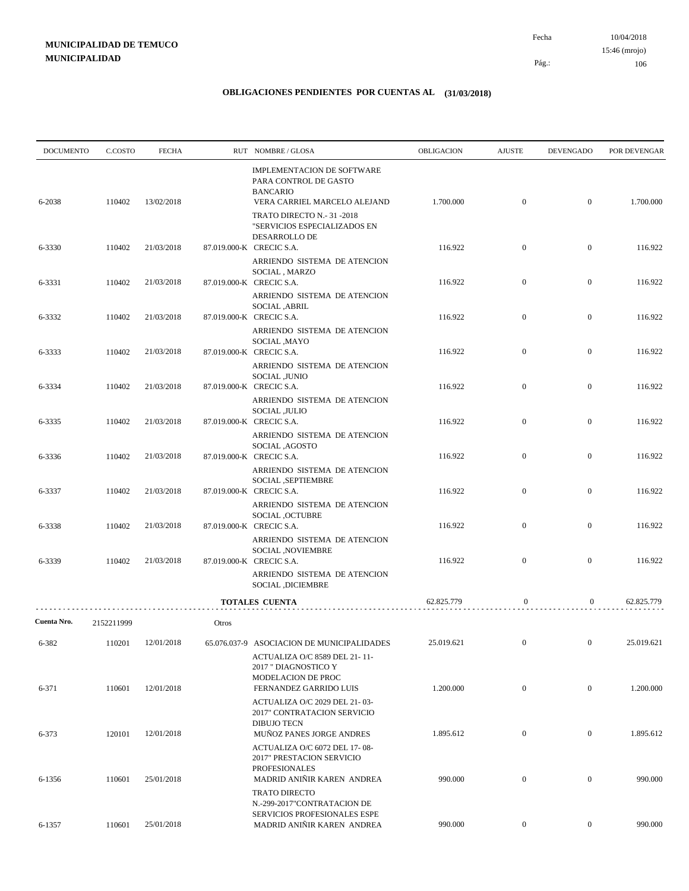**MUNICIPALIDAD DE TEMUCO**
**MUNICIPALIDAD**

Fecha 10/04/2018
15:46 (mrojo)

## OBLIGACIONES PENDIENTES POR CUENTAS AL (31/03/2018)

| DOCUMENTO | C.COSTO | FECHA | RUT | NOMBRE / GLOSA | OBLIGACION | AJUSTE | DEVENGADO | POR DEVENGAR |
|---|---|---|---|---|---|---|---|---|
| | | | | IMPLEMENTACION DE SOFTWARE PARA CONTROL DE GASTO BANCARIO | | | | |
| 6-2038 | 110402 | 13/02/2018 | | VERA CARRIEL MARCELO ALEJAND | 1.700.000 | 0 | 0 | 1.700.000 |
| | | | | TRATO DIRECTO N.- 31 -2018 "SERVICIOS ESPECIALIZADOS EN DESARROLLO DE | | | | |
| 6-3330 | 110402 | 21/03/2018 | 87.019.000-K | CRECIC S.A. | 116.922 | 0 | 0 | 116.922 |
| | | | | ARRIENDO SISTEMA DE ATENCION SOCIAL , MARZO | | | | |
| 6-3331 | 110402 | 21/03/2018 | 87.019.000-K | CRECIC S.A. | 116.922 | 0 | 0 | 116.922 |
| | | | | ARRIENDO SISTEMA DE ATENCION SOCIAL ,ABRIL | | | | |
| 6-3332 | 110402 | 21/03/2018 | 87.019.000-K | CRECIC S.A. | 116.922 | 0 | 0 | 116.922 |
| | | | | ARRIENDO SISTEMA DE ATENCION SOCIAL ,MAYO | | | | |
| 6-3333 | 110402 | 21/03/2018 | 87.019.000-K | CRECIC S.A. | 116.922 | 0 | 0 | 116.922 |
| | | | | ARRIENDO SISTEMA DE ATENCION SOCIAL ,JUNIO | | | | |
| 6-3334 | 110402 | 21/03/2018 | 87.019.000-K | CRECIC S.A. | 116.922 | 0 | 0 | 116.922 |
| | | | | ARRIENDO SISTEMA DE ATENCION SOCIAL ,JULIO | | | | |
| 6-3335 | 110402 | 21/03/2018 | 87.019.000-K | CRECIC S.A. | 116.922 | 0 | 0 | 116.922 |
| | | | | ARRIENDO SISTEMA DE ATENCION SOCIAL ,AGOSTO | | | | |
| 6-3336 | 110402 | 21/03/2018 | 87.019.000-K | CRECIC S.A. | 116.922 | 0 | 0 | 116.922 |
| | | | | ARRIENDO SISTEMA DE ATENCION SOCIAL ,SEPTIEMBRE | | | | |
| 6-3337 | 110402 | 21/03/2018 | 87.019.000-K | CRECIC S.A. | 116.922 | 0 | 0 | 116.922 |
| | | | | ARRIENDO SISTEMA DE ATENCION SOCIAL ,OCTUBRE | | | | |
| 6-3338 | 110402 | 21/03/2018 | 87.019.000-K | CRECIC S.A. | 116.922 | 0 | 0 | 116.922 |
| | | | | ARRIENDO SISTEMA DE ATENCION SOCIAL ,NOVIEMBRE | | | | |
| 6-3339 | 110402 | 21/03/2018 | 87.019.000-K | CRECIC S.A. | 116.922 | 0 | 0 | 116.922 |
| | | | | ARRIENDO SISTEMA DE ATENCION SOCIAL ,DICIEMBRE | | | | |
| | | | | **TOTALES CUENTA** | 62.825.779 | 0 | 0 | 62.825.779 |
| **Cuenta Nro.** | 2152211999 | | Otros | | | | | |
| 6-382 | 110201 | 12/01/2018 | 65.076.037-9 | ASOCIACION DE MUNICIPALIDADES | 25.019.621 | 0 | 0 | 25.019.621 |
| | | | | ACTUALIZA O/C 8589 DEL 21- 11- 2017 " DIAGNOSTICO Y MODELACION DE PROC | | | | |
| 6-371 | 110601 | 12/01/2018 | | FERNANDEZ GARRIDO LUIS | 1.200.000 | 0 | 0 | 1.200.000 |
| | | | | ACTUALIZA O/C 2029 DEL 21- 03- 2017" CONTRATACION SERVICIO DIBUJO TECN | | | | |
| 6-373 | 120101 | 12/01/2018 | | MUÑOZ PANES JORGE ANDRES | 1.895.612 | 0 | 0 | 1.895.612 |
| | | | | ACTUALIZA O/C 6072 DEL 17- 08- 2017" PRESTACION SERVICIO PROFESIONALES | | | | |
| 6-1356 | 110601 | 25/01/2018 | | MADRID ANIÑIR KAREN ANDREA | 990.000 | 0 | 0 | 990.000 |
| | | | | TRATO DIRECTO N.-299-2017"CONTRATACION DE SERVICIOS PROFESIONALES ESPE | | | | |
| 6-1357 | 110601 | 25/01/2018 | | MADRID ANIÑIR KAREN ANDREA | 990.000 | 0 | 0 | 990.000 |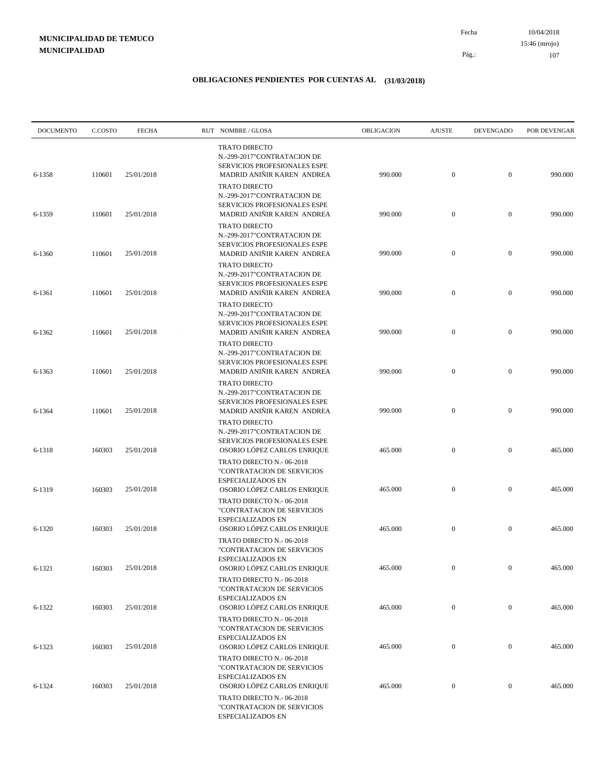**MUNICIPALIDAD DE TEMUCO**
**MUNICIPALIDAD**

Fecha 10/04/2018
15:46 (mrojo)

## OBLIGACIONES PENDIENTES POR CUENTAS AL (31/03/2018)

| DOCUMENTO | C.COSTO | FECHA | RUT | NOMBRE / GLOSA | OBLIGACION | AJUSTE | DEVENGADO | POR DEVENGAR |
|---|---|---|---|---|---|---|---|---|
| 6-1358 | 110601 | 25/01/2018 | : | TRATO DIRECTO N.-299-2017"CONTRATACION DE SERVICIOS PROFESIONALES ESPE MADRID ANIÑIR KAREN ANDREA | 990.000 | 0 | 0 | 990.000 |
| 6-1359 | 110601 | 25/01/2018 | : | TRATO DIRECTO N.-299-2017"CONTRATACION DE SERVICIOS PROFESIONALES ESPE MADRID ANIÑIR KAREN ANDREA | 990.000 | 0 | 0 | 990.000 |
| 6-1360 | 110601 | 25/01/2018 | : | TRATO DIRECTO N.-299-2017"CONTRATACION DE SERVICIOS PROFESIONALES ESPE MADRID ANIÑIR KAREN ANDREA | 990.000 | 0 | 0 | 990.000 |
| 6-1361 | 110601 | 25/01/2018 | : | TRATO DIRECTO N.-299-2017"CONTRATACION DE SERVICIOS PROFESIONALES ESPE MADRID ANIÑIR KAREN ANDREA | 990.000 | 0 | 0 | 990.000 |
| 6-1362 | 110601 | 25/01/2018 | : | TRATO DIRECTO N.-299-2017"CONTRATACION DE SERVICIOS PROFESIONALES ESPE MADRID ANIÑIR KAREN ANDREA | 990.000 | 0 | 0 | 990.000 |
| 6-1363 | 110601 | 25/01/2018 | : | TRATO DIRECTO N.-299-2017"CONTRATACION DE SERVICIOS PROFESIONALES ESPE MADRID ANIÑIR KAREN ANDREA | 990.000 | 0 | 0 | 990.000 |
| 6-1364 | 110601 | 25/01/2018 | : | TRATO DIRECTO N.-299-2017"CONTRATACION DE SERVICIOS PROFESIONALES ESPE MADRID ANIÑIR KAREN ANDREA | 990.000 | 0 | 0 | 990.000 |
| 6-1318 | 160303 | 25/01/2018 | : | TRATO DIRECTO N.-299-2017"CONTRATACION DE SERVICIOS PROFESIONALES ESPE OSORIO LÓPEZ CARLOS ENRIQUE | 465.000 | 0 | 0 | 465.000 |
| 6-1319 | 160303 | 25/01/2018 | : | TRATO DIRECTO N.- 06-2018 "CONTRATACION DE SERVICIOS ESPECIALIZADOS EN OSORIO LÓPEZ CARLOS ENRIQUE | 465.000 | 0 | 0 | 465.000 |
| 6-1320 | 160303 | 25/01/2018 | : | TRATO DIRECTO N.- 06-2018 "CONTRATACION DE SERVICIOS ESPECIALIZADOS EN OSORIO LÓPEZ CARLOS ENRIQUE | 465.000 | 0 | 0 | 465.000 |
| 6-1321 | 160303 | 25/01/2018 | : | TRATO DIRECTO N.- 06-2018 "CONTRATACION DE SERVICIOS ESPECIALIZADOS EN OSORIO LÓPEZ CARLOS ENRIQUE | 465.000 | 0 | 0 | 465.000 |
| 6-1322 | 160303 | 25/01/2018 | : | TRATO DIRECTO N.- 06-2018 "CONTRATACION DE SERVICIOS ESPECIALIZADOS EN OSORIO LÓPEZ CARLOS ENRIQUE | 465.000 | 0 | 0 | 465.000 |
| 6-1323 | 160303 | 25/01/2018 | : | TRATO DIRECTO N.- 06-2018 "CONTRATACION DE SERVICIOS ESPECIALIZADOS EN OSORIO LÓPEZ CARLOS ENRIQUE | 465.000 | 0 | 0 | 465.000 |
| 6-1324 | 160303 | 25/01/2018 | : | TRATO DIRECTO N.- 06-2018 "CONTRATACION DE SERVICIOS ESPECIALIZADOS EN OSORIO LÓPEZ CARLOS ENRIQUE | 465.000 | 0 | 0 | 465.000 |
| | | | | TRATO DIRECTO N.- 06-2018 "CONTRATACION DE SERVICIOS ESPECIALIZADOS EN | | | | |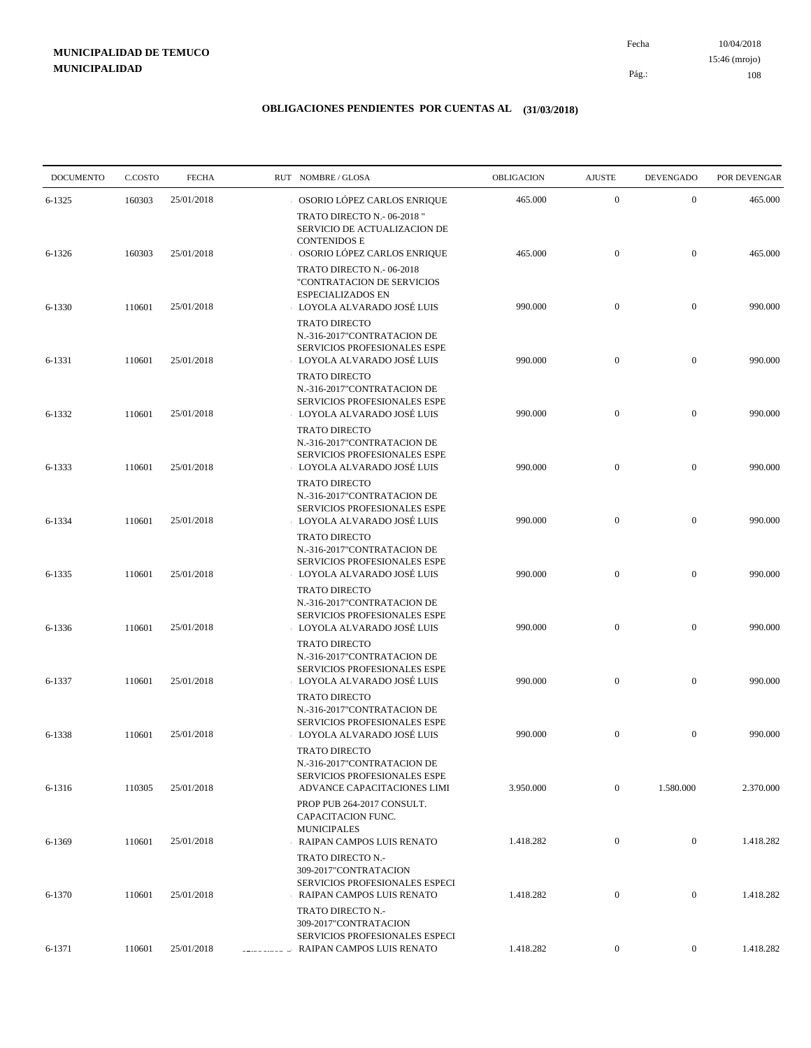**MUNICIPALIDAD DE TEMUCO**
**MUNICIPALIDAD**

Fecha 10/04/2018
15:46 (mrojo)
Pág.: 108

## OBLIGACIONES PENDIENTES POR CUENTAS AL (31/03/2018)

| DOCUMENTO | C.COSTO | FECHA | RUT NOMBRE / GLOSA | OBLIGACION | AJUSTE | DEVENGADO | POR DEVENGAR |
|---|---|---|---|---|---|---|---|
| 6-1325 | 160303 | 25/01/2018 | OSORIO LÓPEZ CARLOS ENRIQUE<br>TRATO DIRECTO N.- 06-2018 " SERVICIO DE ACTUALIZACION DE CONTENIDOS E | 465.000 | 0 | 0 | 465.000 |
| 6-1326 | 160303 | 25/01/2018 | OSORIO LÓPEZ CARLOS ENRIQUE<br>TRATO DIRECTO N.- 06-2018 "CONTRATACION DE SERVICIOS ESPECIALIZADOS EN | 465.000 | 0 | 0 | 465.000 |
| 6-1330 | 110601 | 25/01/2018 | LOYOLA ALVARADO JOSÉ LUIS<br>TRATO DIRECTO N.-316-2017"CONTRATACION DE SERVICIOS PROFESIONALES ESPE | 990.000 | 0 | 0 | 990.000 |
| 6-1331 | 110601 | 25/01/2018 | LOYOLA ALVARADO JOSÉ LUIS<br>TRATO DIRECTO N.-316-2017"CONTRATACION DE SERVICIOS PROFESIONALES ESPE | 990.000 | 0 | 0 | 990.000 |
| 6-1332 | 110601 | 25/01/2018 | LOYOLA ALVARADO JOSÉ LUIS<br>TRATO DIRECTO N.-316-2017"CONTRATACION DE SERVICIOS PROFESIONALES ESPE | 990.000 | 0 | 0 | 990.000 |
| 6-1333 | 110601 | 25/01/2018 | LOYOLA ALVARADO JOSÉ LUIS<br>TRATO DIRECTO N.-316-2017"CONTRATACION DE SERVICIOS PROFESIONALES ESPE | 990.000 | 0 | 0 | 990.000 |
| 6-1334 | 110601 | 25/01/2018 | LOYOLA ALVARADO JOSÉ LUIS<br>TRATO DIRECTO N.-316-2017"CONTRATACION DE SERVICIOS PROFESIONALES ESPE | 990.000 | 0 | 0 | 990.000 |
| 6-1335 | 110601 | 25/01/2018 | LOYOLA ALVARADO JOSÉ LUIS<br>TRATO DIRECTO N.-316-2017"CONTRATACION DE SERVICIOS PROFESIONALES ESPE | 990.000 | 0 | 0 | 990.000 |
| 6-1336 | 110601 | 25/01/2018 | LOYOLA ALVARADO JOSÉ LUIS<br>TRATO DIRECTO N.-316-2017"CONTRATACION DE SERVICIOS PROFESIONALES ESPE | 990.000 | 0 | 0 | 990.000 |
| 6-1337 | 110601 | 25/01/2018 | LOYOLA ALVARADO JOSÉ LUIS<br>TRATO DIRECTO N.-316-2017"CONTRATACION DE SERVICIOS PROFESIONALES ESPE | 990.000 | 0 | 0 | 990.000 |
| 6-1338 | 110601 | 25/01/2018 | LOYOLA ALVARADO JOSÉ LUIS<br>TRATO DIRECTO N.-316-2017"CONTRATACION DE SERVICIOS PROFESIONALES ESPE | 990.000 | 0 | 0 | 990.000 |
| 6-1316 | 110305 | 25/01/2018 | ADVANCE CAPACITACIONES LIMI<br>PROP PUB 264-2017 CONSULT. CAPACITACION FUNC. MUNICIPALES | 3.950.000 | 0 | 1.580.000 | 2.370.000 |
| 6-1369 | 110601 | 25/01/2018 | RAIPAN CAMPOS LUIS RENATO<br>TRATO DIRECTO N.- 309-2017"CONTRATACION SERVICIOS PROFESIONALES ESPECI | 1.418.282 | 0 | 0 | 1.418.282 |
| 6-1370 | 110601 | 25/01/2018 | RAIPAN CAMPOS LUIS RENATO<br>TRATO DIRECTO N.- 309-2017"CONTRATACION SERVICIOS PROFESIONALES ESPECI | 1.418.282 | 0 | 0 | 1.418.282 |
| 6-1371 | 110601 | 25/01/2018 | RAIPAN CAMPOS LUIS RENATO | 1.418.282 | 0 | 0 | 1.418.282 |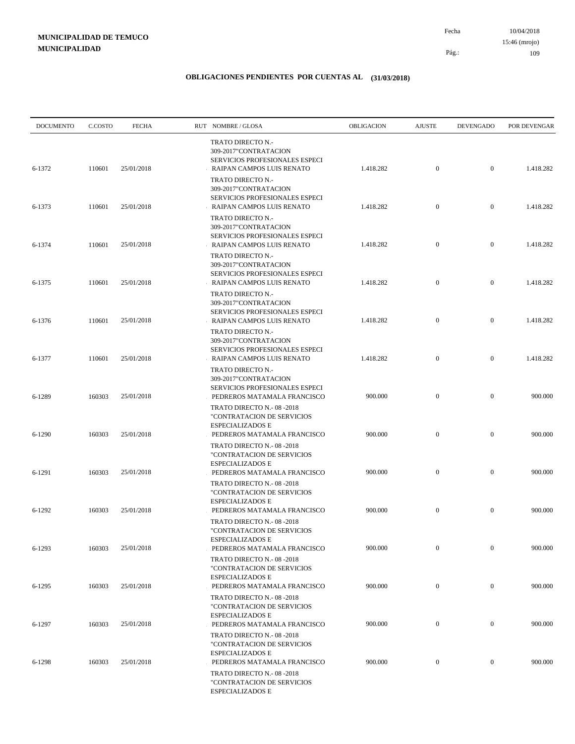**MUNICIPALIDAD DE TEMUCO**
**MUNICIPALIDAD**

Fecha 10/04/2018
15:46 (mrojo)

## OBLIGACIONES PENDIENTES POR CUENTAS AL (31/03/2018)

| DOCUMENTO | C.COSTO | FECHA | RUT NOMBRE / GLOSA | OBLIGACION | AJUSTE | DEVENGADO | POR DEVENGAR |
|---|---|---|---|---|---|---|---|
| 6-1372 | 110601 | 25/01/2018 | TRATO DIRECTO N.- 309-2017"CONTRATACION SERVICIOS PROFESIONALES ESPECI RAIPAN CAMPOS LUIS RENATO | 1.418.282 | 0 | 0 | 1.418.282 |
| 6-1373 | 110601 | 25/01/2018 | TRATO DIRECTO N.- 309-2017"CONTRATACION SERVICIOS PROFESIONALES ESPECI RAIPAN CAMPOS LUIS RENATO | 1.418.282 | 0 | 0 | 1.418.282 |
| 6-1374 | 110601 | 25/01/2018 | TRATO DIRECTO N.- 309-2017"CONTRATACION SERVICIOS PROFESIONALES ESPECI RAIPAN CAMPOS LUIS RENATO | 1.418.282 | 0 | 0 | 1.418.282 |
| 6-1375 | 110601 | 25/01/2018 | TRATO DIRECTO N.- 309-2017"CONTRATACION SERVICIOS PROFESIONALES ESPECI RAIPAN CAMPOS LUIS RENATO | 1.418.282 | 0 | 0 | 1.418.282 |
| 6-1376 | 110601 | 25/01/2018 | TRATO DIRECTO N.- 309-2017"CONTRATACION SERVICIOS PROFESIONALES ESPECI RAIPAN CAMPOS LUIS RENATO | 1.418.282 | 0 | 0 | 1.418.282 |
| 6-1377 | 110601 | 25/01/2018 | TRATO DIRECTO N.- 309-2017"CONTRATACION SERVICIOS PROFESIONALES ESPECI RAIPAN CAMPOS LUIS RENATO | 1.418.282 | 0 | 0 | 1.418.282 |
| 6-1289 | 160303 | 25/01/2018 | TRATO DIRECTO N.- 309-2017"CONTRATACION SERVICIOS PROFESIONALES ESPECI PEDREROS MATAMALA FRANCISCO | 900.000 | 0 | 0 | 900.000 |
| 6-1290 | 160303 | 25/01/2018 | TRATO DIRECTO N.- 08 -2018 "CONTRATACION DE SERVICIOS ESPECIALIZADOS E PEDREROS MATAMALA FRANCISCO | 900.000 | 0 | 0 | 900.000 |
| 6-1291 | 160303 | 25/01/2018 | TRATO DIRECTO N.- 08 -2018 "CONTRATACION DE SERVICIOS ESPECIALIZADOS E PEDREROS MATAMALA FRANCISCO | 900.000 | 0 | 0 | 900.000 |
| 6-1292 | 160303 | 25/01/2018 | TRATO DIRECTO N.- 08 -2018 "CONTRATACION DE SERVICIOS ESPECIALIZADOS E PEDREROS MATAMALA FRANCISCO | 900.000 | 0 | 0 | 900.000 |
| 6-1293 | 160303 | 25/01/2018 | TRATO DIRECTO N.- 08 -2018 "CONTRATACION DE SERVICIOS ESPECIALIZADOS E PEDREROS MATAMALA FRANCISCO | 900.000 | 0 | 0 | 900.000 |
| 6-1295 | 160303 | 25/01/2018 | TRATO DIRECTO N.- 08 -2018 "CONTRATACION DE SERVICIOS ESPECIALIZADOS E PEDREROS MATAMALA FRANCISCO | 900.000 | 0 | 0 | 900.000 |
| 6-1297 | 160303 | 25/01/2018 | TRATO DIRECTO N.- 08 -2018 "CONTRATACION DE SERVICIOS ESPECIALIZADOS E PEDREROS MATAMALA FRANCISCO | 900.000 | 0 | 0 | 900.000 |
| 6-1298 | 160303 | 25/01/2018 | TRATO DIRECTO N.- 08 -2018 "CONTRATACION DE SERVICIOS ESPECIALIZADOS E PEDREROS MATAMALA FRANCISCO | 900.000 | 0 | 0 | 900.000 |
| | | | TRATO DIRECTO N.- 08 -2018 "CONTRATACION DE SERVICIOS ESPECIALIZADOS E | | | | |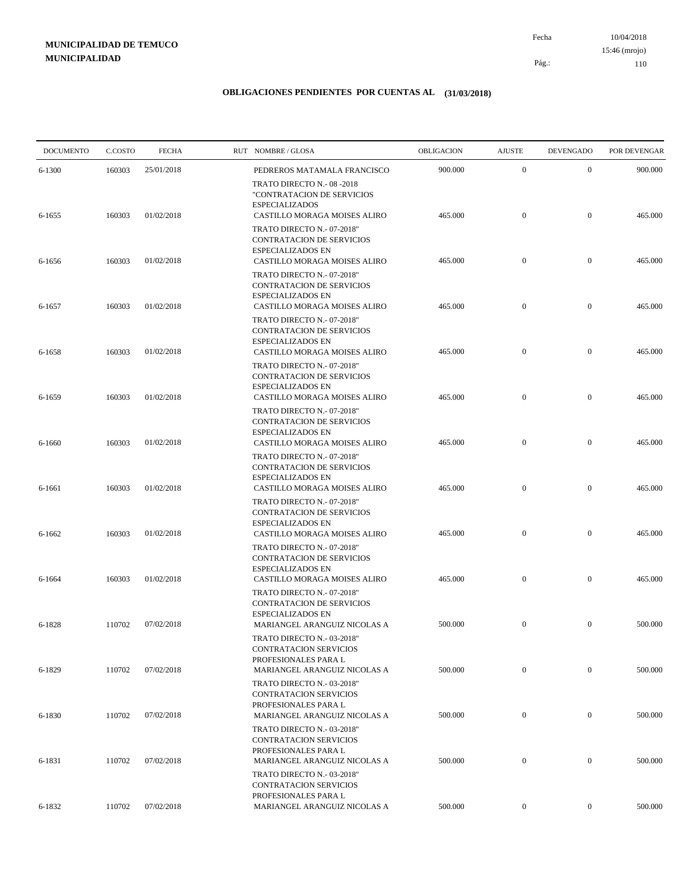**MUNICIPALIDAD DE TEMUCO**
**MUNICIPALIDAD**

Fecha 10/04/2018
15:46 (mrojo)

## OBLIGACIONES PENDIENTES POR CUENTAS AL (31/03/2018)

| DOCUMENTO | C.COSTO | FECHA | RUT NOMBRE / GLOSA | OBLIGACION | AJUSTE | DEVENGADO | POR DEVENGAR |
|---|---|---|---|---|---|---|---|
| 6-1300 | 160303 | 25/01/2018 | PEDREROS MATAMALA FRANCISCO<br>TRATO DIRECTO N.- 08 -2018 "CONTRATACION DE SERVICIOS ESPECIALIZADOS | 900.000 | 0 | 0 | 900.000 |
| 6-1655 | 160303 | 01/02/2018 | CASTILLO MORAGA MOISES ALIRO<br>TRATO DIRECTO N.- 07-2018" CONTRATACION DE SERVICIOS ESPECIALIZADOS EN | 465.000 | 0 | 0 | 465.000 |
| 6-1656 | 160303 | 01/02/2018 | CASTILLO MORAGA MOISES ALIRO<br>TRATO DIRECTO N.- 07-2018" CONTRATACION DE SERVICIOS ESPECIALIZADOS EN | 465.000 | 0 | 0 | 465.000 |
| 6-1657 | 160303 | 01/02/2018 | CASTILLO MORAGA MOISES ALIRO<br>TRATO DIRECTO N.- 07-2018" CONTRATACION DE SERVICIOS ESPECIALIZADOS EN | 465.000 | 0 | 0 | 465.000 |
| 6-1658 | 160303 | 01/02/2018 | CASTILLO MORAGA MOISES ALIRO<br>TRATO DIRECTO N.- 07-2018" CONTRATACION DE SERVICIOS ESPECIALIZADOS EN | 465.000 | 0 | 0 | 465.000 |
| 6-1659 | 160303 | 01/02/2018 | CASTILLO MORAGA MOISES ALIRO<br>TRATO DIRECTO N.- 07-2018" CONTRATACION DE SERVICIOS ESPECIALIZADOS EN | 465.000 | 0 | 0 | 465.000 |
| 6-1660 | 160303 | 01/02/2018 | CASTILLO MORAGA MOISES ALIRO<br>TRATO DIRECTO N.- 07-2018" CONTRATACION DE SERVICIOS ESPECIALIZADOS EN | 465.000 | 0 | 0 | 465.000 |
| 6-1661 | 160303 | 01/02/2018 | CASTILLO MORAGA MOISES ALIRO<br>TRATO DIRECTO N.- 07-2018" CONTRATACION DE SERVICIOS ESPECIALIZADOS EN | 465.000 | 0 | 0 | 465.000 |
| 6-1662 | 160303 | 01/02/2018 | CASTILLO MORAGA MOISES ALIRO<br>TRATO DIRECTO N.- 07-2018" CONTRATACION DE SERVICIOS ESPECIALIZADOS EN | 465.000 | 0 | 0 | 465.000 |
| 6-1664 | 160303 | 01/02/2018 | CASTILLO MORAGA MOISES ALIRO<br>TRATO DIRECTO N.- 07-2018" CONTRATACION DE SERVICIOS ESPECIALIZADOS EN | 465.000 | 0 | 0 | 465.000 |
| 6-1828 | 110702 | 07/02/2018 | MARIANGEL ARANGUIZ NICOLAS A<br>TRATO DIRECTO N.- 03-2018" CONTRATACION SERVICIOS PROFESIONALES PARA L | 500.000 | 0 | 0 | 500.000 |
| 6-1829 | 110702 | 07/02/2018 | MARIANGEL ARANGUIZ NICOLAS A<br>TRATO DIRECTO N.- 03-2018" CONTRATACION SERVICIOS PROFESIONALES PARA L | 500.000 | 0 | 0 | 500.000 |
| 6-1830 | 110702 | 07/02/2018 | MARIANGEL ARANGUIZ NICOLAS A<br>TRATO DIRECTO N.- 03-2018" CONTRATACION SERVICIOS PROFESIONALES PARA L | 500.000 | 0 | 0 | 500.000 |
| 6-1831 | 110702 | 07/02/2018 | MARIANGEL ARANGUIZ NICOLAS A<br>TRATO DIRECTO N.- 03-2018" CONTRATACION SERVICIOS PROFESIONALES PARA L | 500.000 | 0 | 0 | 500.000 |
| 6-1832 | 110702 | 07/02/2018 | MARIANGEL ARANGUIZ NICOLAS A | 500.000 | 0 | 0 | 500.000 |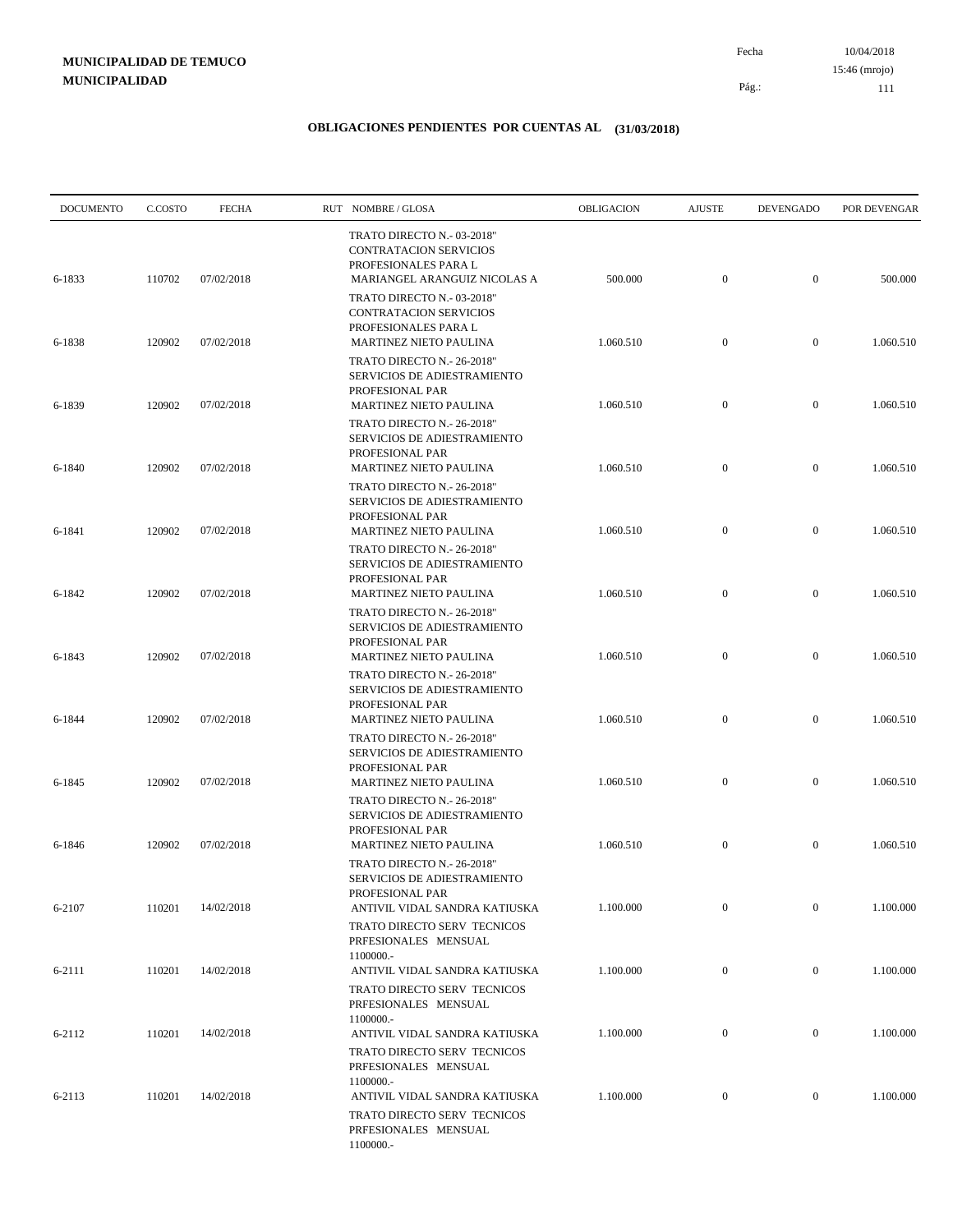## OBLIGACIONES PENDIENTES POR CUENTAS AL (31/03/2018)

| DOCUMENTO | C.COSTO | FECHA | RUT NOMBRE / GLOSA | OBLIGACION | AJUSTE | DEVENGADO | POR DEVENGAR |
|---|---|---|---|---|---|---|---|
| | | | TRATO DIRECTO N.- 03-2018" CONTRATACION SERVICIOS PROFESIONALES PARA L | | | | |
| 6-1833 | 110702 | 07/02/2018 | MARIANGEL ARANGUIZ NICOLAS A<br>TRATO DIRECTO N.- 03-2018" CONTRATACION SERVICIOS PROFESIONALES PARA L | 500.000 | 0 | 0 | 500.000 |
| 6-1838 | 120902 | 07/02/2018 | MARTINEZ NIETO PAULINA<br>TRATO DIRECTO N.- 26-2018" SERVICIOS DE ADIESTRAMIENTO PROFESIONAL PAR | 1.060.510 | 0 | 0 | 1.060.510 |
| 6-1839 | 120902 | 07/02/2018 | MARTINEZ NIETO PAULINA<br>TRATO DIRECTO N.- 26-2018" SERVICIOS DE ADIESTRAMIENTO PROFESIONAL PAR | 1.060.510 | 0 | 0 | 1.060.510 |
| 6-1840 | 120902 | 07/02/2018 | MARTINEZ NIETO PAULINA<br>TRATO DIRECTO N.- 26-2018" SERVICIOS DE ADIESTRAMIENTO PROFESIONAL PAR | 1.060.510 | 0 | 0 | 1.060.510 |
| 6-1841 | 120902 | 07/02/2018 | MARTINEZ NIETO PAULINA<br>TRATO DIRECTO N.- 26-2018" SERVICIOS DE ADIESTRAMIENTO PROFESIONAL PAR | 1.060.510 | 0 | 0 | 1.060.510 |
| 6-1842 | 120902 | 07/02/2018 | MARTINEZ NIETO PAULINA<br>TRATO DIRECTO N.- 26-2018" SERVICIOS DE ADIESTRAMIENTO PROFESIONAL PAR | 1.060.510 | 0 | 0 | 1.060.510 |
| 6-1843 | 120902 | 07/02/2018 | MARTINEZ NIETO PAULINA<br>TRATO DIRECTO N.- 26-2018" SERVICIOS DE ADIESTRAMIENTO PROFESIONAL PAR | 1.060.510 | 0 | 0 | 1.060.510 |
| 6-1844 | 120902 | 07/02/2018 | MARTINEZ NIETO PAULINA<br>TRATO DIRECTO N.- 26-2018" SERVICIOS DE ADIESTRAMIENTO PROFESIONAL PAR | 1.060.510 | 0 | 0 | 1.060.510 |
| 6-1845 | 120902 | 07/02/2018 | MARTINEZ NIETO PAULINA<br>TRATO DIRECTO N.- 26-2018" SERVICIOS DE ADIESTRAMIENTO PROFESIONAL PAR | 1.060.510 | 0 | 0 | 1.060.510 |
| 6-1846 | 120902 | 07/02/2018 | MARTINEZ NIETO PAULINA<br>TRATO DIRECTO N.- 26-2018" SERVICIOS DE ADIESTRAMIENTO PROFESIONAL PAR | 1.060.510 | 0 | 0 | 1.060.510 |
| 6-2107 | 110201 | 14/02/2018 | ANTIVIL VIDAL SANDRA KATIUSKA<br>TRATO DIRECTO SERV TECNICOS PRFESIONALES MENSUAL 1100000.- | 1.100.000 | 0 | 0 | 1.100.000 |
| 6-2111 | 110201 | 14/02/2018 | ANTIVIL VIDAL SANDRA KATIUSKA<br>TRATO DIRECTO SERV TECNICOS PRFESIONALES MENSUAL 1100000.- | 1.100.000 | 0 | 0 | 1.100.000 |
| 6-2112 | 110201 | 14/02/2018 | ANTIVIL VIDAL SANDRA KATIUSKA<br>TRATO DIRECTO SERV TECNICOS PRFESIONALES MENSUAL 1100000.- | 1.100.000 | 0 | 0 | 1.100.000 |
| 6-2113 | 110201 | 14/02/2018 | ANTIVIL VIDAL SANDRA KATIUSKA<br>TRATO DIRECTO SERV TECNICOS PRFESIONALES MENSUAL 1100000.- | 1.100.000 | 0 | 0 | 1.100.000 |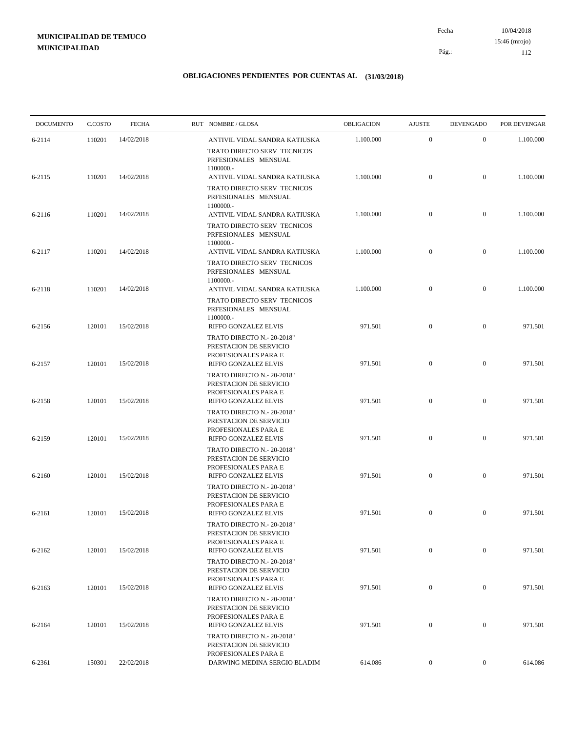**MUNICIPALIDAD DE TEMUCO**
**MUNICIPALIDAD**

Fecha 10/04/2018
15:46 (mrojo)
Pág.: 112

## OBLIGACIONES PENDIENTES POR CUENTAS AL (31/03/2018)

| DOCUMENTO | C.COSTO | FECHA | RUT | NOMBRE / GLOSA | OBLIGACION | AJUSTE | DEVENGADO | POR DEVENGAR |
|---|---|---|---|---|---|---|---|---|
| 6-2114 | 110201 | 14/02/2018 | | ANTIVIL VIDAL SANDRA KATIUSKA<br>TRATO DIRECTO SERV TECNICOS PRFESIONALES MENSUAL 1100000.- | 1.100.000 | 0 | 0 | 1.100.000 |
| 6-2115 | 110201 | 14/02/2018 | | ANTIVIL VIDAL SANDRA KATIUSKA<br>TRATO DIRECTO SERV TECNICOS PRFESIONALES MENSUAL 1100000.- | 1.100.000 | 0 | 0 | 1.100.000 |
| 6-2116 | 110201 | 14/02/2018 | | ANTIVIL VIDAL SANDRA KATIUSKA<br>TRATO DIRECTO SERV TECNICOS PRFESIONALES MENSUAL 1100000.- | 1.100.000 | 0 | 0 | 1.100.000 |
| 6-2117 | 110201 | 14/02/2018 | | ANTIVIL VIDAL SANDRA KATIUSKA<br>TRATO DIRECTO SERV TECNICOS PRFESIONALES MENSUAL 1100000.- | 1.100.000 | 0 | 0 | 1.100.000 |
| 6-2118 | 110201 | 14/02/2018 | | ANTIVIL VIDAL SANDRA KATIUSKA<br>TRATO DIRECTO SERV TECNICOS PRFESIONALES MENSUAL 1100000.- | 1.100.000 | 0 | 0 | 1.100.000 |
| 6-2156 | 120101 | 15/02/2018 | | RIFFO GONZALEZ ELVIS<br>TRATO DIRECTO N.- 20-2018" PRESTACION DE SERVICIO PROFESIONALES PARA E | 971.501 | 0 | 0 | 971.501 |
| 6-2157 | 120101 | 15/02/2018 | | RIFFO GONZALEZ ELVIS<br>TRATO DIRECTO N.- 20-2018" PRESTACION DE SERVICIO PROFESIONALES PARA E | 971.501 | 0 | 0 | 971.501 |
| 6-2158 | 120101 | 15/02/2018 | | RIFFO GONZALEZ ELVIS<br>TRATO DIRECTO N.- 20-2018" PRESTACION DE SERVICIO PROFESIONALES PARA E | 971.501 | 0 | 0 | 971.501 |
| 6-2159 | 120101 | 15/02/2018 | | RIFFO GONZALEZ ELVIS<br>TRATO DIRECTO N.- 20-2018" PRESTACION DE SERVICIO PROFESIONALES PARA E | 971.501 | 0 | 0 | 971.501 |
| 6-2160 | 120101 | 15/02/2018 | | RIFFO GONZALEZ ELVIS<br>TRATO DIRECTO N.- 20-2018" PRESTACION DE SERVICIO PROFESIONALES PARA E | 971.501 | 0 | 0 | 971.501 |
| 6-2161 | 120101 | 15/02/2018 | | RIFFO GONZALEZ ELVIS<br>TRATO DIRECTO N.- 20-2018" PRESTACION DE SERVICIO PROFESIONALES PARA E | 971.501 | 0 | 0 | 971.501 |
| 6-2162 | 120101 | 15/02/2018 | | RIFFO GONZALEZ ELVIS<br>TRATO DIRECTO N.- 20-2018" PRESTACION DE SERVICIO PROFESIONALES PARA E | 971.501 | 0 | 0 | 971.501 |
| 6-2163 | 120101 | 15/02/2018 | | RIFFO GONZALEZ ELVIS<br>TRATO DIRECTO N.- 20-2018" PRESTACION DE SERVICIO PROFESIONALES PARA E | 971.501 | 0 | 0 | 971.501 |
| 6-2164 | 120101 | 15/02/2018 | | RIFFO GONZALEZ ELVIS<br>TRATO DIRECTO N.- 20-2018" PRESTACION DE SERVICIO PROFESIONALES PARA E | 971.501 | 0 | 0 | 971.501 |
| 6-2361 | 150301 | 22/02/2018 | | DARWING MEDINA SERGIO BLADIM | 614.086 | 0 | 0 | 614.086 |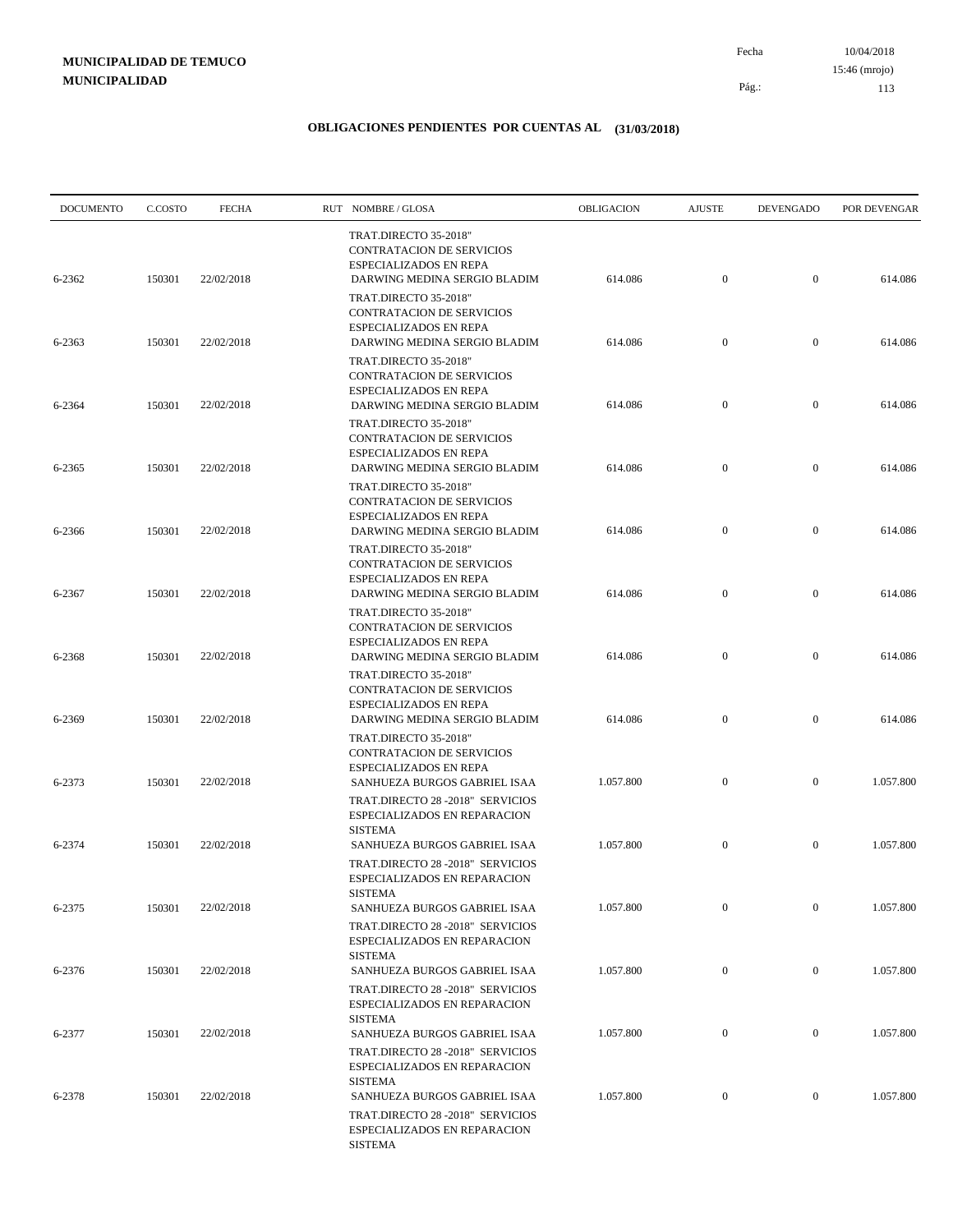**MUNICIPALIDAD DE TEMUCO**
**MUNICIPALIDAD**

Fecha 10/04/2018
15:46 (mrojo)
Pág.: 113

## OBLIGACIONES PENDIENTES POR CUENTAS AL (31/03/2018)

| DOCUMENTO | C.COSTO | FECHA | RUT NOMBRE / GLOSA | OBLIGACION | AJUSTE | DEVENGADO | POR DEVENGAR |
|---|---|---|---|---|---|---|---|
| 6-2362 | 150301 | 22/02/2018 | DARWING MEDINA SERGIO BLADIM<br>TRAT.DIRECTO 35-2018" CONTRATACION DE SERVICIOS ESPECIALIZADOS EN REPA | 614.086 | 0 | 0 | 614.086 |
| 6-2363 | 150301 | 22/02/2018 | DARWING MEDINA SERGIO BLADIM<br>TRAT.DIRECTO 35-2018" CONTRATACION DE SERVICIOS ESPECIALIZADOS EN REPA | 614.086 | 0 | 0 | 614.086 |
| 6-2364 | 150301 | 22/02/2018 | DARWING MEDINA SERGIO BLADIM<br>TRAT.DIRECTO 35-2018" CONTRATACION DE SERVICIOS ESPECIALIZADOS EN REPA | 614.086 | 0 | 0 | 614.086 |
| 6-2365 | 150301 | 22/02/2018 | DARWING MEDINA SERGIO BLADIM<br>TRAT.DIRECTO 35-2018" CONTRATACION DE SERVICIOS ESPECIALIZADOS EN REPA | 614.086 | 0 | 0 | 614.086 |
| 6-2366 | 150301 | 22/02/2018 | DARWING MEDINA SERGIO BLADIM<br>TRAT.DIRECTO 35-2018" CONTRATACION DE SERVICIOS ESPECIALIZADOS EN REPA | 614.086 | 0 | 0 | 614.086 |
| 6-2367 | 150301 | 22/02/2018 | DARWING MEDINA SERGIO BLADIM<br>TRAT.DIRECTO 35-2018" CONTRATACION DE SERVICIOS ESPECIALIZADOS EN REPA | 614.086 | 0 | 0 | 614.086 |
| 6-2368 | 150301 | 22/02/2018 | DARWING MEDINA SERGIO BLADIM<br>TRAT.DIRECTO 35-2018" CONTRATACION DE SERVICIOS ESPECIALIZADOS EN REPA | 614.086 | 0 | 0 | 614.086 |
| 6-2369 | 150301 | 22/02/2018 | DARWING MEDINA SERGIO BLADIM<br>TRAT.DIRECTO 35-2018" CONTRATACION DE SERVICIOS ESPECIALIZADOS EN REPA | 614.086 | 0 | 0 | 614.086 |
| 6-2373 | 150301 | 22/02/2018 | SANHUEZA BURGOS GABRIEL ISAA<br>TRAT.DIRECTO 28 -2018" SERVICIOS ESPECIALIZADOS EN REPARACION SISTEMA | 1.057.800 | 0 | 0 | 1.057.800 |
| 6-2374 | 150301 | 22/02/2018 | SANHUEZA BURGOS GABRIEL ISAA<br>TRAT.DIRECTO 28 -2018" SERVICIOS ESPECIALIZADOS EN REPARACION SISTEMA | 1.057.800 | 0 | 0 | 1.057.800 |
| 6-2375 | 150301 | 22/02/2018 | SANHUEZA BURGOS GABRIEL ISAA<br>TRAT.DIRECTO 28 -2018" SERVICIOS ESPECIALIZADOS EN REPARACION SISTEMA | 1.057.800 | 0 | 0 | 1.057.800 |
| 6-2376 | 150301 | 22/02/2018 | SANHUEZA BURGOS GABRIEL ISAA<br>TRAT.DIRECTO 28 -2018" SERVICIOS ESPECIALIZADOS EN REPARACION SISTEMA | 1.057.800 | 0 | 0 | 1.057.800 |
| 6-2377 | 150301 | 22/02/2018 | SANHUEZA BURGOS GABRIEL ISAA<br>TRAT.DIRECTO 28 -2018" SERVICIOS ESPECIALIZADOS EN REPARACION SISTEMA | 1.057.800 | 0 | 0 | 1.057.800 |
| 6-2378 | 150301 | 22/02/2018 | SANHUEZA BURGOS GABRIEL ISAA<br>TRAT.DIRECTO 28 -2018" SERVICIOS ESPECIALIZADOS EN REPARACION SISTEMA | 1.057.800 | 0 | 0 | 1.057.800 |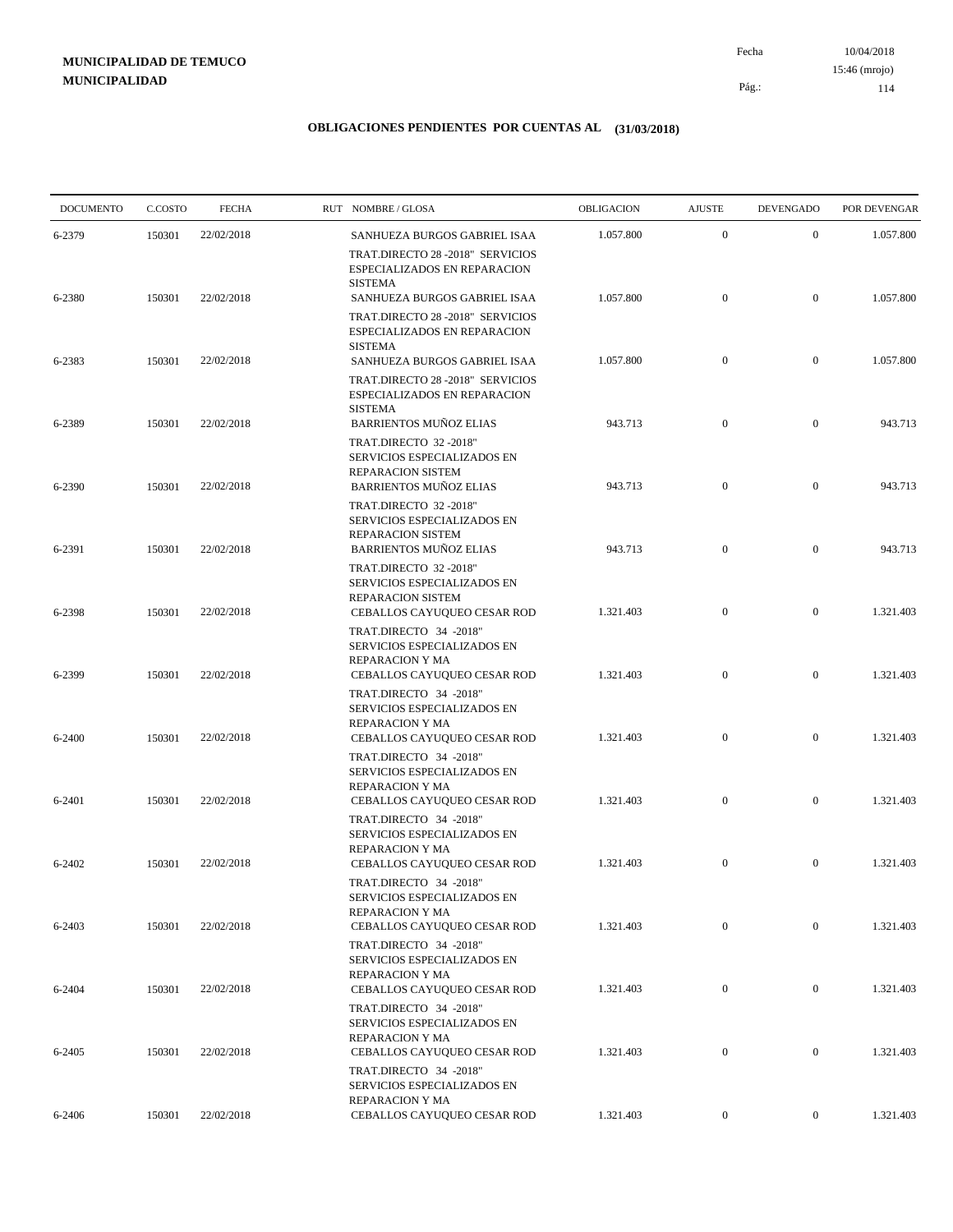**MUNICIPALIDAD DE TEMUCO**
**MUNICIPALIDAD**

Fecha 10/04/2018
15:46 (mrojo)

## OBLIGACIONES PENDIENTES POR CUENTAS AL (31/03/2018)

| DOCUMENTO | C.COSTO | FECHA | RUT NOMBRE / GLOSA | OBLIGACION | AJUSTE | DEVENGADO | POR DEVENGAR |
|---|---|---|---|---|---|---|---|
| 6-2379 | 150301 | 22/02/2018 | SANHUEZA BURGOS GABRIEL ISAA<br>TRAT.DIRECTO 28 -2018" SERVICIOS ESPECIALIZADOS EN REPARACION SISTEMA | 1.057.800 | 0 | 0 | 1.057.800 |
| 6-2380 | 150301 | 22/02/2018 | SANHUEZA BURGOS GABRIEL ISAA<br>TRAT.DIRECTO 28 -2018" SERVICIOS ESPECIALIZADOS EN REPARACION SISTEMA | 1.057.800 | 0 | 0 | 1.057.800 |
| 6-2383 | 150301 | 22/02/2018 | SANHUEZA BURGOS GABRIEL ISAA<br>TRAT.DIRECTO 28 -2018" SERVICIOS ESPECIALIZADOS EN REPARACION SISTEMA | 1.057.800 | 0 | 0 | 1.057.800 |
| 6-2389 | 150301 | 22/02/2018 | BARRIENTOS MUÑOZ ELIAS<br>TRAT.DIRECTO 32 -2018" SERVICIOS ESPECIALIZADOS EN REPARACION SISTEM | 943.713 | 0 | 0 | 943.713 |
| 6-2390 | 150301 | 22/02/2018 | BARRIENTOS MUÑOZ ELIAS<br>TRAT.DIRECTO 32 -2018" SERVICIOS ESPECIALIZADOS EN REPARACION SISTEM | 943.713 | 0 | 0 | 943.713 |
| 6-2391 | 150301 | 22/02/2018 | BARRIENTOS MUÑOZ ELIAS<br>TRAT.DIRECTO 32 -2018" SERVICIOS ESPECIALIZADOS EN REPARACION SISTEM | 943.713 | 0 | 0 | 943.713 |
| 6-2398 | 150301 | 22/02/2018 | CEBALLOS CAYUQUEO CESAR ROD<br>TRAT.DIRECTO 34 -2018" SERVICIOS ESPECIALIZADOS EN REPARACION Y MA | 1.321.403 | 0 | 0 | 1.321.403 |
| 6-2399 | 150301 | 22/02/2018 | CEBALLOS CAYUQUEO CESAR ROD<br>TRAT.DIRECTO 34 -2018" SERVICIOS ESPECIALIZADOS EN REPARACION Y MA | 1.321.403 | 0 | 0 | 1.321.403 |
| 6-2400 | 150301 | 22/02/2018 | CEBALLOS CAYUQUEO CESAR ROD<br>TRAT.DIRECTO 34 -2018" SERVICIOS ESPECIALIZADOS EN REPARACION Y MA | 1.321.403 | 0 | 0 | 1.321.403 |
| 6-2401 | 150301 | 22/02/2018 | CEBALLOS CAYUQUEO CESAR ROD<br>TRAT.DIRECTO 34 -2018" SERVICIOS ESPECIALIZADOS EN REPARACION Y MA | 1.321.403 | 0 | 0 | 1.321.403 |
| 6-2402 | 150301 | 22/02/2018 | CEBALLOS CAYUQUEO CESAR ROD<br>TRAT.DIRECTO 34 -2018" SERVICIOS ESPECIALIZADOS EN REPARACION Y MA | 1.321.403 | 0 | 0 | 1.321.403 |
| 6-2403 | 150301 | 22/02/2018 | CEBALLOS CAYUQUEO CESAR ROD<br>TRAT.DIRECTO 34 -2018" SERVICIOS ESPECIALIZADOS EN REPARACION Y MA | 1.321.403 | 0 | 0 | 1.321.403 |
| 6-2404 | 150301 | 22/02/2018 | CEBALLOS CAYUQUEO CESAR ROD<br>TRAT.DIRECTO 34 -2018" SERVICIOS ESPECIALIZADOS EN REPARACION Y MA | 1.321.403 | 0 | 0 | 1.321.403 |
| 6-2405 | 150301 | 22/02/2018 | CEBALLOS CAYUQUEO CESAR ROD<br>TRAT.DIRECTO 34 -2018" SERVICIOS ESPECIALIZADOS EN REPARACION Y MA | 1.321.403 | 0 | 0 | 1.321.403 |
| 6-2406 | 150301 | 22/02/2018 | CEBALLOS CAYUQUEO CESAR ROD | 1.321.403 | 0 | 0 | 1.321.403 |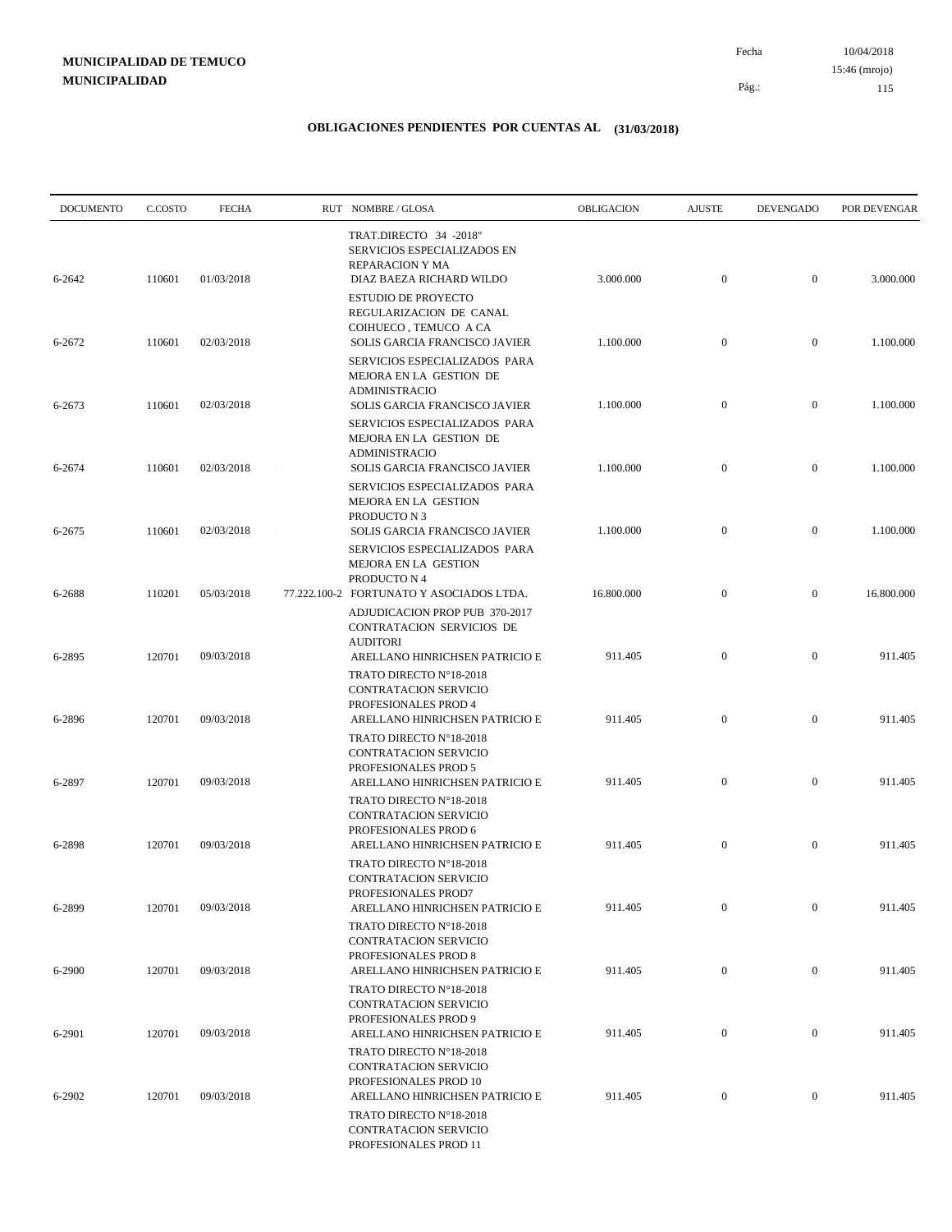**MUNICIPALIDAD DE TEMUCO**
**MUNICIPALIDAD**

Fecha 10/04/2018
15:46 (mrojo)
Pág.: 115

## OBLIGACIONES PENDIENTES POR CUENTAS AL (31/03/2018)

| DOCUMENTO | C.COSTO | FECHA | RUT | NOMBRE / GLOSA | OBLIGACION | AJUSTE | DEVENGADO | POR DEVENGAR |
|---|---|---|---|---|---|---|---|---|
| | | | | TRAT.DIRECTO 34 -2018" SERVICIOS ESPECIALIZADOS EN REPARACION Y MA | | | | |
| 6-2642 | 110601 | 01/03/2018 | | DIAZ BAEZA RICHARD WILDO | 3.000.000 | 0 | 0 | 3.000.000 |
| | | | | ESTUDIO DE PROYECTO REGULARIZACION DE CANAL COIHUECO , TEMUCO A CA | | | | |
| 6-2672 | 110601 | 02/03/2018 | | SOLIS GARCIA FRANCISCO JAVIER | 1.100.000 | 0 | 0 | 1.100.000 |
| | | | | SERVICIOS ESPECIALIZADOS PARA MEJORA EN LA GESTION DE ADMINISTRACIO | | | | |
| 6-2673 | 110601 | 02/03/2018 | | SOLIS GARCIA FRANCISCO JAVIER | 1.100.000 | 0 | 0 | 1.100.000 |
| | | | | SERVICIOS ESPECIALIZADOS PARA MEJORA EN LA GESTION DE ADMINISTRACIO | | | | |
| 6-2674 | 110601 | 02/03/2018 | | SOLIS GARCIA FRANCISCO JAVIER | 1.100.000 | 0 | 0 | 1.100.000 |
| | | | | SERVICIOS ESPECIALIZADOS PARA MEJORA EN LA GESTION PRODUCTO N 3 | | | | |
| 6-2675 | 110601 | 02/03/2018 | | SOLIS GARCIA FRANCISCO JAVIER | 1.100.000 | 0 | 0 | 1.100.000 |
| | | | | SERVICIOS ESPECIALIZADOS PARA MEJORA EN LA GESTION PRODUCTO N 4 | | | | |
| 6-2688 | 110201 | 05/03/2018 | 77.222.100-2 | FORTUNATO Y ASOCIADOS LTDA. | 16.800.000 | 0 | 0 | 16.800.000 |
| | | | | ADJUDICACION PROP PUB 370-2017 CONTRATACION SERVICIOS DE AUDITORI | | | | |
| 6-2895 | 120701 | 09/03/2018 | | ARELLANO HINRICHSEN PATRICIO E | 911.405 | 0 | 0 | 911.405 |
| | | | | TRATO DIRECTO N°18-2018 CONTRATACION SERVICIO PROFESIONALES PROD 4 | | | | |
| 6-2896 | 120701 | 09/03/2018 | | ARELLANO HINRICHSEN PATRICIO E | 911.405 | 0 | 0 | 911.405 |
| | | | | TRATO DIRECTO N°18-2018 CONTRATACION SERVICIO PROFESIONALES PROD 5 | | | | |
| 6-2897 | 120701 | 09/03/2018 | | ARELLANO HINRICHSEN PATRICIO E | 911.405 | 0 | 0 | 911.405 |
| | | | | TRATO DIRECTO N°18-2018 CONTRATACION SERVICIO PROFESIONALES PROD 6 | | | | |
| 6-2898 | 120701 | 09/03/2018 | | ARELLANO HINRICHSEN PATRICIO E | 911.405 | 0 | 0 | 911.405 |
| | | | | TRATO DIRECTO N°18-2018 CONTRATACION SERVICIO PROFESIONALES PROD7 | | | | |
| 6-2899 | 120701 | 09/03/2018 | | ARELLANO HINRICHSEN PATRICIO E | 911.405 | 0 | 0 | 911.405 |
| | | | | TRATO DIRECTO N°18-2018 CONTRATACION SERVICIO PROFESIONALES PROD 8 | | | | |
| 6-2900 | 120701 | 09/03/2018 | | ARELLANO HINRICHSEN PATRICIO E | 911.405 | 0 | 0 | 911.405 |
| | | | | TRATO DIRECTO N°18-2018 CONTRATACION SERVICIO PROFESIONALES PROD 9 | | | | |
| 6-2901 | 120701 | 09/03/2018 | | ARELLANO HINRICHSEN PATRICIO E | 911.405 | 0 | 0 | 911.405 |
| | | | | TRATO DIRECTO N°18-2018 CONTRATACION SERVICIO PROFESIONALES PROD 10 | | | | |
| 6-2902 | 120701 | 09/03/2018 | | ARELLANO HINRICHSEN PATRICIO E | 911.405 | 0 | 0 | 911.405 |
| | | | | TRATO DIRECTO N°18-2018 CONTRATACION SERVICIO PROFESIONALES PROD 11 | | | | |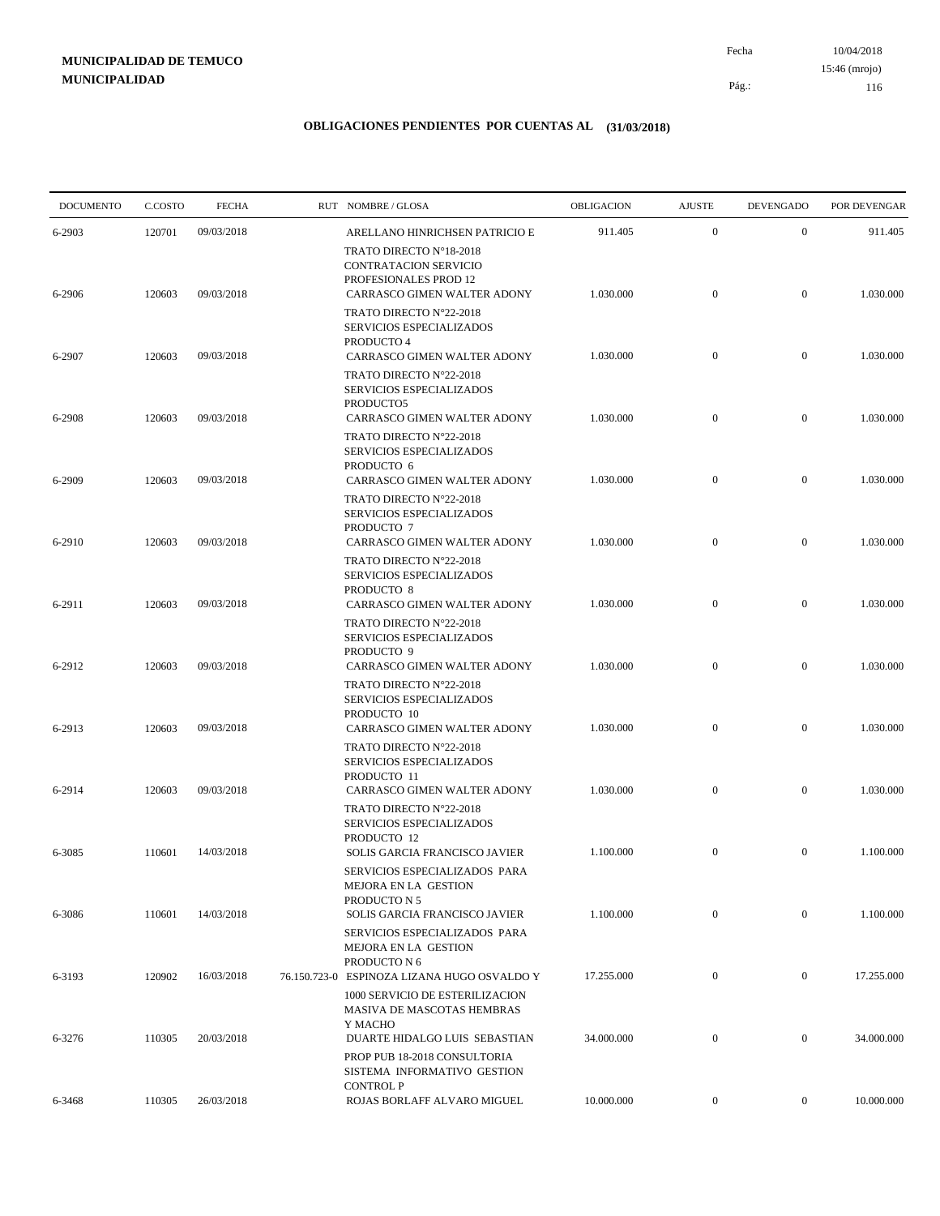**MUNICIPALIDAD DE TEMUCO**
**MUNICIPALIDAD**

Fecha 10/04/2018
15:46 (mrojo)

## OBLIGACIONES PENDIENTES POR CUENTAS AL (31/03/2018)

| DOCUMENTO | C.COSTO | FECHA | RUT | NOMBRE / GLOSA | OBLIGACION | AJUSTE | DEVENGADO | POR DEVENGAR |
|---|---|---|---|---|---|---|---|---|
| 6-2903 | 120701 | 09/03/2018 | | ARELLANO HINRICHSEN PATRICIO E<br>TRATO DIRECTO N°18-2018 CONTRATACION SERVICIO PROFESIONALES PROD 12 | 911.405 | 0 | 0 | 911.405 |
| 6-2906 | 120603 | 09/03/2018 | | CARRASCO GIMEN WALTER ADONY<br>TRATO DIRECTO N°22-2018 SERVICIOS ESPECIALIZADOS PRODUCTO 4 | 1.030.000 | 0 | 0 | 1.030.000 |
| 6-2907 | 120603 | 09/03/2018 | | CARRASCO GIMEN WALTER ADONY<br>TRATO DIRECTO N°22-2018 SERVICIOS ESPECIALIZADOS PRODUCTO5 | 1.030.000 | 0 | 0 | 1.030.000 |
| 6-2908 | 120603 | 09/03/2018 | | CARRASCO GIMEN WALTER ADONY<br>TRATO DIRECTO N°22-2018 SERVICIOS ESPECIALIZADOS PRODUCTO 6 | 1.030.000 | 0 | 0 | 1.030.000 |
| 6-2909 | 120603 | 09/03/2018 | | CARRASCO GIMEN WALTER ADONY<br>TRATO DIRECTO N°22-2018 SERVICIOS ESPECIALIZADOS PRODUCTO 7 | 1.030.000 | 0 | 0 | 1.030.000 |
| 6-2910 | 120603 | 09/03/2018 | | CARRASCO GIMEN WALTER ADONY<br>TRATO DIRECTO N°22-2018 SERVICIOS ESPECIALIZADOS PRODUCTO 8 | 1.030.000 | 0 | 0 | 1.030.000 |
| 6-2911 | 120603 | 09/03/2018 | | CARRASCO GIMEN WALTER ADONY<br>TRATO DIRECTO N°22-2018 SERVICIOS ESPECIALIZADOS PRODUCTO 9 | 1.030.000 | 0 | 0 | 1.030.000 |
| 6-2912 | 120603 | 09/03/2018 | | CARRASCO GIMEN WALTER ADONY<br>TRATO DIRECTO N°22-2018 SERVICIOS ESPECIALIZADOS PRODUCTO 10 | 1.030.000 | 0 | 0 | 1.030.000 |
| 6-2913 | 120603 | 09/03/2018 | | CARRASCO GIMEN WALTER ADONY<br>TRATO DIRECTO N°22-2018 SERVICIOS ESPECIALIZADOS PRODUCTO 11 | 1.030.000 | 0 | 0 | 1.030.000 |
| 6-2914 | 120603 | 09/03/2018 | | CARRASCO GIMEN WALTER ADONY<br>TRATO DIRECTO N°22-2018 SERVICIOS ESPECIALIZADOS PRODUCTO 12 | 1.030.000 | 0 | 0 | 1.030.000 |
| 6-3085 | 110601 | 14/03/2018 | | SOLIS GARCIA FRANCISCO JAVIER<br>SERVICIOS ESPECIALIZADOS PARA MEJORA EN LA GESTION PRODUCTO N 5 | 1.100.000 | 0 | 0 | 1.100.000 |
| 6-3086 | 110601 | 14/03/2018 | | SOLIS GARCIA FRANCISCO JAVIER<br>SERVICIOS ESPECIALIZADOS PARA MEJORA EN LA GESTION PRODUCTO N 6 | 1.100.000 | 0 | 0 | 1.100.000 |
| 6-3193 | 120902 | 16/03/2018 | 76.150.723-0 | ESPINOZA LIZANA HUGO OSVALDO Y<br>1000 SERVICIO DE ESTERILIZACION MASIVA DE MASCOTAS HEMBRAS Y MACHO | 17.255.000 | 0 | 0 | 17.255.000 |
| 6-3276 | 110305 | 20/03/2018 | | DUARTE HIDALGO LUIS SEBASTIAN<br>PROP PUB 18-2018 CONSULTORIA SISTEMA INFORMATIVO GESTION CONTROL P | 34.000.000 | 0 | 0 | 34.000.000 |
| 6-3468 | 110305 | 26/03/2018 | | ROJAS BORLAFF ALVARO MIGUEL | 10.000.000 | 0 | 0 | 10.000.000 |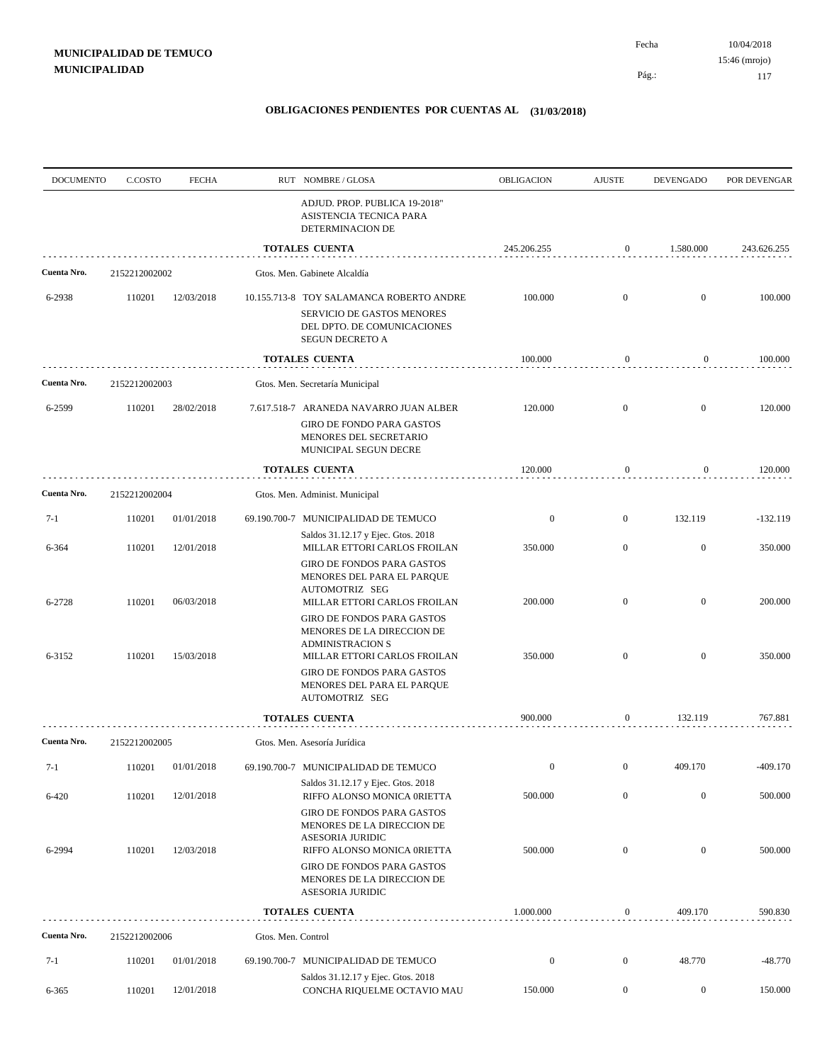**MUNICIPALIDAD DE TEMUCO**
**MUNICIPALIDAD**

Fecha 10/04/2018
15:46 (mrojo)

## OBLIGACIONES PENDIENTES POR CUENTAS AL (31/03/2018)

| DOCUMENTO | C.COSTO | FECHA | RUT | NOMBRE / GLOSA | OBLIGACION | AJUSTE | DEVENGADO | POR DEVENGAR |
|---|---|---|---|---|---|---|---|---|
| | | | | ADJUD. PROP. PUBLICA 19-2018" ASISTENCIA TECNICA PARA DETERMINACION DE | | | | |
| | | | | **TOTALES CUENTA** | 245.206.255 | 0 | 1.580.000 | 243.626.255 |
| **Cuenta Nro.** | 2152212002002 | | | Gtos. Men. Gabinete Alcaldía | | | | |
| 6-2938 | 110201 | 12/03/2018 | 10.155.713-8 | TOY SALAMANCA ROBERTO ANDRE SERVICIO DE GASTOS MENORES DEL DPTO. DE COMUNICACIONES SEGUN DECRETO A | 100.000 | 0 | 0 | 100.000 |
| | | | | **TOTALES CUENTA** | 100.000 | 0 | 0 | 100.000 |
| **Cuenta Nro.** | 2152212002003 | | | Gtos. Men. Secretaría Municipal | | | | |
| 6-2599 | 110201 | 28/02/2018 | 7.617.518-7 | ARANEDA NAVARRO JUAN ALBER GIRO DE FONDO PARA GASTOS MENORES DEL SECRETARIO MUNICIPAL SEGUN DECRE | 120.000 | 0 | 0 | 120.000 |
| | | | | **TOTALES CUENTA** | 120.000 | 0 | 0 | 120.000 |
| **Cuenta Nro.** | 2152212002004 | | | Gtos. Men. Administ. Municipal | | | | |
| 7-1 | 110201 | 01/01/2018 | 69.190.700-7 | MUNICIPALIDAD DE TEMUCO Saldos 31.12.17 y Ejec. Gtos. 2018 | 0 | 0 | 132.119 | -132.119 |
| 6-364 | 110201 | 12/01/2018 | | MILLAR ETTORI CARLOS FROILAN GIRO DE FONDOS PARA GASTOS MENORES DEL PARA EL PARQUE AUTOMOTRIZ SEG | 350.000 | 0 | 0 | 350.000 |
| 6-2728 | 110201 | 06/03/2018 | | MILLAR ETTORI CARLOS FROILAN GIRO DE FONDOS PARA GASTOS MENORES DE LA DIRECCION DE ADMINISTRACION S | 200.000 | 0 | 0 | 200.000 |
| 6-3152 | 110201 | 15/03/2018 | | MILLAR ETTORI CARLOS FROILAN GIRO DE FONDOS PARA GASTOS MENORES DEL PARA EL PARQUE AUTOMOTRIZ SEG | 350.000 | 0 | 0 | 350.000 |
| | | | | **TOTALES CUENTA** | 900.000 | 0 | 132.119 | 767.881 |
| **Cuenta Nro.** | 2152212002005 | | | Gtos. Men. Asesoría Jurídica | | | | |
| 7-1 | 110201 | 01/01/2018 | 69.190.700-7 | MUNICIPALIDAD DE TEMUCO Saldos 31.12.17 y Ejec. Gtos. 2018 | 0 | 0 | 409.170 | -409.170 |
| 6-420 | 110201 | 12/01/2018 | | RIFFO ALONSO MONICA 0RIETTA GIRO DE FONDOS PARA GASTOS MENORES DE LA DIRECCION DE ASESORIA JURIDIC | 500.000 | 0 | 0 | 500.000 |
| 6-2994 | 110201 | 12/03/2018 | | RIFFO ALONSO MONICA 0RIETTA GIRO DE FONDOS PARA GASTOS MENORES DE LA DIRECCION DE ASESORIA JURIDIC | 500.000 | 0 | 0 | 500.000 |
| | | | | **TOTALES CUENTA** | 1.000.000 | 0 | 409.170 | 590.830 |
| **Cuenta Nro.** | 2152212002006 | | | Gtos. Men. Control | | | | |
| 7-1 | 110201 | 01/01/2018 | 69.190.700-7 | MUNICIPALIDAD DE TEMUCO Saldos 31.12.17 y Ejec. Gtos. 2018 | 0 | 0 | 48.770 | -48.770 |
| 6-365 | 110201 | 12/01/2018 | | CONCHA RIQUELME OCTAVIO MAU | 150.000 | 0 | 0 | 150.000 |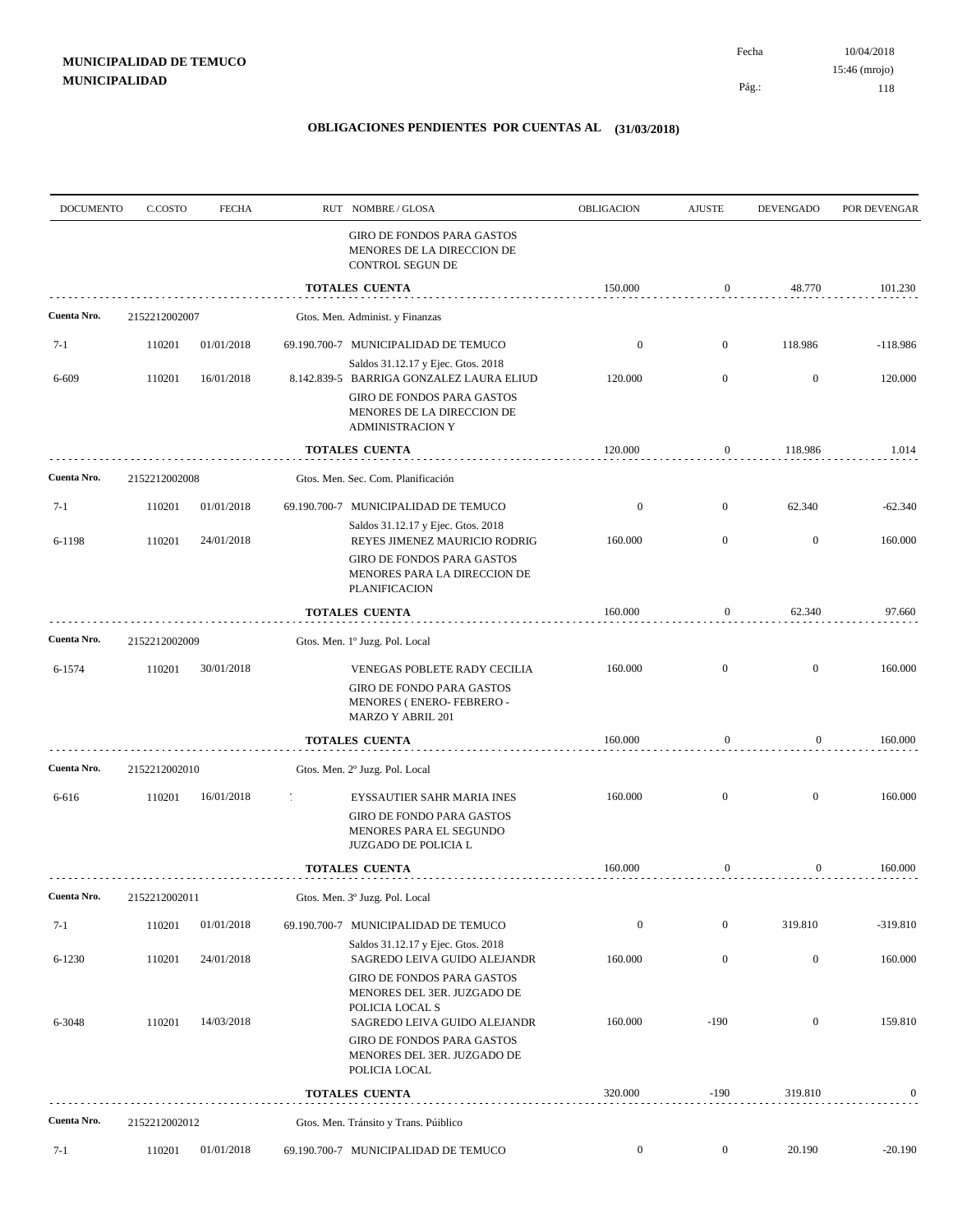**MUNICIPALIDAD DE TEMUCO**
**MUNICIPALIDAD**

Fecha 10/04/2018
15:46 (mrojo)

## OBLIGACIONES PENDIENTES POR CUENTAS AL (31/03/2018)

| DOCUMENTO | C.COSTO | FECHA | RUT NOMBRE / GLOSA | OBLIGACION | AJUSTE | DEVENGADO | POR DEVENGAR |
|---|---|---|---|---|---|---|---|
| | | | GIRO DE FONDOS PARA GASTOS MENORES DE LA DIRECCION DE CONTROL SEGUN DE | | | | |
| | | | **TOTALES CUENTA** | 150.000 | 0 | 48.770 | 101.230 |
| **Cuenta Nro.** | 2152212002007 | | Gtos. Men. Administ. y Finanzas | | | | |
| 7-1 | 110201 | 01/01/2018 | 69.190.700-7 MUNICIPALIDAD DE TEMUCO<br>Saldos 31.12.17 y Ejec. Gtos. 2018 | 0 | 0 | 118.986 | -118.986 |
| 6-609 | 110201 | 16/01/2018 | 8.142.839-5 BARRIGA GONZALEZ LAURA ELIUD<br>GIRO DE FONDOS PARA GASTOS MENORES DE LA DIRECCION DE ADMINISTRACION Y | 120.000 | 0 | 0 | 120.000 |
| | | | **TOTALES CUENTA** | 120.000 | 0 | 118.986 | 1.014 |
| **Cuenta Nro.** | 2152212002008 | | Gtos. Men. Sec. Com. Planificación | | | | |
| 7-1 | 110201 | 01/01/2018 | 69.190.700-7 MUNICIPALIDAD DE TEMUCO<br>Saldos 31.12.17 y Ejec. Gtos. 2018 | 0 | 0 | 62.340 | -62.340 |
| 6-1198 | 110201 | 24/01/2018 | REYES JIMENEZ MAURICIO RODRIG<br>GIRO DE FONDOS PARA GASTOS MENORES PARA LA DIRECCION DE PLANIFICACION | 160.000 | 0 | 0 | 160.000 |
| | | | **TOTALES CUENTA** | 160.000 | 0 | 62.340 | 97.660 |
| **Cuenta Nro.** | 2152212002009 | | Gtos. Men. 1º Juzg. Pol. Local | | | | |
| 6-1574 | 110201 | 30/01/2018 | VENEGAS POBLETE RADY CECILIA<br>GIRO DE FONDO PARA GASTOS MENORES ( ENERO- FEBRERO - MARZO Y ABRIL 201 | 160.000 | 0 | 0 | 160.000 |
| | | | **TOTALES CUENTA** | 160.000 | 0 | 0 | 160.000 |
| **Cuenta Nro.** | 2152212002010 | | Gtos. Men. 2º Juzg. Pol. Local | | | | |
| 6-616 | 110201 | 16/01/2018 | EYSSAUTIER SAHR MARIA INES<br>GIRO DE FONDO PARA GASTOS MENORES PARA EL SEGUNDO JUZGADO DE POLICIA L | 160.000 | 0 | 0 | 160.000 |
| | | | **TOTALES CUENTA** | 160.000 | 0 | 0 | 160.000 |
| **Cuenta Nro.** | 2152212002011 | | Gtos. Men. 3º Juzg. Pol. Local | | | | |
| 7-1 | 110201 | 01/01/2018 | 69.190.700-7 MUNICIPALIDAD DE TEMUCO<br>Saldos 31.12.17 y Ejec. Gtos. 2018 | 0 | 0 | 319.810 | -319.810 |
| 6-1230 | 110201 | 24/01/2018 | SAGREDO LEIVA GUIDO ALEJANDR<br>GIRO DE FONDOS PARA GASTOS MENORES DEL 3ER. JUZGADO DE POLICIA LOCAL S | 160.000 | 0 | 0 | 160.000 |
| 6-3048 | 110201 | 14/03/2018 | SAGREDO LEIVA GUIDO ALEJANDR<br>GIRO DE FONDOS PARA GASTOS MENORES DEL 3ER. JUZGADO DE POLICIA LOCAL | 160.000 | -190 | 0 | 159.810 |
| | | | **TOTALES CUENTA** | 320.000 | -190 | 319.810 | 0 |
| **Cuenta Nro.** | 2152212002012 | | Gtos. Men. Tránsito y Trans. Púiblico | | | | |
| 7-1 | 110201 | 01/01/2018 | 69.190.700-7 MUNICIPALIDAD DE TEMUCO | 0 | 0 | 20.190 | -20.190 |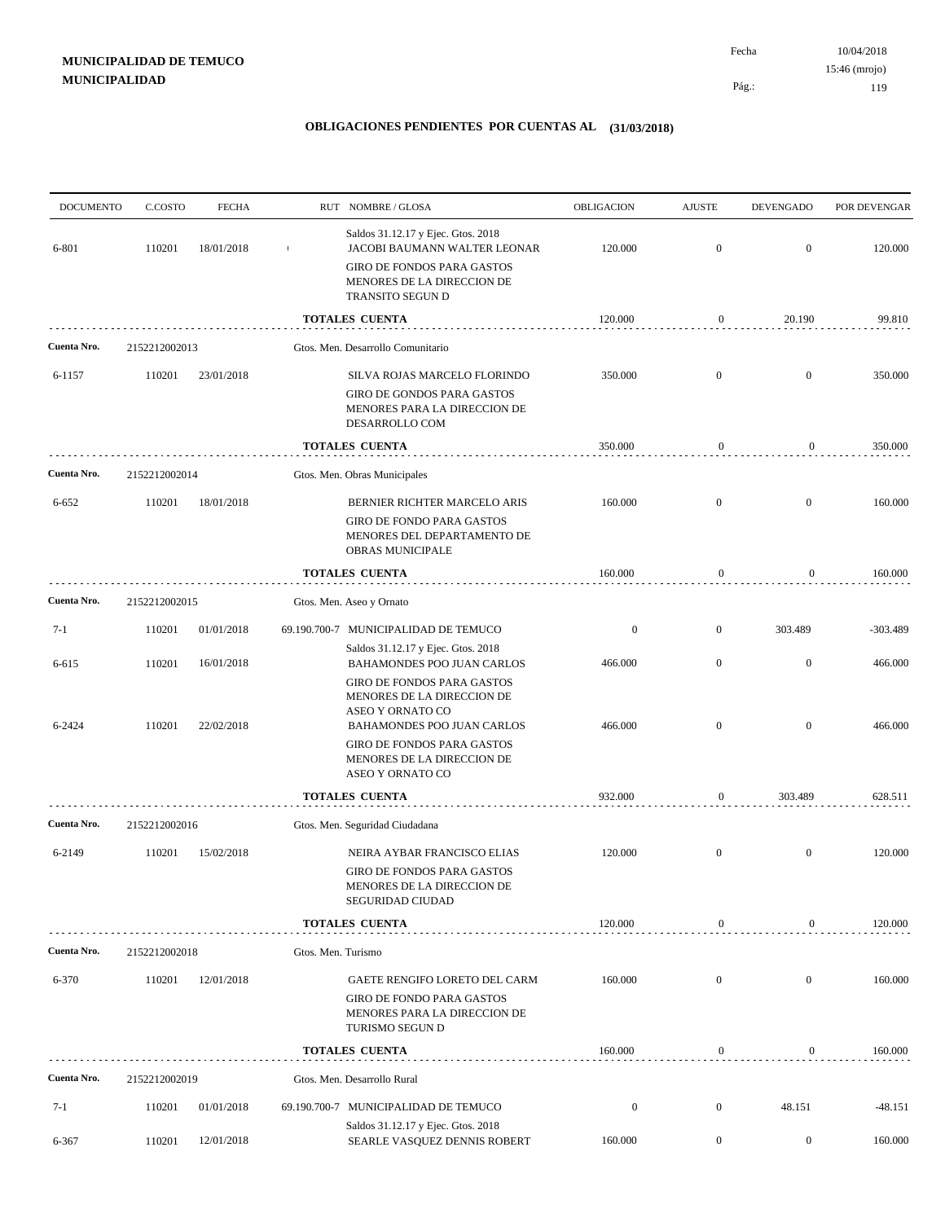**MUNICIPALIDAD DE TEMUCO**
**MUNICIPALIDAD**

Fecha 10/04/2018
15:46 (mrojo)
Pág.: 119

## OBLIGACIONES PENDIENTES POR CUENTAS AL (31/03/2018)

| DOCUMENTO | C.COSTO | FECHA | RUT NOMBRE / GLOSA | OBLIGACION | AJUSTE | DEVENGADO | POR DEVENGAR |
|---|---|---|---|---|---|---|---|
| | | | Saldos 31.12.17 y Ejec. Gtos. 2018 | | | | |
| 6-801 | 110201 | 18/01/2018 | JACOBI BAUMANN WALTER LEONAR | 120.000 | 0 | 0 | 120.000 |
| | | | GIRO DE FONDOS PARA GASTOS MENORES DE LA DIRECCION DE TRANSITO SEGUN D | | | | |
| | | | **TOTALES CUENTA** | 120.000 | 0 | 20.190 | 99.810 |
| **Cuenta Nro.** | 2152212002013 | | Gtos. Men. Desarrollo Comunitario | | | | |
| 6-1157 | 110201 | 23/01/2018 | SILVA ROJAS MARCELO FLORINDO | 350.000 | 0 | 0 | 350.000 |
| | | | GIRO DE GONDOS PARA GASTOS MENORES PARA LA DIRECCION DE DESARROLLO COM | | | | |
| | | | **TOTALES CUENTA** | 350.000 | 0 | 0 | 350.000 |
| **Cuenta Nro.** | 2152212002014 | | Gtos. Men. Obras Municipales | | | | |
| 6-652 | 110201 | 18/01/2018 | BERNIER RICHTER MARCELO ARIS | 160.000 | 0 | 0 | 160.000 |
| | | | GIRO DE FONDO PARA GASTOS MENORES DEL DEPARTAMENTO DE OBRAS MUNICIPALE | | | | |
| | | | **TOTALES CUENTA** | 160.000 | 0 | 0 | 160.000 |
| **Cuenta Nro.** | 2152212002015 | | Gtos. Men. Aseo y Ornato | | | | |
| 7-1 | 110201 | 01/01/2018 | 69.190.700-7 MUNICIPALIDAD DE TEMUCO | 0 | 0 | 303.489 | -303.489 |
| | | | Saldos 31.12.17 y Ejec. Gtos. 2018 | | | | |
| 6-615 | 110201 | 16/01/2018 | BAHAMONDES POO JUAN CARLOS | 466.000 | 0 | 0 | 466.000 |
| | | | GIRO DE FONDOS PARA GASTOS MENORES DE LA DIRECCION DE ASEO Y ORNATO CO | | | | |
| 6-2424 | 110201 | 22/02/2018 | BAHAMONDES POO JUAN CARLOS | 466.000 | 0 | 0 | 466.000 |
| | | | GIRO DE FONDOS PARA GASTOS MENORES DE LA DIRECCION DE ASEO Y ORNATO CO | | | | |
| | | | **TOTALES CUENTA** | 932.000 | 0 | 303.489 | 628.511 |
| **Cuenta Nro.** | 2152212002016 | | Gtos. Men. Seguridad Ciudadana | | | | |
| 6-2149 | 110201 | 15/02/2018 | NEIRA AYBAR FRANCISCO ELIAS | 120.000 | 0 | 0 | 120.000 |
| | | | GIRO DE FONDOS PARA GASTOS MENORES DE LA DIRECCION DE SEGURIDAD CIUDAD | | | | |
| | | | **TOTALES CUENTA** | 120.000 | 0 | 0 | 120.000 |
| **Cuenta Nro.** | 2152212002018 | | Gtos. Men. Turismo | | | | |
| 6-370 | 110201 | 12/01/2018 | GAETE RENGIFO LORETO DEL CARM | 160.000 | 0 | 0 | 160.000 |
| | | | GIRO DE FONDO PARA GASTOS MENORES PARA LA DIRECCION DE TURISMO SEGUN D | | | | |
| | | | **TOTALES CUENTA** | 160.000 | 0 | 0 | 160.000 |
| **Cuenta Nro.** | 2152212002019 | | Gtos. Men. Desarrollo Rural | | | | |
| 7-1 | 110201 | 01/01/2018 | 69.190.700-7 MUNICIPALIDAD DE TEMUCO | 0 | 0 | 48.151 | -48.151 |
| | | | Saldos 31.12.17 y Ejec. Gtos. 2018 | | | | |
| 6-367 | 110201 | 12/01/2018 | SEARLE VASQUEZ DENNIS ROBERT | 160.000 | 0 | 0 | 160.000 |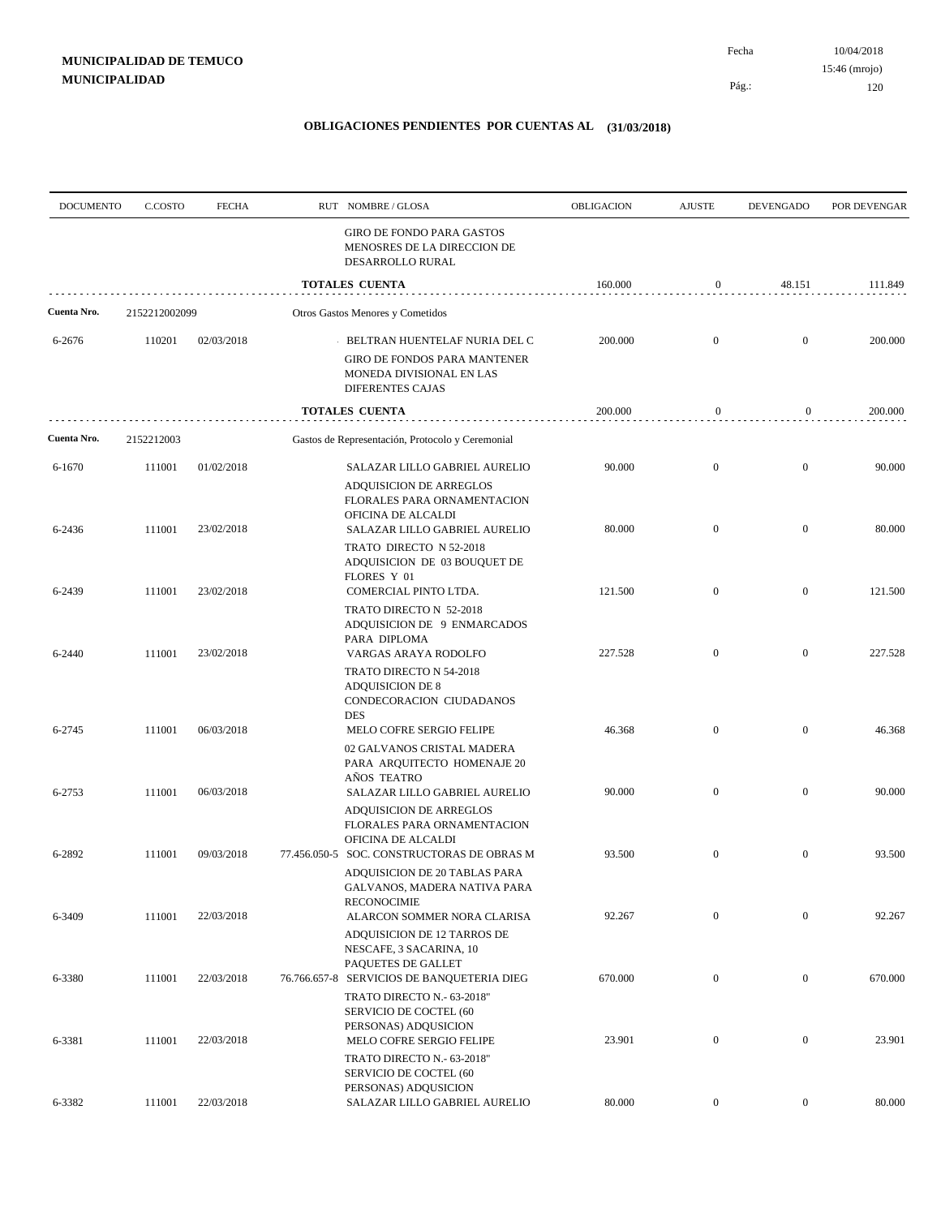**MUNICIPALIDAD DE TEMUCO**
**MUNICIPALIDAD**

Fecha 10/04/2018
15:46 (mrojo)
Pág.: 120

## OBLIGACIONES PENDIENTES POR CUENTAS AL (31/03/2018)

| DOCUMENTO | C.COSTO | FECHA | RUT | NOMBRE / GLOSA | OBLIGACION | AJUSTE | DEVENGADO | POR DEVENGAR |
|---|---|---|---|---|---|---|---|---|
| | | | | GIRO DE FONDO PARA GASTOS MENOSRES DE LA DIRECCION DE DESARROLLO RURAL | | | | |
| | | | | **TOTALES CUENTA** | 160.000 | 0 | 48.151 | 111.849 |
| **Cuenta Nro.** | 2152212002099 | | | Otros Gastos Menores y Cometidos | | | | |
| 6-2676 | 110201 | 02/03/2018 | - | BELTRAN HUENTELAF NURIA DEL C | 200.000 | 0 | 0 | 200.000 |
| | | | | GIRO DE FONDOS PARA MANTENER MONEDA DIVISIONAL EN LAS DIFERENTES CAJAS | | | | |
| | | | | **TOTALES CUENTA** | 200.000 | 0 | 0 | 200.000 |
| **Cuenta Nro.** | 2152212003 | | | Gastos de Representación, Protocolo y Ceremonial | | | | |
| 6-1670 | 111001 | 01/02/2018 | | SALAZAR LILLO GABRIEL AURELIO | 90.000 | 0 | 0 | 90.000 |
| | | | | ADQUISICION DE ARREGLOS FLORALES PARA ORNAMENTACION OFICINA DE ALCALDI | | | | |
| 6-2436 | 111001 | 23/02/2018 | | SALAZAR LILLO GABRIEL AURELIO | 80.000 | 0 | 0 | 80.000 |
| | | | | TRATO DIRECTO N 52-2018 ADQUISICION DE 03 BOUQUET DE FLORES Y 01 | | | | |
| 6-2439 | 111001 | 23/02/2018 | | COMERCIAL PINTO LTDA. | 121.500 | 0 | 0 | 121.500 |
| | | | | TRATO DIRECTO N 52-2018 ADQUISICION DE 9 ENMARCADOS PARA DIPLOMA | | | | |
| 6-2440 | 111001 | 23/02/2018 | | VARGAS ARAYA RODOLFO | 227.528 | 0 | 0 | 227.528 |
| | | | | TRATO DIRECTO N 54-2018 ADQUISICION DE 8 CONDECORACION CIUDADANOS DES | | | | |
| 6-2745 | 111001 | 06/03/2018 | | MELO COFRE SERGIO FELIPE | 46.368 | 0 | 0 | 46.368 |
| | | | | 02 GALVANOS CRISTAL MADERA PARA ARQUITECTO HOMENAJE 20 AÑOS TEATRO | | | | |
| 6-2753 | 111001 | 06/03/2018 | | SALAZAR LILLO GABRIEL AURELIO | 90.000 | 0 | 0 | 90.000 |
| | | | | ADQUISICION DE ARREGLOS FLORALES PARA ORNAMENTACION OFICINA DE ALCALDI | | | | |
| 6-2892 | 111001 | 09/03/2018 | 77.456.050-5 | SOC. CONSTRUCTORAS DE OBRAS M | 93.500 | 0 | 0 | 93.500 |
| | | | | ADQUISICION DE 20 TABLAS PARA GALVANOS, MADERA NATIVA PARA RECONOCIMIE | | | | |
| 6-3409 | 111001 | 22/03/2018 | | ALARCON SOMMER NORA CLARISA | 92.267 | 0 | 0 | 92.267 |
| | | | | ADQUISICION DE 12 TARROS DE NESCAFE, 3 SACARINA, 10 PAQUETES DE GALLET | | | | |
| 6-3380 | 111001 | 22/03/2018 | 76.766.657-8 | SERVICIOS DE BANQUETERIA DIEG | 670.000 | 0 | 0 | 670.000 |
| | | | | TRATO DIRECTO N.- 63-2018" SERVICIO DE COCTEL (60 PERSONAS) ADQUSICION | | | | |
| 6-3381 | 111001 | 22/03/2018 | | MELO COFRE SERGIO FELIPE | 23.901 | 0 | 0 | 23.901 |
| | | | | TRATO DIRECTO N.- 63-2018" SERVICIO DE COCTEL (60 PERSONAS) ADQUSICION | | | | |
| 6-3382 | 111001 | 22/03/2018 | | SALAZAR LILLO GABRIEL AURELIO | 80.000 | 0 | 0 | 80.000 |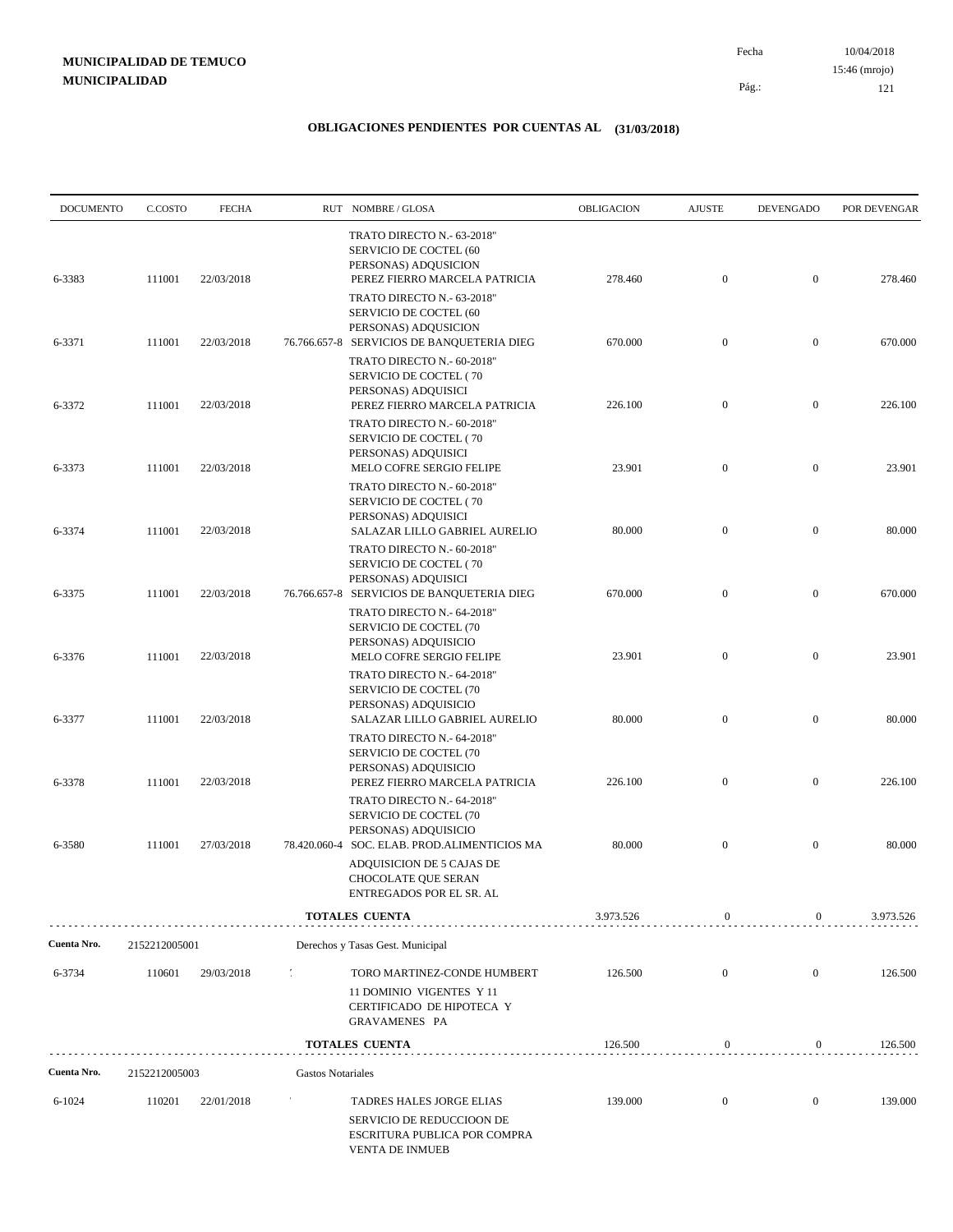**MUNICIPALIDAD DE TEMUCO**
**MUNICIPALIDAD**

Fecha 10/04/2018
15:46 (mrojo)

## OBLIGACIONES PENDIENTES POR CUENTAS AL (31/03/2018)

| DOCUMENTO | C.COSTO | FECHA | RUT | NOMBRE / GLOSA | OBLIGACION | AJUSTE | DEVENGADO | POR DEVENGAR |
|---|---|---|---|---|---|---|---|---|
| | | | | TRATO DIRECTO N.- 63-2018" SERVICIO DE COCTEL (60 PERSONAS) ADQUSICION | | | | |
| 6-3383 | 111001 | 22/03/2018 | | PEREZ FIERRO MARCELA PATRICIA | 278.460 | 0 | 0 | 278.460 |
| | | | | TRATO DIRECTO N.- 63-2018" SERVICIO DE COCTEL (60 PERSONAS) ADQUSICION | | | | |
| 6-3371 | 111001 | 22/03/2018 | 76.766.657-8 | SERVICIOS DE BANQUETERIA DIEG | 670.000 | 0 | 0 | 670.000 |
| | | | | TRATO DIRECTO N.- 60-2018" SERVICIO DE COCTEL ( 70 PERSONAS) ADQUISICI | | | | |
| 6-3372 | 111001 | 22/03/2018 | | PEREZ FIERRO MARCELA PATRICIA | 226.100 | 0 | 0 | 226.100 |
| | | | | TRATO DIRECTO N.- 60-2018" SERVICIO DE COCTEL ( 70 PERSONAS) ADQUISICI | | | | |
| 6-3373 | 111001 | 22/03/2018 | | MELO COFRE SERGIO FELIPE | 23.901 | 0 | 0 | 23.901 |
| | | | | TRATO DIRECTO N.- 60-2018" SERVICIO DE COCTEL ( 70 PERSONAS) ADQUISICI | | | | |
| 6-3374 | 111001 | 22/03/2018 | | SALAZAR LILLO GABRIEL AURELIO | 80.000 | 0 | 0 | 80.000 |
| | | | | TRATO DIRECTO N.- 60-2018" SERVICIO DE COCTEL ( 70 PERSONAS) ADQUISICI | | | | |
| 6-3375 | 111001 | 22/03/2018 | 76.766.657-8 | SERVICIOS DE BANQUETERIA DIEG | 670.000 | 0 | 0 | 670.000 |
| | | | | TRATO DIRECTO N.- 64-2018" SERVICIO DE COCTEL (70 PERSONAS) ADQUISICIO | | | | |
| 6-3376 | 111001 | 22/03/2018 | | MELO COFRE SERGIO FELIPE | 23.901 | 0 | 0 | 23.901 |
| | | | | TRATO DIRECTO N.- 64-2018" SERVICIO DE COCTEL (70 PERSONAS) ADQUISICIO | | | | |
| 6-3377 | 111001 | 22/03/2018 | | SALAZAR LILLO GABRIEL AURELIO | 80.000 | 0 | 0 | 80.000 |
| | | | | TRATO DIRECTO N.- 64-2018" SERVICIO DE COCTEL (70 PERSONAS) ADQUISICIO | | | | |
| 6-3378 | 111001 | 22/03/2018 | | PEREZ FIERRO MARCELA PATRICIA | 226.100 | 0 | 0 | 226.100 |
| | | | | TRATO DIRECTO N.- 64-2018" SERVICIO DE COCTEL (70 PERSONAS) ADQUISICIO | | | | |
| 6-3580 | 111001 | 27/03/2018 | 78.420.060-4 | SOC. ELAB. PROD.ALIMENTICIOS MA | 80.000 | 0 | 0 | 80.000 |
| | | | | ADQUISICION DE 5 CAJAS DE CHOCOLATE QUE SERAN ENTREGADOS POR EL SR. AL | | | | |
| | | | | **TOTALES CUENTA** | 3.973.526 | 0 | 0 | 3.973.526 |
| **Cuenta Nro.** | 2152212005001 | | | Derechos y Tasas Gest. Municipal | | | | |
| 6-3734 | 110601 | 29/03/2018 | | TORO MARTINEZ-CONDE HUMBERT | 126.500 | 0 | 0 | 126.500 |
| | | | | 11 DOMINIO VIGENTES Y 11 CERTIFICADO DE HIPOTECA Y GRAVAMENES PA | | | | |
| | | | | **TOTALES CUENTA** | 126.500 | 0 | 0 | 126.500 |
| **Cuenta Nro.** | 2152212005003 | | | Gastos Notariales | | | | |
| 6-1024 | 110201 | 22/01/2018 | | TADRES HALES JORGE ELIAS | 139.000 | 0 | 0 | 139.000 |
| | | | | SERVICIO DE REDUCCIOON DE ESCRITURA PUBLICA POR COMPRA VENTA DE INMUEB | | | | |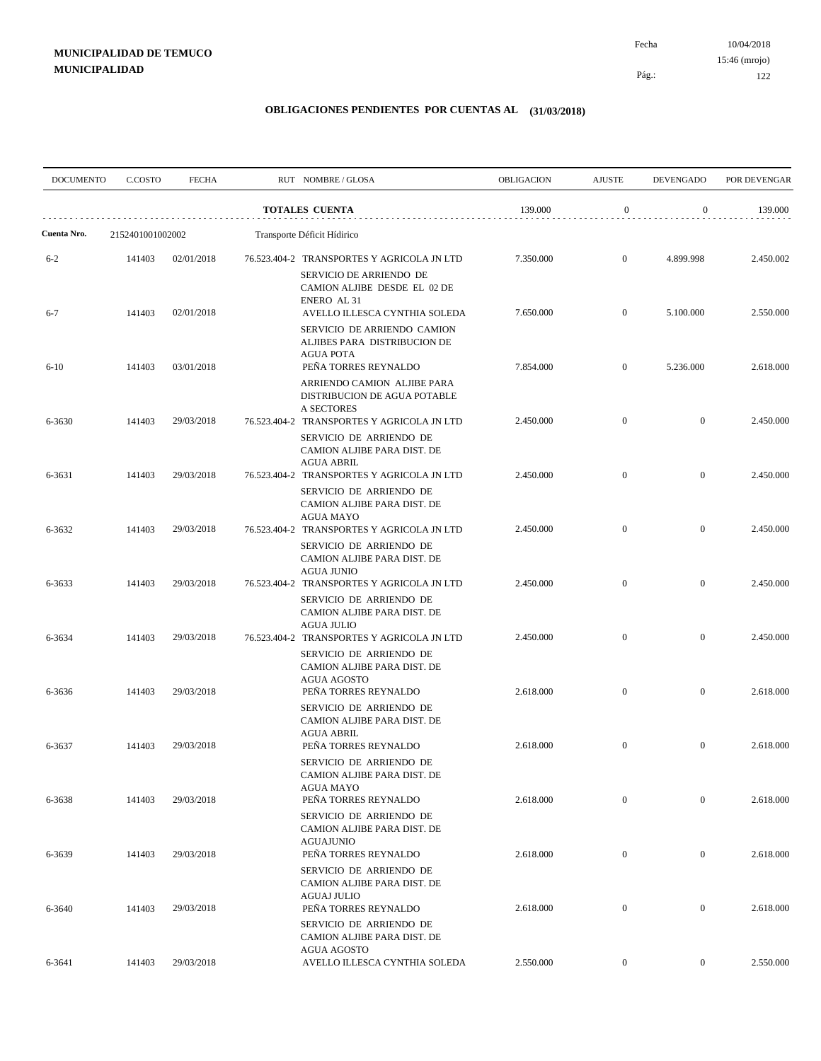**MUNICIPALIDAD DE TEMUCO**
**MUNICIPALIDAD**

Fecha 10/04/2018
15:46 (mrojo)

## OBLIGACIONES PENDIENTES POR CUENTAS AL (31/03/2018)

| DOCUMENTO | C.COSTO | FECHA | RUT NOMBRE / GLOSA | OBLIGACION | AJUSTE | DEVENGADO | POR DEVENGAR |
|---|---|---|---|---|---|---|---|
| | | | **TOTALES CUENTA** | 139.000 | 0 | 0 | 139.000 |
| **Cuenta Nro.** | 2152401001002002 | | Transporte Déficit Hídirico | | | | |
| 6-2 | 141403 | 02/01/2018 | 76.523.404-2 TRANSPORTES Y AGRICOLA JN LTD<br>SERVICIO DE ARRIENDO DE CAMION ALJIBE DESDE EL 02 DE ENERO AL 31 | 7.350.000 | 0 | 4.899.998 | 2.450.002 |
| 6-7 | 141403 | 02/01/2018 | AVELLO ILLESCA CYNTHIA SOLEDA<br>SERVICIO DE ARRIENDO CAMION ALJIBES PARA DISTRIBUCION DE AGUA POTA | 7.650.000 | 0 | 5.100.000 | 2.550.000 |
| 6-10 | 141403 | 03/01/2018 | PEÑA TORRES REYNALDO<br>ARRIENDO CAMION ALJIBE PARA DISTRIBUCION DE AGUA POTABLE A SECTORES | 7.854.000 | 0 | 5.236.000 | 2.618.000 |
| 6-3630 | 141403 | 29/03/2018 | 76.523.404-2 TRANSPORTES Y AGRICOLA JN LTD<br>SERVICIO DE ARRIENDO DE CAMION ALJIBE PARA DIST. DE AGUA ABRIL | 2.450.000 | 0 | 0 | 2.450.000 |
| 6-3631 | 141403 | 29/03/2018 | 76.523.404-2 TRANSPORTES Y AGRICOLA JN LTD<br>SERVICIO DE ARRIENDO DE CAMION ALJIBE PARA DIST. DE AGUA MAYO | 2.450.000 | 0 | 0 | 2.450.000 |
| 6-3632 | 141403 | 29/03/2018 | 76.523.404-2 TRANSPORTES Y AGRICOLA JN LTD<br>SERVICIO DE ARRIENDO DE CAMION ALJIBE PARA DIST. DE AGUA JUNIO | 2.450.000 | 0 | 0 | 2.450.000 |
| 6-3633 | 141403 | 29/03/2018 | 76.523.404-2 TRANSPORTES Y AGRICOLA JN LTD<br>SERVICIO DE ARRIENDO DE CAMION ALJIBE PARA DIST. DE AGUA JULIO | 2.450.000 | 0 | 0 | 2.450.000 |
| 6-3634 | 141403 | 29/03/2018 | 76.523.404-2 TRANSPORTES Y AGRICOLA JN LTD<br>SERVICIO DE ARRIENDO DE CAMION ALJIBE PARA DIST. DE AGUA AGOSTO | 2.450.000 | 0 | 0 | 2.450.000 |
| 6-3636 | 141403 | 29/03/2018 | PEÑA TORRES REYNALDO<br>SERVICIO DE ARRIENDO DE CAMION ALJIBE PARA DIST. DE AGUA ABRIL | 2.618.000 | 0 | 0 | 2.618.000 |
| 6-3637 | 141403 | 29/03/2018 | PEÑA TORRES REYNALDO<br>SERVICIO DE ARRIENDO DE CAMION ALJIBE PARA DIST. DE AGUA MAYO | 2.618.000 | 0 | 0 | 2.618.000 |
| 6-3638 | 141403 | 29/03/2018 | PEÑA TORRES REYNALDO<br>SERVICIO DE ARRIENDO DE CAMION ALJIBE PARA DIST. DE AGUAJUNIO | 2.618.000 | 0 | 0 | 2.618.000 |
| 6-3639 | 141403 | 29/03/2018 | PEÑA TORRES REYNALDO<br>SERVICIO DE ARRIENDO DE CAMION ALJIBE PARA DIST. DE AGUAJ JULIO | 2.618.000 | 0 | 0 | 2.618.000 |
| 6-3640 | 141403 | 29/03/2018 | PEÑA TORRES REYNALDO<br>SERVICIO DE ARRIENDO DE CAMION ALJIBE PARA DIST. DE AGUA AGOSTO | 2.618.000 | 0 | 0 | 2.618.000 |
| 6-3641 | 141403 | 29/03/2018 | AVELLO ILLESCA CYNTHIA SOLEDA | 2.550.000 | 0 | 0 | 2.550.000 |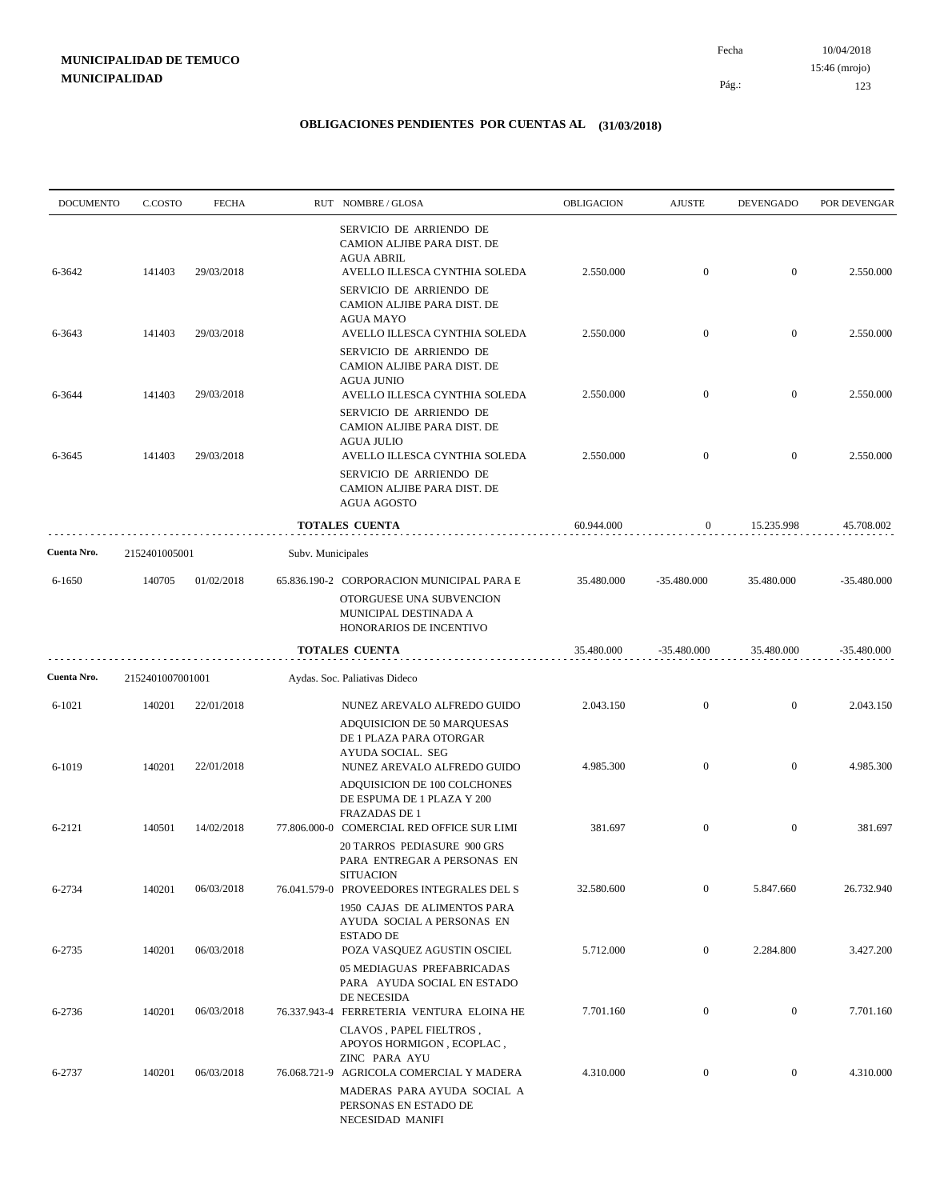**MUNICIPALIDAD DE TEMUCO**
**MUNICIPALIDAD**

Fecha 10/04/2018
15:46 (mrojo)
Pág.: 123

## OBLIGACIONES PENDIENTES POR CUENTAS AL (31/03/2018)

| DOCUMENTO | C.COSTO | FECHA | RUT | NOMBRE / GLOSA | OBLIGACION | AJUSTE | DEVENGADO | POR DEVENGAR |
|---|---|---|---|---|---|---|---|---|
| | | | | SERVICIO DE ARRIENDO DE CAMION ALJIBE PARA DIST. DE AGUA ABRIL | | | | |
| 6-3642 | 141403 | 29/03/2018 | | AVELLO ILLESCA CYNTHIA SOLEDA | 2.550.000 | 0 | 0 | 2.550.000 |
| | | | | SERVICIO DE ARRIENDO DE CAMION ALJIBE PARA DIST. DE AGUA MAYO | | | | |
| 6-3643 | 141403 | 29/03/2018 | | AVELLO ILLESCA CYNTHIA SOLEDA | 2.550.000 | 0 | 0 | 2.550.000 |
| | | | | SERVICIO DE ARRIENDO DE CAMION ALJIBE PARA DIST. DE AGUA JUNIO | | | | |
| 6-3644 | 141403 | 29/03/2018 | | AVELLO ILLESCA CYNTHIA SOLEDA | 2.550.000 | 0 | 0 | 2.550.000 |
| | | | | SERVICIO DE ARRIENDO DE CAMION ALJIBE PARA DIST. DE AGUA JULIO | | | | |
| 6-3645 | 141403 | 29/03/2018 | | AVELLO ILLESCA CYNTHIA SOLEDA | 2.550.000 | 0 | 0 | 2.550.000 |
| | | | | SERVICIO DE ARRIENDO DE CAMION ALJIBE PARA DIST. DE AGUA AGOSTO | | | | |
| | | | | **TOTALES CUENTA** | 60.944.000 | 0 | 15.235.998 | 45.708.002 |
| **Cuenta Nro.** | 2152401005001 | | Subv. Municipales | | | | | |
| 6-1650 | 140705 | 01/02/2018 | 65.836.190-2 | CORPORACION MUNICIPAL PARA E | 35.480.000 | -35.480.000 | 35.480.000 | -35.480.000 |
| | | | | OTORGUESE UNA SUBVENCION MUNICIPAL DESTINADA A HONORARIOS DE INCENTIVO | | | | |
| | | | | **TOTALES CUENTA** | 35.480.000 | -35.480.000 | 35.480.000 | -35.480.000 |
| **Cuenta Nro.** | 2152401007001001 | | Aydas. Soc. Paliativas Dideco | | | | | |
| 6-1021 | 140201 | 22/01/2018 | | NUNEZ AREVALO ALFREDO GUIDO | 2.043.150 | 0 | 0 | 2.043.150 |
| | | | | ADQUISICION DE 50 MARQUESAS DE 1 PLAZA PARA OTORGAR AYUDA SOCIAL. SEG | | | | |
| 6-1019 | 140201 | 22/01/2018 | | NUNEZ AREVALO ALFREDO GUIDO | 4.985.300 | 0 | 0 | 4.985.300 |
| | | | | ADQUISICION DE 100 COLCHONES DE ESPUMA DE 1 PLAZA Y 200 FRAZADAS DE 1 | | | | |
| 6-2121 | 140501 | 14/02/2018 | 77.806.000-0 | COMERCIAL RED OFFICE SUR LIMI | 381.697 | 0 | 0 | 381.697 |
| | | | | 20 TARROS PEDIASURE 900 GRS PARA ENTREGAR A PERSONAS EN SITUACION | | | | |
| 6-2734 | 140201 | 06/03/2018 | 76.041.579-0 | PROVEEDORES INTEGRALES DEL S | 32.580.600 | 0 | 5.847.660 | 26.732.940 |
| | | | | 1950 CAJAS DE ALIMENTOS PARA AYUDA SOCIAL A PERSONAS EN ESTADO DE | | | | |
| 6-2735 | 140201 | 06/03/2018 | | POZA VASQUEZ AGUSTIN OSCIEL | 5.712.000 | 0 | 2.284.800 | 3.427.200 |
| | | | | 05 MEDIAGUAS PREFABRICADAS PARA AYUDA SOCIAL EN ESTADO DE NECESIDA | | | | |
| 6-2736 | 140201 | 06/03/2018 | 76.337.943-4 | FERRETERIA VENTURA ELOINA HE | 7.701.160 | 0 | 0 | 7.701.160 |
| | | | | CLAVOS , PAPEL FIELTROS , APOYOS HORMIGON , ECOPLAC , ZINC PARA AYU | | | | |
| 6-2737 | 140201 | 06/03/2018 | 76.068.721-9 | AGRICOLA COMERCIAL Y MADERA | 4.310.000 | 0 | 0 | 4.310.000 |
| | | | | MADERAS PARA AYUDA SOCIAL A PERSONAS EN ESTADO DE NECESIDAD MANIFI | | | | |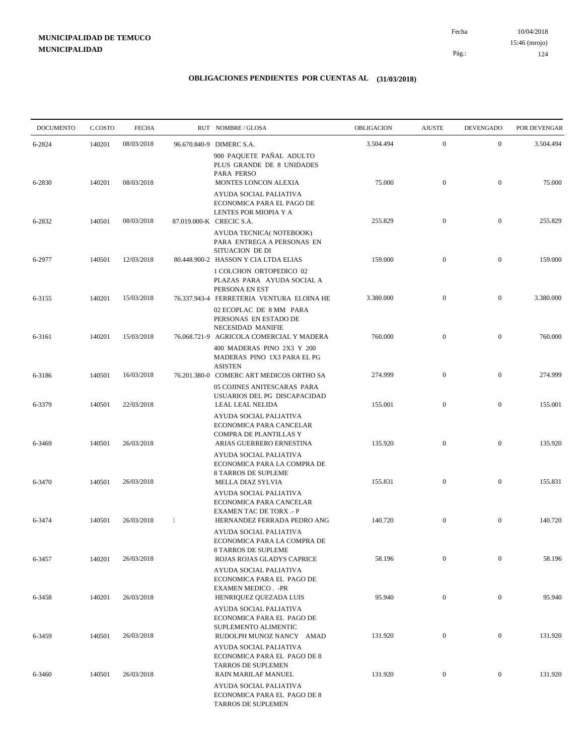**MUNICIPALIDAD DE TEMUCO**
**MUNICIPALIDAD**

Fecha 10/04/2018
15:46 (mrojo)
Pág.: 124

## OBLIGACIONES PENDIENTES POR CUENTAS AL (31/03/2018)

| DOCUMENTO | C.COSTO | FECHA | RUT | NOMBRE / GLOSA | OBLIGACION | AJUSTE | DEVENGADO | POR DEVENGAR |
|---|---|---|---|---|---|---|---|---|
| 6-2824 | 140201 | 08/03/2018 | 96.670.840-9 | DIMERC S.A. 900 PAQUETE PAÑAL ADULTO PLUS GRANDE DE 8 UNIDADES PARA PERSO | 3.504.494 | 0 | 0 | 3.504.494 |
| 6-2830 | 140201 | 08/03/2018 | | MONTES LONCON ALEXIA AYUDA SOCIAL PALIATIVA ECONOMICA PARA EL PAGO DE LENTES POR MIOPIA Y A | 75.000 | 0 | 0 | 75.000 |
| 6-2832 | 140501 | 08/03/2018 | 87.019.000-K | CRECIC S.A. AYUDA TECNICA( NOTEBOOK) PARA ENTREGA A PERSONAS EN SITUACION DE DI | 255.829 | 0 | 0 | 255.829 |
| 6-2977 | 140501 | 12/03/2018 | 80.448.900-2 | HASSON Y CIA LTDA ELIAS 1 COLCHON ORTOPEDICO 02 PLAZAS PARA AYUDA SOCIAL A PERSONA EN EST | 159.000 | 0 | 0 | 159.000 |
| 6-3155 | 140201 | 15/03/2018 | 76.337.943-4 | FERRETERIA VENTURA ELOINA HE 02 ECOPLAC DE 8 MM PARA PERSONAS EN ESTADO DE NECESIDAD MANIFIE | 3.380.000 | 0 | 0 | 3.380.000 |
| 6-3161 | 140201 | 15/03/2018 | 76.068.721-9 | AGRICOLA COMERCIAL Y MADERA 400 MADERAS PINO 2X3 Y 200 MADERAS PINO 1X3 PARA EL PG ASISTEN | 760.000 | 0 | 0 | 760.000 |
| 6-3186 | 140501 | 16/03/2018 | 76.201.380-0 | COMERC ART MEDICOS ORTHO SA 05 COJINES ANITESCARAS PARA USUARIOS DEL PG DISCAPACIDAD | 274.999 | 0 | 0 | 274.999 |
| 6-3379 | 140501 | 22/03/2018 | | LEAL LEAL NELIDA AYUDA SOCIAL PALIATIVA ECONOMICA PARA CANCELAR COMPRA DE PLANTILLAS Y | 155.001 | 0 | 0 | 155.001 |
| 6-3469 | 140501 | 26/03/2018 | | ARIAS GUERRERO ERNESTINA AYUDA SOCIAL PALIATIVA ECONOMICA PARA LA COMPRA DE 8 TARROS DE SUPLEME | 135.920 | 0 | 0 | 135.920 |
| 6-3470 | 140501 | 26/03/2018 | | MELLA DIAZ SYLVIA AYUDA SOCIAL PALIATIVA ECONOMICA PARA CANCELAR EXAMEN TAC DE TORX .- P | 155.831 | 0 | 0 | 155.831 |
| 6-3474 | 140501 | 26/03/2018 | 1 | HERNANDEZ FERRADA PEDRO ANG AYUDA SOCIAL PALIATIVA ECONOMICA PARA LA COMPRA DE 8 TARROS DE SUPLEME | 140.720 | 0 | 0 | 140.720 |
| 6-3457 | 140201 | 26/03/2018 | | ROJAS ROJAS GLADYS CAPRICE AYUDA SOCIAL PALIATIVA ECONOMICA PARA EL PAGO DE EXAMEN MEDICO . -PR | 58.196 | 0 | 0 | 58.196 |
| 6-3458 | 140201 | 26/03/2018 | | HENRIQUEZ QUEZADA LUIS AYUDA SOCIAL PALIATIVA ECONOMICA PARA EL PAGO DE SUPLEMENTO ALIMENTIC | 95.940 | 0 | 0 | 95.940 |
| 6-3459 | 140501 | 26/03/2018 | | RUDOLPH MUNOZ NANCY AMAD AYUDA SOCIAL PALIATIVA ECONOMICA PARA EL PAGO DE 8 TARROS DE SUPLEMEN | 131.920 | 0 | 0 | 131.920 |
| 6-3460 | 140501 | 26/03/2018 | | RAIN MARILAF MANUEL AYUDA SOCIAL PALIATIVA ECONOMICA PARA EL PAGO DE 8 TARROS DE SUPLEMEN | 131.920 | 0 | 0 | 131.920 |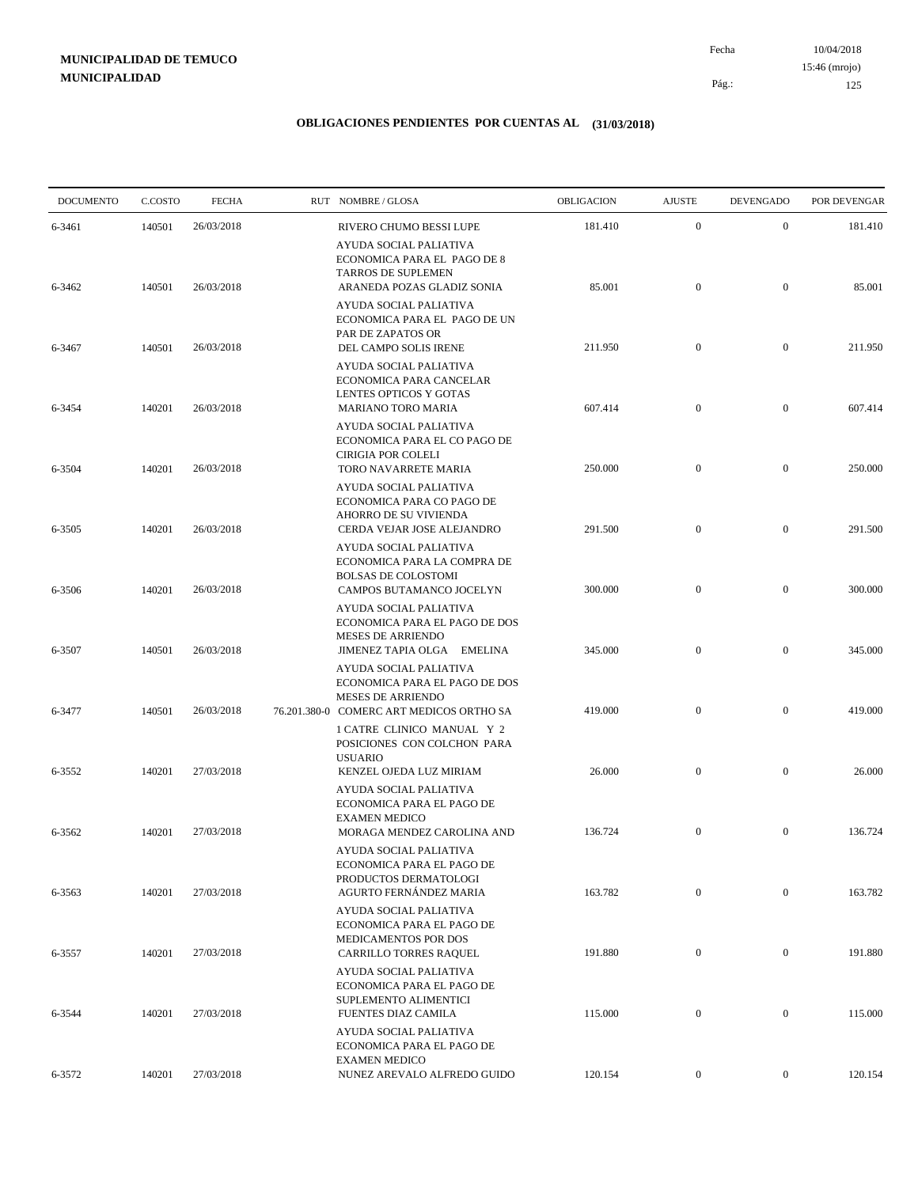**MUNICIPALIDAD DE TEMUCO**
**MUNICIPALIDAD**

Fecha 10/04/2018
15:46 (mrojo)
Pág.: 125

## OBLIGACIONES PENDIENTES POR CUENTAS AL (31/03/2018)

| DOCUMENTO | C.COSTO | FECHA | RUT | NOMBRE / GLOSA | OBLIGACION | AJUSTE | DEVENGADO | POR DEVENGAR |
|---|---|---|---|---|---|---|---|---|
| 6-3461 | 140501 | 26/03/2018 | | RIVERO CHUMO BESSI LUPE<br>AYUDA SOCIAL PALIATIVA ECONOMICA PARA EL PAGO DE 8 TARROS DE SUPLEMEN | 181.410 | 0 | 0 | 181.410 |
| 6-3462 | 140501 | 26/03/2018 | | ARANEDA POZAS GLADIZ SONIA<br>AYUDA SOCIAL PALIATIVA ECONOMICA PARA EL PAGO DE UN PAR DE ZAPATOS OR | 85.001 | 0 | 0 | 85.001 |
| 6-3467 | 140501 | 26/03/2018 | | DEL CAMPO SOLIS IRENE<br>AYUDA SOCIAL PALIATIVA ECONOMICA PARA CANCELAR LENTES OPTICOS Y GOTAS | 211.950 | 0 | 0 | 211.950 |
| 6-3454 | 140201 | 26/03/2018 | | MARIANO TORO MARIA<br>AYUDA SOCIAL PALIATIVA ECONOMICA PARA EL CO PAGO DE CIRIGIA POR COLELI | 607.414 | 0 | 0 | 607.414 |
| 6-3504 | 140201 | 26/03/2018 | | TORO NAVARRETE MARIA<br>AYUDA SOCIAL PALIATIVA ECONOMICA PARA CO PAGO DE AHORRO DE SU VIVIENDA | 250.000 | 0 | 0 | 250.000 |
| 6-3505 | 140201 | 26/03/2018 | | CERDA VEJAR JOSE ALEJANDRO<br>AYUDA SOCIAL PALIATIVA ECONOMICA PARA LA COMPRA DE BOLSAS DE COLOSTOMI | 291.500 | 0 | 0 | 291.500 |
| 6-3506 | 140201 | 26/03/2018 | | CAMPOS BUTAMANCO JOCELYN<br>AYUDA SOCIAL PALIATIVA ECONOMICA PARA EL PAGO DE DOS MESES DE ARRIENDO | 300.000 | 0 | 0 | 300.000 |
| 6-3507 | 140501 | 26/03/2018 | | JIMENEZ TAPIA OLGA EMELINA<br>AYUDA SOCIAL PALIATIVA ECONOMICA PARA EL PAGO DE DOS MESES DE ARRIENDO | 345.000 | 0 | 0 | 345.000 |
| 6-3477 | 140501 | 26/03/2018 | 76.201.380-0 | COMERC ART MEDICOS ORTHO SA<br>1 CATRE CLINICO MANUAL Y 2 POSICIONES CON COLCHON PARA USUARIO | 419.000 | 0 | 0 | 419.000 |
| 6-3552 | 140201 | 27/03/2018 | | KENZEL OJEDA LUZ MIRIAM<br>AYUDA SOCIAL PALIATIVA ECONOMICA PARA EL PAGO DE EXAMEN MEDICO | 26.000 | 0 | 0 | 26.000 |
| 6-3562 | 140201 | 27/03/2018 | | MORAGA MENDEZ CAROLINA AND<br>AYUDA SOCIAL PALIATIVA ECONOMICA PARA EL PAGO DE PRODUCTOS DERMATOLOGI | 136.724 | 0 | 0 | 136.724 |
| 6-3563 | 140201 | 27/03/2018 | | AGURTO FERNÁNDEZ MARIA<br>AYUDA SOCIAL PALIATIVA ECONOMICA PARA EL PAGO DE MEDICAMENTOS POR DOS | 163.782 | 0 | 0 | 163.782 |
| 6-3557 | 140201 | 27/03/2018 | | CARRILLO TORRES RAQUEL<br>AYUDA SOCIAL PALIATIVA ECONOMICA PARA EL PAGO DE SUPLEMENTO ALIMENTICI | 191.880 | 0 | 0 | 191.880 |
| 6-3544 | 140201 | 27/03/2018 | | FUENTES DIAZ CAMILA<br>AYUDA SOCIAL PALIATIVA ECONOMICA PARA EL PAGO DE EXAMEN MEDICO | 115.000 | 0 | 0 | 115.000 |
| 6-3572 | 140201 | 27/03/2018 | | NUNEZ AREVALO ALFREDO GUIDO | 120.154 | 0 | 0 | 120.154 |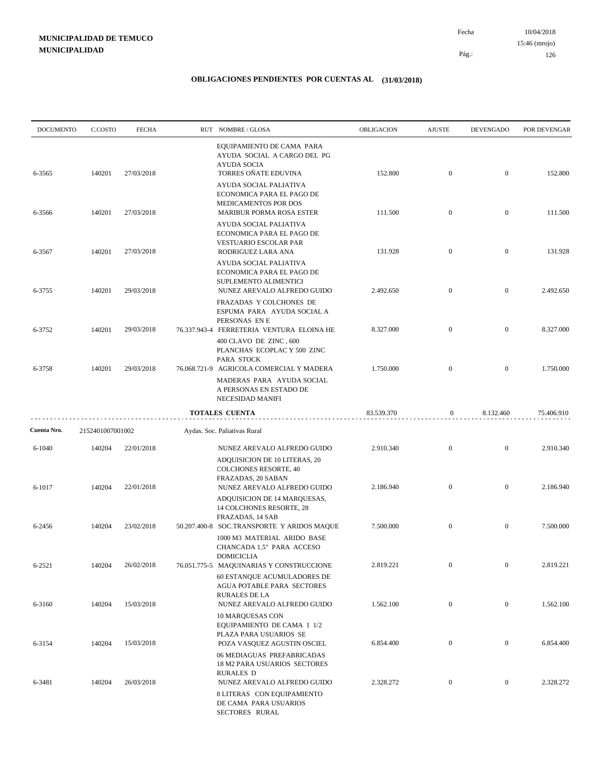**MUNICIPALIDAD DE TEMUCO**
**MUNICIPALIDAD**

Fecha 10/04/2018
15:46 (mrojo)

## OBLIGACIONES PENDIENTES POR CUENTAS AL (31/03/2018)

| DOCUMENTO | C.COSTO | FECHA | RUT | NOMBRE / GLOSA | OBLIGACION | AJUSTE | DEVENGADO | POR DEVENGAR |
|---|---|---|---|---|---|---|---|---|
| | | | | EQUIPAMIENTO DE CAMA PARA AYUDA SOCIAL A CARGO DEL PG AYUDA SOCIA | | | | |
| 6-3565 | 140201 | 27/03/2018 | | TORRES OÑATE EDUVINA | 152.800 | 0 | 0 | 152.800 |
| | | | | AYUDA SOCIAL PALIATIVA ECONOMICA PARA EL PAGO DE MEDICAMENTOS POR DOS | | | | |
| 6-3566 | 140201 | 27/03/2018 | | MARIBUR PORMA ROSA ESTER | 111.500 | 0 | 0 | 111.500 |
| | | | | AYUDA SOCIAL PALIATIVA ECONOMICA PARA EL PAGO DE VESTUARIO ESCOLAR PAR | | | | |
| 6-3567 | 140201 | 27/03/2018 | | RODRIGUEZ LARA ANA | 131.928 | 0 | 0 | 131.928 |
| | | | | AYUDA SOCIAL PALIATIVA ECONOMICA PARA EL PAGO DE SUPLEMENTO ALIMENTICI | | | | |
| 6-3755 | 140201 | 29/03/2018 | | NUNEZ AREVALO ALFREDO GUIDO | 2.492.650 | 0 | 0 | 2.492.650 |
| | | | | FRAZADAS Y COLCHONES DE ESPUMA PARA AYUDA SOCIAL A PERSONAS EN E | | | | |
| 6-3752 | 140201 | 29/03/2018 | 76.337.943-4 | FERRETERIA VENTURA ELOINA HE | 8.327.000 | 0 | 0 | 8.327.000 |
| | | | | 400 CLAVO DE ZINC , 600 PLANCHAS ECOPLAC Y 500 ZINC PARA STOCK | | | | |
| 6-3758 | 140201 | 29/03/2018 | 76.068.721-9 | AGRICOLA COMERCIAL Y MADERA | 1.750.000 | 0 | 0 | 1.750.000 |
| | | | | MADERAS PARA AYUDA SOCIAL A PERSONAS EN ESTADO DE NECESIDAD MANIFI | | | | |
| | | | | **TOTALES CUENTA** | 83.539.370 | 0 | 8.132.460 | 75.406.910 |
| **Cuenta Nro.** | 2152401007001002 | | | Aydas. Soc. Paliativas Rural | | | | |
| 6-1040 | 140204 | 22/01/2018 | | NUNEZ AREVALO ALFREDO GUIDO | 2.910.340 | 0 | 0 | 2.910.340 |
| | | | | ADQUISICION DE 10 LITERAS, 20 COLCHONES RESORTE, 40 FRAZADAS, 20 SABAN | | | | |
| 6-1017 | 140204 | 22/01/2018 | | NUNEZ AREVALO ALFREDO GUIDO | 2.186.940 | 0 | 0 | 2.186.940 |
| | | | | ADQUISICION DE 14 MARQUESAS, 14 COLCHONES RESORTE, 28 FRAZADAS, 14 SAB | | | | |
| 6-2456 | 140204 | 23/02/2018 | 50.207.400-8 | SOC.TRANSPORTE Y ARIDOS MAQUE | 7.500.000 | 0 | 0 | 7.500.000 |
| | | | | 1000 M3 MATERIAL ARIDO BASE CHANCADA 1.5" PARA ACCESO DOMICICLIA | | | | |
| 6-2521 | 140204 | 26/02/2018 | 76.051.775-5 | MAQUINARIAS Y CONSTRUCCIONE | 2.819.221 | 0 | 0 | 2.819.221 |
| | | | | 60 ESTANQUE ACUMULADORES DE AGUA POTABLE PARA SECTORES RURALES DE LA | | | | |
| 6-3160 | 140204 | 15/03/2018 | | NUNEZ AREVALO ALFREDO GUIDO | 1.562.100 | 0 | 0 | 1.562.100 |
| | | | | 10 MARQUESAS CON EQUIPAMIENTO DE CAMA 1 1/2 PLAZA PARA USUARIOS SE | | | | |
| 6-3154 | 140204 | 15/03/2018 | | POZA VASQUEZ AGUSTIN OSCIEL | 6.854.400 | 0 | 0 | 6.854.400 |
| | | | | 06 MEDIAGUAS PREFABRICADAS 18 M2 PARA USUARIOS SECTORES RURALES D | | | | |
| 6-3481 | 140204 | 26/03/2018 | | NUNEZ AREVALO ALFREDO GUIDO | 2.328.272 | 0 | 0 | 2.328.272 |
| | | | | 8 LITERAS CON EQUIPAMIENTO DE CAMA PARA USUARIOS SECTORES RURAL | | | | |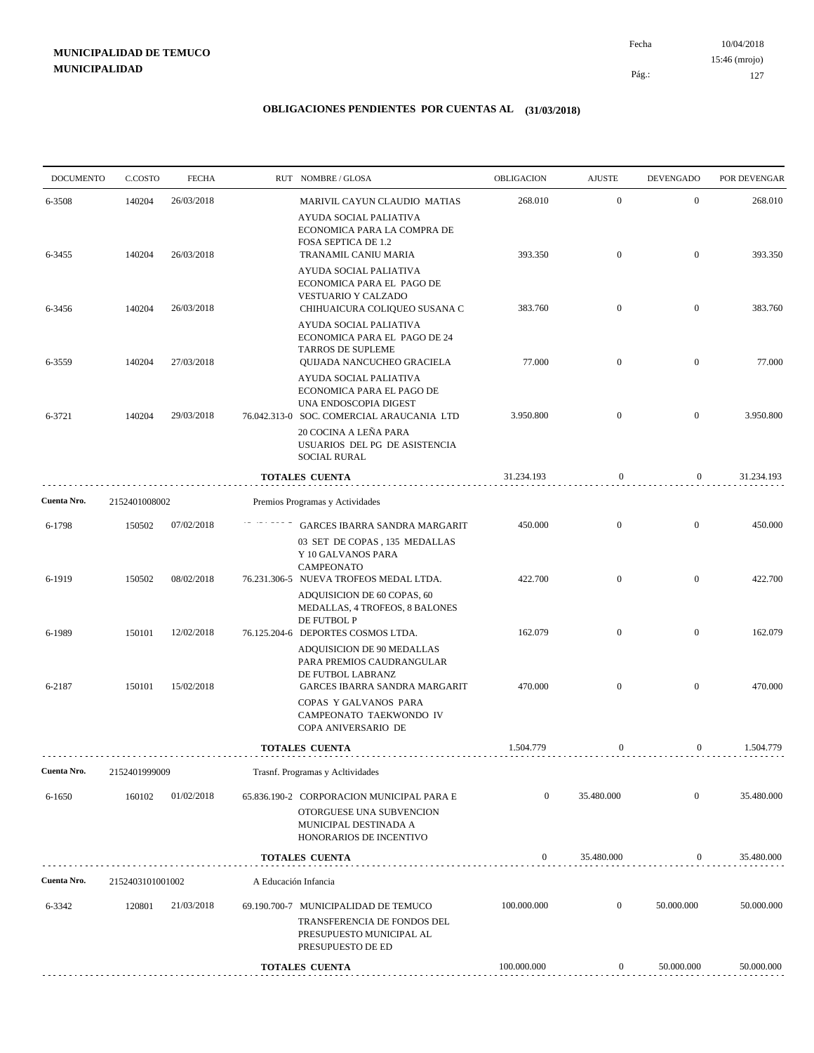**MUNICIPALIDAD DE TEMUCO**
**MUNICIPALIDAD**

Fecha 10/04/2018
15:46 (mrojo)

## OBLIGACIONES PENDIENTES POR CUENTAS AL (31/03/2018)

| DOCUMENTO | C.COSTO | FECHA | RUT NOMBRE / GLOSA | OBLIGACION | AJUSTE | DEVENGADO | POR DEVENGAR |
|---|---|---|---|---|---|---|---|
| 6-3508 | 140204 | 26/03/2018 | MARIVIL CAYUN CLAUDIO MATIAS | 268.010 | 0 | 0 | 268.010 |
| | | | AYUDA SOCIAL PALIATIVA ECONOMICA PARA LA COMPRA DE FOSA SEPTICA DE 1.2 | | | | |
| 6-3455 | 140204 | 26/03/2018 | TRANAMIL CANIU MARIA | 393.350 | 0 | 0 | 393.350 |
| | | | AYUDA SOCIAL PALIATIVA ECONOMICA PARA EL PAGO DE VESTUARIO Y CALZADO | | | | |
| 6-3456 | 140204 | 26/03/2018 | CHIHUAICURA COLIQUEO SUSANA C | 383.760 | 0 | 0 | 383.760 |
| | | | AYUDA SOCIAL PALIATIVA ECONOMICA PARA EL PAGO DE 24 TARROS DE SUPLEME | | | | |
| 6-3559 | 140204 | 27/03/2018 | QUIJADA NANCUCHEO GRACIELA | 77.000 | 0 | 0 | 77.000 |
| | | | AYUDA SOCIAL PALIATIVA ECONOMICA PARA EL PAGO DE UNA ENDOSCOPIA DIGEST | | | | |
| 6-3721 | 140204 | 29/03/2018 | 76.042.313-0 SOC. COMERCIAL ARAUCANIA LTD | 3.950.800 | 0 | 0 | 3.950.800 |
| | | | 20 COCINA A LEÑA PARA USUARIOS DEL PG DE ASISTENCIA SOCIAL RURAL | | | | |
| | | | **TOTALES CUENTA** | 31.234.193 | 0 | 0 | 31.234.193 |
| **Cuenta Nro.** | 2152401008002 | | Premios Programas y Actividades | | | | |
| 6-1798 | 150502 | 07/02/2018 | GARCES IBARRA SANDRA MARGARIT | 450.000 | 0 | 0 | 450.000 |
| | | | 03 SET DE COPAS , 135 MEDALLAS Y 10 GALVANOS PARA CAMPEONATO | | | | |
| 6-1919 | 150502 | 08/02/2018 | 76.231.306-5 NUEVA TROFEOS MEDAL LTDA. | 422.700 | 0 | 0 | 422.700 |
| | | | ADQUISICION DE 60 COPAS, 60 MEDALLAS, 4 TROFEOS, 8 BALONES DE FUTBOL P | | | | |
| 6-1989 | 150101 | 12/02/2018 | 76.125.204-6 DEPORTES COSMOS LTDA. | 162.079 | 0 | 0 | 162.079 |
| | | | ADQUISICION DE 90 MEDALLAS PARA PREMIOS CAUDRANGULAR DE FUTBOL LABRANZ | | | | |
| 6-2187 | 150101 | 15/02/2018 | GARCES IBARRA SANDRA MARGARIT | 470.000 | 0 | 0 | 470.000 |
| | | | COPAS Y GALVANOS PARA CAMPEONATO TAEKWONDO IV COPA ANIVERSARIO DE | | | | |
| | | | **TOTALES CUENTA** | 1.504.779 | 0 | 0 | 1.504.779 |
| **Cuenta Nro.** | 2152401999009 | | Trasnf. Programas y Acltividades | | | | |
| 6-1650 | 160102 | 01/02/2018 | 65.836.190-2 CORPORACION MUNICIPAL PARA E | 0 | 35.480.000 | 0 | 35.480.000 |
| | | | OTORGUESE UNA SUBVENCION MUNICIPAL DESTINADA A HONORARIOS DE INCENTIVO | | | | |
| | | | **TOTALES CUENTA** | 0 | 35.480.000 | 0 | 35.480.000 |
| **Cuenta Nro.** | 2152403101001002 | | A Educación Infancia | | | | |
| 6-3342 | 120801 | 21/03/2018 | 69.190.700-7 MUNICIPALIDAD DE TEMUCO | 100.000.000 | 0 | 50.000.000 | 50.000.000 |
| | | | TRANSFERENCIA DE FONDOS DEL PRESUPUESTO MUNICIPAL AL PRESUPUESTO DE ED | | | | |
| | | | **TOTALES CUENTA** | 100.000.000 | 0 | 50.000.000 | 50.000.000 |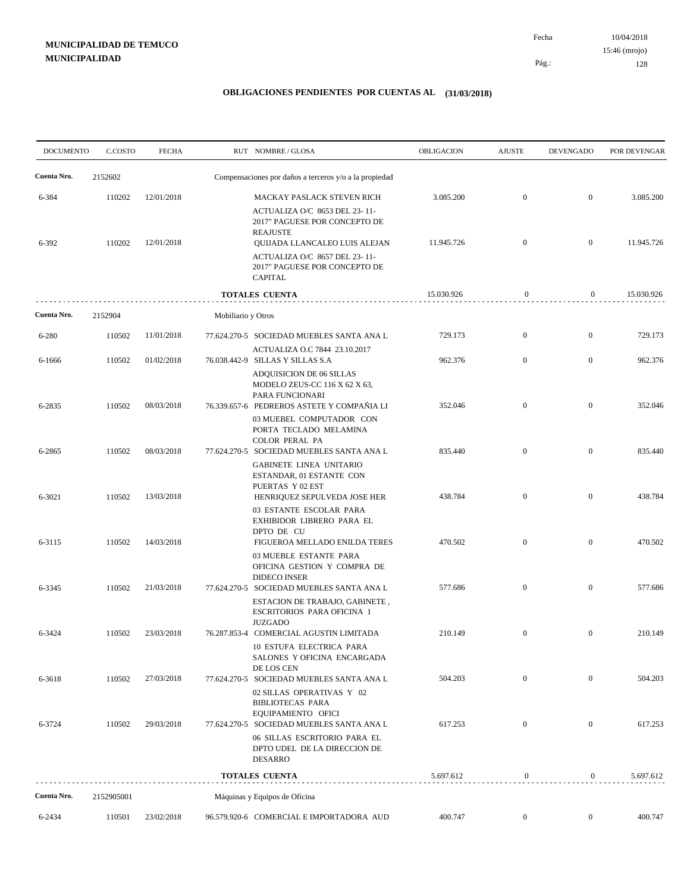**MUNICIPALIDAD DE TEMUCO**
**MUNICIPALIDAD**

Fecha 10/04/2018
15:46 (mrojo)

## OBLIGACIONES PENDIENTES POR CUENTAS AL (31/03/2018)

| DOCUMENTO | C.COSTO | FECHA | RUT NOMBRE / GLOSA | OBLIGACION | AJUSTE | DEVENGADO | POR DEVENGAR |
|---|---|---|---|---|---|---|---|
| **Cuenta Nro.** | 2152602 | | Compensaciones por daños a terceros y/o a la propiedad | | | | |
| 6-384 | 110202 | 12/01/2018 | MACKAY PASLACK STEVEN RICH<br>ACTUALIZA O/C 8653 DEL 23- 11- 2017" PAGUESE POR CONCEPTO DE REAJUSTE | 3.085.200 | 0 | 0 | 3.085.200 |
| 6-392 | 110202 | 12/01/2018 | QUIJADA LLANCALEO LUIS ALEJAN<br>ACTUALIZA O/C 8657 DEL 23- 11- 2017" PAGUESE POR CONCEPTO DE CAPITAL | 11.945.726 | 0 | 0 | 11.945.726 |
| | | | **TOTALES CUENTA** | 15.030.926 | 0 | 0 | 15.030.926 |
| **Cuenta Nro.** | 2152904 | | Mobiliario y Otros | | | | |
| 6-280 | 110502 | 11/01/2018 | 77.624.270-5 SOCIEDAD MUEBLES SANTA ANA L<br>ACTUALIZA O.C 7844 23.10.2017 | 729.173 | 0 | 0 | 729.173 |
| 6-1666 | 110502 | 01/02/2018 | 76.038.442-9 SILLAS Y SILLAS S.A<br>ADQUISICION DE 06 SILLAS MODELO ZEUS-CC 116 X 62 X 63, PARA FUNCIONARI | 962.376 | 0 | 0 | 962.376 |
| 6-2835 | 110502 | 08/03/2018 | 76.339.657-6 PEDREROS ASTETE Y COMPAÑIA LI<br>03 MUEBEL COMPUTADOR CON PORTA TECLADO MELAMINA COLOR PERAL PA | 352.046 | 0 | 0 | 352.046 |
| 6-2865 | 110502 | 08/03/2018 | 77.624.270-5 SOCIEDAD MUEBLES SANTA ANA L<br>GABINETE LINEA UNITARIO ESTANDAR, 01 ESTANTE CON PUERTAS Y 02 EST | 835.440 | 0 | 0 | 835.440 |
| 6-3021 | 110502 | 13/03/2018 | HENRIQUEZ SEPULVEDA JOSE HER<br>03 ESTANTE ESCOLAR PARA EXHIBIDOR LIBRERO PARA EL DPTO DE CU | 438.784 | 0 | 0 | 438.784 |
| 6-3115 | 110502 | 14/03/2018 | FIGUEROA MELLADO ENILDA TERES<br>03 MUEBLE ESTANTE PARA OFICINA GESTION Y COMPRA DE DIDECO INSER | 470.502 | 0 | 0 | 470.502 |
| 6-3345 | 110502 | 21/03/2018 | 77.624.270-5 SOCIEDAD MUEBLES SANTA ANA L<br>ESTACION DE TRABAJO, GABINETE , ESCRITORIOS PARA OFICINA 1 JUZGADO | 577.686 | 0 | 0 | 577.686 |
| 6-3424 | 110502 | 23/03/2018 | 76.287.853-4 COMERCIAL AGUSTIN LIMITADA<br>10 ESTUFA ELECTRICA PARA SALONES Y OFICINA ENCARGADA DE LOS CEN | 210.149 | 0 | 0 | 210.149 |
| 6-3618 | 110502 | 27/03/2018 | 77.624.270-5 SOCIEDAD MUEBLES SANTA ANA L<br>02 SILLAS OPERATIVAS Y 02 BIBLIOTECAS PARA EQUIPAMIENTO OFICI | 504.203 | 0 | 0 | 504.203 |
| 6-3724 | 110502 | 29/03/2018 | 77.624.270-5 SOCIEDAD MUEBLES SANTA ANA L<br>06 SILLAS ESCRITORIO PARA EL DPTO UDEL DE LA DIRECCION DE DESARRO | 617.253 | 0 | 0 | 617.253 |
| | | | **TOTALES CUENTA** | 5.697.612 | 0 | 0 | 5.697.612 |
| **Cuenta Nro.** | 2152905001 | | Máquinas y Equipos de Oficina | | | | |
| 6-2434 | 110501 | 23/02/2018 | 96.579.920-6 COMERCIAL E IMPORTADORA AUD | 400.747 | 0 | 0 | 400.747 |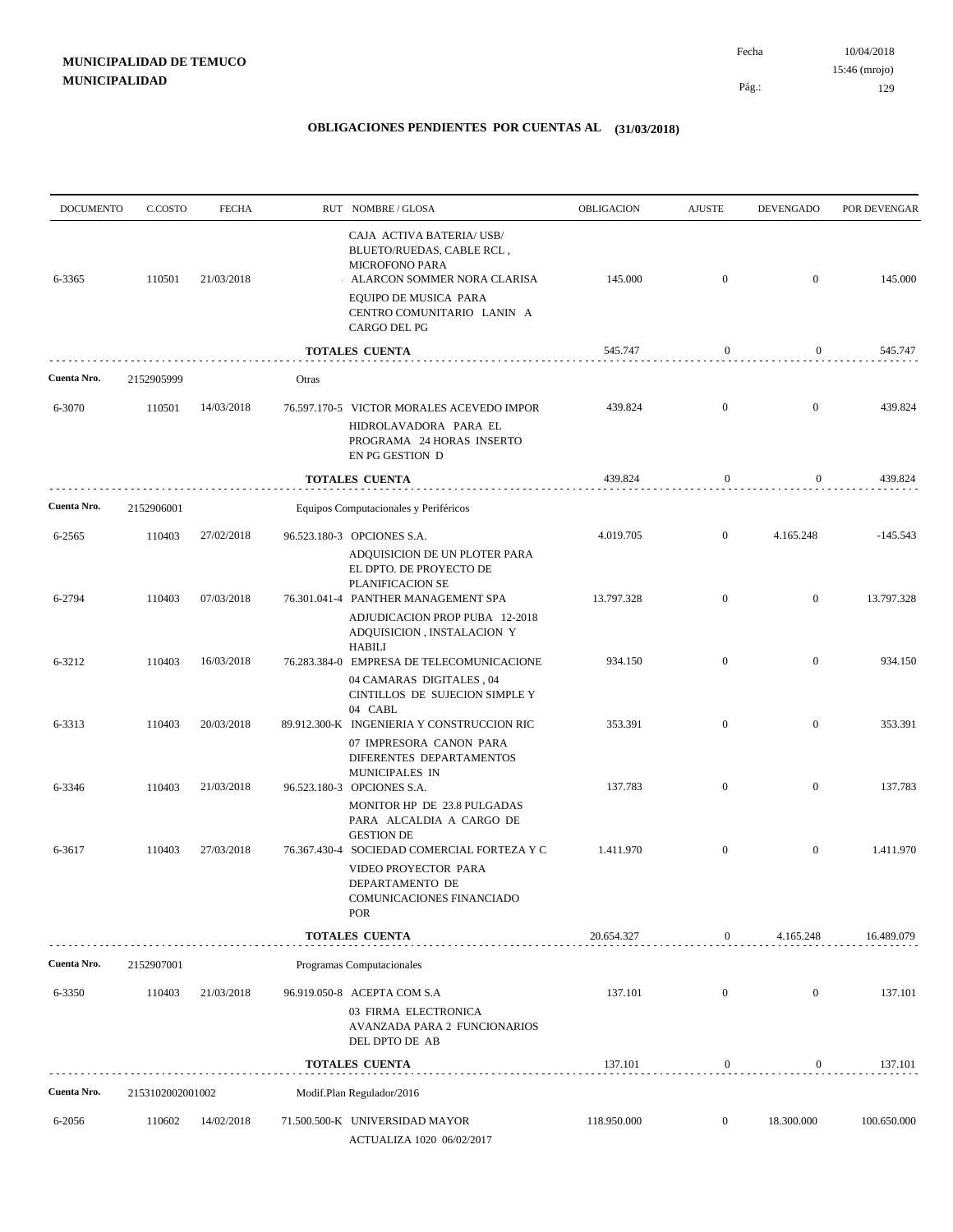**MUNICIPALIDAD DE TEMUCO**
**MUNICIPALIDAD**

Fecha 10/04/2018
15:46 (mrojo)

# OBLIGACIONES PENDIENTES POR CUENTAS AL (31/03/2018)

| DOCUMENTO | C.COSTO | FECHA | RUT NOMBRE / GLOSA | OBLIGACION | AJUSTE | DEVENGADO | POR DEVENGAR |
|---|---|---|---|---|---|---|---|
| | | | CAJA ACTIVA BATERIA/ USB/ BLUETO/RUEDAS, CABLE RCL , MICROFONO PARA | | | | |
| 6-3365 | 110501 | 21/03/2018 | ALARCON SOMMER NORA CLARISA | 145.000 | 0 | 0 | 145.000 |
| | | | EQUIPO DE MUSICA PARA CENTRO COMUNITARIO LANIN A CARGO DEL PG | | | | |
| | | | **TOTALES CUENTA** | 545.747 | 0 | 0 | 545.747 |
| **Cuenta Nro.** | 2152905999 | | Otras | | | | |
| 6-3070 | 110501 | 14/03/2018 | 76.597.170-5 VICTOR MORALES ACEVEDO IMPOR | 439.824 | 0 | 0 | 439.824 |
| | | | HIDROLAVADORA PARA EL PROGRAMA 24 HORAS INSERTO EN PG GESTION D | | | | |
| | | | **TOTALES CUENTA** | 439.824 | 0 | 0 | 439.824 |
| **Cuenta Nro.** | 2152906001 | | Equipos Computacionales y Periféricos | | | | |
| 6-2565 | 110403 | 27/02/2018 | 96.523.180-3 OPCIONES S.A. | 4.019.705 | 0 | 4.165.248 | -145.543 |
| | | | ADQUISICION DE UN PLOTER PARA EL DPTO. DE PROYECTO DE PLANIFICACION SE | | | | |
| 6-2794 | 110403 | 07/03/2018 | 76.301.041-4 PANTHER MANAGEMENT SPA | 13.797.328 | 0 | 0 | 13.797.328 |
| | | | ADJUDICACION PROP PUBA 12-2018 ADQUISICION , INSTALACION Y HABILI | | | | |
| 6-3212 | 110403 | 16/03/2018 | 76.283.384-0 EMPRESA DE TELECOMUNICACIONE | 934.150 | 0 | 0 | 934.150 |
| | | | 04 CAMARAS DIGITALES , 04 CINTILLOS DE SUJECION SIMPLE Y 04 CABL | | | | |
| 6-3313 | 110403 | 20/03/2018 | 89.912.300-K INGENIERIA Y CONSTRUCCION RIC | 353.391 | 0 | 0 | 353.391 |
| | | | 07 IMPRESORA CANON PARA DIFERENTES DEPARTAMENTOS MUNICIPALES IN | | | | |
| 6-3346 | 110403 | 21/03/2018 | 96.523.180-3 OPCIONES S.A. | 137.783 | 0 | 0 | 137.783 |
| | | | MONITOR HP DE 23.8 PULGADAS PARA ALCALDIA A CARGO DE GESTION DE | | | | |
| 6-3617 | 110403 | 27/03/2018 | 76.367.430-4 SOCIEDAD COMERCIAL FORTEZA Y C | 1.411.970 | 0 | 0 | 1.411.970 |
| | | | VIDEO PROYECTOR PARA DEPARTAMENTO DE COMUNICACIONES FINANCIADO POR | | | | |
| | | | **TOTALES CUENTA** | 20.654.327 | 0 | 4.165.248 | 16.489.079 |
| **Cuenta Nro.** | 2152907001 | | Programas Computacionales | | | | |
| 6-3350 | 110403 | 21/03/2018 | 96.919.050-8 ACEPTA COM S.A | 137.101 | 0 | 0 | 137.101 |
| | | | 03 FIRMA ELECTRONICA AVANZADA PARA 2 FUNCIONARIOS DEL DPTO DE AB | | | | |
| | | | **TOTALES CUENTA** | 137.101 | 0 | 0 | 137.101 |
| **Cuenta Nro.** | 2153102002001002 | | Modif.Plan Regulador/2016 | | | | |
| 6-2056 | 110602 | 14/02/2018 | 71.500.500-K UNIVERSIDAD MAYOR | 118.950.000 | 0 | 18.300.000 | 100.650.000 |
| | | | ACTUALIZA 1020 06/02/2017 | | | | |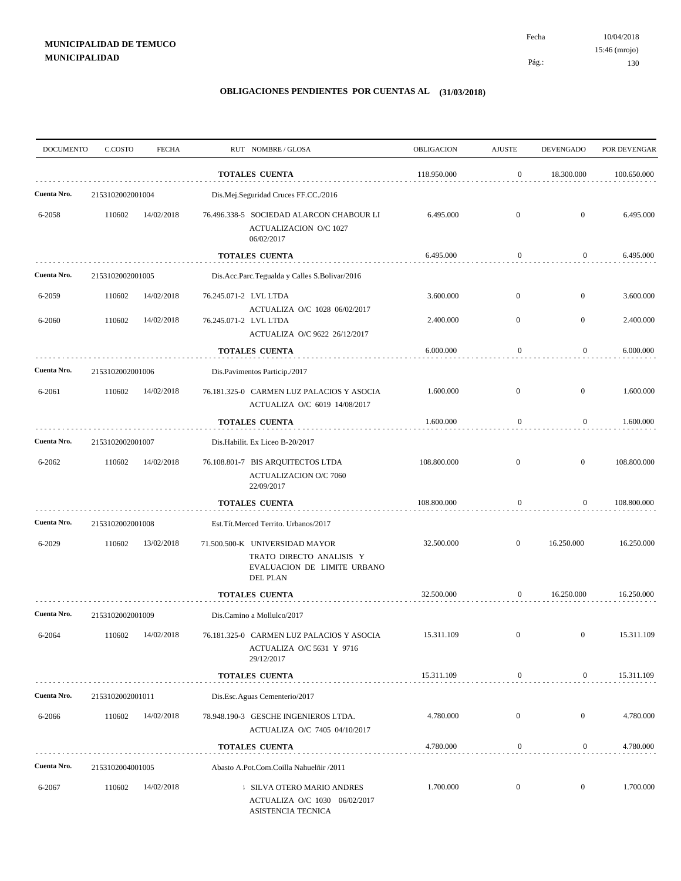**MUNICIPALIDAD DE TEMUCO**
**MUNICIPALIDAD**

Fecha 10/04/2018
15:46 (mrojo)
Pág.: 130

## OBLIGACIONES PENDIENTES POR CUENTAS AL (31/03/2018)

| DOCUMENTO | C.COSTO | FECHA | RUT NOMBRE / GLOSA | OBLIGACION | AJUSTE | DEVENGADO | POR DEVENGAR |
|---|---|---|---|---|---|---|---|
| | | | **TOTALES CUENTA** | 118.950.000 | 0 | 18.300.000 | 100.650.000 |
| **Cuenta Nro.** | 2153102002001004 | | Dis.Mej.Seguridad Cruces FF.CC./2016 | | | | |
| 6-2058 | 110602 | 14/02/2018 | 76.496.338-5 SOCIEDAD ALARCON CHABOUR LI ACTUALIZACION O/C 1027 06/02/2017 | 6.495.000 | 0 | 0 | 6.495.000 |
| | | | **TOTALES CUENTA** | 6.495.000 | 0 | 0 | 6.495.000 |
| **Cuenta Nro.** | 2153102002001005 | | Dis.Acc.Parc.Tegualda y Calles S.Bolivar/2016 | | | | |
| 6-2059 | 110602 | 14/02/2018 | 76.245.071-2 LVL LTDA ACTUALIZA O/C 1028 06/02/2017 | 3.600.000 | 0 | 0 | 3.600.000 |
| 6-2060 | 110602 | 14/02/2018 | 76.245.071-2 LVL LTDA ACTUALIZA O/C 9622 26/12/2017 | 2.400.000 | 0 | 0 | 2.400.000 |
| | | | **TOTALES CUENTA** | 6.000.000 | 0 | 0 | 6.000.000 |
| **Cuenta Nro.** | 2153102002001006 | | Dis.Pavimentos Particip./2017 | | | | |
| 6-2061 | 110602 | 14/02/2018 | 76.181.325-0 CARMEN LUZ PALACIOS Y ASOCIA ACTUALIZA O/C 6019 14/08/2017 | 1.600.000 | 0 | 0 | 1.600.000 |
| | | | **TOTALES CUENTA** | 1.600.000 | 0 | 0 | 1.600.000 |
| **Cuenta Nro.** | 2153102002001007 | | Dis.Habilit. Ex Liceo B-20/2017 | | | | |
| 6-2062 | 110602 | 14/02/2018 | 76.108.801-7 BIS ARQUITECTOS LTDA ACTUALIZACION O/C 7060 22/09/2017 | 108.800.000 | 0 | 0 | 108.800.000 |
| | | | **TOTALES CUENTA** | 108.800.000 | 0 | 0 | 108.800.000 |
| **Cuenta Nro.** | 2153102002001008 | | Est.Tít.Merced Territo. Urbanos/2017 | | | | |
| 6-2029 | 110602 | 13/02/2018 | 71.500.500-K UNIVERSIDAD MAYOR TRATO DIRECTO ANALISIS Y EVALUACION DE LIMITE URBANO DEL PLAN | 32.500.000 | 0 | 16.250.000 | 16.250.000 |
| | | | **TOTALES CUENTA** | 32.500.000 | 0 | 16.250.000 | 16.250.000 |
| **Cuenta Nro.** | 2153102002001009 | | Dis.Camino a Mollulco/2017 | | | | |
| 6-2064 | 110602 | 14/02/2018 | 76.181.325-0 CARMEN LUZ PALACIOS Y ASOCIA ACTUALIZA O/C 5631 Y 9716 29/12/2017 | 15.311.109 | 0 | 0 | 15.311.109 |
| | | | **TOTALES CUENTA** | 15.311.109 | 0 | 0 | 15.311.109 |
| **Cuenta Nro.** | 2153102002001011 | | Dis.Esc.Aguas Cementerio/2017 | | | | |
| 6-2066 | 110602 | 14/02/2018 | 78.948.190-3 GESCHE INGENIEROS LTDA. ACTUALIZA O/C 7405 04/10/2017 | 4.780.000 | 0 | 0 | 4.780.000 |
| | | | **TOTALES CUENTA** | 4.780.000 | 0 | 0 | 4.780.000 |
| **Cuenta Nro.** | 2153102004001005 | | Abasto A.Pot.Com.Coilla Nahuelñir /2011 | | | | |
| 6-2067 | 110602 | 14/02/2018 | SILVA OTERO MARIO ANDRES ACTUALIZA O/C 1030 06/02/2017 ASISTENCIA TECNICA | 1.700.000 | 0 | 0 | 1.700.000 |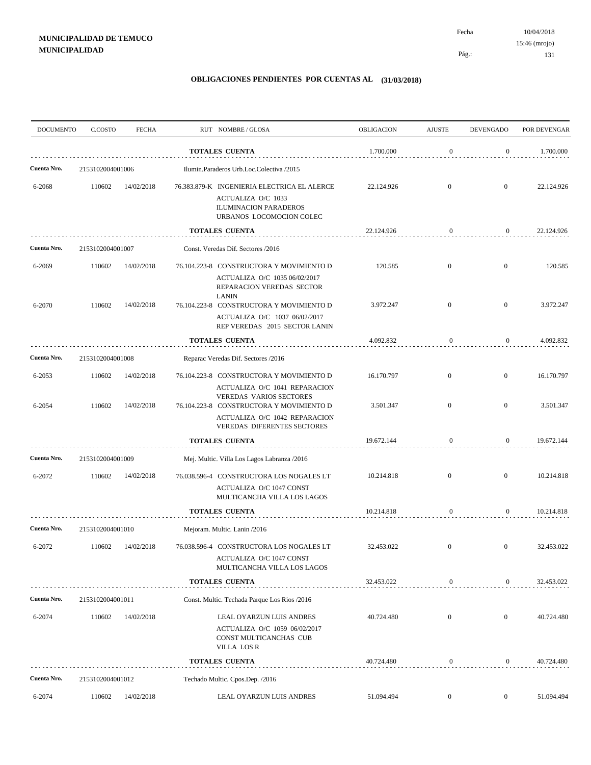**MUNICIPALIDAD DE TEMUCO**
**MUNICIPALIDAD**

Fecha 10/04/2018
15:46 (mrojo)
Pág.: 131

## OBLIGACIONES PENDIENTES POR CUENTAS AL (31/03/2018)

| DOCUMENTO | C.COSTO | FECHA | RUT NOMBRE / GLOSA | OBLIGACION | AJUSTE | DEVENGADO | POR DEVENGAR |
|---|---|---|---|---|---|---|---|
| | | | **TOTALES CUENTA** | 1.700.000 | 0 | 0 | 1.700.000 |
| **Cuenta Nro.** | 2153102004001006 | | Ilumin.Paraderos Urb.Loc.Colectiva /2015 | | | | |
| 6-2068 | 110602 | 14/02/2018 | 76.383.879-K INGENIERIA ELECTRICA EL ALERCE ACTUALIZA O/C 1033 ILUMINACION PARADEROS URBANOS LOCOMOCION COLEC | 22.124.926 | 0 | 0 | 22.124.926 |
| | | | **TOTALES CUENTA** | 22.124.926 | 0 | 0 | 22.124.926 |
| **Cuenta Nro.** | 2153102004001007 | | Const. Veredas Dif. Sectores /2016 | | | | |
| 6-2069 | 110602 | 14/02/2018 | 76.104.223-8 CONSTRUCTORA Y MOVIMIENTO D ACTUALIZA O/C 1035 06/02/2017 REPARACION VEREDAS SECTOR LANIN | 120.585 | 0 | 0 | 120.585 |
| 6-2070 | 110602 | 14/02/2018 | 76.104.223-8 CONSTRUCTORA Y MOVIMIENTO D ACTUALIZA O/C 1037 06/02/2017 REP VEREDAS 2015 SECTOR LANIN | 3.972.247 | 0 | 0 | 3.972.247 |
| | | | **TOTALES CUENTA** | 4.092.832 | 0 | 0 | 4.092.832 |
| **Cuenta Nro.** | 2153102004001008 | | Reparac Veredas Dif. Sectores /2016 | | | | |
| 6-2053 | 110602 | 14/02/2018 | 76.104.223-8 CONSTRUCTORA Y MOVIMIENTO D ACTUALIZA O/C 1041 REPARACION VEREDAS VARIOS SECTORES | 16.170.797 | 0 | 0 | 16.170.797 |
| 6-2054 | 110602 | 14/02/2018 | 76.104.223-8 CONSTRUCTORA Y MOVIMIENTO D ACTUALIZA O/C 1042 REPARACION VEREDAS DIFERENTES SECTORES | 3.501.347 | 0 | 0 | 3.501.347 |
| | | | **TOTALES CUENTA** | 19.672.144 | 0 | 0 | 19.672.144 |
| **Cuenta Nro.** | 2153102004001009 | | Mej. Multic. Villa Los Lagos Labranza /2016 | | | | |
| 6-2072 | 110602 | 14/02/2018 | 76.038.596-4 CONSTRUCTORA LOS NOGALES LT ACTUALIZA O/C 1047 CONST MULTICANCHA VILLA LOS LAGOS | 10.214.818 | 0 | 0 | 10.214.818 |
| | | | **TOTALES CUENTA** | 10.214.818 | 0 | 0 | 10.214.818 |
| **Cuenta Nro.** | 2153102004001010 | | Mejoram. Multic. Lanin /2016 | | | | |
| 6-2072 | 110602 | 14/02/2018 | 76.038.596-4 CONSTRUCTORA LOS NOGALES LT ACTUALIZA O/C 1047 CONST MULTICANCHA VILLA LOS LAGOS | 32.453.022 | 0 | 0 | 32.453.022 |
| | | | **TOTALES CUENTA** | 32.453.022 | 0 | 0 | 32.453.022 |
| **Cuenta Nro.** | 2153102004001011 | | Const. Multic. Techada Parque Los Rios /2016 | | | | |
| 6-2074 | 110602 | 14/02/2018 | LEAL OYARZUN LUIS ANDRES ACTUALIZA O/C 1059 06/02/2017 CONST MULTICANCHAS CUB VILLA LOS R | 40.724.480 | 0 | 0 | 40.724.480 |
| | | | **TOTALES CUENTA** | 40.724.480 | 0 | 0 | 40.724.480 |
| **Cuenta Nro.** | 2153102004001012 | | Techado Multic. Cpos.Dep. /2016 | | | | |
| 6-2074 | 110602 | 14/02/2018 | LEAL OYARZUN LUIS ANDRES | 51.094.494 | 0 | 0 | 51.094.494 |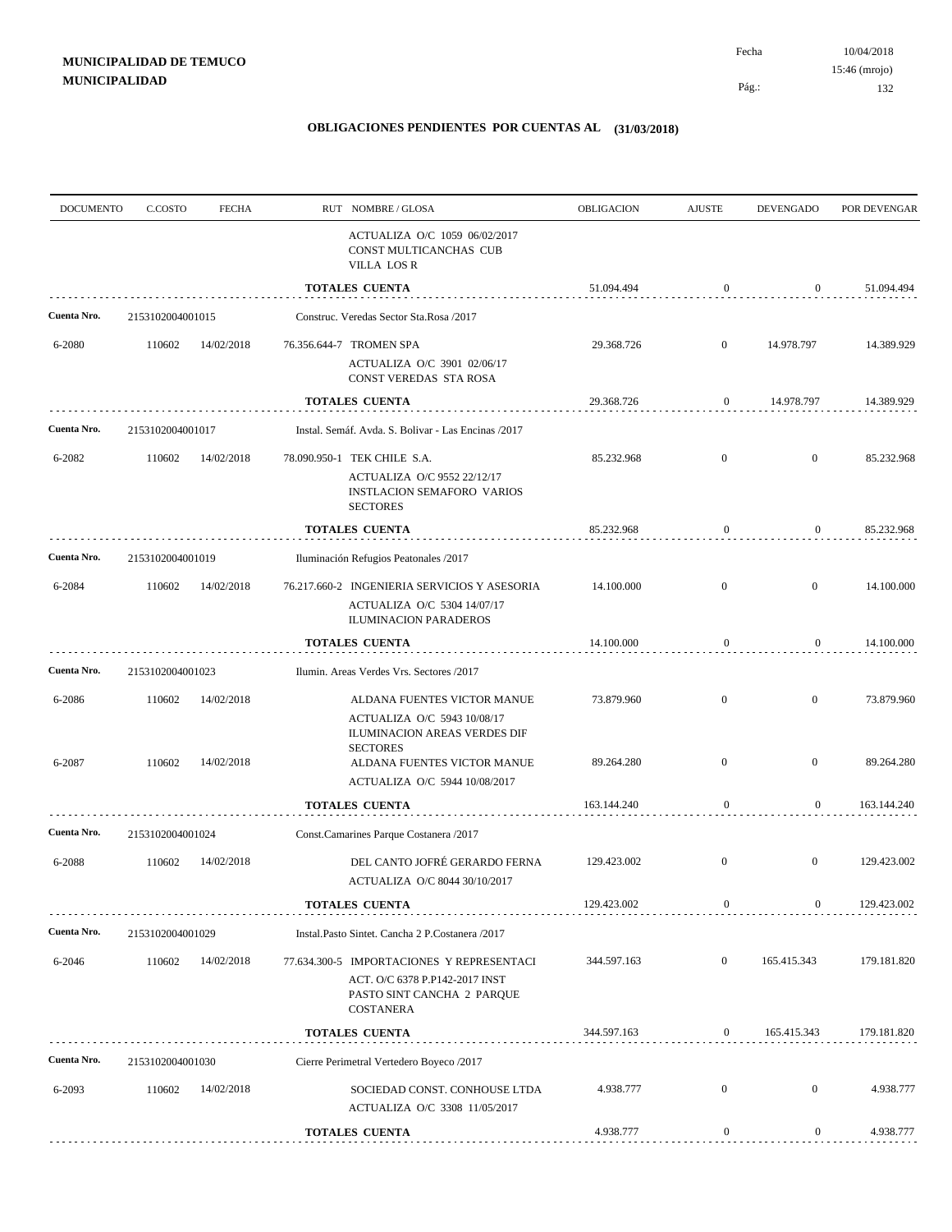**MUNICIPALIDAD DE TEMUCO**
**MUNICIPALIDAD**

Fecha 10/04/2018
15:46 (mrojo)

## OBLIGACIONES PENDIENTES POR CUENTAS AL (31/03/2018)

| DOCUMENTO | C.COSTO | FECHA | RUT NOMBRE / GLOSA | OBLIGACION | AJUSTE | DEVENGADO | POR DEVENGAR |
|---|---|---|---|---|---|---|---|
| | | | ACTUALIZA O/C 1059 06/02/2017 CONST MULTICANCHAS CUB VILLA LOS R | | | | |
| | | | **TOTALES CUENTA** | 51.094.494 | 0 | 0 | 51.094.494 |
| **Cuenta Nro.** | 2153102004001015 | | Construc. Veredas Sector Sta.Rosa /2017 | | | | |
| 6-2080 | 110602 | 14/02/2018 | 76.356.644-7 TROMEN SPA<br>ACTUALIZA O/C 3901 02/06/17 CONST VEREDAS STA ROSA | 29.368.726 | 0 | 14.978.797 | 14.389.929 |
| | | | **TOTALES CUENTA** | 29.368.726 | 0 | 14.978.797 | 14.389.929 |
| **Cuenta Nro.** | 2153102004001017 | | Instal. Semáf. Avda. S. Bolivar - Las Encinas /2017 | | | | |
| 6-2082 | 110602 | 14/02/2018 | 78.090.950-1 TEK CHILE S.A.<br>ACTUALIZA O/C 9552 22/12/17 INSTLACION SEMAFORO VARIOS SECTORES | 85.232.968 | 0 | 0 | 85.232.968 |
| | | | **TOTALES CUENTA** | 85.232.968 | 0 | 0 | 85.232.968 |
| **Cuenta Nro.** | 2153102004001019 | | Iluminación Refugios Peatonales /2017 | | | | |
| 6-2084 | 110602 | 14/02/2018 | 76.217.660-2 INGENIERIA SERVICIOS Y ASESORIA<br>ACTUALIZA O/C 5304 14/07/17 ILUMINACION PARADEROS | 14.100.000 | 0 | 0 | 14.100.000 |
| | | | **TOTALES CUENTA** | 14.100.000 | 0 | 0 | 14.100.000 |
| **Cuenta Nro.** | 2153102004001023 | | Ilumin. Areas Verdes Vrs. Sectores /2017 | | | | |
| 6-2086 | 110602 | 14/02/2018 | ALDANA FUENTES VICTOR MANUE<br>ACTUALIZA O/C 5943 10/08/17 ILUMINACION AREAS VERDES DIF SECTORES | 73.879.960 | 0 | 0 | 73.879.960 |
| 6-2087 | 110602 | 14/02/2018 | ALDANA FUENTES VICTOR MANUE<br>ACTUALIZA O/C 5944 10/08/2017 | 89.264.280 | 0 | 0 | 89.264.280 |
| | | | **TOTALES CUENTA** | 163.144.240 | 0 | 0 | 163.144.240 |
| **Cuenta Nro.** | 2153102004001024 | | Const.Camarines Parque Costanera /2017 | | | | |
| 6-2088 | 110602 | 14/02/2018 | DEL CANTO JOFRÉ GERARDO FERNA<br>ACTUALIZA O/C 8044 30/10/2017 | 129.423.002 | 0 | 0 | 129.423.002 |
| | | | **TOTALES CUENTA** | 129.423.002 | 0 | 0 | 129.423.002 |
| **Cuenta Nro.** | 2153102004001029 | | Instal.Pasto Sintet. Cancha 2 P.Costanera /2017 | | | | |
| 6-2046 | 110602 | 14/02/2018 | 77.634.300-5 IMPORTACIONES Y REPRESENTACI<br>ACT. O/C 6378 P.P142-2017 INST PASTO SINT CANCHA 2 PARQUE COSTANERA | 344.597.163 | 0 | 165.415.343 | 179.181.820 |
| | | | **TOTALES CUENTA** | 344.597.163 | 0 | 165.415.343 | 179.181.820 |
| **Cuenta Nro.** | 2153102004001030 | | Cierre Perimetral Vertedero Boyeco /2017 | | | | |
| 6-2093 | 110602 | 14/02/2018 | SOCIEDAD CONST. CONHOUSE LTDA<br>ACTUALIZA O/C 3308 11/05/2017 | 4.938.777 | 0 | 0 | 4.938.777 |
| | | | **TOTALES CUENTA** | 4.938.777 | 0 | 0 | 4.938.777 |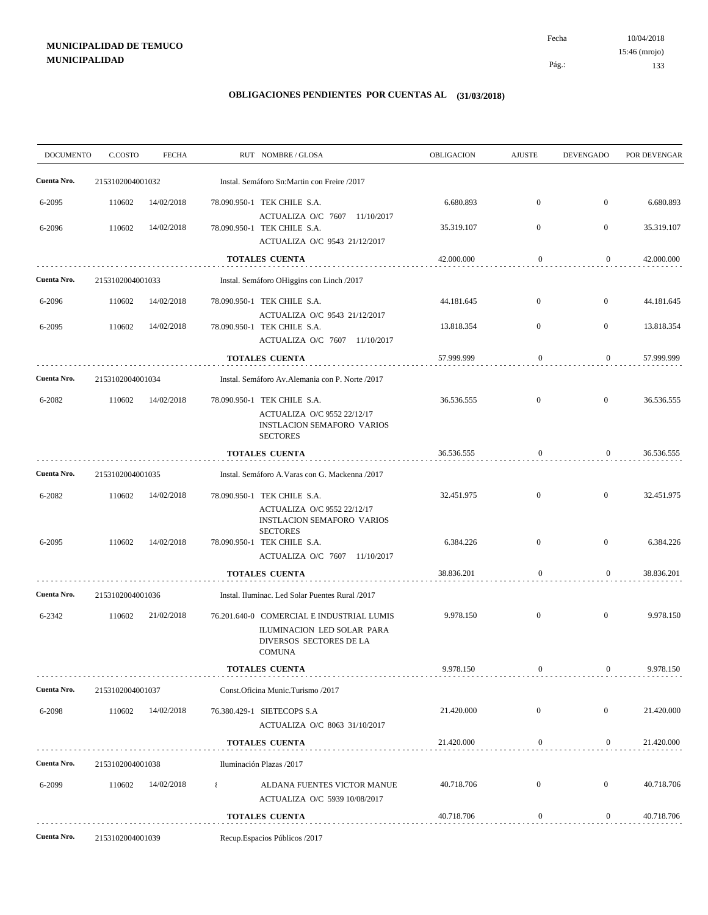**MUNICIPALIDAD DE TEMUCO**
**MUNICIPALIDAD**

Fecha 10/04/2018
15:46 (mrojo)

## OBLIGACIONES PENDIENTES POR CUENTAS AL (31/03/2018)

| DOCUMENTO | C.COSTO | FECHA | RUT NOMBRE / GLOSA | OBLIGACION | AJUSTE | DEVENGADO | POR DEVENGAR |
|---|---|---|---|---|---|---|---|
| **Cuenta Nro.** | 2153102004001032 | | Instal. Semáforo Sn:Martin con Freire /2017 | | | | |
| 6-2095 | 110602 | 14/02/2018 | 78.090.950-1 TEK CHILE S.A. ACTUALIZA O/C 7607 11/10/2017 | 6.680.893 | 0 | 0 | 6.680.893 |
| 6-2096 | 110602 | 14/02/2018 | 78.090.950-1 TEK CHILE S.A. ACTUALIZA O/C 9543 21/12/2017 | 35.319.107 | 0 | 0 | 35.319.107 |
| | | | **TOTALES CUENTA** | 42.000.000 | 0 | 0 | 42.000.000 |
| **Cuenta Nro.** | 2153102004001033 | | Instal. Semáforo OHiggins con Linch /2017 | | | | |
| 6-2096 | 110602 | 14/02/2018 | 78.090.950-1 TEK CHILE S.A. ACTUALIZA O/C 9543 21/12/2017 | 44.181.645 | 0 | 0 | 44.181.645 |
| 6-2095 | 110602 | 14/02/2018 | 78.090.950-1 TEK CHILE S.A. ACTUALIZA O/C 7607 11/10/2017 | 13.818.354 | 0 | 0 | 13.818.354 |
| | | | **TOTALES CUENTA** | 57.999.999 | 0 | 0 | 57.999.999 |
| **Cuenta Nro.** | 2153102004001034 | | Instal. Semáforo Av.Alemania con P. Norte /2017 | | | | |
| 6-2082 | 110602 | 14/02/2018 | 78.090.950-1 TEK CHILE S.A. ACTUALIZA O/C 9552 22/12/17 INSTLACION SEMAFORO VARIOS SECTORES | 36.536.555 | 0 | 0 | 36.536.555 |
| | | | **TOTALES CUENTA** | 36.536.555 | 0 | 0 | 36.536.555 |
| **Cuenta Nro.** | 2153102004001035 | | Instal. Semáforo A.Varas con G. Mackenna /2017 | | | | |
| 6-2082 | 110602 | 14/02/2018 | 78.090.950-1 TEK CHILE S.A. ACTUALIZA O/C 9552 22/12/17 INSTLACION SEMAFORO VARIOS SECTORES | 32.451.975 | 0 | 0 | 32.451.975 |
| 6-2095 | 110602 | 14/02/2018 | 78.090.950-1 TEK CHILE S.A. ACTUALIZA O/C 7607 11/10/2017 | 6.384.226 | 0 | 0 | 6.384.226 |
| | | | **TOTALES CUENTA** | 38.836.201 | 0 | 0 | 38.836.201 |
| **Cuenta Nro.** | 2153102004001036 | | Instal. Iluminac. Led Solar Puentes Rural /2017 | | | | |
| 6-2342 | 110602 | 21/02/2018 | 76.201.640-0 COMERCIAL E INDUSTRIAL LUMIS ILUMINACION LED SOLAR PARA DIVERSOS SECTORES DE LA COMUNA | 9.978.150 | 0 | 0 | 9.978.150 |
| | | | **TOTALES CUENTA** | 9.978.150 | 0 | 0 | 9.978.150 |
| **Cuenta Nro.** | 2153102004001037 | | Const.Oficina Munic.Turismo /2017 | | | | |
| 6-2098 | 110602 | 14/02/2018 | 76.380.429-1 SIETECOPS S.A ACTUALIZA O/C 8063 31/10/2017 | 21.420.000 | 0 | 0 | 21.420.000 |
| | | | **TOTALES CUENTA** | 21.420.000 | 0 | 0 | 21.420.000 |
| **Cuenta Nro.** | 2153102004001038 | | Iluminación Plazas /2017 | | | | |
| 6-2099 | 110602 | 14/02/2018 | { ALDANA FUENTES VICTOR MANUE ACTUALIZA O/C 5939 10/08/2017 | 40.718.706 | 0 | 0 | 40.718.706 |
| | | | **TOTALES CUENTA** | 40.718.706 | 0 | 0 | 40.718.706 |
| **Cuenta Nro.** | 2153102004001039 | | Recup.Espacios Públicos /2017 | | | | |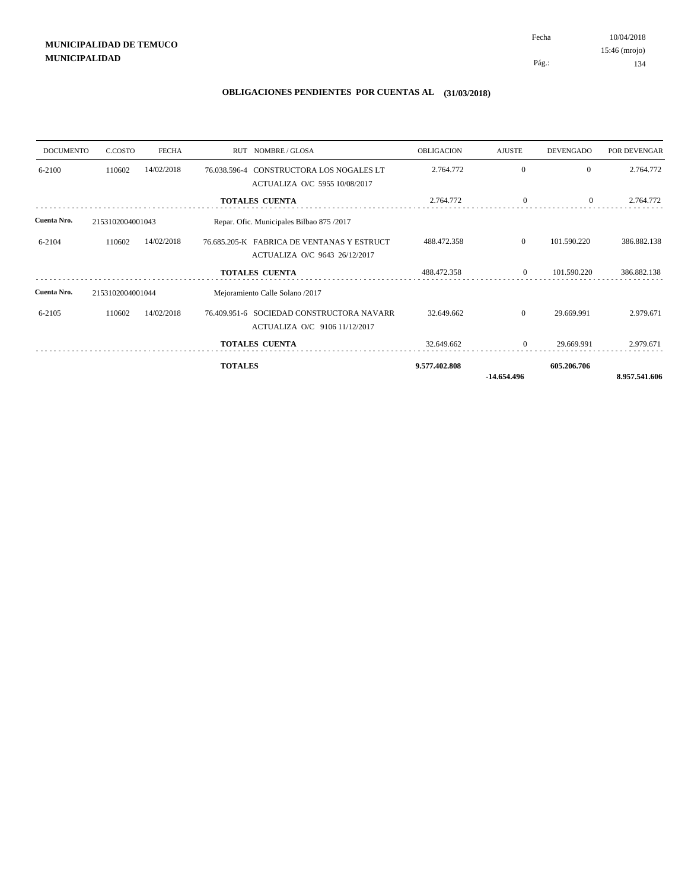**MUNICIPALIDAD DE TEMUCO**
**MUNICIPALIDAD**

Fecha 10/04/2018
15:46 (mrojo)

## OBLIGACIONES PENDIENTES POR CUENTAS AL (31/03/2018)

| DOCUMENTO | C.COSTO | FECHA | RUT NOMBRE / GLOSA | OBLIGACION | AJUSTE | DEVENGADO | POR DEVENGAR |
|---|---|---|---|---|---|---|---|
| 6-2100 | 110602 | 14/02/2018 | 76.038.596-4 CONSTRUCTORA LOS NOGALES LT<br>ACTUALIZA O/C 5955 10/08/2017 | 2.764.772 | 0 | 0 | 2.764.772 |
| | | | **TOTALES CUENTA** | 2.764.772 | 0 | 0 | 2.764.772 |
| **Cuenta Nro.** | 2153102004001043 | | Repar. Ofic. Municipales Bilbao 875 /2017 | | | | |
| 6-2104 | 110602 | 14/02/2018 | 76.685.205-K FABRICA DE VENTANAS Y ESTRUCT<br>ACTUALIZA O/C 9643 26/12/2017 | 488.472.358 | 0 | 101.590.220 | 386.882.138 |
| | | | **TOTALES CUENTA** | 488.472.358 | 0 | 101.590.220 | 386.882.138 |
| **Cuenta Nro.** | 2153102004001044 | | Mejoramiento Calle Solano /2017 | | | | |
| 6-2105 | 110602 | 14/02/2018 | 76.409.951-6 SOCIEDAD CONSTRUCTORA NAVARR<br>ACTUALIZA O/C 9106 11/12/2017 | 32.649.662 | 0 | 29.669.991 | 2.979.671 |
| | | | **TOTALES CUENTA** | 32.649.662 | 0 | 29.669.991 | 2.979.671 |
| | | | **TOTALES** | **9.577.402.808** | **-14.654.496** | **605.206.706** | **8.957.541.606** |